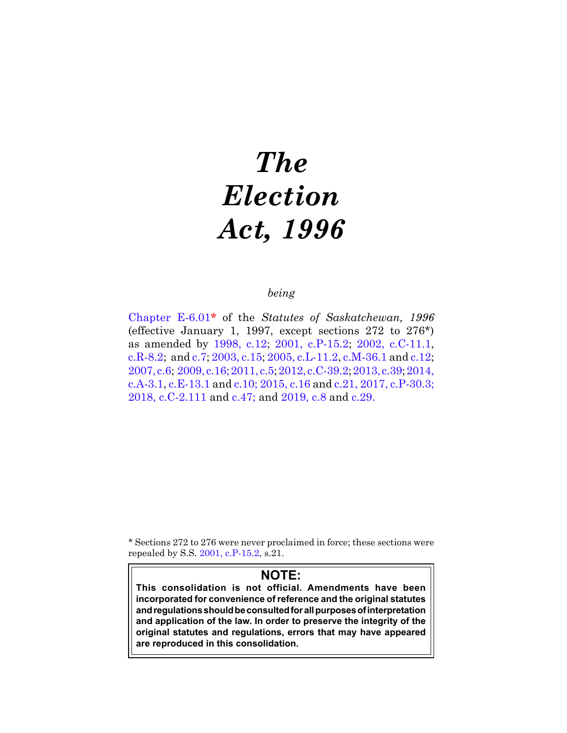# *The Election Act, 1996*

*being*

Chapter E-6.01* of the *Statutes of Saskatchewan, 1996* (effective January 1, 1997, except sections 272 to 276*) as amended by 1998, c.12; 2001, c.P-15.2; 2002, c.C-11.1, c.R-8.2; and c.7; 2003, c.15; 2005, c.L-11.2, c.M-36.1 and c.12; 2007, c.6; 2009, c.16; 2011, c.5; 2012, c.C-39.2; 2013, c.39; 2014, c.A-3.1, c.E-13.1 and c.10; 2015, c.16 and c.21, 2017, c.P-30.3; 2018, c.C-2.111 and c.47; and 2019, c.8 and c.29.

* Sections 272 to 276 were never proclaimed in force; these sections were repealed by S.S. 2001, c.P-15.2, s.21.

**NOTE:**

**This consolidation is not official. Amendments have been incorporated for convenience of reference and the original statutes and regulations should be consulted for all purposes of interpretation and application of the law. In order to preserve the integrity of the original statutes and regulations, errors that may have appeared are reproduced in this consolidation.**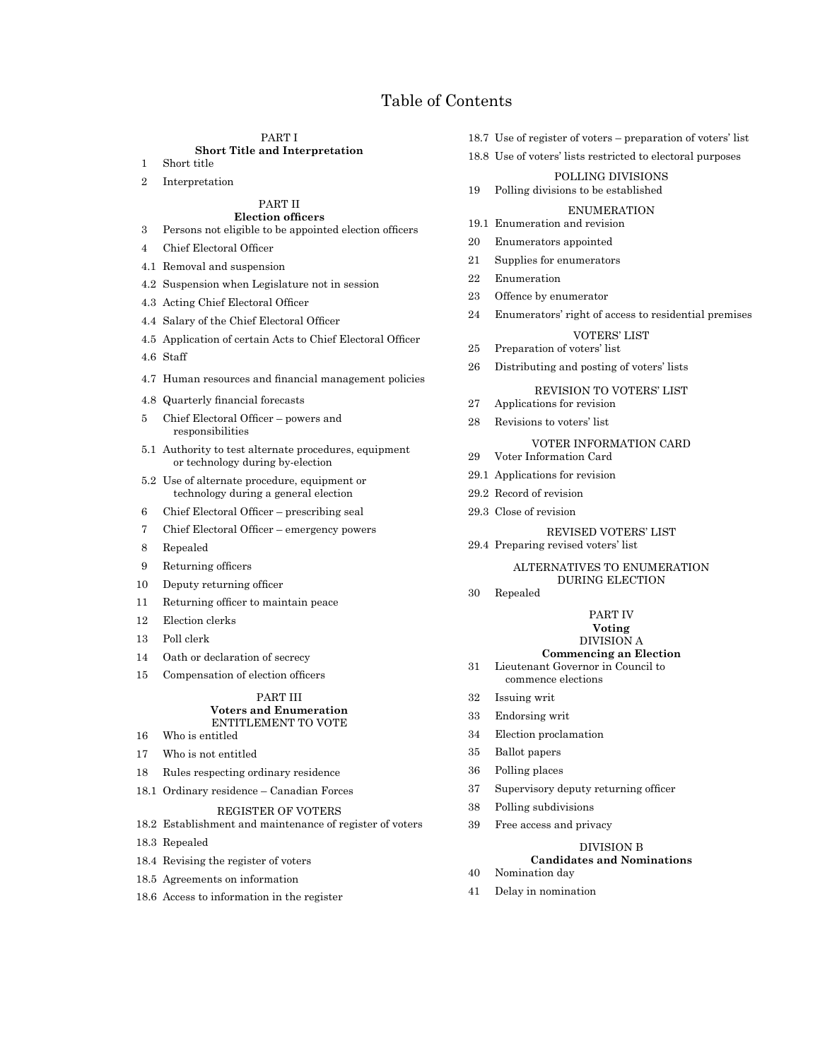# Table of Contents

PART I
**Short Title and Interpretation**

1 Short title

2 Interpretation

PART II
**Election officers**

3 Persons not eligible to be appointed election officers

4 Chief Electoral Officer

4.1 Removal and suspension

4.2 Suspension when Legislature not in session

4.3 Acting Chief Electoral Officer

4.4 Salary of the Chief Electoral Officer

4.5 Application of certain Acts to Chief Electoral Officer

4.6 Staff

4.7 Human resources and financial management policies

4.8 Quarterly financial forecasts

5 Chief Electoral Officer – powers and responsibilities

5.1 Authority to test alternate procedures, equipment or technology during by-election

5.2 Use of alternate procedure, equipment or technology during a general election

6 Chief Electoral Officer – prescribing seal

7 Chief Electoral Officer – emergency powers

8 Repealed

9 Returning officers

10 Deputy returning officer

11 Returning officer to maintain peace

12 Election clerks

13 Poll clerk

14 Oath or declaration of secrecy

15 Compensation of election officers

PART III
**Voters and Enumeration**
ENTITLEMENT TO VOTE

16 Who is entitled

17 Who is not entitled

18 Rules respecting ordinary residence

18.1 Ordinary residence – Canadian Forces

REGISTER OF VOTERS

18.2 Establishment and maintenance of register of voters

18.3 Repealed

18.4 Revising the register of voters

18.5 Agreements on information

18.6 Access to information in the register

18.7 Use of register of voters – preparation of voters' list

18.8 Use of voters' lists restricted to electoral purposes

POLLING DIVISIONS

19 Polling divisions to be established

ENUMERATION

19.1 Enumeration and revision

20 Enumerators appointed

21 Supplies for enumerators

22 Enumeration

23 Offence by enumerator

24 Enumerators' right of access to residential premises

VOTERS' LIST

25 Preparation of voters' list

26 Distributing and posting of voters' lists

REVISION TO VOTERS' LIST

27 Applications for revision

28 Revisions to voters' list

VOTER INFORMATION CARD

29 Voter Information Card

29.1 Applications for revision

29.2 Record of revision

29.3 Close of revision

REVISED VOTERS' LIST

29.4 Preparing revised voters' list

ALTERNATIVES TO ENUMERATION DURING ELECTION

30 Repealed

PART IV
**Voting**
DIVISION A
**Commencing an Election**

31 Lieutenant Governor in Council to commence elections

32 Issuing writ

33 Endorsing writ

34 Election proclamation

35 Ballot papers

36 Polling places

37 Supervisory deputy returning officer

38 Polling subdivisions

39 Free access and privacy

DIVISION B
**Candidates and Nominations**

40 Nomination day

41 Delay in nomination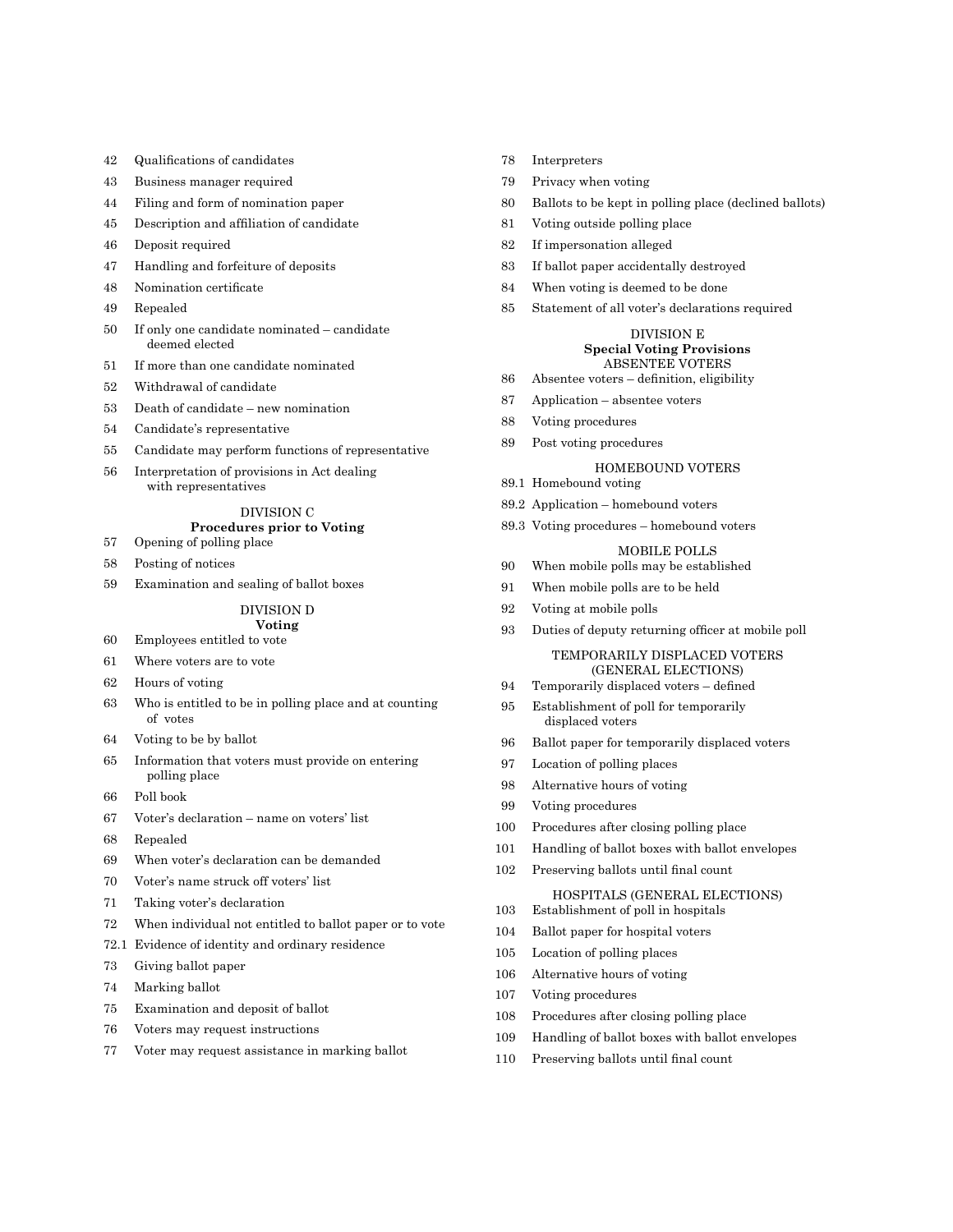42 Qualifications of candidates

43 Business manager required

44 Filing and form of nomination paper

45 Description and affiliation of candidate

46 Deposit required

47 Handling and forfeiture of deposits

48 Nomination certificate

49 Repealed

50 If only one candidate nominated – candidate deemed elected

51 If more than one candidate nominated

52 Withdrawal of candidate

53 Death of candidate – new nomination

54 Candidate's representative

55 Candidate may perform functions of representative

56 Interpretation of provisions in Act dealing with representatives

DIVISION C
**Procedures prior to Voting**

57 Opening of polling place

58 Posting of notices

59 Examination and sealing of ballot boxes

DIVISION D
**Voting**

60 Employees entitled to vote

61 Where voters are to vote

62 Hours of voting

63 Who is entitled to be in polling place and at counting of votes

64 Voting to be by ballot

65 Information that voters must provide on entering polling place

66 Poll book

67 Voter's declaration – name on voters' list

68 Repealed

69 When voter's declaration can be demanded

70 Voter's name struck off voters' list

71 Taking voter's declaration

72 When individual not entitled to ballot paper or to vote

72.1 Evidence of identity and ordinary residence

73 Giving ballot paper

74 Marking ballot

75 Examination and deposit of ballot

76 Voters may request instructions

77 Voter may request assistance in marking ballot

78 Interpreters

79 Privacy when voting

80 Ballots to be kept in polling place (declined ballots)

81 Voting outside polling place

82 If impersonation alleged

83 If ballot paper accidentally destroyed

84 When voting is deemed to be done

85 Statement of all voter's declarations required

DIVISION E
**Special Voting Provisions**
ABSENTEE VOTERS

86 Absentee voters – definition, eligibility

87 Application – absentee voters

88 Voting procedures

89 Post voting procedures

HOMEBOUND VOTERS

89.1 Homebound voting

89.2 Application – homebound voters

89.3 Voting procedures – homebound voters

MOBILE POLLS

90 When mobile polls may be established

91 When mobile polls are to be held

92 Voting at mobile polls

93 Duties of deputy returning officer at mobile poll

TEMPORARILY DISPLACED VOTERS
(GENERAL ELECTIONS)

94 Temporarily displaced voters – defined

95 Establishment of poll for temporarily displaced voters

96 Ballot paper for temporarily displaced voters

97 Location of polling places

98 Alternative hours of voting

99 Voting procedures

100 Procedures after closing polling place

101 Handling of ballot boxes with ballot envelopes

102 Preserving ballots until final count

HOSPITALS (GENERAL ELECTIONS)

103 Establishment of poll in hospitals

104 Ballot paper for hospital voters

105 Location of polling places

106 Alternative hours of voting

107 Voting procedures

108 Procedures after closing polling place

109 Handling of ballot boxes with ballot envelopes

110 Preserving ballots until final count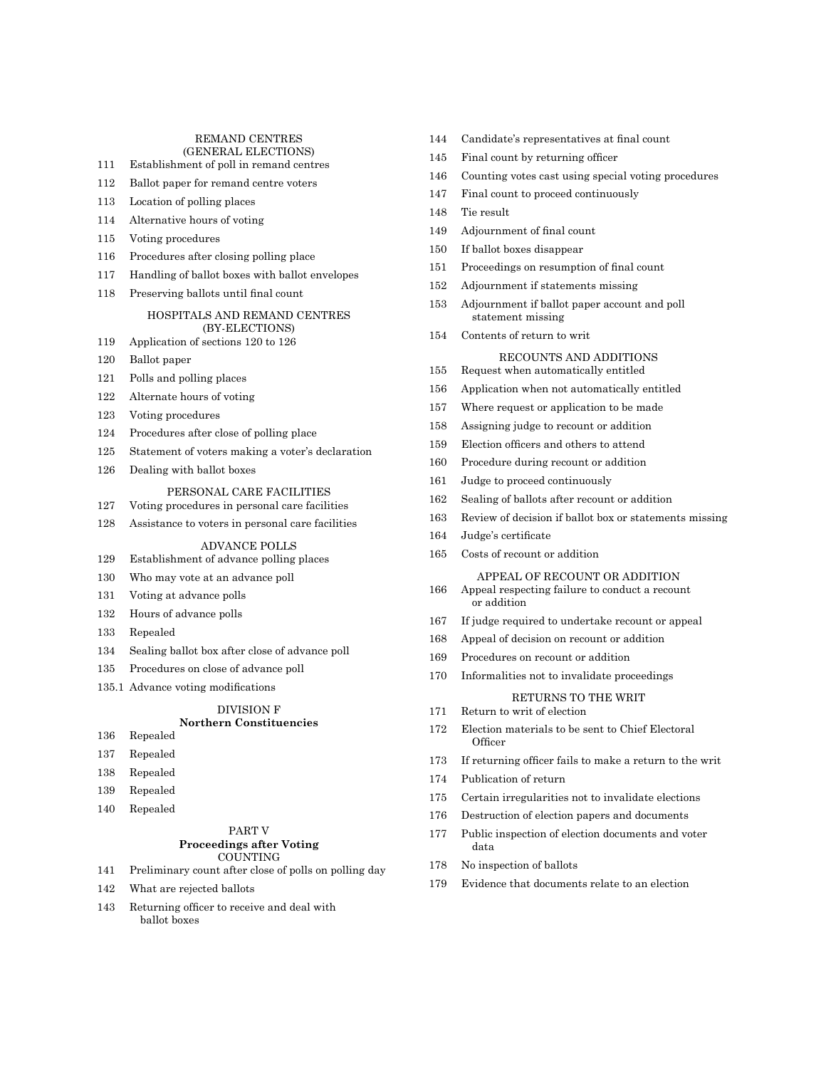REMAND CENTRES
(GENERAL ELECTIONS)

111 Establishment of poll in remand centres

112 Ballot paper for remand centre voters

113 Location of polling places

114 Alternative hours of voting

115 Voting procedures

116 Procedures after closing polling place

117 Handling of ballot boxes with ballot envelopes

118 Preserving ballots until final count

HOSPITALS AND REMAND CENTRES
(BY-ELECTIONS)

119 Application of sections 120 to 126

120 Ballot paper

121 Polls and polling places

122 Alternate hours of voting

123 Voting procedures

124 Procedures after close of polling place

125 Statement of voters making a voter's declaration

126 Dealing with ballot boxes

PERSONAL CARE FACILITIES

127 Voting procedures in personal care facilities

128 Assistance to voters in personal care facilities

ADVANCE POLLS

129 Establishment of advance polling places

130 Who may vote at an advance poll

131 Voting at advance polls

132 Hours of advance polls

133 Repealed

134 Sealing ballot box after close of advance poll

135 Procedures on close of advance poll

135.1 Advance voting modifications

DIVISION F
**Northern Constituencies**

136 Repealed

137 Repealed

138 Repealed

139 Repealed

140 Repealed

PART V
**Proceedings after Voting**
COUNTING

141 Preliminary count after close of polls on polling day

142 What are rejected ballots

143 Returning officer to receive and deal with ballot boxes

144 Candidate's representatives at final count

145 Final count by returning officer

146 Counting votes cast using special voting procedures

147 Final count to proceed continuously

148 Tie result

149 Adjournment of final count

150 If ballot boxes disappear

151 Proceedings on resumption of final count

152 Adjournment if statements missing

153 Adjournment if ballot paper account and poll statement missing

154 Contents of return to writ

RECOUNTS AND ADDITIONS

155 Request when automatically entitled

156 Application when not automatically entitled

157 Where request or application to be made

158 Assigning judge to recount or addition

159 Election officers and others to attend

160 Procedure during recount or addition

161 Judge to proceed continuously

162 Sealing of ballots after recount or addition

163 Review of decision if ballot box or statements missing

164 Judge's certificate

165 Costs of recount or addition

APPEAL OF RECOUNT OR ADDITION

166 Appeal respecting failure to conduct a recount or addition

167 If judge required to undertake recount or appeal

168 Appeal of decision on recount or addition

169 Procedures on recount or addition

170 Informalities not to invalidate proceedings

RETURNS TO THE WRIT

171 Return to writ of election

172 Election materials to be sent to Chief Electoral Officer

173 If returning officer fails to make a return to the writ

174 Publication of return

175 Certain irregularities not to invalidate elections

176 Destruction of election papers and documents

177 Public inspection of election documents and voter data

178 No inspection of ballots

179 Evidence that documents relate to an election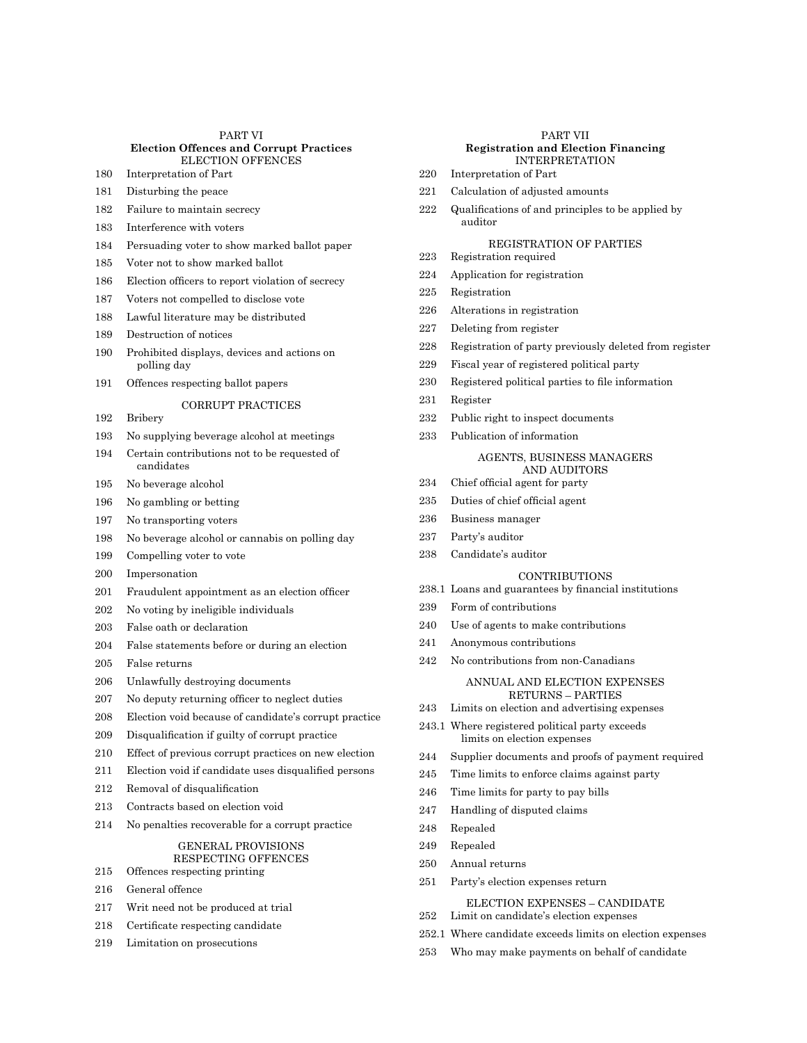## PART VI
### Election Offences and Corrupt Practices

ELECTION OFFENCES

180 Interpretation of Part

181 Disturbing the peace

182 Failure to maintain secrecy

183 Interference with voters

184 Persuading voter to show marked ballot paper

185 Voter not to show marked ballot

186 Election officers to report violation of secrecy

187 Voters not compelled to disclose vote

188 Lawful literature may be distributed

189 Destruction of notices

190 Prohibited displays, devices and actions on polling day

191 Offences respecting ballot papers

CORRUPT PRACTICES

192 Bribery

193 No supplying beverage alcohol at meetings

194 Certain contributions not to be requested of candidates

195 No beverage alcohol

196 No gambling or betting

197 No transporting voters

198 No beverage alcohol or cannabis on polling day

199 Compelling voter to vote

200 Impersonation

201 Fraudulent appointment as an election officer

202 No voting by ineligible individuals

203 False oath or declaration

204 False statements before or during an election

205 False returns

206 Unlawfully destroying documents

207 No deputy returning officer to neglect duties

208 Election void because of candidate's corrupt practice

209 Disqualification if guilty of corrupt practice

210 Effect of previous corrupt practices on new election

211 Election void if candidate uses disqualified persons

212 Removal of disqualification

213 Contracts based on election void

214 No penalties recoverable for a corrupt practice

GENERAL PROVISIONS RESPECTING OFFENCES

215 Offences respecting printing

216 General offence

217 Writ need not be produced at trial

218 Certificate respecting candidate

219 Limitation on prosecutions

## PART VII
### Registration and Election Financing

INTERPRETATION

220 Interpretation of Part

221 Calculation of adjusted amounts

222 Qualifications of and principles to be applied by auditor

REGISTRATION OF PARTIES

223 Registration required

224 Application for registration

225 Registration

226 Alterations in registration

227 Deleting from register

228 Registration of party previously deleted from register

229 Fiscal year of registered political party

230 Registered political parties to file information

231 Register

232 Public right to inspect documents

233 Publication of information

AGENTS, BUSINESS MANAGERS AND AUDITORS

234 Chief official agent for party

235 Duties of chief official agent

236 Business manager

237 Party's auditor

238 Candidate's auditor

CONTRIBUTIONS

238.1 Loans and guarantees by financial institutions

239 Form of contributions

240 Use of agents to make contributions

241 Anonymous contributions

242 No contributions from non-Canadians

ANNUAL AND ELECTION EXPENSES RETURNS – PARTIES

243 Limits on election and advertising expenses

243.1 Where registered political party exceeds limits on election expenses

244 Supplier documents and proofs of payment required

245 Time limits to enforce claims against party

246 Time limits for party to pay bills

247 Handling of disputed claims

248 Repealed

249 Repealed

250 Annual returns

251 Party's election expenses return

ELECTION EXPENSES – CANDIDATE

252 Limit on candidate's election expenses

252.1 Where candidate exceeds limits on election expenses

253 Who may make payments on behalf of candidate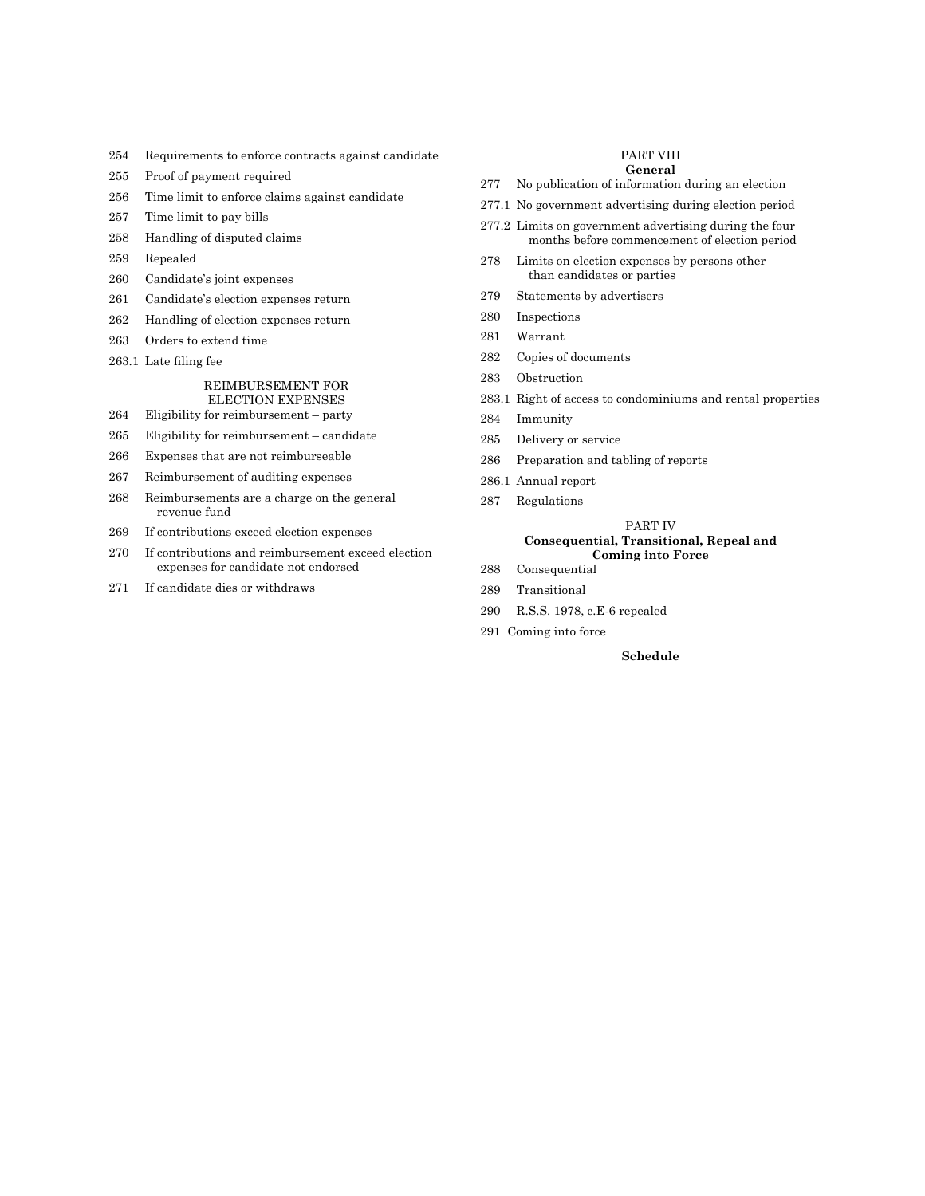254 Requirements to enforce contracts against candidate

255 Proof of payment required

256 Time limit to enforce claims against candidate

257 Time limit to pay bills

258 Handling of disputed claims

259 Repealed

260 Candidate's joint expenses

261 Candidate's election expenses return

262 Handling of election expenses return

263 Orders to extend time

263.1 Late filing fee

REIMBURSEMENT FOR ELECTION EXPENSES

264 Eligibility for reimbursement – party

265 Eligibility for reimbursement – candidate

266 Expenses that are not reimburseable

267 Reimbursement of auditing expenses

268 Reimbursements are a charge on the general revenue fund

269 If contributions exceed election expenses

270 If contributions and reimbursement exceed election expenses for candidate not endorsed

271 If candidate dies or withdraws

PART VIII
**General**

277 No publication of information during an election

277.1 No government advertising during election period

277.2 Limits on government advertising during the four months before commencement of election period

278 Limits on election expenses by persons other than candidates or parties

279 Statements by advertisers

280 Inspections

281 Warrant

282 Copies of documents

283 Obstruction

283.1 Right of access to condominiums and rental properties

284 Immunity

285 Delivery or service

286 Preparation and tabling of reports

286.1 Annual report

287 Regulations

PART IV
**Consequential, Transitional, Repeal and Coming into Force**

288 Consequential

289 Transitional

290 R.S.S. 1978, c.E-6 repealed

291 Coming into force

**Schedule**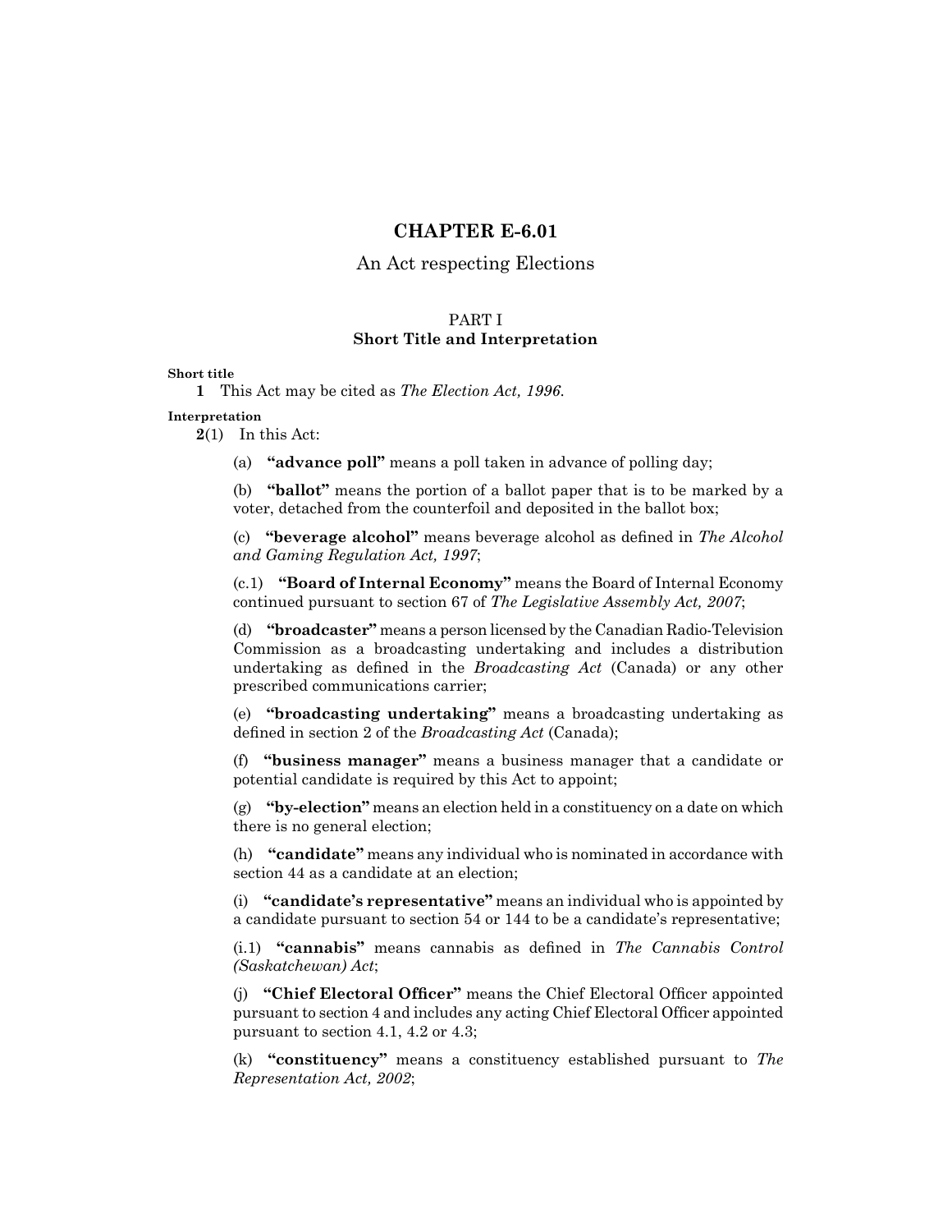# CHAPTER E-6.01

## An Act respecting Elections

### PART I
### Short Title and Interpretation

**Short title**

**1** This Act may be cited as *The Election Act, 1996*.

**Interpretation**

**2**(1) In this Act:

(a) **"advance poll"** means a poll taken in advance of polling day;

(b) **"ballot"** means the portion of a ballot paper that is to be marked by a voter, detached from the counterfoil and deposited in the ballot box;

(c) **"beverage alcohol"** means beverage alcohol as defined in *The Alcohol and Gaming Regulation Act, 1997*;

(c.1) **"Board of Internal Economy"** means the Board of Internal Economy continued pursuant to section 67 of *The Legislative Assembly Act, 2007*;

(d) **"broadcaster"** means a person licensed by the Canadian Radio-Television Commission as a broadcasting undertaking and includes a distribution undertaking as defined in the *Broadcasting Act* (Canada) or any other prescribed communications carrier;

(e) **"broadcasting undertaking"** means a broadcasting undertaking as defined in section 2 of the *Broadcasting Act* (Canada);

(f) **"business manager"** means a business manager that a candidate or potential candidate is required by this Act to appoint;

(g) **"by-election"** means an election held in a constituency on a date on which there is no general election;

(h) **"candidate"** means any individual who is nominated in accordance with section 44 as a candidate at an election;

(i) **"candidate's representative"** means an individual who is appointed by a candidate pursuant to section 54 or 144 to be a candidate's representative;

(i.1) **"cannabis"** means cannabis as defined in *The Cannabis Control (Saskatchewan) Act*;

(j) **"Chief Electoral Officer"** means the Chief Electoral Officer appointed pursuant to section 4 and includes any acting Chief Electoral Officer appointed pursuant to section 4.1, 4.2 or 4.3;

(k) **"constituency"** means a constituency established pursuant to *The Representation Act, 2002*;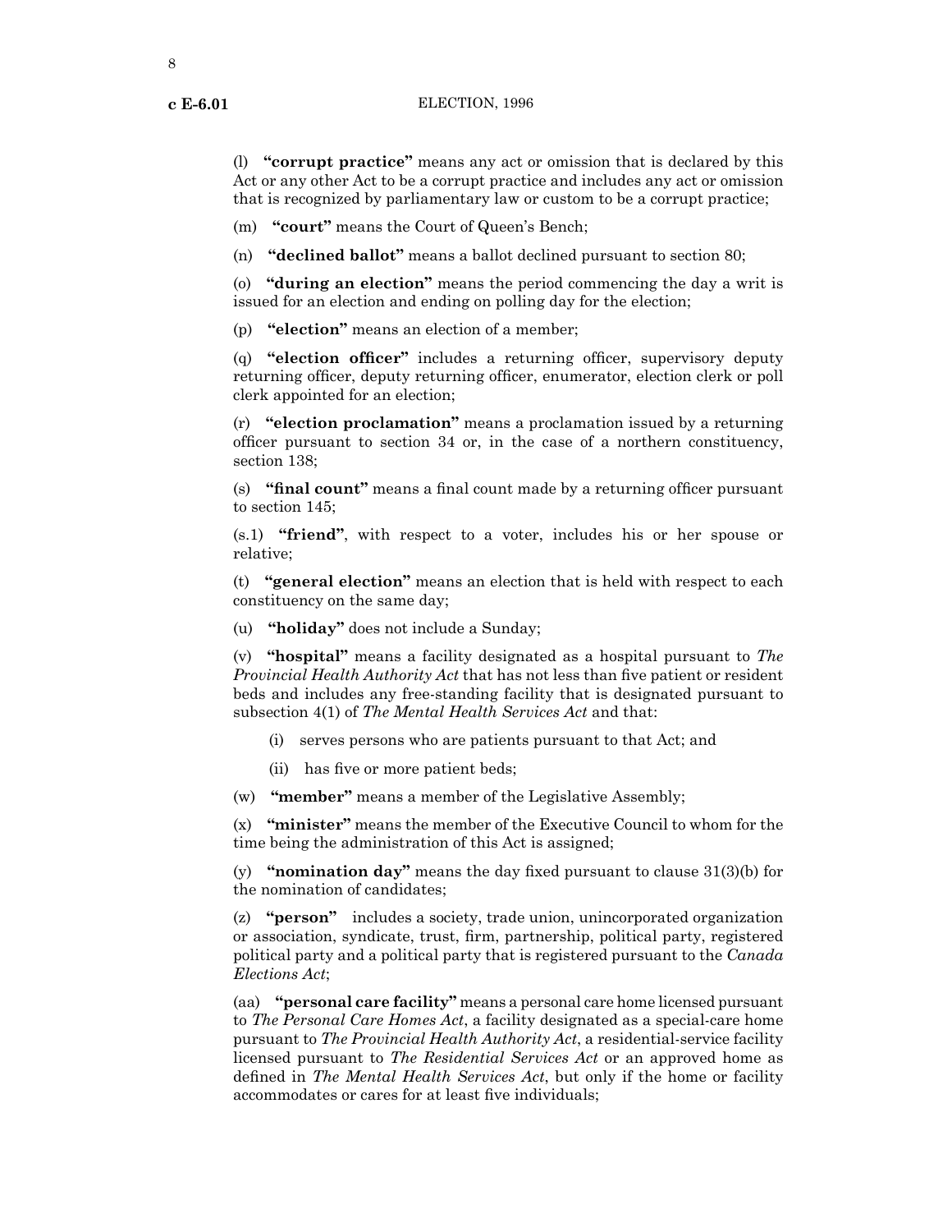(l) **"corrupt practice"** means any act or omission that is declared by this Act or any other Act to be a corrupt practice and includes any act or omission that is recognized by parliamentary law or custom to be a corrupt practice;

(m) **"court"** means the Court of Queen's Bench;

(n) **"declined ballot"** means a ballot declined pursuant to section 80;

(o) **"during an election"** means the period commencing the day a writ is issued for an election and ending on polling day for the election;

(p) **"election"** means an election of a member;

(q) **"election officer"** includes a returning officer, supervisory deputy returning officer, deputy returning officer, enumerator, election clerk or poll clerk appointed for an election;

(r) **"election proclamation"** means a proclamation issued by a returning officer pursuant to section 34 or, in the case of a northern constituency, section 138;

(s) **"final count"** means a final count made by a returning officer pursuant to section 145;

(s.1) **"friend"**, with respect to a voter, includes his or her spouse or relative;

(t) **"general election"** means an election that is held with respect to each constituency on the same day;

(u) **"holiday"** does not include a Sunday;

(v) **"hospital"** means a facility designated as a hospital pursuant to *The Provincial Health Authority Act* that has not less than five patient or resident beds and includes any free-standing facility that is designated pursuant to subsection 4(1) of *The Mental Health Services Act* and that:

(i) serves persons who are patients pursuant to that Act; and

(ii) has five or more patient beds;

(w) **"member"** means a member of the Legislative Assembly;

(x) **"minister"** means the member of the Executive Council to whom for the time being the administration of this Act is assigned;

(y) **"nomination day"** means the day fixed pursuant to clause 31(3)(b) for the nomination of candidates;

(z) **"person"** includes a society, trade union, unincorporated organization or association, syndicate, trust, firm, partnership, political party, registered political party and a political party that is registered pursuant to the *Canada Elections Act*;

(aa) **"personal care facility"** means a personal care home licensed pursuant to *The Personal Care Homes Act*, a facility designated as a special-care home pursuant to *The Provincial Health Authority Act*, a residential-service facility licensed pursuant to *The Residential Services Act* or an approved home as defined in *The Mental Health Services Act*, but only if the home or facility accommodates or cares for at least five individuals;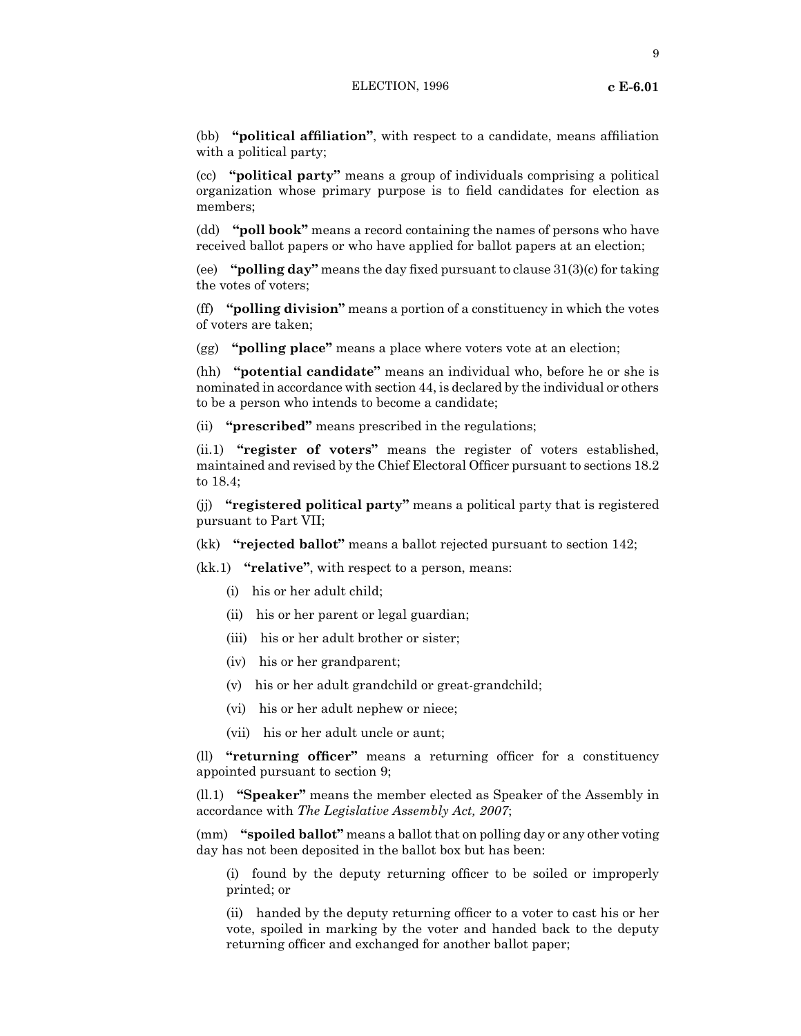(bb) **"political affiliation"**, with respect to a candidate, means affiliation with a political party;

(cc) **"political party"** means a group of individuals comprising a political organization whose primary purpose is to field candidates for election as members;

(dd) **"poll book"** means a record containing the names of persons who have received ballot papers or who have applied for ballot papers at an election;

(ee) **"polling day"** means the day fixed pursuant to clause 31(3)(c) for taking the votes of voters;

(ff) **"polling division"** means a portion of a constituency in which the votes of voters are taken;

(gg) **"polling place"** means a place where voters vote at an election;

(hh) **"potential candidate"** means an individual who, before he or she is nominated in accordance with section 44, is declared by the individual or others to be a person who intends to become a candidate;

(ii) **"prescribed"** means prescribed in the regulations;

(ii.1) **"register of voters"** means the register of voters established, maintained and revised by the Chief Electoral Officer pursuant to sections 18.2 to 18.4;

(jj) **"registered political party"** means a political party that is registered pursuant to Part VII;

(kk) **"rejected ballot"** means a ballot rejected pursuant to section 142;

(kk.1) **"relative"**, with respect to a person, means:

(i) his or her adult child;

(ii) his or her parent or legal guardian;

(iii) his or her adult brother or sister;

(iv) his or her grandparent;

(v) his or her adult grandchild or great-grandchild;

(vi) his or her adult nephew or niece;

(vii) his or her adult uncle or aunt;

(ll) **"returning officer"** means a returning officer for a constituency appointed pursuant to section 9;

(ll.1) **"Speaker"** means the member elected as Speaker of the Assembly in accordance with *The Legislative Assembly Act, 2007*;

(mm) **"spoiled ballot"** means a ballot that on polling day or any other voting day has not been deposited in the ballot box but has been:

(i) found by the deputy returning officer to be soiled or improperly printed; or

(ii) handed by the deputy returning officer to a voter to cast his or her vote, spoiled in marking by the voter and handed back to the deputy returning officer and exchanged for another ballot paper;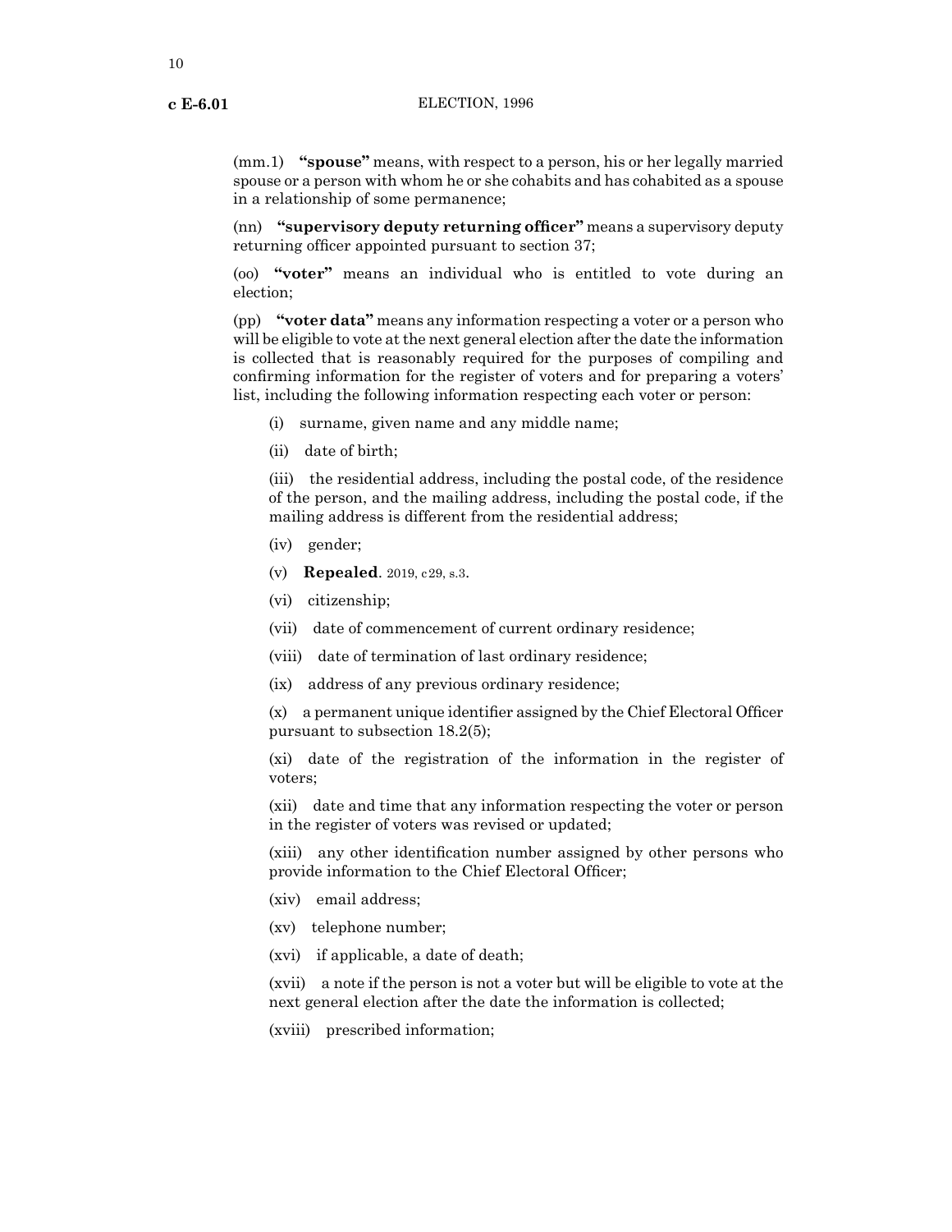(mm.1) **"spouse"** means, with respect to a person, his or her legally married spouse or a person with whom he or she cohabits and has cohabited as a spouse in a relationship of some permanence;

(nn) **"supervisory deputy returning officer"** means a supervisory deputy returning officer appointed pursuant to section 37;

(oo) **"voter"** means an individual who is entitled to vote during an election;

(pp) **"voter data"** means any information respecting a voter or a person who will be eligible to vote at the next general election after the date the information is collected that is reasonably required for the purposes of compiling and confirming information for the register of voters and for preparing a voters' list, including the following information respecting each voter or person:

(i) surname, given name and any middle name;

(ii) date of birth;

(iii) the residential address, including the postal code, of the residence of the person, and the mailing address, including the postal code, if the mailing address is different from the residential address;

(iv) gender;

(v) **Repealed**. 2019, c29, s.3.

(vi) citizenship;

(vii) date of commencement of current ordinary residence;

(viii) date of termination of last ordinary residence;

(ix) address of any previous ordinary residence;

(x) a permanent unique identifier assigned by the Chief Electoral Officer pursuant to subsection 18.2(5);

(xi) date of the registration of the information in the register of voters;

(xii) date and time that any information respecting the voter or person in the register of voters was revised or updated;

(xiii) any other identification number assigned by other persons who provide information to the Chief Electoral Officer;

(xiv) email address;

(xv) telephone number;

(xvi) if applicable, a date of death;

(xvii) a note if the person is not a voter but will be eligible to vote at the next general election after the date the information is collected;

(xviii) prescribed information;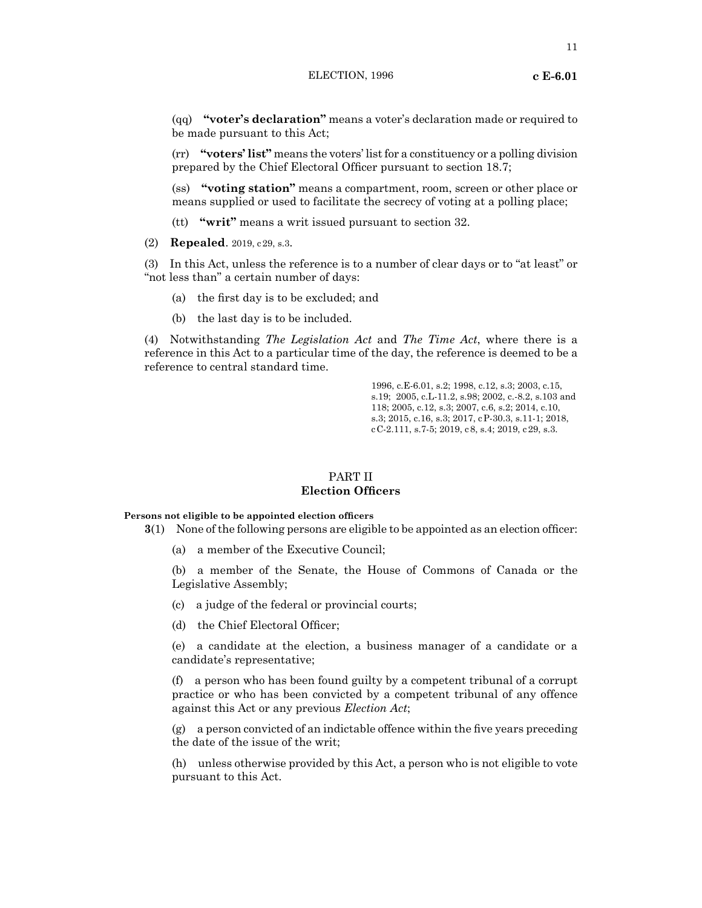(qq) **"voter's declaration"** means a voter's declaration made or required to be made pursuant to this Act;

(rr) **"voters' list"** means the voters' list for a constituency or a polling division prepared by the Chief Electoral Officer pursuant to section 18.7;

(ss) **"voting station"** means a compartment, room, screen or other place or means supplied or used to facilitate the secrecy of voting at a polling place;

(tt) **"writ"** means a writ issued pursuant to section 32.

(2) **Repealed**. 2019, c29, s.3.

(3) In this Act, unless the reference is to a number of clear days or to "at least" or "not less than" a certain number of days:

(a) the first day is to be excluded; and

(b) the last day is to be included.

(4) Notwithstanding *The Legislation Act* and *The Time Act*, where there is a reference in this Act to a particular time of the day, the reference is deemed to be a reference to central standard time.

1996, c.E-6.01, s.2; 1998, c.12, s.3; 2003, c.15, s.19; 2005, c.L-11.2, s.98; 2002, c.-8.2, s.103 and 118; 2005, c.12, s.3; 2007, c.6, s.2; 2014, c.10, s.3; 2015, c.16, s.3; 2017, cP-30.3, s.11-1; 2018, cC-2.111, s.7-5; 2019, c8, s.4; 2019, c29, s.3.

## PART II
## Election Officers

**Persons not eligible to be appointed election officers**

**3**(1) None of the following persons are eligible to be appointed as an election officer:

(a) a member of the Executive Council;

(b) a member of the Senate, the House of Commons of Canada or the Legislative Assembly;

(c) a judge of the federal or provincial courts;

(d) the Chief Electoral Officer;

(e) a candidate at the election, a business manager of a candidate or a candidate's representative;

(f) a person who has been found guilty by a competent tribunal of a corrupt practice or who has been convicted by a competent tribunal of any offence against this Act or any previous *Election Act*;

(g) a person convicted of an indictable offence within the five years preceding the date of the issue of the writ;

(h) unless otherwise provided by this Act, a person who is not eligible to vote pursuant to this Act.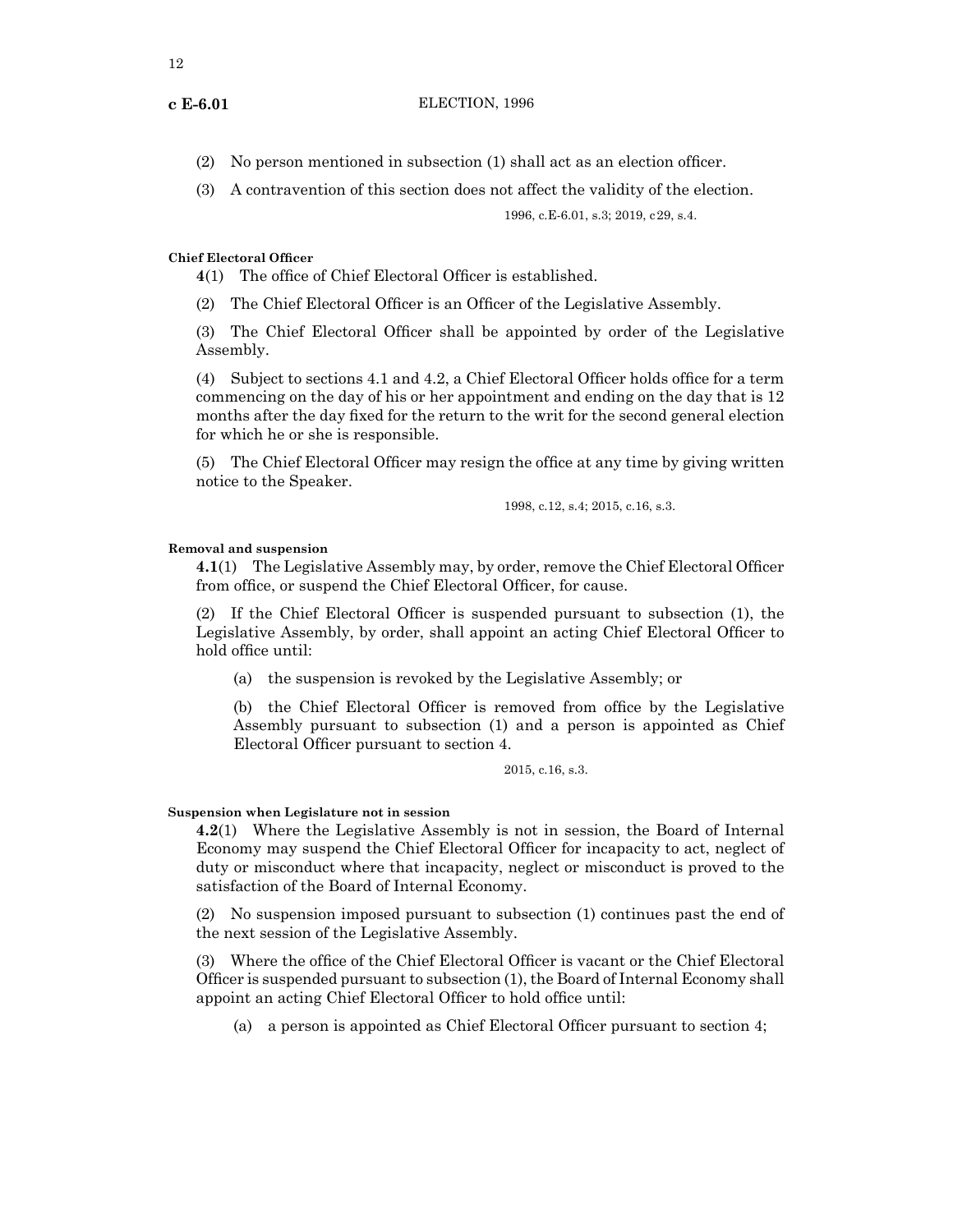(2) No person mentioned in subsection (1) shall act as an election officer.

(3) A contravention of this section does not affect the validity of the election.

1996, c.E-6.01, s.3; 2019, c29, s.4.

**Chief Electoral Officer**

**4**(1) The office of Chief Electoral Officer is established.

(2) The Chief Electoral Officer is an Officer of the Legislative Assembly.

(3) The Chief Electoral Officer shall be appointed by order of the Legislative Assembly.

(4) Subject to sections 4.1 and 4.2, a Chief Electoral Officer holds office for a term commencing on the day of his or her appointment and ending on the day that is 12 months after the day fixed for the return to the writ for the second general election for which he or she is responsible.

(5) The Chief Electoral Officer may resign the office at any time by giving written notice to the Speaker.

1998, c.12, s.4; 2015, c.16, s.3.

**Removal and suspension**

**4.1**(1) The Legislative Assembly may, by order, remove the Chief Electoral Officer from office, or suspend the Chief Electoral Officer, for cause.

(2) If the Chief Electoral Officer is suspended pursuant to subsection (1), the Legislative Assembly, by order, shall appoint an acting Chief Electoral Officer to hold office until:

(a) the suspension is revoked by the Legislative Assembly; or

(b) the Chief Electoral Officer is removed from office by the Legislative Assembly pursuant to subsection (1) and a person is appointed as Chief Electoral Officer pursuant to section 4.

2015, c.16, s.3.

**Suspension when Legislature not in session**

**4.2**(1) Where the Legislative Assembly is not in session, the Board of Internal Economy may suspend the Chief Electoral Officer for incapacity to act, neglect of duty or misconduct where that incapacity, neglect or misconduct is proved to the satisfaction of the Board of Internal Economy.

(2) No suspension imposed pursuant to subsection (1) continues past the end of the next session of the Legislative Assembly.

(3) Where the office of the Chief Electoral Officer is vacant or the Chief Electoral Officer is suspended pursuant to subsection (1), the Board of Internal Economy shall appoint an acting Chief Electoral Officer to hold office until:

(a) a person is appointed as Chief Electoral Officer pursuant to section 4;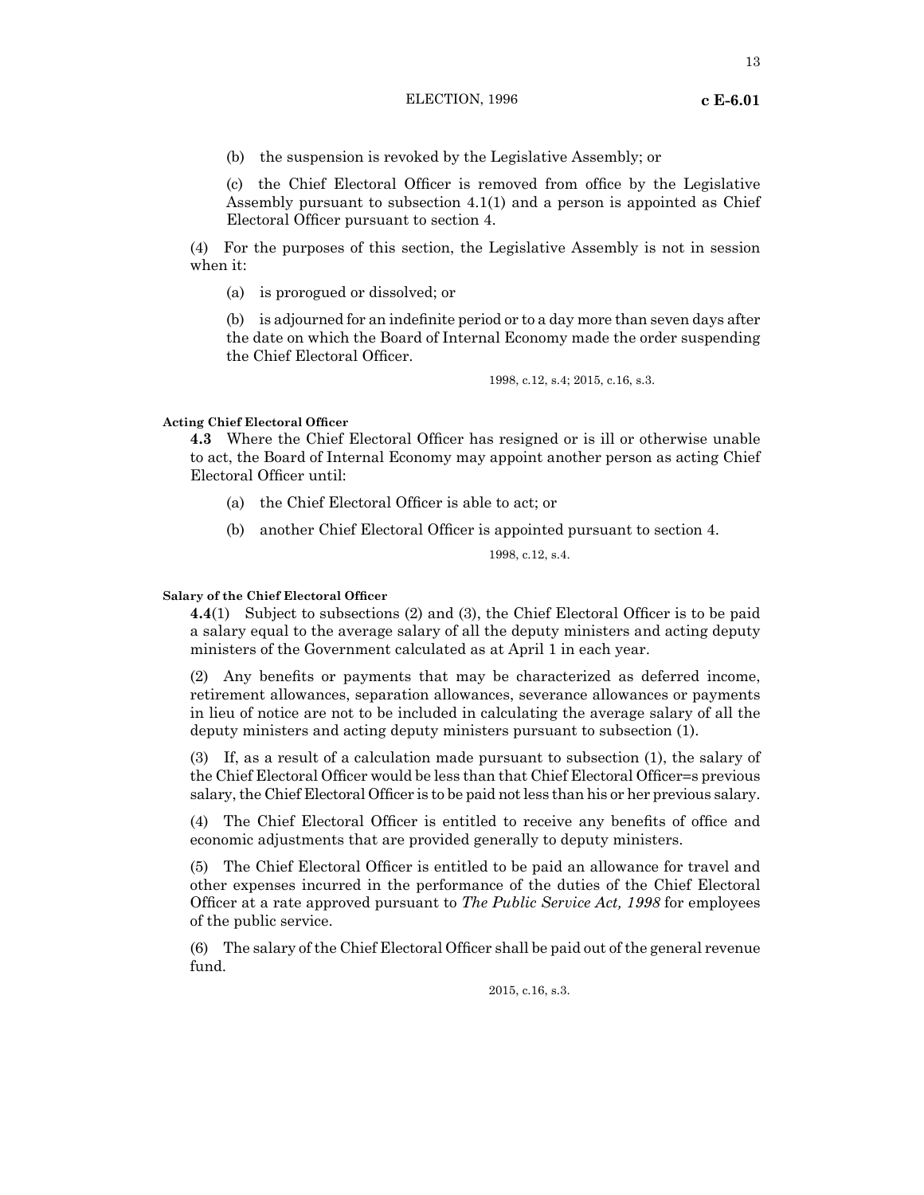(b) the suspension is revoked by the Legislative Assembly; or

(c) the Chief Electoral Officer is removed from office by the Legislative Assembly pursuant to subsection 4.1(1) and a person is appointed as Chief Electoral Officer pursuant to section 4.

(4) For the purposes of this section, the Legislative Assembly is not in session when it:

(a) is prorogued or dissolved; or

(b) is adjourned for an indefinite period or to a day more than seven days after the date on which the Board of Internal Economy made the order suspending the Chief Electoral Officer.

1998, c.12, s.4; 2015, c.16, s.3.

#### Acting Chief Electoral Officer

**4.3** Where the Chief Electoral Officer has resigned or is ill or otherwise unable to act, the Board of Internal Economy may appoint another person as acting Chief Electoral Officer until:

(a) the Chief Electoral Officer is able to act; or

(b) another Chief Electoral Officer is appointed pursuant to section 4.

1998, c.12, s.4.

#### Salary of the Chief Electoral Officer

**4.4**(1) Subject to subsections (2) and (3), the Chief Electoral Officer is to be paid a salary equal to the average salary of all the deputy ministers and acting deputy ministers of the Government calculated as at April 1 in each year.

(2) Any benefits or payments that may be characterized as deferred income, retirement allowances, separation allowances, severance allowances or payments in lieu of notice are not to be included in calculating the average salary of all the deputy ministers and acting deputy ministers pursuant to subsection (1).

(3) If, as a result of a calculation made pursuant to subsection (1), the salary of the Chief Electoral Officer would be less than that Chief Electoral Officer=s previous salary, the Chief Electoral Officer is to be paid not less than his or her previous salary.

(4) The Chief Electoral Officer is entitled to receive any benefits of office and economic adjustments that are provided generally to deputy ministers.

(5) The Chief Electoral Officer is entitled to be paid an allowance for travel and other expenses incurred in the performance of the duties of the Chief Electoral Officer at a rate approved pursuant to *The Public Service Act, 1998* for employees of the public service.

(6) The salary of the Chief Electoral Officer shall be paid out of the general revenue fund.

2015, c.16, s.3.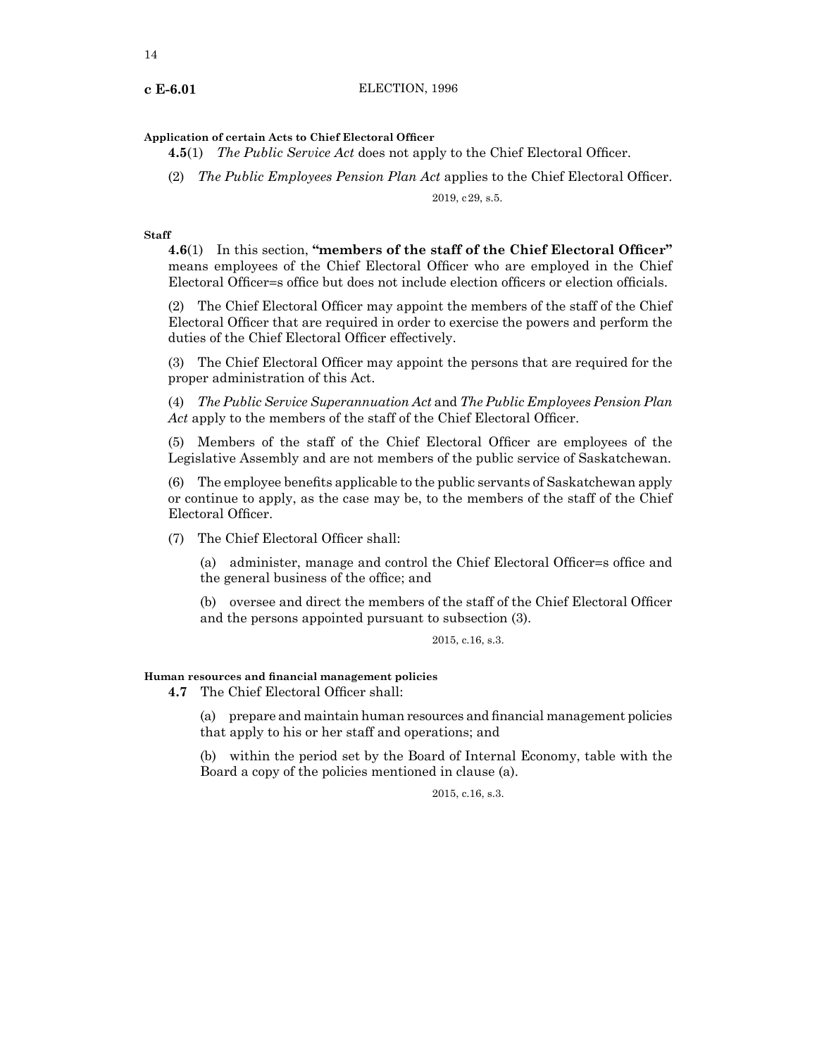**Application of certain Acts to Chief Electoral Officer**

**4.5**(1) *The Public Service Act* does not apply to the Chief Electoral Officer.

(2) *The Public Employees Pension Plan Act* applies to the Chief Electoral Officer.

2019, c29, s.5.

**Staff**

**4.6**(1) In this section, **"members of the staff of the Chief Electoral Officer"** means employees of the Chief Electoral Officer who are employed in the Chief Electoral Officer=s office but does not include election officers or election officials.

(2) The Chief Electoral Officer may appoint the members of the staff of the Chief Electoral Officer that are required in order to exercise the powers and perform the duties of the Chief Electoral Officer effectively.

(3) The Chief Electoral Officer may appoint the persons that are required for the proper administration of this Act.

(4) *The Public Service Superannuation Act* and *The Public Employees Pension Plan Act* apply to the members of the staff of the Chief Electoral Officer.

(5) Members of the staff of the Chief Electoral Officer are employees of the Legislative Assembly and are not members of the public service of Saskatchewan.

(6) The employee benefits applicable to the public servants of Saskatchewan apply or continue to apply, as the case may be, to the members of the staff of the Chief Electoral Officer.

(7) The Chief Electoral Officer shall:

(a) administer, manage and control the Chief Electoral Officer=s office and the general business of the office; and

(b) oversee and direct the members of the staff of the Chief Electoral Officer and the persons appointed pursuant to subsection (3).

2015, c.16, s.3.

**Human resources and financial management policies**

**4.7** The Chief Electoral Officer shall:

(a) prepare and maintain human resources and financial management policies that apply to his or her staff and operations; and

(b) within the period set by the Board of Internal Economy, table with the Board a copy of the policies mentioned in clause (a).

2015, c.16, s.3.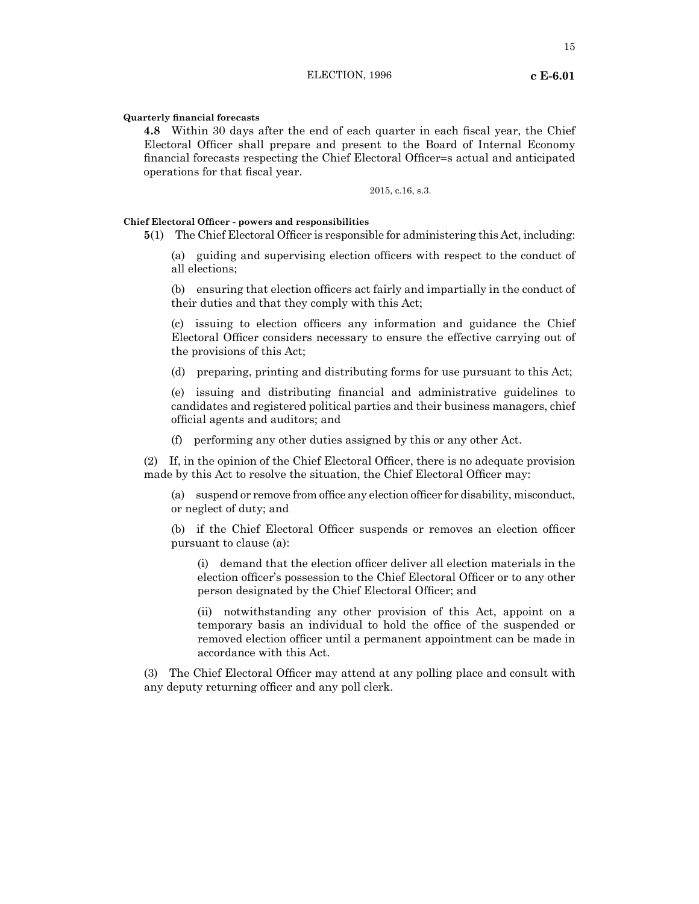**Quarterly financial forecasts**

**4.8** Within 30 days after the end of each quarter in each fiscal year, the Chief Electoral Officer shall prepare and present to the Board of Internal Economy financial forecasts respecting the Chief Electoral Officer=s actual and anticipated operations for that fiscal year.

2015, c.16, s.3.

**Chief Electoral Officer - powers and responsibilities**

**5**(1) The Chief Electoral Officer is responsible for administering this Act, including:

(a) guiding and supervising election officers with respect to the conduct of all elections;

(b) ensuring that election officers act fairly and impartially in the conduct of their duties and that they comply with this Act;

(c) issuing to election officers any information and guidance the Chief Electoral Officer considers necessary to ensure the effective carrying out of the provisions of this Act;

(d) preparing, printing and distributing forms for use pursuant to this Act;

(e) issuing and distributing financial and administrative guidelines to candidates and registered political parties and their business managers, chief official agents and auditors; and

(f) performing any other duties assigned by this or any other Act.

(2) If, in the opinion of the Chief Electoral Officer, there is no adequate provision made by this Act to resolve the situation, the Chief Electoral Officer may:

(a) suspend or remove from office any election officer for disability, misconduct, or neglect of duty; and

(b) if the Chief Electoral Officer suspends or removes an election officer pursuant to clause (a):

(i) demand that the election officer deliver all election materials in the election officer's possession to the Chief Electoral Officer or to any other person designated by the Chief Electoral Officer; and

(ii) notwithstanding any other provision of this Act, appoint on a temporary basis an individual to hold the office of the suspended or removed election officer until a permanent appointment can be made in accordance with this Act.

(3) The Chief Electoral Officer may attend at any polling place and consult with any deputy returning officer and any poll clerk.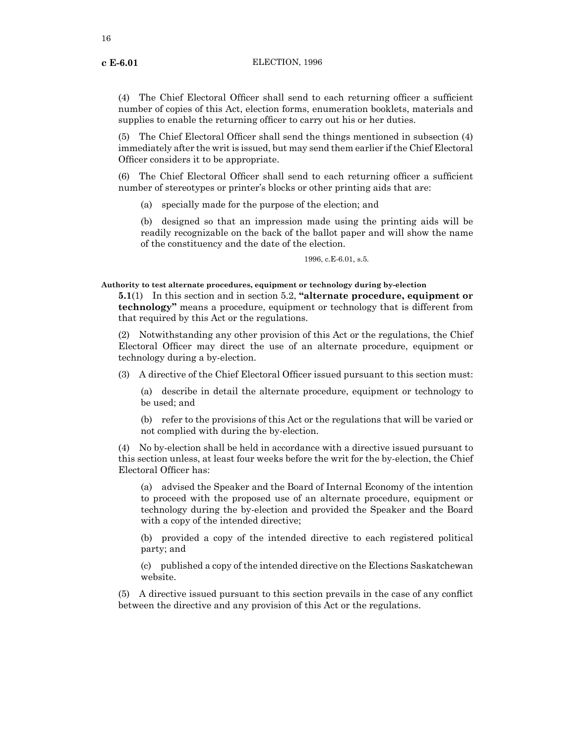(4) The Chief Electoral Officer shall send to each returning officer a sufficient number of copies of this Act, election forms, enumeration booklets, materials and supplies to enable the returning officer to carry out his or her duties.

(5) The Chief Electoral Officer shall send the things mentioned in subsection (4) immediately after the writ is issued, but may send them earlier if the Chief Electoral Officer considers it to be appropriate.

(6) The Chief Electoral Officer shall send to each returning officer a sufficient number of stereotypes or printer's blocks or other printing aids that are:

(a) specially made for the purpose of the election; and

(b) designed so that an impression made using the printing aids will be readily recognizable on the back of the ballot paper and will show the name of the constituency and the date of the election.

1996, c.E-6.01, s.5.

**Authority to test alternate procedures, equipment or technology during by-election**

**5.1**(1) In this section and in section 5.2, **"alternate procedure, equipment or technology"** means a procedure, equipment or technology that is different from that required by this Act or the regulations.

(2) Notwithstanding any other provision of this Act or the regulations, the Chief Electoral Officer may direct the use of an alternate procedure, equipment or technology during a by-election.

(3) A directive of the Chief Electoral Officer issued pursuant to this section must:

(a) describe in detail the alternate procedure, equipment or technology to be used; and

(b) refer to the provisions of this Act or the regulations that will be varied or not complied with during the by-election.

(4) No by-election shall be held in accordance with a directive issued pursuant to this section unless, at least four weeks before the writ for the by-election, the Chief Electoral Officer has:

(a) advised the Speaker and the Board of Internal Economy of the intention to proceed with the proposed use of an alternate procedure, equipment or technology during the by-election and provided the Speaker and the Board with a copy of the intended directive;

(b) provided a copy of the intended directive to each registered political party; and

(c) published a copy of the intended directive on the Elections Saskatchewan website.

(5) A directive issued pursuant to this section prevails in the case of any conflict between the directive and any provision of this Act or the regulations.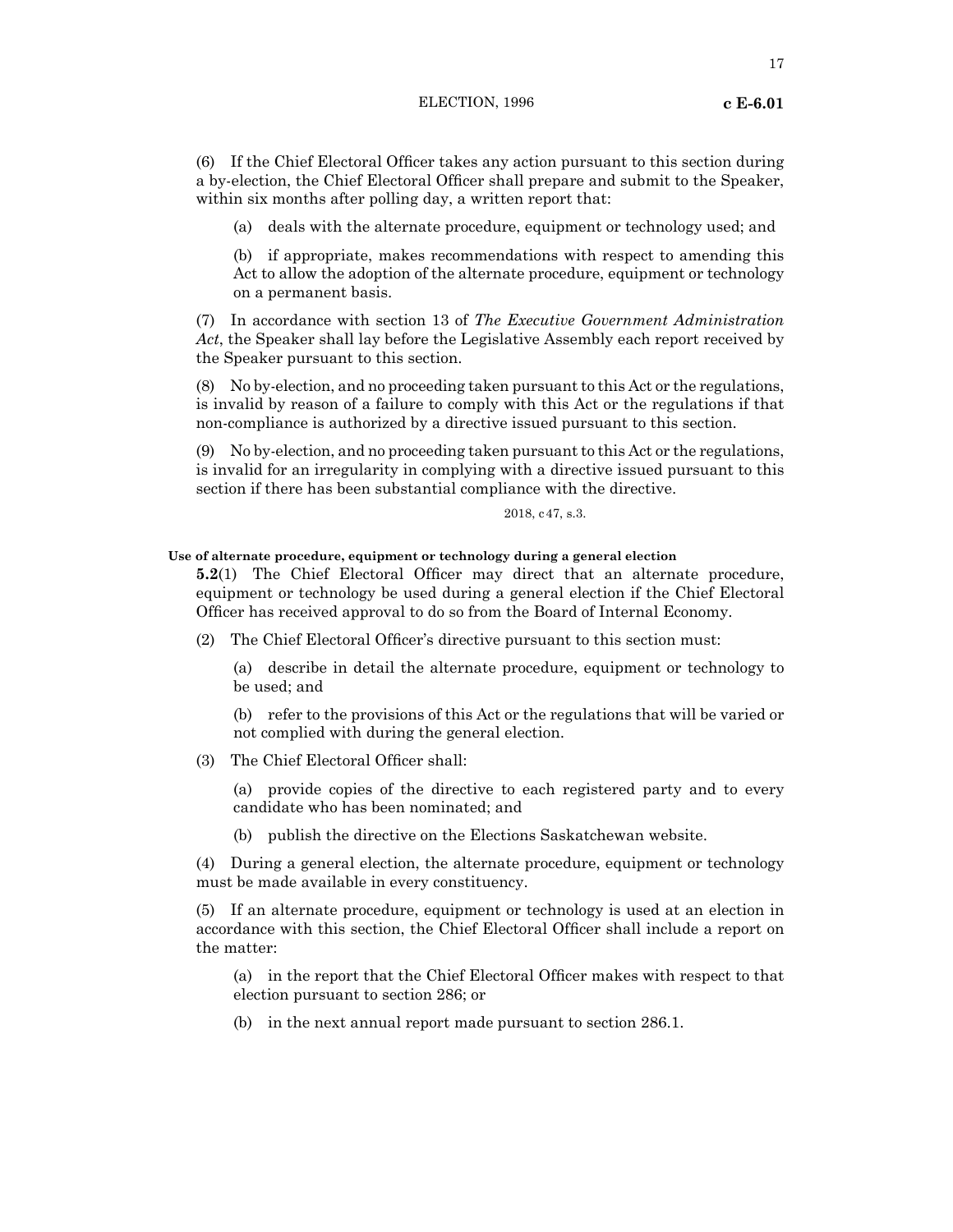(6) If the Chief Electoral Officer takes any action pursuant to this section during a by-election, the Chief Electoral Officer shall prepare and submit to the Speaker, within six months after polling day, a written report that:

(a) deals with the alternate procedure, equipment or technology used; and

(b) if appropriate, makes recommendations with respect to amending this Act to allow the adoption of the alternate procedure, equipment or technology on a permanent basis.

(7) In accordance with section 13 of *The Executive Government Administration Act*, the Speaker shall lay before the Legislative Assembly each report received by the Speaker pursuant to this section.

(8) No by-election, and no proceeding taken pursuant to this Act or the regulations, is invalid by reason of a failure to comply with this Act or the regulations if that non-compliance is authorized by a directive issued pursuant to this section.

(9) No by-election, and no proceeding taken pursuant to this Act or the regulations, is invalid for an irregularity in complying with a directive issued pursuant to this section if there has been substantial compliance with the directive.

2018, c47, s.3.

**Use of alternate procedure, equipment or technology during a general election**

**5.2**(1) The Chief Electoral Officer may direct that an alternate procedure, equipment or technology be used during a general election if the Chief Electoral Officer has received approval to do so from the Board of Internal Economy.

(2) The Chief Electoral Officer's directive pursuant to this section must:

(a) describe in detail the alternate procedure, equipment or technology to be used; and

(b) refer to the provisions of this Act or the regulations that will be varied or not complied with during the general election.

(3) The Chief Electoral Officer shall:

(a) provide copies of the directive to each registered party and to every candidate who has been nominated; and

(b) publish the directive on the Elections Saskatchewan website.

(4) During a general election, the alternate procedure, equipment or technology must be made available in every constituency.

(5) If an alternate procedure, equipment or technology is used at an election in accordance with this section, the Chief Electoral Officer shall include a report on the matter:

(a) in the report that the Chief Electoral Officer makes with respect to that election pursuant to section 286; or

(b) in the next annual report made pursuant to section 286.1.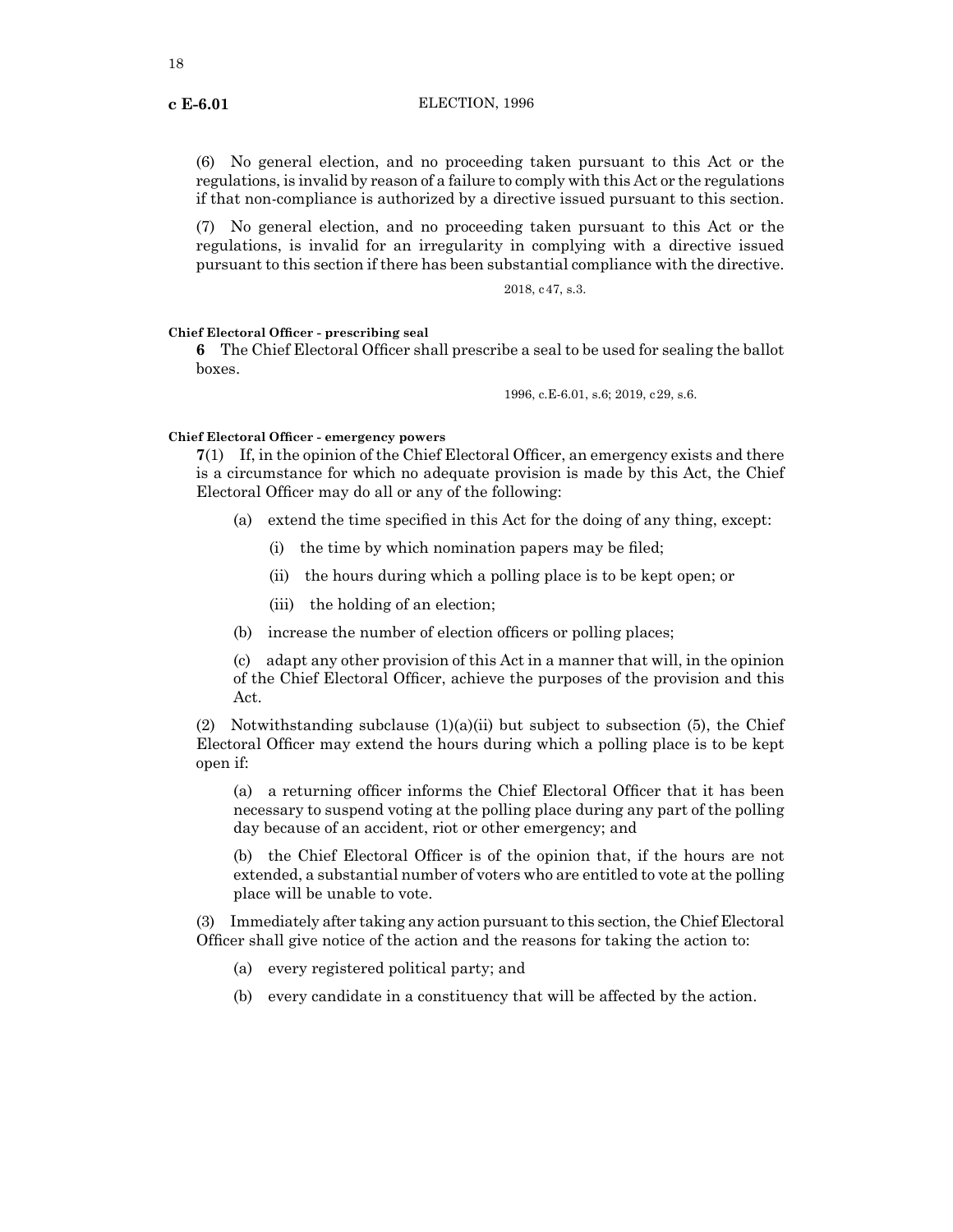(6) No general election, and no proceeding taken pursuant to this Act or the regulations, is invalid by reason of a failure to comply with this Act or the regulations if that non-compliance is authorized by a directive issued pursuant to this section.

(7) No general election, and no proceeding taken pursuant to this Act or the regulations, is invalid for an irregularity in complying with a directive issued pursuant to this section if there has been substantial compliance with the directive.

2018, c47, s.3.

**Chief Electoral Officer - prescribing seal**

**6** The Chief Electoral Officer shall prescribe a seal to be used for sealing the ballot boxes.

1996, c.E-6.01, s.6; 2019, c29, s.6.

**Chief Electoral Officer - emergency powers**

**7**(1) If, in the opinion of the Chief Electoral Officer, an emergency exists and there is a circumstance for which no adequate provision is made by this Act, the Chief Electoral Officer may do all or any of the following:

(a) extend the time specified in this Act for the doing of any thing, except:

(i) the time by which nomination papers may be filed;

(ii) the hours during which a polling place is to be kept open; or

(iii) the holding of an election;

(b) increase the number of election officers or polling places;

(c) adapt any other provision of this Act in a manner that will, in the opinion of the Chief Electoral Officer, achieve the purposes of the provision and this Act.

(2) Notwithstanding subclause (1)(a)(ii) but subject to subsection (5), the Chief Electoral Officer may extend the hours during which a polling place is to be kept open if:

(a) a returning officer informs the Chief Electoral Officer that it has been necessary to suspend voting at the polling place during any part of the polling day because of an accident, riot or other emergency; and

(b) the Chief Electoral Officer is of the opinion that, if the hours are not extended, a substantial number of voters who are entitled to vote at the polling place will be unable to vote.

(3) Immediately after taking any action pursuant to this section, the Chief Electoral Officer shall give notice of the action and the reasons for taking the action to:

(a) every registered political party; and

(b) every candidate in a constituency that will be affected by the action.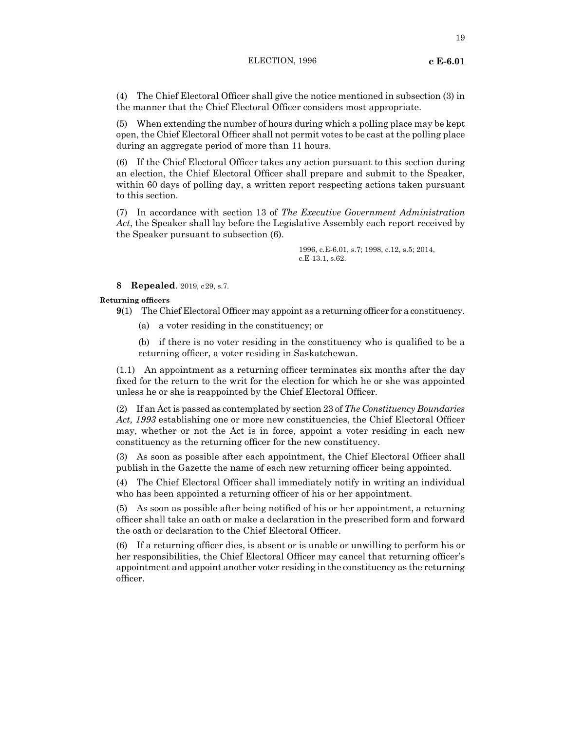(4) The Chief Electoral Officer shall give the notice mentioned in subsection (3) in the manner that the Chief Electoral Officer considers most appropriate.

(5) When extending the number of hours during which a polling place may be kept open, the Chief Electoral Officer shall not permit votes to be cast at the polling place during an aggregate period of more than 11 hours.

(6) If the Chief Electoral Officer takes any action pursuant to this section during an election, the Chief Electoral Officer shall prepare and submit to the Speaker, within 60 days of polling day, a written report respecting actions taken pursuant to this section.

(7) In accordance with section 13 of *The Executive Government Administration Act*, the Speaker shall lay before the Legislative Assembly each report received by the Speaker pursuant to subsection (6).

1996, c.E-6.01, s.7; 1998, c.12, s.5; 2014, c.E-13.1, s.62.

**8 Repealed.** 2019, c29, s.7.

**Returning officers**

**9**(1) The Chief Electoral Officer may appoint as a returning officer for a constituency.

(a) a voter residing in the constituency; or

(b) if there is no voter residing in the constituency who is qualified to be a returning officer, a voter residing in Saskatchewan.

(1.1) An appointment as a returning officer terminates six months after the day fixed for the return to the writ for the election for which he or she was appointed unless he or she is reappointed by the Chief Electoral Officer.

(2) If an Act is passed as contemplated by section 23 of *The Constituency Boundaries Act, 1993* establishing one or more new constituencies, the Chief Electoral Officer may, whether or not the Act is in force, appoint a voter residing in each new constituency as the returning officer for the new constituency.

(3) As soon as possible after each appointment, the Chief Electoral Officer shall publish in the Gazette the name of each new returning officer being appointed.

(4) The Chief Electoral Officer shall immediately notify in writing an individual who has been appointed a returning officer of his or her appointment.

(5) As soon as possible after being notified of his or her appointment, a returning officer shall take an oath or make a declaration in the prescribed form and forward the oath or declaration to the Chief Electoral Officer.

(6) If a returning officer dies, is absent or is unable or unwilling to perform his or her responsibilities, the Chief Electoral Officer may cancel that returning officer's appointment and appoint another voter residing in the constituency as the returning officer.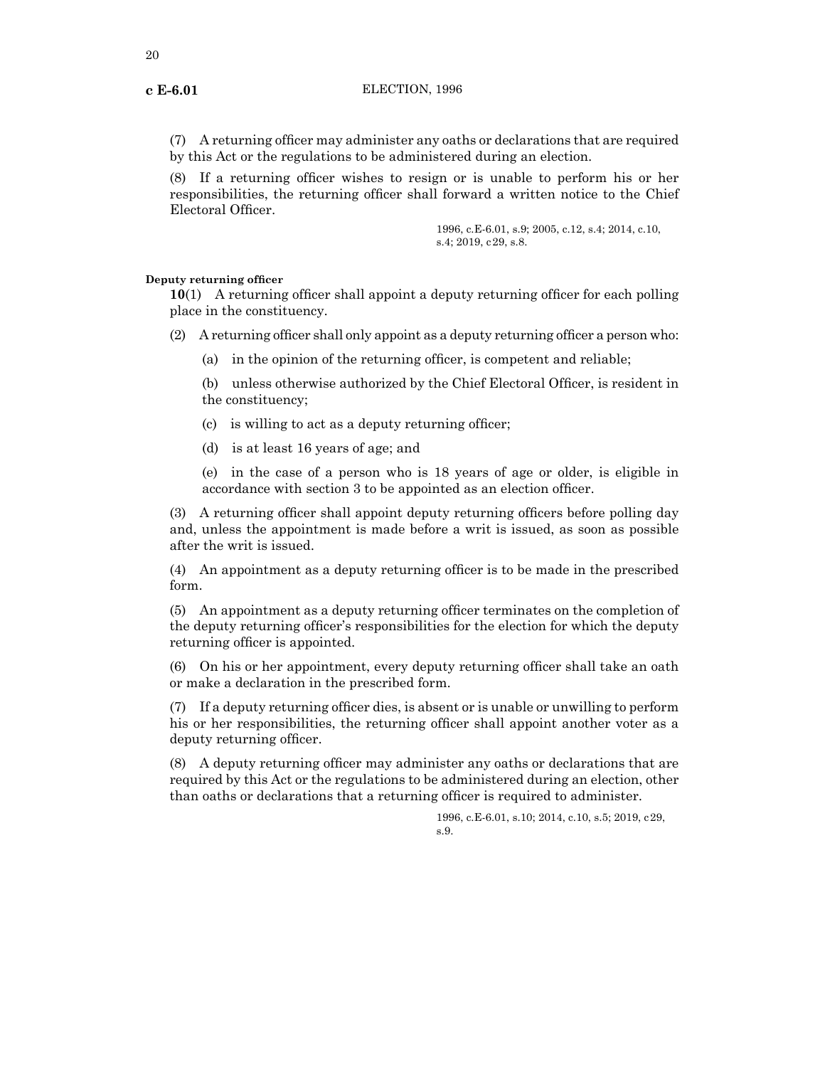(7) A returning officer may administer any oaths or declarations that are required by this Act or the regulations to be administered during an election.

(8) If a returning officer wishes to resign or is unable to perform his or her responsibilities, the returning officer shall forward a written notice to the Chief Electoral Officer.

1996, c.E-6.01, s.9; 2005, c.12, s.4; 2014, c.10, s.4; 2019, c29, s.8.

**Deputy returning officer**

**10**(1) A returning officer shall appoint a deputy returning officer for each polling place in the constituency.

(2) A returning officer shall only appoint as a deputy returning officer a person who:

(a) in the opinion of the returning officer, is competent and reliable;

(b) unless otherwise authorized by the Chief Electoral Officer, is resident in the constituency;

(c) is willing to act as a deputy returning officer;

(d) is at least 16 years of age; and

(e) in the case of a person who is 18 years of age or older, is eligible in accordance with section 3 to be appointed as an election officer.

(3) A returning officer shall appoint deputy returning officers before polling day and, unless the appointment is made before a writ is issued, as soon as possible after the writ is issued.

(4) An appointment as a deputy returning officer is to be made in the prescribed form.

(5) An appointment as a deputy returning officer terminates on the completion of the deputy returning officer's responsibilities for the election for which the deputy returning officer is appointed.

(6) On his or her appointment, every deputy returning officer shall take an oath or make a declaration in the prescribed form.

(7) If a deputy returning officer dies, is absent or is unable or unwilling to perform his or her responsibilities, the returning officer shall appoint another voter as a deputy returning officer.

(8) A deputy returning officer may administer any oaths or declarations that are required by this Act or the regulations to be administered during an election, other than oaths or declarations that a returning officer is required to administer.

1996, c.E-6.01, s.10; 2014, c.10, s.5; 2019, c29, s.9.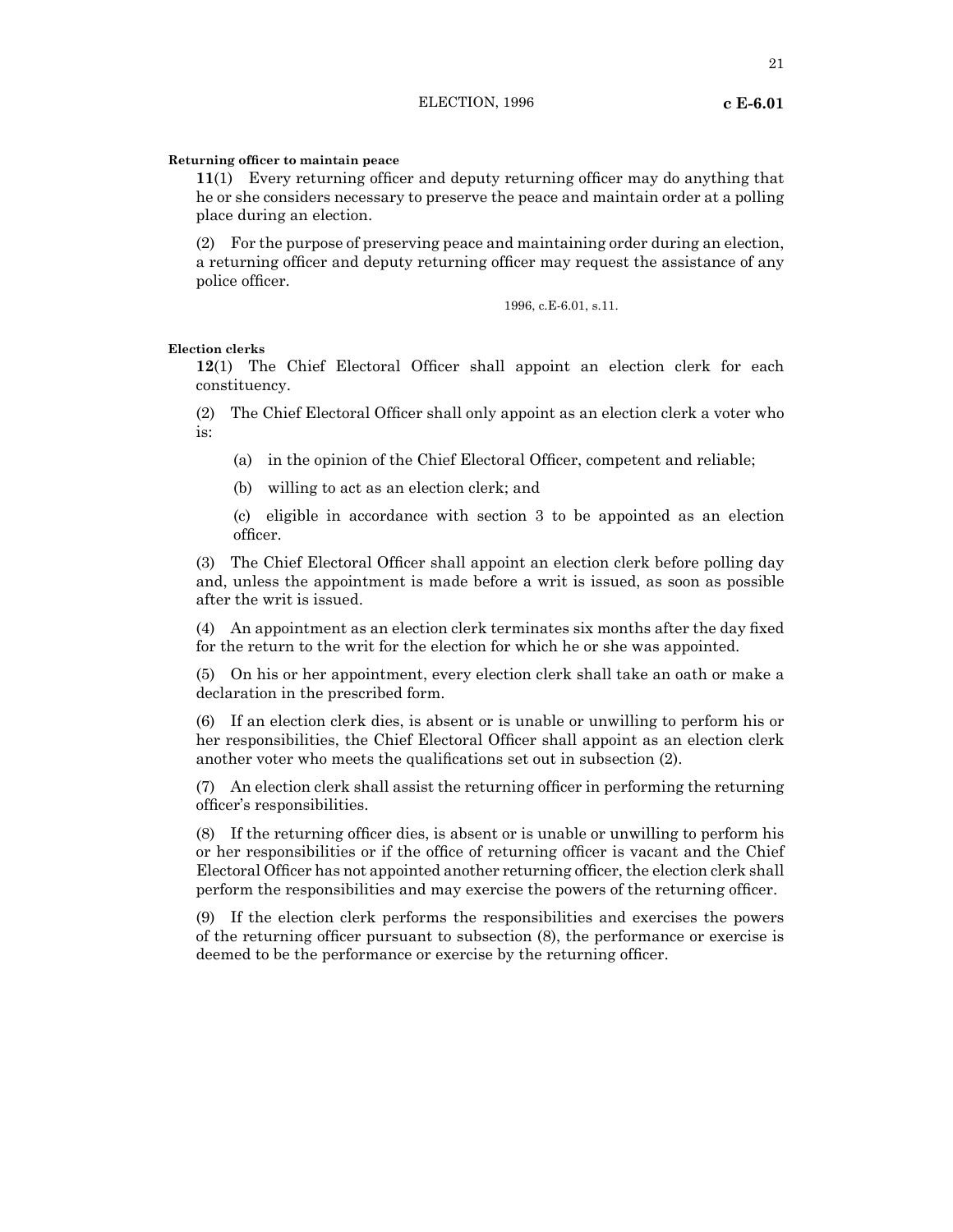**Returning officer to maintain peace**

**11**(1) Every returning officer and deputy returning officer may do anything that he or she considers necessary to preserve the peace and maintain order at a polling place during an election.

(2) For the purpose of preserving peace and maintaining order during an election, a returning officer and deputy returning officer may request the assistance of any police officer.

1996, c.E-6.01, s.11.

**Election clerks**

**12**(1) The Chief Electoral Officer shall appoint an election clerk for each constituency.

(2) The Chief Electoral Officer shall only appoint as an election clerk a voter who is:

(a) in the opinion of the Chief Electoral Officer, competent and reliable;

(b) willing to act as an election clerk; and

(c) eligible in accordance with section 3 to be appointed as an election officer.

(3) The Chief Electoral Officer shall appoint an election clerk before polling day and, unless the appointment is made before a writ is issued, as soon as possible after the writ is issued.

(4) An appointment as an election clerk terminates six months after the day fixed for the return to the writ for the election for which he or she was appointed.

(5) On his or her appointment, every election clerk shall take an oath or make a declaration in the prescribed form.

(6) If an election clerk dies, is absent or is unable or unwilling to perform his or her responsibilities, the Chief Electoral Officer shall appoint as an election clerk another voter who meets the qualifications set out in subsection (2).

(7) An election clerk shall assist the returning officer in performing the returning officer's responsibilities.

(8) If the returning officer dies, is absent or is unable or unwilling to perform his or her responsibilities or if the office of returning officer is vacant and the Chief Electoral Officer has not appointed another returning officer, the election clerk shall perform the responsibilities and may exercise the powers of the returning officer.

(9) If the election clerk performs the responsibilities and exercises the powers of the returning officer pursuant to subsection (8), the performance or exercise is deemed to be the performance or exercise by the returning officer.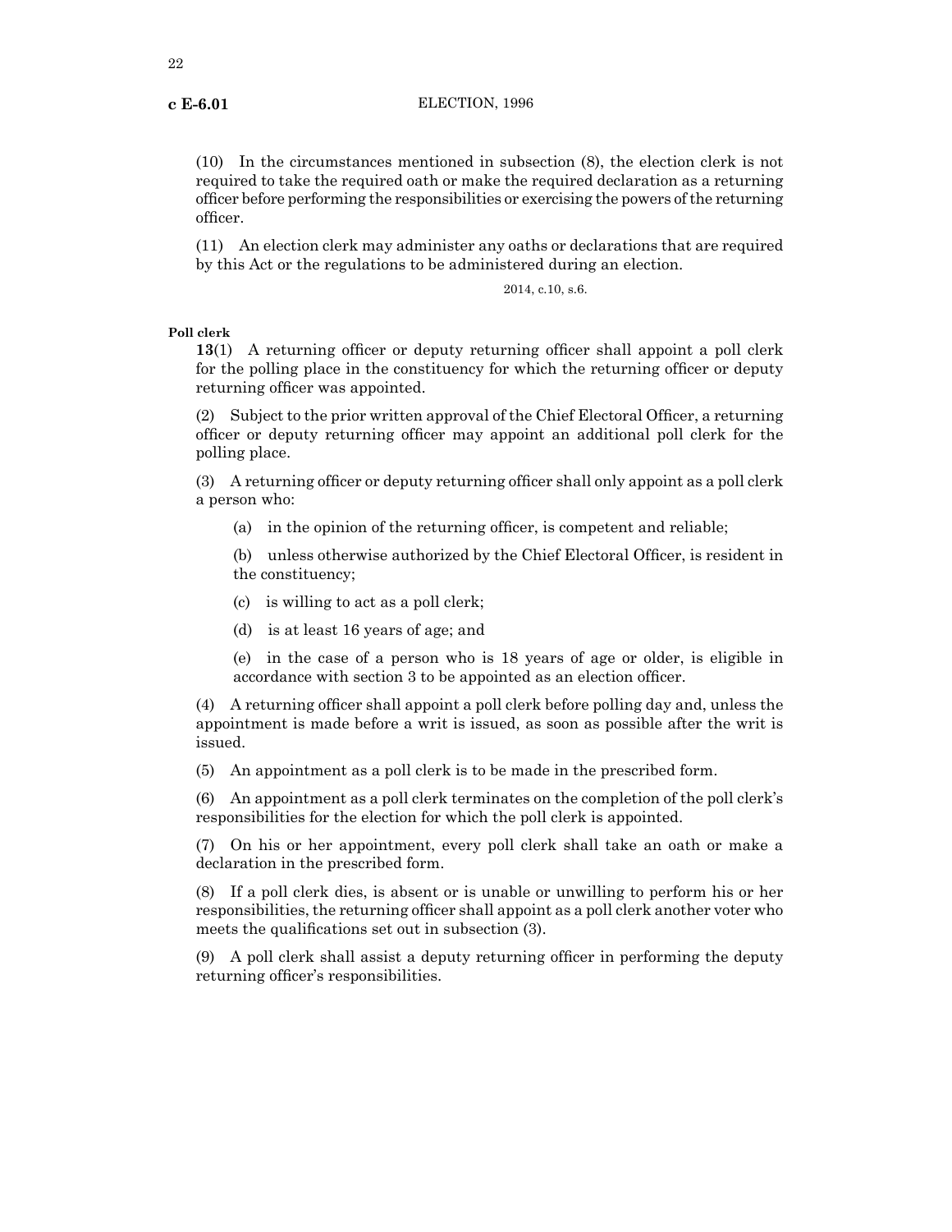(10) In the circumstances mentioned in subsection (8), the election clerk is not required to take the required oath or make the required declaration as a returning officer before performing the responsibilities or exercising the powers of the returning officer.

(11) An election clerk may administer any oaths or declarations that are required by this Act or the regulations to be administered during an election.

2014, c.10, s.6.

**Poll clerk**

**13**(1) A returning officer or deputy returning officer shall appoint a poll clerk for the polling place in the constituency for which the returning officer or deputy returning officer was appointed.

(2) Subject to the prior written approval of the Chief Electoral Officer, a returning officer or deputy returning officer may appoint an additional poll clerk for the polling place.

(3) A returning officer or deputy returning officer shall only appoint as a poll clerk a person who:

(a) in the opinion of the returning officer, is competent and reliable;

(b) unless otherwise authorized by the Chief Electoral Officer, is resident in the constituency;

(c) is willing to act as a poll clerk;

(d) is at least 16 years of age; and

(e) in the case of a person who is 18 years of age or older, is eligible in accordance with section 3 to be appointed as an election officer.

(4) A returning officer shall appoint a poll clerk before polling day and, unless the appointment is made before a writ is issued, as soon as possible after the writ is issued.

(5) An appointment as a poll clerk is to be made in the prescribed form.

(6) An appointment as a poll clerk terminates on the completion of the poll clerk's responsibilities for the election for which the poll clerk is appointed.

(7) On his or her appointment, every poll clerk shall take an oath or make a declaration in the prescribed form.

(8) If a poll clerk dies, is absent or is unable or unwilling to perform his or her responsibilities, the returning officer shall appoint as a poll clerk another voter who meets the qualifications set out in subsection (3).

(9) A poll clerk shall assist a deputy returning officer in performing the deputy returning officer's responsibilities.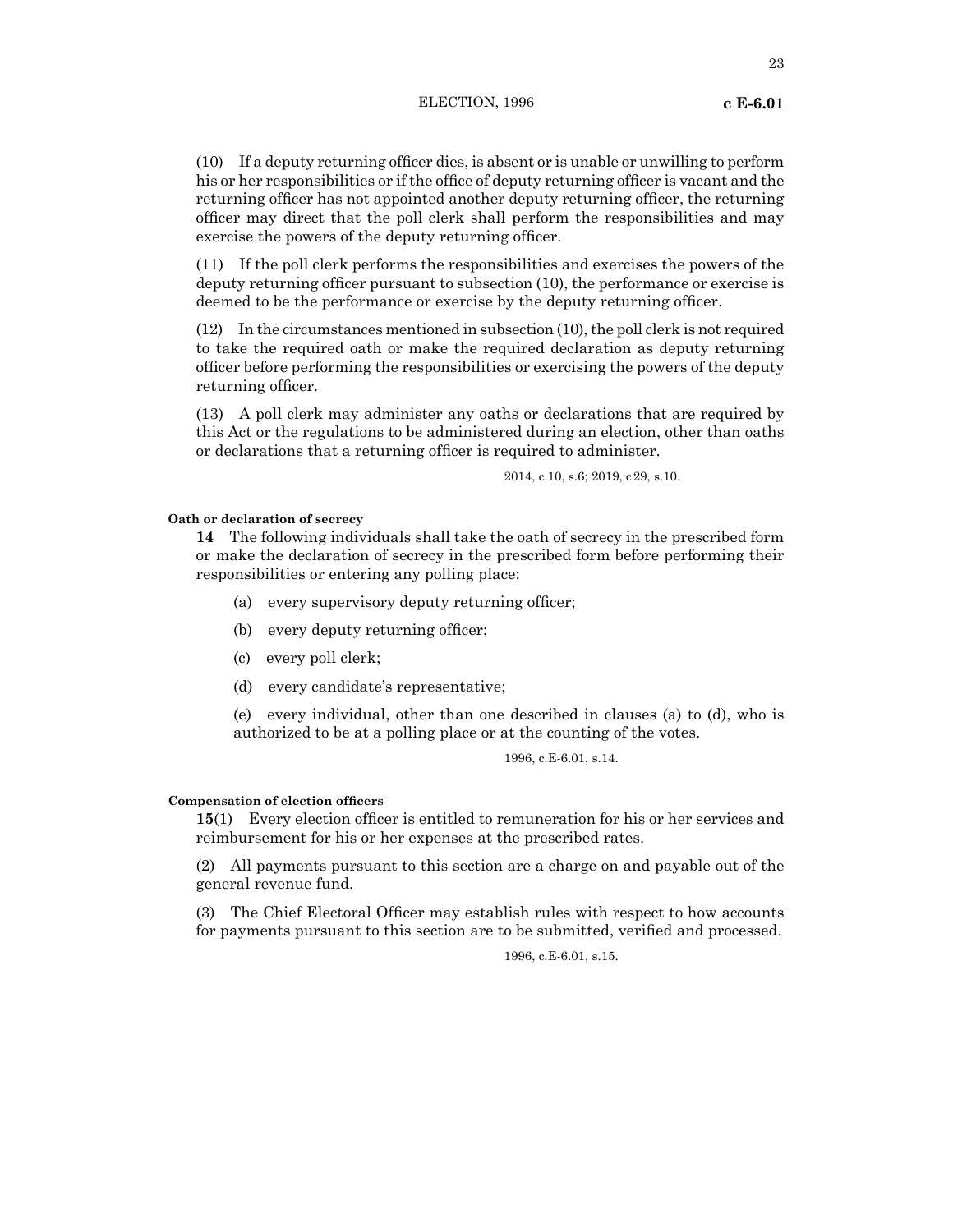(10) If a deputy returning officer dies, is absent or is unable or unwilling to perform his or her responsibilities or if the office of deputy returning officer is vacant and the returning officer has not appointed another deputy returning officer, the returning officer may direct that the poll clerk shall perform the responsibilities and may exercise the powers of the deputy returning officer.

(11) If the poll clerk performs the responsibilities and exercises the powers of the deputy returning officer pursuant to subsection (10), the performance or exercise is deemed to be the performance or exercise by the deputy returning officer.

(12) In the circumstances mentioned in subsection (10), the poll clerk is not required to take the required oath or make the required declaration as deputy returning officer before performing the responsibilities or exercising the powers of the deputy returning officer.

(13) A poll clerk may administer any oaths or declarations that are required by this Act or the regulations to be administered during an election, other than oaths or declarations that a returning officer is required to administer.

2014, c.10, s.6; 2019, c 29, s.10.

**Oath or declaration of secrecy**

**14** The following individuals shall take the oath of secrecy in the prescribed form or make the declaration of secrecy in the prescribed form before performing their responsibilities or entering any polling place:

(a) every supervisory deputy returning officer;

(b) every deputy returning officer;

(c) every poll clerk;

(d) every candidate's representative;

(e) every individual, other than one described in clauses (a) to (d), who is authorized to be at a polling place or at the counting of the votes.

1996, c.E-6.01, s.14.

**Compensation of election officers**

**15**(1) Every election officer is entitled to remuneration for his or her services and reimbursement for his or her expenses at the prescribed rates.

(2) All payments pursuant to this section are a charge on and payable out of the general revenue fund.

(3) The Chief Electoral Officer may establish rules with respect to how accounts for payments pursuant to this section are to be submitted, verified and processed.

1996, c.E-6.01, s.15.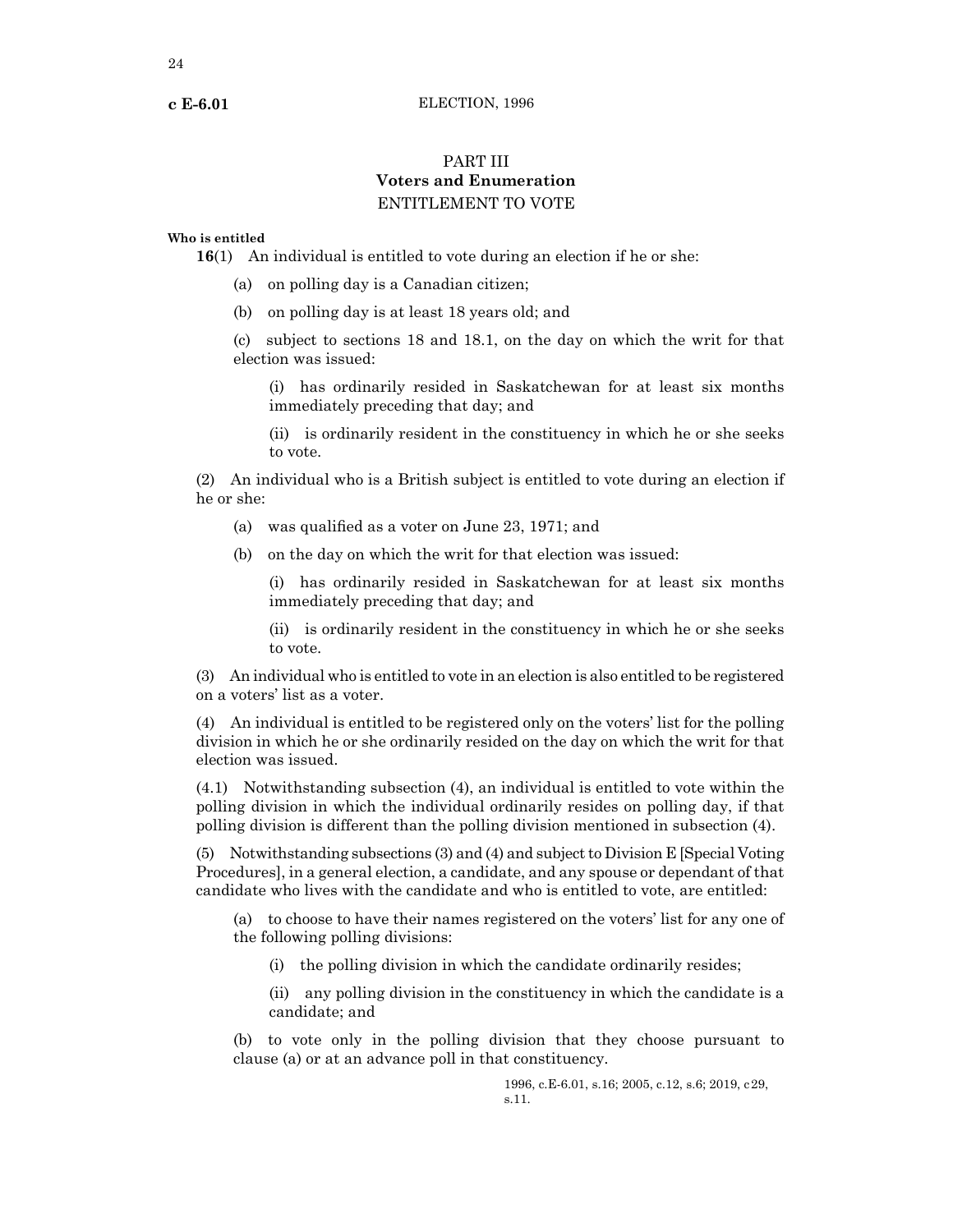## PART III
## Voters and Enumeration
### ENTITLEMENT TO VOTE

**Who is entitled**

**16**(1) An individual is entitled to vote during an election if he or she:

(a) on polling day is a Canadian citizen;

(b) on polling day is at least 18 years old; and

(c) subject to sections 18 and 18.1, on the day on which the writ for that election was issued:

(i) has ordinarily resided in Saskatchewan for at least six months immediately preceding that day; and

(ii) is ordinarily resident in the constituency in which he or she seeks to vote.

(2) An individual who is a British subject is entitled to vote during an election if he or she:

(a) was qualified as a voter on June 23, 1971; and

(b) on the day on which the writ for that election was issued:

(i) has ordinarily resided in Saskatchewan for at least six months immediately preceding that day; and

(ii) is ordinarily resident in the constituency in which he or she seeks to vote.

(3) An individual who is entitled to vote in an election is also entitled to be registered on a voters' list as a voter.

(4) An individual is entitled to be registered only on the voters' list for the polling division in which he or she ordinarily resided on the day on which the writ for that election was issued.

(4.1) Notwithstanding subsection (4), an individual is entitled to vote within the polling division in which the individual ordinarily resides on polling day, if that polling division is different than the polling division mentioned in subsection (4).

(5) Notwithstanding subsections (3) and (4) and subject to Division E [Special Voting Procedures], in a general election, a candidate, and any spouse or dependant of that candidate who lives with the candidate and who is entitled to vote, are entitled:

(a) to choose to have their names registered on the voters' list for any one of the following polling divisions:

(i) the polling division in which the candidate ordinarily resides;

(ii) any polling division in the constituency in which the candidate is a candidate; and

(b) to vote only in the polling division that they choose pursuant to clause (a) or at an advance poll in that constituency.

1996, c.E-6.01, s.16; 2005, c.12, s.6; 2019, c29, s.11.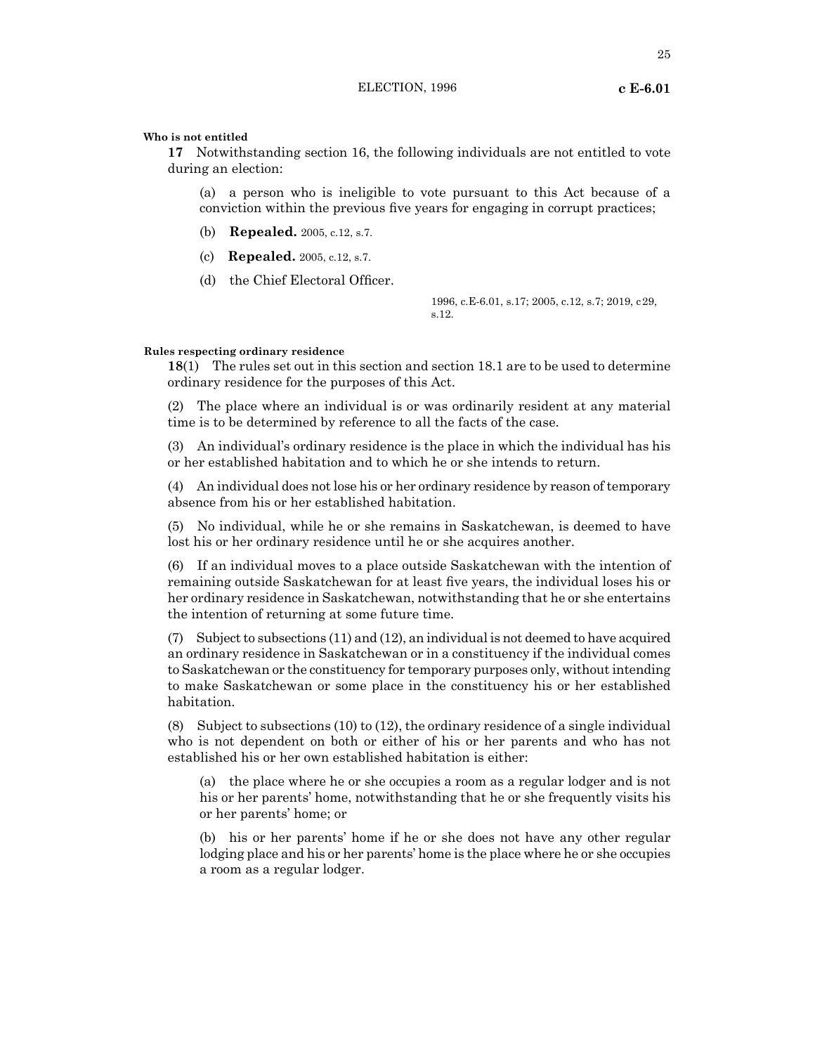**Who is not entitled**

**17** Notwithstanding section 16, the following individuals are not entitled to vote during an election:

(a) a person who is ineligible to vote pursuant to this Act because of a conviction within the previous five years for engaging in corrupt practices;

(b) **Repealed.** 2005, c.12, s.7.

(c) **Repealed.** 2005, c.12, s.7.

(d) the Chief Electoral Officer.

1996, c.E-6.01, s.17; 2005, c.12, s.7; 2019, c29, s.12.

**Rules respecting ordinary residence**

**18**(1) The rules set out in this section and section 18.1 are to be used to determine ordinary residence for the purposes of this Act.

(2) The place where an individual is or was ordinarily resident at any material time is to be determined by reference to all the facts of the case.

(3) An individual's ordinary residence is the place in which the individual has his or her established habitation and to which he or she intends to return.

(4) An individual does not lose his or her ordinary residence by reason of temporary absence from his or her established habitation.

(5) No individual, while he or she remains in Saskatchewan, is deemed to have lost his or her ordinary residence until he or she acquires another.

(6) If an individual moves to a place outside Saskatchewan with the intention of remaining outside Saskatchewan for at least five years, the individual loses his or her ordinary residence in Saskatchewan, notwithstanding that he or she entertains the intention of returning at some future time.

(7) Subject to subsections (11) and (12), an individual is not deemed to have acquired an ordinary residence in Saskatchewan or in a constituency if the individual comes to Saskatchewan or the constituency for temporary purposes only, without intending to make Saskatchewan or some place in the constituency his or her established habitation.

(8) Subject to subsections (10) to (12), the ordinary residence of a single individual who is not dependent on both or either of his or her parents and who has not established his or her own established habitation is either:

(a) the place where he or she occupies a room as a regular lodger and is not his or her parents' home, notwithstanding that he or she frequently visits his or her parents' home; or

(b) his or her parents' home if he or she does not have any other regular lodging place and his or her parents' home is the place where he or she occupies a room as a regular lodger.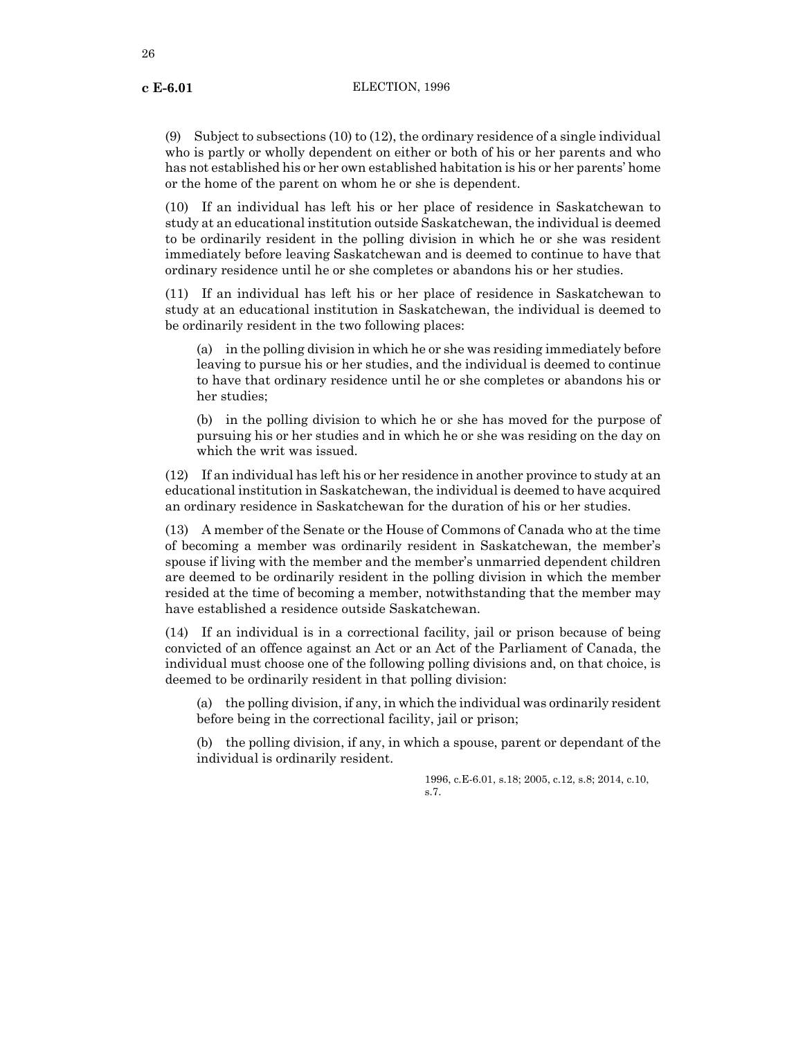(9) Subject to subsections (10) to (12), the ordinary residence of a single individual who is partly or wholly dependent on either or both of his or her parents and who has not established his or her own established habitation is his or her parents' home or the home of the parent on whom he or she is dependent.

(10) If an individual has left his or her place of residence in Saskatchewan to study at an educational institution outside Saskatchewan, the individual is deemed to be ordinarily resident in the polling division in which he or she was resident immediately before leaving Saskatchewan and is deemed to continue to have that ordinary residence until he or she completes or abandons his or her studies.

(11) If an individual has left his or her place of residence in Saskatchewan to study at an educational institution in Saskatchewan, the individual is deemed to be ordinarily resident in the two following places:

(a) in the polling division in which he or she was residing immediately before leaving to pursue his or her studies, and the individual is deemed to continue to have that ordinary residence until he or she completes or abandons his or her studies;

(b) in the polling division to which he or she has moved for the purpose of pursuing his or her studies and in which he or she was residing on the day on which the writ was issued.

(12) If an individual has left his or her residence in another province to study at an educational institution in Saskatchewan, the individual is deemed to have acquired an ordinary residence in Saskatchewan for the duration of his or her studies.

(13) A member of the Senate or the House of Commons of Canada who at the time of becoming a member was ordinarily resident in Saskatchewan, the member's spouse if living with the member and the member's unmarried dependent children are deemed to be ordinarily resident in the polling division in which the member resided at the time of becoming a member, notwithstanding that the member may have established a residence outside Saskatchewan.

(14) If an individual is in a correctional facility, jail or prison because of being convicted of an offence against an Act or an Act of the Parliament of Canada, the individual must choose one of the following polling divisions and, on that choice, is deemed to be ordinarily resident in that polling division:

(a) the polling division, if any, in which the individual was ordinarily resident before being in the correctional facility, jail or prison;

(b) the polling division, if any, in which a spouse, parent or dependant of the individual is ordinarily resident.

1996, c.E-6.01, s.18; 2005, c.12, s.8; 2014, c.10, s.7.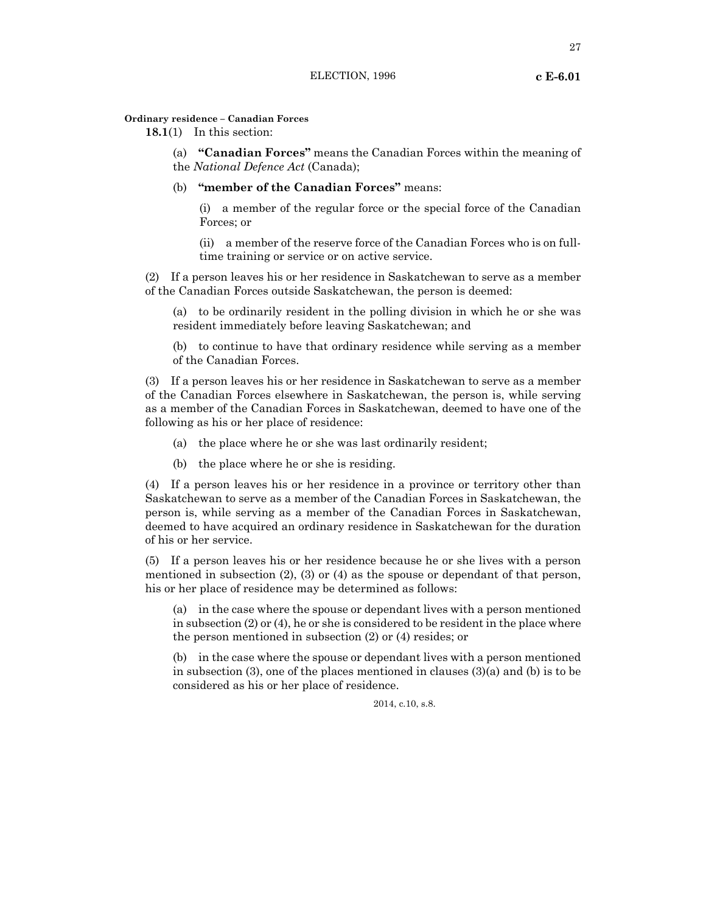**Ordinary residence – Canadian Forces**

**18.1**(1) In this section:

(a) **"Canadian Forces"** means the Canadian Forces within the meaning of the *National Defence Act* (Canada);

(b) **"member of the Canadian Forces"** means:

(i) a member of the regular force or the special force of the Canadian Forces; or

(ii) a member of the reserve force of the Canadian Forces who is on full-time training or service or on active service.

(2) If a person leaves his or her residence in Saskatchewan to serve as a member of the Canadian Forces outside Saskatchewan, the person is deemed:

(a) to be ordinarily resident in the polling division in which he or she was resident immediately before leaving Saskatchewan; and

(b) to continue to have that ordinary residence while serving as a member of the Canadian Forces.

(3) If a person leaves his or her residence in Saskatchewan to serve as a member of the Canadian Forces elsewhere in Saskatchewan, the person is, while serving as a member of the Canadian Forces in Saskatchewan, deemed to have one of the following as his or her place of residence:

(a) the place where he or she was last ordinarily resident;

(b) the place where he or she is residing.

(4) If a person leaves his or her residence in a province or territory other than Saskatchewan to serve as a member of the Canadian Forces in Saskatchewan, the person is, while serving as a member of the Canadian Forces in Saskatchewan, deemed to have acquired an ordinary residence in Saskatchewan for the duration of his or her service.

(5) If a person leaves his or her residence because he or she lives with a person mentioned in subsection (2), (3) or (4) as the spouse or dependant of that person, his or her place of residence may be determined as follows:

(a) in the case where the spouse or dependant lives with a person mentioned in subsection (2) or (4), he or she is considered to be resident in the place where the person mentioned in subsection (2) or (4) resides; or

(b) in the case where the spouse or dependant lives with a person mentioned in subsection (3), one of the places mentioned in clauses (3)(a) and (b) is to be considered as his or her place of residence.

2014, c.10, s.8.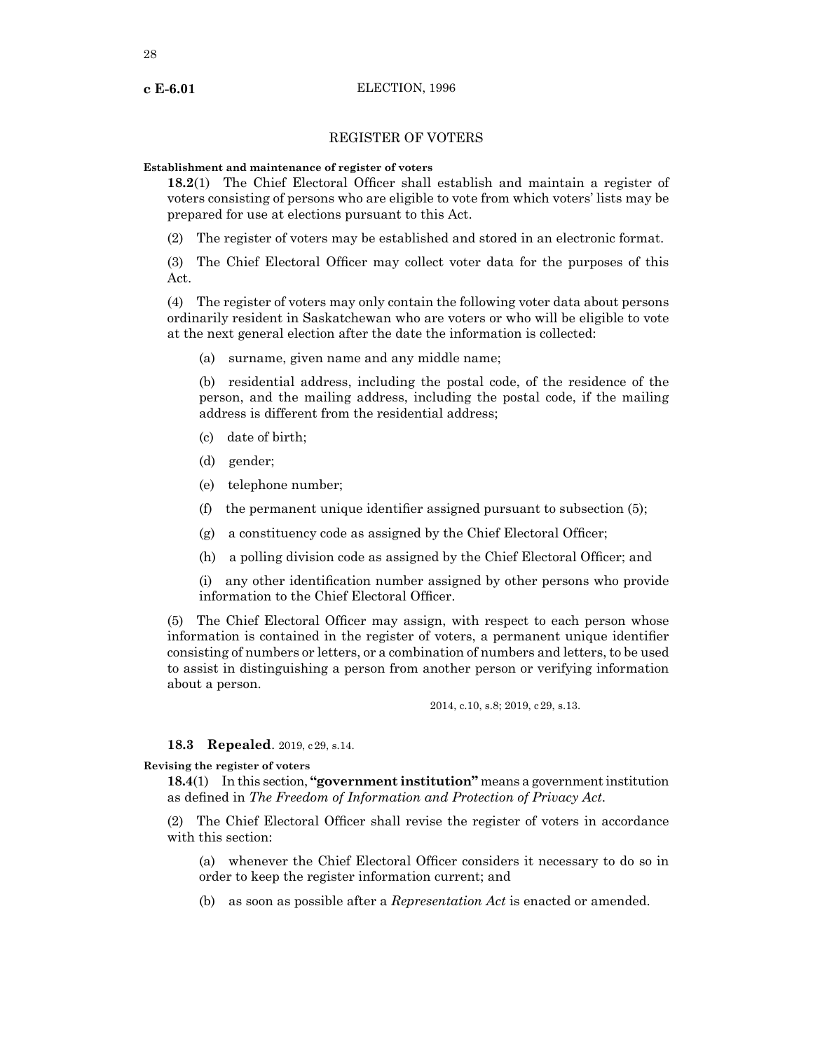## REGISTER OF VOTERS

**Establishment and maintenance of register of voters**

**18.2**(1) The Chief Electoral Officer shall establish and maintain a register of voters consisting of persons who are eligible to vote from which voters' lists may be prepared for use at elections pursuant to this Act.

(2) The register of voters may be established and stored in an electronic format.

(3) The Chief Electoral Officer may collect voter data for the purposes of this Act.

(4) The register of voters may only contain the following voter data about persons ordinarily resident in Saskatchewan who are voters or who will be eligible to vote at the next general election after the date the information is collected:

(a) surname, given name and any middle name;

(b) residential address, including the postal code, of the residence of the person, and the mailing address, including the postal code, if the mailing address is different from the residential address;

(c) date of birth;

(d) gender;

(e) telephone number;

(f) the permanent unique identifier assigned pursuant to subsection (5);

(g) a constituency code as assigned by the Chief Electoral Officer;

(h) a polling division code as assigned by the Chief Electoral Officer; and

(i) any other identification number assigned by other persons who provide information to the Chief Electoral Officer.

(5) The Chief Electoral Officer may assign, with respect to each person whose information is contained in the register of voters, a permanent unique identifier consisting of numbers or letters, or a combination of numbers and letters, to be used to assist in distinguishing a person from another person or verifying information about a person.

2014, c.10, s.8; 2019, c 29, s.13.

**18.3 Repealed**. 2019, c 29, s.14.

**Revising the register of voters**

**18.4**(1) In this section, **"government institution"** means a government institution as defined in *The Freedom of Information and Protection of Privacy Act*.

(2) The Chief Electoral Officer shall revise the register of voters in accordance with this section:

(a) whenever the Chief Electoral Officer considers it necessary to do so in order to keep the register information current; and

(b) as soon as possible after a *Representation Act* is enacted or amended.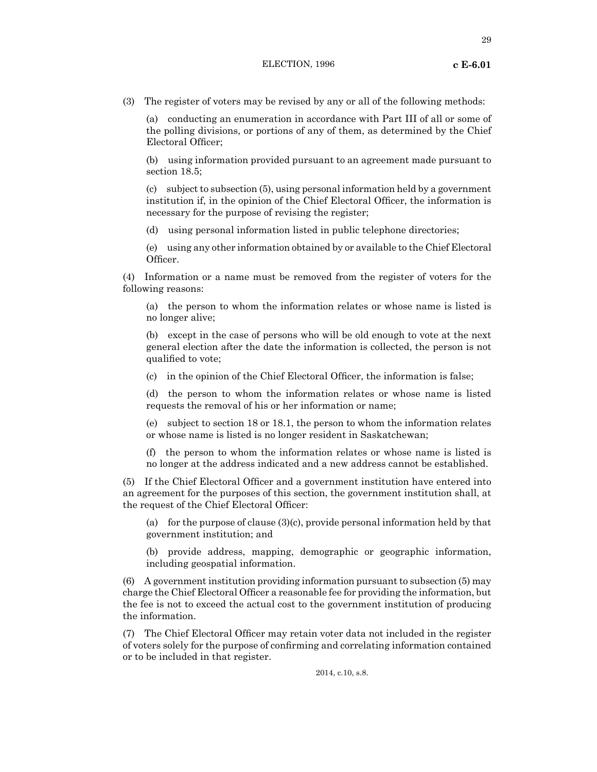(3) The register of voters may be revised by any or all of the following methods:

(a) conducting an enumeration in accordance with Part III of all or some of the polling divisions, or portions of any of them, as determined by the Chief Electoral Officer;

(b) using information provided pursuant to an agreement made pursuant to section 18.5;

(c) subject to subsection (5), using personal information held by a government institution if, in the opinion of the Chief Electoral Officer, the information is necessary for the purpose of revising the register;

(d) using personal information listed in public telephone directories;

(e) using any other information obtained by or available to the Chief Electoral Officer.

(4) Information or a name must be removed from the register of voters for the following reasons:

(a) the person to whom the information relates or whose name is listed is no longer alive;

(b) except in the case of persons who will be old enough to vote at the next general election after the date the information is collected, the person is not qualified to vote;

(c) in the opinion of the Chief Electoral Officer, the information is false;

(d) the person to whom the information relates or whose name is listed requests the removal of his or her information or name;

(e) subject to section 18 or 18.1, the person to whom the information relates or whose name is listed is no longer resident in Saskatchewan;

(f) the person to whom the information relates or whose name is listed is no longer at the address indicated and a new address cannot be established.

(5) If the Chief Electoral Officer and a government institution have entered into an agreement for the purposes of this section, the government institution shall, at the request of the Chief Electoral Officer:

(a) for the purpose of clause (3)(c), provide personal information held by that government institution; and

(b) provide address, mapping, demographic or geographic information, including geospatial information.

(6) A government institution providing information pursuant to subsection (5) may charge the Chief Electoral Officer a reasonable fee for providing the information, but the fee is not to exceed the actual cost to the government institution of producing the information.

(7) The Chief Electoral Officer may retain voter data not included in the register of voters solely for the purpose of confirming and correlating information contained or to be included in that register.

2014, c.10, s.8.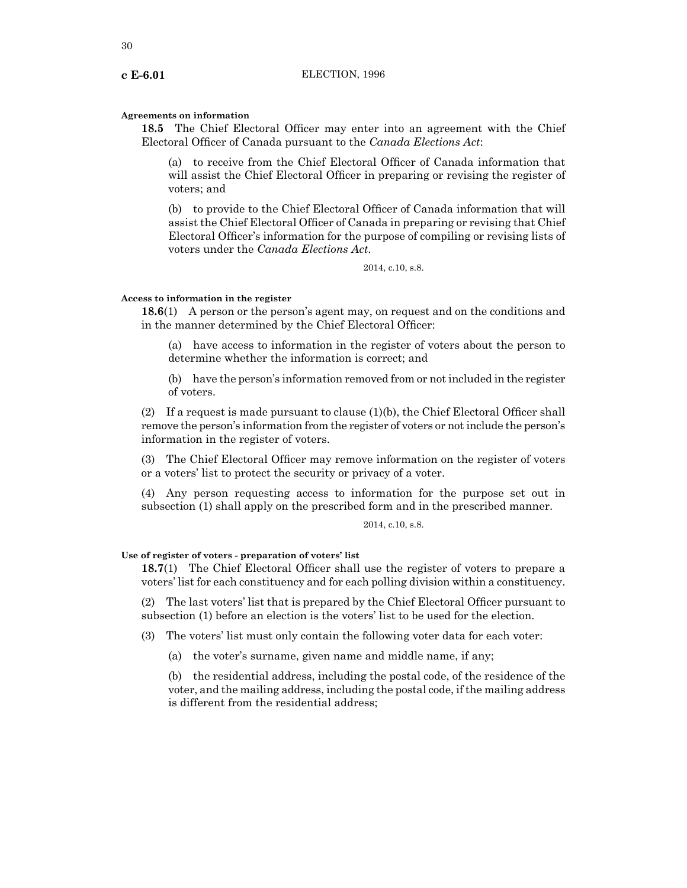**Agreements on information**

**18.5** The Chief Electoral Officer may enter into an agreement with the Chief Electoral Officer of Canada pursuant to the *Canada Elections Act*:

(a) to receive from the Chief Electoral Officer of Canada information that will assist the Chief Electoral Officer in preparing or revising the register of voters; and

(b) to provide to the Chief Electoral Officer of Canada information that will assist the Chief Electoral Officer of Canada in preparing or revising that Chief Electoral Officer's information for the purpose of compiling or revising lists of voters under the *Canada Elections Act*.

2014, c.10, s.8.

**Access to information in the register**

**18.6**(1) A person or the person's agent may, on request and on the conditions and in the manner determined by the Chief Electoral Officer:

(a) have access to information in the register of voters about the person to determine whether the information is correct; and

(b) have the person's information removed from or not included in the register of voters.

(2) If a request is made pursuant to clause (1)(b), the Chief Electoral Officer shall remove the person's information from the register of voters or not include the person's information in the register of voters.

(3) The Chief Electoral Officer may remove information on the register of voters or a voters' list to protect the security or privacy of a voter.

(4) Any person requesting access to information for the purpose set out in subsection (1) shall apply on the prescribed form and in the prescribed manner.

2014, c.10, s.8.

**Use of register of voters - preparation of voters' list**

**18.7**(1) The Chief Electoral Officer shall use the register of voters to prepare a voters' list for each constituency and for each polling division within a constituency.

(2) The last voters' list that is prepared by the Chief Electoral Officer pursuant to subsection (1) before an election is the voters' list to be used for the election.

(3) The voters' list must only contain the following voter data for each voter:

(a) the voter's surname, given name and middle name, if any;

(b) the residential address, including the postal code, of the residence of the voter, and the mailing address, including the postal code, if the mailing address is different from the residential address;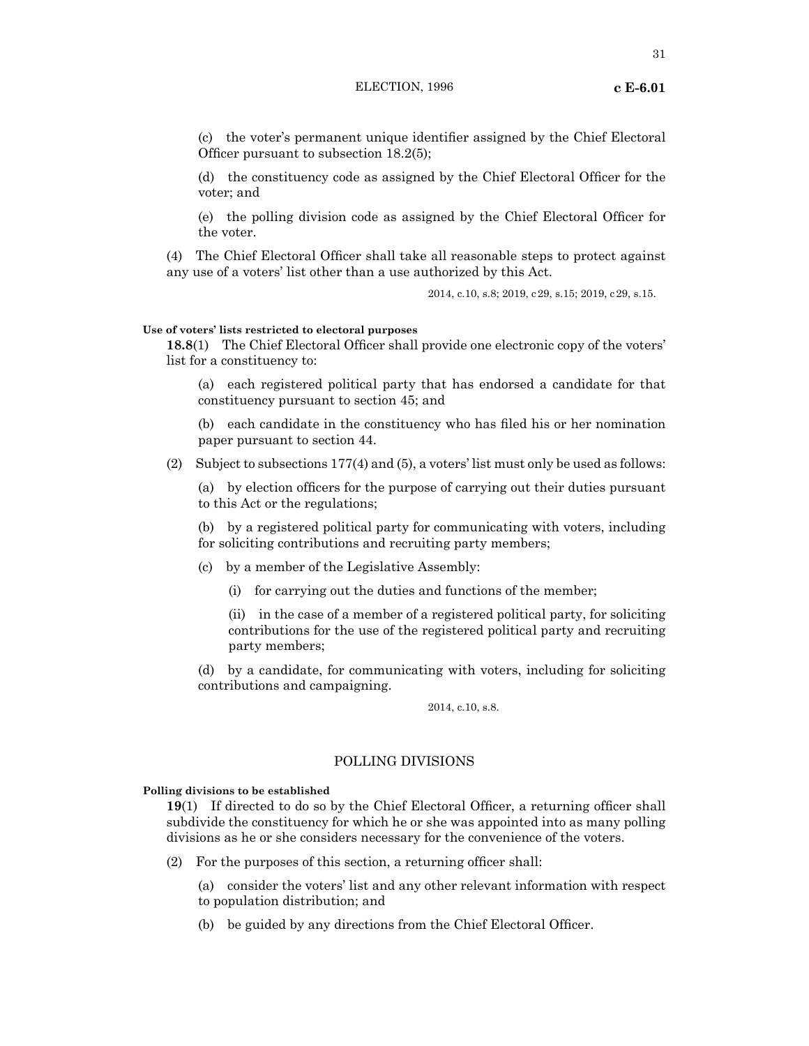(c) the voter's permanent unique identifier assigned by the Chief Electoral Officer pursuant to subsection 18.2(5);

(d) the constituency code as assigned by the Chief Electoral Officer for the voter; and

(e) the polling division code as assigned by the Chief Electoral Officer for the voter.

(4) The Chief Electoral Officer shall take all reasonable steps to protect against any use of a voters' list other than a use authorized by this Act.

2014, c.10, s.8; 2019, c29, s.15; 2019, c29, s.15.

**Use of voters' lists restricted to electoral purposes**

**18.8**(1) The Chief Electoral Officer shall provide one electronic copy of the voters' list for a constituency to:

(a) each registered political party that has endorsed a candidate for that constituency pursuant to section 45; and

(b) each candidate in the constituency who has filed his or her nomination paper pursuant to section 44.

(2) Subject to subsections 177(4) and (5), a voters' list must only be used as follows:

(a) by election officers for the purpose of carrying out their duties pursuant to this Act or the regulations;

(b) by a registered political party for communicating with voters, including for soliciting contributions and recruiting party members;

(c) by a member of the Legislative Assembly:

(i) for carrying out the duties and functions of the member;

(ii) in the case of a member of a registered political party, for soliciting contributions for the use of the registered political party and recruiting party members;

(d) by a candidate, for communicating with voters, including for soliciting contributions and campaigning.

2014, c.10, s.8.

## POLLING DIVISIONS

**Polling divisions to be established**

**19**(1) If directed to do so by the Chief Electoral Officer, a returning officer shall subdivide the constituency for which he or she was appointed into as many polling divisions as he or she considers necessary for the convenience of the voters.

(2) For the purposes of this section, a returning officer shall:

(a) consider the voters' list and any other relevant information with respect to population distribution; and

(b) be guided by any directions from the Chief Electoral Officer.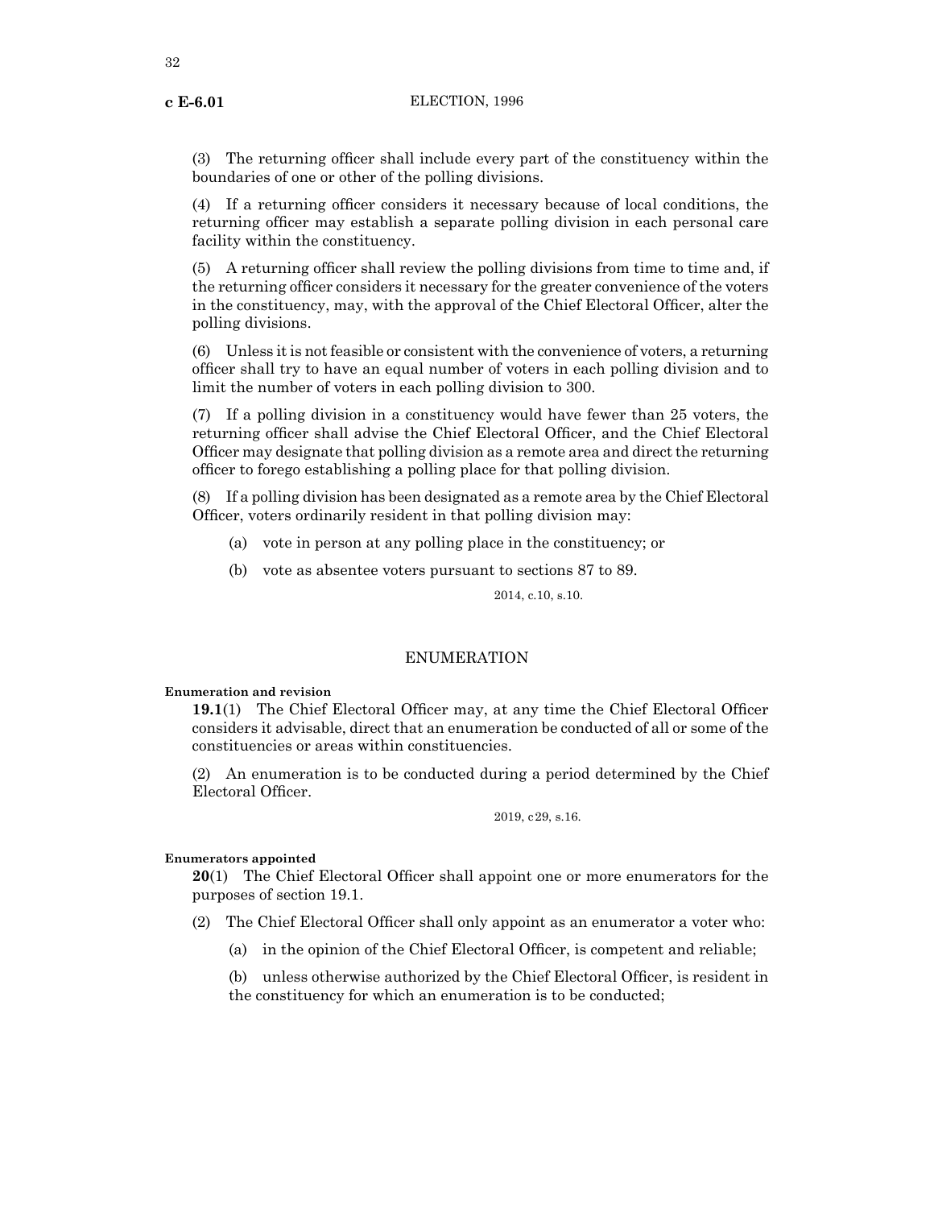(3) The returning officer shall include every part of the constituency within the boundaries of one or other of the polling divisions.

(4) If a returning officer considers it necessary because of local conditions, the returning officer may establish a separate polling division in each personal care facility within the constituency.

(5) A returning officer shall review the polling divisions from time to time and, if the returning officer considers it necessary for the greater convenience of the voters in the constituency, may, with the approval of the Chief Electoral Officer, alter the polling divisions.

(6) Unless it is not feasible or consistent with the convenience of voters, a returning officer shall try to have an equal number of voters in each polling division and to limit the number of voters in each polling division to 300.

(7) If a polling division in a constituency would have fewer than 25 voters, the returning officer shall advise the Chief Electoral Officer, and the Chief Electoral Officer may designate that polling division as a remote area and direct the returning officer to forego establishing a polling place for that polling division.

(8) If a polling division has been designated as a remote area by the Chief Electoral Officer, voters ordinarily resident in that polling division may:

(a) vote in person at any polling place in the constituency; or

(b) vote as absentee voters pursuant to sections 87 to 89.

2014, c.10, s.10.

## ENUMERATION

**Enumeration and revision**

**19.1**(1) The Chief Electoral Officer may, at any time the Chief Electoral Officer considers it advisable, direct that an enumeration be conducted of all or some of the constituencies or areas within constituencies.

(2) An enumeration is to be conducted during a period determined by the Chief Electoral Officer.

2019, c29, s.16.

**Enumerators appointed**

**20**(1) The Chief Electoral Officer shall appoint one or more enumerators for the purposes of section 19.1.

(2) The Chief Electoral Officer shall only appoint as an enumerator a voter who:

(a) in the opinion of the Chief Electoral Officer, is competent and reliable;

(b) unless otherwise authorized by the Chief Electoral Officer, is resident in the constituency for which an enumeration is to be conducted;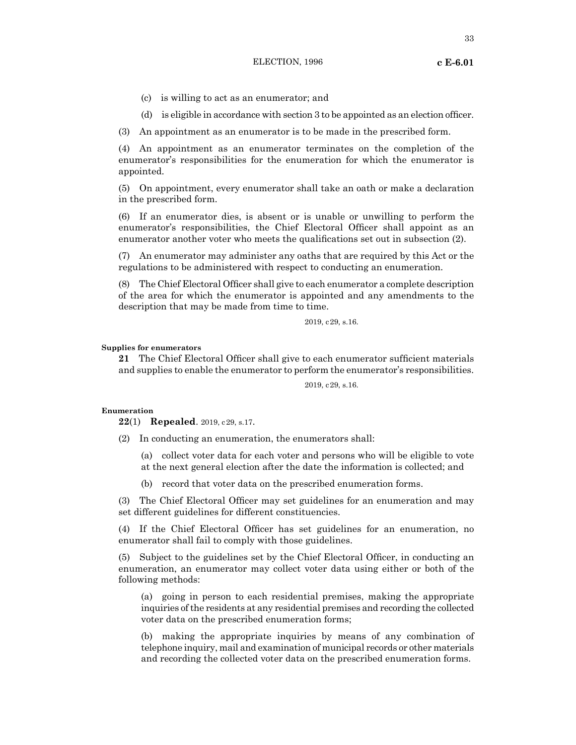(c) is willing to act as an enumerator; and

(d) is eligible in accordance with section 3 to be appointed as an election officer.

(3) An appointment as an enumerator is to be made in the prescribed form.

(4) An appointment as an enumerator terminates on the completion of the enumerator's responsibilities for the enumeration for which the enumerator is appointed.

(5) On appointment, every enumerator shall take an oath or make a declaration in the prescribed form.

(6) If an enumerator dies, is absent or is unable or unwilling to perform the enumerator's responsibilities, the Chief Electoral Officer shall appoint as an enumerator another voter who meets the qualifications set out in subsection (2).

(7) An enumerator may administer any oaths that are required by this Act or the regulations to be administered with respect to conducting an enumeration.

(8) The Chief Electoral Officer shall give to each enumerator a complete description of the area for which the enumerator is appointed and any amendments to the description that may be made from time to time.

2019, c29, s.16.

**Supplies for enumerators**

**21** The Chief Electoral Officer shall give to each enumerator sufficient materials and supplies to enable the enumerator to perform the enumerator's responsibilities.

2019, c29, s.16.

**Enumeration**

**22**(1) **Repealed**. 2019, c29, s.17.

(2) In conducting an enumeration, the enumerators shall:

(a) collect voter data for each voter and persons who will be eligible to vote at the next general election after the date the information is collected; and

(b) record that voter data on the prescribed enumeration forms.

(3) The Chief Electoral Officer may set guidelines for an enumeration and may set different guidelines for different constituencies.

(4) If the Chief Electoral Officer has set guidelines for an enumeration, no enumerator shall fail to comply with those guidelines.

(5) Subject to the guidelines set by the Chief Electoral Officer, in conducting an enumeration, an enumerator may collect voter data using either or both of the following methods:

(a) going in person to each residential premises, making the appropriate inquiries of the residents at any residential premises and recording the collected voter data on the prescribed enumeration forms;

(b) making the appropriate inquiries by means of any combination of telephone inquiry, mail and examination of municipal records or other materials and recording the collected voter data on the prescribed enumeration forms.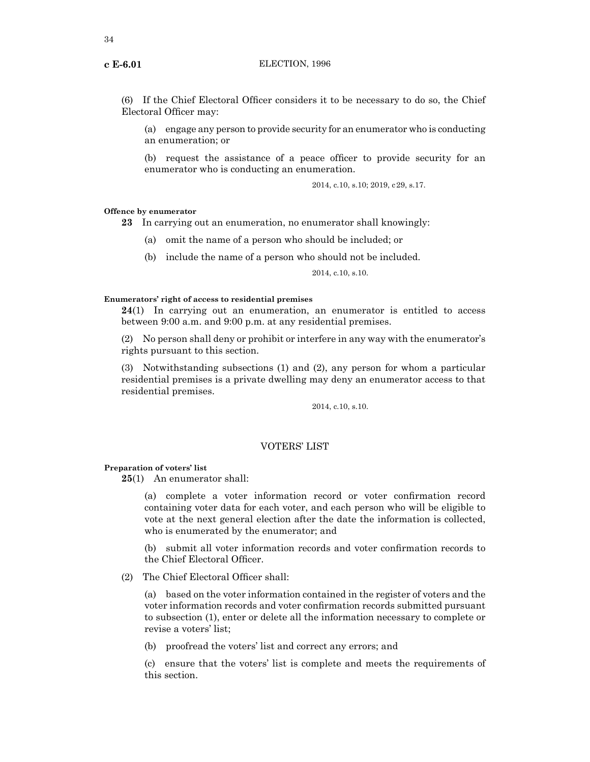(6) If the Chief Electoral Officer considers it to be necessary to do so, the Chief Electoral Officer may:

(a) engage any person to provide security for an enumerator who is conducting an enumeration; or

(b) request the assistance of a peace officer to provide security for an enumerator who is conducting an enumeration.

2014, c.10, s.10; 2019, c29, s.17.

**Offence by enumerator**

**23** In carrying out an enumeration, no enumerator shall knowingly:

(a) omit the name of a person who should be included; or

(b) include the name of a person who should not be included.

2014, c.10, s.10.

**Enumerators' right of access to residential premises**

**24**(1) In carrying out an enumeration, an enumerator is entitled to access between 9:00 a.m. and 9:00 p.m. at any residential premises.

(2) No person shall deny or prohibit or interfere in any way with the enumerator's rights pursuant to this section.

(3) Notwithstanding subsections (1) and (2), any person for whom a particular residential premises is a private dwelling may deny an enumerator access to that residential premises.

2014, c.10, s.10.

## VOTERS' LIST

**Preparation of voters' list**

**25**(1) An enumerator shall:

(a) complete a voter information record or voter confirmation record containing voter data for each voter, and each person who will be eligible to vote at the next general election after the date the information is collected, who is enumerated by the enumerator; and

(b) submit all voter information records and voter confirmation records to the Chief Electoral Officer.

(2) The Chief Electoral Officer shall:

(a) based on the voter information contained in the register of voters and the voter information records and voter confirmation records submitted pursuant to subsection (1), enter or delete all the information necessary to complete or revise a voters' list;

(b) proofread the voters' list and correct any errors; and

(c) ensure that the voters' list is complete and meets the requirements of this section.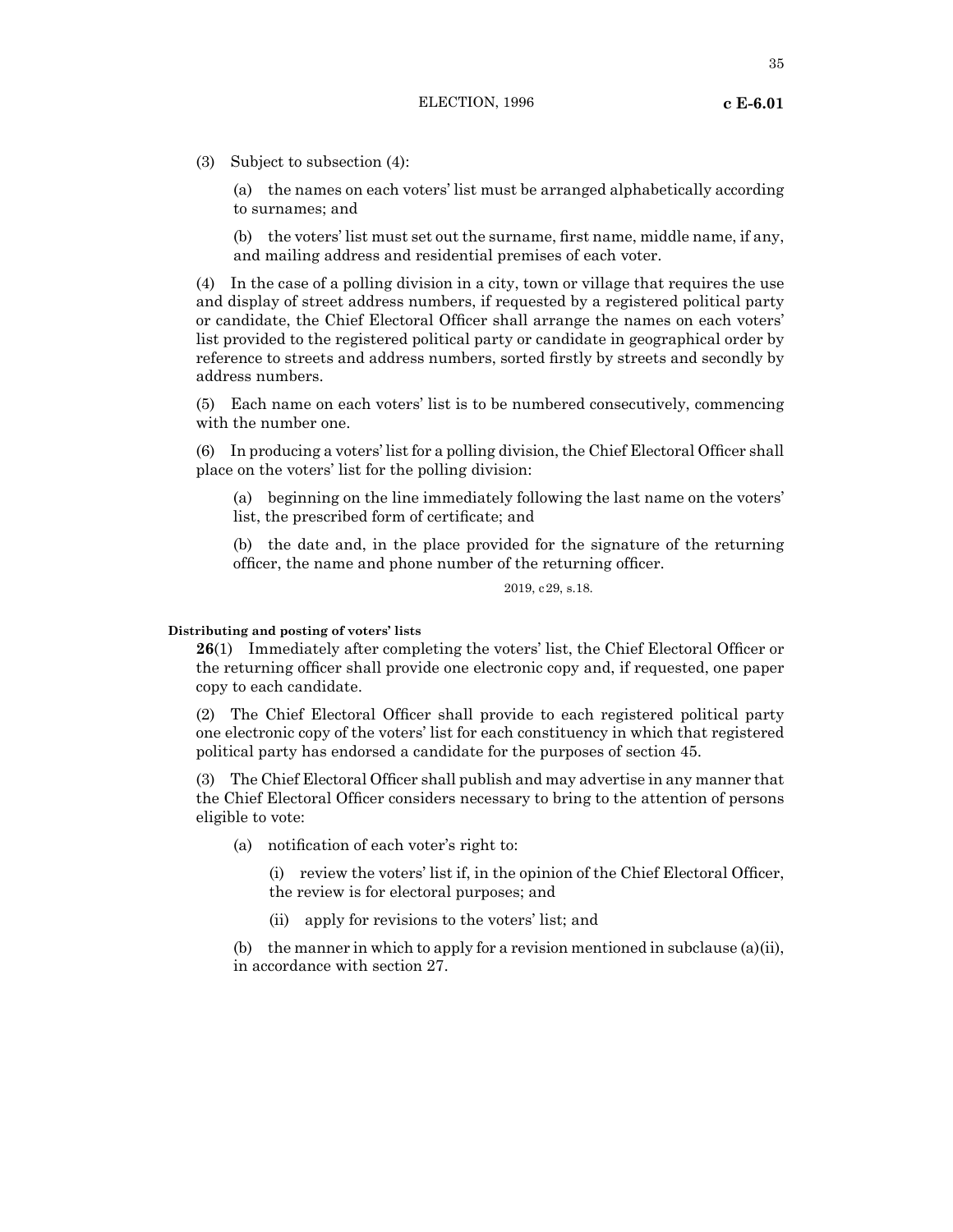(3) Subject to subsection (4):

(a) the names on each voters' list must be arranged alphabetically according to surnames; and

(b) the voters' list must set out the surname, first name, middle name, if any, and mailing address and residential premises of each voter.

(4) In the case of a polling division in a city, town or village that requires the use and display of street address numbers, if requested by a registered political party or candidate, the Chief Electoral Officer shall arrange the names on each voters' list provided to the registered political party or candidate in geographical order by reference to streets and address numbers, sorted firstly by streets and secondly by address numbers.

(5) Each name on each voters' list is to be numbered consecutively, commencing with the number one.

(6) In producing a voters' list for a polling division, the Chief Electoral Officer shall place on the voters' list for the polling division:

(a) beginning on the line immediately following the last name on the voters' list, the prescribed form of certificate; and

(b) the date and, in the place provided for the signature of the returning officer, the name and phone number of the returning officer.

2019, c29, s.18.

**Distributing and posting of voters' lists**

**26**(1) Immediately after completing the voters' list, the Chief Electoral Officer or the returning officer shall provide one electronic copy and, if requested, one paper copy to each candidate.

(2) The Chief Electoral Officer shall provide to each registered political party one electronic copy of the voters' list for each constituency in which that registered political party has endorsed a candidate for the purposes of section 45.

(3) The Chief Electoral Officer shall publish and may advertise in any manner that the Chief Electoral Officer considers necessary to bring to the attention of persons eligible to vote:

(a) notification of each voter's right to:

(i) review the voters' list if, in the opinion of the Chief Electoral Officer, the review is for electoral purposes; and

(ii) apply for revisions to the voters' list; and

(b) the manner in which to apply for a revision mentioned in subclause (a)(ii), in accordance with section 27.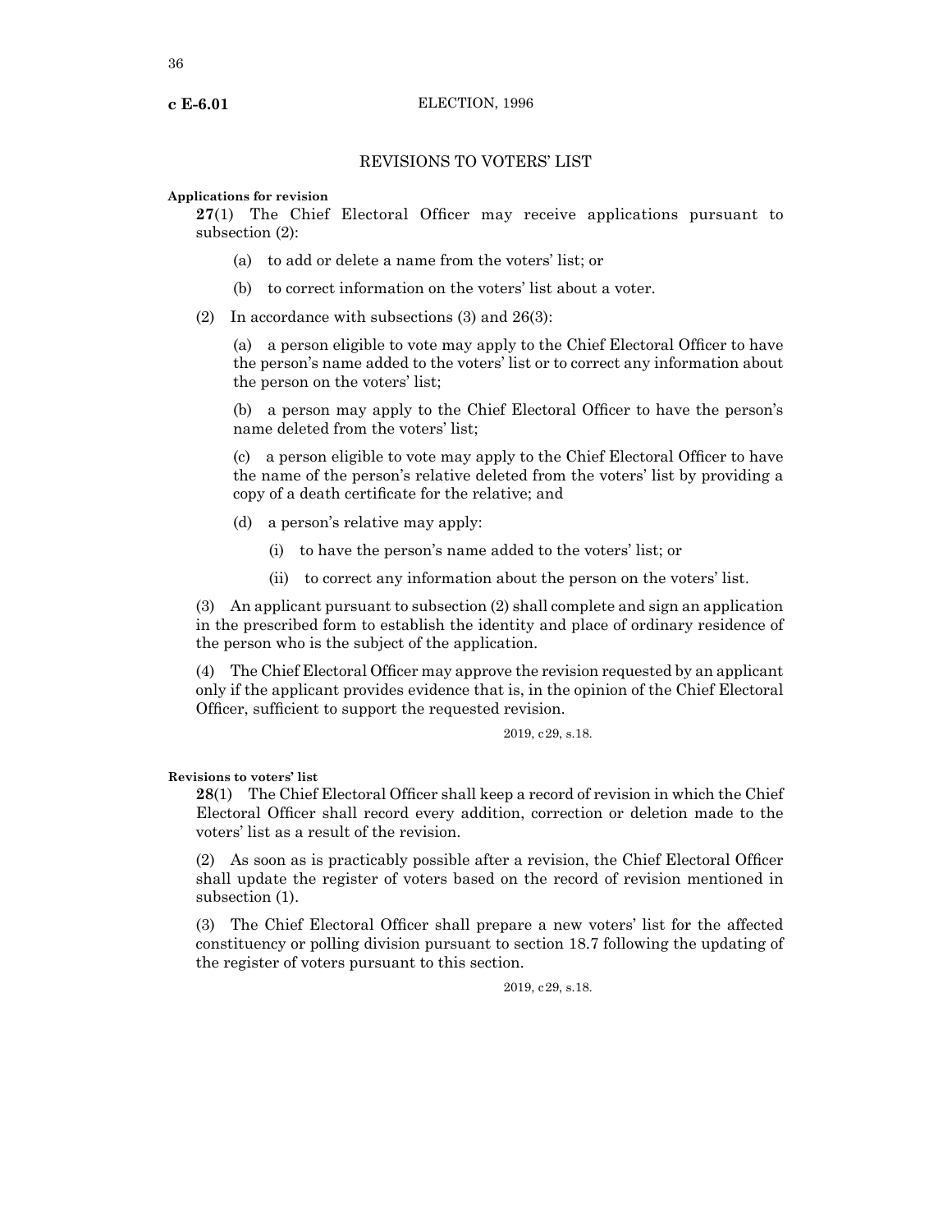## REVISIONS TO VOTERS' LIST

**Applications for revision**

**27**(1) The Chief Electoral Officer may receive applications pursuant to subsection (2):

(a) to add or delete a name from the voters' list; or

(b) to correct information on the voters' list about a voter.

(2) In accordance with subsections (3) and 26(3):

(a) a person eligible to vote may apply to the Chief Electoral Officer to have the person's name added to the voters' list or to correct any information about the person on the voters' list;

(b) a person may apply to the Chief Electoral Officer to have the person's name deleted from the voters' list;

(c) a person eligible to vote may apply to the Chief Electoral Officer to have the name of the person's relative deleted from the voters' list by providing a copy of a death certificate for the relative; and

(d) a person's relative may apply:

(i) to have the person's name added to the voters' list; or

(ii) to correct any information about the person on the voters' list.

(3) An applicant pursuant to subsection (2) shall complete and sign an application in the prescribed form to establish the identity and place of ordinary residence of the person who is the subject of the application.

(4) The Chief Electoral Officer may approve the revision requested by an applicant only if the applicant provides evidence that is, in the opinion of the Chief Electoral Officer, sufficient to support the requested revision.

2019, c29, s.18.

**Revisions to voters' list**

**28**(1) The Chief Electoral Officer shall keep a record of revision in which the Chief Electoral Officer shall record every addition, correction or deletion made to the voters' list as a result of the revision.

(2) As soon as is practicably possible after a revision, the Chief Electoral Officer shall update the register of voters based on the record of revision mentioned in subsection (1).

(3) The Chief Electoral Officer shall prepare a new voters' list for the affected constituency or polling division pursuant to section 18.7 following the updating of the register of voters pursuant to this section.

2019, c29, s.18.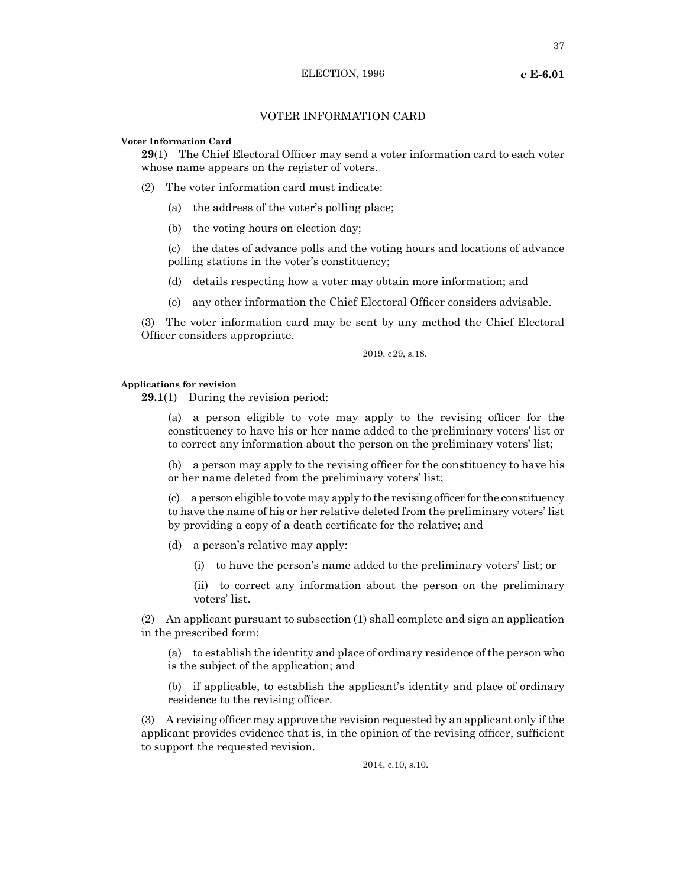## VOTER INFORMATION CARD

**Voter Information Card**

**29**(1) The Chief Electoral Officer may send a voter information card to each voter whose name appears on the register of voters.

(2) The voter information card must indicate:

(a) the address of the voter's polling place;

(b) the voting hours on election day;

(c) the dates of advance polls and the voting hours and locations of advance polling stations in the voter's constituency;

(d) details respecting how a voter may obtain more information; and

(e) any other information the Chief Electoral Officer considers advisable.

(3) The voter information card may be sent by any method the Chief Electoral Officer considers appropriate.

2019, c29, s.18.

**Applications for revision**

**29.1**(1) During the revision period:

(a) a person eligible to vote may apply to the revising officer for the constituency to have his or her name added to the preliminary voters' list or to correct any information about the person on the preliminary voters' list;

(b) a person may apply to the revising officer for the constituency to have his or her name deleted from the preliminary voters' list;

(c) a person eligible to vote may apply to the revising officer for the constituency to have the name of his or her relative deleted from the preliminary voters' list by providing a copy of a death certificate for the relative; and

(d) a person's relative may apply:

(i) to have the person's name added to the preliminary voters' list; or

(ii) to correct any information about the person on the preliminary voters' list.

(2) An applicant pursuant to subsection (1) shall complete and sign an application in the prescribed form:

(a) to establish the identity and place of ordinary residence of the person who is the subject of the application; and

(b) if applicable, to establish the applicant's identity and place of ordinary residence to the revising officer.

(3) A revising officer may approve the revision requested by an applicant only if the applicant provides evidence that is, in the opinion of the revising officer, sufficient to support the requested revision.

2014, c.10, s.10.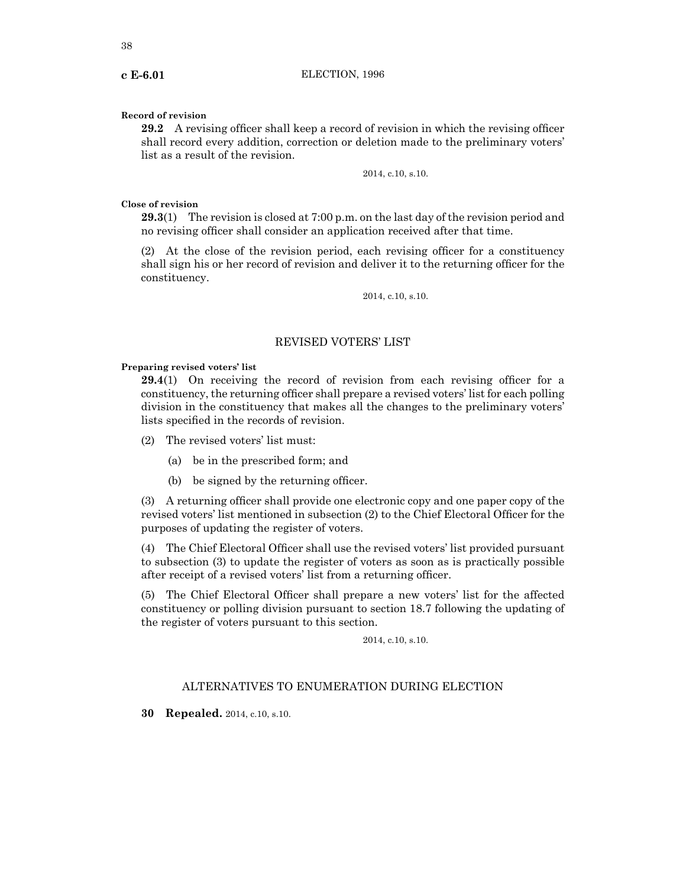**Record of revision**

**29.2** A revising officer shall keep a record of revision in which the revising officer shall record every addition, correction or deletion made to the preliminary voters' list as a result of the revision.

2014, c.10, s.10.

**Close of revision**

**29.3**(1) The revision is closed at 7:00 p.m. on the last day of the revision period and no revising officer shall consider an application received after that time.

(2) At the close of the revision period, each revising officer for a constituency shall sign his or her record of revision and deliver it to the returning officer for the constituency.

2014, c.10, s.10.

## REVISED VOTERS' LIST

**Preparing revised voters' list**

**29.4**(1) On receiving the record of revision from each revising officer for a constituency, the returning officer shall prepare a revised voters' list for each polling division in the constituency that makes all the changes to the preliminary voters' lists specified in the records of revision.

(2) The revised voters' list must:

(a) be in the prescribed form; and

(b) be signed by the returning officer.

(3) A returning officer shall provide one electronic copy and one paper copy of the revised voters' list mentioned in subsection (2) to the Chief Electoral Officer for the purposes of updating the register of voters.

(4) The Chief Electoral Officer shall use the revised voters' list provided pursuant to subsection (3) to update the register of voters as soon as is practically possible after receipt of a revised voters' list from a returning officer.

(5) The Chief Electoral Officer shall prepare a new voters' list for the affected constituency or polling division pursuant to section 18.7 following the updating of the register of voters pursuant to this section.

2014, c.10, s.10.

## ALTERNATIVES TO ENUMERATION DURING ELECTION

**30 Repealed.** 2014, c.10, s.10.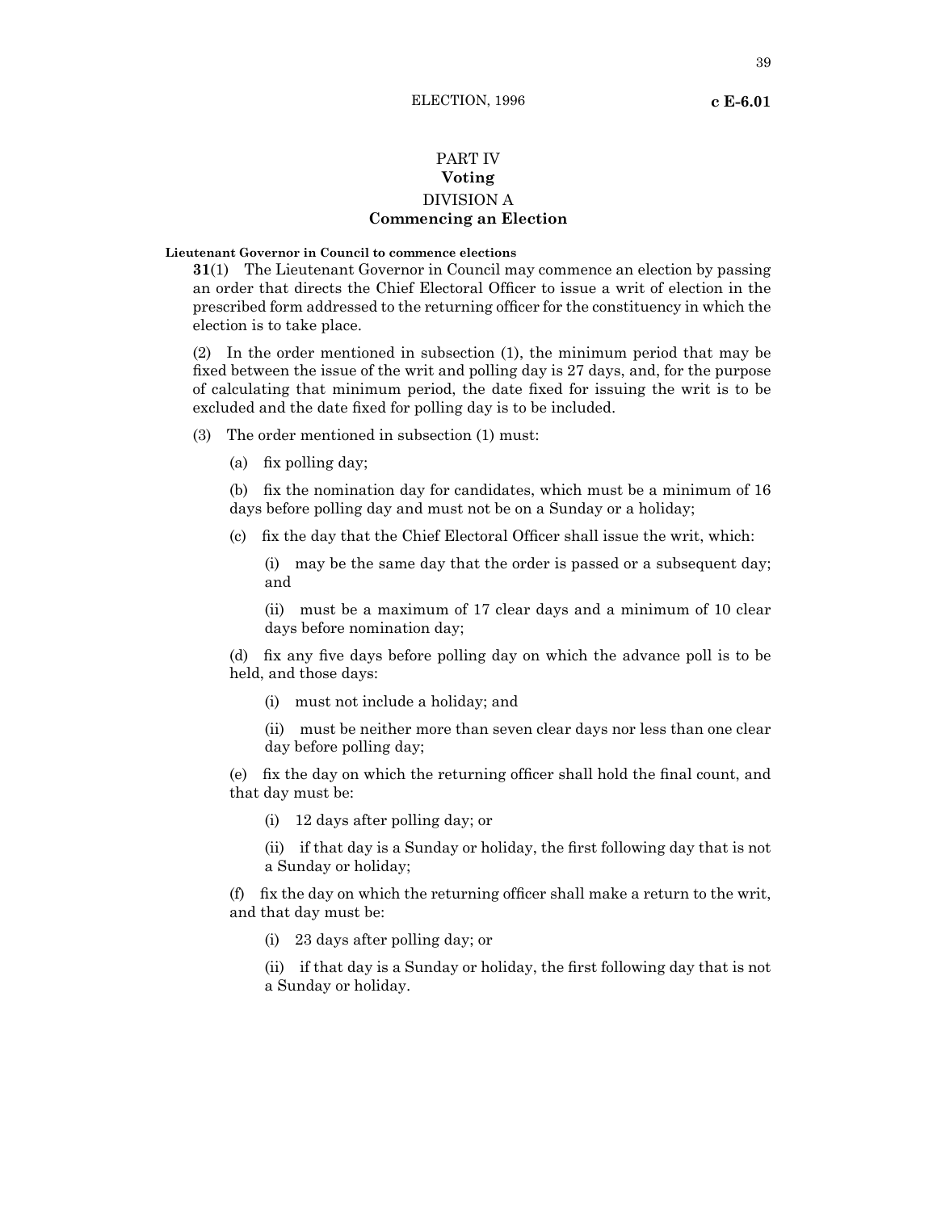# PART IV
## Voting
### DIVISION A
### Commencing an Election

**Lieutenant Governor in Council to commence elections**

**31**(1) The Lieutenant Governor in Council may commence an election by passing an order that directs the Chief Electoral Officer to issue a writ of election in the prescribed form addressed to the returning officer for the constituency in which the election is to take place.

(2) In the order mentioned in subsection (1), the minimum period that may be fixed between the issue of the writ and polling day is 27 days, and, for the purpose of calculating that minimum period, the date fixed for issuing the writ is to be excluded and the date fixed for polling day is to be included.

(3) The order mentioned in subsection (1) must:

(a) fix polling day;

(b) fix the nomination day for candidates, which must be a minimum of 16 days before polling day and must not be on a Sunday or a holiday;

(c) fix the day that the Chief Electoral Officer shall issue the writ, which:

(i) may be the same day that the order is passed or a subsequent day; and

(ii) must be a maximum of 17 clear days and a minimum of 10 clear days before nomination day;

(d) fix any five days before polling day on which the advance poll is to be held, and those days:

(i) must not include a holiday; and

(ii) must be neither more than seven clear days nor less than one clear day before polling day;

(e) fix the day on which the returning officer shall hold the final count, and that day must be:

(i) 12 days after polling day; or

(ii) if that day is a Sunday or holiday, the first following day that is not a Sunday or holiday;

(f) fix the day on which the returning officer shall make a return to the writ, and that day must be:

(i) 23 days after polling day; or

(ii) if that day is a Sunday or holiday, the first following day that is not a Sunday or holiday.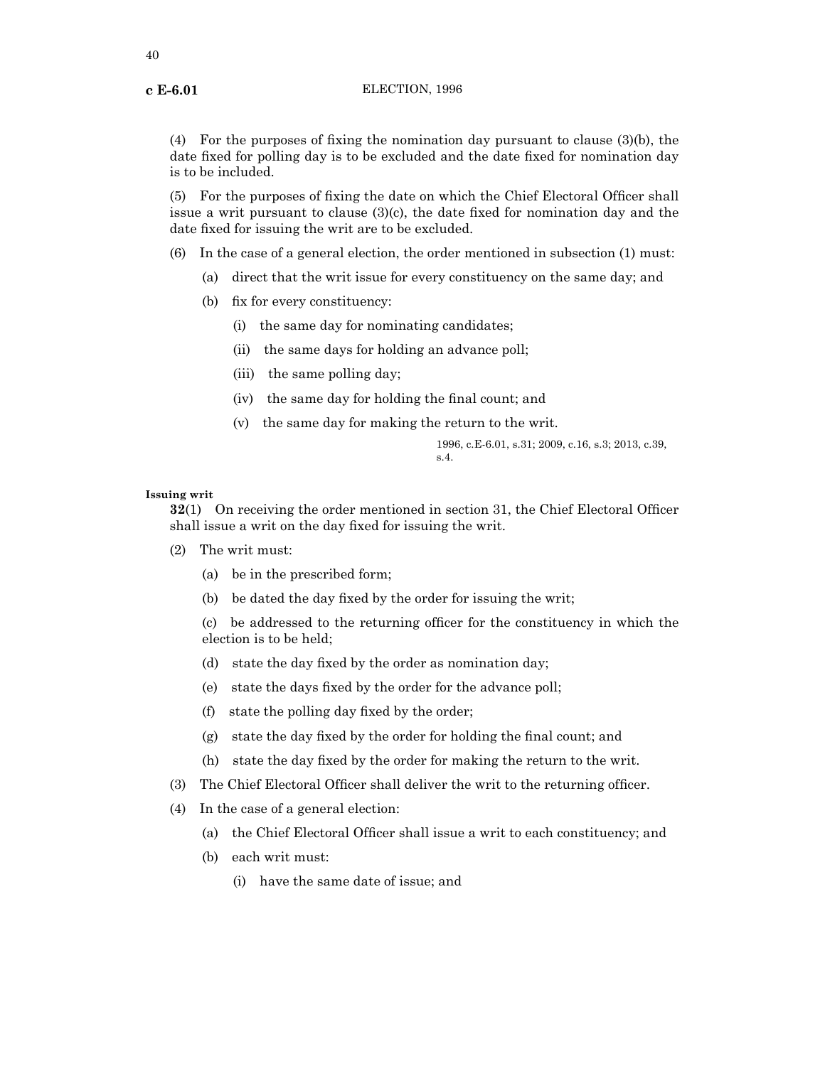(4) For the purposes of fixing the nomination day pursuant to clause (3)(b), the date fixed for polling day is to be excluded and the date fixed for nomination day is to be included.

(5) For the purposes of fixing the date on which the Chief Electoral Officer shall issue a writ pursuant to clause (3)(c), the date fixed for nomination day and the date fixed for issuing the writ are to be excluded.

(6) In the case of a general election, the order mentioned in subsection (1) must:

- (a) direct that the writ issue for every constituency on the same day; and
- (b) fix for every constituency:
  - (i) the same day for nominating candidates;
  - (ii) the same days for holding an advance poll;
  - (iii) the same polling day;
  - (iv) the same day for holding the final count; and
  - (v) the same day for making the return to the writ.

1996, c.E-6.01, s.31; 2009, c.16, s.3; 2013, c.39, s.4.

**Issuing writ**

**32**(1) On receiving the order mentioned in section 31, the Chief Electoral Officer shall issue a writ on the day fixed for issuing the writ.

(2) The writ must:

- (a) be in the prescribed form;
- (b) be dated the day fixed by the order for issuing the writ;
- (c) be addressed to the returning officer for the constituency in which the election is to be held;
- (d) state the day fixed by the order as nomination day;
- (e) state the days fixed by the order for the advance poll;
- (f) state the polling day fixed by the order;
- (g) state the day fixed by the order for holding the final count; and
- (h) state the day fixed by the order for making the return to the writ.

(3) The Chief Electoral Officer shall deliver the writ to the returning officer.

(4) In the case of a general election:

- (a) the Chief Electoral Officer shall issue a writ to each constituency; and
- (b) each writ must:
  - (i) have the same date of issue; and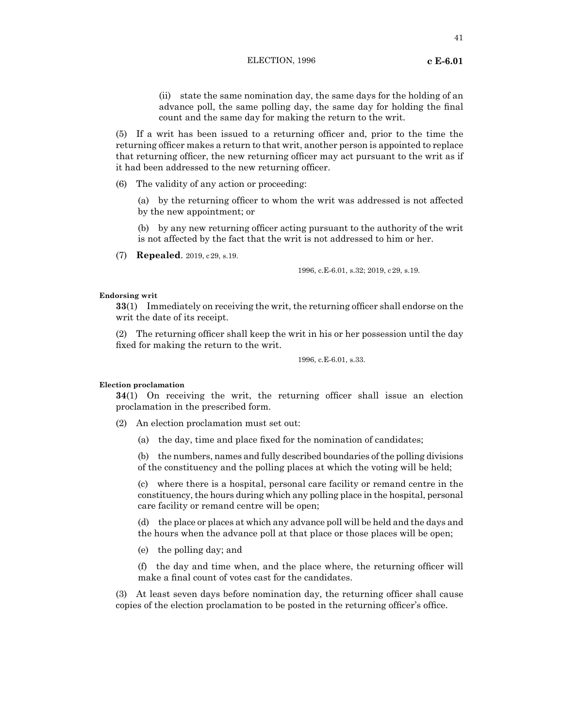(ii) state the same nomination day, the same days for the holding of an advance poll, the same polling day, the same day for holding the final count and the same day for making the return to the writ.

(5) If a writ has been issued to a returning officer and, prior to the time the returning officer makes a return to that writ, another person is appointed to replace that returning officer, the new returning officer may act pursuant to the writ as if it had been addressed to the new returning officer.

(6) The validity of any action or proceeding:

(a) by the returning officer to whom the writ was addressed is not affected by the new appointment; or

(b) by any new returning officer acting pursuant to the authority of the writ is not affected by the fact that the writ is not addressed to him or her.

(7) **Repealed**. 2019, c29, s.19.

1996, c.E-6.01, s.32; 2019, c29, s.19.

**Endorsing writ**

**33**(1) Immediately on receiving the writ, the returning officer shall endorse on the writ the date of its receipt.

(2) The returning officer shall keep the writ in his or her possession until the day fixed for making the return to the writ.

1996, c.E-6.01, s.33.

**Election proclamation**

**34**(1) On receiving the writ, the returning officer shall issue an election proclamation in the prescribed form.

(2) An election proclamation must set out:

(a) the day, time and place fixed for the nomination of candidates;

(b) the numbers, names and fully described boundaries of the polling divisions of the constituency and the polling places at which the voting will be held;

(c) where there is a hospital, personal care facility or remand centre in the constituency, the hours during which any polling place in the hospital, personal care facility or remand centre will be open;

(d) the place or places at which any advance poll will be held and the days and the hours when the advance poll at that place or those places will be open;

(e) the polling day; and

(f) the day and time when, and the place where, the returning officer will make a final count of votes cast for the candidates.

(3) At least seven days before nomination day, the returning officer shall cause copies of the election proclamation to be posted in the returning officer's office.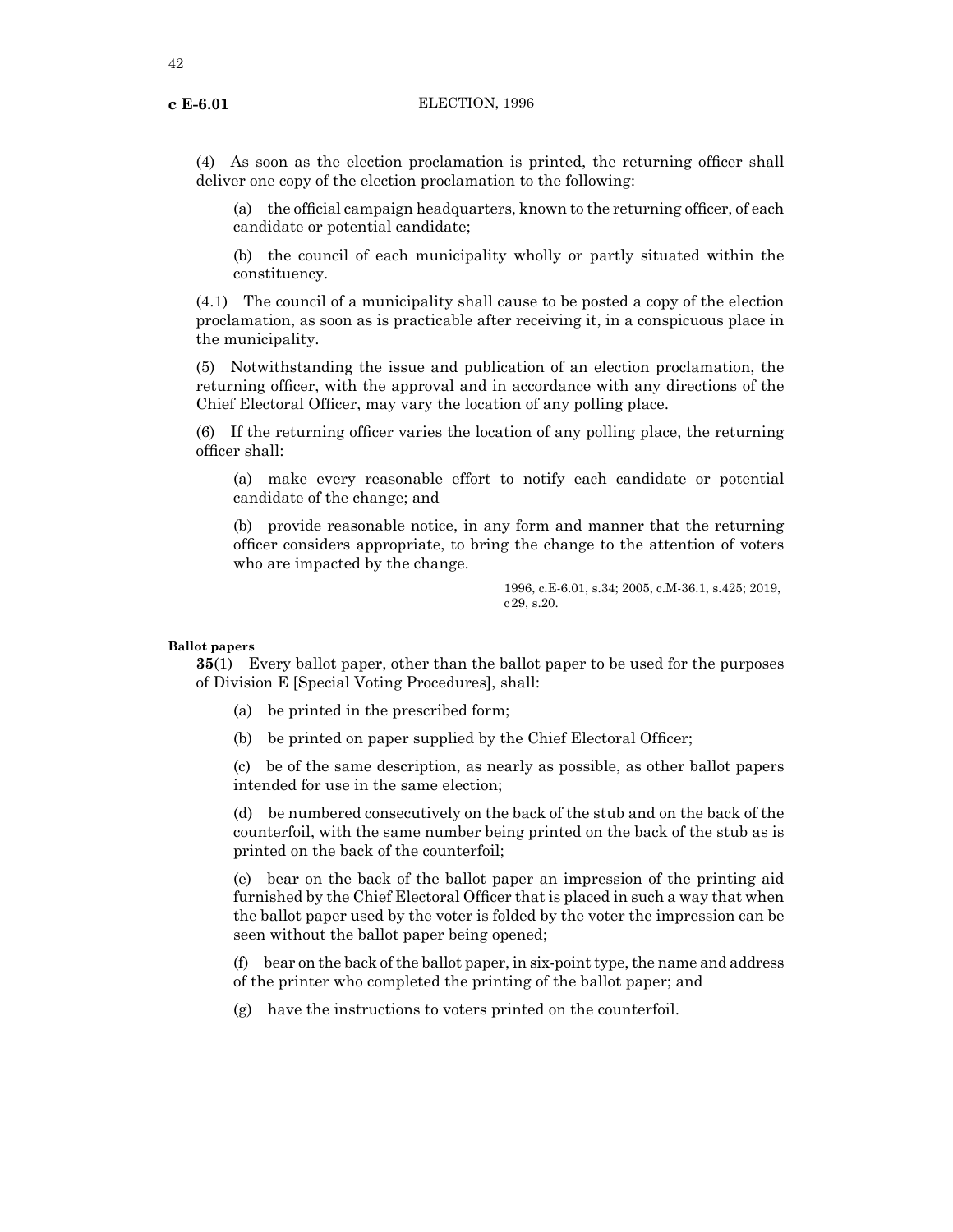(4) As soon as the election proclamation is printed, the returning officer shall deliver one copy of the election proclamation to the following:

(a) the official campaign headquarters, known to the returning officer, of each candidate or potential candidate;

(b) the council of each municipality wholly or partly situated within the constituency.

(4.1) The council of a municipality shall cause to be posted a copy of the election proclamation, as soon as is practicable after receiving it, in a conspicuous place in the municipality.

(5) Notwithstanding the issue and publication of an election proclamation, the returning officer, with the approval and in accordance with any directions of the Chief Electoral Officer, may vary the location of any polling place.

(6) If the returning officer varies the location of any polling place, the returning officer shall:

(a) make every reasonable effort to notify each candidate or potential candidate of the change; and

(b) provide reasonable notice, in any form and manner that the returning officer considers appropriate, to bring the change to the attention of voters who are impacted by the change.

1996, c.E-6.01, s.34; 2005, c.M-36.1, s.425; 2019, c29, s.20.

**Ballot papers**

**35**(1) Every ballot paper, other than the ballot paper to be used for the purposes of Division E [Special Voting Procedures], shall:

(a) be printed in the prescribed form;

(b) be printed on paper supplied by the Chief Electoral Officer;

(c) be of the same description, as nearly as possible, as other ballot papers intended for use in the same election;

(d) be numbered consecutively on the back of the stub and on the back of the counterfoil, with the same number being printed on the back of the stub as is printed on the back of the counterfoil;

(e) bear on the back of the ballot paper an impression of the printing aid furnished by the Chief Electoral Officer that is placed in such a way that when the ballot paper used by the voter is folded by the voter the impression can be seen without the ballot paper being opened;

(f) bear on the back of the ballot paper, in six-point type, the name and address of the printer who completed the printing of the ballot paper; and

(g) have the instructions to voters printed on the counterfoil.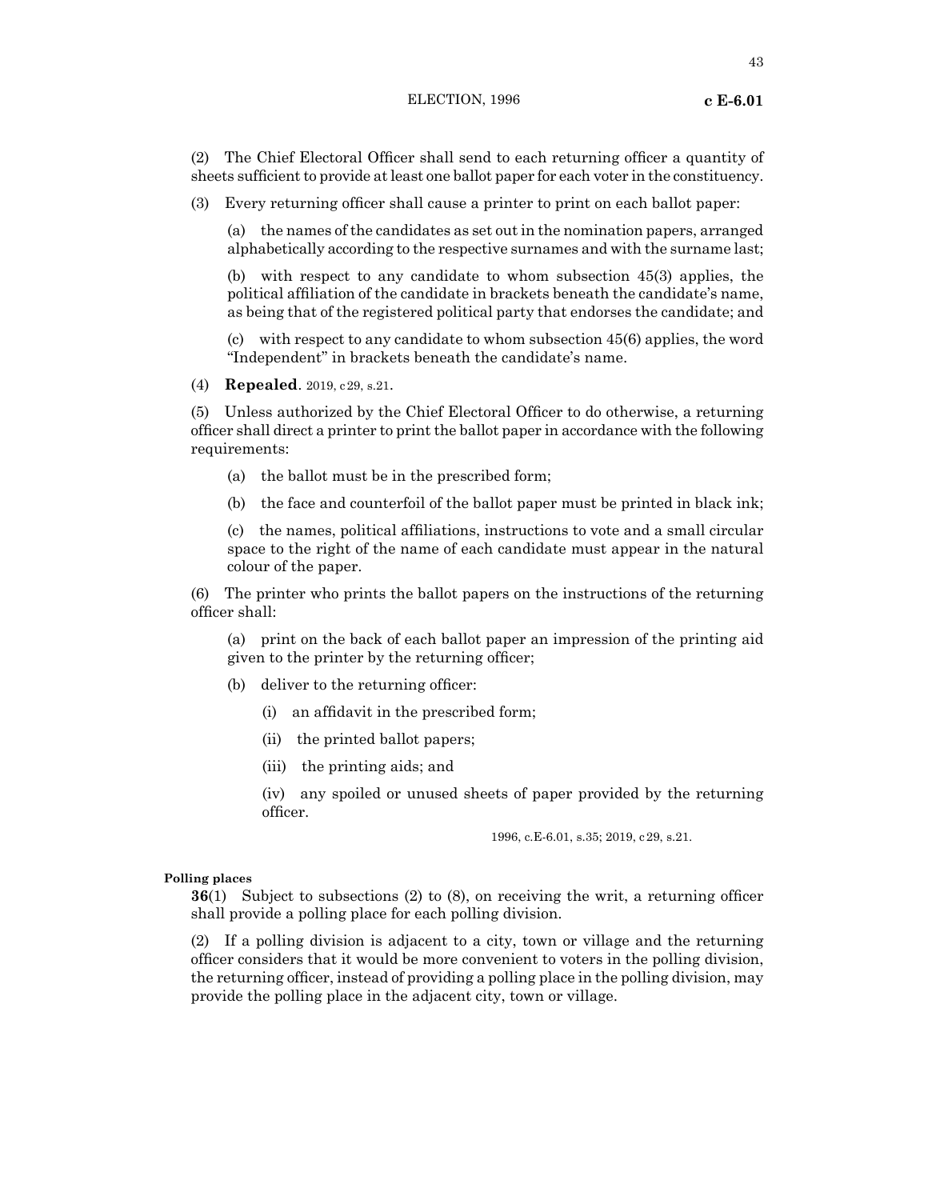(2) The Chief Electoral Officer shall send to each returning officer a quantity of sheets sufficient to provide at least one ballot paper for each voter in the constituency.

(3) Every returning officer shall cause a printer to print on each ballot paper:

(a) the names of the candidates as set out in the nomination papers, arranged alphabetically according to the respective surnames and with the surname last;

(b) with respect to any candidate to whom subsection 45(3) applies, the political affiliation of the candidate in brackets beneath the candidate's name, as being that of the registered political party that endorses the candidate; and

(c) with respect to any candidate to whom subsection 45(6) applies, the word "Independent" in brackets beneath the candidate's name.

(4) **Repealed**. 2019, c 29, s.21.

(5) Unless authorized by the Chief Electoral Officer to do otherwise, a returning officer shall direct a printer to print the ballot paper in accordance with the following requirements:

(a) the ballot must be in the prescribed form;

(b) the face and counterfoil of the ballot paper must be printed in black ink;

(c) the names, political affiliations, instructions to vote and a small circular space to the right of the name of each candidate must appear in the natural colour of the paper.

(6) The printer who prints the ballot papers on the instructions of the returning officer shall:

(a) print on the back of each ballot paper an impression of the printing aid given to the printer by the returning officer;

(b) deliver to the returning officer:

(i) an affidavit in the prescribed form;

(ii) the printed ballot papers;

(iii) the printing aids; and

(iv) any spoiled or unused sheets of paper provided by the returning officer.

1996, c.E-6.01, s.35; 2019, c 29, s.21.

**Polling places**

**36**(1) Subject to subsections (2) to (8), on receiving the writ, a returning officer shall provide a polling place for each polling division.

(2) If a polling division is adjacent to a city, town or village and the returning officer considers that it would be more convenient to voters in the polling division, the returning officer, instead of providing a polling place in the polling division, may provide the polling place in the adjacent city, town or village.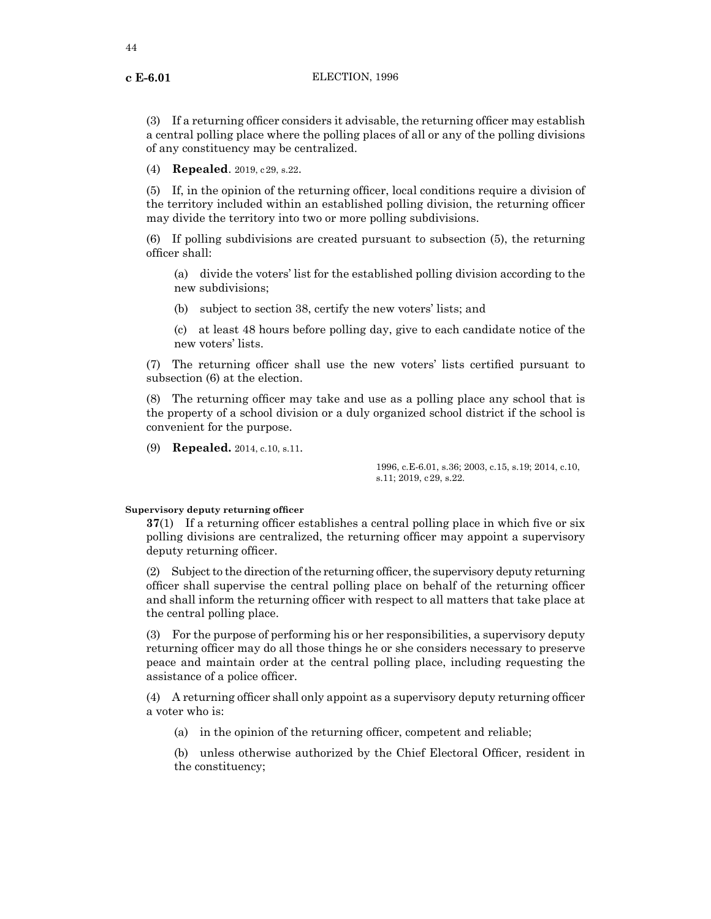(3) If a returning officer considers it advisable, the returning officer may establish a central polling place where the polling places of all or any of the polling divisions of any constituency may be centralized.

(4) **Repealed**. 2019, c29, s.22.

(5) If, in the opinion of the returning officer, local conditions require a division of the territory included within an established polling division, the returning officer may divide the territory into two or more polling subdivisions.

(6) If polling subdivisions are created pursuant to subsection (5), the returning officer shall:

(a) divide the voters' list for the established polling division according to the new subdivisions;

(b) subject to section 38, certify the new voters' lists; and

(c) at least 48 hours before polling day, give to each candidate notice of the new voters' lists.

(7) The returning officer shall use the new voters' lists certified pursuant to subsection (6) at the election.

(8) The returning officer may take and use as a polling place any school that is the property of a school division or a duly organized school district if the school is convenient for the purpose.

(9) **Repealed.** 2014, c.10, s.11.

1996, c.E-6.01, s.36; 2003, c.15, s.19; 2014, c.10, s.11; 2019, c29, s.22.

**Supervisory deputy returning officer**

**37**(1) If a returning officer establishes a central polling place in which five or six polling divisions are centralized, the returning officer may appoint a supervisory deputy returning officer.

(2) Subject to the direction of the returning officer, the supervisory deputy returning officer shall supervise the central polling place on behalf of the returning officer and shall inform the returning officer with respect to all matters that take place at the central polling place.

(3) For the purpose of performing his or her responsibilities, a supervisory deputy returning officer may do all those things he or she considers necessary to preserve peace and maintain order at the central polling place, including requesting the assistance of a police officer.

(4) A returning officer shall only appoint as a supervisory deputy returning officer a voter who is:

(a) in the opinion of the returning officer, competent and reliable;

(b) unless otherwise authorized by the Chief Electoral Officer, resident in the constituency;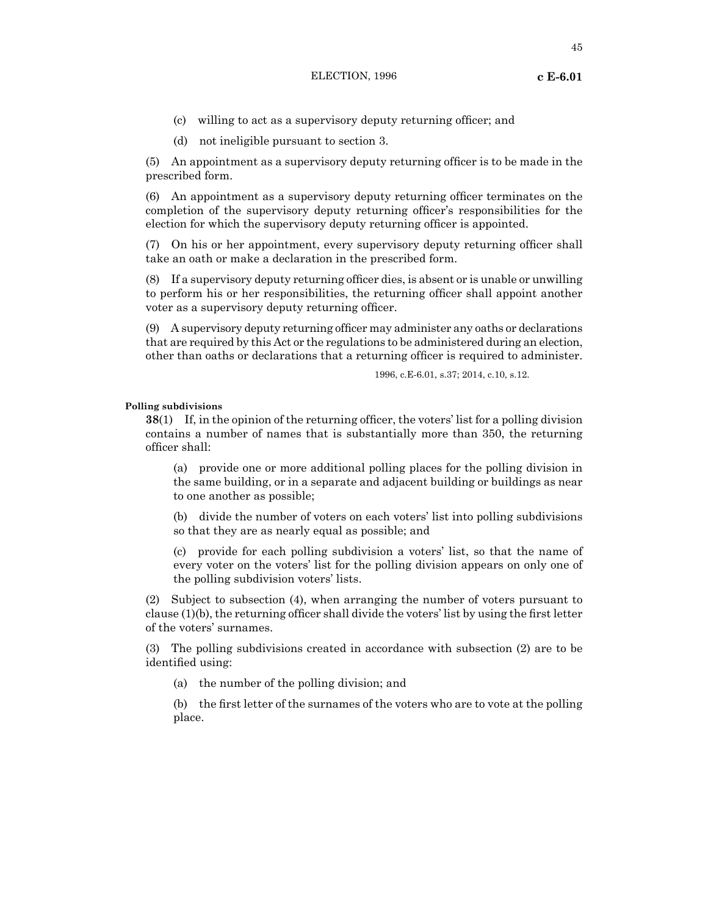(c) willing to act as a supervisory deputy returning officer; and

(d) not ineligible pursuant to section 3.

(5) An appointment as a supervisory deputy returning officer is to be made in the prescribed form.

(6) An appointment as a supervisory deputy returning officer terminates on the completion of the supervisory deputy returning officer's responsibilities for the election for which the supervisory deputy returning officer is appointed.

(7) On his or her appointment, every supervisory deputy returning officer shall take an oath or make a declaration in the prescribed form.

(8) If a supervisory deputy returning officer dies, is absent or is unable or unwilling to perform his or her responsibilities, the returning officer shall appoint another voter as a supervisory deputy returning officer.

(9) A supervisory deputy returning officer may administer any oaths or declarations that are required by this Act or the regulations to be administered during an election, other than oaths or declarations that a returning officer is required to administer.

1996, c.E-6.01, s.37; 2014, c.10, s.12.

**Polling subdivisions**

**38**(1) If, in the opinion of the returning officer, the voters' list for a polling division contains a number of names that is substantially more than 350, the returning officer shall:

(a) provide one or more additional polling places for the polling division in the same building, or in a separate and adjacent building or buildings as near to one another as possible;

(b) divide the number of voters on each voters' list into polling subdivisions so that they are as nearly equal as possible; and

(c) provide for each polling subdivision a voters' list, so that the name of every voter on the voters' list for the polling division appears on only one of the polling subdivision voters' lists.

(2) Subject to subsection (4), when arranging the number of voters pursuant to clause (1)(b), the returning officer shall divide the voters' list by using the first letter of the voters' surnames.

(3) The polling subdivisions created in accordance with subsection (2) are to be identified using:

(a) the number of the polling division; and

(b) the first letter of the surnames of the voters who are to vote at the polling place.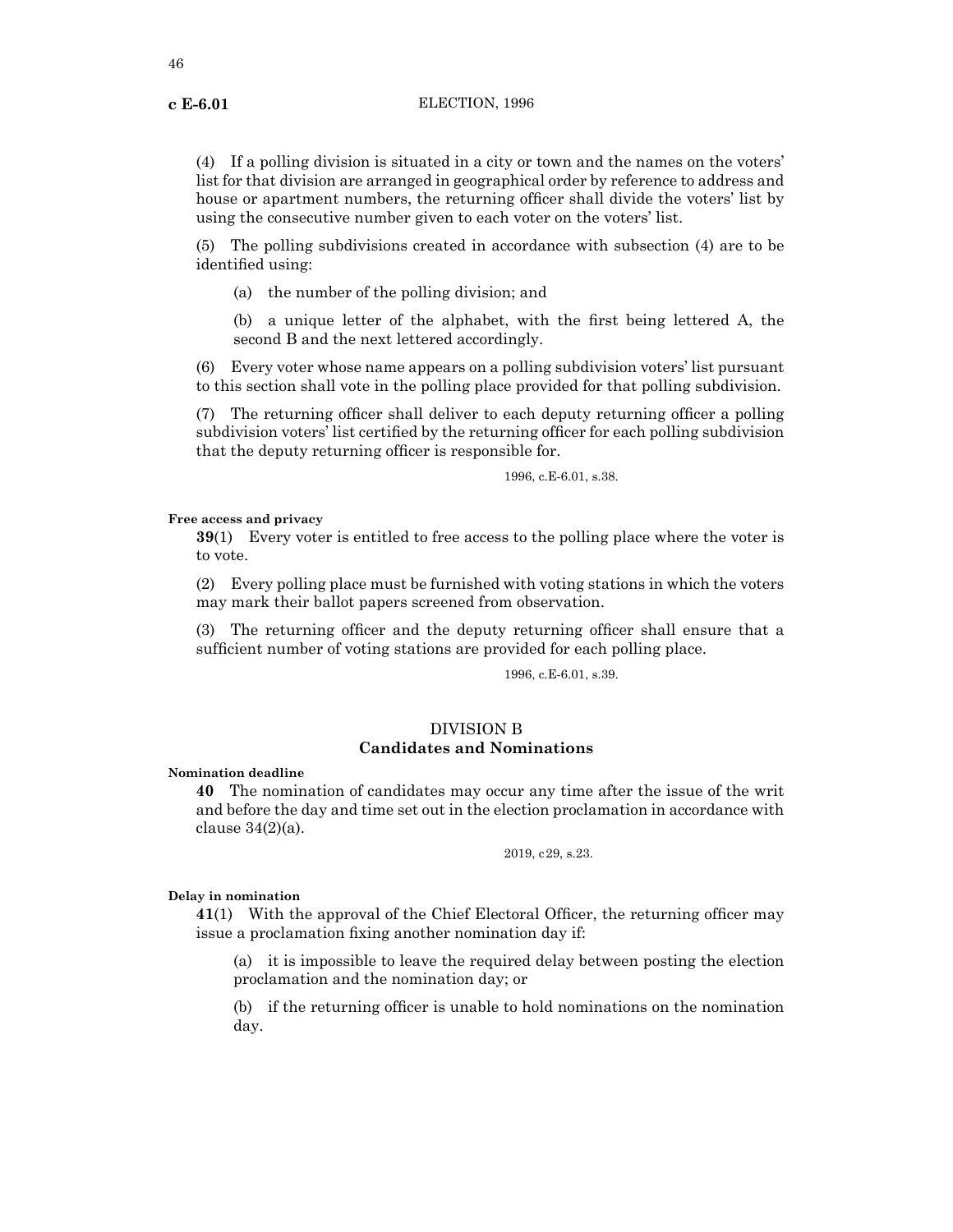(4) If a polling division is situated in a city or town and the names on the voters' list for that division are arranged in geographical order by reference to address and house or apartment numbers, the returning officer shall divide the voters' list by using the consecutive number given to each voter on the voters' list.

(5) The polling subdivisions created in accordance with subsection (4) are to be identified using:

(a) the number of the polling division; and

(b) a unique letter of the alphabet, with the first being lettered A, the second B and the next lettered accordingly.

(6) Every voter whose name appears on a polling subdivision voters' list pursuant to this section shall vote in the polling place provided for that polling subdivision.

(7) The returning officer shall deliver to each deputy returning officer a polling subdivision voters' list certified by the returning officer for each polling subdivision that the deputy returning officer is responsible for.

1996, c.E-6.01, s.38.

**Free access and privacy**

**39**(1) Every voter is entitled to free access to the polling place where the voter is to vote.

(2) Every polling place must be furnished with voting stations in which the voters may mark their ballot papers screened from observation.

(3) The returning officer and the deputy returning officer shall ensure that a sufficient number of voting stations are provided for each polling place.

1996, c.E-6.01, s.39.

## DIVISION B
## Candidates and Nominations

**Nomination deadline**

**40** The nomination of candidates may occur any time after the issue of the writ and before the day and time set out in the election proclamation in accordance with clause 34(2)(a).

2019, c29, s.23.

**Delay in nomination**

**41**(1) With the approval of the Chief Electoral Officer, the returning officer may issue a proclamation fixing another nomination day if:

(a) it is impossible to leave the required delay between posting the election proclamation and the nomination day; or

(b) if the returning officer is unable to hold nominations on the nomination day.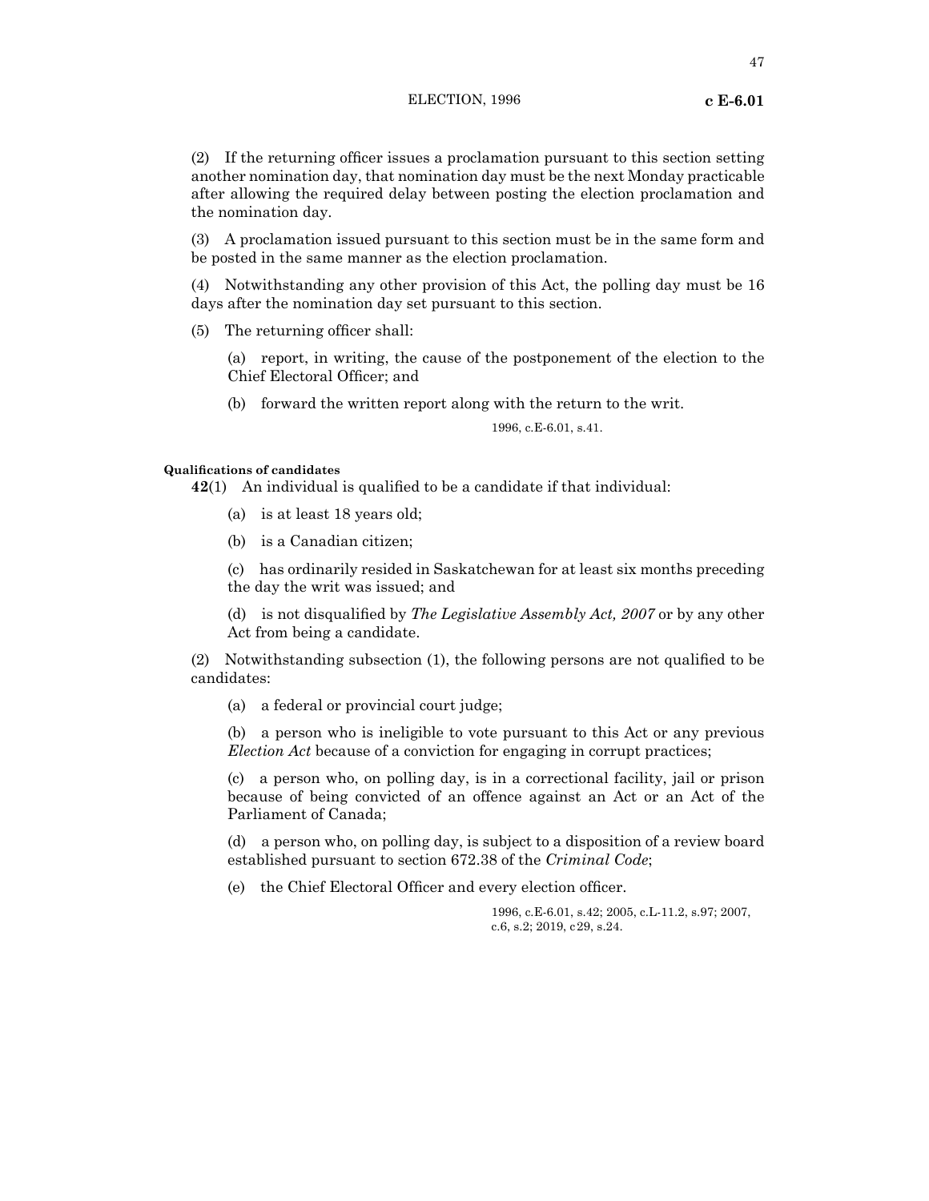(2) If the returning officer issues a proclamation pursuant to this section setting another nomination day, that nomination day must be the next Monday practicable after allowing the required delay between posting the election proclamation and the nomination day.

(3) A proclamation issued pursuant to this section must be in the same form and be posted in the same manner as the election proclamation.

(4) Notwithstanding any other provision of this Act, the polling day must be 16 days after the nomination day set pursuant to this section.

(5) The returning officer shall:

(a) report, in writing, the cause of the postponement of the election to the Chief Electoral Officer; and

(b) forward the written report along with the return to the writ.

1996, c.E-6.01, s.41.

**Qualifications of candidates**

**42**(1) An individual is qualified to be a candidate if that individual:

(a) is at least 18 years old;

(b) is a Canadian citizen;

(c) has ordinarily resided in Saskatchewan for at least six months preceding the day the writ was issued; and

(d) is not disqualified by *The Legislative Assembly Act, 2007* or by any other Act from being a candidate.

(2) Notwithstanding subsection (1), the following persons are not qualified to be candidates:

(a) a federal or provincial court judge;

(b) a person who is ineligible to vote pursuant to this Act or any previous *Election Act* because of a conviction for engaging in corrupt practices;

(c) a person who, on polling day, is in a correctional facility, jail or prison because of being convicted of an offence against an Act or an Act of the Parliament of Canada;

(d) a person who, on polling day, is subject to a disposition of a review board established pursuant to section 672.38 of the *Criminal Code*;

(e) the Chief Electoral Officer and every election officer.

1996, c.E-6.01, s.42; 2005, c.L-11.2, s.97; 2007, c.6, s.2; 2019, c29, s.24.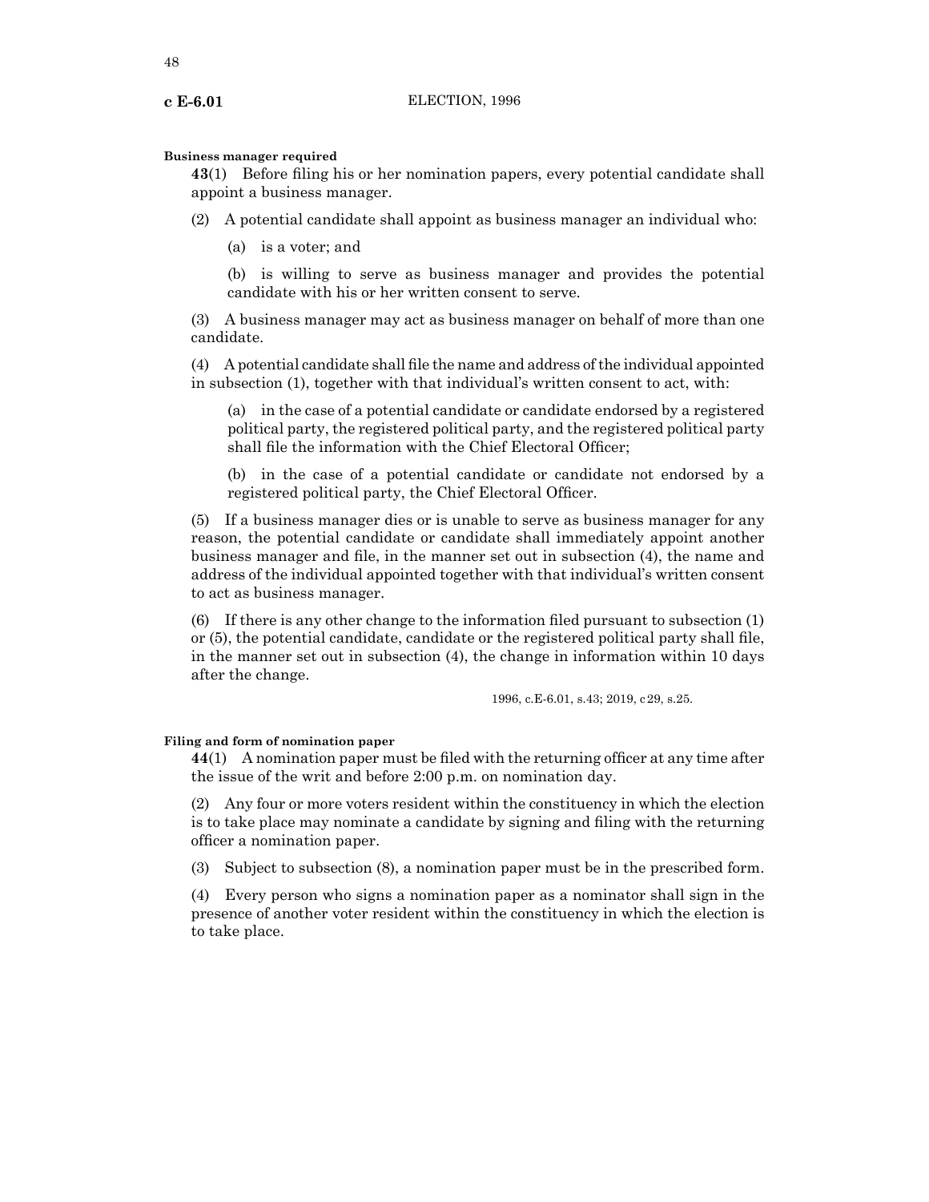**Business manager required**

**43**(1) Before filing his or her nomination papers, every potential candidate shall appoint a business manager.

(2) A potential candidate shall appoint as business manager an individual who:

(a) is a voter; and

(b) is willing to serve as business manager and provides the potential candidate with his or her written consent to serve.

(3) A business manager may act as business manager on behalf of more than one candidate.

(4) A potential candidate shall file the name and address of the individual appointed in subsection (1), together with that individual's written consent to act, with:

(a) in the case of a potential candidate or candidate endorsed by a registered political party, the registered political party, and the registered political party shall file the information with the Chief Electoral Officer;

(b) in the case of a potential candidate or candidate not endorsed by a registered political party, the Chief Electoral Officer.

(5) If a business manager dies or is unable to serve as business manager for any reason, the potential candidate or candidate shall immediately appoint another business manager and file, in the manner set out in subsection (4), the name and address of the individual appointed together with that individual's written consent to act as business manager.

(6) If there is any other change to the information filed pursuant to subsection (1) or (5), the potential candidate, candidate or the registered political party shall file, in the manner set out in subsection (4), the change in information within 10 days after the change.

1996, c.E-6.01, s.43; 2019, c 29, s.25.

**Filing and form of nomination paper**

**44**(1) A nomination paper must be filed with the returning officer at any time after the issue of the writ and before 2:00 p.m. on nomination day.

(2) Any four or more voters resident within the constituency in which the election is to take place may nominate a candidate by signing and filing with the returning officer a nomination paper.

(3) Subject to subsection (8), a nomination paper must be in the prescribed form.

(4) Every person who signs a nomination paper as a nominator shall sign in the presence of another voter resident within the constituency in which the election is to take place.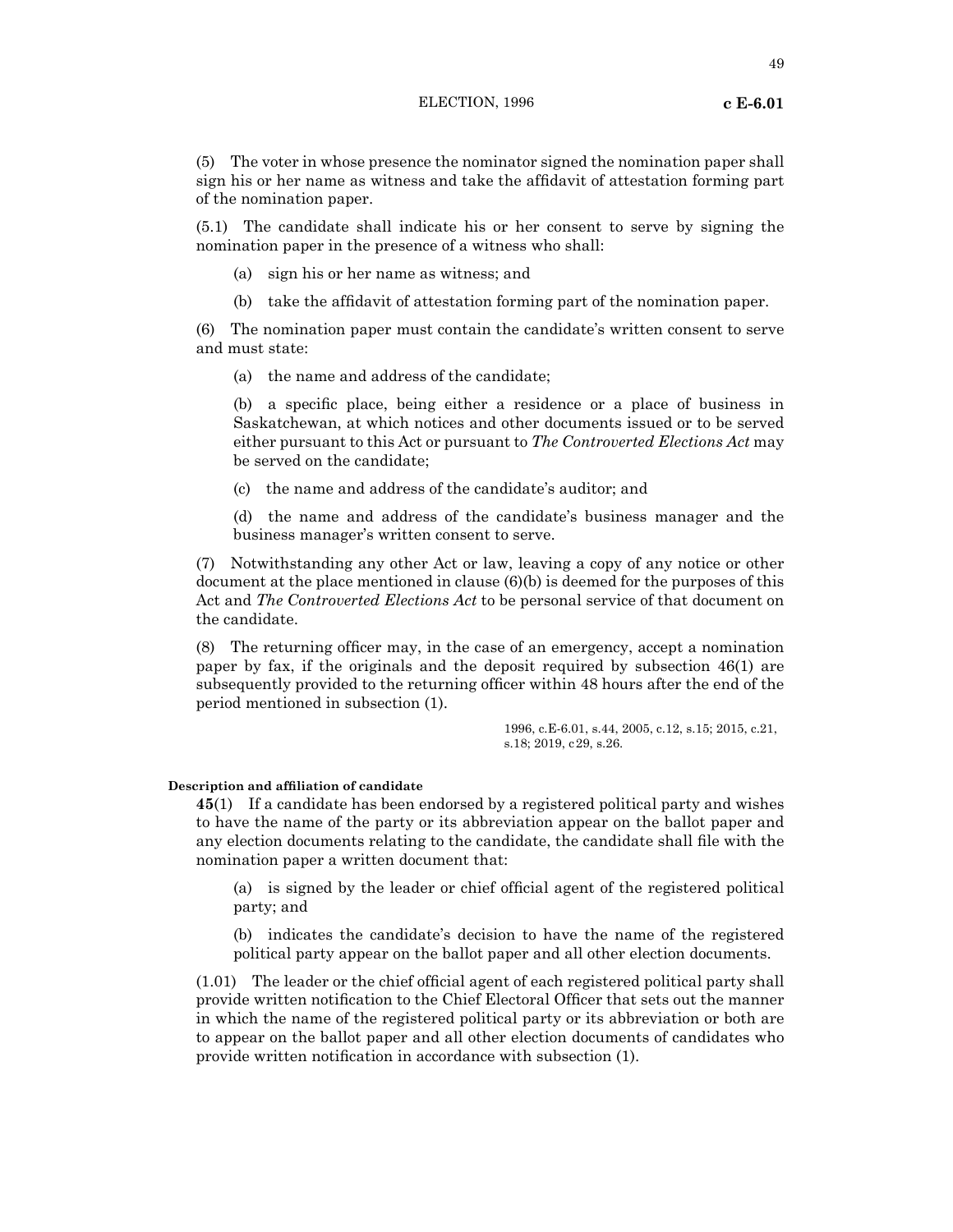(5) The voter in whose presence the nominator signed the nomination paper shall sign his or her name as witness and take the affidavit of attestation forming part of the nomination paper.

(5.1) The candidate shall indicate his or her consent to serve by signing the nomination paper in the presence of a witness who shall:

(a) sign his or her name as witness; and

(b) take the affidavit of attestation forming part of the nomination paper.

(6) The nomination paper must contain the candidate's written consent to serve and must state:

(a) the name and address of the candidate;

(b) a specific place, being either a residence or a place of business in Saskatchewan, at which notices and other documents issued or to be served either pursuant to this Act or pursuant to *The Controverted Elections Act* may be served on the candidate;

(c) the name and address of the candidate's auditor; and

(d) the name and address of the candidate's business manager and the business manager's written consent to serve.

(7) Notwithstanding any other Act or law, leaving a copy of any notice or other document at the place mentioned in clause (6)(b) is deemed for the purposes of this Act and *The Controverted Elections Act* to be personal service of that document on the candidate.

(8) The returning officer may, in the case of an emergency, accept a nomination paper by fax, if the originals and the deposit required by subsection 46(1) are subsequently provided to the returning officer within 48 hours after the end of the period mentioned in subsection (1).

1996, c.E-6.01, s.44, 2005, c.12, s.15; 2015, c.21, s.18; 2019, c29, s.26.

**Description and affiliation of candidate**

**45**(1) If a candidate has been endorsed by a registered political party and wishes to have the name of the party or its abbreviation appear on the ballot paper and any election documents relating to the candidate, the candidate shall file with the nomination paper a written document that:

(a) is signed by the leader or chief official agent of the registered political party; and

(b) indicates the candidate's decision to have the name of the registered political party appear on the ballot paper and all other election documents.

(1.01) The leader or the chief official agent of each registered political party shall provide written notification to the Chief Electoral Officer that sets out the manner in which the name of the registered political party or its abbreviation or both are to appear on the ballot paper and all other election documents of candidates who provide written notification in accordance with subsection (1).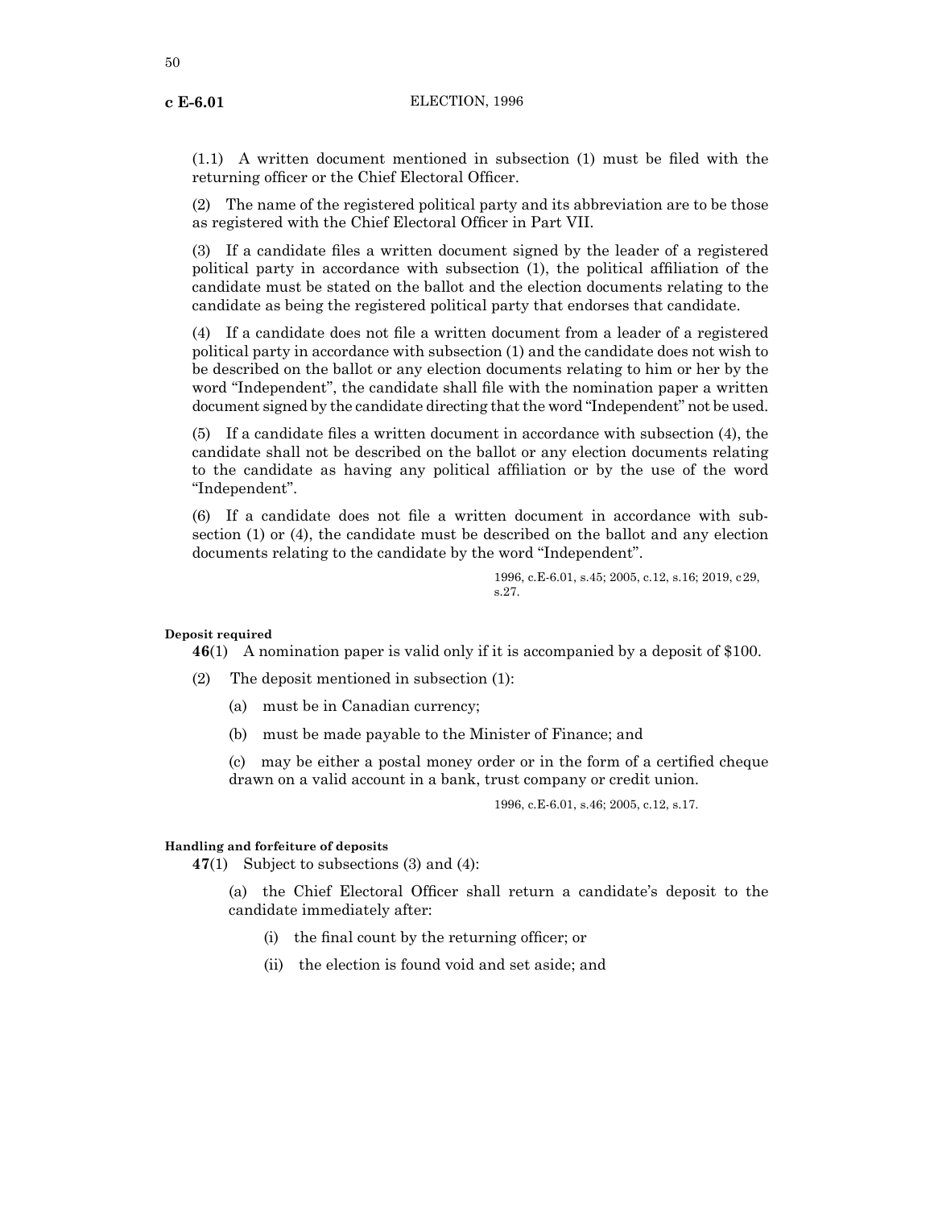(1.1) A written document mentioned in subsection (1) must be filed with the returning officer or the Chief Electoral Officer.

(2) The name of the registered political party and its abbreviation are to be those as registered with the Chief Electoral Officer in Part VII.

(3) If a candidate files a written document signed by the leader of a registered political party in accordance with subsection (1), the political affiliation of the candidate must be stated on the ballot and the election documents relating to the candidate as being the registered political party that endorses that candidate.

(4) If a candidate does not file a written document from a leader of a registered political party in accordance with subsection (1) and the candidate does not wish to be described on the ballot or any election documents relating to him or her by the word "Independent", the candidate shall file with the nomination paper a written document signed by the candidate directing that the word "Independent" not be used.

(5) If a candidate files a written document in accordance with subsection (4), the candidate shall not be described on the ballot or any election documents relating to the candidate as having any political affiliation or by the use of the word "Independent".

(6) If a candidate does not file a written document in accordance with subsection (1) or (4), the candidate must be described on the ballot and any election documents relating to the candidate by the word "Independent".

1996, c.E-6.01, s.45; 2005, c.12, s.16; 2019, c29, s.27.

**Deposit required**

**46**(1) A nomination paper is valid only if it is accompanied by a deposit of $100.

(2) The deposit mentioned in subsection (1):

(a) must be in Canadian currency;

(b) must be made payable to the Minister of Finance; and

(c) may be either a postal money order or in the form of a certified cheque drawn on a valid account in a bank, trust company or credit union.

1996, c.E-6.01, s.46; 2005, c.12, s.17.

**Handling and forfeiture of deposits**

**47**(1) Subject to subsections (3) and (4):

(a) the Chief Electoral Officer shall return a candidate's deposit to the candidate immediately after:

(i) the final count by the returning officer; or

(ii) the election is found void and set aside; and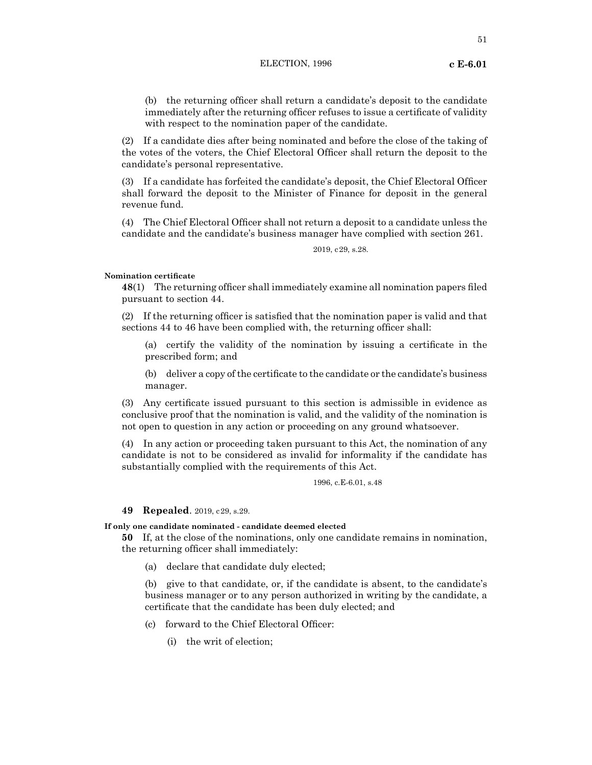(b) the returning officer shall return a candidate's deposit to the candidate immediately after the returning officer refuses to issue a certificate of validity with respect to the nomination paper of the candidate.

(2) If a candidate dies after being nominated and before the close of the taking of the votes of the voters, the Chief Electoral Officer shall return the deposit to the candidate's personal representative.

(3) If a candidate has forfeited the candidate's deposit, the Chief Electoral Officer shall forward the deposit to the Minister of Finance for deposit in the general revenue fund.

(4) The Chief Electoral Officer shall not return a deposit to a candidate unless the candidate and the candidate's business manager have complied with section 261.

2019, c29, s.28.

**Nomination certificate**

**48**(1) The returning officer shall immediately examine all nomination papers filed pursuant to section 44.

(2) If the returning officer is satisfied that the nomination paper is valid and that sections 44 to 46 have been complied with, the returning officer shall:

(a) certify the validity of the nomination by issuing a certificate in the prescribed form; and

(b) deliver a copy of the certificate to the candidate or the candidate's business manager.

(3) Any certificate issued pursuant to this section is admissible in evidence as conclusive proof that the nomination is valid, and the validity of the nomination is not open to question in any action or proceeding on any ground whatsoever.

(4) In any action or proceeding taken pursuant to this Act, the nomination of any candidate is not to be considered as invalid for informality if the candidate has substantially complied with the requirements of this Act.

1996, c.E-6.01, s.48

**49 Repealed**. 2019, c29, s.29.

**If only one candidate nominated - candidate deemed elected**

**50** If, at the close of the nominations, only one candidate remains in nomination, the returning officer shall immediately:

(a) declare that candidate duly elected;

(b) give to that candidate, or, if the candidate is absent, to the candidate's business manager or to any person authorized in writing by the candidate, a certificate that the candidate has been duly elected; and

(c) forward to the Chief Electoral Officer:

(i) the writ of election;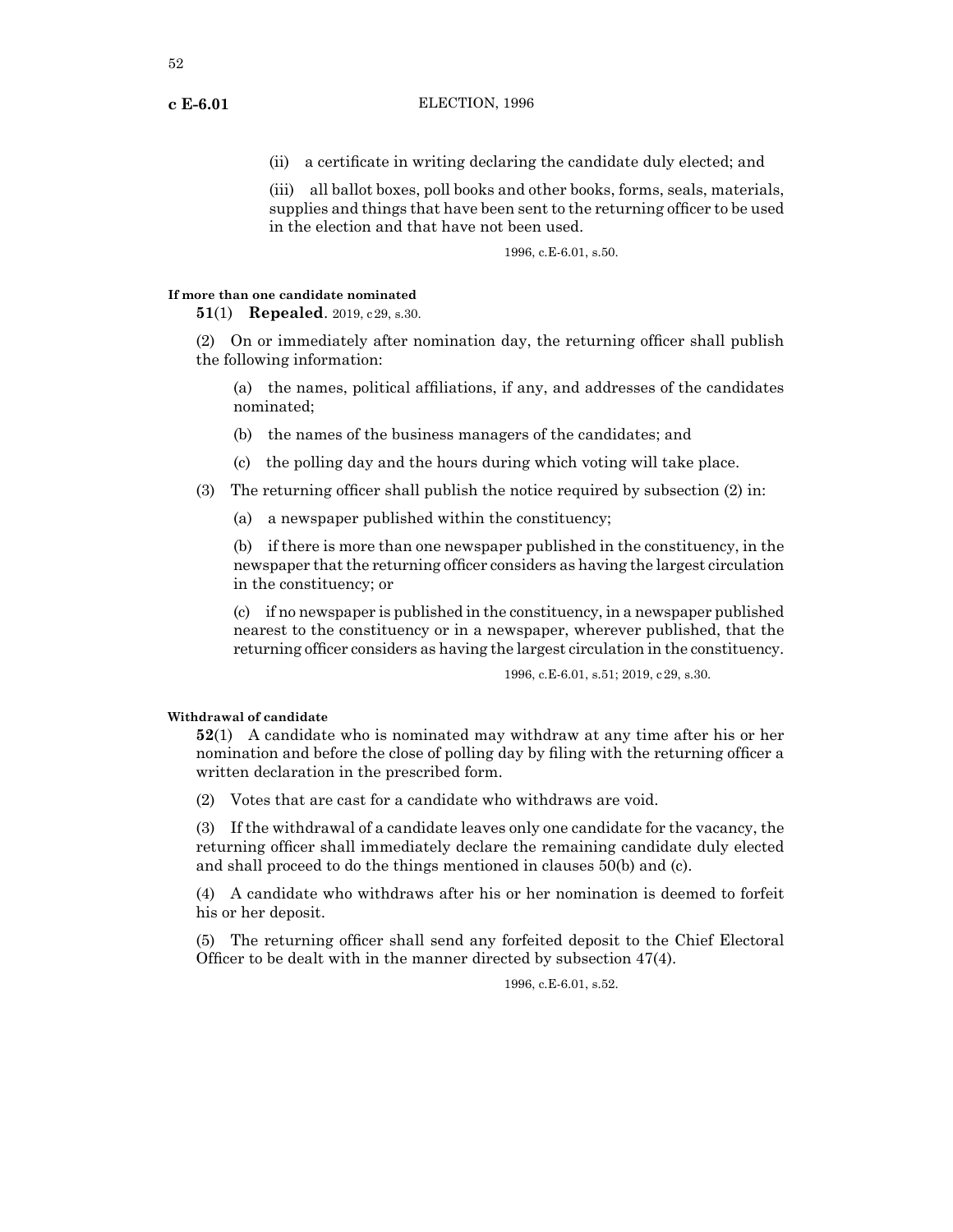(ii) a certificate in writing declaring the candidate duly elected; and

(iii) all ballot boxes, poll books and other books, forms, seals, materials, supplies and things that have been sent to the returning officer to be used in the election and that have not been used.

1996, c.E-6.01, s.50.

**If more than one candidate nominated**

**51**(1) **Repealed.** 2019, c 29, s.30.

(2) On or immediately after nomination day, the returning officer shall publish the following information:

(a) the names, political affiliations, if any, and addresses of the candidates nominated;

(b) the names of the business managers of the candidates; and

(c) the polling day and the hours during which voting will take place.

(3) The returning officer shall publish the notice required by subsection (2) in:

(a) a newspaper published within the constituency;

(b) if there is more than one newspaper published in the constituency, in the newspaper that the returning officer considers as having the largest circulation in the constituency; or

(c) if no newspaper is published in the constituency, in a newspaper published nearest to the constituency or in a newspaper, wherever published, that the returning officer considers as having the largest circulation in the constituency.

1996, c.E-6.01, s.51; 2019, c 29, s.30.

**Withdrawal of candidate**

**52**(1) A candidate who is nominated may withdraw at any time after his or her nomination and before the close of polling day by filing with the returning officer a written declaration in the prescribed form.

(2) Votes that are cast for a candidate who withdraws are void.

(3) If the withdrawal of a candidate leaves only one candidate for the vacancy, the returning officer shall immediately declare the remaining candidate duly elected and shall proceed to do the things mentioned in clauses 50(b) and (c).

(4) A candidate who withdraws after his or her nomination is deemed to forfeit his or her deposit.

(5) The returning officer shall send any forfeited deposit to the Chief Electoral Officer to be dealt with in the manner directed by subsection 47(4).

1996, c.E-6.01, s.52.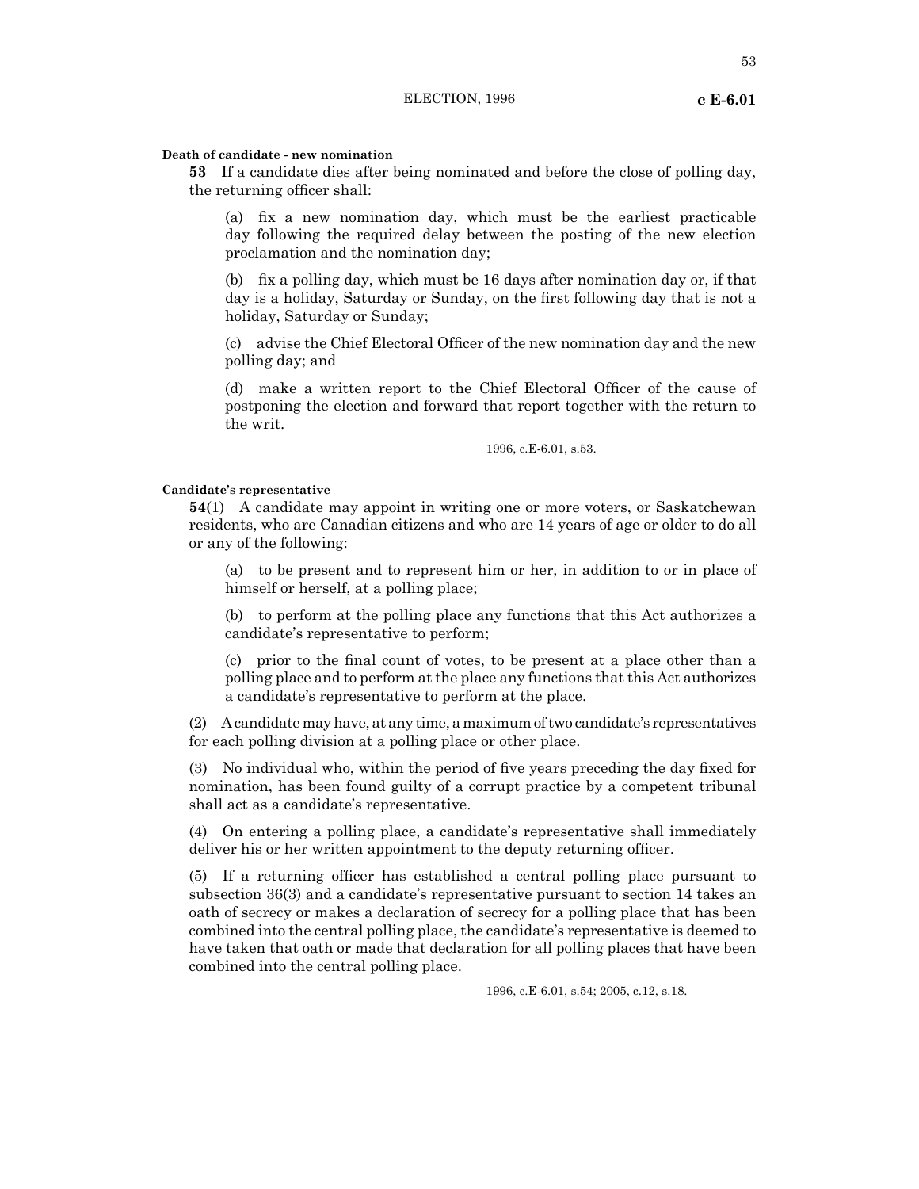**Death of candidate - new nomination**

**53** If a candidate dies after being nominated and before the close of polling day, the returning officer shall:

(a) fix a new nomination day, which must be the earliest practicable day following the required delay between the posting of the new election proclamation and the nomination day;

(b) fix a polling day, which must be 16 days after nomination day or, if that day is a holiday, Saturday or Sunday, on the first following day that is not a holiday, Saturday or Sunday;

(c) advise the Chief Electoral Officer of the new nomination day and the new polling day; and

(d) make a written report to the Chief Electoral Officer of the cause of postponing the election and forward that report together with the return to the writ.

1996, c.E-6.01, s.53.

**Candidate's representative**

**54**(1) A candidate may appoint in writing one or more voters, or Saskatchewan residents, who are Canadian citizens and who are 14 years of age or older to do all or any of the following:

(a) to be present and to represent him or her, in addition to or in place of himself or herself, at a polling place;

(b) to perform at the polling place any functions that this Act authorizes a candidate's representative to perform;

(c) prior to the final count of votes, to be present at a place other than a polling place and to perform at the place any functions that this Act authorizes a candidate's representative to perform at the place.

(2) A candidate may have, at any time, a maximum of two candidate's representatives for each polling division at a polling place or other place.

(3) No individual who, within the period of five years preceding the day fixed for nomination, has been found guilty of a corrupt practice by a competent tribunal shall act as a candidate's representative.

(4) On entering a polling place, a candidate's representative shall immediately deliver his or her written appointment to the deputy returning officer.

(5) If a returning officer has established a central polling place pursuant to subsection 36(3) and a candidate's representative pursuant to section 14 takes an oath of secrecy or makes a declaration of secrecy for a polling place that has been combined into the central polling place, the candidate's representative is deemed to have taken that oath or made that declaration for all polling places that have been combined into the central polling place.

1996, c.E-6.01, s.54; 2005, c.12, s.18.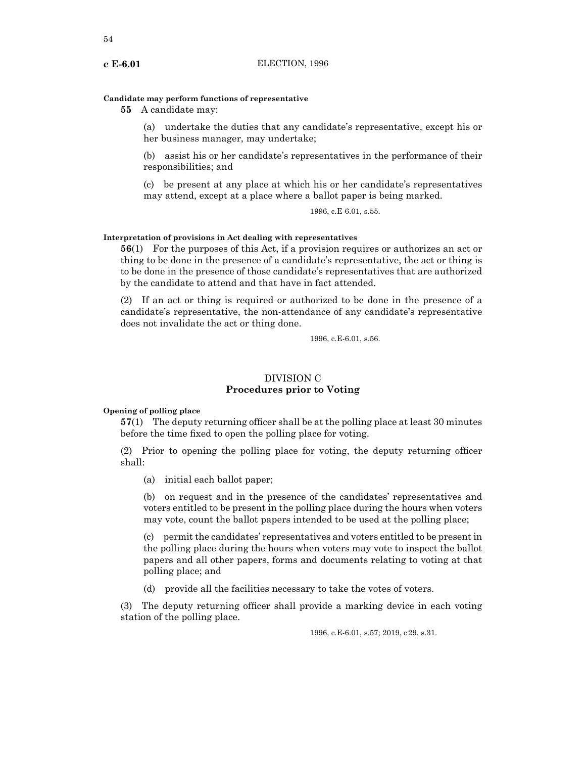**Candidate may perform functions of representative**

**55** A candidate may:

(a) undertake the duties that any candidate's representative, except his or her business manager, may undertake;

(b) assist his or her candidate's representatives in the performance of their responsibilities; and

(c) be present at any place at which his or her candidate's representatives may attend, except at a place where a ballot paper is being marked.

1996, c.E-6.01, s.55.

**Interpretation of provisions in Act dealing with representatives**

**56**(1) For the purposes of this Act, if a provision requires or authorizes an act or thing to be done in the presence of a candidate's representative, the act or thing is to be done in the presence of those candidate's representatives that are authorized by the candidate to attend and that have in fact attended.

(2) If an act or thing is required or authorized to be done in the presence of a candidate's representative, the non-attendance of any candidate's representative does not invalidate the act or thing done.

1996, c.E-6.01, s.56.

## DIVISION C
## Procedures prior to Voting

**Opening of polling place**

**57**(1) The deputy returning officer shall be at the polling place at least 30 minutes before the time fixed to open the polling place for voting.

(2) Prior to opening the polling place for voting, the deputy returning officer shall:

(a) initial each ballot paper;

(b) on request and in the presence of the candidates' representatives and voters entitled to be present in the polling place during the hours when voters may vote, count the ballot papers intended to be used at the polling place;

(c) permit the candidates' representatives and voters entitled to be present in the polling place during the hours when voters may vote to inspect the ballot papers and all other papers, forms and documents relating to voting at that polling place; and

(d) provide all the facilities necessary to take the votes of voters.

(3) The deputy returning officer shall provide a marking device in each voting station of the polling place.

1996, c.E-6.01, s.57; 2019, c 29, s.31.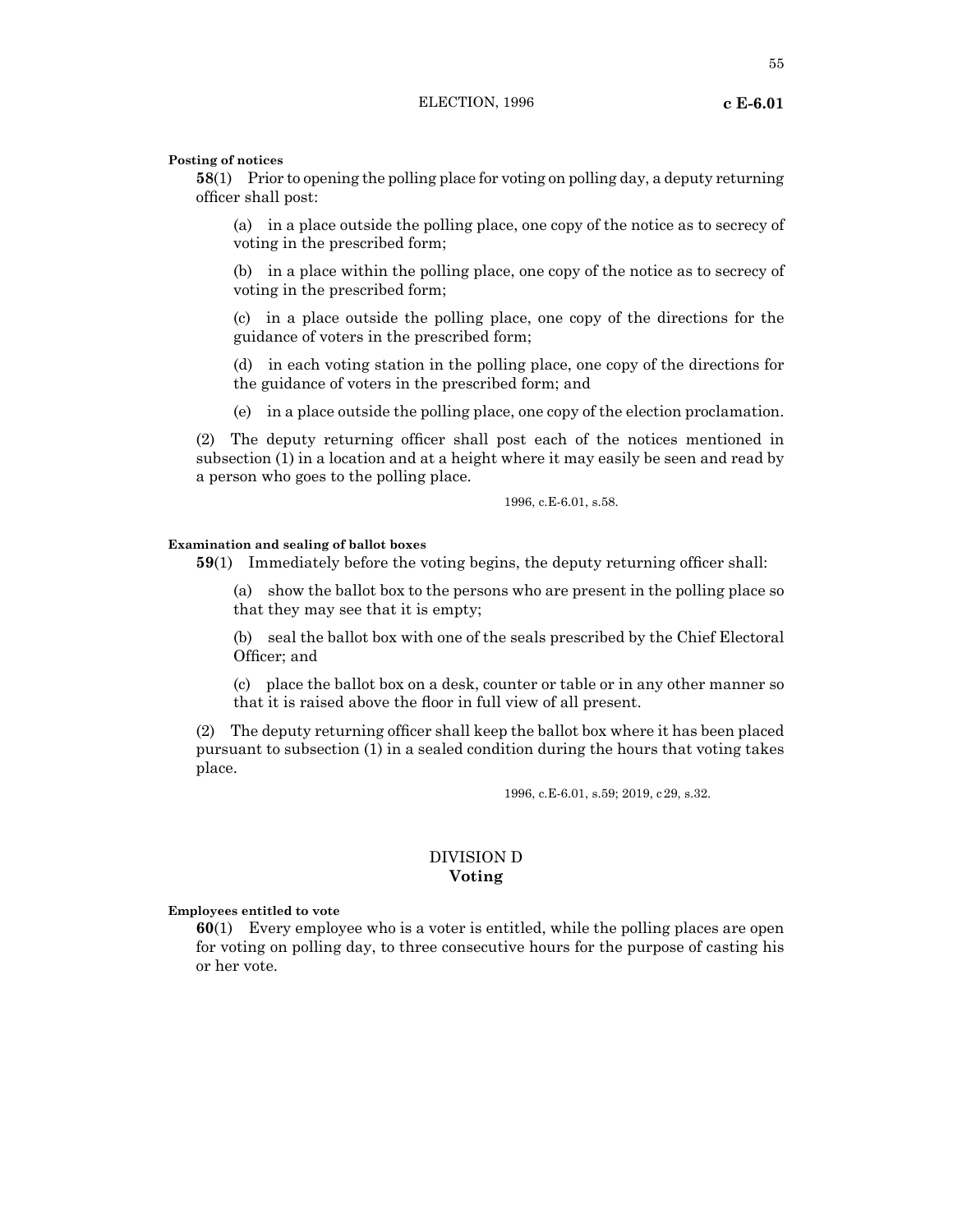**Posting of notices**

**58**(1) Prior to opening the polling place for voting on polling day, a deputy returning officer shall post:

(a) in a place outside the polling place, one copy of the notice as to secrecy of voting in the prescribed form;

(b) in a place within the polling place, one copy of the notice as to secrecy of voting in the prescribed form;

(c) in a place outside the polling place, one copy of the directions for the guidance of voters in the prescribed form;

(d) in each voting station in the polling place, one copy of the directions for the guidance of voters in the prescribed form; and

(e) in a place outside the polling place, one copy of the election proclamation.

(2) The deputy returning officer shall post each of the notices mentioned in subsection (1) in a location and at a height where it may easily be seen and read by a person who goes to the polling place.

1996, c.E-6.01, s.58.

**Examination and sealing of ballot boxes**

**59**(1) Immediately before the voting begins, the deputy returning officer shall:

(a) show the ballot box to the persons who are present in the polling place so that they may see that it is empty;

(b) seal the ballot box with one of the seals prescribed by the Chief Electoral Officer; and

(c) place the ballot box on a desk, counter or table or in any other manner so that it is raised above the floor in full view of all present.

(2) The deputy returning officer shall keep the ballot box where it has been placed pursuant to subsection (1) in a sealed condition during the hours that voting takes place.

1996, c.E-6.01, s.59; 2019, c 29, s.32.

## DIVISION D
## Voting

**Employees entitled to vote**

**60**(1) Every employee who is a voter is entitled, while the polling places are open for voting on polling day, to three consecutive hours for the purpose of casting his or her vote.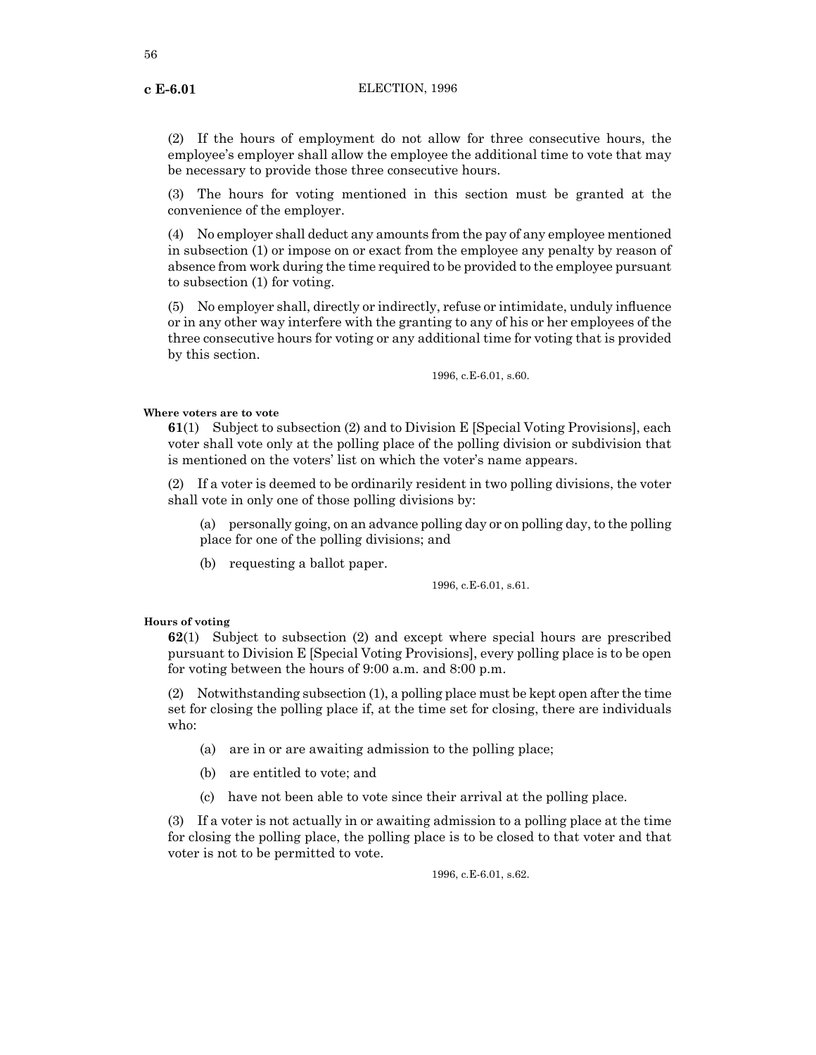(2) If the hours of employment do not allow for three consecutive hours, the employee's employer shall allow the employee the additional time to vote that may be necessary to provide those three consecutive hours.

(3) The hours for voting mentioned in this section must be granted at the convenience of the employer.

(4) No employer shall deduct any amounts from the pay of any employee mentioned in subsection (1) or impose on or exact from the employee any penalty by reason of absence from work during the time required to be provided to the employee pursuant to subsection (1) for voting.

(5) No employer shall, directly or indirectly, refuse or intimidate, unduly influence or in any other way interfere with the granting to any of his or her employees of the three consecutive hours for voting or any additional time for voting that is provided by this section.

1996, c.E-6.01, s.60.

**Where voters are to vote**

**61**(1) Subject to subsection (2) and to Division E [Special Voting Provisions], each voter shall vote only at the polling place of the polling division or subdivision that is mentioned on the voters' list on which the voter's name appears.

(2) If a voter is deemed to be ordinarily resident in two polling divisions, the voter shall vote in only one of those polling divisions by:

(a) personally going, on an advance polling day or on polling day, to the polling place for one of the polling divisions; and

(b) requesting a ballot paper.

1996, c.E-6.01, s.61.

**Hours of voting**

**62**(1) Subject to subsection (2) and except where special hours are prescribed pursuant to Division E [Special Voting Provisions], every polling place is to be open for voting between the hours of 9:00 a.m. and 8:00 p.m.

(2) Notwithstanding subsection (1), a polling place must be kept open after the time set for closing the polling place if, at the time set for closing, there are individuals who:

(a) are in or are awaiting admission to the polling place;

(b) are entitled to vote; and

(c) have not been able to vote since their arrival at the polling place.

(3) If a voter is not actually in or awaiting admission to a polling place at the time for closing the polling place, the polling place is to be closed to that voter and that voter is not to be permitted to vote.

1996, c.E-6.01, s.62.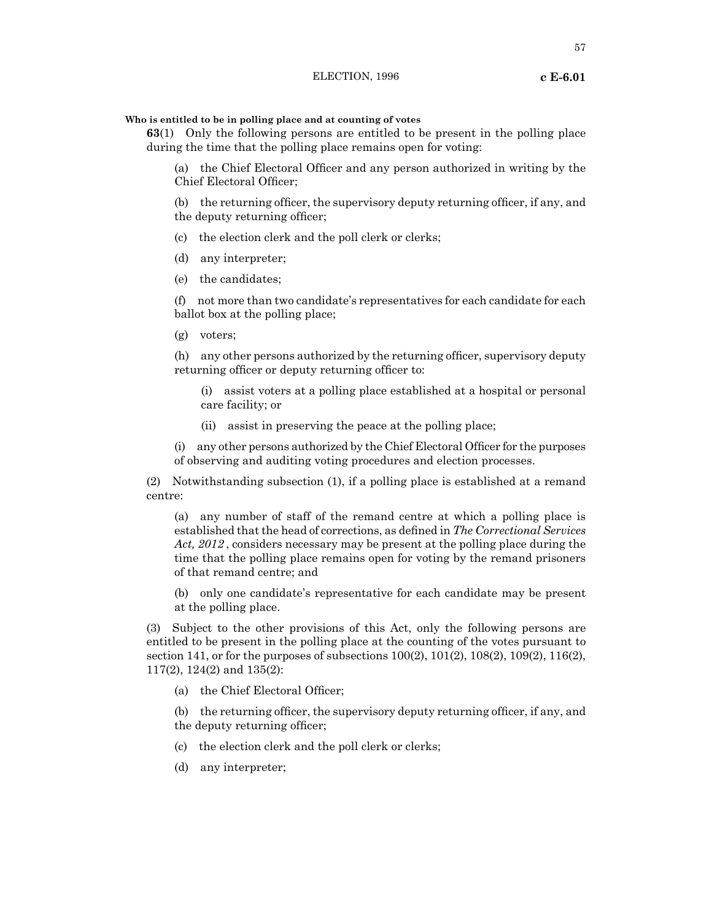**Who is entitled to be in polling place and at counting of votes**

**63**(1) Only the following persons are entitled to be present in the polling place during the time that the polling place remains open for voting:

(a) the Chief Electoral Officer and any person authorized in writing by the Chief Electoral Officer;

(b) the returning officer, the supervisory deputy returning officer, if any, and the deputy returning officer;

(c) the election clerk and the poll clerk or clerks;

(d) any interpreter;

(e) the candidates;

(f) not more than two candidate's representatives for each candidate for each ballot box at the polling place;

(g) voters;

(h) any other persons authorized by the returning officer, supervisory deputy returning officer or deputy returning officer to:

(i) assist voters at a polling place established at a hospital or personal care facility; or

(ii) assist in preserving the peace at the polling place;

(i) any other persons authorized by the Chief Electoral Officer for the purposes of observing and auditing voting procedures and election processes.

(2) Notwithstanding subsection (1), if a polling place is established at a remand centre:

(a) any number of staff of the remand centre at which a polling place is established that the head of corrections, as defined in *The Correctional Services Act, 2012*, considers necessary may be present at the polling place during the time that the polling place remains open for voting by the remand prisoners of that remand centre; and

(b) only one candidate's representative for each candidate may be present at the polling place.

(3) Subject to the other provisions of this Act, only the following persons are entitled to be present in the polling place at the counting of the votes pursuant to section 141, or for the purposes of subsections 100(2), 101(2), 108(2), 109(2), 116(2), 117(2), 124(2) and 135(2):

(a) the Chief Electoral Officer;

(b) the returning officer, the supervisory deputy returning officer, if any, and the deputy returning officer;

(c) the election clerk and the poll clerk or clerks;

(d) any interpreter;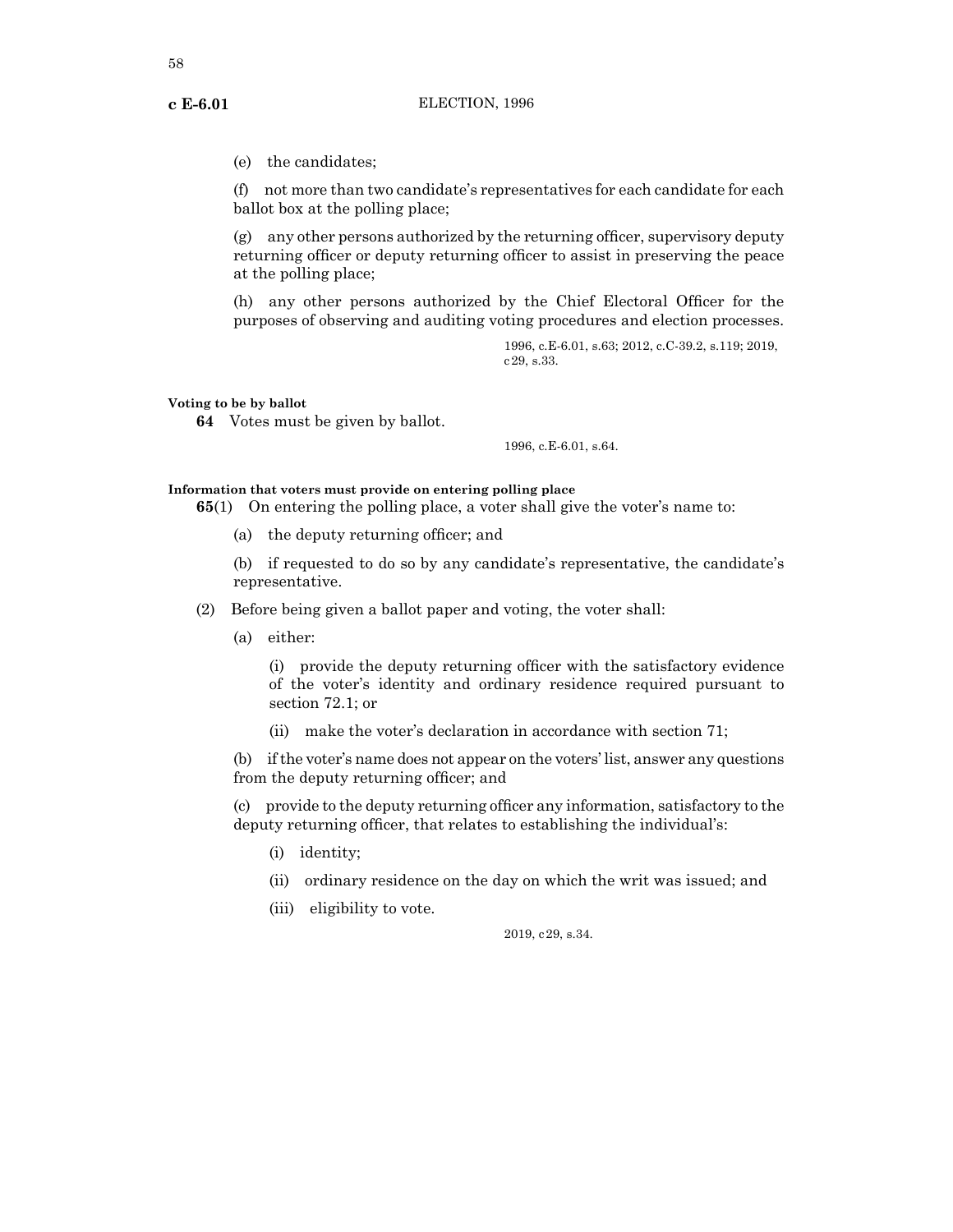(e) the candidates;

(f) not more than two candidate's representatives for each candidate for each ballot box at the polling place;

(g) any other persons authorized by the returning officer, supervisory deputy returning officer or deputy returning officer to assist in preserving the peace at the polling place;

(h) any other persons authorized by the Chief Electoral Officer for the purposes of observing and auditing voting procedures and election processes.

1996, c.E-6.01, s.63; 2012, c.C-39.2, s.119; 2019, c 29, s.33.

**Voting to be by ballot**

**64** Votes must be given by ballot.

1996, c.E-6.01, s.64.

**Information that voters must provide on entering polling place**

**65**(1) On entering the polling place, a voter shall give the voter's name to:

(a) the deputy returning officer; and

(b) if requested to do so by any candidate's representative, the candidate's representative.

(2) Before being given a ballot paper and voting, the voter shall:

(a) either:

(i) provide the deputy returning officer with the satisfactory evidence of the voter's identity and ordinary residence required pursuant to section 72.1; or

(ii) make the voter's declaration in accordance with section 71;

(b) if the voter's name does not appear on the voters' list, answer any questions from the deputy returning officer; and

(c) provide to the deputy returning officer any information, satisfactory to the deputy returning officer, that relates to establishing the individual's:

(i) identity;

(ii) ordinary residence on the day on which the writ was issued; and

(iii) eligibility to vote.

2019, c 29, s.34.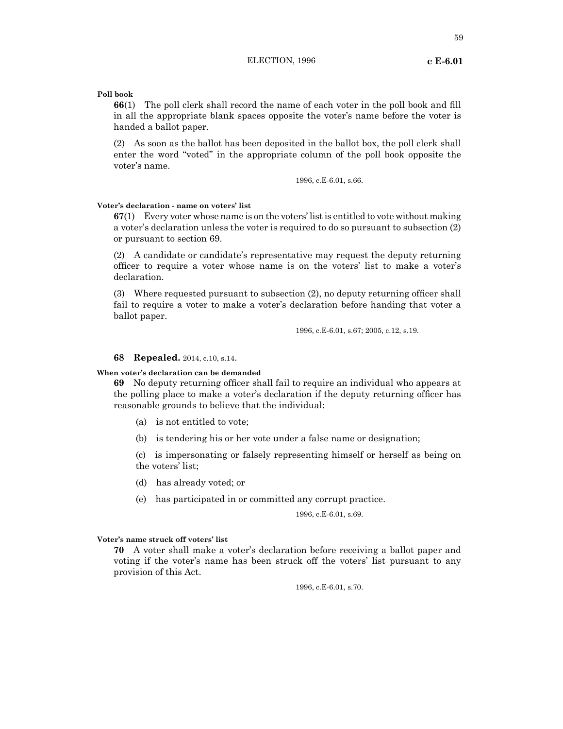**Poll book**

**66**(1) The poll clerk shall record the name of each voter in the poll book and fill in all the appropriate blank spaces opposite the voter's name before the voter is handed a ballot paper.

(2) As soon as the ballot has been deposited in the ballot box, the poll clerk shall enter the word "voted" in the appropriate column of the poll book opposite the voter's name.

1996, c.E-6.01, s.66.

**Voter's declaration - name on voters' list**

**67**(1) Every voter whose name is on the voters' list is entitled to vote without making a voter's declaration unless the voter is required to do so pursuant to subsection (2) or pursuant to section 69.

(2) A candidate or candidate's representative may request the deputy returning officer to require a voter whose name is on the voters' list to make a voter's declaration.

(3) Where requested pursuant to subsection (2), no deputy returning officer shall fail to require a voter to make a voter's declaration before handing that voter a ballot paper.

1996, c.E-6.01, s.67; 2005, c.12, s.19.

**68 Repealed.** 2014, c.10, s.14.

**When voter's declaration can be demanded**

**69** No deputy returning officer shall fail to require an individual who appears at the polling place to make a voter's declaration if the deputy returning officer has reasonable grounds to believe that the individual:

(a) is not entitled to vote;

(b) is tendering his or her vote under a false name or designation;

(c) is impersonating or falsely representing himself or herself as being on the voters' list;

(d) has already voted; or

(e) has participated in or committed any corrupt practice.

1996, c.E-6.01, s.69.

**Voter's name struck off voters' list**

**70** A voter shall make a voter's declaration before receiving a ballot paper and voting if the voter's name has been struck off the voters' list pursuant to any provision of this Act.

1996, c.E-6.01, s.70.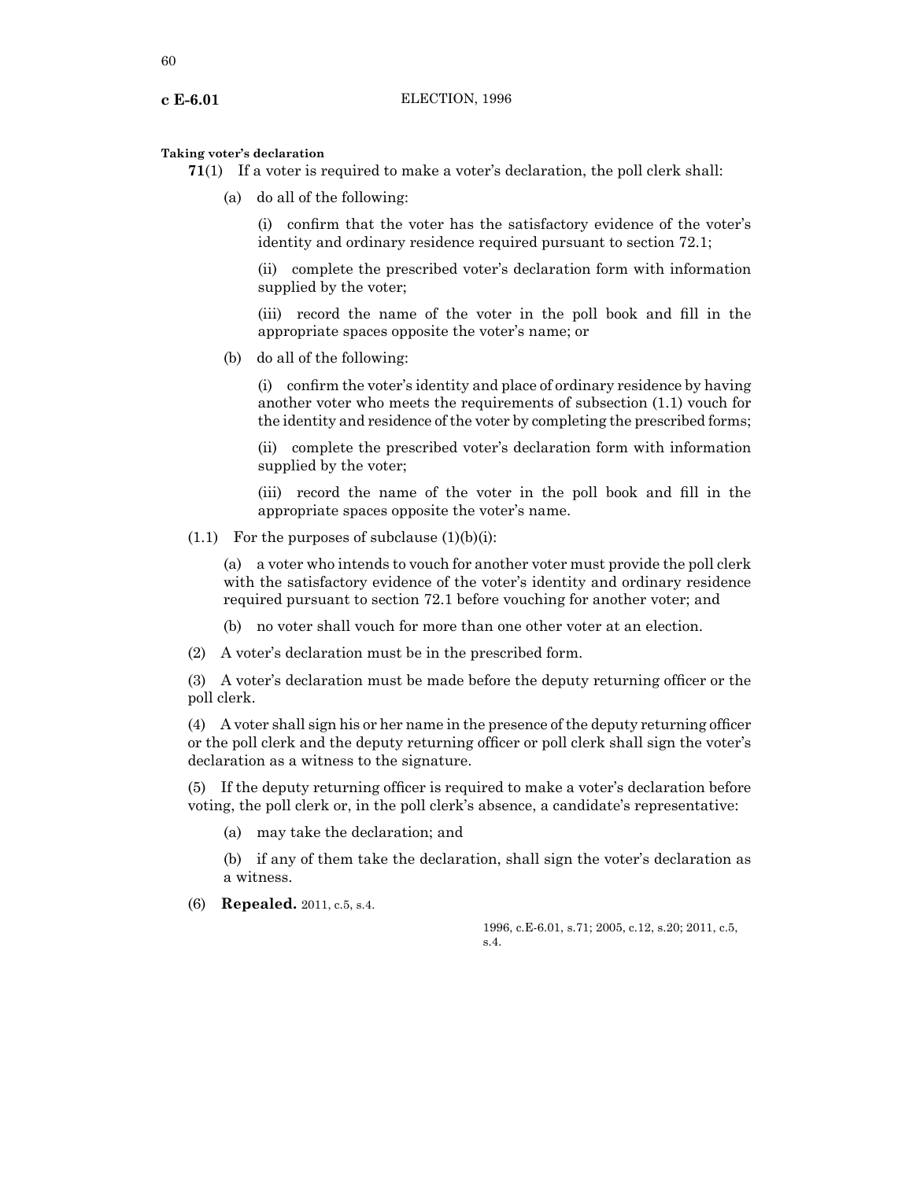**Taking voter's declaration**

**71**(1) If a voter is required to make a voter's declaration, the poll clerk shall:

(a) do all of the following:

(i) confirm that the voter has the satisfactory evidence of the voter's identity and ordinary residence required pursuant to section 72.1;

(ii) complete the prescribed voter's declaration form with information supplied by the voter;

(iii) record the name of the voter in the poll book and fill in the appropriate spaces opposite the voter's name; or

(b) do all of the following:

(i) confirm the voter's identity and place of ordinary residence by having another voter who meets the requirements of subsection (1.1) vouch for the identity and residence of the voter by completing the prescribed forms;

(ii) complete the prescribed voter's declaration form with information supplied by the voter;

(iii) record the name of the voter in the poll book and fill in the appropriate spaces opposite the voter's name.

(1.1) For the purposes of subclause (1)(b)(i):

(a) a voter who intends to vouch for another voter must provide the poll clerk with the satisfactory evidence of the voter's identity and ordinary residence required pursuant to section 72.1 before vouching for another voter; and

(b) no voter shall vouch for more than one other voter at an election.

(2) A voter's declaration must be in the prescribed form.

(3) A voter's declaration must be made before the deputy returning officer or the poll clerk.

(4) A voter shall sign his or her name in the presence of the deputy returning officer or the poll clerk and the deputy returning officer or poll clerk shall sign the voter's declaration as a witness to the signature.

(5) If the deputy returning officer is required to make a voter's declaration before voting, the poll clerk or, in the poll clerk's absence, a candidate's representative:

(a) may take the declaration; and

(b) if any of them take the declaration, shall sign the voter's declaration as a witness.

(6) **Repealed.** 2011, c.5, s.4.

1996, c.E-6.01, s.71; 2005, c.12, s.20; 2011, c.5, s.4.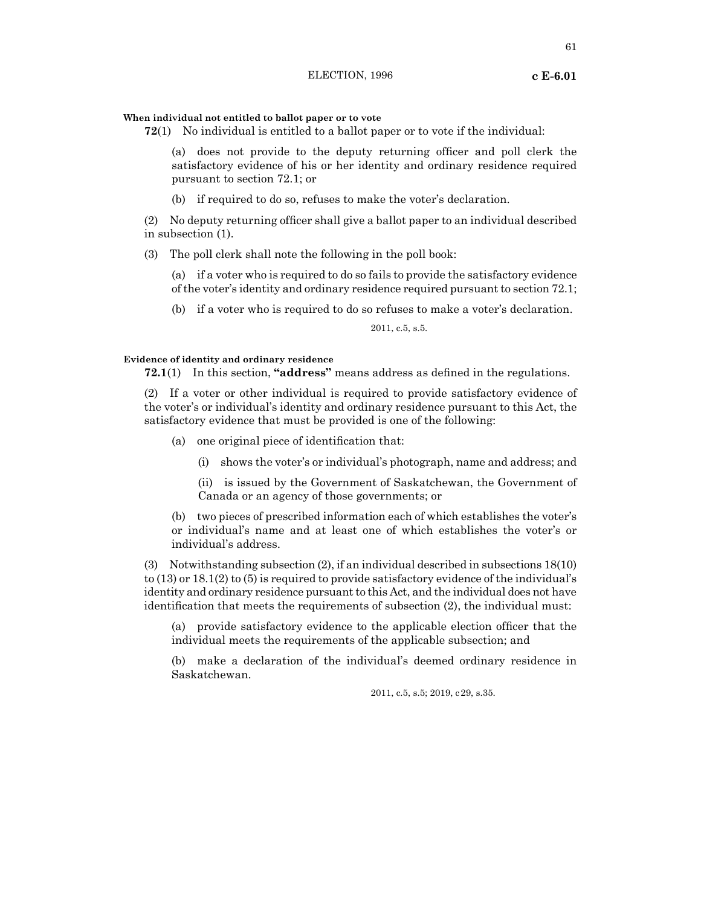**When individual not entitled to ballot paper or to vote**

**72**(1) No individual is entitled to a ballot paper or to vote if the individual:

(a) does not provide to the deputy returning officer and poll clerk the satisfactory evidence of his or her identity and ordinary residence required pursuant to section 72.1; or

(b) if required to do so, refuses to make the voter's declaration.

(2) No deputy returning officer shall give a ballot paper to an individual described in subsection (1).

(3) The poll clerk shall note the following in the poll book:

(a) if a voter who is required to do so fails to provide the satisfactory evidence of the voter's identity and ordinary residence required pursuant to section 72.1;

(b) if a voter who is required to do so refuses to make a voter's declaration.

2011, c.5, s.5.

**Evidence of identity and ordinary residence**

**72.1**(1) In this section, **"address"** means address as defined in the regulations.

(2) If a voter or other individual is required to provide satisfactory evidence of the voter's or individual's identity and ordinary residence pursuant to this Act, the satisfactory evidence that must be provided is one of the following:

(a) one original piece of identification that:

(i) shows the voter's or individual's photograph, name and address; and

(ii) is issued by the Government of Saskatchewan, the Government of Canada or an agency of those governments; or

(b) two pieces of prescribed information each of which establishes the voter's or individual's name and at least one of which establishes the voter's or individual's address.

(3) Notwithstanding subsection (2), if an individual described in subsections 18(10) to (13) or 18.1(2) to (5) is required to provide satisfactory evidence of the individual's identity and ordinary residence pursuant to this Act, and the individual does not have identification that meets the requirements of subsection (2), the individual must:

(a) provide satisfactory evidence to the applicable election officer that the individual meets the requirements of the applicable subsection; and

(b) make a declaration of the individual's deemed ordinary residence in Saskatchewan.

2011, c.5, s.5; 2019, c 29, s.35.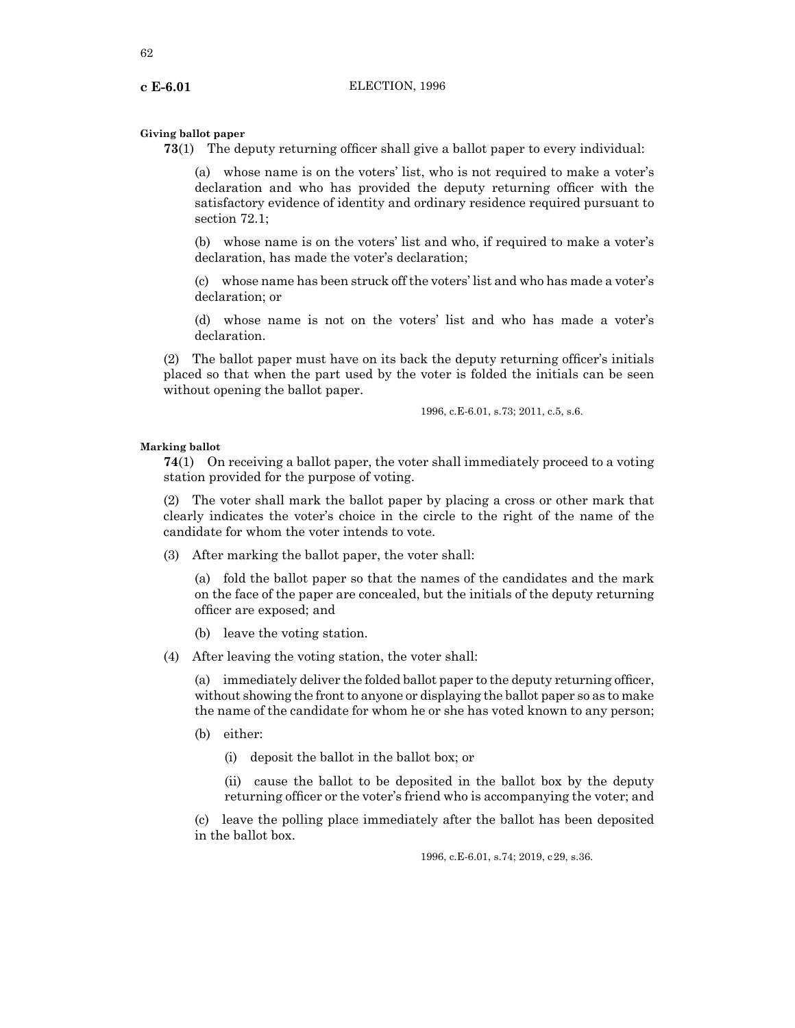**Giving ballot paper**

**73**(1) The deputy returning officer shall give a ballot paper to every individual:

(a) whose name is on the voters' list, who is not required to make a voter's declaration and who has provided the deputy returning officer with the satisfactory evidence of identity and ordinary residence required pursuant to section 72.1;

(b) whose name is on the voters' list and who, if required to make a voter's declaration, has made the voter's declaration;

(c) whose name has been struck off the voters' list and who has made a voter's declaration; or

(d) whose name is not on the voters' list and who has made a voter's declaration.

(2) The ballot paper must have on its back the deputy returning officer's initials placed so that when the part used by the voter is folded the initials can be seen without opening the ballot paper.

1996, c.E-6.01, s.73; 2011, c.5, s.6.

**Marking ballot**

**74**(1) On receiving a ballot paper, the voter shall immediately proceed to a voting station provided for the purpose of voting.

(2) The voter shall mark the ballot paper by placing a cross or other mark that clearly indicates the voter's choice in the circle to the right of the name of the candidate for whom the voter intends to vote.

(3) After marking the ballot paper, the voter shall:

(a) fold the ballot paper so that the names of the candidates and the mark on the face of the paper are concealed, but the initials of the deputy returning officer are exposed; and

(b) leave the voting station.

(4) After leaving the voting station, the voter shall:

(a) immediately deliver the folded ballot paper to the deputy returning officer, without showing the front to anyone or displaying the ballot paper so as to make the name of the candidate for whom he or she has voted known to any person;

(b) either:

(i) deposit the ballot in the ballot box; or

(ii) cause the ballot to be deposited in the ballot box by the deputy returning officer or the voter's friend who is accompanying the voter; and

(c) leave the polling place immediately after the ballot has been deposited in the ballot box.

1996, c.E-6.01, s.74; 2019, c 29, s.36.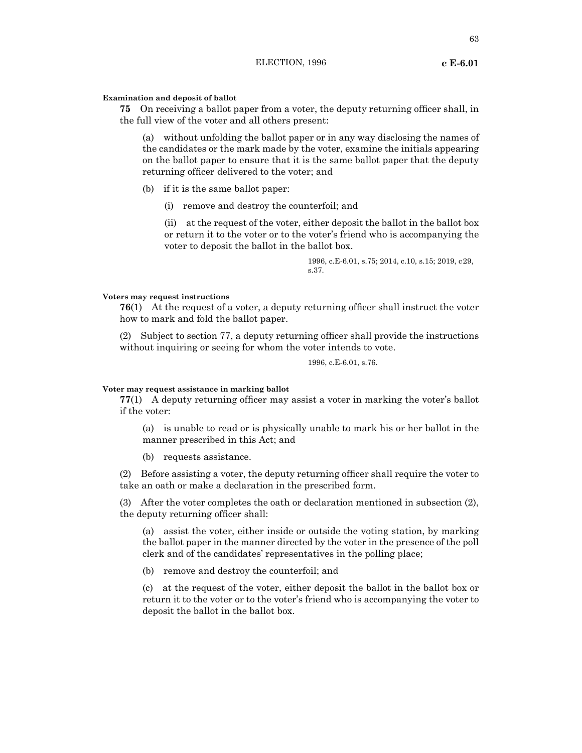**Examination and deposit of ballot**

**75** On receiving a ballot paper from a voter, the deputy returning officer shall, in the full view of the voter and all others present:

(a) without unfolding the ballot paper or in any way disclosing the names of the candidates or the mark made by the voter, examine the initials appearing on the ballot paper to ensure that it is the same ballot paper that the deputy returning officer delivered to the voter; and

(b) if it is the same ballot paper:

(i) remove and destroy the counterfoil; and

(ii) at the request of the voter, either deposit the ballot in the ballot box or return it to the voter or to the voter's friend who is accompanying the voter to deposit the ballot in the ballot box.

1996, c.E-6.01, s.75; 2014, c.10, s.15; 2019, c29, s.37.

**Voters may request instructions**

**76**(1) At the request of a voter, a deputy returning officer shall instruct the voter how to mark and fold the ballot paper.

(2) Subject to section 77, a deputy returning officer shall provide the instructions without inquiring or seeing for whom the voter intends to vote.

1996, c.E-6.01, s.76.

**Voter may request assistance in marking ballot**

**77**(1) A deputy returning officer may assist a voter in marking the voter's ballot if the voter:

(a) is unable to read or is physically unable to mark his or her ballot in the manner prescribed in this Act; and

(b) requests assistance.

(2) Before assisting a voter, the deputy returning officer shall require the voter to take an oath or make a declaration in the prescribed form.

(3) After the voter completes the oath or declaration mentioned in subsection (2), the deputy returning officer shall:

(a) assist the voter, either inside or outside the voting station, by marking the ballot paper in the manner directed by the voter in the presence of the poll clerk and of the candidates' representatives in the polling place;

(b) remove and destroy the counterfoil; and

(c) at the request of the voter, either deposit the ballot in the ballot box or return it to the voter or to the voter's friend who is accompanying the voter to deposit the ballot in the ballot box.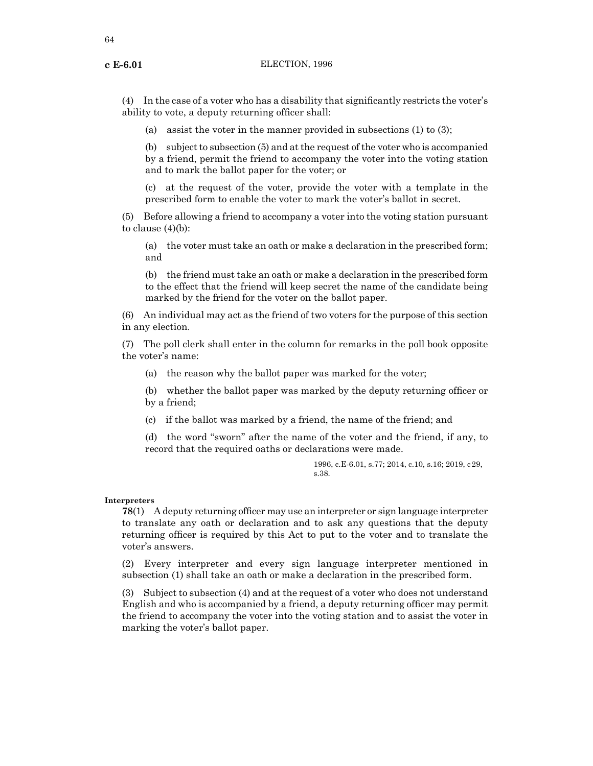(4) In the case of a voter who has a disability that significantly restricts the voter's ability to vote, a deputy returning officer shall:

(a) assist the voter in the manner provided in subsections (1) to (3);

(b) subject to subsection (5) and at the request of the voter who is accompanied by a friend, permit the friend to accompany the voter into the voting station and to mark the ballot paper for the voter; or

(c) at the request of the voter, provide the voter with a template in the prescribed form to enable the voter to mark the voter's ballot in secret.

(5) Before allowing a friend to accompany a voter into the voting station pursuant to clause (4)(b):

(a) the voter must take an oath or make a declaration in the prescribed form; and

(b) the friend must take an oath or make a declaration in the prescribed form to the effect that the friend will keep secret the name of the candidate being marked by the friend for the voter on the ballot paper.

(6) An individual may act as the friend of two voters for the purpose of this section in any election.

(7) The poll clerk shall enter in the column for remarks in the poll book opposite the voter's name:

(a) the reason why the ballot paper was marked for the voter;

(b) whether the ballot paper was marked by the deputy returning officer or by a friend;

(c) if the ballot was marked by a friend, the name of the friend; and

(d) the word "sworn" after the name of the voter and the friend, if any, to record that the required oaths or declarations were made.

1996, c.E-6.01, s.77; 2014, c.10, s.16; 2019, c29, s.38.

**Interpreters**

**78**(1) A deputy returning officer may use an interpreter or sign language interpreter to translate any oath or declaration and to ask any questions that the deputy returning officer is required by this Act to put to the voter and to translate the voter's answers.

(2) Every interpreter and every sign language interpreter mentioned in subsection (1) shall take an oath or make a declaration in the prescribed form.

(3) Subject to subsection (4) and at the request of a voter who does not understand English and who is accompanied by a friend, a deputy returning officer may permit the friend to accompany the voter into the voting station and to assist the voter in marking the voter's ballot paper.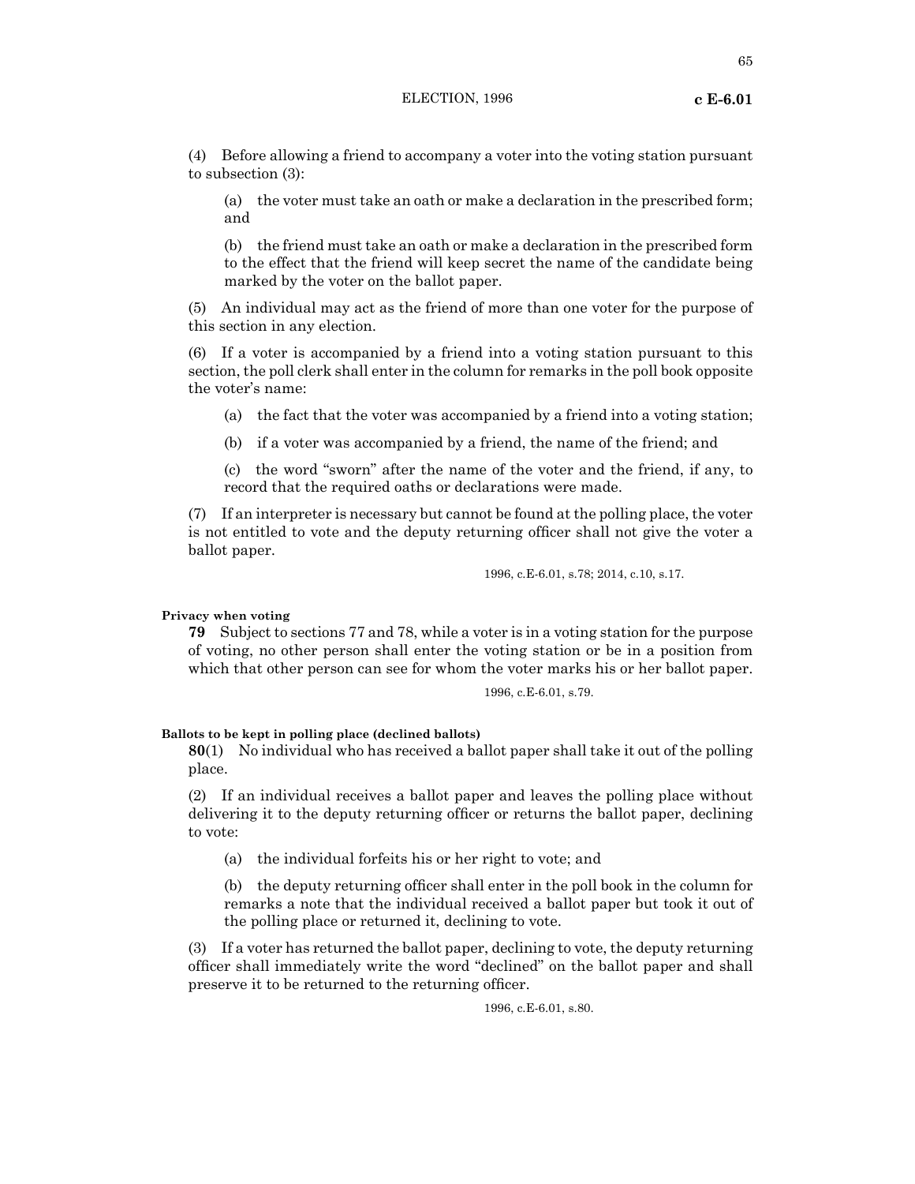(4) Before allowing a friend to accompany a voter into the voting station pursuant to subsection (3):

(a) the voter must take an oath or make a declaration in the prescribed form; and

(b) the friend must take an oath or make a declaration in the prescribed form to the effect that the friend will keep secret the name of the candidate being marked by the voter on the ballot paper.

(5) An individual may act as the friend of more than one voter for the purpose of this section in any election.

(6) If a voter is accompanied by a friend into a voting station pursuant to this section, the poll clerk shall enter in the column for remarks in the poll book opposite the voter's name:

(a) the fact that the voter was accompanied by a friend into a voting station;

(b) if a voter was accompanied by a friend, the name of the friend; and

(c) the word "sworn" after the name of the voter and the friend, if any, to record that the required oaths or declarations were made.

(7) If an interpreter is necessary but cannot be found at the polling place, the voter is not entitled to vote and the deputy returning officer shall not give the voter a ballot paper.

1996, c.E-6.01, s.78; 2014, c.10, s.17.

**Privacy when voting**

**79** Subject to sections 77 and 78, while a voter is in a voting station for the purpose of voting, no other person shall enter the voting station or be in a position from which that other person can see for whom the voter marks his or her ballot paper.

1996, c.E-6.01, s.79.

**Ballots to be kept in polling place (declined ballots)**

**80**(1) No individual who has received a ballot paper shall take it out of the polling place.

(2) If an individual receives a ballot paper and leaves the polling place without delivering it to the deputy returning officer or returns the ballot paper, declining to vote:

(a) the individual forfeits his or her right to vote; and

(b) the deputy returning officer shall enter in the poll book in the column for remarks a note that the individual received a ballot paper but took it out of the polling place or returned it, declining to vote.

(3) If a voter has returned the ballot paper, declining to vote, the deputy returning officer shall immediately write the word "declined" on the ballot paper and shall preserve it to be returned to the returning officer.

1996, c.E-6.01, s.80.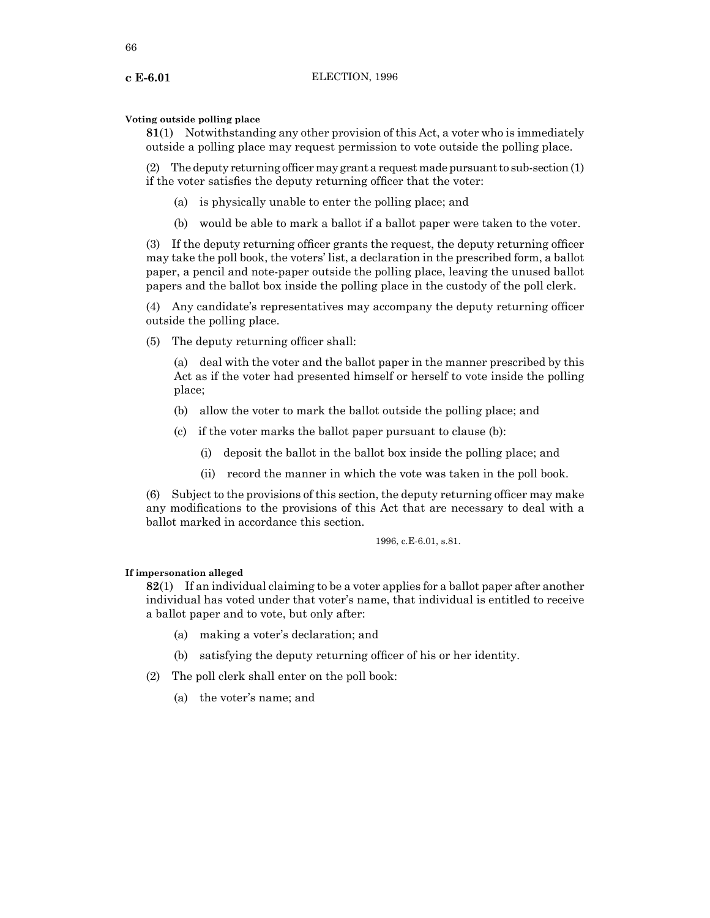**Voting outside polling place**

**81**(1) Notwithstanding any other provision of this Act, a voter who is immediately outside a polling place may request permission to vote outside the polling place.

(2) The deputy returning officer may grant a request made pursuant to sub-section (1) if the voter satisfies the deputy returning officer that the voter:

(a) is physically unable to enter the polling place; and

(b) would be able to mark a ballot if a ballot paper were taken to the voter.

(3) If the deputy returning officer grants the request, the deputy returning officer may take the poll book, the voters' list, a declaration in the prescribed form, a ballot paper, a pencil and note-paper outside the polling place, leaving the unused ballot papers and the ballot box inside the polling place in the custody of the poll clerk.

(4) Any candidate's representatives may accompany the deputy returning officer outside the polling place.

(5) The deputy returning officer shall:

(a) deal with the voter and the ballot paper in the manner prescribed by this Act as if the voter had presented himself or herself to vote inside the polling place;

(b) allow the voter to mark the ballot outside the polling place; and

(c) if the voter marks the ballot paper pursuant to clause (b):

(i) deposit the ballot in the ballot box inside the polling place; and

(ii) record the manner in which the vote was taken in the poll book.

(6) Subject to the provisions of this section, the deputy returning officer may make any modifications to the provisions of this Act that are necessary to deal with a ballot marked in accordance this section.

1996, c.E-6.01, s.81.

**If impersonation alleged**

**82**(1) If an individual claiming to be a voter applies for a ballot paper after another individual has voted under that voter's name, that individual is entitled to receive a ballot paper and to vote, but only after:

(a) making a voter's declaration; and

(b) satisfying the deputy returning officer of his or her identity.

(2) The poll clerk shall enter on the poll book:

(a) the voter's name; and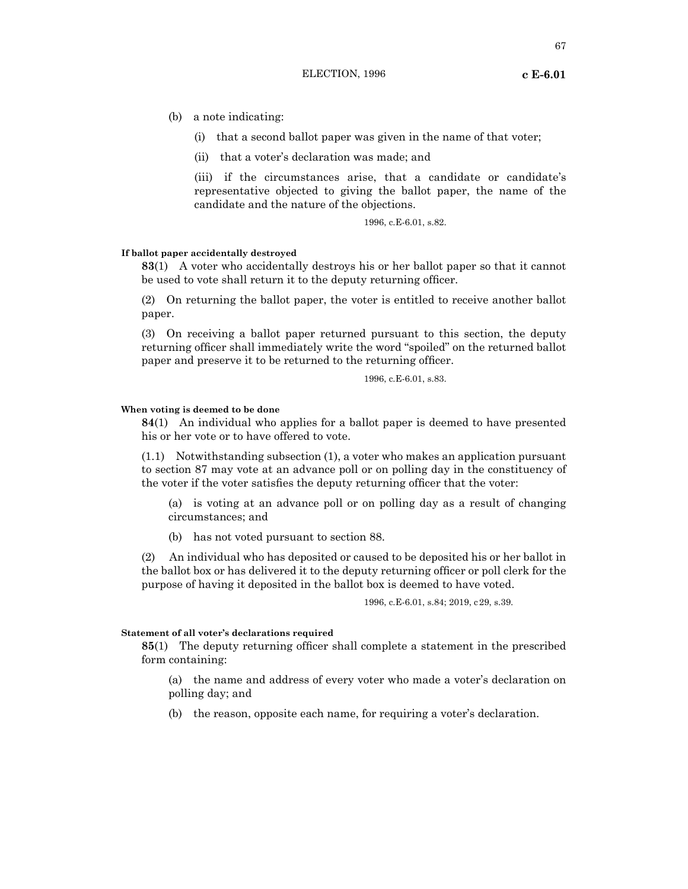(b) a note indicating:

(i) that a second ballot paper was given in the name of that voter;

(ii) that a voter's declaration was made; and

(iii) if the circumstances arise, that a candidate or candidate's representative objected to giving the ballot paper, the name of the candidate and the nature of the objections.

1996, c.E-6.01, s.82.

**If ballot paper accidentally destroyed**

**83**(1) A voter who accidentally destroys his or her ballot paper so that it cannot be used to vote shall return it to the deputy returning officer.

(2) On returning the ballot paper, the voter is entitled to receive another ballot paper.

(3) On receiving a ballot paper returned pursuant to this section, the deputy returning officer shall immediately write the word "spoiled" on the returned ballot paper and preserve it to be returned to the returning officer.

1996, c.E-6.01, s.83.

**When voting is deemed to be done**

**84**(1) An individual who applies for a ballot paper is deemed to have presented his or her vote or to have offered to vote.

(1.1) Notwithstanding subsection (1), a voter who makes an application pursuant to section 87 may vote at an advance poll or on polling day in the constituency of the voter if the voter satisfies the deputy returning officer that the voter:

(a) is voting at an advance poll or on polling day as a result of changing circumstances; and

(b) has not voted pursuant to section 88.

(2) An individual who has deposited or caused to be deposited his or her ballot in the ballot box or has delivered it to the deputy returning officer or poll clerk for the purpose of having it deposited in the ballot box is deemed to have voted.

1996, c.E-6.01, s.84; 2019, c 29, s.39.

**Statement of all voter's declarations required**

**85**(1) The deputy returning officer shall complete a statement in the prescribed form containing:

(a) the name and address of every voter who made a voter's declaration on polling day; and

(b) the reason, opposite each name, for requiring a voter's declaration.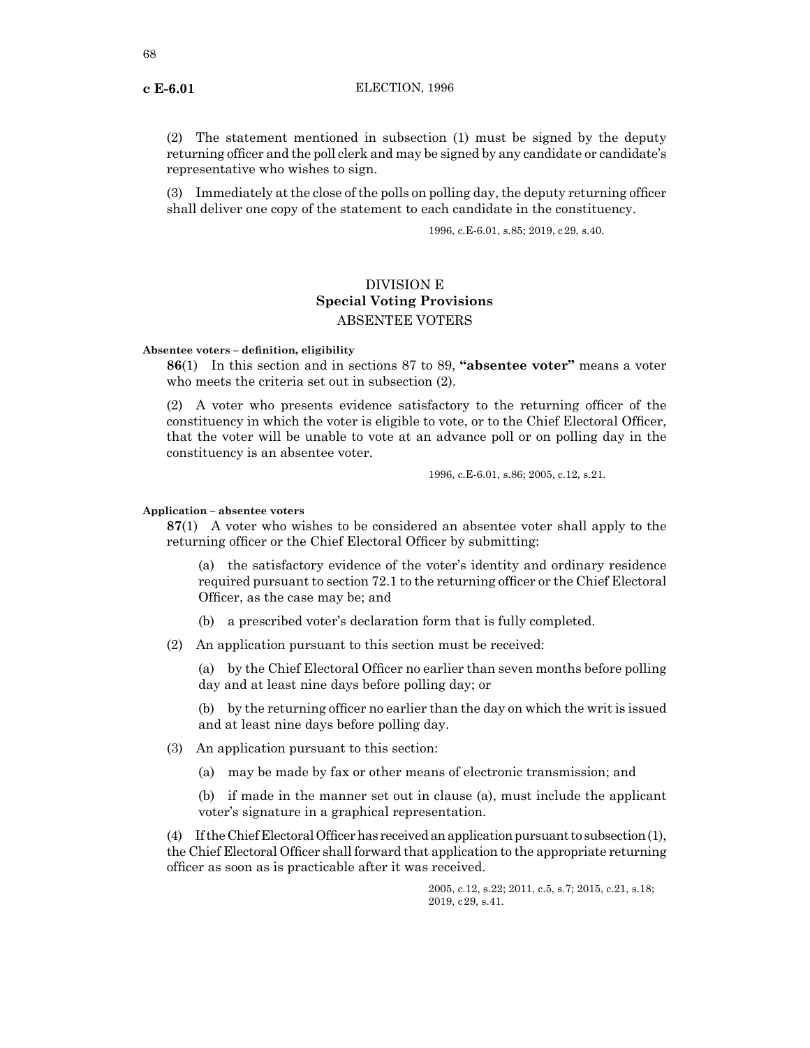(2) The statement mentioned in subsection (1) must be signed by the deputy returning officer and the poll clerk and may be signed by any candidate or candidate's representative who wishes to sign.

(3) Immediately at the close of the polls on polling day, the deputy returning officer shall deliver one copy of the statement to each candidate in the constituency.

1996, c.E-6.01, s.85; 2019, c 29, s.40.

## DIVISION E
## Special Voting Provisions
### ABSENTEE VOTERS

**Absentee voters – definition, eligibility**

**86**(1) In this section and in sections 87 to 89, **"absentee voter"** means a voter who meets the criteria set out in subsection (2).

(2) A voter who presents evidence satisfactory to the returning officer of the constituency in which the voter is eligible to vote, or to the Chief Electoral Officer, that the voter will be unable to vote at an advance poll or on polling day in the constituency is an absentee voter.

1996, c.E-6.01, s.86; 2005, c.12, s.21.

**Application – absentee voters**

**87**(1) A voter who wishes to be considered an absentee voter shall apply to the returning officer or the Chief Electoral Officer by submitting:

(a) the satisfactory evidence of the voter's identity and ordinary residence required pursuant to section 72.1 to the returning officer or the Chief Electoral Officer, as the case may be; and

(b) a prescribed voter's declaration form that is fully completed.

(2) An application pursuant to this section must be received:

(a) by the Chief Electoral Officer no earlier than seven months before polling day and at least nine days before polling day; or

(b) by the returning officer no earlier than the day on which the writ is issued and at least nine days before polling day.

(3) An application pursuant to this section:

(a) may be made by fax or other means of electronic transmission; and

(b) if made in the manner set out in clause (a), must include the applicant voter's signature in a graphical representation.

(4) If the Chief Electoral Officer has received an application pursuant to subsection (1), the Chief Electoral Officer shall forward that application to the appropriate returning officer as soon as is practicable after it was received.

2005, c.12, s.22; 2011, c.5, s.7; 2015, c.21, s.18; 2019, c 29, s.41.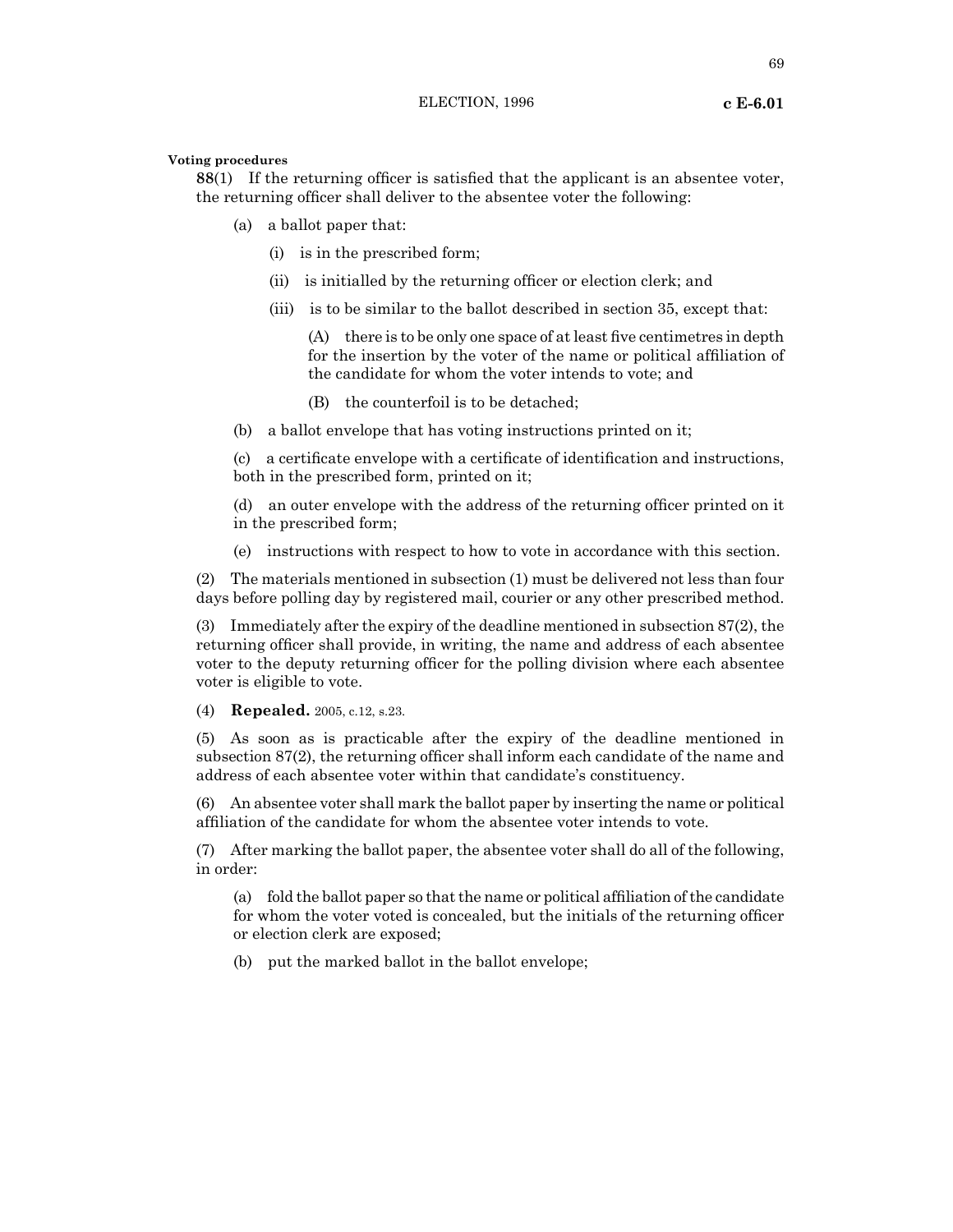**Voting procedures**

**88**(1) If the returning officer is satisfied that the applicant is an absentee voter, the returning officer shall deliver to the absentee voter the following:

(a) a ballot paper that:

(i) is in the prescribed form;

(ii) is initialled by the returning officer or election clerk; and

(iii) is to be similar to the ballot described in section 35, except that:

(A) there is to be only one space of at least five centimetres in depth for the insertion by the voter of the name or political affiliation of the candidate for whom the voter intends to vote; and

(B) the counterfoil is to be detached;

(b) a ballot envelope that has voting instructions printed on it;

(c) a certificate envelope with a certificate of identification and instructions, both in the prescribed form, printed on it;

(d) an outer envelope with the address of the returning officer printed on it in the prescribed form;

(e) instructions with respect to how to vote in accordance with this section.

(2) The materials mentioned in subsection (1) must be delivered not less than four days before polling day by registered mail, courier or any other prescribed method.

(3) Immediately after the expiry of the deadline mentioned in subsection 87(2), the returning officer shall provide, in writing, the name and address of each absentee voter to the deputy returning officer for the polling division where each absentee voter is eligible to vote.

(4) **Repealed.** 2005, c.12, s.23.

(5) As soon as is practicable after the expiry of the deadline mentioned in subsection 87(2), the returning officer shall inform each candidate of the name and address of each absentee voter within that candidate's constituency.

(6) An absentee voter shall mark the ballot paper by inserting the name or political affiliation of the candidate for whom the absentee voter intends to vote.

(7) After marking the ballot paper, the absentee voter shall do all of the following, in order:

(a) fold the ballot paper so that the name or political affiliation of the candidate for whom the voter voted is concealed, but the initials of the returning officer or election clerk are exposed;

(b) put the marked ballot in the ballot envelope;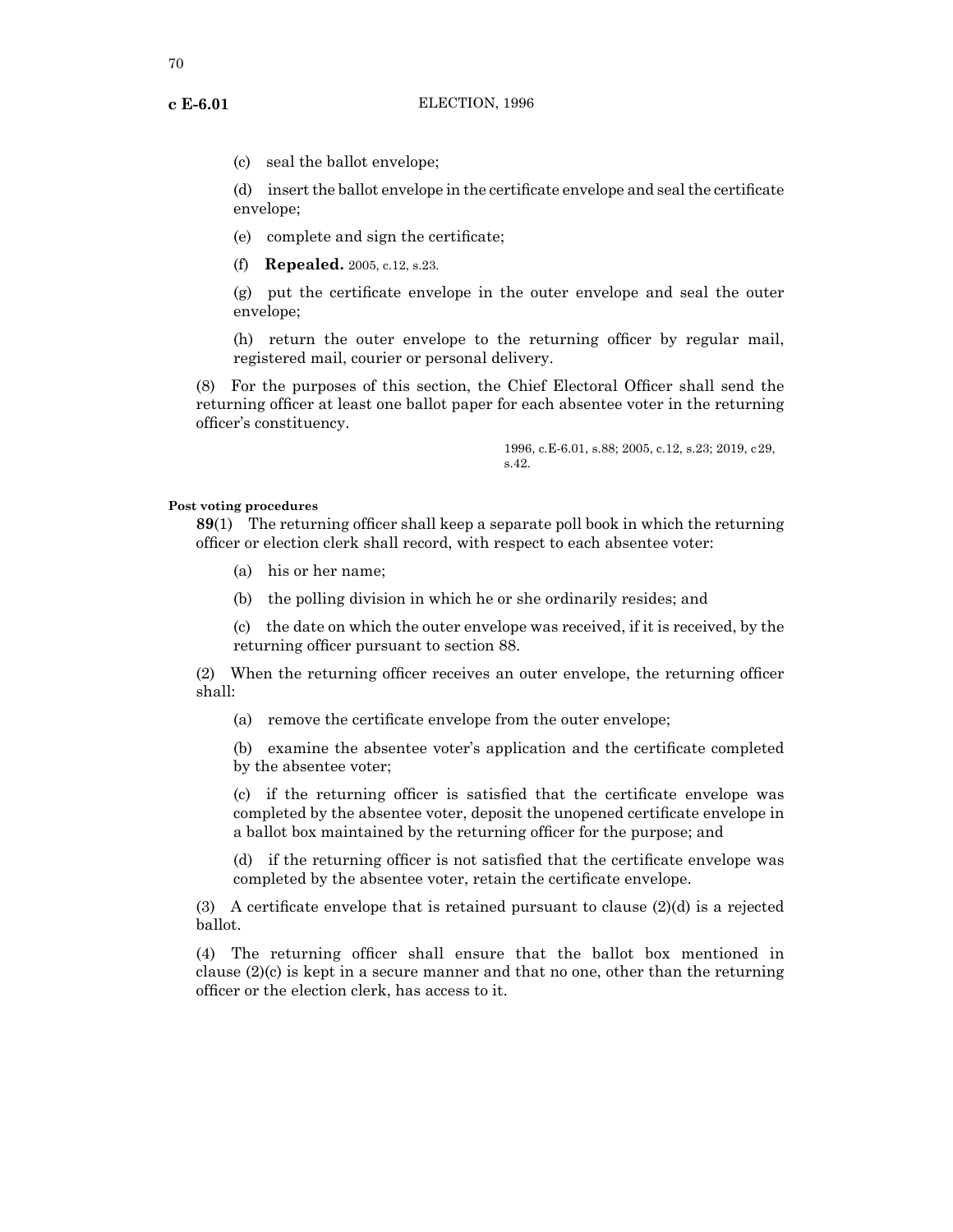(c) seal the ballot envelope;

(d) insert the ballot envelope in the certificate envelope and seal the certificate envelope;

(e) complete and sign the certificate;

(f) **Repealed.** 2005, c.12, s.23.

(g) put the certificate envelope in the outer envelope and seal the outer envelope;

(h) return the outer envelope to the returning officer by regular mail, registered mail, courier or personal delivery.

(8) For the purposes of this section, the Chief Electoral Officer shall send the returning officer at least one ballot paper for each absentee voter in the returning officer's constituency.

1996, c.E-6.01, s.88; 2005, c.12, s.23; 2019, c29, s.42.

**Post voting procedures**

**89**(1) The returning officer shall keep a separate poll book in which the returning officer or election clerk shall record, with respect to each absentee voter:

(a) his or her name;

(b) the polling division in which he or she ordinarily resides; and

(c) the date on which the outer envelope was received, if it is received, by the returning officer pursuant to section 88.

(2) When the returning officer receives an outer envelope, the returning officer shall:

(a) remove the certificate envelope from the outer envelope;

(b) examine the absentee voter's application and the certificate completed by the absentee voter;

(c) if the returning officer is satisfied that the certificate envelope was completed by the absentee voter, deposit the unopened certificate envelope in a ballot box maintained by the returning officer for the purpose; and

(d) if the returning officer is not satisfied that the certificate envelope was completed by the absentee voter, retain the certificate envelope.

(3) A certificate envelope that is retained pursuant to clause (2)(d) is a rejected ballot.

(4) The returning officer shall ensure that the ballot box mentioned in clause (2)(c) is kept in a secure manner and that no one, other than the returning officer or the election clerk, has access to it.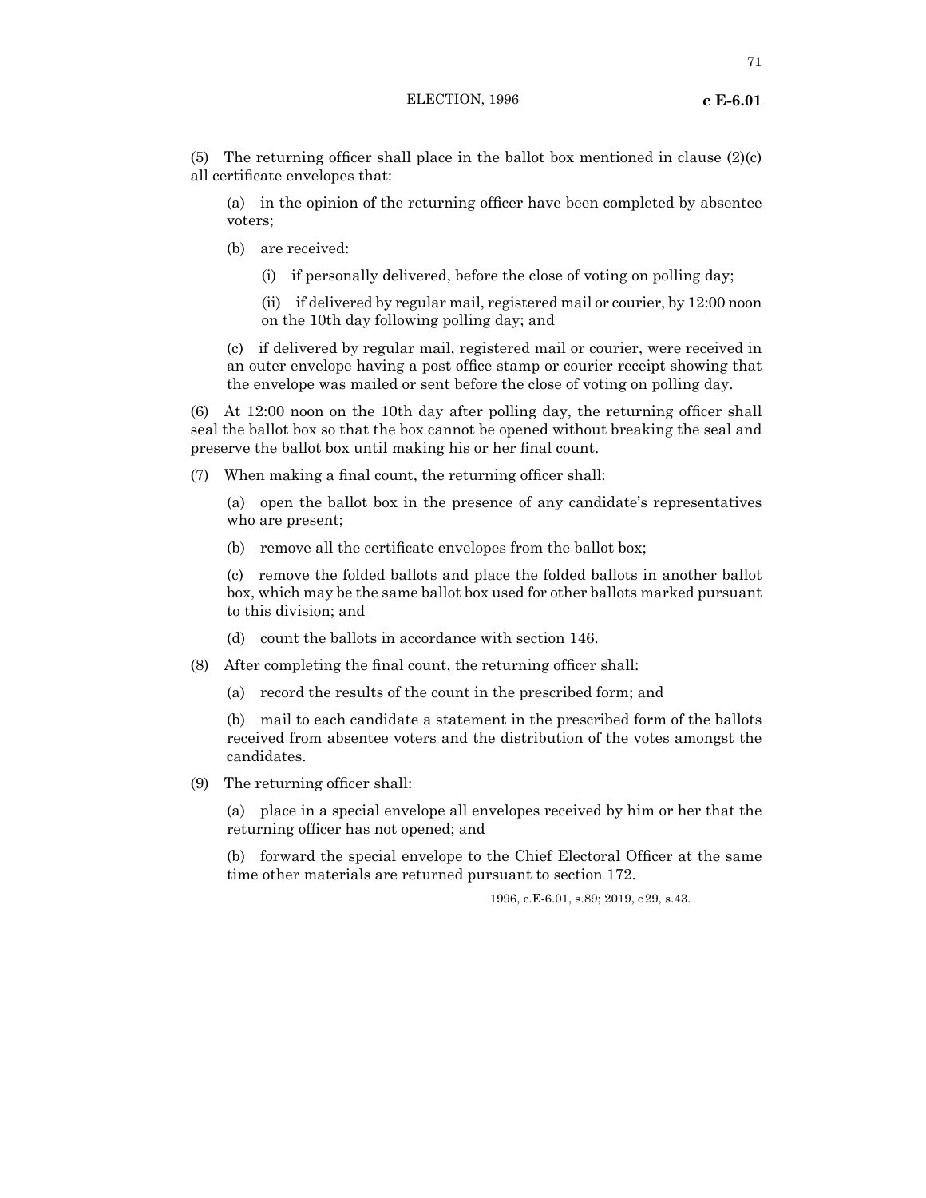(5) The returning officer shall place in the ballot box mentioned in clause (2)(c) all certificate envelopes that:

(a) in the opinion of the returning officer have been completed by absentee voters;

(b) are received:

(i) if personally delivered, before the close of voting on polling day;

(ii) if delivered by regular mail, registered mail or courier, by 12:00 noon on the 10th day following polling day; and

(c) if delivered by regular mail, registered mail or courier, were received in an outer envelope having a post office stamp or courier receipt showing that the envelope was mailed or sent before the close of voting on polling day.

(6) At 12:00 noon on the 10th day after polling day, the returning officer shall seal the ballot box so that the box cannot be opened without breaking the seal and preserve the ballot box until making his or her final count.

(7) When making a final count, the returning officer shall:

(a) open the ballot box in the presence of any candidate's representatives who are present;

(b) remove all the certificate envelopes from the ballot box;

(c) remove the folded ballots and place the folded ballots in another ballot box, which may be the same ballot box used for other ballots marked pursuant to this division; and

(d) count the ballots in accordance with section 146.

(8) After completing the final count, the returning officer shall:

(a) record the results of the count in the prescribed form; and

(b) mail to each candidate a statement in the prescribed form of the ballots received from absentee voters and the distribution of the votes amongst the candidates.

(9) The returning officer shall:

(a) place in a special envelope all envelopes received by him or her that the returning officer has not opened; and

(b) forward the special envelope to the Chief Electoral Officer at the same time other materials are returned pursuant to section 172.

1996, c.E-6.01, s.89; 2019, c 29, s.43.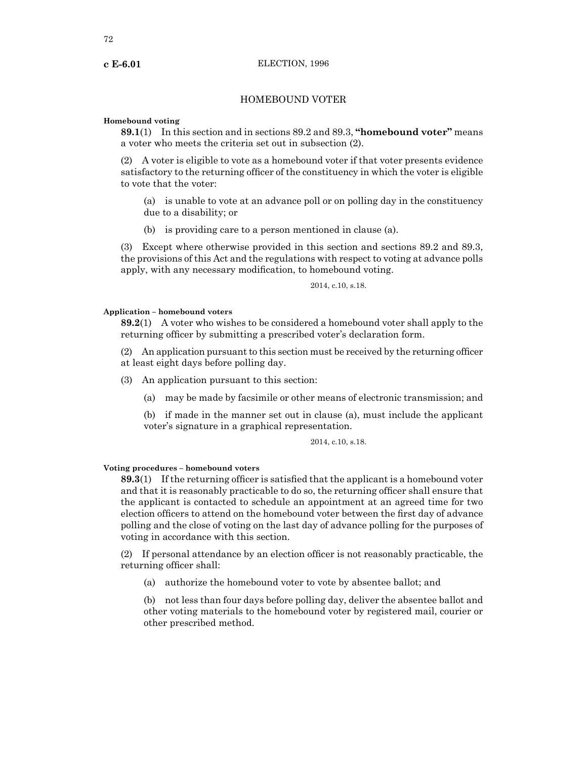## HOMEBOUND VOTER

**Homebound voting**

**89.1**(1) In this section and in sections 89.2 and 89.3, **"homebound voter"** means a voter who meets the criteria set out in subsection (2).

(2) A voter is eligible to vote as a homebound voter if that voter presents evidence satisfactory to the returning officer of the constituency in which the voter is eligible to vote that the voter:

(a) is unable to vote at an advance poll or on polling day in the constituency due to a disability; or

(b) is providing care to a person mentioned in clause (a).

(3) Except where otherwise provided in this section and sections 89.2 and 89.3, the provisions of this Act and the regulations with respect to voting at advance polls apply, with any necessary modification, to homebound voting.

2014, c.10, s.18.

**Application – homebound voters**

**89.2**(1) A voter who wishes to be considered a homebound voter shall apply to the returning officer by submitting a prescribed voter's declaration form.

(2) An application pursuant to this section must be received by the returning officer at least eight days before polling day.

(3) An application pursuant to this section:

(a) may be made by facsimile or other means of electronic transmission; and

(b) if made in the manner set out in clause (a), must include the applicant voter's signature in a graphical representation.

2014, c.10, s.18.

**Voting procedures – homebound voters**

**89.3**(1) If the returning officer is satisfied that the applicant is a homebound voter and that it is reasonably practicable to do so, the returning officer shall ensure that the applicant is contacted to schedule an appointment at an agreed time for two election officers to attend on the homebound voter between the first day of advance polling and the close of voting on the last day of advance polling for the purposes of voting in accordance with this section.

(2) If personal attendance by an election officer is not reasonably practicable, the returning officer shall:

(a) authorize the homebound voter to vote by absentee ballot; and

(b) not less than four days before polling day, deliver the absentee ballot and other voting materials to the homebound voter by registered mail, courier or other prescribed method.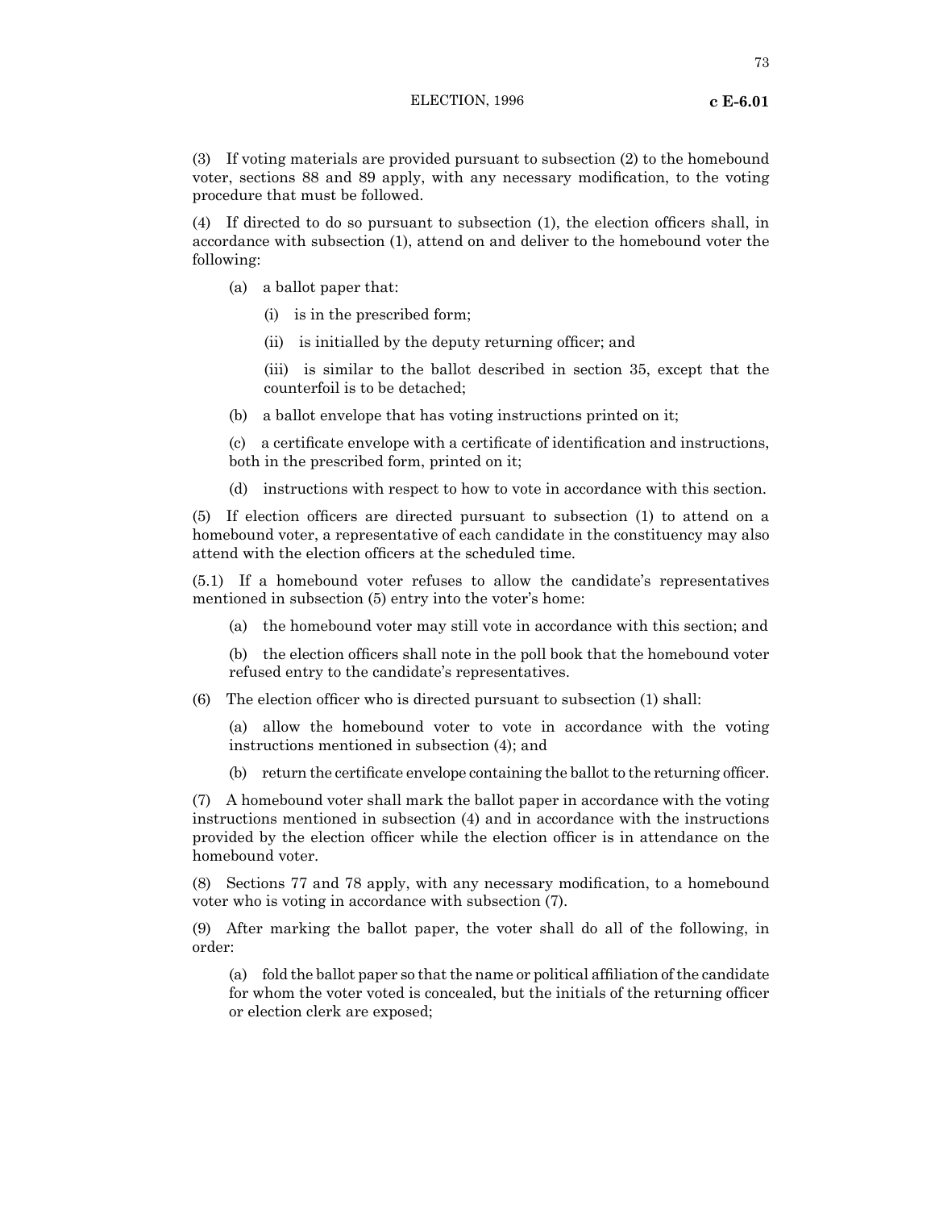(3) If voting materials are provided pursuant to subsection (2) to the homebound voter, sections 88 and 89 apply, with any necessary modification, to the voting procedure that must be followed.

(4) If directed to do so pursuant to subsection (1), the election officers shall, in accordance with subsection (1), attend on and deliver to the homebound voter the following:

(a) a ballot paper that:

(i) is in the prescribed form;

(ii) is initialled by the deputy returning officer; and

(iii) is similar to the ballot described in section 35, except that the counterfoil is to be detached;

(b) a ballot envelope that has voting instructions printed on it;

(c) a certificate envelope with a certificate of identification and instructions, both in the prescribed form, printed on it;

(d) instructions with respect to how to vote in accordance with this section.

(5) If election officers are directed pursuant to subsection (1) to attend on a homebound voter, a representative of each candidate in the constituency may also attend with the election officers at the scheduled time.

(5.1) If a homebound voter refuses to allow the candidate's representatives mentioned in subsection (5) entry into the voter's home:

(a) the homebound voter may still vote in accordance with this section; and

(b) the election officers shall note in the poll book that the homebound voter refused entry to the candidate's representatives.

(6) The election officer who is directed pursuant to subsection (1) shall:

(a) allow the homebound voter to vote in accordance with the voting instructions mentioned in subsection (4); and

(b) return the certificate envelope containing the ballot to the returning officer.

(7) A homebound voter shall mark the ballot paper in accordance with the voting instructions mentioned in subsection (4) and in accordance with the instructions provided by the election officer while the election officer is in attendance on the homebound voter.

(8) Sections 77 and 78 apply, with any necessary modification, to a homebound voter who is voting in accordance with subsection (7).

(9) After marking the ballot paper, the voter shall do all of the following, in order:

(a) fold the ballot paper so that the name or political affiliation of the candidate for whom the voter voted is concealed, but the initials of the returning officer or election clerk are exposed;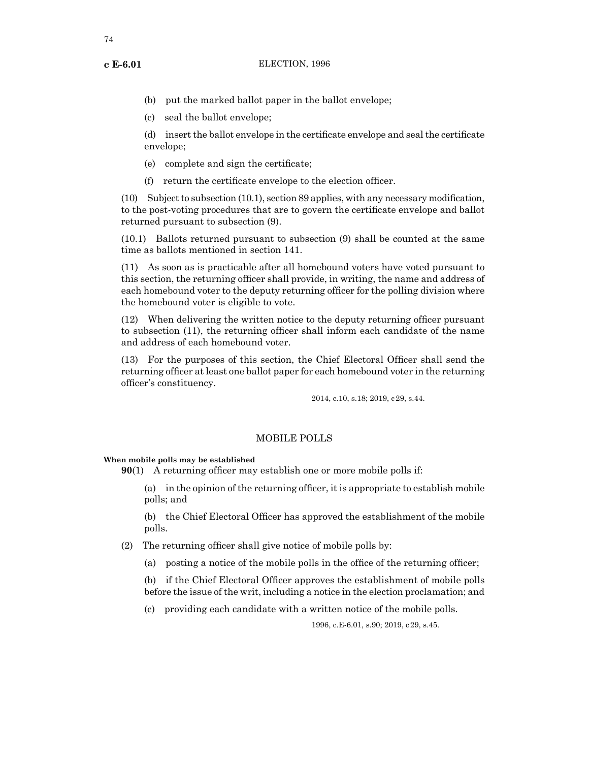(b) put the marked ballot paper in the ballot envelope;

(c) seal the ballot envelope;

(d) insert the ballot envelope in the certificate envelope and seal the certificate envelope;

(e) complete and sign the certificate;

(f) return the certificate envelope to the election officer.

(10) Subject to subsection (10.1), section 89 applies, with any necessary modification, to the post-voting procedures that are to govern the certificate envelope and ballot returned pursuant to subsection (9).

(10.1) Ballots returned pursuant to subsection (9) shall be counted at the same time as ballots mentioned in section 141.

(11) As soon as is practicable after all homebound voters have voted pursuant to this section, the returning officer shall provide, in writing, the name and address of each homebound voter to the deputy returning officer for the polling division where the homebound voter is eligible to vote.

(12) When delivering the written notice to the deputy returning officer pursuant to subsection (11), the returning officer shall inform each candidate of the name and address of each homebound voter.

(13) For the purposes of this section, the Chief Electoral Officer shall send the returning officer at least one ballot paper for each homebound voter in the returning officer's constituency.

2014, c.10, s.18; 2019, c 29, s.44.

## MOBILE POLLS

**When mobile polls may be established**

**90**(1) A returning officer may establish one or more mobile polls if:

(a) in the opinion of the returning officer, it is appropriate to establish mobile polls; and

(b) the Chief Electoral Officer has approved the establishment of the mobile polls.

(2) The returning officer shall give notice of mobile polls by:

(a) posting a notice of the mobile polls in the office of the returning officer;

(b) if the Chief Electoral Officer approves the establishment of mobile polls before the issue of the writ, including a notice in the election proclamation; and

(c) providing each candidate with a written notice of the mobile polls.

1996, c.E-6.01, s.90; 2019, c 29, s.45.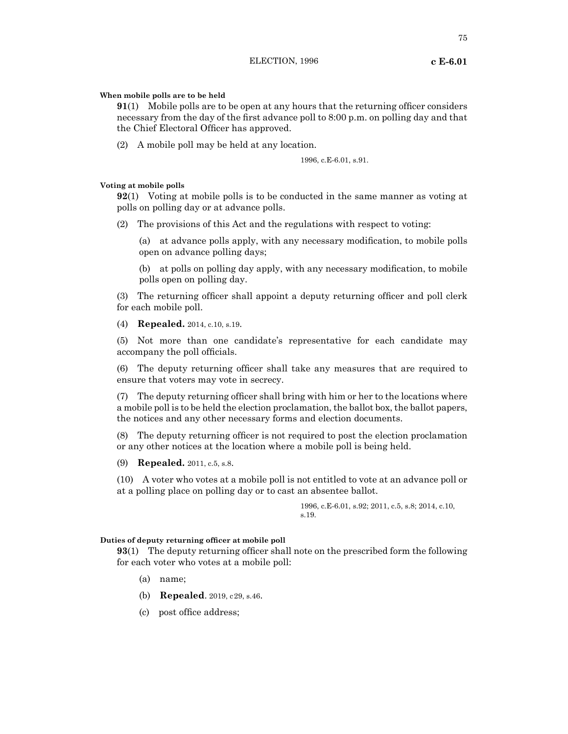**When mobile polls are to be held**

**91**(1) Mobile polls are to be open at any hours that the returning officer considers necessary from the day of the first advance poll to 8:00 p.m. on polling day and that the Chief Electoral Officer has approved.

(2) A mobile poll may be held at any location.

1996, c.E-6.01, s.91.

**Voting at mobile polls**

**92**(1) Voting at mobile polls is to be conducted in the same manner as voting at polls on polling day or at advance polls.

(2) The provisions of this Act and the regulations with respect to voting:

(a) at advance polls apply, with any necessary modification, to mobile polls open on advance polling days;

(b) at polls on polling day apply, with any necessary modification, to mobile polls open on polling day.

(3) The returning officer shall appoint a deputy returning officer and poll clerk for each mobile poll.

(4) **Repealed.** 2014, c.10, s.19.

(5) Not more than one candidate's representative for each candidate may accompany the poll officials.

(6) The deputy returning officer shall take any measures that are required to ensure that voters may vote in secrecy.

(7) The deputy returning officer shall bring with him or her to the locations where a mobile poll is to be held the election proclamation, the ballot box, the ballot papers, the notices and any other necessary forms and election documents.

(8) The deputy returning officer is not required to post the election proclamation or any other notices at the location where a mobile poll is being held.

(9) **Repealed.** 2011, c.5, s.8.

(10) A voter who votes at a mobile poll is not entitled to vote at an advance poll or at a polling place on polling day or to cast an absentee ballot.

1996, c.E-6.01, s.92; 2011, c.5, s.8; 2014, c.10, s.19.

**Duties of deputy returning officer at mobile poll**

**93**(1) The deputy returning officer shall note on the prescribed form the following for each voter who votes at a mobile poll:

(a) name;

(b) **Repealed**. 2019, c29, s.46.

(c) post office address;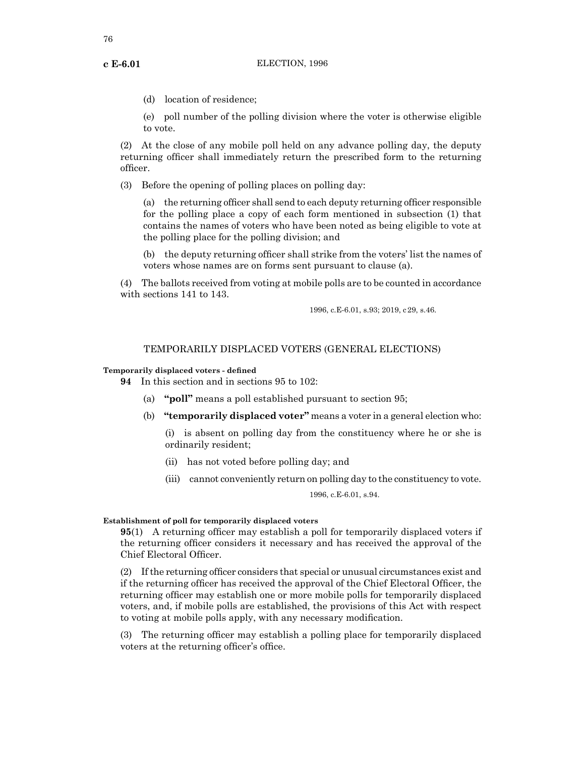(d) location of residence;

(e) poll number of the polling division where the voter is otherwise eligible to vote.

(2) At the close of any mobile poll held on any advance polling day, the deputy returning officer shall immediately return the prescribed form to the returning officer.

(3) Before the opening of polling places on polling day:

(a) the returning officer shall send to each deputy returning officer responsible for the polling place a copy of each form mentioned in subsection (1) that contains the names of voters who have been noted as being eligible to vote at the polling place for the polling division; and

(b) the deputy returning officer shall strike from the voters' list the names of voters whose names are on forms sent pursuant to clause (a).

(4) The ballots received from voting at mobile polls are to be counted in accordance with sections 141 to 143.

1996, c.E-6.01, s.93; 2019, c 29, s.46.

## TEMPORARILY DISPLACED VOTERS (GENERAL ELECTIONS)

**Temporarily displaced voters - defined**

**94** In this section and in sections 95 to 102:

(a) **"poll"** means a poll established pursuant to section 95;

(b) **"temporarily displaced voter"** means a voter in a general election who:

(i) is absent on polling day from the constituency where he or she is ordinarily resident;

(ii) has not voted before polling day; and

(iii) cannot conveniently return on polling day to the constituency to vote.

1996, c.E-6.01, s.94.

**Establishment of poll for temporarily displaced voters**

**95**(1) A returning officer may establish a poll for temporarily displaced voters if the returning officer considers it necessary and has received the approval of the Chief Electoral Officer.

(2) If the returning officer considers that special or unusual circumstances exist and if the returning officer has received the approval of the Chief Electoral Officer, the returning officer may establish one or more mobile polls for temporarily displaced voters, and, if mobile polls are established, the provisions of this Act with respect to voting at mobile polls apply, with any necessary modification.

(3) The returning officer may establish a polling place for temporarily displaced voters at the returning officer's office.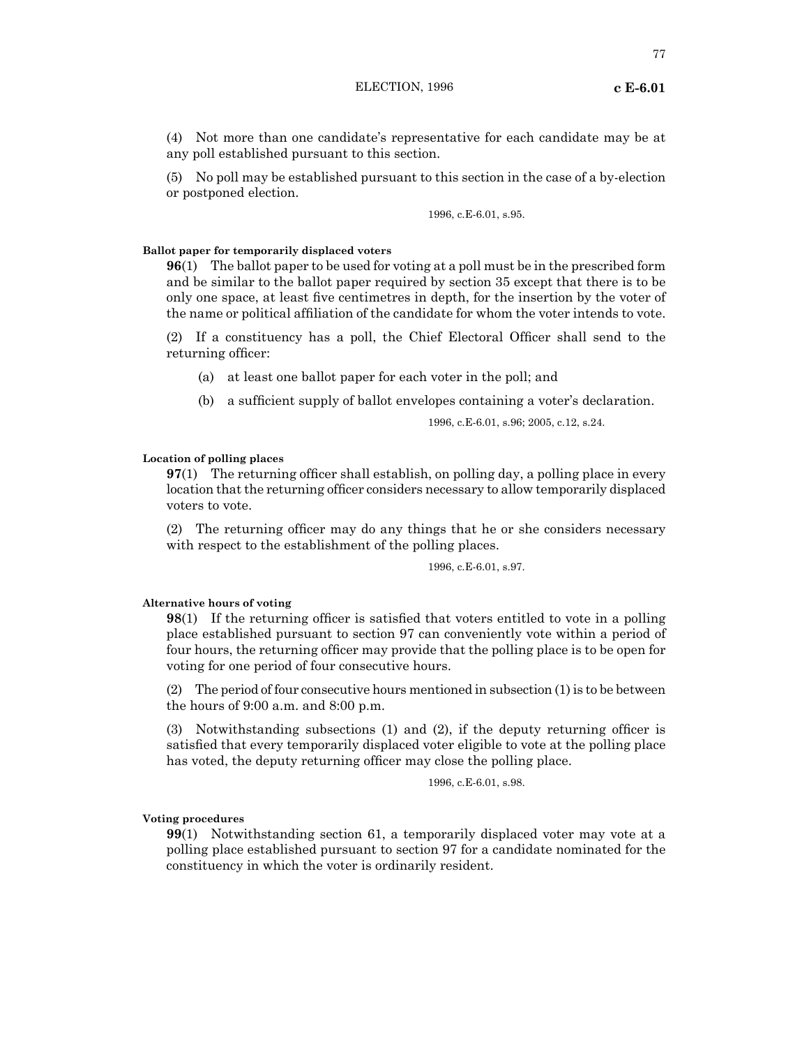(4) Not more than one candidate's representative for each candidate may be at any poll established pursuant to this section.

(5) No poll may be established pursuant to this section in the case of a by-election or postponed election.

1996, c.E-6.01, s.95.

**Ballot paper for temporarily displaced voters**

**96**(1) The ballot paper to be used for voting at a poll must be in the prescribed form and be similar to the ballot paper required by section 35 except that there is to be only one space, at least five centimetres in depth, for the insertion by the voter of the name or political affiliation of the candidate for whom the voter intends to vote.

(2) If a constituency has a poll, the Chief Electoral Officer shall send to the returning officer:

(a) at least one ballot paper for each voter in the poll; and

(b) a sufficient supply of ballot envelopes containing a voter's declaration.

1996, c.E-6.01, s.96; 2005, c.12, s.24.

**Location of polling places**

**97**(1) The returning officer shall establish, on polling day, a polling place in every location that the returning officer considers necessary to allow temporarily displaced voters to vote.

(2) The returning officer may do any things that he or she considers necessary with respect to the establishment of the polling places.

1996, c.E-6.01, s.97.

**Alternative hours of voting**

**98**(1) If the returning officer is satisfied that voters entitled to vote in a polling place established pursuant to section 97 can conveniently vote within a period of four hours, the returning officer may provide that the polling place is to be open for voting for one period of four consecutive hours.

(2) The period of four consecutive hours mentioned in subsection (1) is to be between the hours of 9:00 a.m. and 8:00 p.m.

(3) Notwithstanding subsections (1) and (2), if the deputy returning officer is satisfied that every temporarily displaced voter eligible to vote at the polling place has voted, the deputy returning officer may close the polling place.

1996, c.E-6.01, s.98.

**Voting procedures**

**99**(1) Notwithstanding section 61, a temporarily displaced voter may vote at a polling place established pursuant to section 97 for a candidate nominated for the constituency in which the voter is ordinarily resident.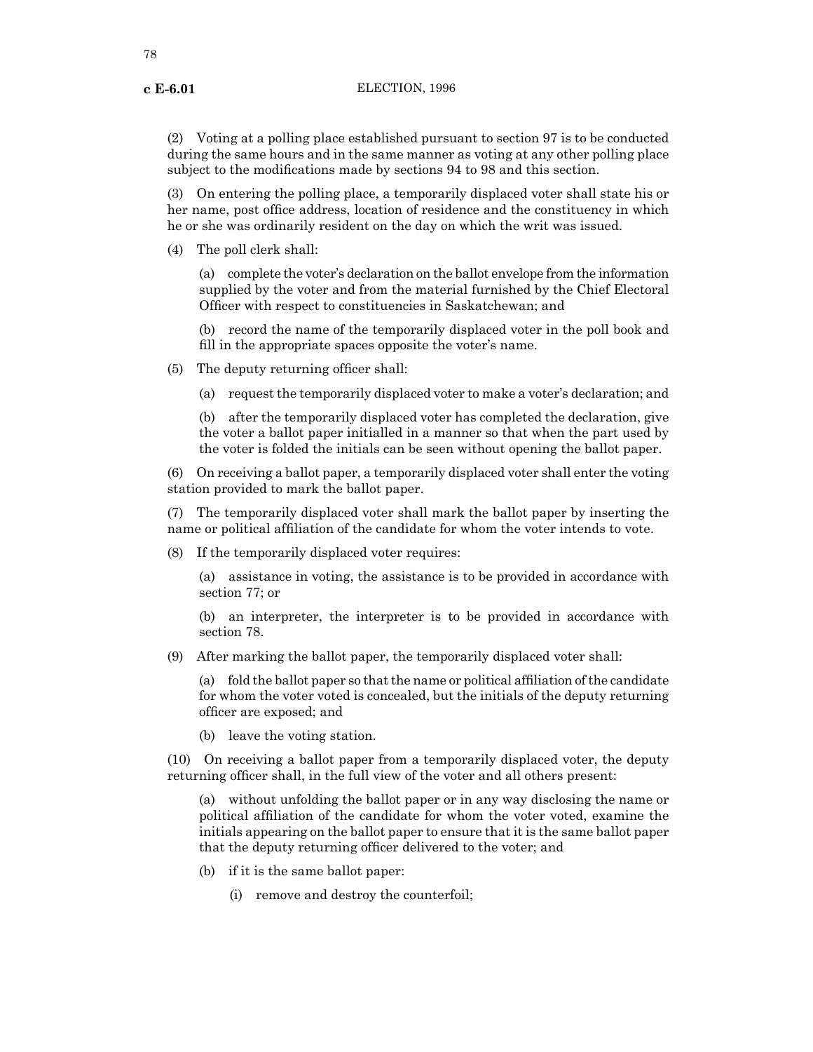(2) Voting at a polling place established pursuant to section 97 is to be conducted during the same hours and in the same manner as voting at any other polling place subject to the modifications made by sections 94 to 98 and this section.

(3) On entering the polling place, a temporarily displaced voter shall state his or her name, post office address, location of residence and the constituency in which he or she was ordinarily resident on the day on which the writ was issued.

(4) The poll clerk shall:

(a) complete the voter's declaration on the ballot envelope from the information supplied by the voter and from the material furnished by the Chief Electoral Officer with respect to constituencies in Saskatchewan; and

(b) record the name of the temporarily displaced voter in the poll book and fill in the appropriate spaces opposite the voter's name.

(5) The deputy returning officer shall:

(a) request the temporarily displaced voter to make a voter's declaration; and

(b) after the temporarily displaced voter has completed the declaration, give the voter a ballot paper initialled in a manner so that when the part used by the voter is folded the initials can be seen without opening the ballot paper.

(6) On receiving a ballot paper, a temporarily displaced voter shall enter the voting station provided to mark the ballot paper.

(7) The temporarily displaced voter shall mark the ballot paper by inserting the name or political affiliation of the candidate for whom the voter intends to vote.

(8) If the temporarily displaced voter requires:

(a) assistance in voting, the assistance is to be provided in accordance with section 77; or

(b) an interpreter, the interpreter is to be provided in accordance with section 78.

(9) After marking the ballot paper, the temporarily displaced voter shall:

(a) fold the ballot paper so that the name or political affiliation of the candidate for whom the voter voted is concealed, but the initials of the deputy returning officer are exposed; and

(b) leave the voting station.

(10) On receiving a ballot paper from a temporarily displaced voter, the deputy returning officer shall, in the full view of the voter and all others present:

(a) without unfolding the ballot paper or in any way disclosing the name or political affiliation of the candidate for whom the voter voted, examine the initials appearing on the ballot paper to ensure that it is the same ballot paper that the deputy returning officer delivered to the voter; and

(b) if it is the same ballot paper:

(i) remove and destroy the counterfoil;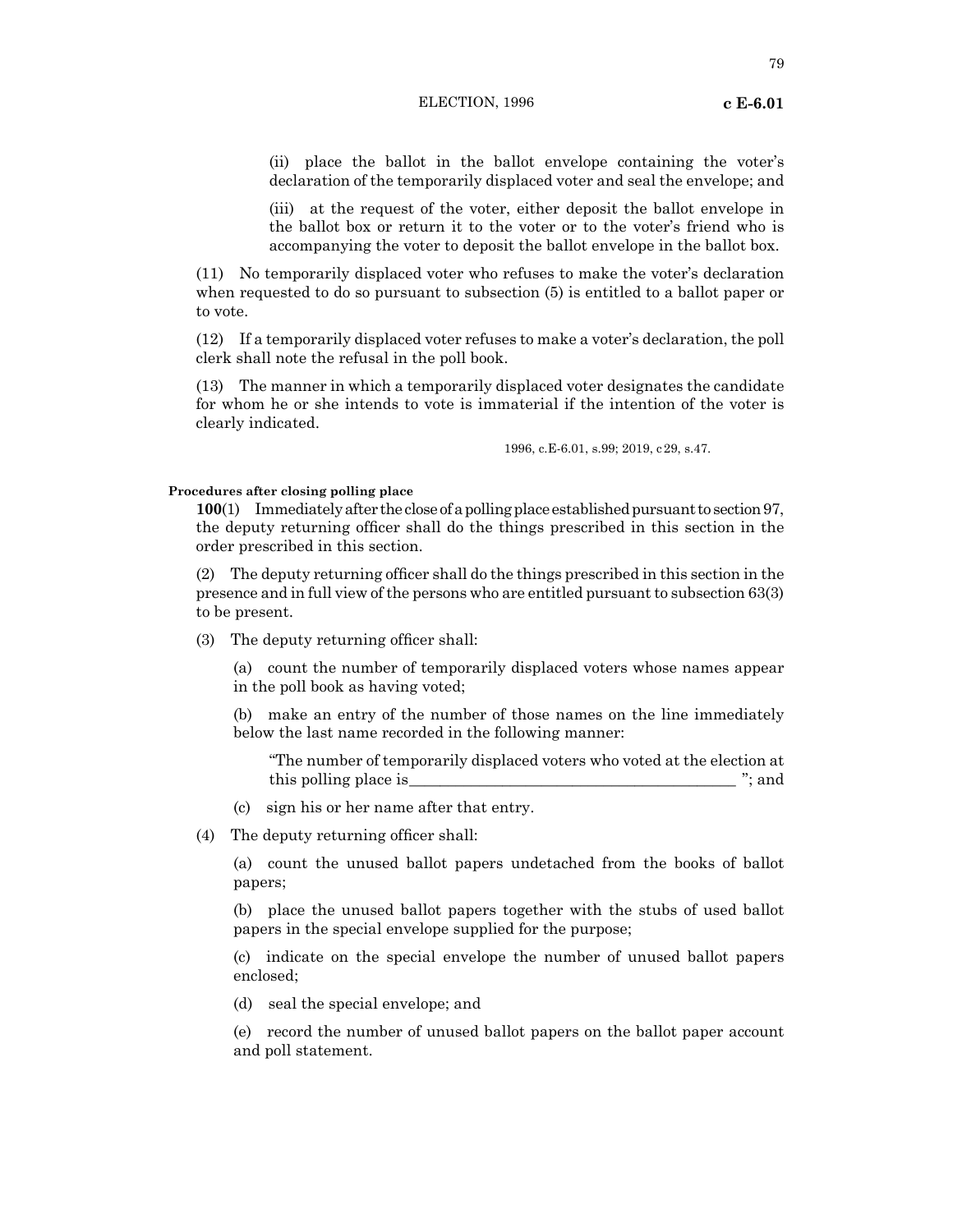(ii) place the ballot in the ballot envelope containing the voter's declaration of the temporarily displaced voter and seal the envelope; and

(iii) at the request of the voter, either deposit the ballot envelope in the ballot box or return it to the voter or to the voter's friend who is accompanying the voter to deposit the ballot envelope in the ballot box.

(11) No temporarily displaced voter who refuses to make the voter's declaration when requested to do so pursuant to subsection (5) is entitled to a ballot paper or to vote.

(12) If a temporarily displaced voter refuses to make a voter's declaration, the poll clerk shall note the refusal in the poll book.

(13) The manner in which a temporarily displaced voter designates the candidate for whom he or she intends to vote is immaterial if the intention of the voter is clearly indicated.

1996, c.E-6.01, s.99; 2019, c 29, s.47.

**Procedures after closing polling place**

**100**(1) Immediately after the close of a polling place established pursuant to section 97, the deputy returning officer shall do the things prescribed in this section in the order prescribed in this section.

(2) The deputy returning officer shall do the things prescribed in this section in the presence and in full view of the persons who are entitled pursuant to subsection 63(3) to be present.

(3) The deputy returning officer shall:

(a) count the number of temporarily displaced voters whose names appear in the poll book as having voted;

(b) make an entry of the number of those names on the line immediately below the last name recorded in the following manner:

"The number of temporarily displaced voters who voted at the election at this polling place is__________________________________________"; and

(c) sign his or her name after that entry.

(4) The deputy returning officer shall:

(a) count the unused ballot papers undetached from the books of ballot papers;

(b) place the unused ballot papers together with the stubs of used ballot papers in the special envelope supplied for the purpose;

(c) indicate on the special envelope the number of unused ballot papers enclosed;

(d) seal the special envelope; and

(e) record the number of unused ballot papers on the ballot paper account and poll statement.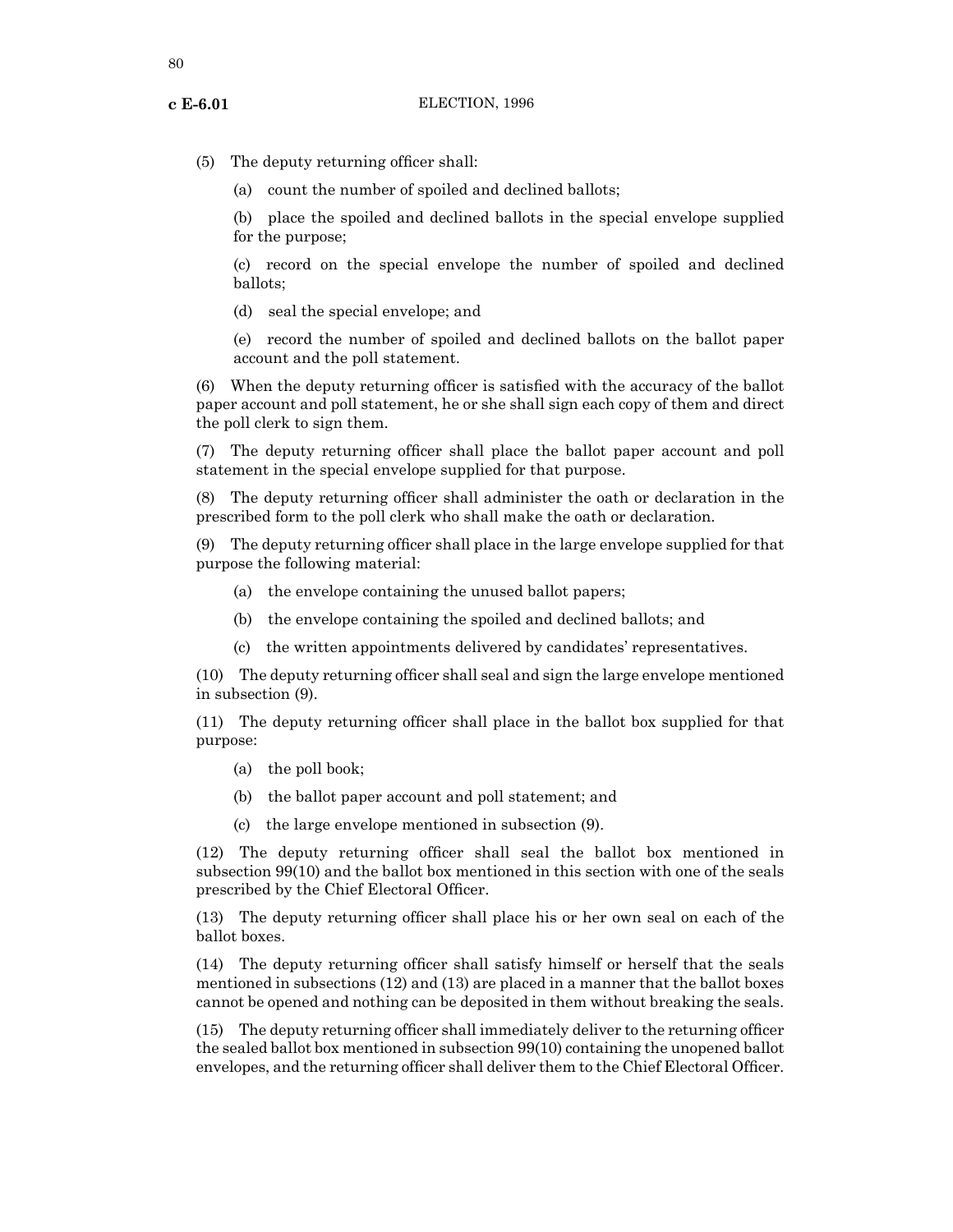(5) The deputy returning officer shall:

(a) count the number of spoiled and declined ballots;

(b) place the spoiled and declined ballots in the special envelope supplied for the purpose;

(c) record on the special envelope the number of spoiled and declined ballots;

(d) seal the special envelope; and

(e) record the number of spoiled and declined ballots on the ballot paper account and the poll statement.

(6) When the deputy returning officer is satisfied with the accuracy of the ballot paper account and poll statement, he or she shall sign each copy of them and direct the poll clerk to sign them.

(7) The deputy returning officer shall place the ballot paper account and poll statement in the special envelope supplied for that purpose.

(8) The deputy returning officer shall administer the oath or declaration in the prescribed form to the poll clerk who shall make the oath or declaration.

(9) The deputy returning officer shall place in the large envelope supplied for that purpose the following material:

(a) the envelope containing the unused ballot papers;

(b) the envelope containing the spoiled and declined ballots; and

(c) the written appointments delivered by candidates' representatives.

(10) The deputy returning officer shall seal and sign the large envelope mentioned in subsection (9).

(11) The deputy returning officer shall place in the ballot box supplied for that purpose:

(a) the poll book;

(b) the ballot paper account and poll statement; and

(c) the large envelope mentioned in subsection (9).

(12) The deputy returning officer shall seal the ballot box mentioned in subsection 99(10) and the ballot box mentioned in this section with one of the seals prescribed by the Chief Electoral Officer.

(13) The deputy returning officer shall place his or her own seal on each of the ballot boxes.

(14) The deputy returning officer shall satisfy himself or herself that the seals mentioned in subsections (12) and (13) are placed in a manner that the ballot boxes cannot be opened and nothing can be deposited in them without breaking the seals.

(15) The deputy returning officer shall immediately deliver to the returning officer the sealed ballot box mentioned in subsection 99(10) containing the unopened ballot envelopes, and the returning officer shall deliver them to the Chief Electoral Officer.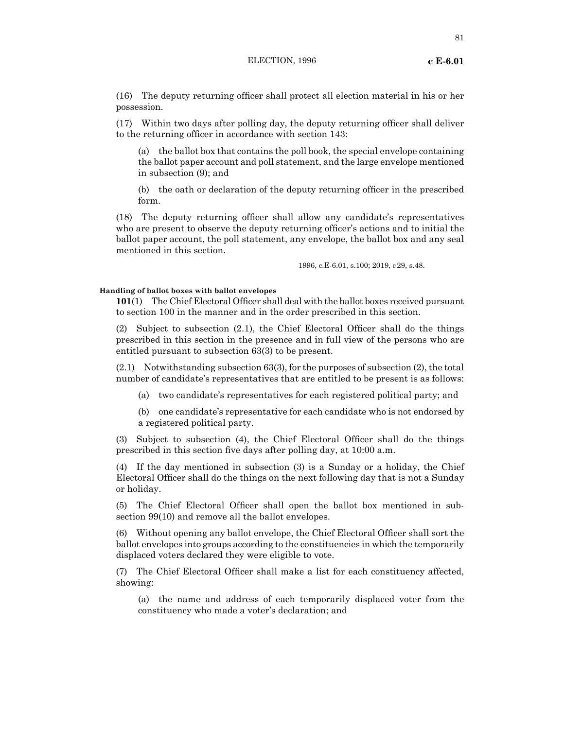(16) The deputy returning officer shall protect all election material in his or her possession.

(17) Within two days after polling day, the deputy returning officer shall deliver to the returning officer in accordance with section 143:

(a) the ballot box that contains the poll book, the special envelope containing the ballot paper account and poll statement, and the large envelope mentioned in subsection (9); and

(b) the oath or declaration of the deputy returning officer in the prescribed form.

(18) The deputy returning officer shall allow any candidate's representatives who are present to observe the deputy returning officer's actions and to initial the ballot paper account, the poll statement, any envelope, the ballot box and any seal mentioned in this section.

1996, c.E-6.01, s.100; 2019, c29, s.48.

#### Handling of ballot boxes with ballot envelopes

**101**(1) The Chief Electoral Officer shall deal with the ballot boxes received pursuant to section 100 in the manner and in the order prescribed in this section.

(2) Subject to subsection (2.1), the Chief Electoral Officer shall do the things prescribed in this section in the presence and in full view of the persons who are entitled pursuant to subsection 63(3) to be present.

(2.1) Notwithstanding subsection 63(3), for the purposes of subsection (2), the total number of candidate's representatives that are entitled to be present is as follows:

(a) two candidate's representatives for each registered political party; and

(b) one candidate's representative for each candidate who is not endorsed by a registered political party.

(3) Subject to subsection (4), the Chief Electoral Officer shall do the things prescribed in this section five days after polling day, at 10:00 a.m.

(4) If the day mentioned in subsection (3) is a Sunday or a holiday, the Chief Electoral Officer shall do the things on the next following day that is not a Sunday or holiday.

(5) The Chief Electoral Officer shall open the ballot box mentioned in subsection 99(10) and remove all the ballot envelopes.

(6) Without opening any ballot envelope, the Chief Electoral Officer shall sort the ballot envelopes into groups according to the constituencies in which the temporarily displaced voters declared they were eligible to vote.

(7) The Chief Electoral Officer shall make a list for each constituency affected, showing:

(a) the name and address of each temporarily displaced voter from the constituency who made a voter's declaration; and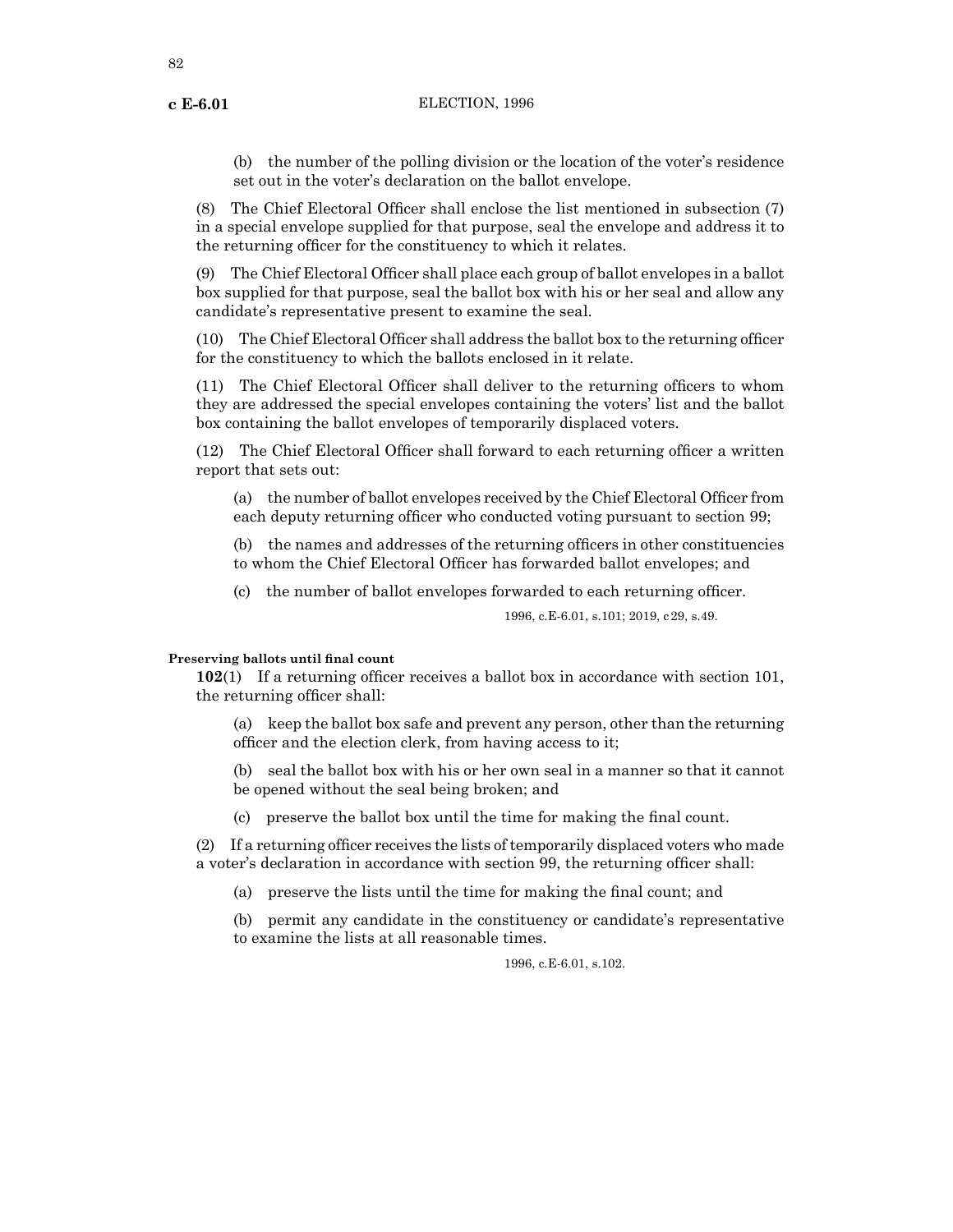(b) the number of the polling division or the location of the voter's residence set out in the voter's declaration on the ballot envelope.

(8) The Chief Electoral Officer shall enclose the list mentioned in subsection (7) in a special envelope supplied for that purpose, seal the envelope and address it to the returning officer for the constituency to which it relates.

(9) The Chief Electoral Officer shall place each group of ballot envelopes in a ballot box supplied for that purpose, seal the ballot box with his or her seal and allow any candidate's representative present to examine the seal.

(10) The Chief Electoral Officer shall address the ballot box to the returning officer for the constituency to which the ballots enclosed in it relate.

(11) The Chief Electoral Officer shall deliver to the returning officers to whom they are addressed the special envelopes containing the voters' list and the ballot box containing the ballot envelopes of temporarily displaced voters.

(12) The Chief Electoral Officer shall forward to each returning officer a written report that sets out:

(a) the number of ballot envelopes received by the Chief Electoral Officer from each deputy returning officer who conducted voting pursuant to section 99;

(b) the names and addresses of the returning officers in other constituencies to whom the Chief Electoral Officer has forwarded ballot envelopes; and

(c) the number of ballot envelopes forwarded to each returning officer.

1996, c.E-6.01, s.101; 2019, c29, s.49.

**Preserving ballots until final count**

**102**(1) If a returning officer receives a ballot box in accordance with section 101, the returning officer shall:

(a) keep the ballot box safe and prevent any person, other than the returning officer and the election clerk, from having access to it;

(b) seal the ballot box with his or her own seal in a manner so that it cannot be opened without the seal being broken; and

(c) preserve the ballot box until the time for making the final count.

(2) If a returning officer receives the lists of temporarily displaced voters who made a voter's declaration in accordance with section 99, the returning officer shall:

(a) preserve the lists until the time for making the final count; and

(b) permit any candidate in the constituency or candidate's representative to examine the lists at all reasonable times.

1996, c.E-6.01, s.102.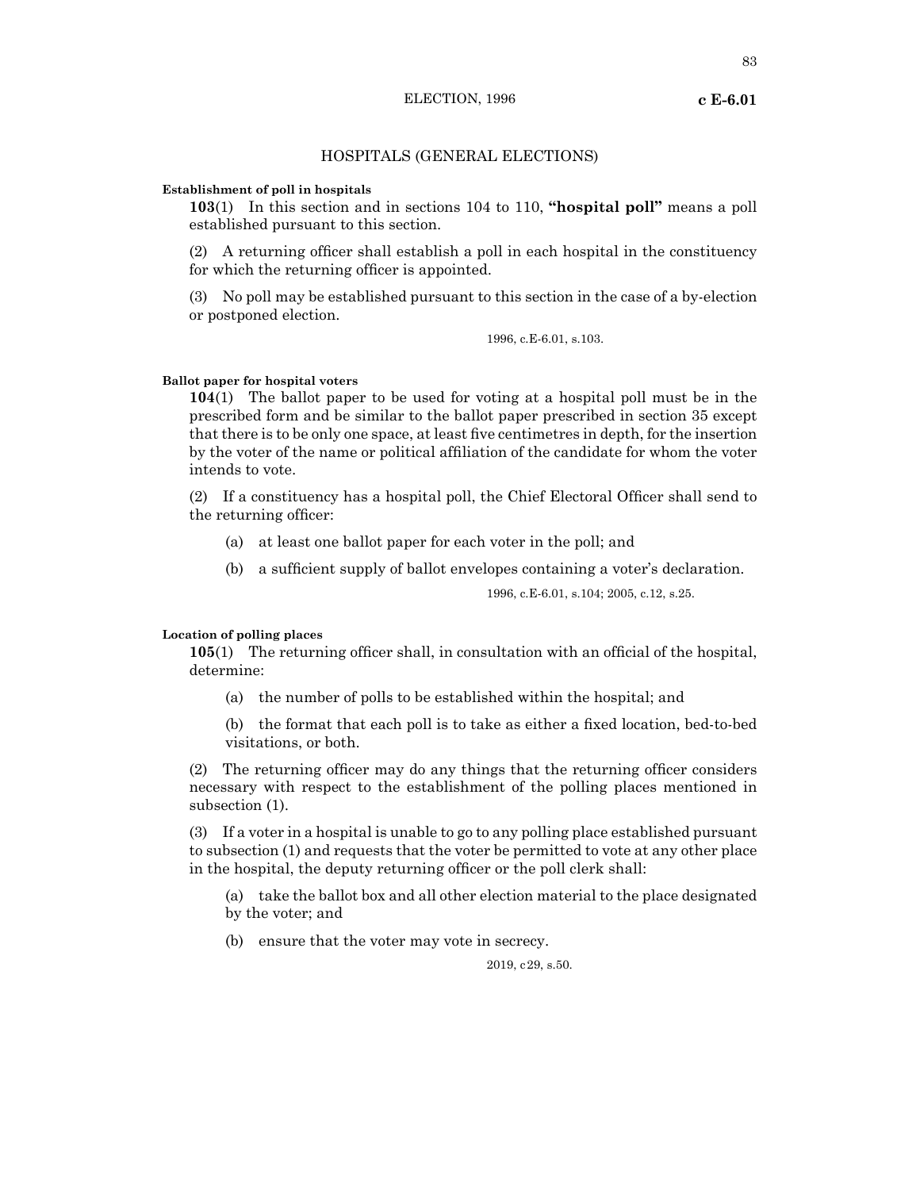## HOSPITALS (GENERAL ELECTIONS)

**Establishment of poll in hospitals**

**103**(1) In this section and in sections 104 to 110, **"hospital poll"** means a poll established pursuant to this section.

(2) A returning officer shall establish a poll in each hospital in the constituency for which the returning officer is appointed.

(3) No poll may be established pursuant to this section in the case of a by-election or postponed election.

1996, c.E-6.01, s.103.

**Ballot paper for hospital voters**

**104**(1) The ballot paper to be used for voting at a hospital poll must be in the prescribed form and be similar to the ballot paper prescribed in section 35 except that there is to be only one space, at least five centimetres in depth, for the insertion by the voter of the name or political affiliation of the candidate for whom the voter intends to vote.

(2) If a constituency has a hospital poll, the Chief Electoral Officer shall send to the returning officer:

(a) at least one ballot paper for each voter in the poll; and

(b) a sufficient supply of ballot envelopes containing a voter's declaration.

1996, c.E-6.01, s.104; 2005, c.12, s.25.

**Location of polling places**

**105**(1) The returning officer shall, in consultation with an official of the hospital, determine:

(a) the number of polls to be established within the hospital; and

(b) the format that each poll is to take as either a fixed location, bed-to-bed visitations, or both.

(2) The returning officer may do any things that the returning officer considers necessary with respect to the establishment of the polling places mentioned in subsection (1).

(3) If a voter in a hospital is unable to go to any polling place established pursuant to subsection (1) and requests that the voter be permitted to vote at any other place in the hospital, the deputy returning officer or the poll clerk shall:

(a) take the ballot box and all other election material to the place designated by the voter; and

(b) ensure that the voter may vote in secrecy.

2019, c29, s.50.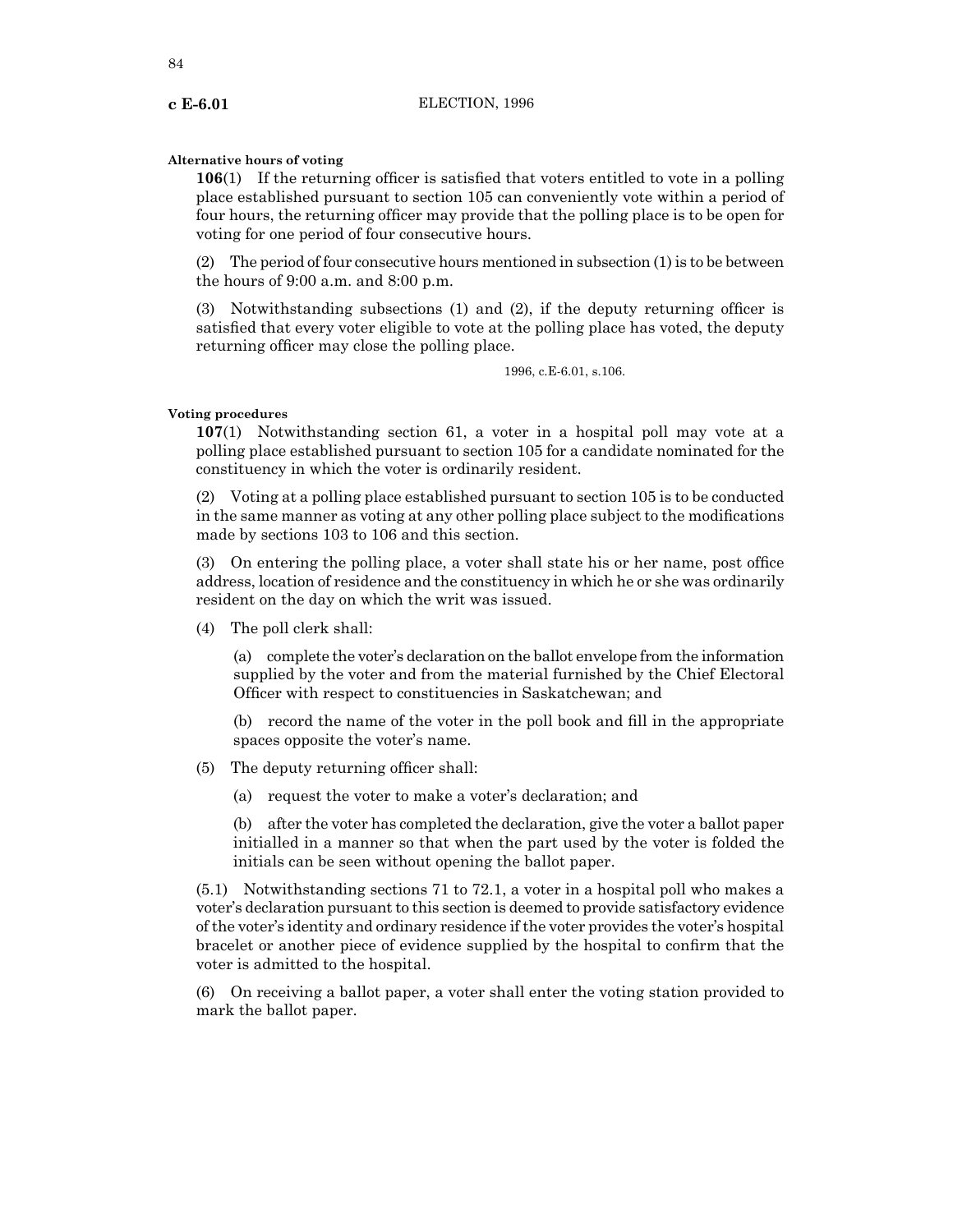**Alternative hours of voting**

**106**(1) If the returning officer is satisfied that voters entitled to vote in a polling place established pursuant to section 105 can conveniently vote within a period of four hours, the returning officer may provide that the polling place is to be open for voting for one period of four consecutive hours.

(2) The period of four consecutive hours mentioned in subsection (1) is to be between the hours of 9:00 a.m. and 8:00 p.m.

(3) Notwithstanding subsections (1) and (2), if the deputy returning officer is satisfied that every voter eligible to vote at the polling place has voted, the deputy returning officer may close the polling place.

1996, c.E-6.01, s.106.

**Voting procedures**

**107**(1) Notwithstanding section 61, a voter in a hospital poll may vote at a polling place established pursuant to section 105 for a candidate nominated for the constituency in which the voter is ordinarily resident.

(2) Voting at a polling place established pursuant to section 105 is to be conducted in the same manner as voting at any other polling place subject to the modifications made by sections 103 to 106 and this section.

(3) On entering the polling place, a voter shall state his or her name, post office address, location of residence and the constituency in which he or she was ordinarily resident on the day on which the writ was issued.

(4) The poll clerk shall:

(a) complete the voter's declaration on the ballot envelope from the information supplied by the voter and from the material furnished by the Chief Electoral Officer with respect to constituencies in Saskatchewan; and

(b) record the name of the voter in the poll book and fill in the appropriate spaces opposite the voter's name.

(5) The deputy returning officer shall:

(a) request the voter to make a voter's declaration; and

(b) after the voter has completed the declaration, give the voter a ballot paper initialled in a manner so that when the part used by the voter is folded the initials can be seen without opening the ballot paper.

(5.1) Notwithstanding sections 71 to 72.1, a voter in a hospital poll who makes a voter's declaration pursuant to this section is deemed to provide satisfactory evidence of the voter's identity and ordinary residence if the voter provides the voter's hospital bracelet or another piece of evidence supplied by the hospital to confirm that the voter is admitted to the hospital.

(6) On receiving a ballot paper, a voter shall enter the voting station provided to mark the ballot paper.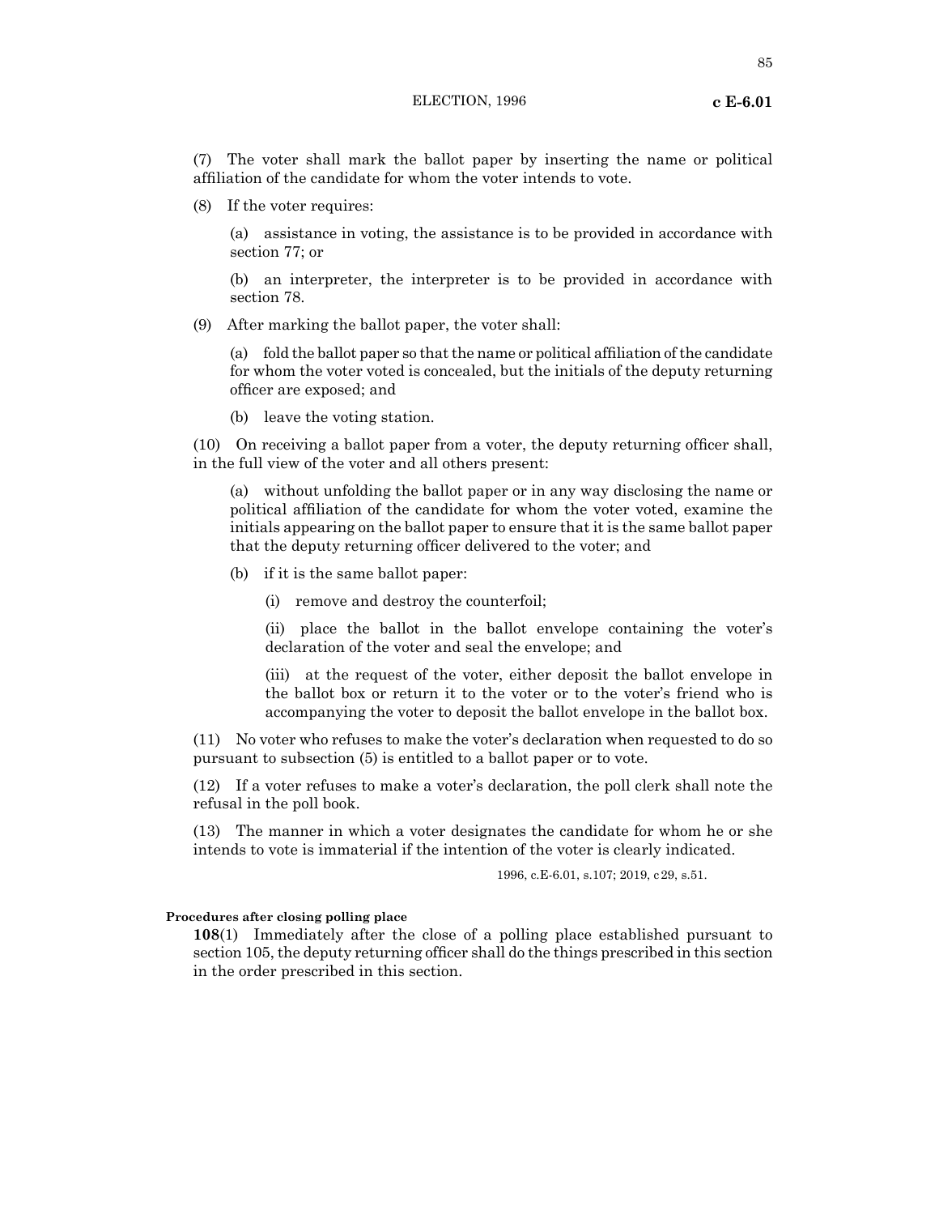(7) The voter shall mark the ballot paper by inserting the name or political affiliation of the candidate for whom the voter intends to vote.

(8) If the voter requires:

(a) assistance in voting, the assistance is to be provided in accordance with section 77; or

(b) an interpreter, the interpreter is to be provided in accordance with section 78.

(9) After marking the ballot paper, the voter shall:

(a) fold the ballot paper so that the name or political affiliation of the candidate for whom the voter voted is concealed, but the initials of the deputy returning officer are exposed; and

(b) leave the voting station.

(10) On receiving a ballot paper from a voter, the deputy returning officer shall, in the full view of the voter and all others present:

(a) without unfolding the ballot paper or in any way disclosing the name or political affiliation of the candidate for whom the voter voted, examine the initials appearing on the ballot paper to ensure that it is the same ballot paper that the deputy returning officer delivered to the voter; and

(b) if it is the same ballot paper:

(i) remove and destroy the counterfoil;

(ii) place the ballot in the ballot envelope containing the voter's declaration of the voter and seal the envelope; and

(iii) at the request of the voter, either deposit the ballot envelope in the ballot box or return it to the voter or to the voter's friend who is accompanying the voter to deposit the ballot envelope in the ballot box.

(11) No voter who refuses to make the voter's declaration when requested to do so pursuant to subsection (5) is entitled to a ballot paper or to vote.

(12) If a voter refuses to make a voter's declaration, the poll clerk shall note the refusal in the poll book.

(13) The manner in which a voter designates the candidate for whom he or she intends to vote is immaterial if the intention of the voter is clearly indicated.

1996, c.E-6.01, s.107; 2019, c29, s.51.

**Procedures after closing polling place**

**108**(1) Immediately after the close of a polling place established pursuant to section 105, the deputy returning officer shall do the things prescribed in this section in the order prescribed in this section.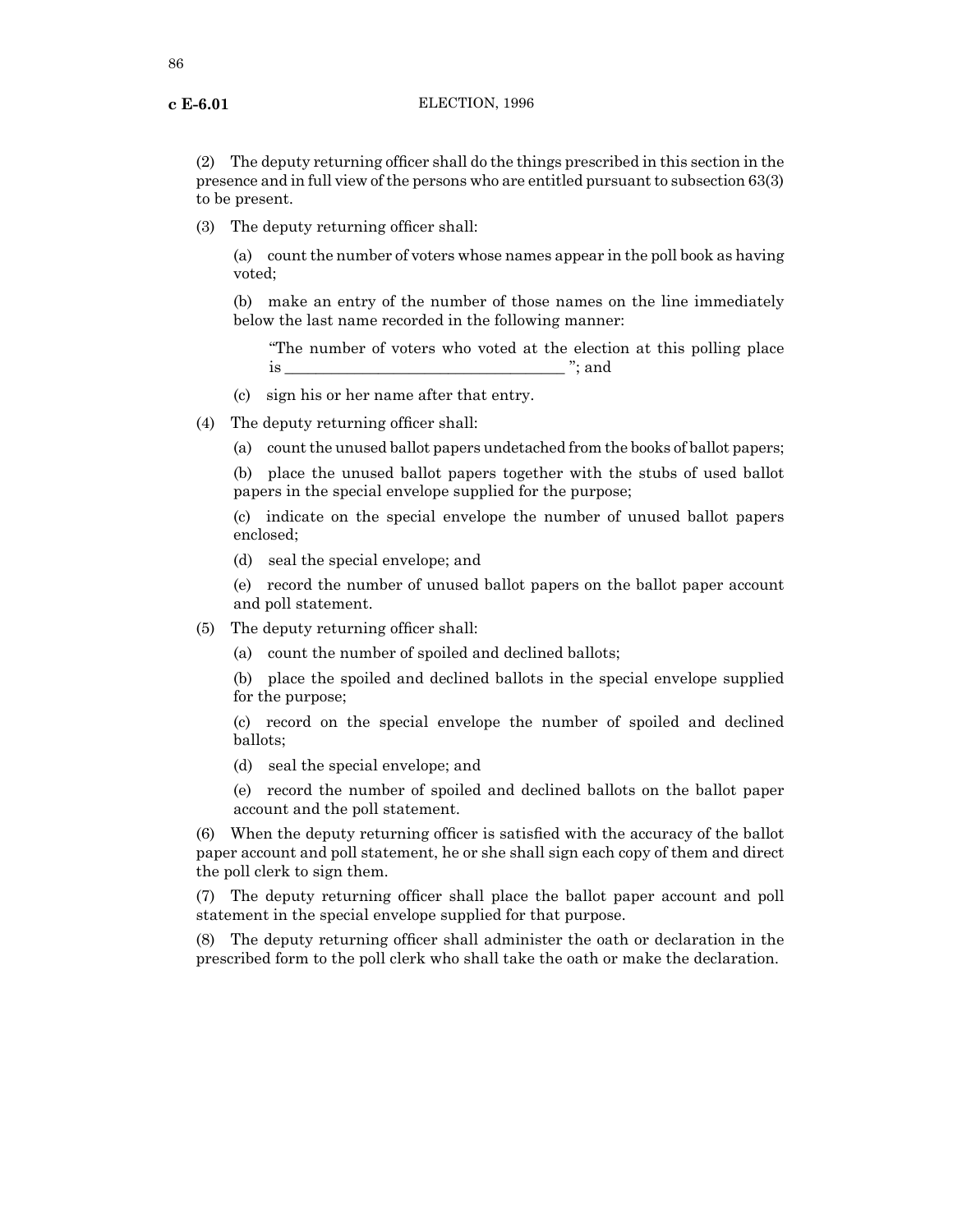(2) The deputy returning officer shall do the things prescribed in this section in the presence and in full view of the persons who are entitled pursuant to subsection 63(3) to be present.

(3) The deputy returning officer shall:

(a) count the number of voters whose names appear in the poll book as having voted;

(b) make an entry of the number of those names on the line immediately below the last name recorded in the following manner:

"The number of voters who voted at the election at this polling place is ___________________________________ "; and

(c) sign his or her name after that entry.

(4) The deputy returning officer shall:

(a) count the unused ballot papers undetached from the books of ballot papers;

(b) place the unused ballot papers together with the stubs of used ballot papers in the special envelope supplied for the purpose;

(c) indicate on the special envelope the number of unused ballot papers enclosed;

(d) seal the special envelope; and

(e) record the number of unused ballot papers on the ballot paper account and poll statement.

(5) The deputy returning officer shall:

(a) count the number of spoiled and declined ballots;

(b) place the spoiled and declined ballots in the special envelope supplied for the purpose;

(c) record on the special envelope the number of spoiled and declined ballots;

(d) seal the special envelope; and

(e) record the number of spoiled and declined ballots on the ballot paper account and the poll statement.

(6) When the deputy returning officer is satisfied with the accuracy of the ballot paper account and poll statement, he or she shall sign each copy of them and direct the poll clerk to sign them.

(7) The deputy returning officer shall place the ballot paper account and poll statement in the special envelope supplied for that purpose.

(8) The deputy returning officer shall administer the oath or declaration in the prescribed form to the poll clerk who shall take the oath or make the declaration.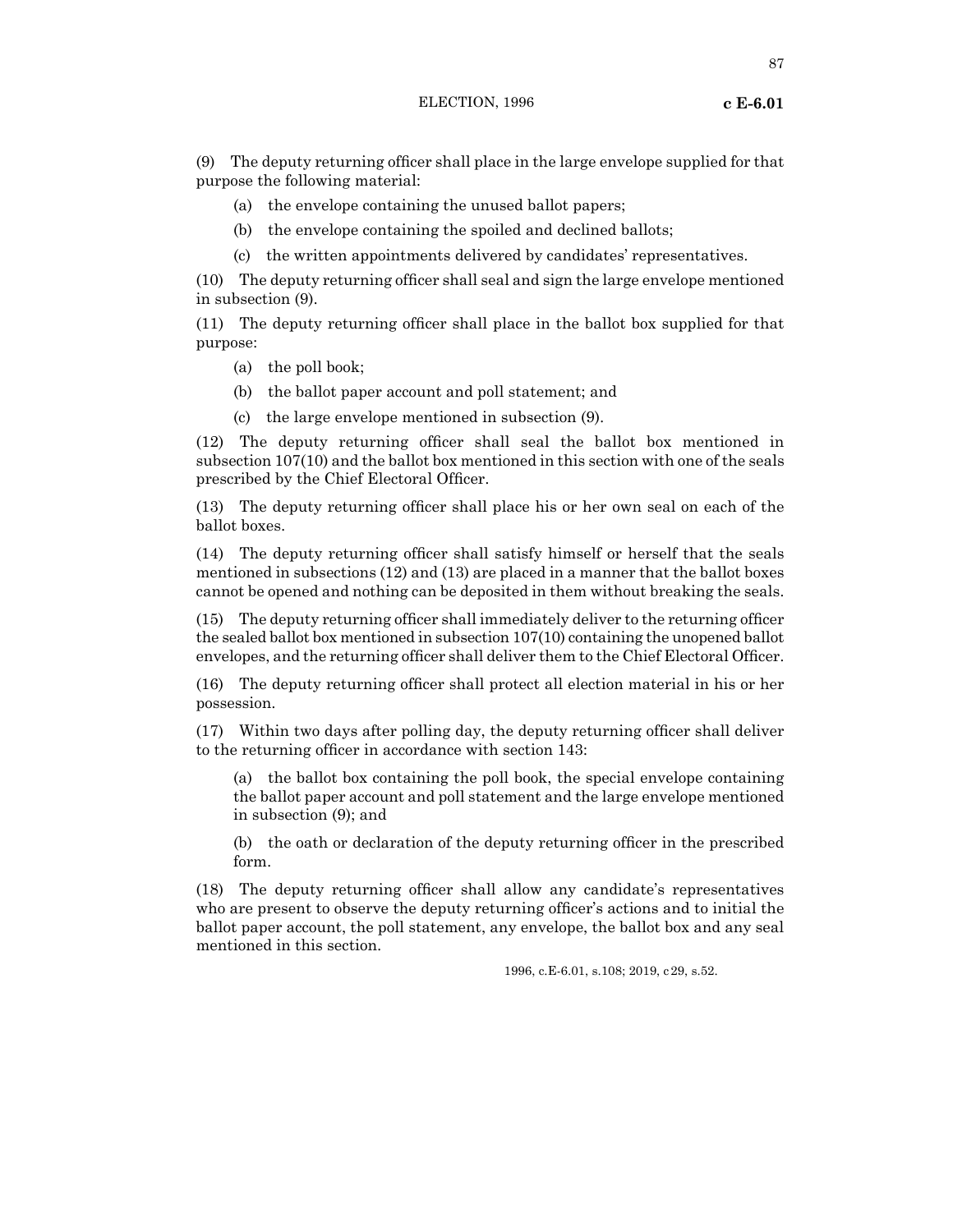(9) The deputy returning officer shall place in the large envelope supplied for that purpose the following material:

(a) the envelope containing the unused ballot papers;

(b) the envelope containing the spoiled and declined ballots;

(c) the written appointments delivered by candidates' representatives.

(10) The deputy returning officer shall seal and sign the large envelope mentioned in subsection (9).

(11) The deputy returning officer shall place in the ballot box supplied for that purpose:

(a) the poll book;

(b) the ballot paper account and poll statement; and

(c) the large envelope mentioned in subsection (9).

(12) The deputy returning officer shall seal the ballot box mentioned in subsection 107(10) and the ballot box mentioned in this section with one of the seals prescribed by the Chief Electoral Officer.

(13) The deputy returning officer shall place his or her own seal on each of the ballot boxes.

(14) The deputy returning officer shall satisfy himself or herself that the seals mentioned in subsections (12) and (13) are placed in a manner that the ballot boxes cannot be opened and nothing can be deposited in them without breaking the seals.

(15) The deputy returning officer shall immediately deliver to the returning officer the sealed ballot box mentioned in subsection 107(10) containing the unopened ballot envelopes, and the returning officer shall deliver them to the Chief Electoral Officer.

(16) The deputy returning officer shall protect all election material in his or her possession.

(17) Within two days after polling day, the deputy returning officer shall deliver to the returning officer in accordance with section 143:

(a) the ballot box containing the poll book, the special envelope containing the ballot paper account and poll statement and the large envelope mentioned in subsection (9); and

(b) the oath or declaration of the deputy returning officer in the prescribed form.

(18) The deputy returning officer shall allow any candidate's representatives who are present to observe the deputy returning officer's actions and to initial the ballot paper account, the poll statement, any envelope, the ballot box and any seal mentioned in this section.

1996, c.E-6.01, s.108; 2019, c29, s.52.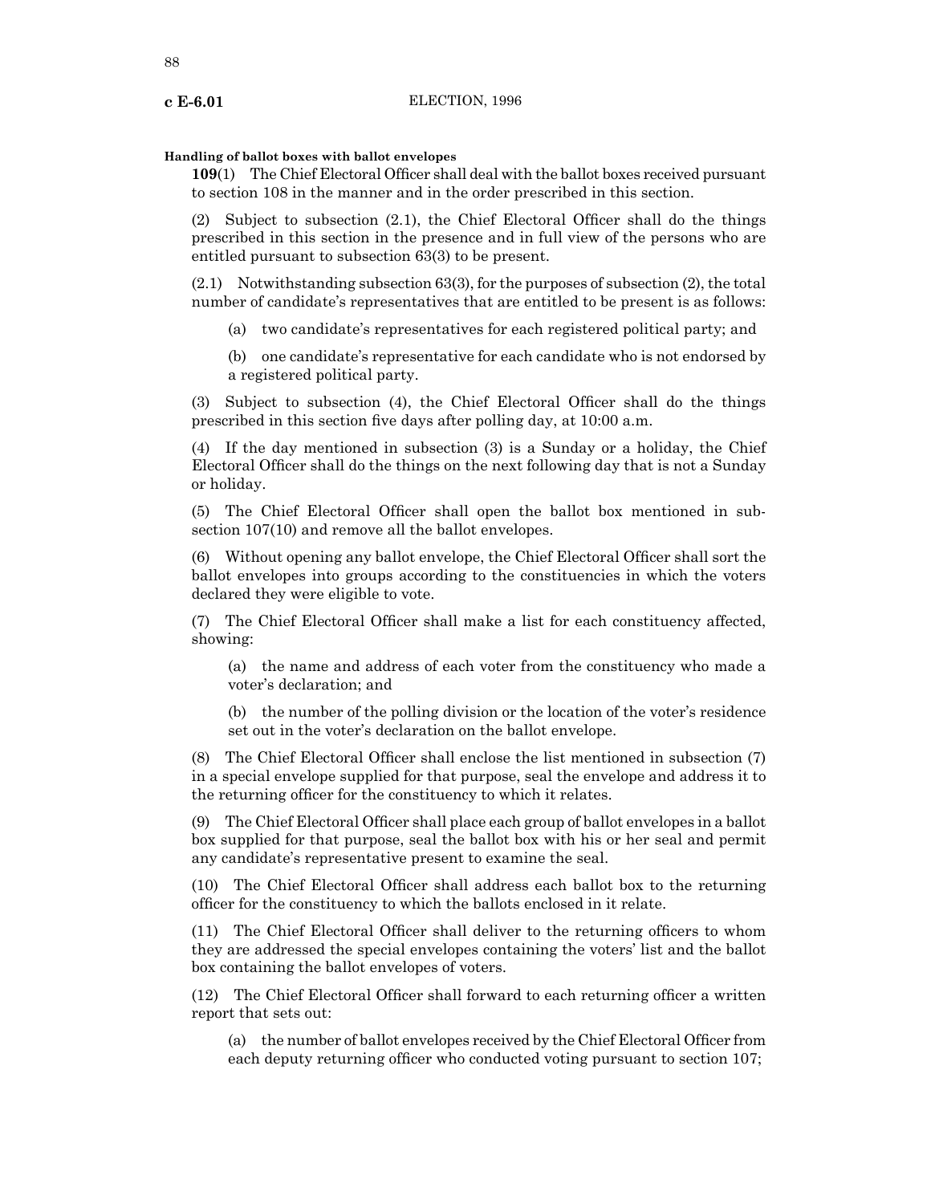**Handling of ballot boxes with ballot envelopes**

**109**(1) The Chief Electoral Officer shall deal with the ballot boxes received pursuant to section 108 in the manner and in the order prescribed in this section.

(2) Subject to subsection (2.1), the Chief Electoral Officer shall do the things prescribed in this section in the presence and in full view of the persons who are entitled pursuant to subsection 63(3) to be present.

(2.1) Notwithstanding subsection 63(3), for the purposes of subsection (2), the total number of candidate's representatives that are entitled to be present is as follows:

(a) two candidate's representatives for each registered political party; and

(b) one candidate's representative for each candidate who is not endorsed by a registered political party.

(3) Subject to subsection (4), the Chief Electoral Officer shall do the things prescribed in this section five days after polling day, at 10:00 a.m.

(4) If the day mentioned in subsection (3) is a Sunday or a holiday, the Chief Electoral Officer shall do the things on the next following day that is not a Sunday or holiday.

(5) The Chief Electoral Officer shall open the ballot box mentioned in subsection 107(10) and remove all the ballot envelopes.

(6) Without opening any ballot envelope, the Chief Electoral Officer shall sort the ballot envelopes into groups according to the constituencies in which the voters declared they were eligible to vote.

(7) The Chief Electoral Officer shall make a list for each constituency affected, showing:

(a) the name and address of each voter from the constituency who made a voter's declaration; and

(b) the number of the polling division or the location of the voter's residence set out in the voter's declaration on the ballot envelope.

(8) The Chief Electoral Officer shall enclose the list mentioned in subsection (7) in a special envelope supplied for that purpose, seal the envelope and address it to the returning officer for the constituency to which it relates.

(9) The Chief Electoral Officer shall place each group of ballot envelopes in a ballot box supplied for that purpose, seal the ballot box with his or her seal and permit any candidate's representative present to examine the seal.

(10) The Chief Electoral Officer shall address each ballot box to the returning officer for the constituency to which the ballots enclosed in it relate.

(11) The Chief Electoral Officer shall deliver to the returning officers to whom they are addressed the special envelopes containing the voters' list and the ballot box containing the ballot envelopes of voters.

(12) The Chief Electoral Officer shall forward to each returning officer a written report that sets out:

(a) the number of ballot envelopes received by the Chief Electoral Officer from each deputy returning officer who conducted voting pursuant to section 107;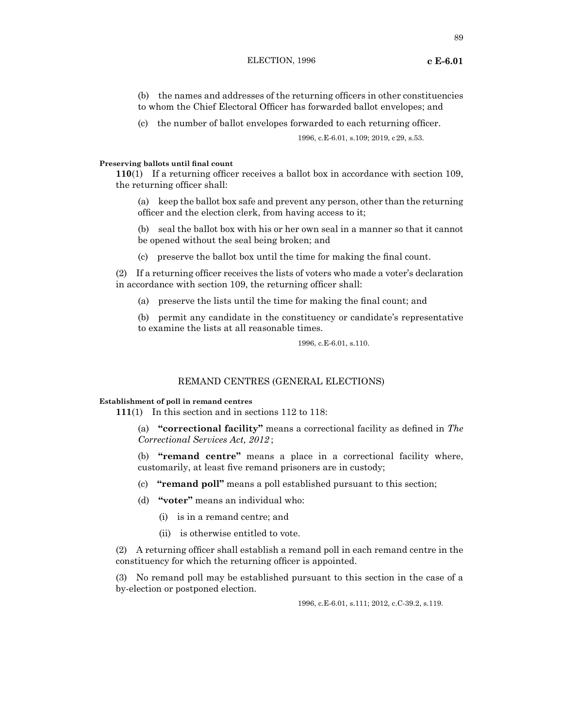(b) the names and addresses of the returning officers in other constituencies to whom the Chief Electoral Officer has forwarded ballot envelopes; and

(c) the number of ballot envelopes forwarded to each returning officer.

1996, c.E-6.01, s.109; 2019, c29, s.53.

**Preserving ballots until final count**

**110**(1) If a returning officer receives a ballot box in accordance with section 109, the returning officer shall:

(a) keep the ballot box safe and prevent any person, other than the returning officer and the election clerk, from having access to it;

(b) seal the ballot box with his or her own seal in a manner so that it cannot be opened without the seal being broken; and

(c) preserve the ballot box until the time for making the final count.

(2) If a returning officer receives the lists of voters who made a voter's declaration in accordance with section 109, the returning officer shall:

(a) preserve the lists until the time for making the final count; and

(b) permit any candidate in the constituency or candidate's representative to examine the lists at all reasonable times.

1996, c.E-6.01, s.110.

## REMAND CENTRES (GENERAL ELECTIONS)

**Establishment of poll in remand centres**

**111**(1) In this section and in sections 112 to 118:

(a) **"correctional facility"** means a correctional facility as defined in *The Correctional Services Act, 2012*;

(b) **"remand centre"** means a place in a correctional facility where, customarily, at least five remand prisoners are in custody;

(c) **"remand poll"** means a poll established pursuant to this section;

(d) **"voter"** means an individual who:

(i) is in a remand centre; and

(ii) is otherwise entitled to vote.

(2) A returning officer shall establish a remand poll in each remand centre in the constituency for which the returning officer is appointed.

(3) No remand poll may be established pursuant to this section in the case of a by-election or postponed election.

1996, c.E-6.01, s.111; 2012, c.C-39.2, s.119.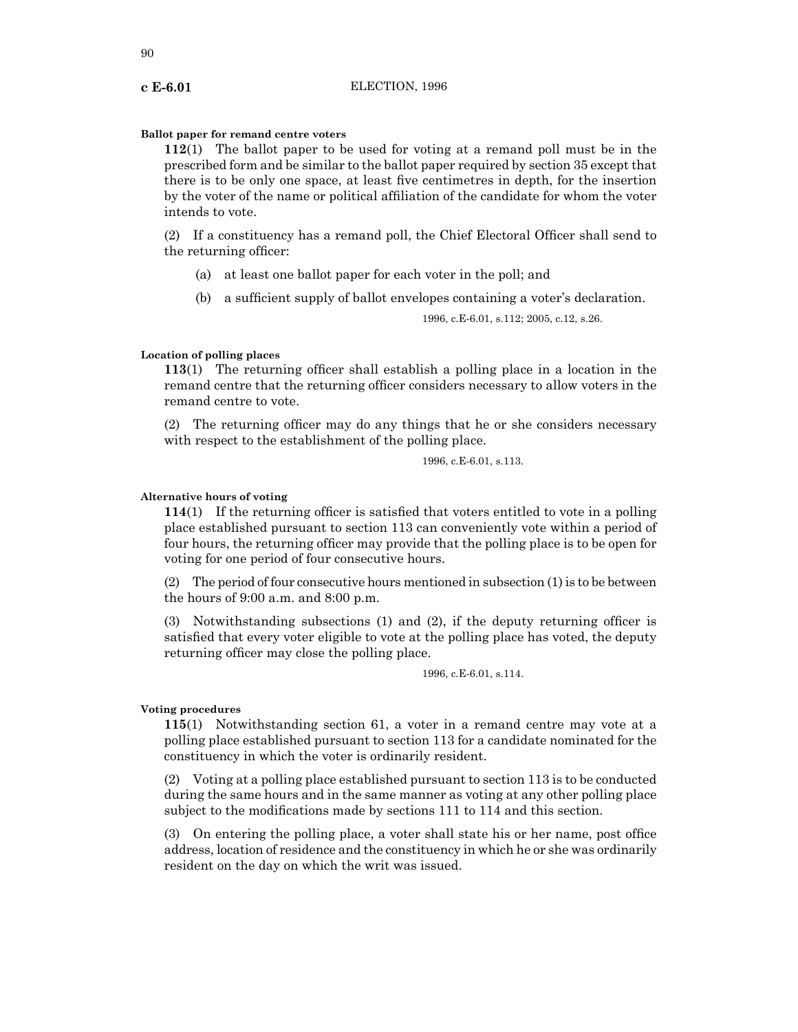**Ballot paper for remand centre voters**

**112**(1) The ballot paper to be used for voting at a remand poll must be in the prescribed form and be similar to the ballot paper required by section 35 except that there is to be only one space, at least five centimetres in depth, for the insertion by the voter of the name or political affiliation of the candidate for whom the voter intends to vote.

(2) If a constituency has a remand poll, the Chief Electoral Officer shall send to the returning officer:

(a) at least one ballot paper for each voter in the poll; and

(b) a sufficient supply of ballot envelopes containing a voter's declaration.

1996, c.E-6.01, s.112; 2005, c.12, s.26.

**Location of polling places**

**113**(1) The returning officer shall establish a polling place in a location in the remand centre that the returning officer considers necessary to allow voters in the remand centre to vote.

(2) The returning officer may do any things that he or she considers necessary with respect to the establishment of the polling place.

1996, c.E-6.01, s.113.

**Alternative hours of voting**

**114**(1) If the returning officer is satisfied that voters entitled to vote in a polling place established pursuant to section 113 can conveniently vote within a period of four hours, the returning officer may provide that the polling place is to be open for voting for one period of four consecutive hours.

(2) The period of four consecutive hours mentioned in subsection (1) is to be between the hours of 9:00 a.m. and 8:00 p.m.

(3) Notwithstanding subsections (1) and (2), if the deputy returning officer is satisfied that every voter eligible to vote at the polling place has voted, the deputy returning officer may close the polling place.

1996, c.E-6.01, s.114.

**Voting procedures**

**115**(1) Notwithstanding section 61, a voter in a remand centre may vote at a polling place established pursuant to section 113 for a candidate nominated for the constituency in which the voter is ordinarily resident.

(2) Voting at a polling place established pursuant to section 113 is to be conducted during the same hours and in the same manner as voting at any other polling place subject to the modifications made by sections 111 to 114 and this section.

(3) On entering the polling place, a voter shall state his or her name, post office address, location of residence and the constituency in which he or she was ordinarily resident on the day on which the writ was issued.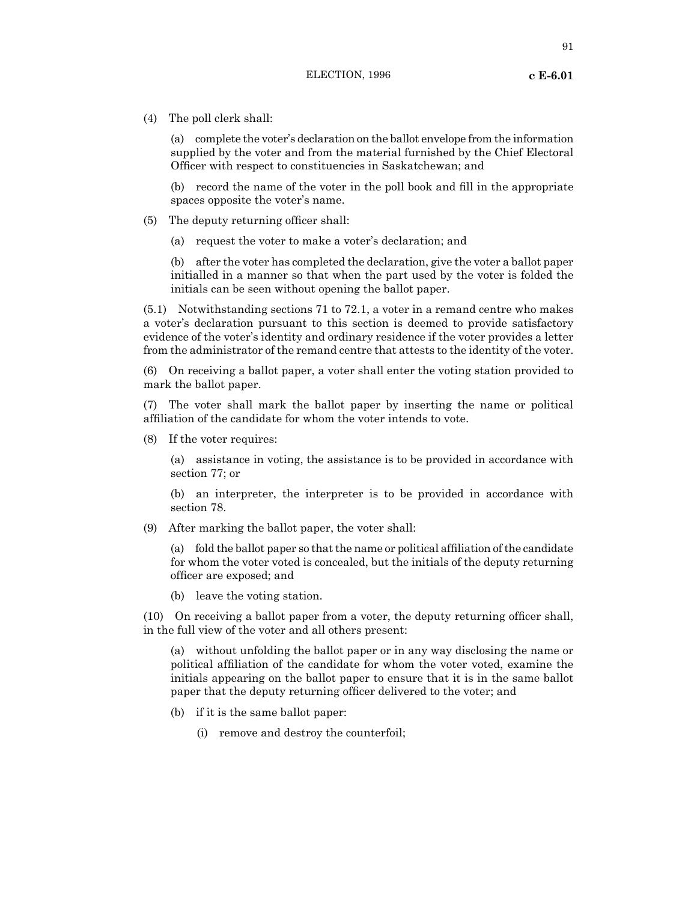(4) The poll clerk shall:

(a) complete the voter's declaration on the ballot envelope from the information supplied by the voter and from the material furnished by the Chief Electoral Officer with respect to constituencies in Saskatchewan; and

(b) record the name of the voter in the poll book and fill in the appropriate spaces opposite the voter's name.

(5) The deputy returning officer shall:

(a) request the voter to make a voter's declaration; and

(b) after the voter has completed the declaration, give the voter a ballot paper initialled in a manner so that when the part used by the voter is folded the initials can be seen without opening the ballot paper.

(5.1) Notwithstanding sections 71 to 72.1, a voter in a remand centre who makes a voter's declaration pursuant to this section is deemed to provide satisfactory evidence of the voter's identity and ordinary residence if the voter provides a letter from the administrator of the remand centre that attests to the identity of the voter.

(6) On receiving a ballot paper, a voter shall enter the voting station provided to mark the ballot paper.

(7) The voter shall mark the ballot paper by inserting the name or political affiliation of the candidate for whom the voter intends to vote.

(8) If the voter requires:

(a) assistance in voting, the assistance is to be provided in accordance with section 77; or

(b) an interpreter, the interpreter is to be provided in accordance with section 78.

(9) After marking the ballot paper, the voter shall:

(a) fold the ballot paper so that the name or political affiliation of the candidate for whom the voter voted is concealed, but the initials of the deputy returning officer are exposed; and

(b) leave the voting station.

(10) On receiving a ballot paper from a voter, the deputy returning officer shall, in the full view of the voter and all others present:

(a) without unfolding the ballot paper or in any way disclosing the name or political affiliation of the candidate for whom the voter voted, examine the initials appearing on the ballot paper to ensure that it is in the same ballot paper that the deputy returning officer delivered to the voter; and

(b) if it is the same ballot paper:

(i) remove and destroy the counterfoil;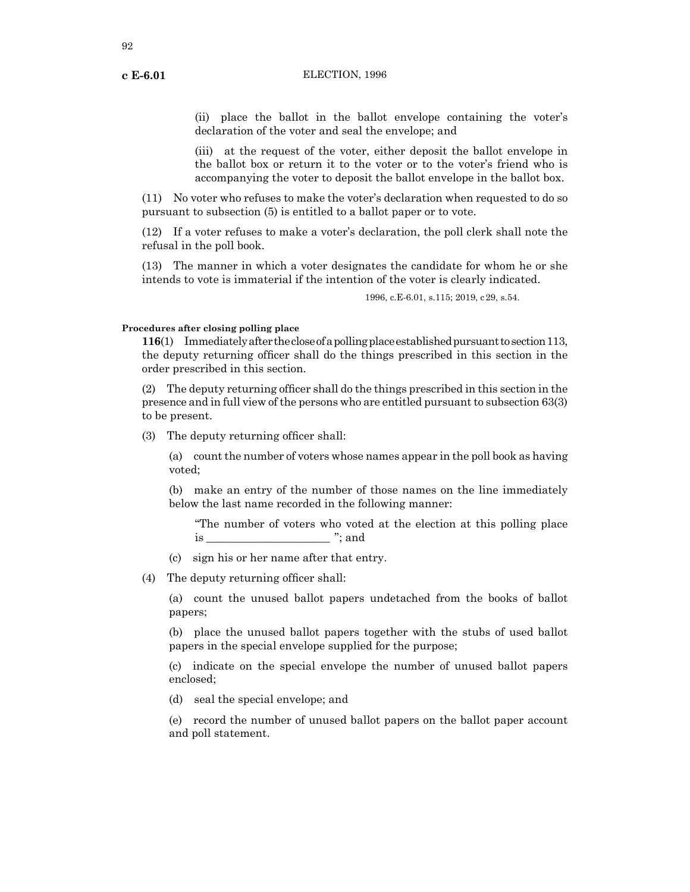(ii) place the ballot in the ballot envelope containing the voter's declaration of the voter and seal the envelope; and

(iii) at the request of the voter, either deposit the ballot envelope in the ballot box or return it to the voter or to the voter's friend who is accompanying the voter to deposit the ballot envelope in the ballot box.

(11) No voter who refuses to make the voter's declaration when requested to do so pursuant to subsection (5) is entitled to a ballot paper or to vote.

(12) If a voter refuses to make a voter's declaration, the poll clerk shall note the refusal in the poll book.

(13) The manner in which a voter designates the candidate for whom he or she intends to vote is immaterial if the intention of the voter is clearly indicated.

1996, c.E-6.01, s.115; 2019, c29, s.54.

#### Procedures after closing polling place

**116**(1) Immediately after the close of a polling place established pursuant to section 113, the deputy returning officer shall do the things prescribed in this section in the order prescribed in this section.

(2) The deputy returning officer shall do the things prescribed in this section in the presence and in full view of the persons who are entitled pursuant to subsection 63(3) to be present.

(3) The deputy returning officer shall:

(a) count the number of voters whose names appear in the poll book as having voted;

(b) make an entry of the number of those names on the line immediately below the last name recorded in the following manner:

"The number of voters who voted at the election at this polling place is ______________________ "; and

(c) sign his or her name after that entry.

(4) The deputy returning officer shall:

(a) count the unused ballot papers undetached from the books of ballot papers;

(b) place the unused ballot papers together with the stubs of used ballot papers in the special envelope supplied for the purpose;

(c) indicate on the special envelope the number of unused ballot papers enclosed;

(d) seal the special envelope; and

(e) record the number of unused ballot papers on the ballot paper account and poll statement.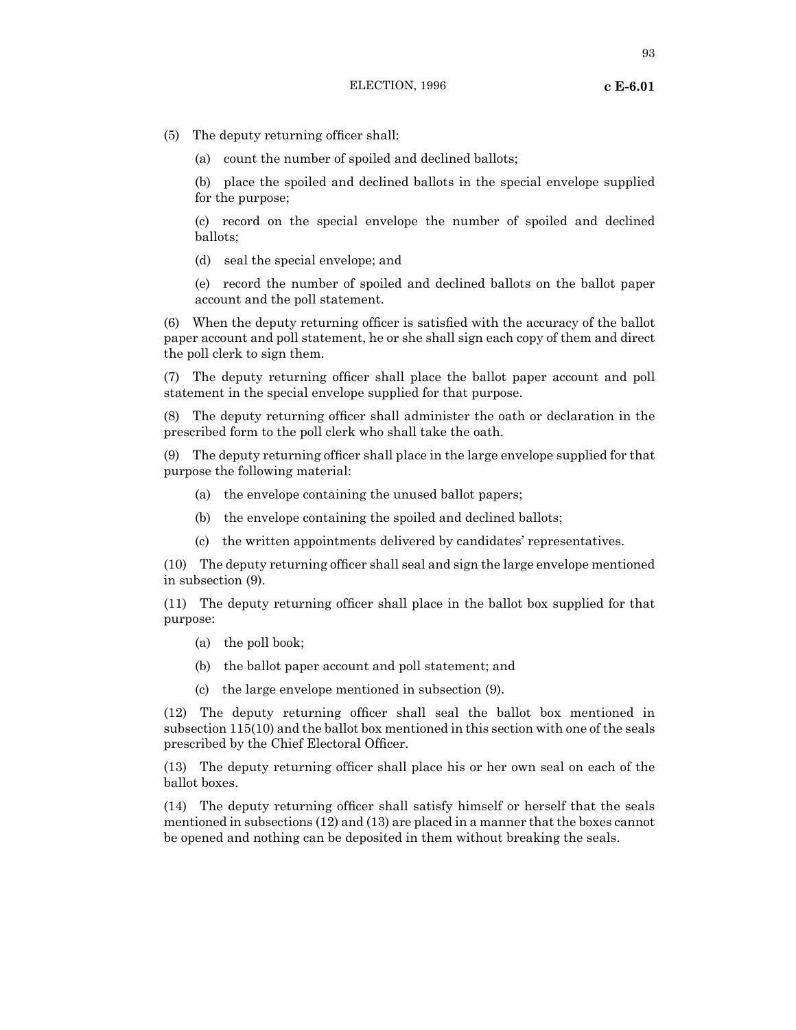(5) The deputy returning officer shall:

(a) count the number of spoiled and declined ballots;

(b) place the spoiled and declined ballots in the special envelope supplied for the purpose;

(c) record on the special envelope the number of spoiled and declined ballots;

(d) seal the special envelope; and

(e) record the number of spoiled and declined ballots on the ballot paper account and the poll statement.

(6) When the deputy returning officer is satisfied with the accuracy of the ballot paper account and poll statement, he or she shall sign each copy of them and direct the poll clerk to sign them.

(7) The deputy returning officer shall place the ballot paper account and poll statement in the special envelope supplied for that purpose.

(8) The deputy returning officer shall administer the oath or declaration in the prescribed form to the poll clerk who shall take the oath.

(9) The deputy returning officer shall place in the large envelope supplied for that purpose the following material:

(a) the envelope containing the unused ballot papers;

(b) the envelope containing the spoiled and declined ballots;

(c) the written appointments delivered by candidates' representatives.

(10) The deputy returning officer shall seal and sign the large envelope mentioned in subsection (9).

(11) The deputy returning officer shall place in the ballot box supplied for that purpose:

(a) the poll book;

(b) the ballot paper account and poll statement; and

(c) the large envelope mentioned in subsection (9).

(12) The deputy returning officer shall seal the ballot box mentioned in subsection 115(10) and the ballot box mentioned in this section with one of the seals prescribed by the Chief Electoral Officer.

(13) The deputy returning officer shall place his or her own seal on each of the ballot boxes.

(14) The deputy returning officer shall satisfy himself or herself that the seals mentioned in subsections (12) and (13) are placed in a manner that the boxes cannot be opened and nothing can be deposited in them without breaking the seals.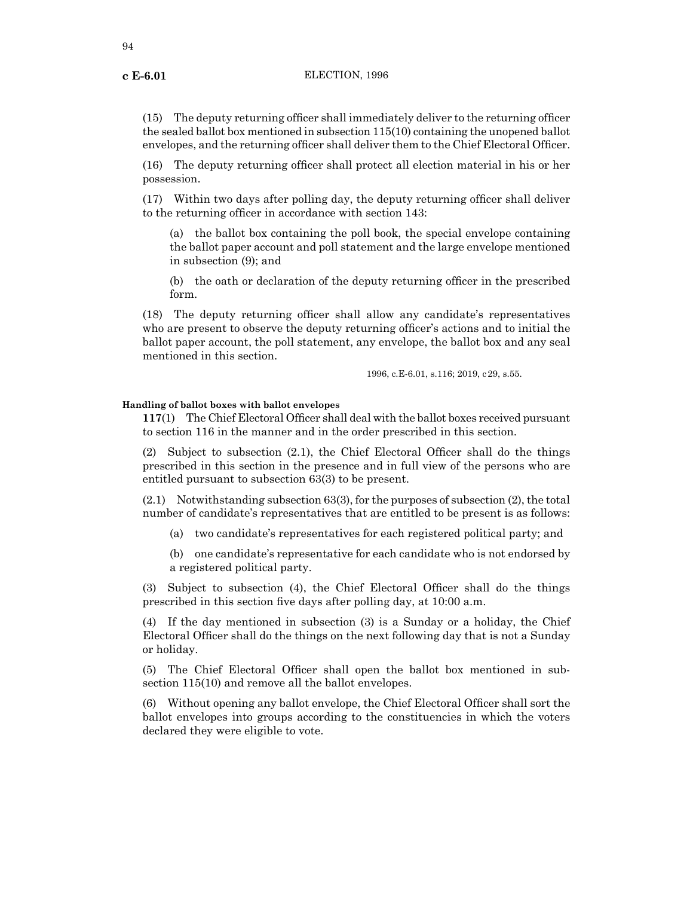(15) The deputy returning officer shall immediately deliver to the returning officer the sealed ballot box mentioned in subsection 115(10) containing the unopened ballot envelopes, and the returning officer shall deliver them to the Chief Electoral Officer.

(16) The deputy returning officer shall protect all election material in his or her possession.

(17) Within two days after polling day, the deputy returning officer shall deliver to the returning officer in accordance with section 143:

(a) the ballot box containing the poll book, the special envelope containing the ballot paper account and poll statement and the large envelope mentioned in subsection (9); and

(b) the oath or declaration of the deputy returning officer in the prescribed form.

(18) The deputy returning officer shall allow any candidate's representatives who are present to observe the deputy returning officer's actions and to initial the ballot paper account, the poll statement, any envelope, the ballot box and any seal mentioned in this section.

1996, c.E-6.01, s.116; 2019, c29, s.55.

#### Handling of ballot boxes with ballot envelopes

**117**(1) The Chief Electoral Officer shall deal with the ballot boxes received pursuant to section 116 in the manner and in the order prescribed in this section.

(2) Subject to subsection (2.1), the Chief Electoral Officer shall do the things prescribed in this section in the presence and in full view of the persons who are entitled pursuant to subsection 63(3) to be present.

(2.1) Notwithstanding subsection 63(3), for the purposes of subsection (2), the total number of candidate's representatives that are entitled to be present is as follows:

(a) two candidate's representatives for each registered political party; and

(b) one candidate's representative for each candidate who is not endorsed by a registered political party.

(3) Subject to subsection (4), the Chief Electoral Officer shall do the things prescribed in this section five days after polling day, at 10:00 a.m.

(4) If the day mentioned in subsection (3) is a Sunday or a holiday, the Chief Electoral Officer shall do the things on the next following day that is not a Sunday or holiday.

(5) The Chief Electoral Officer shall open the ballot box mentioned in subsection 115(10) and remove all the ballot envelopes.

(6) Without opening any ballot envelope, the Chief Electoral Officer shall sort the ballot envelopes into groups according to the constituencies in which the voters declared they were eligible to vote.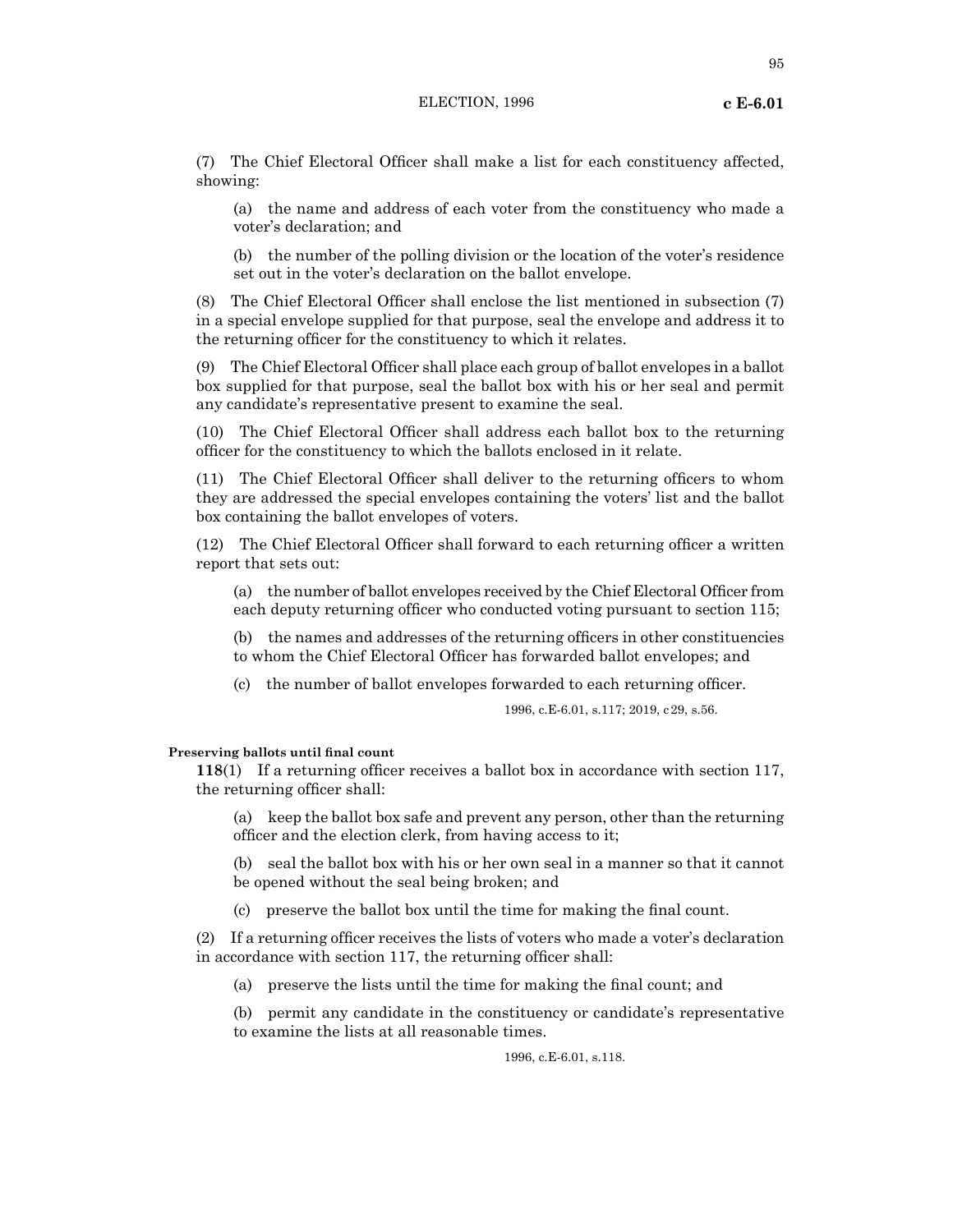(7) The Chief Electoral Officer shall make a list for each constituency affected, showing:

(a) the name and address of each voter from the constituency who made a voter's declaration; and

(b) the number of the polling division or the location of the voter's residence set out in the voter's declaration on the ballot envelope.

(8) The Chief Electoral Officer shall enclose the list mentioned in subsection (7) in a special envelope supplied for that purpose, seal the envelope and address it to the returning officer for the constituency to which it relates.

(9) The Chief Electoral Officer shall place each group of ballot envelopes in a ballot box supplied for that purpose, seal the ballot box with his or her seal and permit any candidate's representative present to examine the seal.

(10) The Chief Electoral Officer shall address each ballot box to the returning officer for the constituency to which the ballots enclosed in it relate.

(11) The Chief Electoral Officer shall deliver to the returning officers to whom they are addressed the special envelopes containing the voters' list and the ballot box containing the ballot envelopes of voters.

(12) The Chief Electoral Officer shall forward to each returning officer a written report that sets out:

(a) the number of ballot envelopes received by the Chief Electoral Officer from each deputy returning officer who conducted voting pursuant to section 115;

(b) the names and addresses of the returning officers in other constituencies to whom the Chief Electoral Officer has forwarded ballot envelopes; and

(c) the number of ballot envelopes forwarded to each returning officer.

1996, c.E-6.01, s.117; 2019, c29, s.56.

#### Preserving ballots until final count

**118**(1) If a returning officer receives a ballot box in accordance with section 117, the returning officer shall:

(a) keep the ballot box safe and prevent any person, other than the returning officer and the election clerk, from having access to it;

(b) seal the ballot box with his or her own seal in a manner so that it cannot be opened without the seal being broken; and

(c) preserve the ballot box until the time for making the final count.

(2) If a returning officer receives the lists of voters who made a voter's declaration in accordance with section 117, the returning officer shall:

(a) preserve the lists until the time for making the final count; and

(b) permit any candidate in the constituency or candidate's representative to examine the lists at all reasonable times.

1996, c.E-6.01, s.118.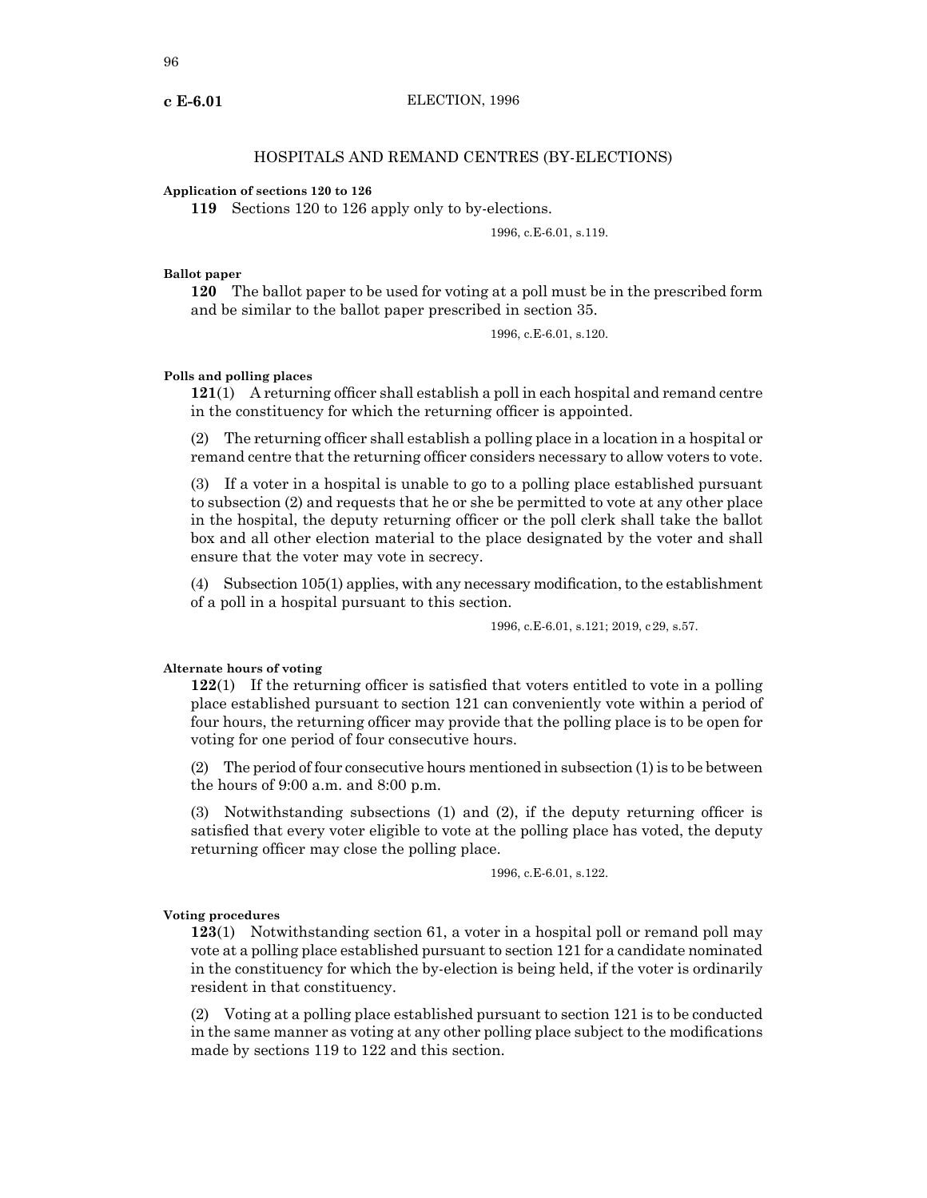## HOSPITALS AND REMAND CENTRES (BY-ELECTIONS)

**Application of sections 120 to 126**

**119** Sections 120 to 126 apply only to by-elections.

1996, c.E-6.01, s.119.

**Ballot paper**

**120** The ballot paper to be used for voting at a poll must be in the prescribed form and be similar to the ballot paper prescribed in section 35.

1996, c.E-6.01, s.120.

**Polls and polling places**

**121**(1) A returning officer shall establish a poll in each hospital and remand centre in the constituency for which the returning officer is appointed.

(2) The returning officer shall establish a polling place in a location in a hospital or remand centre that the returning officer considers necessary to allow voters to vote.

(3) If a voter in a hospital is unable to go to a polling place established pursuant to subsection (2) and requests that he or she be permitted to vote at any other place in the hospital, the deputy returning officer or the poll clerk shall take the ballot box and all other election material to the place designated by the voter and shall ensure that the voter may vote in secrecy.

(4) Subsection 105(1) applies, with any necessary modification, to the establishment of a poll in a hospital pursuant to this section.

1996, c.E-6.01, s.121; 2019, c29, s.57.

**Alternate hours of voting**

**122**(1) If the returning officer is satisfied that voters entitled to vote in a polling place established pursuant to section 121 can conveniently vote within a period of four hours, the returning officer may provide that the polling place is to be open for voting for one period of four consecutive hours.

(2) The period of four consecutive hours mentioned in subsection (1) is to be between the hours of 9:00 a.m. and 8:00 p.m.

(3) Notwithstanding subsections (1) and (2), if the deputy returning officer is satisfied that every voter eligible to vote at the polling place has voted, the deputy returning officer may close the polling place.

1996, c.E-6.01, s.122.

**Voting procedures**

**123**(1) Notwithstanding section 61, a voter in a hospital poll or remand poll may vote at a polling place established pursuant to section 121 for a candidate nominated in the constituency for which the by-election is being held, if the voter is ordinarily resident in that constituency.

(2) Voting at a polling place established pursuant to section 121 is to be conducted in the same manner as voting at any other polling place subject to the modifications made by sections 119 to 122 and this section.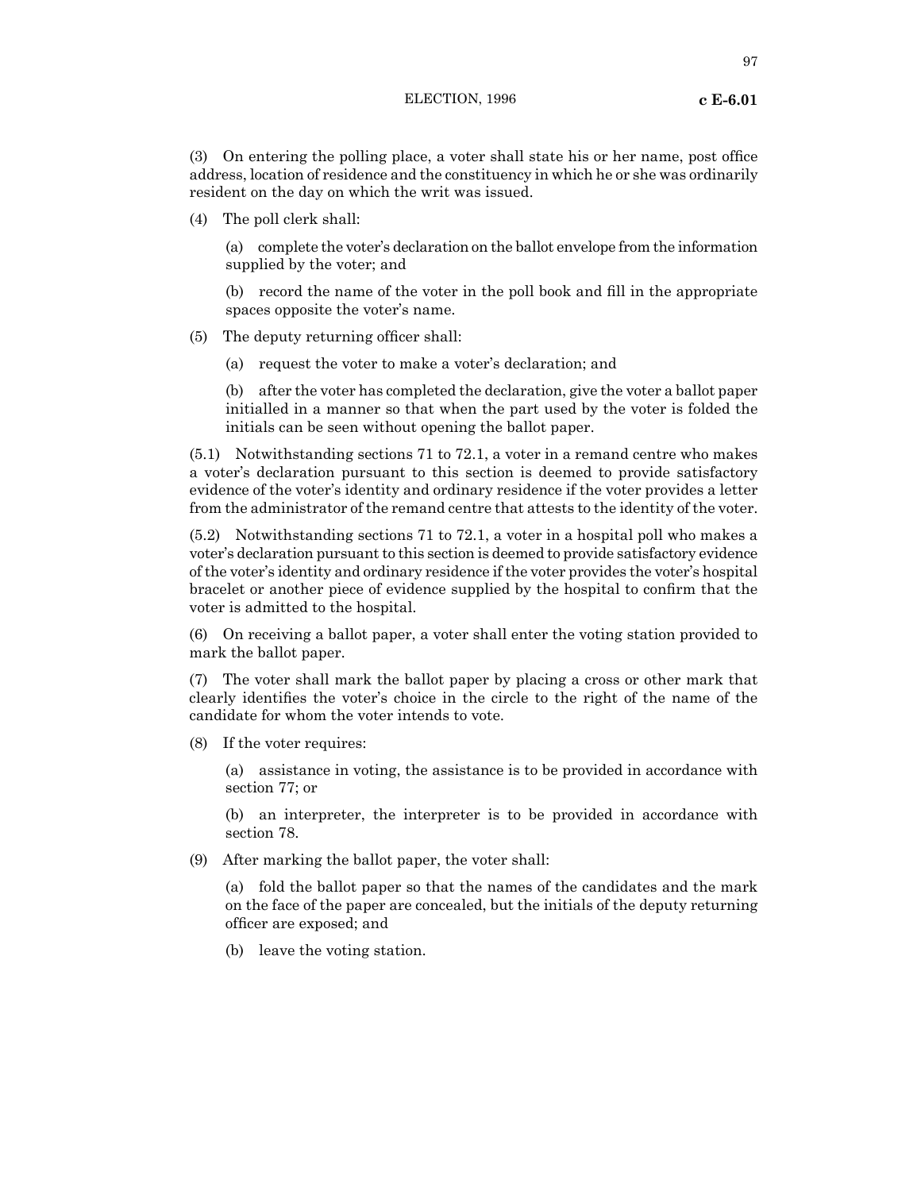(3) On entering the polling place, a voter shall state his or her name, post office address, location of residence and the constituency in which he or she was ordinarily resident on the day on which the writ was issued.

(4) The poll clerk shall:

(a) complete the voter's declaration on the ballot envelope from the information supplied by the voter; and

(b) record the name of the voter in the poll book and fill in the appropriate spaces opposite the voter's name.

(5) The deputy returning officer shall:

(a) request the voter to make a voter's declaration; and

(b) after the voter has completed the declaration, give the voter a ballot paper initialled in a manner so that when the part used by the voter is folded the initials can be seen without opening the ballot paper.

(5.1) Notwithstanding sections 71 to 72.1, a voter in a remand centre who makes a voter's declaration pursuant to this section is deemed to provide satisfactory evidence of the voter's identity and ordinary residence if the voter provides a letter from the administrator of the remand centre that attests to the identity of the voter.

(5.2) Notwithstanding sections 71 to 72.1, a voter in a hospital poll who makes a voter's declaration pursuant to this section is deemed to provide satisfactory evidence of the voter's identity and ordinary residence if the voter provides the voter's hospital bracelet or another piece of evidence supplied by the hospital to confirm that the voter is admitted to the hospital.

(6) On receiving a ballot paper, a voter shall enter the voting station provided to mark the ballot paper.

(7) The voter shall mark the ballot paper by placing a cross or other mark that clearly identifies the voter's choice in the circle to the right of the name of the candidate for whom the voter intends to vote.

(8) If the voter requires:

(a) assistance in voting, the assistance is to be provided in accordance with section 77; or

(b) an interpreter, the interpreter is to be provided in accordance with section 78.

(9) After marking the ballot paper, the voter shall:

(a) fold the ballot paper so that the names of the candidates and the mark on the face of the paper are concealed, but the initials of the deputy returning officer are exposed; and

(b) leave the voting station.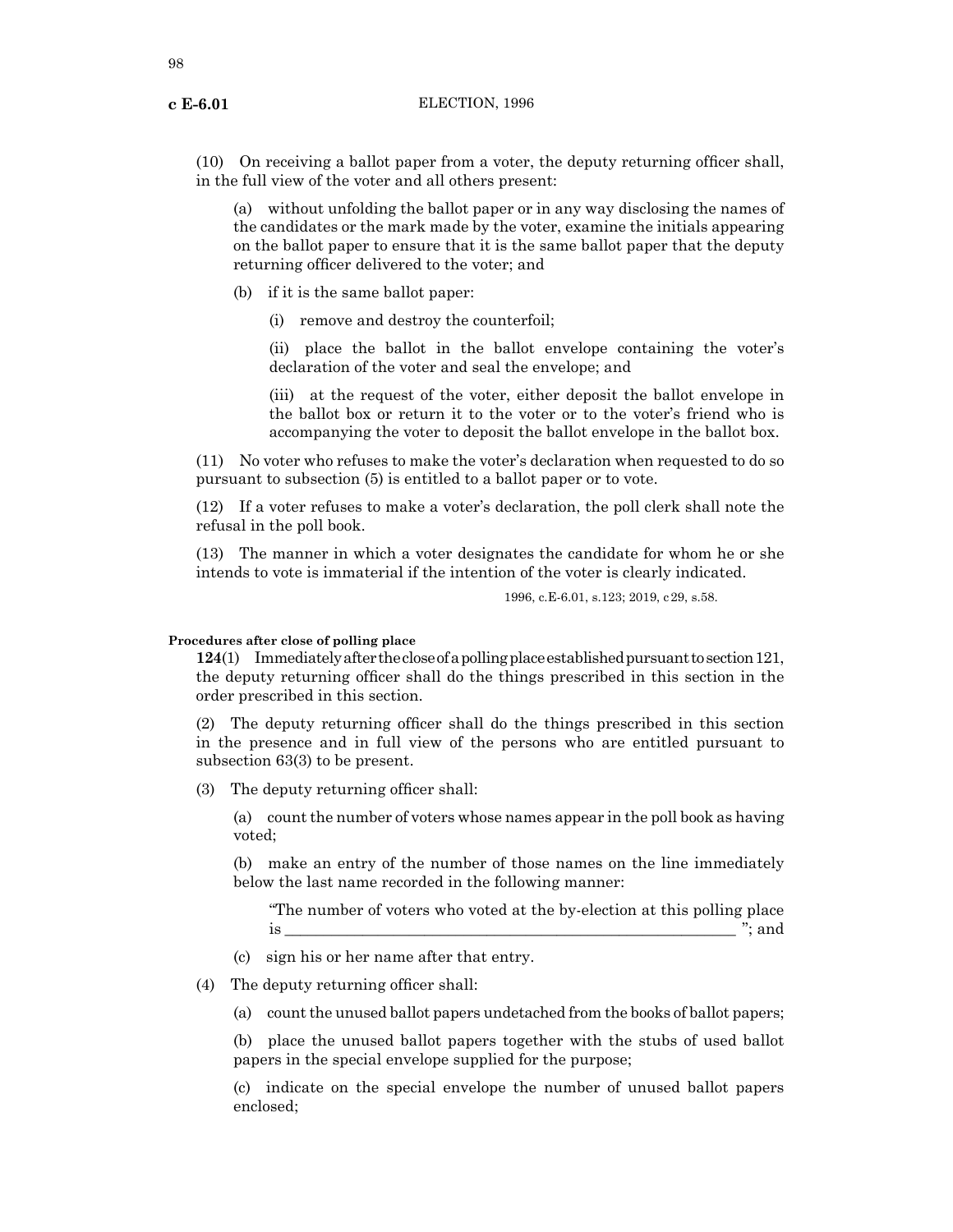(10) On receiving a ballot paper from a voter, the deputy returning officer shall, in the full view of the voter and all others present:

(a) without unfolding the ballot paper or in any way disclosing the names of the candidates or the mark made by the voter, examine the initials appearing on the ballot paper to ensure that it is the same ballot paper that the deputy returning officer delivered to the voter; and

(b) if it is the same ballot paper:

(i) remove and destroy the counterfoil;

(ii) place the ballot in the ballot envelope containing the voter's declaration of the voter and seal the envelope; and

(iii) at the request of the voter, either deposit the ballot envelope in the ballot box or return it to the voter or to the voter's friend who is accompanying the voter to deposit the ballot envelope in the ballot box.

(11) No voter who refuses to make the voter's declaration when requested to do so pursuant to subsection (5) is entitled to a ballot paper or to vote.

(12) If a voter refuses to make a voter's declaration, the poll clerk shall note the refusal in the poll book.

(13) The manner in which a voter designates the candidate for whom he or she intends to vote is immaterial if the intention of the voter is clearly indicated.

1996, c.E-6.01, s.123; 2019, c29, s.58.

**Procedures after close of polling place**

**124**(1) Immediately after the close of a polling place established pursuant to section 121, the deputy returning officer shall do the things prescribed in this section in the order prescribed in this section.

(2) The deputy returning officer shall do the things prescribed in this section in the presence and in full view of the persons who are entitled pursuant to subsection 63(3) to be present.

(3) The deputy returning officer shall:

(a) count the number of voters whose names appear in the poll book as having voted;

(b) make an entry of the number of those names on the line immediately below the last name recorded in the following manner:

"The number of voters who voted at the by-election at this polling place is ____________________________________________________________ "; and

(c) sign his or her name after that entry.

(4) The deputy returning officer shall:

(a) count the unused ballot papers undetached from the books of ballot papers;

(b) place the unused ballot papers together with the stubs of used ballot papers in the special envelope supplied for the purpose;

(c) indicate on the special envelope the number of unused ballot papers enclosed;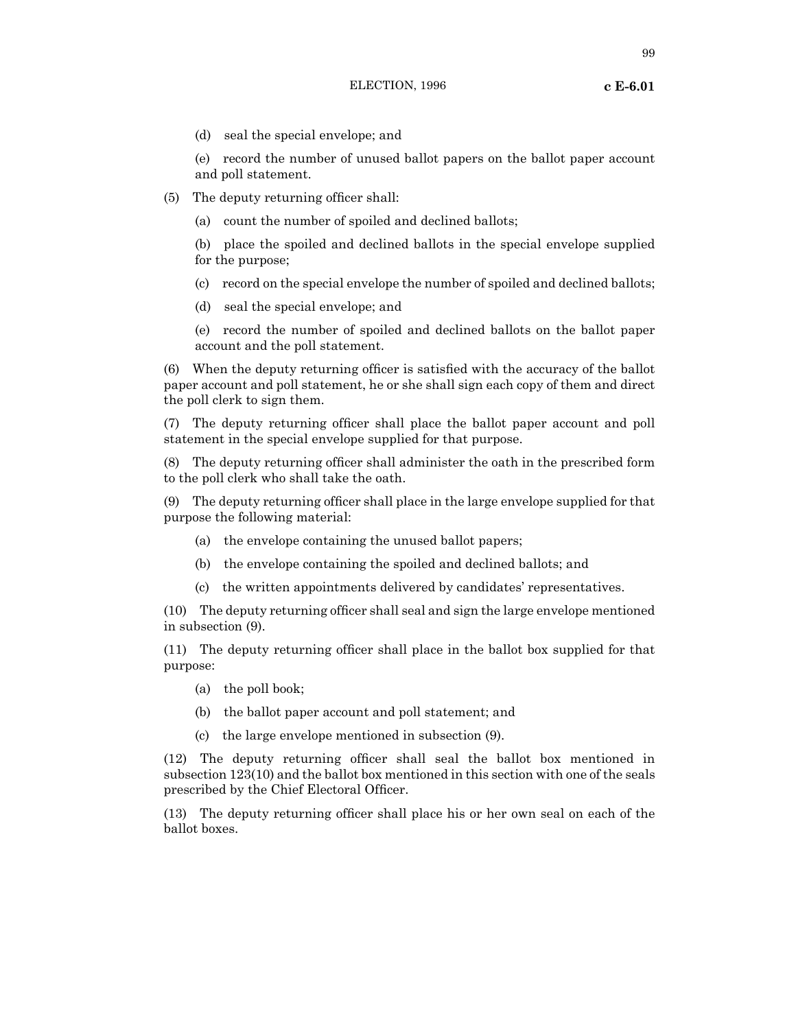(d) seal the special envelope; and

(e) record the number of unused ballot papers on the ballot paper account and poll statement.

(5) The deputy returning officer shall:

(a) count the number of spoiled and declined ballots;

(b) place the spoiled and declined ballots in the special envelope supplied for the purpose;

(c) record on the special envelope the number of spoiled and declined ballots;

(d) seal the special envelope; and

(e) record the number of spoiled and declined ballots on the ballot paper account and the poll statement.

(6) When the deputy returning officer is satisfied with the accuracy of the ballot paper account and poll statement, he or she shall sign each copy of them and direct the poll clerk to sign them.

(7) The deputy returning officer shall place the ballot paper account and poll statement in the special envelope supplied for that purpose.

(8) The deputy returning officer shall administer the oath in the prescribed form to the poll clerk who shall take the oath.

(9) The deputy returning officer shall place in the large envelope supplied for that purpose the following material:

(a) the envelope containing the unused ballot papers;

(b) the envelope containing the spoiled and declined ballots; and

(c) the written appointments delivered by candidates' representatives.

(10) The deputy returning officer shall seal and sign the large envelope mentioned in subsection (9).

(11) The deputy returning officer shall place in the ballot box supplied for that purpose:

(a) the poll book;

(b) the ballot paper account and poll statement; and

(c) the large envelope mentioned in subsection (9).

(12) The deputy returning officer shall seal the ballot box mentioned in subsection 123(10) and the ballot box mentioned in this section with one of the seals prescribed by the Chief Electoral Officer.

(13) The deputy returning officer shall place his or her own seal on each of the ballot boxes.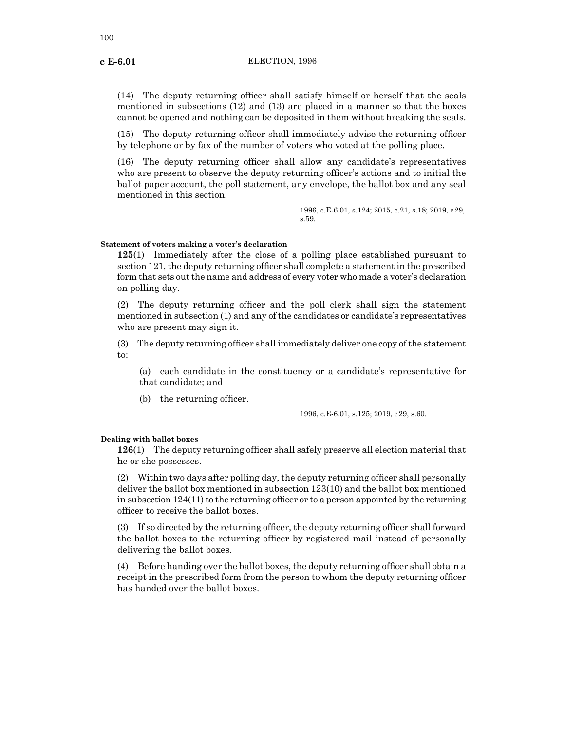(14) The deputy returning officer shall satisfy himself or herself that the seals mentioned in subsections (12) and (13) are placed in a manner so that the boxes cannot be opened and nothing can be deposited in them without breaking the seals.

(15) The deputy returning officer shall immediately advise the returning officer by telephone or by fax of the number of voters who voted at the polling place.

(16) The deputy returning officer shall allow any candidate's representatives who are present to observe the deputy returning officer's actions and to initial the ballot paper account, the poll statement, any envelope, the ballot box and any seal mentioned in this section.

1996, c.E-6.01, s.124; 2015, c.21, s.18; 2019, c 29, s.59.

**Statement of voters making a voter's declaration**

**125**(1) Immediately after the close of a polling place established pursuant to section 121, the deputy returning officer shall complete a statement in the prescribed form that sets out the name and address of every voter who made a voter's declaration on polling day.

(2) The deputy returning officer and the poll clerk shall sign the statement mentioned in subsection (1) and any of the candidates or candidate's representatives who are present may sign it.

(3) The deputy returning officer shall immediately deliver one copy of the statement to:

(a) each candidate in the constituency or a candidate's representative for that candidate; and

(b) the returning officer.

1996, c.E-6.01, s.125; 2019, c 29, s.60.

**Dealing with ballot boxes**

**126**(1) The deputy returning officer shall safely preserve all election material that he or she possesses.

(2) Within two days after polling day, the deputy returning officer shall personally deliver the ballot box mentioned in subsection 123(10) and the ballot box mentioned in subsection 124(11) to the returning officer or to a person appointed by the returning officer to receive the ballot boxes.

(3) If so directed by the returning officer, the deputy returning officer shall forward the ballot boxes to the returning officer by registered mail instead of personally delivering the ballot boxes.

(4) Before handing over the ballot boxes, the deputy returning officer shall obtain a receipt in the prescribed form from the person to whom the deputy returning officer has handed over the ballot boxes.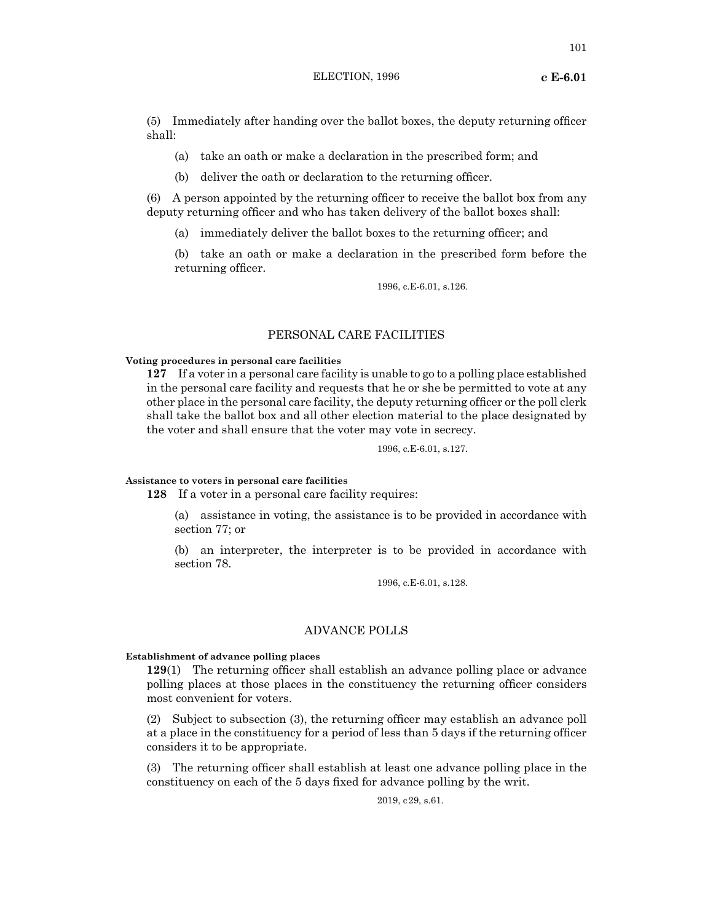(5) Immediately after handing over the ballot boxes, the deputy returning officer shall:

(a) take an oath or make a declaration in the prescribed form; and

(b) deliver the oath or declaration to the returning officer.

(6) A person appointed by the returning officer to receive the ballot box from any deputy returning officer and who has taken delivery of the ballot boxes shall:

(a) immediately deliver the ballot boxes to the returning officer; and

(b) take an oath or make a declaration in the prescribed form before the returning officer.

1996, c.E-6.01, s.126.

## PERSONAL CARE FACILITIES

**Voting procedures in personal care facilities**

**127** If a voter in a personal care facility is unable to go to a polling place established in the personal care facility and requests that he or she be permitted to vote at any other place in the personal care facility, the deputy returning officer or the poll clerk shall take the ballot box and all other election material to the place designated by the voter and shall ensure that the voter may vote in secrecy.

1996, c.E-6.01, s.127.

**Assistance to voters in personal care facilities**

**128** If a voter in a personal care facility requires:

(a) assistance in voting, the assistance is to be provided in accordance with section 77; or

(b) an interpreter, the interpreter is to be provided in accordance with section 78.

1996, c.E-6.01, s.128.

## ADVANCE POLLS

**Establishment of advance polling places**

**129**(1) The returning officer shall establish an advance polling place or advance polling places at those places in the constituency the returning officer considers most convenient for voters.

(2) Subject to subsection (3), the returning officer may establish an advance poll at a place in the constituency for a period of less than 5 days if the returning officer considers it to be appropriate.

(3) The returning officer shall establish at least one advance polling place in the constituency on each of the 5 days fixed for advance polling by the writ.

2019, c29, s.61.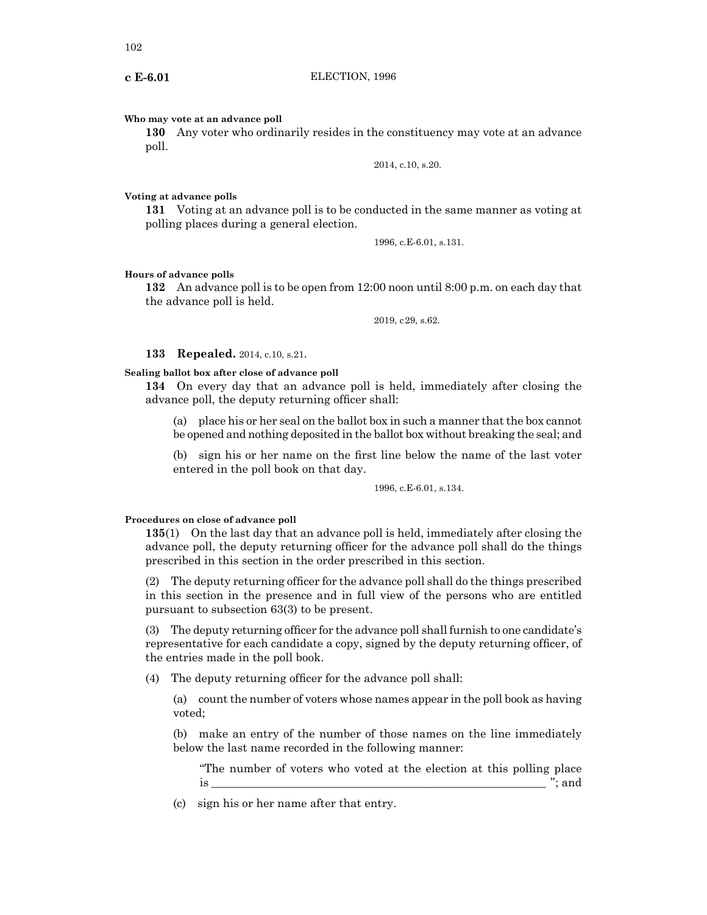**Who may vote at an advance poll**

**130** Any voter who ordinarily resides in the constituency may vote at an advance poll.

2014, c.10, s.20.

**Voting at advance polls**

**131** Voting at an advance poll is to be conducted in the same manner as voting at polling places during a general election.

1996, c.E-6.01, s.131.

**Hours of advance polls**

**132** An advance poll is to be open from 12:00 noon until 8:00 p.m. on each day that the advance poll is held.

2019, c29, s.62.

**133 Repealed.** 2014, c.10, s.21.

**Sealing ballot box after close of advance poll**

**134** On every day that an advance poll is held, immediately after closing the advance poll, the deputy returning officer shall:

(a) place his or her seal on the ballot box in such a manner that the box cannot be opened and nothing deposited in the ballot box without breaking the seal; and

(b) sign his or her name on the first line below the name of the last voter entered in the poll book on that day.

1996, c.E-6.01, s.134.

**Procedures on close of advance poll**

**135**(1) On the last day that an advance poll is held, immediately after closing the advance poll, the deputy returning officer for the advance poll shall do the things prescribed in this section in the order prescribed in this section.

(2) The deputy returning officer for the advance poll shall do the things prescribed in this section in the presence and in full view of the persons who are entitled pursuant to subsection 63(3) to be present.

(3) The deputy returning officer for the advance poll shall furnish to one candidate's representative for each candidate a copy, signed by the deputy returning officer, of the entries made in the poll book.

(4) The deputy returning officer for the advance poll shall:

(a) count the number of voters whose names appear in the poll book as having voted;

(b) make an entry of the number of those names on the line immediately below the last name recorded in the following manner:

"The number of voters who voted at the election at this polling place is \_\_\_\_\_\_\_\_\_\_\_\_\_\_\_\_\_\_\_\_\_\_\_\_\_\_\_\_\_\_\_\_\_\_\_\_\_\_\_\_\_\_ "; and

(c) sign his or her name after that entry.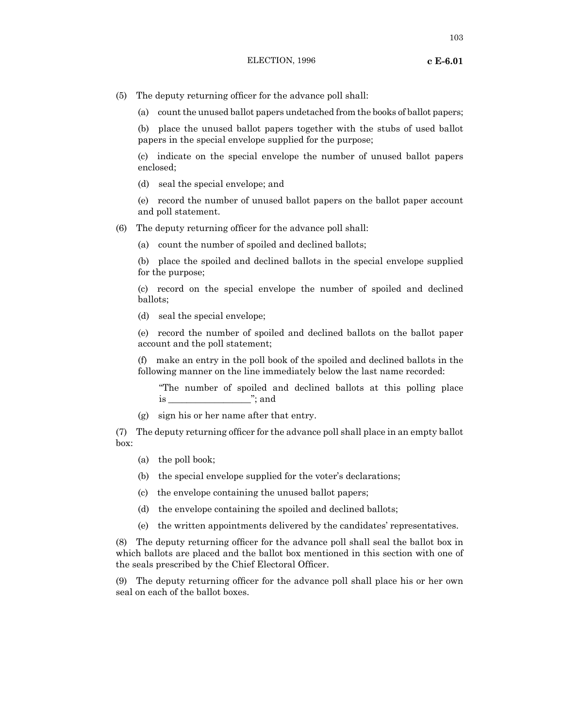(5) The deputy returning officer for the advance poll shall:

(a) count the unused ballot papers undetached from the books of ballot papers;

(b) place the unused ballot papers together with the stubs of used ballot papers in the special envelope supplied for the purpose;

(c) indicate on the special envelope the number of unused ballot papers enclosed;

(d) seal the special envelope; and

(e) record the number of unused ballot papers on the ballot paper account and poll statement.

(6) The deputy returning officer for the advance poll shall:

(a) count the number of spoiled and declined ballots;

(b) place the spoiled and declined ballots in the special envelope supplied for the purpose;

(c) record on the special envelope the number of spoiled and declined ballots;

(d) seal the special envelope;

(e) record the number of spoiled and declined ballots on the ballot paper account and the poll statement;

(f) make an entry in the poll book of the spoiled and declined ballots in the following manner on the line immediately below the last name recorded:

> "The number of spoiled and declined ballots at this polling place is ________________"; and

(g) sign his or her name after that entry.

(7) The deputy returning officer for the advance poll shall place in an empty ballot box:

(a) the poll book;

(b) the special envelope supplied for the voter's declarations;

(c) the envelope containing the unused ballot papers;

(d) the envelope containing the spoiled and declined ballots;

(e) the written appointments delivered by the candidates' representatives.

(8) The deputy returning officer for the advance poll shall seal the ballot box in which ballots are placed and the ballot box mentioned in this section with one of the seals prescribed by the Chief Electoral Officer.

(9) The deputy returning officer for the advance poll shall place his or her own seal on each of the ballot boxes.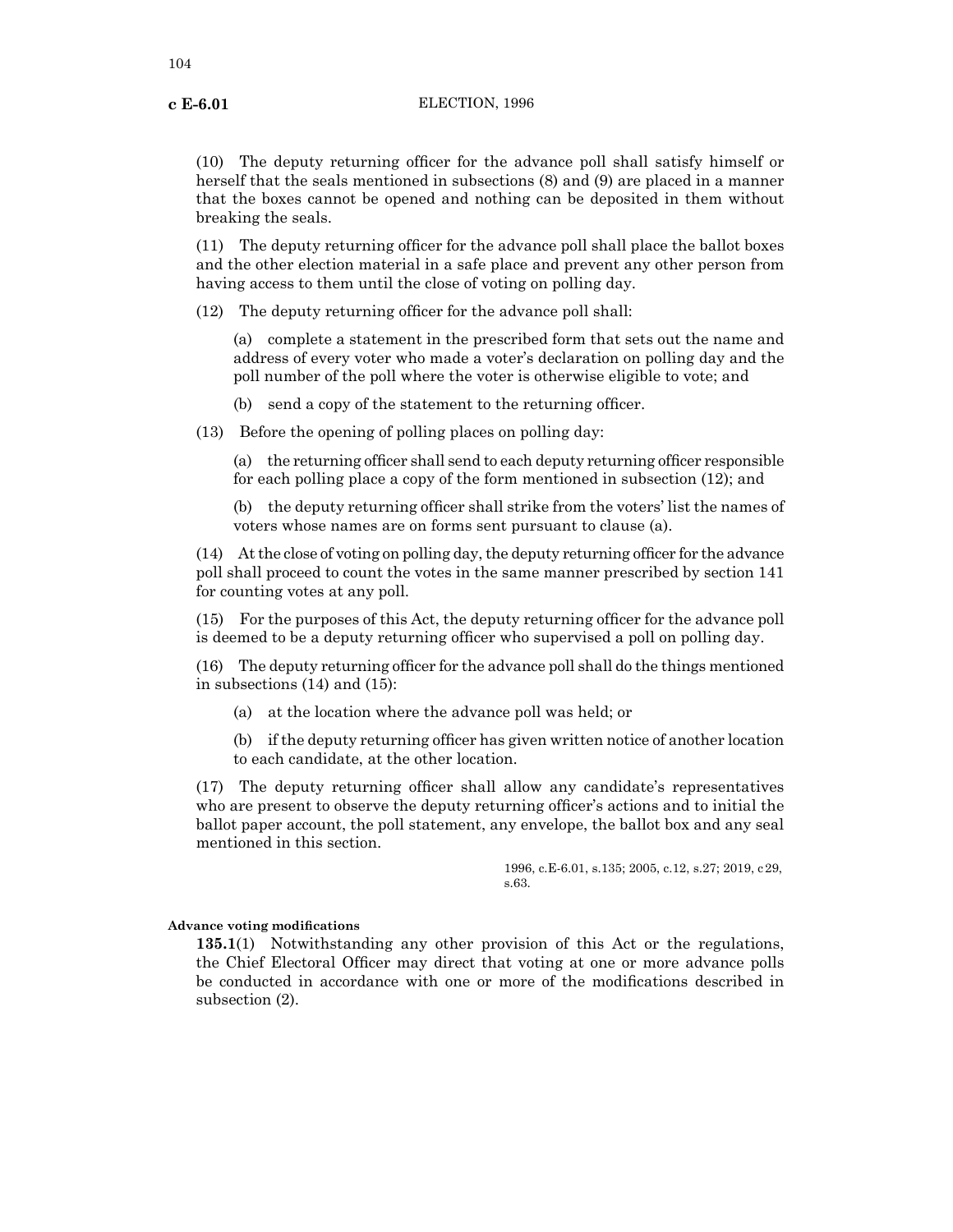(10) The deputy returning officer for the advance poll shall satisfy himself or herself that the seals mentioned in subsections (8) and (9) are placed in a manner that the boxes cannot be opened and nothing can be deposited in them without breaking the seals.

(11) The deputy returning officer for the advance poll shall place the ballot boxes and the other election material in a safe place and prevent any other person from having access to them until the close of voting on polling day.

(12) The deputy returning officer for the advance poll shall:

(a) complete a statement in the prescribed form that sets out the name and address of every voter who made a voter's declaration on polling day and the poll number of the poll where the voter is otherwise eligible to vote; and

(b) send a copy of the statement to the returning officer.

(13) Before the opening of polling places on polling day:

(a) the returning officer shall send to each deputy returning officer responsible for each polling place a copy of the form mentioned in subsection (12); and

(b) the deputy returning officer shall strike from the voters' list the names of voters whose names are on forms sent pursuant to clause (a).

(14) At the close of voting on polling day, the deputy returning officer for the advance poll shall proceed to count the votes in the same manner prescribed by section 141 for counting votes at any poll.

(15) For the purposes of this Act, the deputy returning officer for the advance poll is deemed to be a deputy returning officer who supervised a poll on polling day.

(16) The deputy returning officer for the advance poll shall do the things mentioned in subsections (14) and (15):

(a) at the location where the advance poll was held; or

(b) if the deputy returning officer has given written notice of another location to each candidate, at the other location.

(17) The deputy returning officer shall allow any candidate's representatives who are present to observe the deputy returning officer's actions and to initial the ballot paper account, the poll statement, any envelope, the ballot box and any seal mentioned in this section.

1996, c.E-6.01, s.135; 2005, c.12, s.27; 2019, c29, s.63.

**Advance voting modifications**

**135.1**(1) Notwithstanding any other provision of this Act or the regulations, the Chief Electoral Officer may direct that voting at one or more advance polls be conducted in accordance with one or more of the modifications described in subsection (2).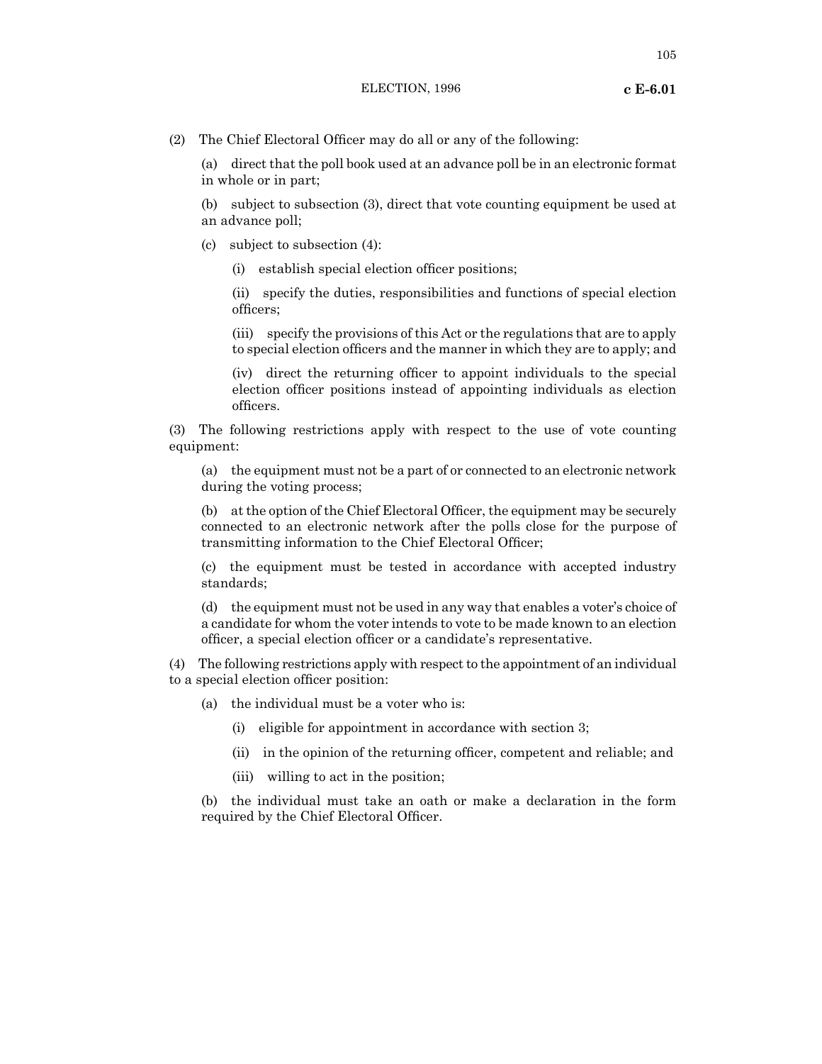(2) The Chief Electoral Officer may do all or any of the following:

(a) direct that the poll book used at an advance poll be in an electronic format in whole or in part;

(b) subject to subsection (3), direct that vote counting equipment be used at an advance poll;

(c) subject to subsection (4):

(i) establish special election officer positions;

(ii) specify the duties, responsibilities and functions of special election officers;

(iii) specify the provisions of this Act or the regulations that are to apply to special election officers and the manner in which they are to apply; and

(iv) direct the returning officer to appoint individuals to the special election officer positions instead of appointing individuals as election officers.

(3) The following restrictions apply with respect to the use of vote counting equipment:

(a) the equipment must not be a part of or connected to an electronic network during the voting process;

(b) at the option of the Chief Electoral Officer, the equipment may be securely connected to an electronic network after the polls close for the purpose of transmitting information to the Chief Electoral Officer;

(c) the equipment must be tested in accordance with accepted industry standards;

(d) the equipment must not be used in any way that enables a voter's choice of a candidate for whom the voter intends to vote to be made known to an election officer, a special election officer or a candidate's representative.

(4) The following restrictions apply with respect to the appointment of an individual to a special election officer position:

(a) the individual must be a voter who is:

(i) eligible for appointment in accordance with section 3;

(ii) in the opinion of the returning officer, competent and reliable; and

(iii) willing to act in the position;

(b) the individual must take an oath or make a declaration in the form required by the Chief Electoral Officer.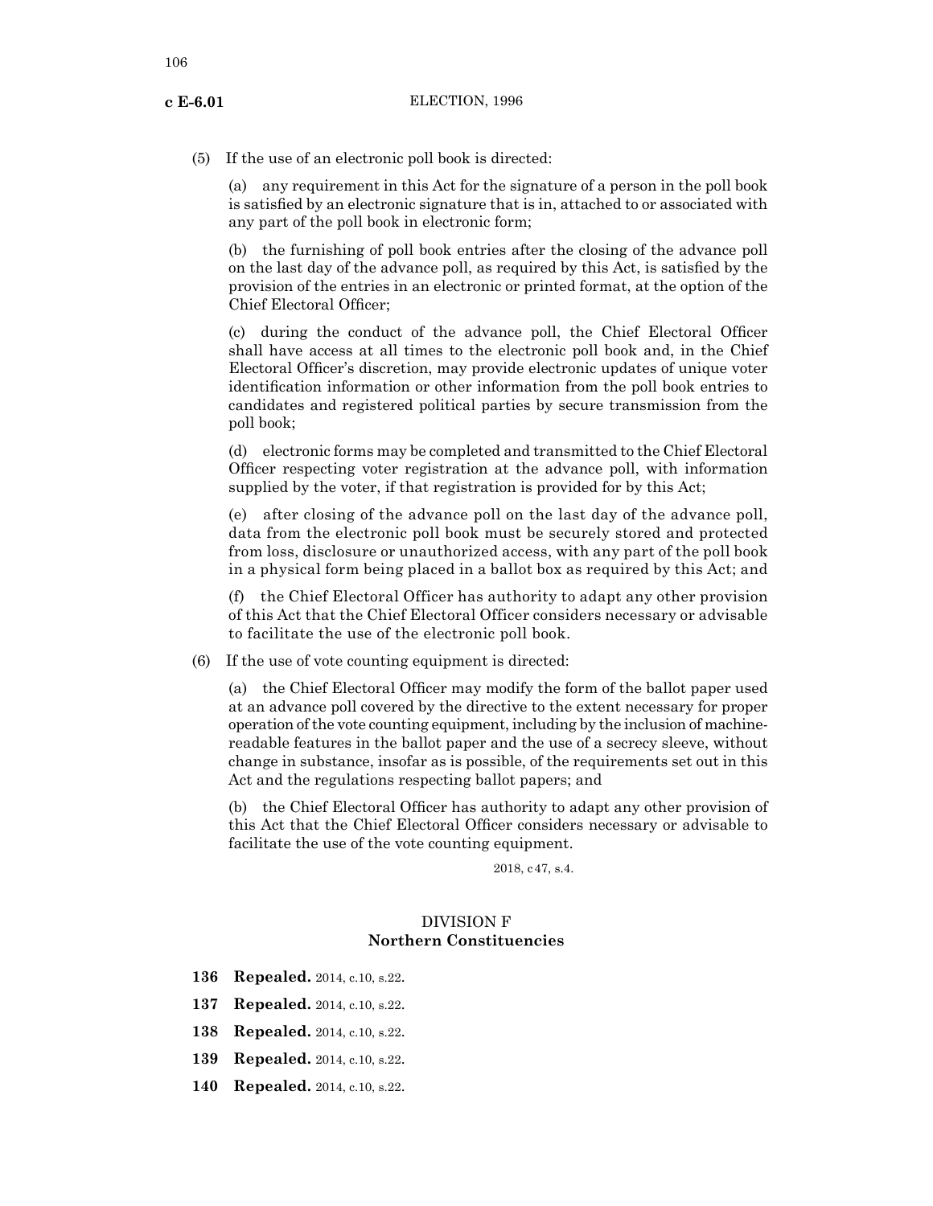(5) If the use of an electronic poll book is directed:

(a) any requirement in this Act for the signature of a person in the poll book is satisfied by an electronic signature that is in, attached to or associated with any part of the poll book in electronic form;

(b) the furnishing of poll book entries after the closing of the advance poll on the last day of the advance poll, as required by this Act, is satisfied by the provision of the entries in an electronic or printed format, at the option of the Chief Electoral Officer;

(c) during the conduct of the advance poll, the Chief Electoral Officer shall have access at all times to the electronic poll book and, in the Chief Electoral Officer's discretion, may provide electronic updates of unique voter identification information or other information from the poll book entries to candidates and registered political parties by secure transmission from the poll book;

(d) electronic forms may be completed and transmitted to the Chief Electoral Officer respecting voter registration at the advance poll, with information supplied by the voter, if that registration is provided for by this Act;

(e) after closing of the advance poll on the last day of the advance poll, data from the electronic poll book must be securely stored and protected from loss, disclosure or unauthorized access, with any part of the poll book in a physical form being placed in a ballot box as required by this Act; and

(f) the Chief Electoral Officer has authority to adapt any other provision of this Act that the Chief Electoral Officer considers necessary or advisable to facilitate the use of the electronic poll book.

(6) If the use of vote counting equipment is directed:

(a) the Chief Electoral Officer may modify the form of the ballot paper used at an advance poll covered by the directive to the extent necessary for proper operation of the vote counting equipment, including by the inclusion of machine-readable features in the ballot paper and the use of a secrecy sleeve, without change in substance, insofar as is possible, of the requirements set out in this Act and the regulations respecting ballot papers; and

(b) the Chief Electoral Officer has authority to adapt any other provision of this Act that the Chief Electoral Officer considers necessary or advisable to facilitate the use of the vote counting equipment.

2018, c47, s.4.

## DIVISION F
## Northern Constituencies

**136 Repealed.** 2014, c.10, s.22.

**137 Repealed.** 2014, c.10, s.22.

**138 Repealed.** 2014, c.10, s.22.

**139 Repealed.** 2014, c.10, s.22.

**140 Repealed.** 2014, c.10, s.22.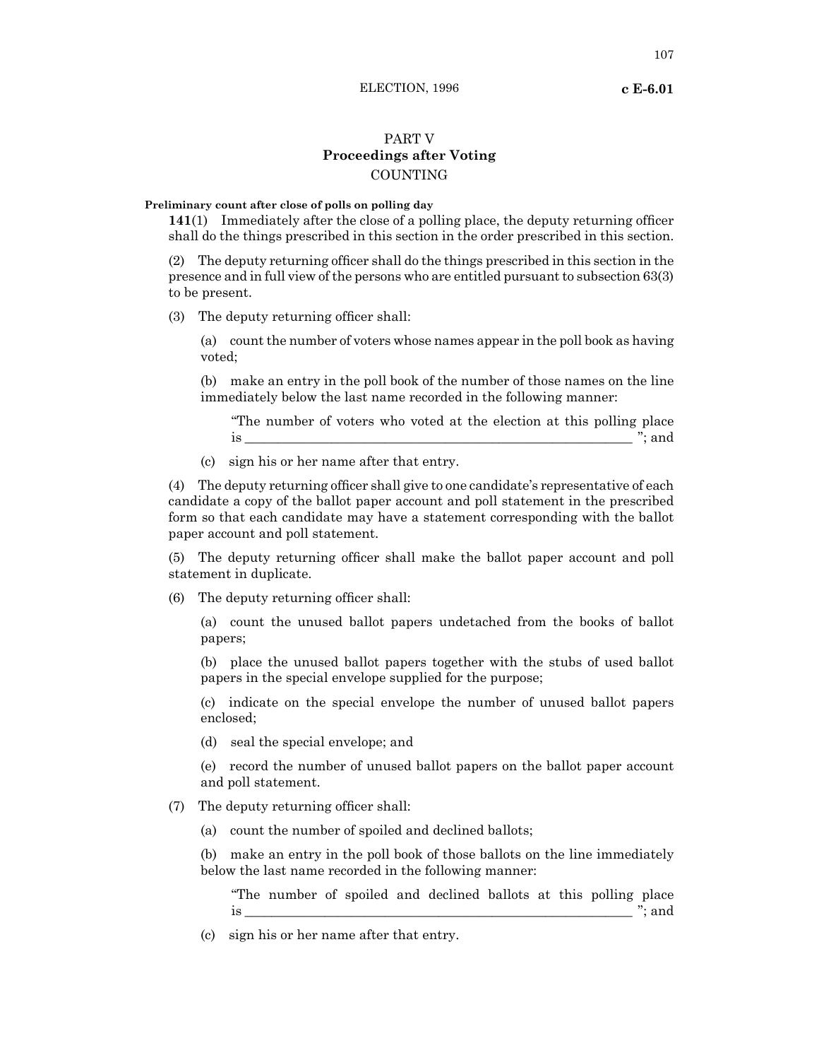# PART V
## Proceedings after Voting
### COUNTING

**Preliminary count after close of polls on polling day**

**141**(1) Immediately after the close of a polling place, the deputy returning officer shall do the things prescribed in this section in the order prescribed in this section.

(2) The deputy returning officer shall do the things prescribed in this section in the presence and in full view of the persons who are entitled pursuant to subsection 63(3) to be present.

(3) The deputy returning officer shall:

(a) count the number of voters whose names appear in the poll book as having voted;

(b) make an entry in the poll book of the number of those names on the line immediately below the last name recorded in the following manner:

"The number of voters who voted at the election at this polling place is ____________________________________________________________ "; and

(c) sign his or her name after that entry.

(4) The deputy returning officer shall give to one candidate's representative of each candidate a copy of the ballot paper account and poll statement in the prescribed form so that each candidate may have a statement corresponding with the ballot paper account and poll statement.

(5) The deputy returning officer shall make the ballot paper account and poll statement in duplicate.

(6) The deputy returning officer shall:

(a) count the unused ballot papers undetached from the books of ballot papers;

(b) place the unused ballot papers together with the stubs of used ballot papers in the special envelope supplied for the purpose;

(c) indicate on the special envelope the number of unused ballot papers enclosed;

(d) seal the special envelope; and

(e) record the number of unused ballot papers on the ballot paper account and poll statement.

(7) The deputy returning officer shall:

(a) count the number of spoiled and declined ballots;

(b) make an entry in the poll book of those ballots on the line immediately below the last name recorded in the following manner:

"The number of spoiled and declined ballots at this polling place is ____________________________________________________________ "; and

(c) sign his or her name after that entry.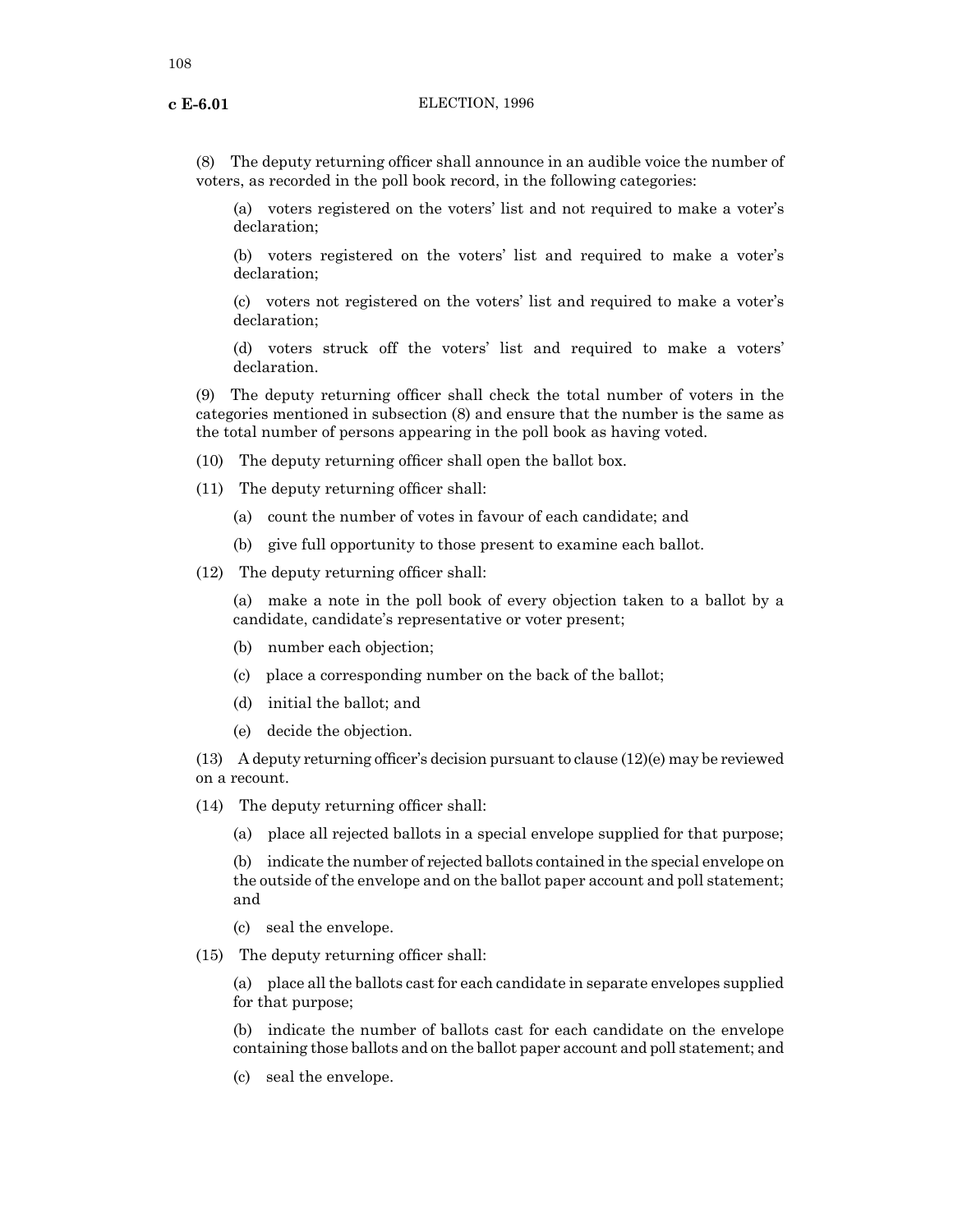(8) The deputy returning officer shall announce in an audible voice the number of voters, as recorded in the poll book record, in the following categories:

(a) voters registered on the voters' list and not required to make a voter's declaration;

(b) voters registered on the voters' list and required to make a voter's declaration;

(c) voters not registered on the voters' list and required to make a voter's declaration;

(d) voters struck off the voters' list and required to make a voters' declaration.

(9) The deputy returning officer shall check the total number of voters in the categories mentioned in subsection (8) and ensure that the number is the same as the total number of persons appearing in the poll book as having voted.

(10) The deputy returning officer shall open the ballot box.

(11) The deputy returning officer shall:

(a) count the number of votes in favour of each candidate; and

(b) give full opportunity to those present to examine each ballot.

(12) The deputy returning officer shall:

(a) make a note in the poll book of every objection taken to a ballot by a candidate, candidate's representative or voter present;

(b) number each objection;

(c) place a corresponding number on the back of the ballot;

(d) initial the ballot; and

(e) decide the objection.

(13) A deputy returning officer's decision pursuant to clause (12)(e) may be reviewed on a recount.

(14) The deputy returning officer shall:

(a) place all rejected ballots in a special envelope supplied for that purpose;

(b) indicate the number of rejected ballots contained in the special envelope on the outside of the envelope and on the ballot paper account and poll statement; and

(c) seal the envelope.

(15) The deputy returning officer shall:

(a) place all the ballots cast for each candidate in separate envelopes supplied for that purpose;

(b) indicate the number of ballots cast for each candidate on the envelope containing those ballots and on the ballot paper account and poll statement; and

(c) seal the envelope.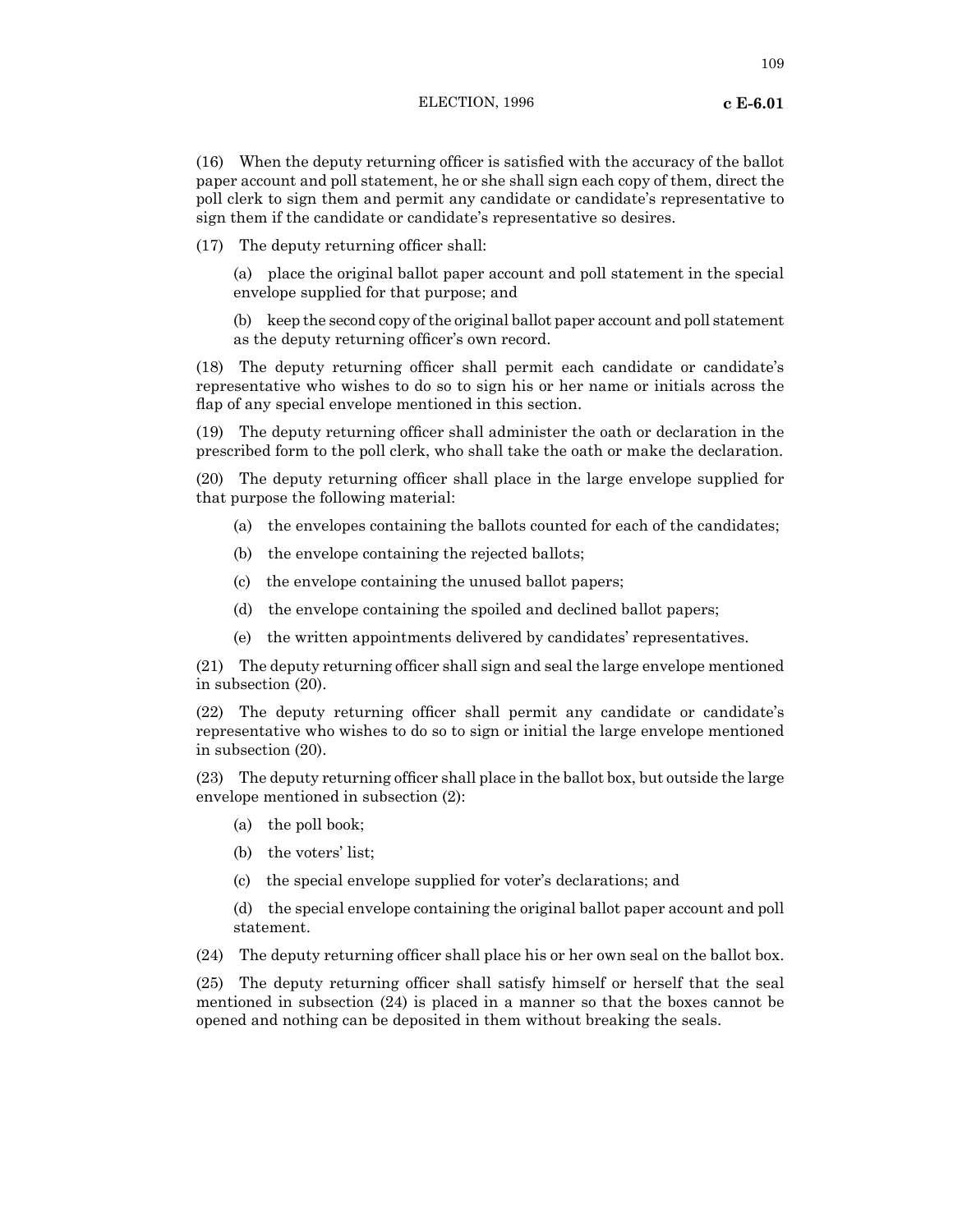(16) When the deputy returning officer is satisfied with the accuracy of the ballot paper account and poll statement, he or she shall sign each copy of them, direct the poll clerk to sign them and permit any candidate or candidate's representative to sign them if the candidate or candidate's representative so desires.

(17) The deputy returning officer shall:

(a) place the original ballot paper account and poll statement in the special envelope supplied for that purpose; and

(b) keep the second copy of the original ballot paper account and poll statement as the deputy returning officer's own record.

(18) The deputy returning officer shall permit each candidate or candidate's representative who wishes to do so to sign his or her name or initials across the flap of any special envelope mentioned in this section.

(19) The deputy returning officer shall administer the oath or declaration in the prescribed form to the poll clerk, who shall take the oath or make the declaration.

(20) The deputy returning officer shall place in the large envelope supplied for that purpose the following material:

(a) the envelopes containing the ballots counted for each of the candidates;

(b) the envelope containing the rejected ballots;

(c) the envelope containing the unused ballot papers;

(d) the envelope containing the spoiled and declined ballot papers;

(e) the written appointments delivered by candidates' representatives.

(21) The deputy returning officer shall sign and seal the large envelope mentioned in subsection (20).

(22) The deputy returning officer shall permit any candidate or candidate's representative who wishes to do so to sign or initial the large envelope mentioned in subsection (20).

(23) The deputy returning officer shall place in the ballot box, but outside the large envelope mentioned in subsection (2):

(a) the poll book;

(b) the voters' list;

(c) the special envelope supplied for voter's declarations; and

(d) the special envelope containing the original ballot paper account and poll statement.

(24) The deputy returning officer shall place his or her own seal on the ballot box.

(25) The deputy returning officer shall satisfy himself or herself that the seal mentioned in subsection (24) is placed in a manner so that the boxes cannot be opened and nothing can be deposited in them without breaking the seals.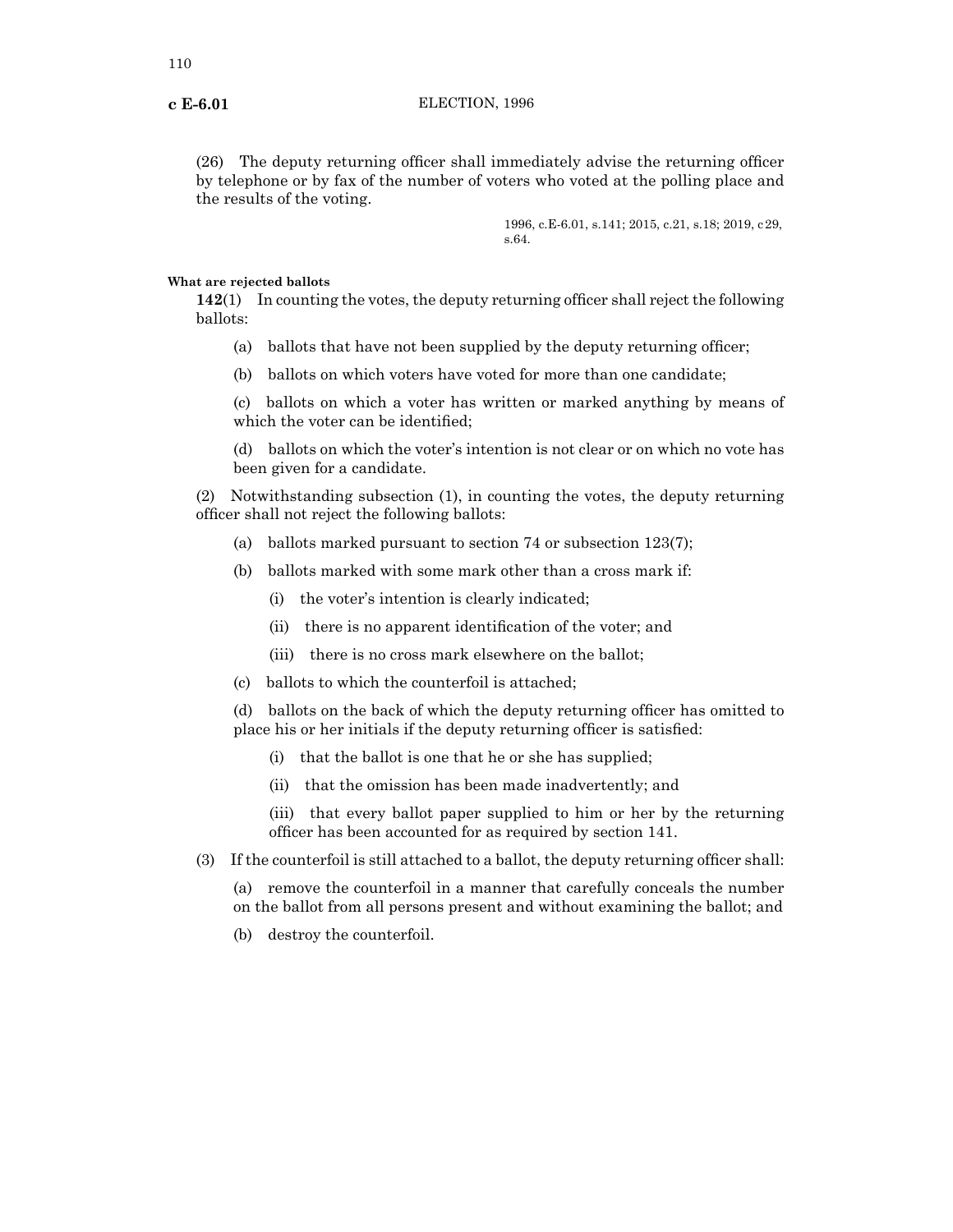(26) The deputy returning officer shall immediately advise the returning officer by telephone or by fax of the number of voters who voted at the polling place and the results of the voting.

1996, c.E-6.01, s.141; 2015, c.21, s.18; 2019, c29, s.64.

**What are rejected ballots**

**142**(1) In counting the votes, the deputy returning officer shall reject the following ballots:

(a) ballots that have not been supplied by the deputy returning officer;

(b) ballots on which voters have voted for more than one candidate;

(c) ballots on which a voter has written or marked anything by means of which the voter can be identified;

(d) ballots on which the voter's intention is not clear or on which no vote has been given for a candidate.

(2) Notwithstanding subsection (1), in counting the votes, the deputy returning officer shall not reject the following ballots:

(a) ballots marked pursuant to section 74 or subsection 123(7);

(b) ballots marked with some mark other than a cross mark if:

(i) the voter's intention is clearly indicated;

(ii) there is no apparent identification of the voter; and

(iii) there is no cross mark elsewhere on the ballot;

(c) ballots to which the counterfoil is attached;

(d) ballots on the back of which the deputy returning officer has omitted to place his or her initials if the deputy returning officer is satisfied:

(i) that the ballot is one that he or she has supplied;

(ii) that the omission has been made inadvertently; and

(iii) that every ballot paper supplied to him or her by the returning officer has been accounted for as required by section 141.

(3) If the counterfoil is still attached to a ballot, the deputy returning officer shall:

(a) remove the counterfoil in a manner that carefully conceals the number on the ballot from all persons present and without examining the ballot; and

(b) destroy the counterfoil.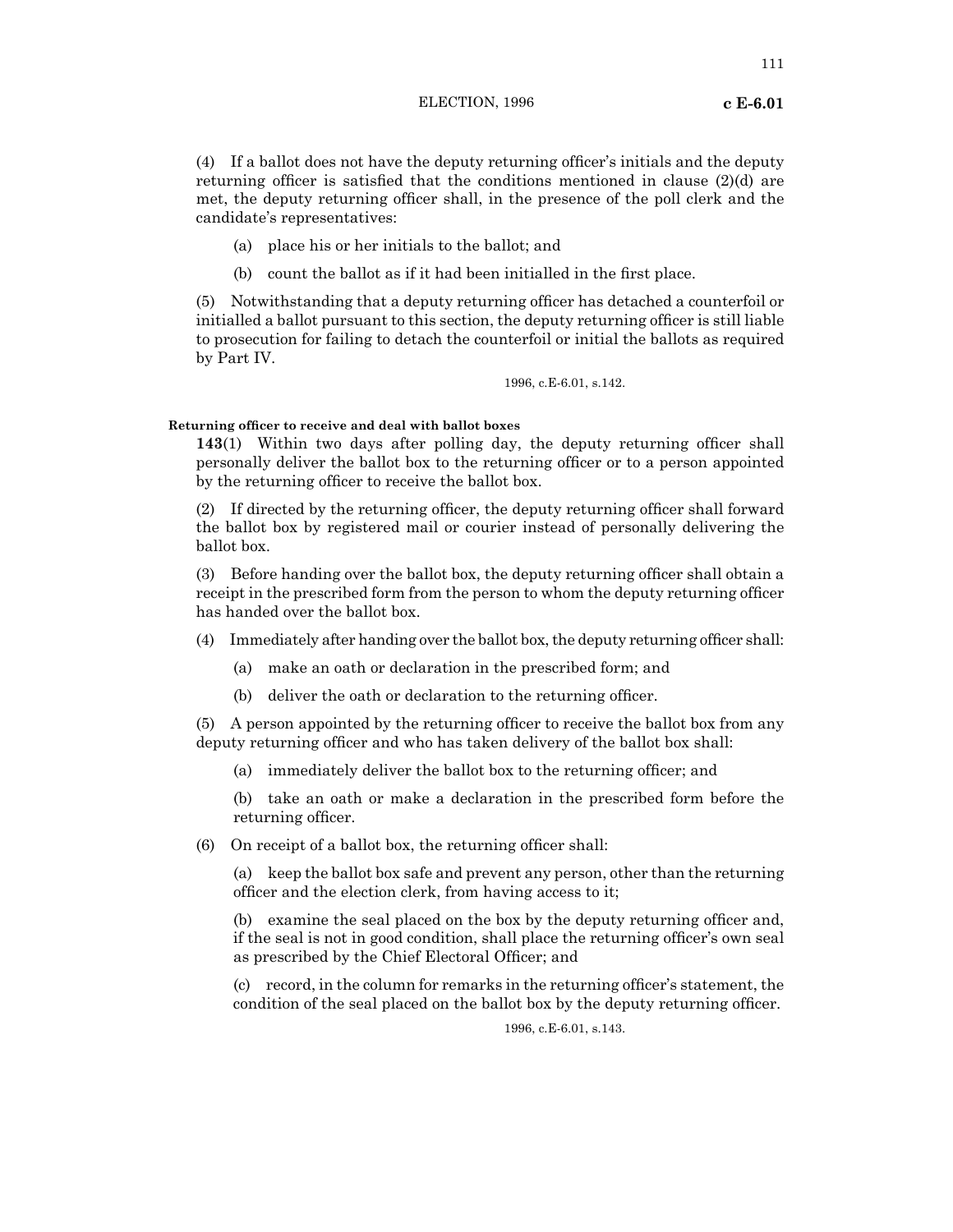(4) If a ballot does not have the deputy returning officer's initials and the deputy returning officer is satisfied that the conditions mentioned in clause (2)(d) are met, the deputy returning officer shall, in the presence of the poll clerk and the candidate's representatives:

(a) place his or her initials to the ballot; and

(b) count the ballot as if it had been initialled in the first place.

(5) Notwithstanding that a deputy returning officer has detached a counterfoil or initialled a ballot pursuant to this section, the deputy returning officer is still liable to prosecution for failing to detach the counterfoil or initial the ballots as required by Part IV.

1996, c.E-6.01, s.142.

**Returning officer to receive and deal with ballot boxes**

**143**(1) Within two days after polling day, the deputy returning officer shall personally deliver the ballot box to the returning officer or to a person appointed by the returning officer to receive the ballot box.

(2) If directed by the returning officer, the deputy returning officer shall forward the ballot box by registered mail or courier instead of personally delivering the ballot box.

(3) Before handing over the ballot box, the deputy returning officer shall obtain a receipt in the prescribed form from the person to whom the deputy returning officer has handed over the ballot box.

(4) Immediately after handing over the ballot box, the deputy returning officer shall:

(a) make an oath or declaration in the prescribed form; and

(b) deliver the oath or declaration to the returning officer.

(5) A person appointed by the returning officer to receive the ballot box from any deputy returning officer and who has taken delivery of the ballot box shall:

(a) immediately deliver the ballot box to the returning officer; and

(b) take an oath or make a declaration in the prescribed form before the returning officer.

(6) On receipt of a ballot box, the returning officer shall:

(a) keep the ballot box safe and prevent any person, other than the returning officer and the election clerk, from having access to it;

(b) examine the seal placed on the box by the deputy returning officer and, if the seal is not in good condition, shall place the returning officer's own seal as prescribed by the Chief Electoral Officer; and

(c) record, in the column for remarks in the returning officer's statement, the condition of the seal placed on the ballot box by the deputy returning officer.

1996, c.E-6.01, s.143.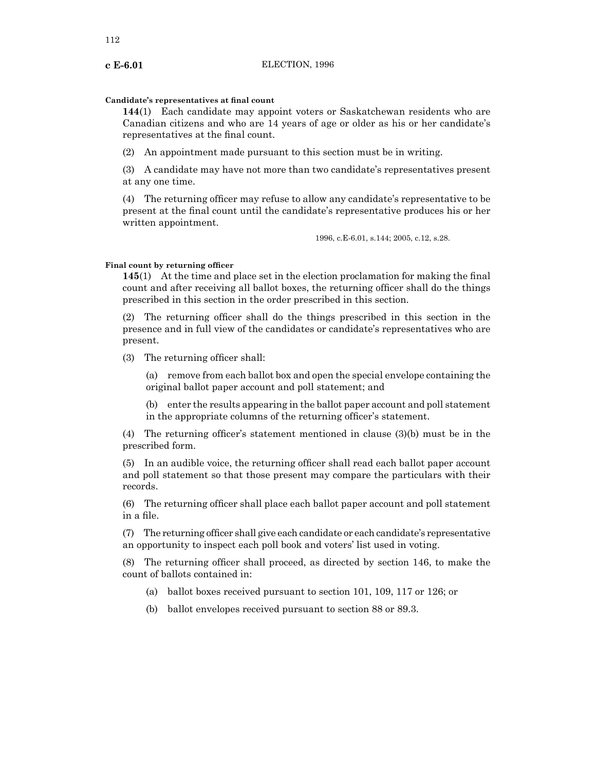**Candidate's representatives at final count**

**144**(1) Each candidate may appoint voters or Saskatchewan residents who are Canadian citizens and who are 14 years of age or older as his or her candidate's representatives at the final count.

(2) An appointment made pursuant to this section must be in writing.

(3) A candidate may have not more than two candidate's representatives present at any one time.

(4) The returning officer may refuse to allow any candidate's representative to be present at the final count until the candidate's representative produces his or her written appointment.

1996, c.E-6.01, s.144; 2005, c.12, s.28.

**Final count by returning officer**

**145**(1) At the time and place set in the election proclamation for making the final count and after receiving all ballot boxes, the returning officer shall do the things prescribed in this section in the order prescribed in this section.

(2) The returning officer shall do the things prescribed in this section in the presence and in full view of the candidates or candidate's representatives who are present.

(3) The returning officer shall:

(a) remove from each ballot box and open the special envelope containing the original ballot paper account and poll statement; and

(b) enter the results appearing in the ballot paper account and poll statement in the appropriate columns of the returning officer's statement.

(4) The returning officer's statement mentioned in clause (3)(b) must be in the prescribed form.

(5) In an audible voice, the returning officer shall read each ballot paper account and poll statement so that those present may compare the particulars with their records.

(6) The returning officer shall place each ballot paper account and poll statement in a file.

(7) The returning officer shall give each candidate or each candidate's representative an opportunity to inspect each poll book and voters' list used in voting.

(8) The returning officer shall proceed, as directed by section 146, to make the count of ballots contained in:

(a) ballot boxes received pursuant to section 101, 109, 117 or 126; or

(b) ballot envelopes received pursuant to section 88 or 89.3.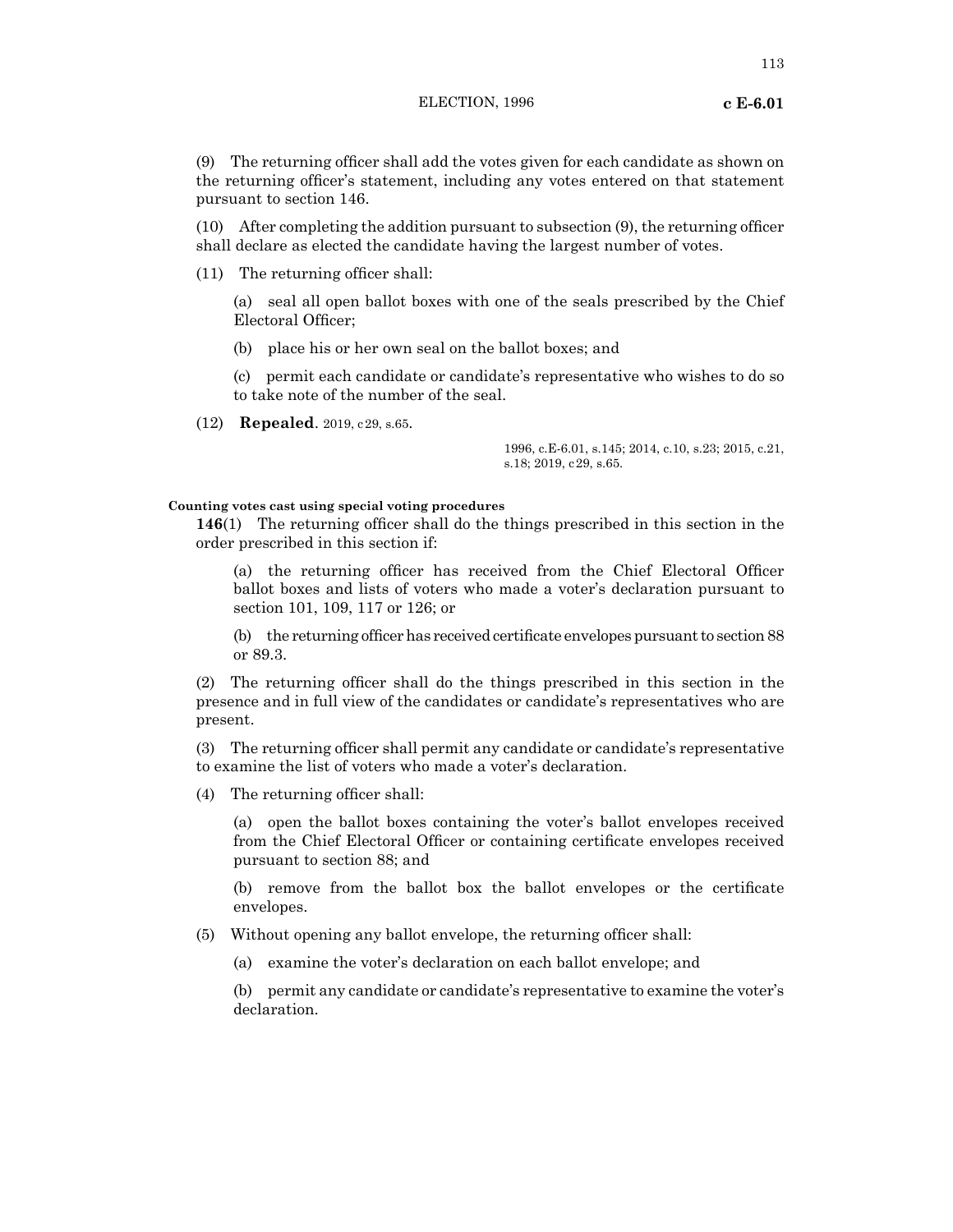(9) The returning officer shall add the votes given for each candidate as shown on the returning officer's statement, including any votes entered on that statement pursuant to section 146.

(10) After completing the addition pursuant to subsection (9), the returning officer shall declare as elected the candidate having the largest number of votes.

(11) The returning officer shall:

(a) seal all open ballot boxes with one of the seals prescribed by the Chief Electoral Officer;

(b) place his or her own seal on the ballot boxes; and

(c) permit each candidate or candidate's representative who wishes to do so to take note of the number of the seal.

(12) **Repealed**. 2019, c29, s.65.

1996, c.E-6.01, s.145; 2014, c.10, s.23; 2015, c.21, s.18; 2019, c29, s.65.

**Counting votes cast using special voting procedures**

**146**(1) The returning officer shall do the things prescribed in this section in the order prescribed in this section if:

(a) the returning officer has received from the Chief Electoral Officer ballot boxes and lists of voters who made a voter's declaration pursuant to section 101, 109, 117 or 126; or

(b) the returning officer has received certificate envelopes pursuant to section 88 or 89.3.

(2) The returning officer shall do the things prescribed in this section in the presence and in full view of the candidates or candidate's representatives who are present.

(3) The returning officer shall permit any candidate or candidate's representative to examine the list of voters who made a voter's declaration.

(4) The returning officer shall:

(a) open the ballot boxes containing the voter's ballot envelopes received from the Chief Electoral Officer or containing certificate envelopes received pursuant to section 88; and

(b) remove from the ballot box the ballot envelopes or the certificate envelopes.

(5) Without opening any ballot envelope, the returning officer shall:

(a) examine the voter's declaration on each ballot envelope; and

(b) permit any candidate or candidate's representative to examine the voter's declaration.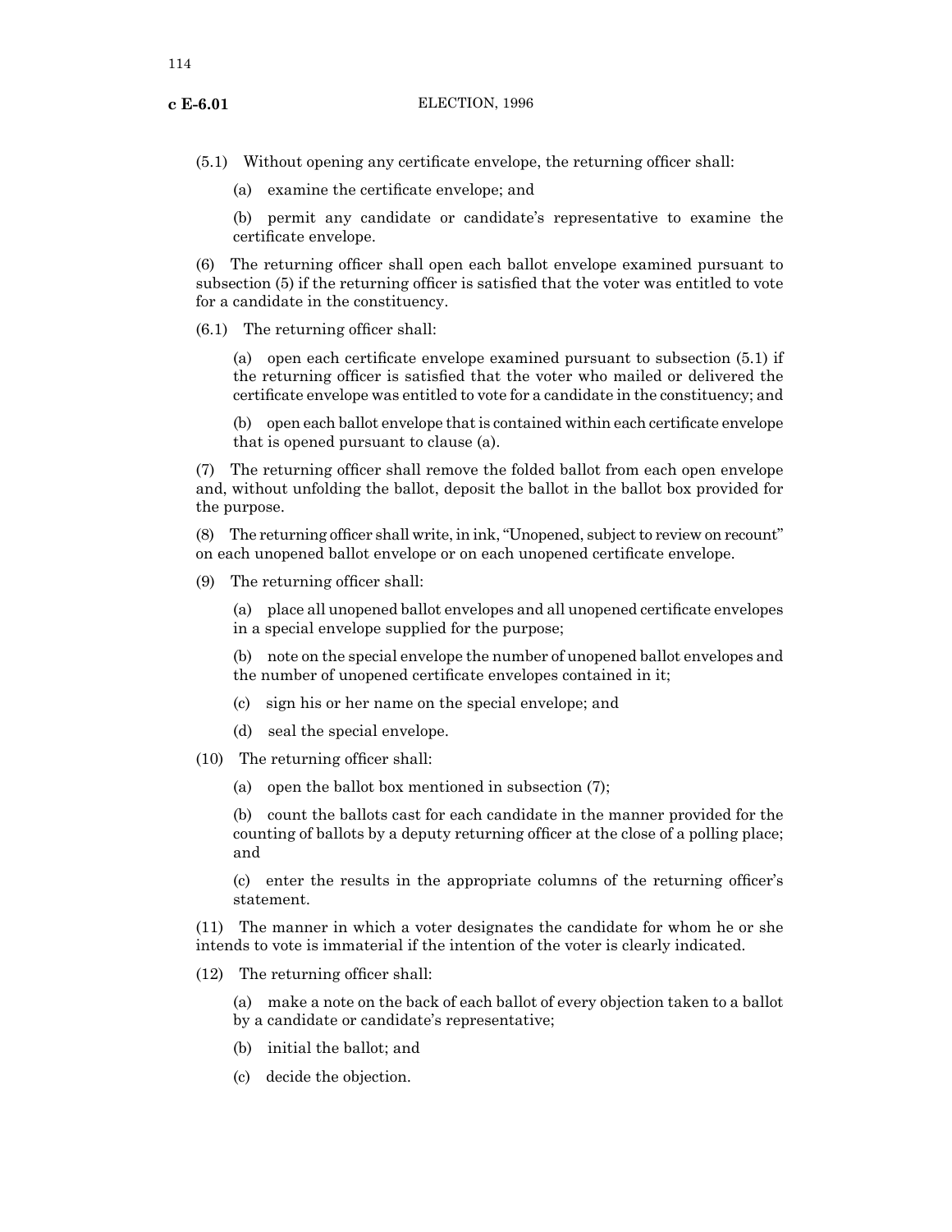(5.1) Without opening any certificate envelope, the returning officer shall:

(a) examine the certificate envelope; and

(b) permit any candidate or candidate's representative to examine the certificate envelope.

(6) The returning officer shall open each ballot envelope examined pursuant to subsection (5) if the returning officer is satisfied that the voter was entitled to vote for a candidate in the constituency.

(6.1) The returning officer shall:

(a) open each certificate envelope examined pursuant to subsection (5.1) if the returning officer is satisfied that the voter who mailed or delivered the certificate envelope was entitled to vote for a candidate in the constituency; and

(b) open each ballot envelope that is contained within each certificate envelope that is opened pursuant to clause (a).

(7) The returning officer shall remove the folded ballot from each open envelope and, without unfolding the ballot, deposit the ballot in the ballot box provided for the purpose.

(8) The returning officer shall write, in ink, "Unopened, subject to review on recount" on each unopened ballot envelope or on each unopened certificate envelope.

(9) The returning officer shall:

(a) place all unopened ballot envelopes and all unopened certificate envelopes in a special envelope supplied for the purpose;

(b) note on the special envelope the number of unopened ballot envelopes and the number of unopened certificate envelopes contained in it;

(c) sign his or her name on the special envelope; and

(d) seal the special envelope.

(10) The returning officer shall:

(a) open the ballot box mentioned in subsection (7);

(b) count the ballots cast for each candidate in the manner provided for the counting of ballots by a deputy returning officer at the close of a polling place; and

(c) enter the results in the appropriate columns of the returning officer's statement.

(11) The manner in which a voter designates the candidate for whom he or she intends to vote is immaterial if the intention of the voter is clearly indicated.

(12) The returning officer shall:

(a) make a note on the back of each ballot of every objection taken to a ballot by a candidate or candidate's representative;

(b) initial the ballot; and

(c) decide the objection.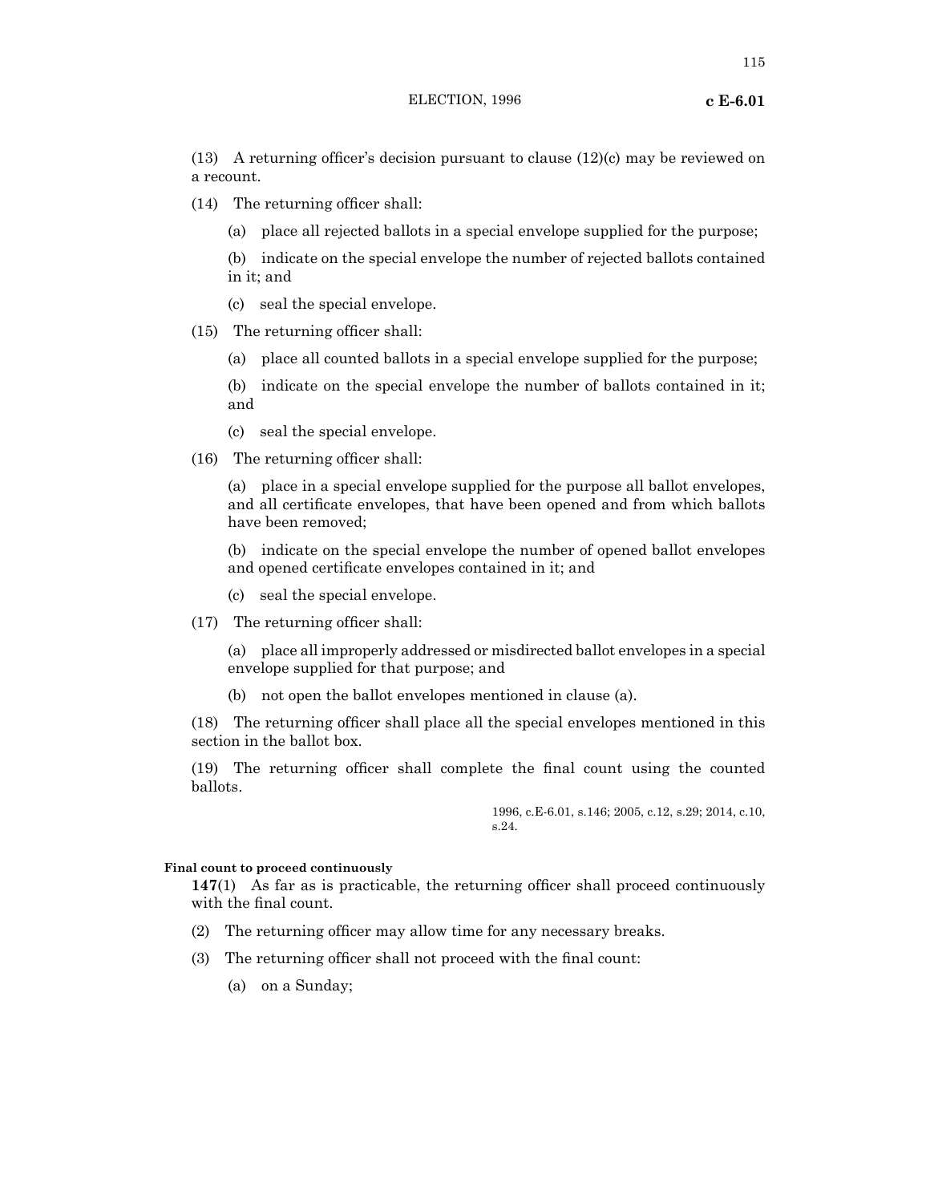(13) A returning officer's decision pursuant to clause (12)(c) may be reviewed on a recount.

(14) The returning officer shall:

(a) place all rejected ballots in a special envelope supplied for the purpose;

(b) indicate on the special envelope the number of rejected ballots contained in it; and

(c) seal the special envelope.

(15) The returning officer shall:

(a) place all counted ballots in a special envelope supplied for the purpose;

(b) indicate on the special envelope the number of ballots contained in it; and

(c) seal the special envelope.

(16) The returning officer shall:

(a) place in a special envelope supplied for the purpose all ballot envelopes, and all certificate envelopes, that have been opened and from which ballots have been removed;

(b) indicate on the special envelope the number of opened ballot envelopes and opened certificate envelopes contained in it; and

(c) seal the special envelope.

(17) The returning officer shall:

(a) place all improperly addressed or misdirected ballot envelopes in a special envelope supplied for that purpose; and

(b) not open the ballot envelopes mentioned in clause (a).

(18) The returning officer shall place all the special envelopes mentioned in this section in the ballot box.

(19) The returning officer shall complete the final count using the counted ballots.

1996, c.E-6.01, s.146; 2005, c.12, s.29; 2014, c.10, s.24.

**Final count to proceed continuously**

**147**(1) As far as is practicable, the returning officer shall proceed continuously with the final count.

(2) The returning officer may allow time for any necessary breaks.

(3) The returning officer shall not proceed with the final count:

(a) on a Sunday;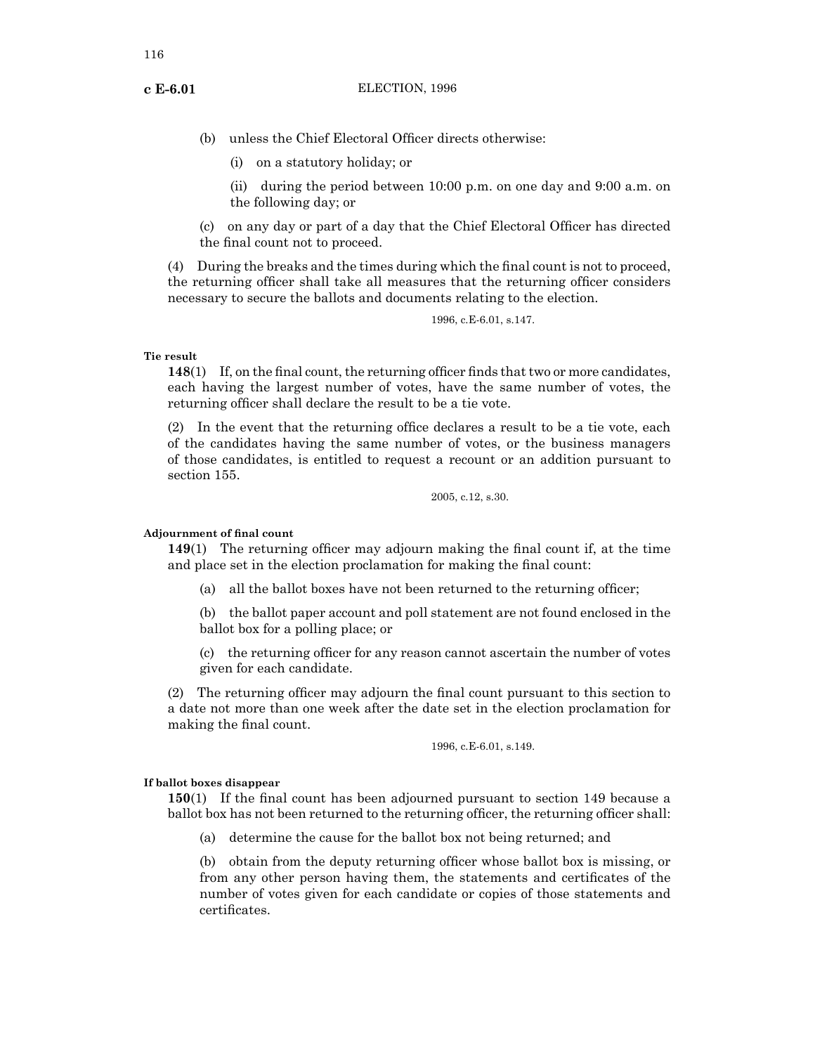(b) unless the Chief Electoral Officer directs otherwise:

(i) on a statutory holiday; or

(ii) during the period between 10:00 p.m. on one day and 9:00 a.m. on the following day; or

(c) on any day or part of a day that the Chief Electoral Officer has directed the final count not to proceed.

(4) During the breaks and the times during which the final count is not to proceed, the returning officer shall take all measures that the returning officer considers necessary to secure the ballots and documents relating to the election.

1996, c.E-6.01, s.147.

**Tie result**

**148**(1) If, on the final count, the returning officer finds that two or more candidates, each having the largest number of votes, have the same number of votes, the returning officer shall declare the result to be a tie vote.

(2) In the event that the returning office declares a result to be a tie vote, each of the candidates having the same number of votes, or the business managers of those candidates, is entitled to request a recount or an addition pursuant to section 155.

2005, c.12, s.30.

**Adjournment of final count**

**149**(1) The returning officer may adjourn making the final count if, at the time and place set in the election proclamation for making the final count:

(a) all the ballot boxes have not been returned to the returning officer;

(b) the ballot paper account and poll statement are not found enclosed in the ballot box for a polling place; or

(c) the returning officer for any reason cannot ascertain the number of votes given for each candidate.

(2) The returning officer may adjourn the final count pursuant to this section to a date not more than one week after the date set in the election proclamation for making the final count.

1996, c.E-6.01, s.149.

**If ballot boxes disappear**

**150**(1) If the final count has been adjourned pursuant to section 149 because a ballot box has not been returned to the returning officer, the returning officer shall:

(a) determine the cause for the ballot box not being returned; and

(b) obtain from the deputy returning officer whose ballot box is missing, or from any other person having them, the statements and certificates of the number of votes given for each candidate or copies of those statements and certificates.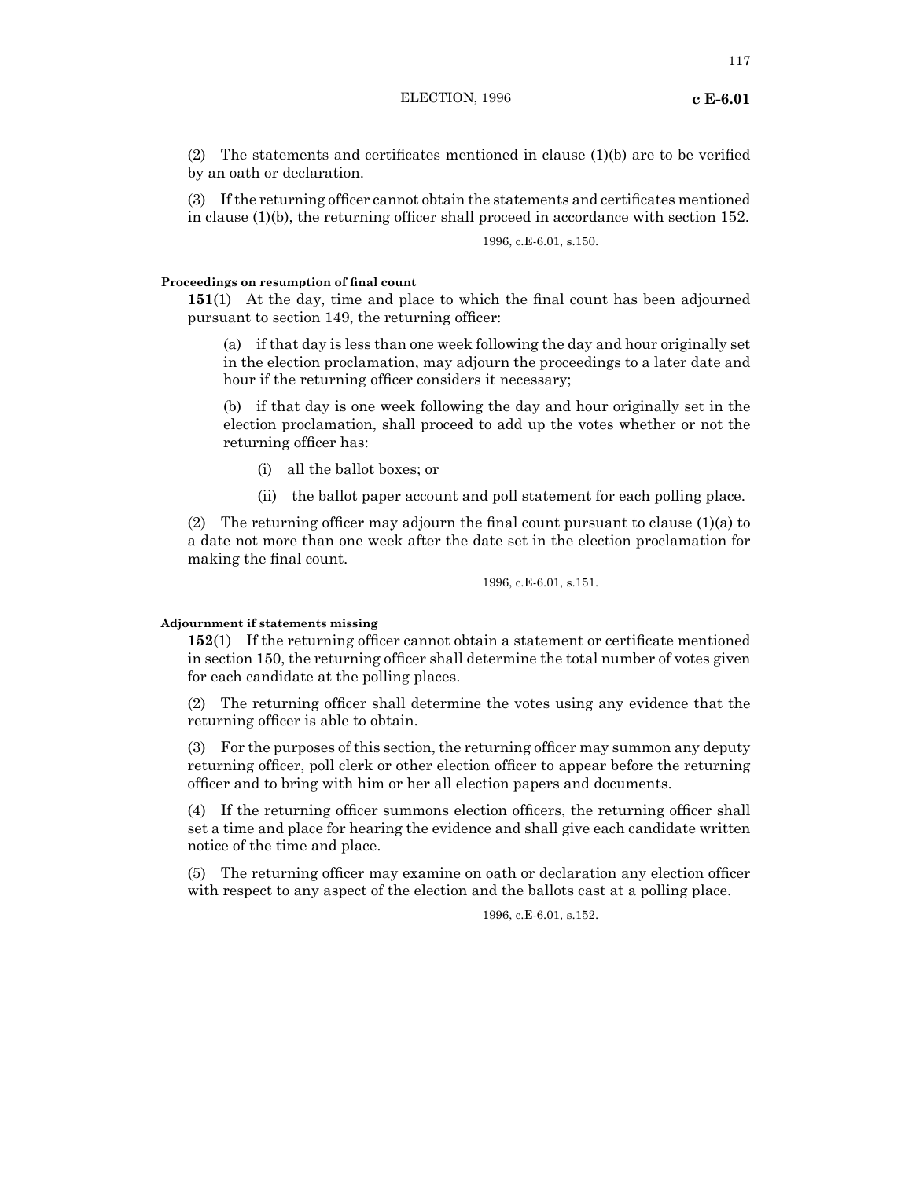(2) The statements and certificates mentioned in clause (1)(b) are to be verified by an oath or declaration.

(3) If the returning officer cannot obtain the statements and certificates mentioned in clause (1)(b), the returning officer shall proceed in accordance with section 152.

1996, c.E-6.01, s.150.

**Proceedings on resumption of final count**

**151**(1) At the day, time and place to which the final count has been adjourned pursuant to section 149, the returning officer:

(a) if that day is less than one week following the day and hour originally set in the election proclamation, may adjourn the proceedings to a later date and hour if the returning officer considers it necessary;

(b) if that day is one week following the day and hour originally set in the election proclamation, shall proceed to add up the votes whether or not the returning officer has:

(i) all the ballot boxes; or

(ii) the ballot paper account and poll statement for each polling place.

(2) The returning officer may adjourn the final count pursuant to clause (1)(a) to a date not more than one week after the date set in the election proclamation for making the final count.

1996, c.E-6.01, s.151.

**Adjournment if statements missing**

**152**(1) If the returning officer cannot obtain a statement or certificate mentioned in section 150, the returning officer shall determine the total number of votes given for each candidate at the polling places.

(2) The returning officer shall determine the votes using any evidence that the returning officer is able to obtain.

(3) For the purposes of this section, the returning officer may summon any deputy returning officer, poll clerk or other election officer to appear before the returning officer and to bring with him or her all election papers and documents.

(4) If the returning officer summons election officers, the returning officer shall set a time and place for hearing the evidence and shall give each candidate written notice of the time and place.

(5) The returning officer may examine on oath or declaration any election officer with respect to any aspect of the election and the ballots cast at a polling place.

1996, c.E-6.01, s.152.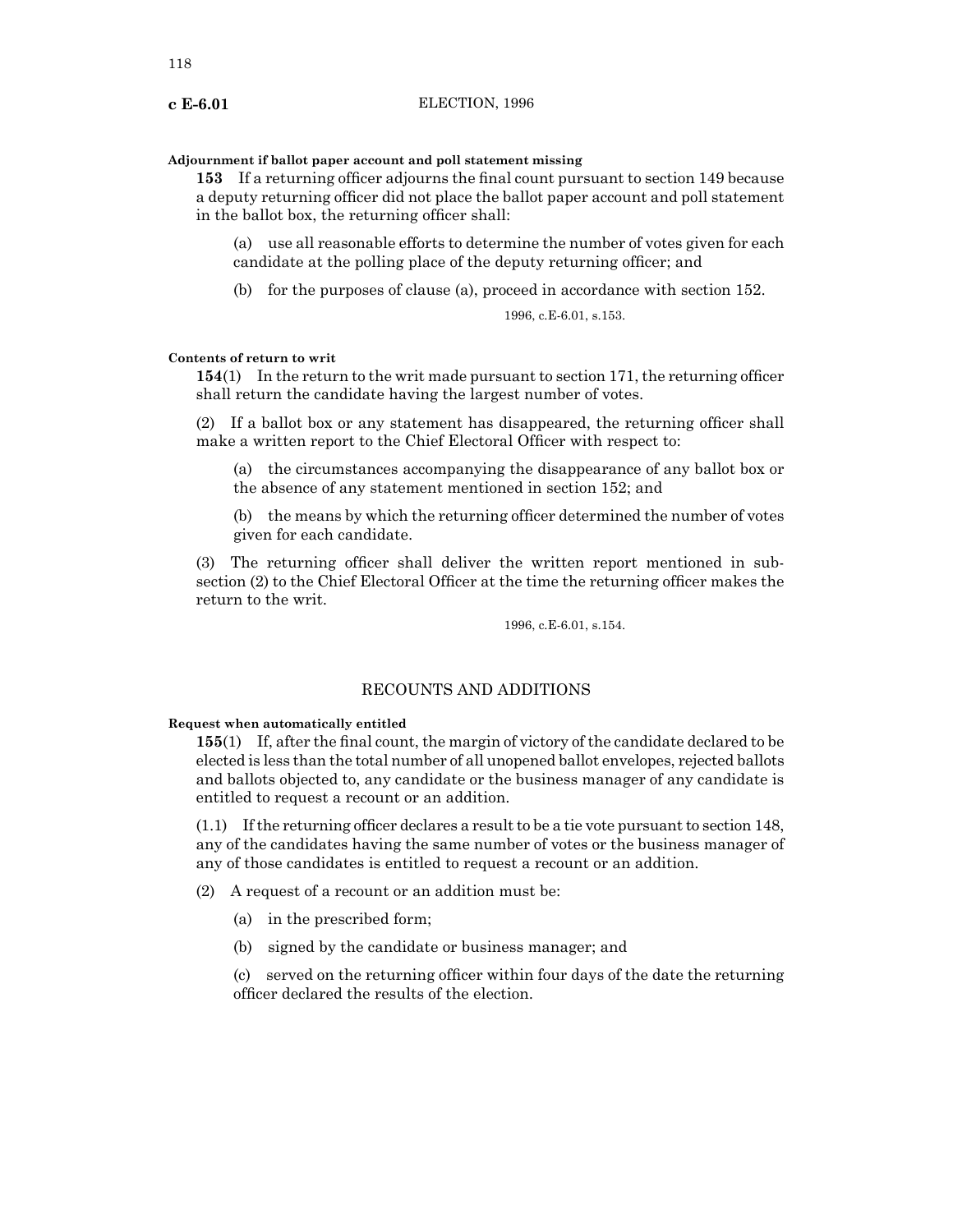**Adjournment if ballot paper account and poll statement missing**

**153** If a returning officer adjourns the final count pursuant to section 149 because a deputy returning officer did not place the ballot paper account and poll statement in the ballot box, the returning officer shall:

(a) use all reasonable efforts to determine the number of votes given for each candidate at the polling place of the deputy returning officer; and

(b) for the purposes of clause (a), proceed in accordance with section 152.

1996, c.E-6.01, s.153.

**Contents of return to writ**

**154**(1) In the return to the writ made pursuant to section 171, the returning officer shall return the candidate having the largest number of votes.

(2) If a ballot box or any statement has disappeared, the returning officer shall make a written report to the Chief Electoral Officer with respect to:

(a) the circumstances accompanying the disappearance of any ballot box or the absence of any statement mentioned in section 152; and

(b) the means by which the returning officer determined the number of votes given for each candidate.

(3) The returning officer shall deliver the written report mentioned in subsection (2) to the Chief Electoral Officer at the time the returning officer makes the return to the writ.

1996, c.E-6.01, s.154.

## RECOUNTS AND ADDITIONS

**Request when automatically entitled**

**155**(1) If, after the final count, the margin of victory of the candidate declared to be elected is less than the total number of all unopened ballot envelopes, rejected ballots and ballots objected to, any candidate or the business manager of any candidate is entitled to request a recount or an addition.

(1.1) If the returning officer declares a result to be a tie vote pursuant to section 148, any of the candidates having the same number of votes or the business manager of any of those candidates is entitled to request a recount or an addition.

(2) A request of a recount or an addition must be:

(a) in the prescribed form;

(b) signed by the candidate or business manager; and

(c) served on the returning officer within four days of the date the returning officer declared the results of the election.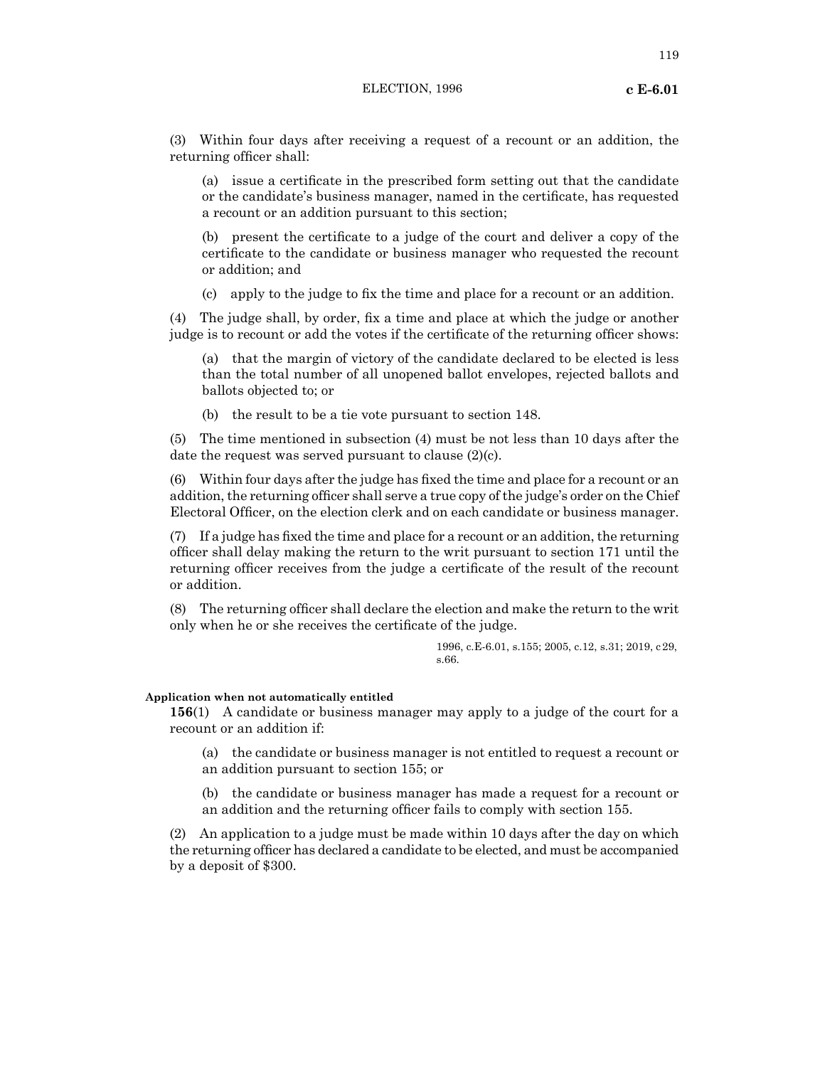(3) Within four days after receiving a request of a recount or an addition, the returning officer shall:

(a) issue a certificate in the prescribed form setting out that the candidate or the candidate's business manager, named in the certificate, has requested a recount or an addition pursuant to this section;

(b) present the certificate to a judge of the court and deliver a copy of the certificate to the candidate or business manager who requested the recount or addition; and

(c) apply to the judge to fix the time and place for a recount or an addition.

(4) The judge shall, by order, fix a time and place at which the judge or another judge is to recount or add the votes if the certificate of the returning officer shows:

(a) that the margin of victory of the candidate declared to be elected is less than the total number of all unopened ballot envelopes, rejected ballots and ballots objected to; or

(b) the result to be a tie vote pursuant to section 148.

(5) The time mentioned in subsection (4) must be not less than 10 days after the date the request was served pursuant to clause (2)(c).

(6) Within four days after the judge has fixed the time and place for a recount or an addition, the returning officer shall serve a true copy of the judge's order on the Chief Electoral Officer, on the election clerk and on each candidate or business manager.

(7) If a judge has fixed the time and place for a recount or an addition, the returning officer shall delay making the return to the writ pursuant to section 171 until the returning officer receives from the judge a certificate of the result of the recount or addition.

(8) The returning officer shall declare the election and make the return to the writ only when he or she receives the certificate of the judge.

1996, c.E-6.01, s.155; 2005, c.12, s.31; 2019, c29, s.66.

**Application when not automatically entitled**

**156**(1) A candidate or business manager may apply to a judge of the court for a recount or an addition if:

(a) the candidate or business manager is not entitled to request a recount or an addition pursuant to section 155; or

(b) the candidate or business manager has made a request for a recount or an addition and the returning officer fails to comply with section 155.

(2) An application to a judge must be made within 10 days after the day on which the returning officer has declared a candidate to be elected, and must be accompanied by a deposit of $300.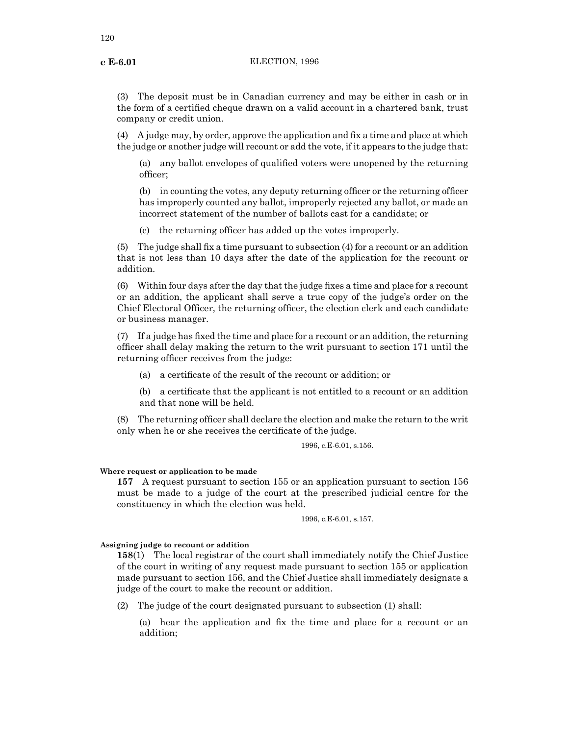(3) The deposit must be in Canadian currency and may be either in cash or in the form of a certified cheque drawn on a valid account in a chartered bank, trust company or credit union.

(4) A judge may, by order, approve the application and fix a time and place at which the judge or another judge will recount or add the vote, if it appears to the judge that:

(a) any ballot envelopes of qualified voters were unopened by the returning officer;

(b) in counting the votes, any deputy returning officer or the returning officer has improperly counted any ballot, improperly rejected any ballot, or made an incorrect statement of the number of ballots cast for a candidate; or

(c) the returning officer has added up the votes improperly.

(5) The judge shall fix a time pursuant to subsection (4) for a recount or an addition that is not less than 10 days after the date of the application for the recount or addition.

(6) Within four days after the day that the judge fixes a time and place for a recount or an addition, the applicant shall serve a true copy of the judge's order on the Chief Electoral Officer, the returning officer, the election clerk and each candidate or business manager.

(7) If a judge has fixed the time and place for a recount or an addition, the returning officer shall delay making the return to the writ pursuant to section 171 until the returning officer receives from the judge:

(a) a certificate of the result of the recount or addition; or

(b) a certificate that the applicant is not entitled to a recount or an addition and that none will be held.

(8) The returning officer shall declare the election and make the return to the writ only when he or she receives the certificate of the judge.

1996, c.E-6.01, s.156.

**Where request or application to be made**

**157** A request pursuant to section 155 or an application pursuant to section 156 must be made to a judge of the court at the prescribed judicial centre for the constituency in which the election was held.

1996, c.E-6.01, s.157.

**Assigning judge to recount or addition**

**158**(1) The local registrar of the court shall immediately notify the Chief Justice of the court in writing of any request made pursuant to section 155 or application made pursuant to section 156, and the Chief Justice shall immediately designate a judge of the court to make the recount or addition.

(2) The judge of the court designated pursuant to subsection (1) shall:

(a) hear the application and fix the time and place for a recount or an addition;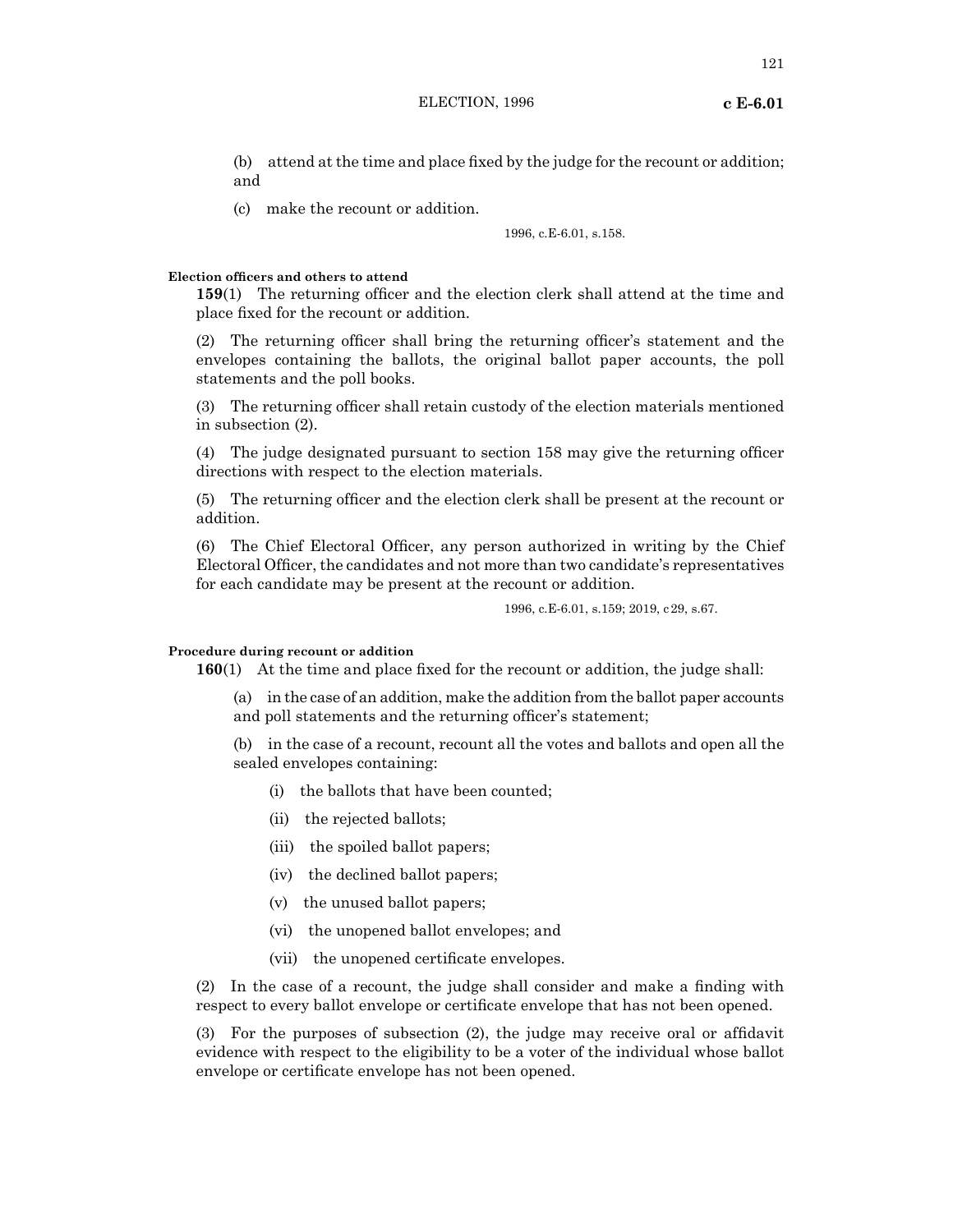(b) attend at the time and place fixed by the judge for the recount or addition; and

(c) make the recount or addition.

1996, c.E-6.01, s.158.

**Election officers and others to attend**

**159**(1) The returning officer and the election clerk shall attend at the time and place fixed for the recount or addition.

(2) The returning officer shall bring the returning officer's statement and the envelopes containing the ballots, the original ballot paper accounts, the poll statements and the poll books.

(3) The returning officer shall retain custody of the election materials mentioned in subsection (2).

(4) The judge designated pursuant to section 158 may give the returning officer directions with respect to the election materials.

(5) The returning officer and the election clerk shall be present at the recount or addition.

(6) The Chief Electoral Officer, any person authorized in writing by the Chief Electoral Officer, the candidates and not more than two candidate's representatives for each candidate may be present at the recount or addition.

1996, c.E-6.01, s.159; 2019, c29, s.67.

**Procedure during recount or addition**

**160**(1) At the time and place fixed for the recount or addition, the judge shall:

(a) in the case of an addition, make the addition from the ballot paper accounts and poll statements and the returning officer's statement;

(b) in the case of a recount, recount all the votes and ballots and open all the sealed envelopes containing:

(i) the ballots that have been counted;

(ii) the rejected ballots;

(iii) the spoiled ballot papers;

(iv) the declined ballot papers;

(v) the unused ballot papers;

(vi) the unopened ballot envelopes; and

(vii) the unopened certificate envelopes.

(2) In the case of a recount, the judge shall consider and make a finding with respect to every ballot envelope or certificate envelope that has not been opened.

(3) For the purposes of subsection (2), the judge may receive oral or affidavit evidence with respect to the eligibility to be a voter of the individual whose ballot envelope or certificate envelope has not been opened.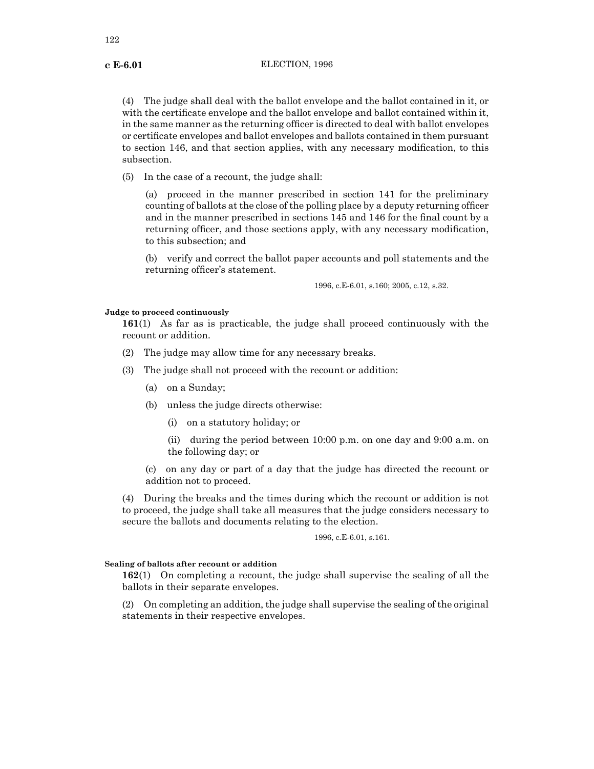(4) The judge shall deal with the ballot envelope and the ballot contained in it, or with the certificate envelope and the ballot envelope and ballot contained within it, in the same manner as the returning officer is directed to deal with ballot envelopes or certificate envelopes and ballot envelopes and ballots contained in them pursuant to section 146, and that section applies, with any necessary modification, to this subsection.

(5) In the case of a recount, the judge shall:

(a) proceed in the manner prescribed in section 141 for the preliminary counting of ballots at the close of the polling place by a deputy returning officer and in the manner prescribed in sections 145 and 146 for the final count by a returning officer, and those sections apply, with any necessary modification, to this subsection; and

(b) verify and correct the ballot paper accounts and poll statements and the returning officer's statement.

1996, c.E-6.01, s.160; 2005, c.12, s.32.

**Judge to proceed continuously**

**161**(1) As far as is practicable, the judge shall proceed continuously with the recount or addition.

(2) The judge may allow time for any necessary breaks.

(3) The judge shall not proceed with the recount or addition:

(a) on a Sunday;

(b) unless the judge directs otherwise:

(i) on a statutory holiday; or

(ii) during the period between 10:00 p.m. on one day and 9:00 a.m. on the following day; or

(c) on any day or part of a day that the judge has directed the recount or addition not to proceed.

(4) During the breaks and the times during which the recount or addition is not to proceed, the judge shall take all measures that the judge considers necessary to secure the ballots and documents relating to the election.

1996, c.E-6.01, s.161.

**Sealing of ballots after recount or addition**

**162**(1) On completing a recount, the judge shall supervise the sealing of all the ballots in their separate envelopes.

(2) On completing an addition, the judge shall supervise the sealing of the original statements in their respective envelopes.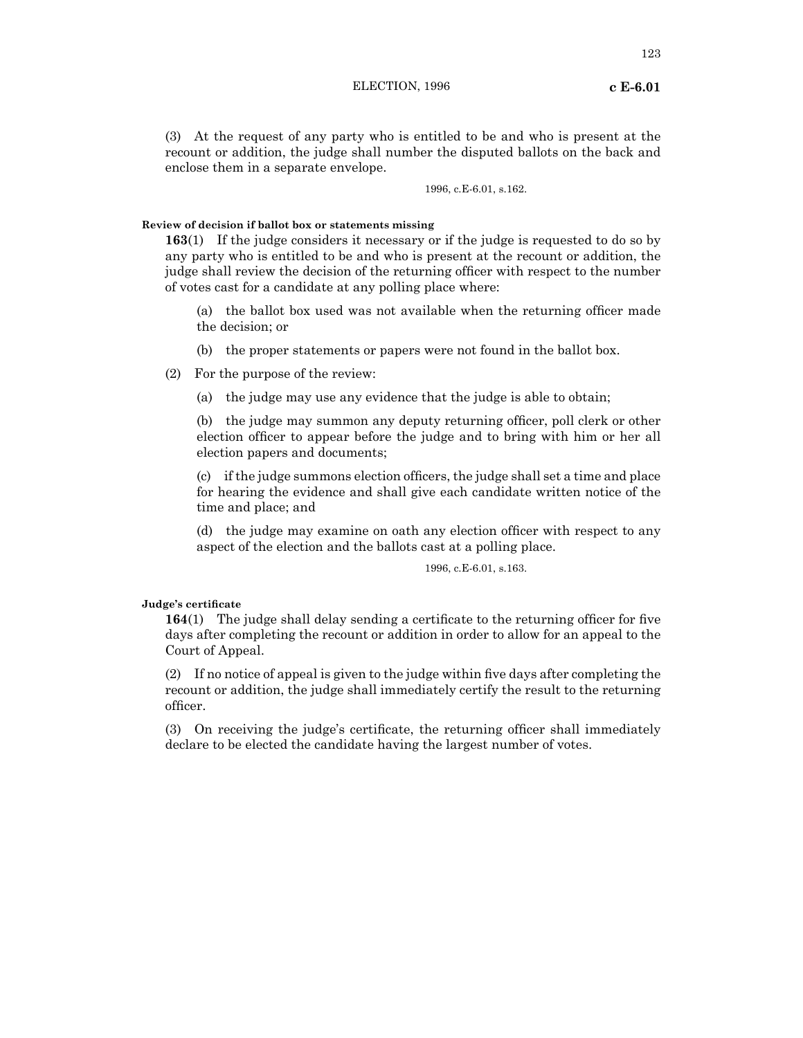(3) At the request of any party who is entitled to be and who is present at the recount or addition, the judge shall number the disputed ballots on the back and enclose them in a separate envelope.

1996, c.E-6.01, s.162.

**Review of decision if ballot box or statements missing**

**163**(1) If the judge considers it necessary or if the judge is requested to do so by any party who is entitled to be and who is present at the recount or addition, the judge shall review the decision of the returning officer with respect to the number of votes cast for a candidate at any polling place where:

(a) the ballot box used was not available when the returning officer made the decision; or

(b) the proper statements or papers were not found in the ballot box.

(2) For the purpose of the review:

(a) the judge may use any evidence that the judge is able to obtain;

(b) the judge may summon any deputy returning officer, poll clerk or other election officer to appear before the judge and to bring with him or her all election papers and documents;

(c) if the judge summons election officers, the judge shall set a time and place for hearing the evidence and shall give each candidate written notice of the time and place; and

(d) the judge may examine on oath any election officer with respect to any aspect of the election and the ballots cast at a polling place.

1996, c.E-6.01, s.163.

**Judge's certificate**

**164**(1) The judge shall delay sending a certificate to the returning officer for five days after completing the recount or addition in order to allow for an appeal to the Court of Appeal.

(2) If no notice of appeal is given to the judge within five days after completing the recount or addition, the judge shall immediately certify the result to the returning officer.

(3) On receiving the judge's certificate, the returning officer shall immediately declare to be elected the candidate having the largest number of votes.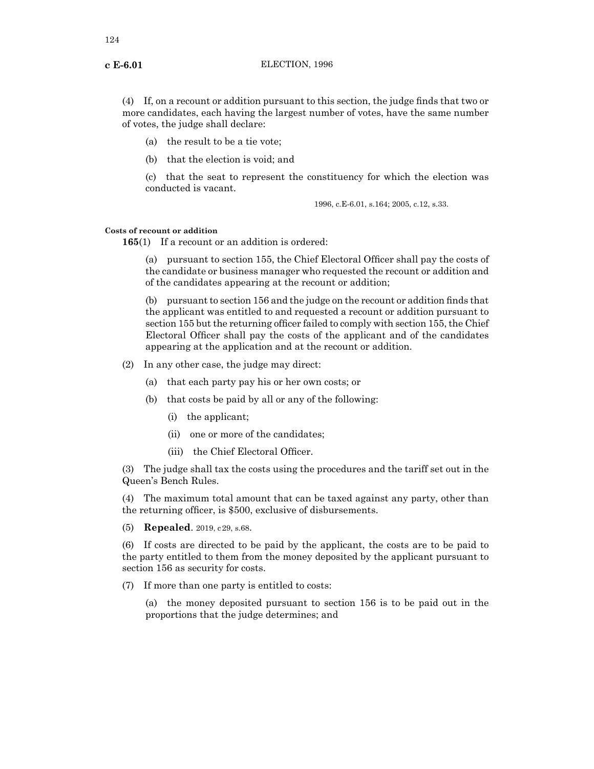(4) If, on a recount or addition pursuant to this section, the judge finds that two or more candidates, each having the largest number of votes, have the same number of votes, the judge shall declare:

(a) the result to be a tie vote;

(b) that the election is void; and

(c) that the seat to represent the constituency for which the election was conducted is vacant.

1996, c.E-6.01, s.164; 2005, c.12, s.33.

**Costs of recount or addition**

**165**(1) If a recount or an addition is ordered:

(a) pursuant to section 155, the Chief Electoral Officer shall pay the costs of the candidate or business manager who requested the recount or addition and of the candidates appearing at the recount or addition;

(b) pursuant to section 156 and the judge on the recount or addition finds that the applicant was entitled to and requested a recount or addition pursuant to section 155 but the returning officer failed to comply with section 155, the Chief Electoral Officer shall pay the costs of the applicant and of the candidates appearing at the application and at the recount or addition.

(2) In any other case, the judge may direct:

(a) that each party pay his or her own costs; or

(b) that costs be paid by all or any of the following:

(i) the applicant;

(ii) one or more of the candidates;

(iii) the Chief Electoral Officer.

(3) The judge shall tax the costs using the procedures and the tariff set out in the Queen's Bench Rules.

(4) The maximum total amount that can be taxed against any party, other than the returning officer, is $500, exclusive of disbursements.

(5) **Repealed**. 2019, c29, s.68.

(6) If costs are directed to be paid by the applicant, the costs are to be paid to the party entitled to them from the money deposited by the applicant pursuant to section 156 as security for costs.

(7) If more than one party is entitled to costs:

(a) the money deposited pursuant to section 156 is to be paid out in the proportions that the judge determines; and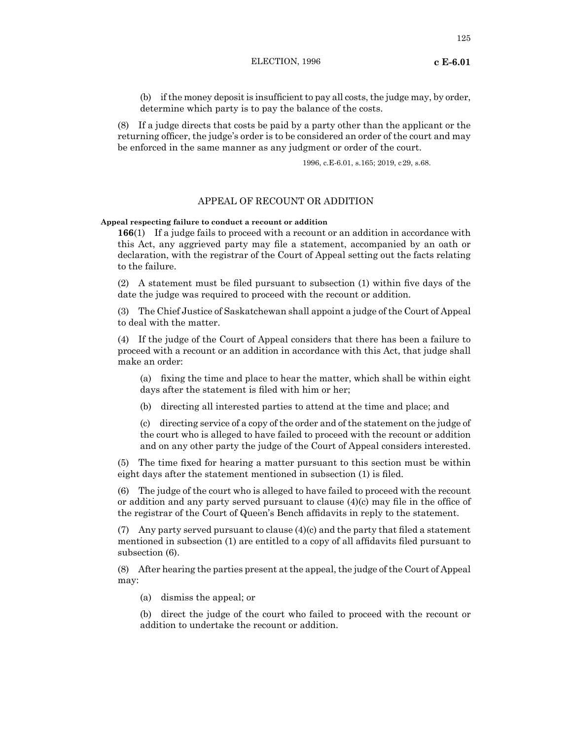(b) if the money deposit is insufficient to pay all costs, the judge may, by order, determine which party is to pay the balance of the costs.

(8) If a judge directs that costs be paid by a party other than the applicant or the returning officer, the judge's order is to be considered an order of the court and may be enforced in the same manner as any judgment or order of the court.

1996, c.E-6.01, s.165; 2019, c29, s.68.

## APPEAL OF RECOUNT OR ADDITION

**Appeal respecting failure to conduct a recount or addition**

**166**(1) If a judge fails to proceed with a recount or an addition in accordance with this Act, any aggrieved party may file a statement, accompanied by an oath or declaration, with the registrar of the Court of Appeal setting out the facts relating to the failure.

(2) A statement must be filed pursuant to subsection (1) within five days of the date the judge was required to proceed with the recount or addition.

(3) The Chief Justice of Saskatchewan shall appoint a judge of the Court of Appeal to deal with the matter.

(4) If the judge of the Court of Appeal considers that there has been a failure to proceed with a recount or an addition in accordance with this Act, that judge shall make an order:

(a) fixing the time and place to hear the matter, which shall be within eight days after the statement is filed with him or her;

(b) directing all interested parties to attend at the time and place; and

(c) directing service of a copy of the order and of the statement on the judge of the court who is alleged to have failed to proceed with the recount or addition and on any other party the judge of the Court of Appeal considers interested.

(5) The time fixed for hearing a matter pursuant to this section must be within eight days after the statement mentioned in subsection (1) is filed.

(6) The judge of the court who is alleged to have failed to proceed with the recount or addition and any party served pursuant to clause (4)(c) may file in the office of the registrar of the Court of Queen's Bench affidavits in reply to the statement.

(7) Any party served pursuant to clause (4)(c) and the party that filed a statement mentioned in subsection (1) are entitled to a copy of all affidavits filed pursuant to subsection (6).

(8) After hearing the parties present at the appeal, the judge of the Court of Appeal may:

(a) dismiss the appeal; or

(b) direct the judge of the court who failed to proceed with the recount or addition to undertake the recount or addition.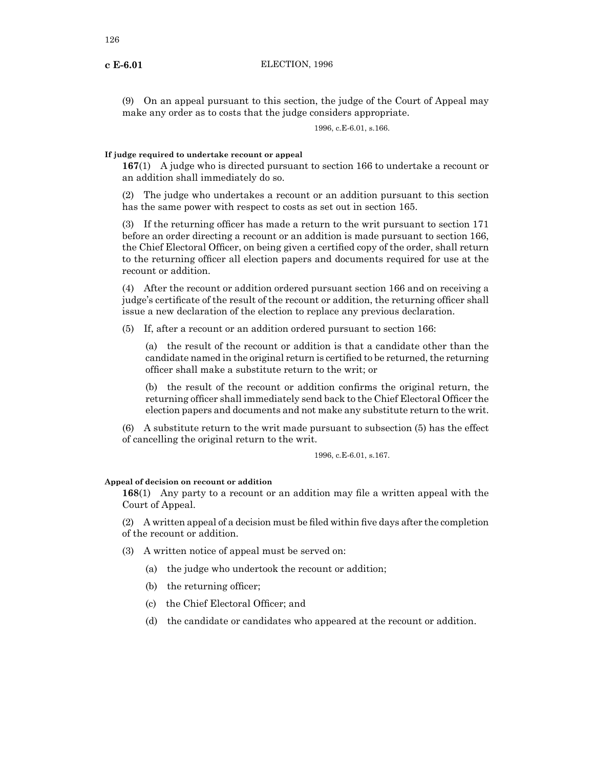(9) On an appeal pursuant to this section, the judge of the Court of Appeal may make any order as to costs that the judge considers appropriate.

1996, c.E-6.01, s.166.

**If judge required to undertake recount or appeal**

**167**(1) A judge who is directed pursuant to section 166 to undertake a recount or an addition shall immediately do so.

(2) The judge who undertakes a recount or an addition pursuant to this section has the same power with respect to costs as set out in section 165.

(3) If the returning officer has made a return to the writ pursuant to section 171 before an order directing a recount or an addition is made pursuant to section 166, the Chief Electoral Officer, on being given a certified copy of the order, shall return to the returning officer all election papers and documents required for use at the recount or addition.

(4) After the recount or addition ordered pursuant section 166 and on receiving a judge's certificate of the result of the recount or addition, the returning officer shall issue a new declaration of the election to replace any previous declaration.

(5) If, after a recount or an addition ordered pursuant to section 166:

(a) the result of the recount or addition is that a candidate other than the candidate named in the original return is certified to be returned, the returning officer shall make a substitute return to the writ; or

(b) the result of the recount or addition confirms the original return, the returning officer shall immediately send back to the Chief Electoral Officer the election papers and documents and not make any substitute return to the writ.

(6) A substitute return to the writ made pursuant to subsection (5) has the effect of cancelling the original return to the writ.

1996, c.E-6.01, s.167.

**Appeal of decision on recount or addition**

**168**(1) Any party to a recount or an addition may file a written appeal with the Court of Appeal.

(2) A written appeal of a decision must be filed within five days after the completion of the recount or addition.

(3) A written notice of appeal must be served on:

(a) the judge who undertook the recount or addition;

(b) the returning officer;

(c) the Chief Electoral Officer; and

(d) the candidate or candidates who appeared at the recount or addition.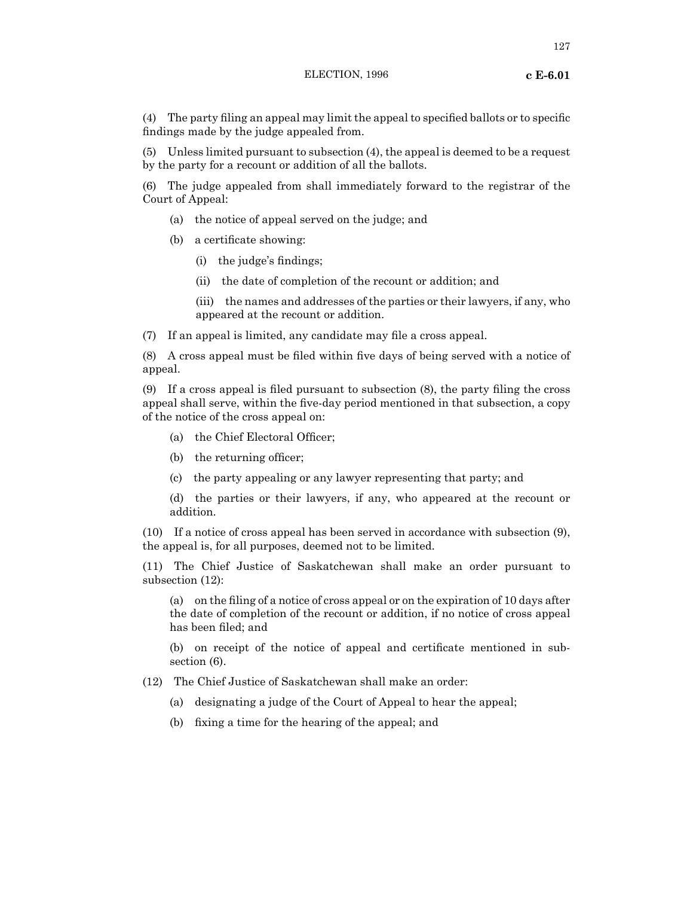(4) The party filing an appeal may limit the appeal to specified ballots or to specific findings made by the judge appealed from.

(5) Unless limited pursuant to subsection (4), the appeal is deemed to be a request by the party for a recount or addition of all the ballots.

(6) The judge appealed from shall immediately forward to the registrar of the Court of Appeal:

- (a) the notice of appeal served on the judge; and
- (b) a certificate showing:
  - (i) the judge's findings;
  - (ii) the date of completion of the recount or addition; and
  - (iii) the names and addresses of the parties or their lawyers, if any, who appeared at the recount or addition.

(7) If an appeal is limited, any candidate may file a cross appeal.

(8) A cross appeal must be filed within five days of being served with a notice of appeal.

(9) If a cross appeal is filed pursuant to subsection (8), the party filing the cross appeal shall serve, within the five-day period mentioned in that subsection, a copy of the notice of the cross appeal on:

- (a) the Chief Electoral Officer;
- (b) the returning officer;
- (c) the party appealing or any lawyer representing that party; and
- (d) the parties or their lawyers, if any, who appeared at the recount or addition.

(10) If a notice of cross appeal has been served in accordance with subsection (9), the appeal is, for all purposes, deemed not to be limited.

(11) The Chief Justice of Saskatchewan shall make an order pursuant to subsection (12):

- (a) on the filing of a notice of cross appeal or on the expiration of 10 days after the date of completion of the recount or addition, if no notice of cross appeal has been filed; and
- (b) on receipt of the notice of appeal and certificate mentioned in subsection (6).

(12) The Chief Justice of Saskatchewan shall make an order:

- (a) designating a judge of the Court of Appeal to hear the appeal;
- (b) fixing a time for the hearing of the appeal; and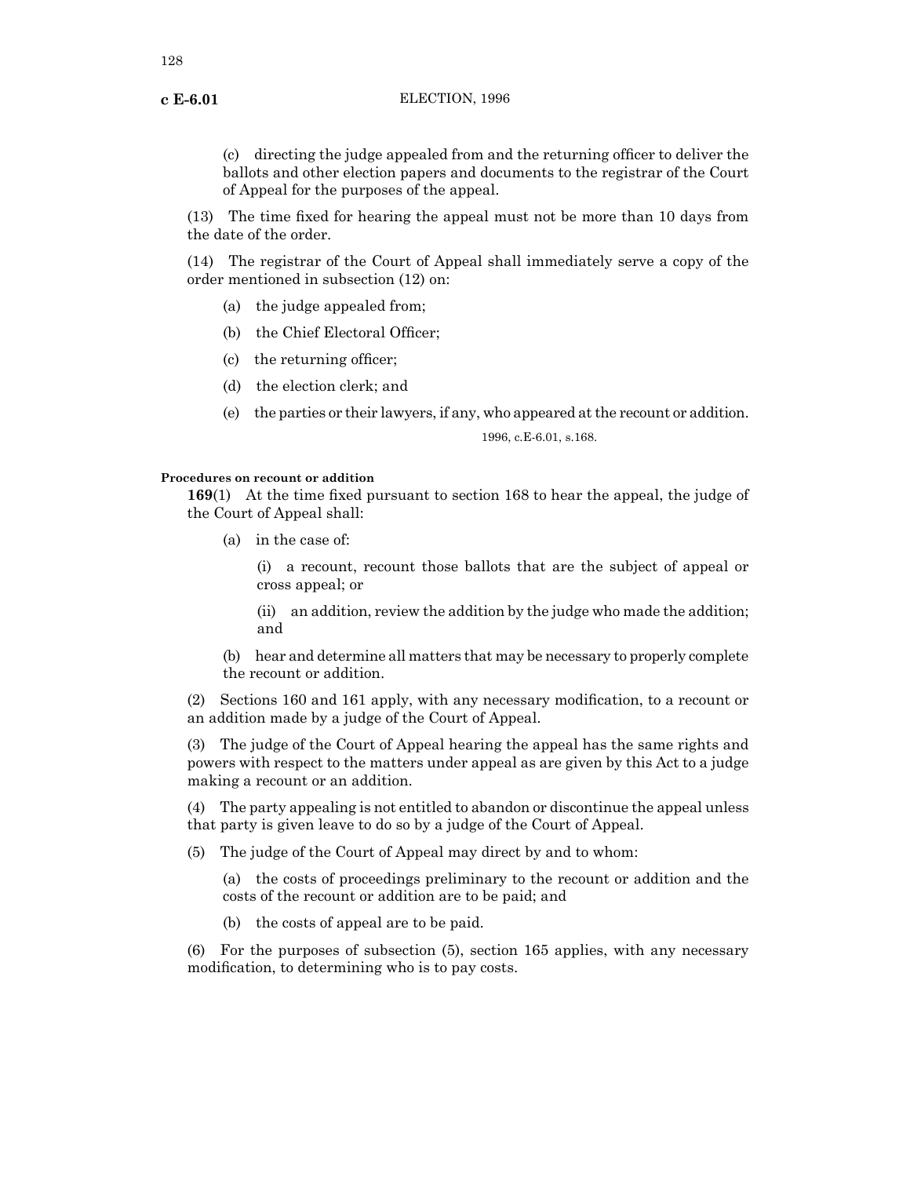(c) directing the judge appealed from and the returning officer to deliver the ballots and other election papers and documents to the registrar of the Court of Appeal for the purposes of the appeal.

(13) The time fixed for hearing the appeal must not be more than 10 days from the date of the order.

(14) The registrar of the Court of Appeal shall immediately serve a copy of the order mentioned in subsection (12) on:

(a) the judge appealed from;

(b) the Chief Electoral Officer;

(c) the returning officer;

(d) the election clerk; and

(e) the parties or their lawyers, if any, who appeared at the recount or addition.

1996, c.E-6.01, s.168.

**Procedures on recount or addition**

**169**(1) At the time fixed pursuant to section 168 to hear the appeal, the judge of the Court of Appeal shall:

(a) in the case of:

(i) a recount, recount those ballots that are the subject of appeal or cross appeal; or

(ii) an addition, review the addition by the judge who made the addition; and

(b) hear and determine all matters that may be necessary to properly complete the recount or addition.

(2) Sections 160 and 161 apply, with any necessary modification, to a recount or an addition made by a judge of the Court of Appeal.

(3) The judge of the Court of Appeal hearing the appeal has the same rights and powers with respect to the matters under appeal as are given by this Act to a judge making a recount or an addition.

(4) The party appealing is not entitled to abandon or discontinue the appeal unless that party is given leave to do so by a judge of the Court of Appeal.

(5) The judge of the Court of Appeal may direct by and to whom:

(a) the costs of proceedings preliminary to the recount or addition and the costs of the recount or addition are to be paid; and

(b) the costs of appeal are to be paid.

(6) For the purposes of subsection (5), section 165 applies, with any necessary modification, to determining who is to pay costs.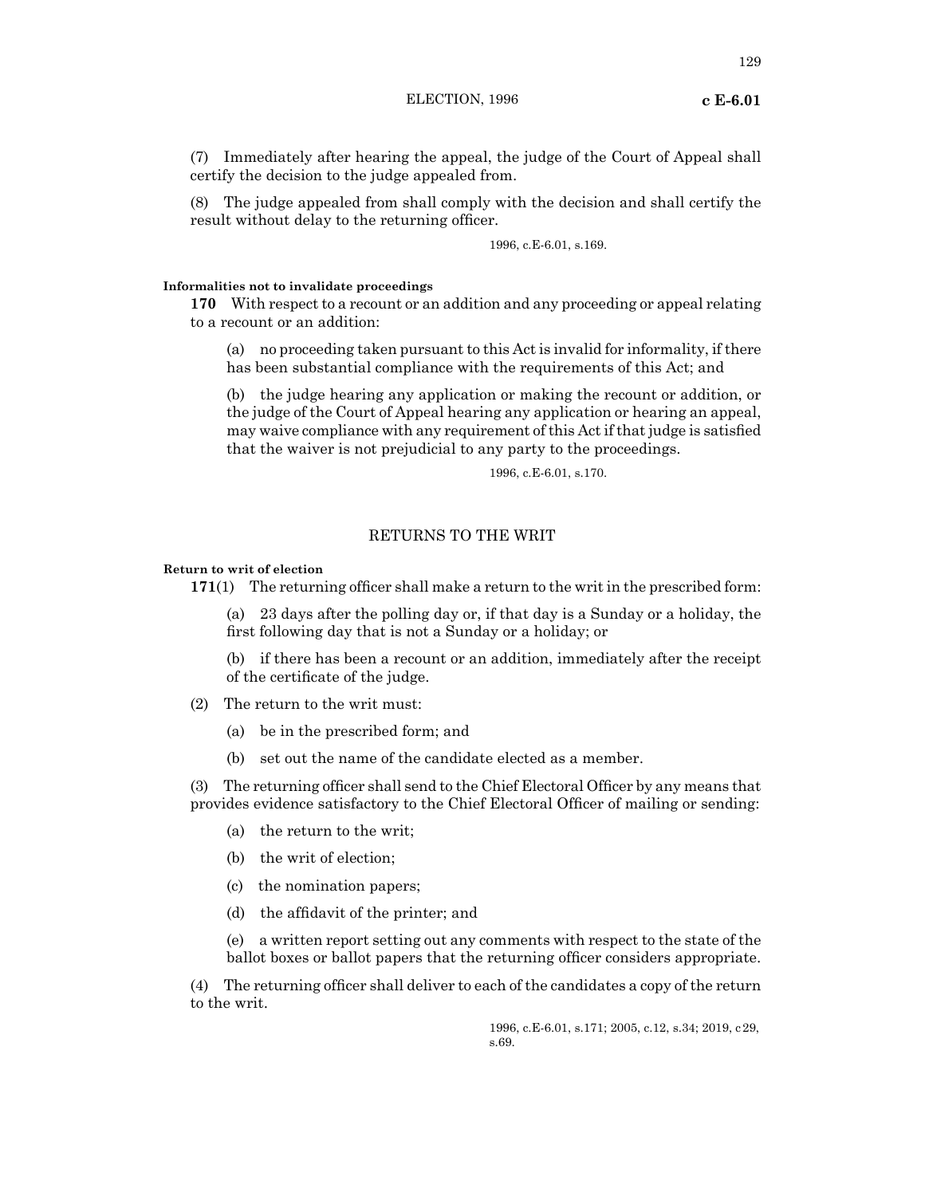(7) Immediately after hearing the appeal, the judge of the Court of Appeal shall certify the decision to the judge appealed from.

(8) The judge appealed from shall comply with the decision and shall certify the result without delay to the returning officer.

1996, c.E-6.01, s.169.

**Informalities not to invalidate proceedings**

**170** With respect to a recount or an addition and any proceeding or appeal relating to a recount or an addition:

(a) no proceeding taken pursuant to this Act is invalid for informality, if there has been substantial compliance with the requirements of this Act; and

(b) the judge hearing any application or making the recount or addition, or the judge of the Court of Appeal hearing any application or hearing an appeal, may waive compliance with any requirement of this Act if that judge is satisfied that the waiver is not prejudicial to any party to the proceedings.

1996, c.E-6.01, s.170.

## RETURNS TO THE WRIT

**Return to writ of election**

**171**(1) The returning officer shall make a return to the writ in the prescribed form:

(a) 23 days after the polling day or, if that day is a Sunday or a holiday, the first following day that is not a Sunday or a holiday; or

(b) if there has been a recount or an addition, immediately after the receipt of the certificate of the judge.

(2) The return to the writ must:

(a) be in the prescribed form; and

(b) set out the name of the candidate elected as a member.

(3) The returning officer shall send to the Chief Electoral Officer by any means that provides evidence satisfactory to the Chief Electoral Officer of mailing or sending:

(a) the return to the writ;

(b) the writ of election;

(c) the nomination papers;

(d) the affidavit of the printer; and

(e) a written report setting out any comments with respect to the state of the ballot boxes or ballot papers that the returning officer considers appropriate.

(4) The returning officer shall deliver to each of the candidates a copy of the return to the writ.

1996, c.E-6.01, s.171; 2005, c.12, s.34; 2019, c 29, s.69.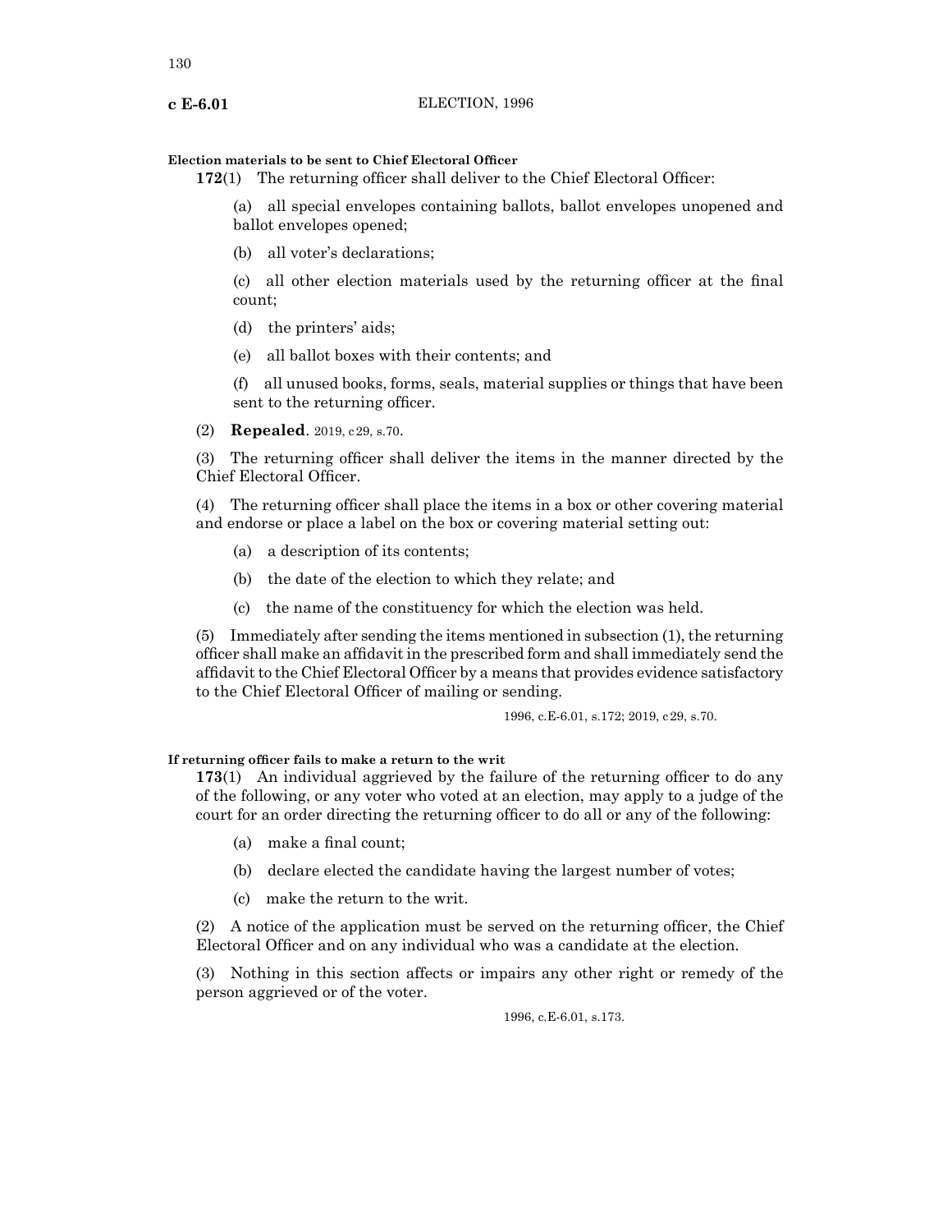**Election materials to be sent to Chief Electoral Officer**

**172**(1) The returning officer shall deliver to the Chief Electoral Officer:

(a) all special envelopes containing ballots, ballot envelopes unopened and ballot envelopes opened;

(b) all voter's declarations;

(c) all other election materials used by the returning officer at the final count;

(d) the printers' aids;

(e) all ballot boxes with their contents; and

(f) all unused books, forms, seals, material supplies or things that have been sent to the returning officer.

(2) **Repealed**. 2019, c29, s.70.

(3) The returning officer shall deliver the items in the manner directed by the Chief Electoral Officer.

(4) The returning officer shall place the items in a box or other covering material and endorse or place a label on the box or covering material setting out:

(a) a description of its contents;

(b) the date of the election to which they relate; and

(c) the name of the constituency for which the election was held.

(5) Immediately after sending the items mentioned in subsection (1), the returning officer shall make an affidavit in the prescribed form and shall immediately send the affidavit to the Chief Electoral Officer by a means that provides evidence satisfactory to the Chief Electoral Officer of mailing or sending.

1996, c.E-6.01, s.172; 2019, c29, s.70.

**If returning officer fails to make a return to the writ**

**173**(1) An individual aggrieved by the failure of the returning officer to do any of the following, or any voter who voted at an election, may apply to a judge of the court for an order directing the returning officer to do all or any of the following:

(a) make a final count;

(b) declare elected the candidate having the largest number of votes;

(c) make the return to the writ.

(2) A notice of the application must be served on the returning officer, the Chief Electoral Officer and on any individual who was a candidate at the election.

(3) Nothing in this section affects or impairs any other right or remedy of the person aggrieved or of the voter.

1996, c.E-6.01, s.173.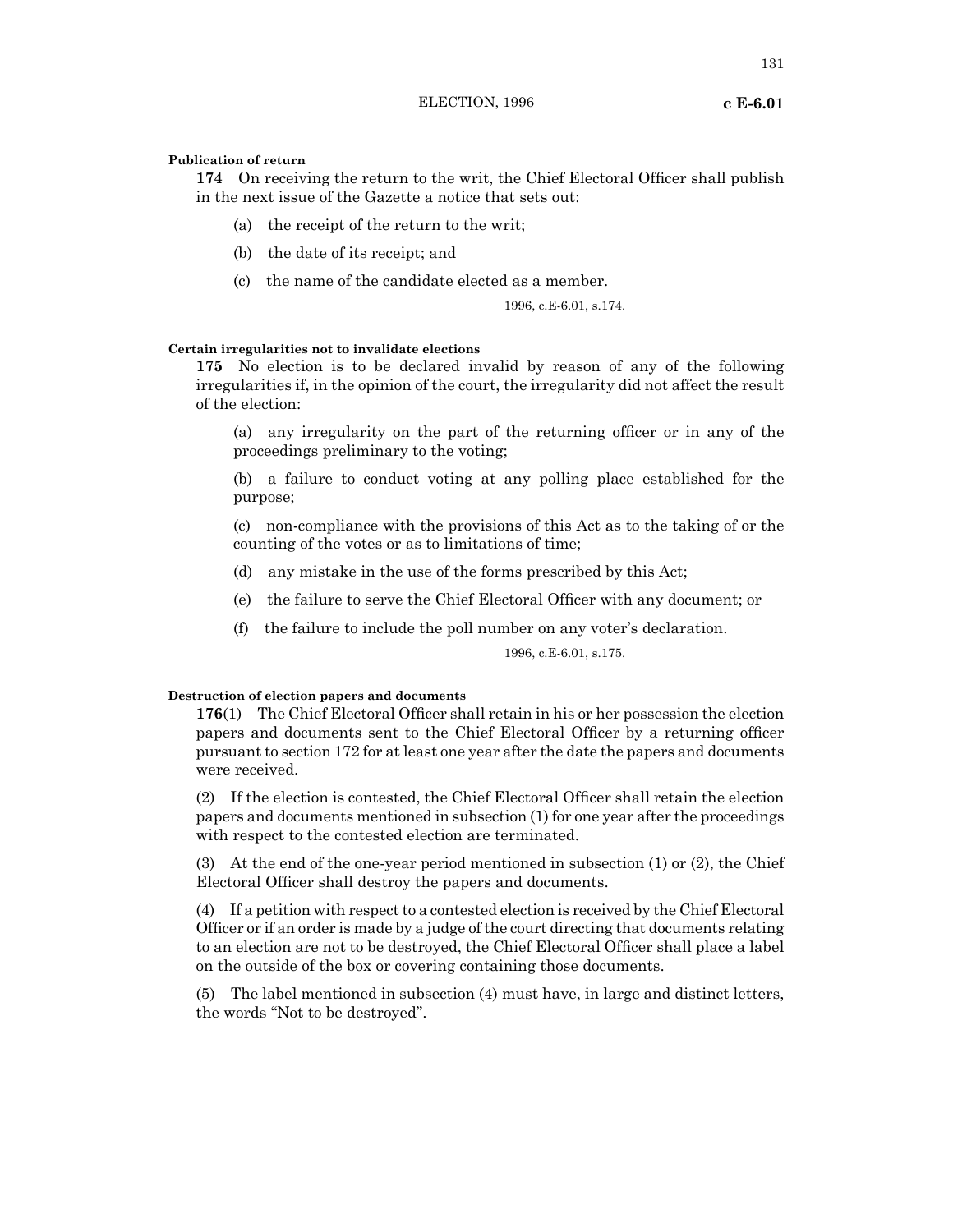**Publication of return**

**174** On receiving the return to the writ, the Chief Electoral Officer shall publish in the next issue of the Gazette a notice that sets out:

(a) the receipt of the return to the writ;

(b) the date of its receipt; and

(c) the name of the candidate elected as a member.

1996, c.E-6.01, s.174.

**Certain irregularities not to invalidate elections**

**175** No election is to be declared invalid by reason of any of the following irregularities if, in the opinion of the court, the irregularity did not affect the result of the election:

(a) any irregularity on the part of the returning officer or in any of the proceedings preliminary to the voting;

(b) a failure to conduct voting at any polling place established for the purpose;

(c) non-compliance with the provisions of this Act as to the taking of or the counting of the votes or as to limitations of time;

(d) any mistake in the use of the forms prescribed by this Act;

(e) the failure to serve the Chief Electoral Officer with any document; or

(f) the failure to include the poll number on any voter's declaration.

1996, c.E-6.01, s.175.

**Destruction of election papers and documents**

**176**(1) The Chief Electoral Officer shall retain in his or her possession the election papers and documents sent to the Chief Electoral Officer by a returning officer pursuant to section 172 for at least one year after the date the papers and documents were received.

(2) If the election is contested, the Chief Electoral Officer shall retain the election papers and documents mentioned in subsection (1) for one year after the proceedings with respect to the contested election are terminated.

(3) At the end of the one-year period mentioned in subsection (1) or (2), the Chief Electoral Officer shall destroy the papers and documents.

(4) If a petition with respect to a contested election is received by the Chief Electoral Officer or if an order is made by a judge of the court directing that documents relating to an election are not to be destroyed, the Chief Electoral Officer shall place a label on the outside of the box or covering containing those documents.

(5) The label mentioned in subsection (4) must have, in large and distinct letters, the words "Not to be destroyed".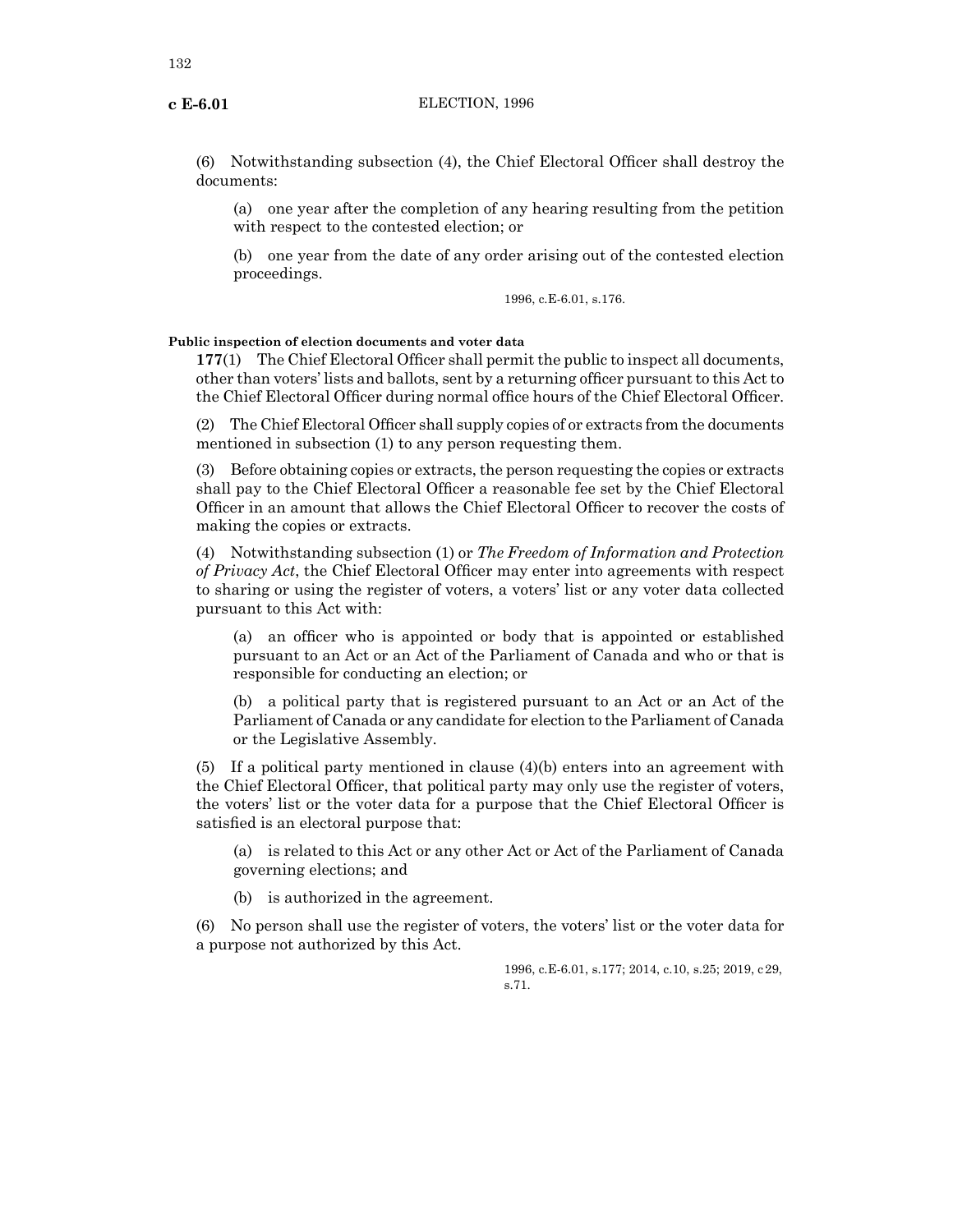(6) Notwithstanding subsection (4), the Chief Electoral Officer shall destroy the documents:

(a) one year after the completion of any hearing resulting from the petition with respect to the contested election; or

(b) one year from the date of any order arising out of the contested election proceedings.

1996, c.E-6.01, s.176.

**Public inspection of election documents and voter data**

**177**(1) The Chief Electoral Officer shall permit the public to inspect all documents, other than voters' lists and ballots, sent by a returning officer pursuant to this Act to the Chief Electoral Officer during normal office hours of the Chief Electoral Officer.

(2) The Chief Electoral Officer shall supply copies of or extracts from the documents mentioned in subsection (1) to any person requesting them.

(3) Before obtaining copies or extracts, the person requesting the copies or extracts shall pay to the Chief Electoral Officer a reasonable fee set by the Chief Electoral Officer in an amount that allows the Chief Electoral Officer to recover the costs of making the copies or extracts.

(4) Notwithstanding subsection (1) or *The Freedom of Information and Protection of Privacy Act*, the Chief Electoral Officer may enter into agreements with respect to sharing or using the register of voters, a voters' list or any voter data collected pursuant to this Act with:

(a) an officer who is appointed or body that is appointed or established pursuant to an Act or an Act of the Parliament of Canada and who or that is responsible for conducting an election; or

(b) a political party that is registered pursuant to an Act or an Act of the Parliament of Canada or any candidate for election to the Parliament of Canada or the Legislative Assembly.

(5) If a political party mentioned in clause (4)(b) enters into an agreement with the Chief Electoral Officer, that political party may only use the register of voters, the voters' list or the voter data for a purpose that the Chief Electoral Officer is satisfied is an electoral purpose that:

(a) is related to this Act or any other Act or Act of the Parliament of Canada governing elections; and

(b) is authorized in the agreement.

(6) No person shall use the register of voters, the voters' list or the voter data for a purpose not authorized by this Act.

1996, c.E-6.01, s.177; 2014, c.10, s.25; 2019, c 29, s.71.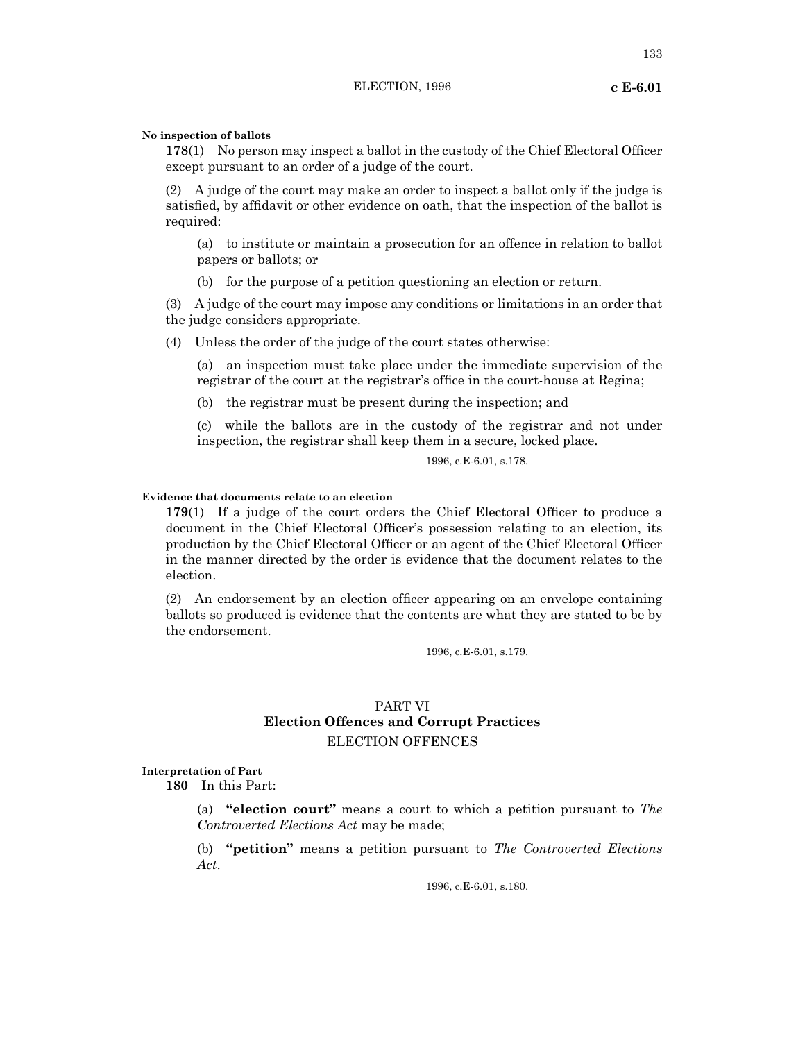**No inspection of ballots**

**178**(1) No person may inspect a ballot in the custody of the Chief Electoral Officer except pursuant to an order of a judge of the court.

(2) A judge of the court may make an order to inspect a ballot only if the judge is satisfied, by affidavit or other evidence on oath, that the inspection of the ballot is required:

(a) to institute or maintain a prosecution for an offence in relation to ballot papers or ballots; or

(b) for the purpose of a petition questioning an election or return.

(3) A judge of the court may impose any conditions or limitations in an order that the judge considers appropriate.

(4) Unless the order of the judge of the court states otherwise:

(a) an inspection must take place under the immediate supervision of the registrar of the court at the registrar's office in the court-house at Regina;

(b) the registrar must be present during the inspection; and

(c) while the ballots are in the custody of the registrar and not under inspection, the registrar shall keep them in a secure, locked place.

1996, c.E-6.01, s.178.

**Evidence that documents relate to an election**

**179**(1) If a judge of the court orders the Chief Electoral Officer to produce a document in the Chief Electoral Officer's possession relating to an election, its production by the Chief Electoral Officer or an agent of the Chief Electoral Officer in the manner directed by the order is evidence that the document relates to the election.

(2) An endorsement by an election officer appearing on an envelope containing ballots so produced is evidence that the contents are what they are stated to be by the endorsement.

1996, c.E-6.01, s.179.

## PART VI
## Election Offences and Corrupt Practices
### ELECTION OFFENCES

**Interpretation of Part**

**180** In this Part:

(a) **"election court"** means a court to which a petition pursuant to *The Controverted Elections Act* may be made;

(b) **"petition"** means a petition pursuant to *The Controverted Elections Act*.

1996, c.E-6.01, s.180.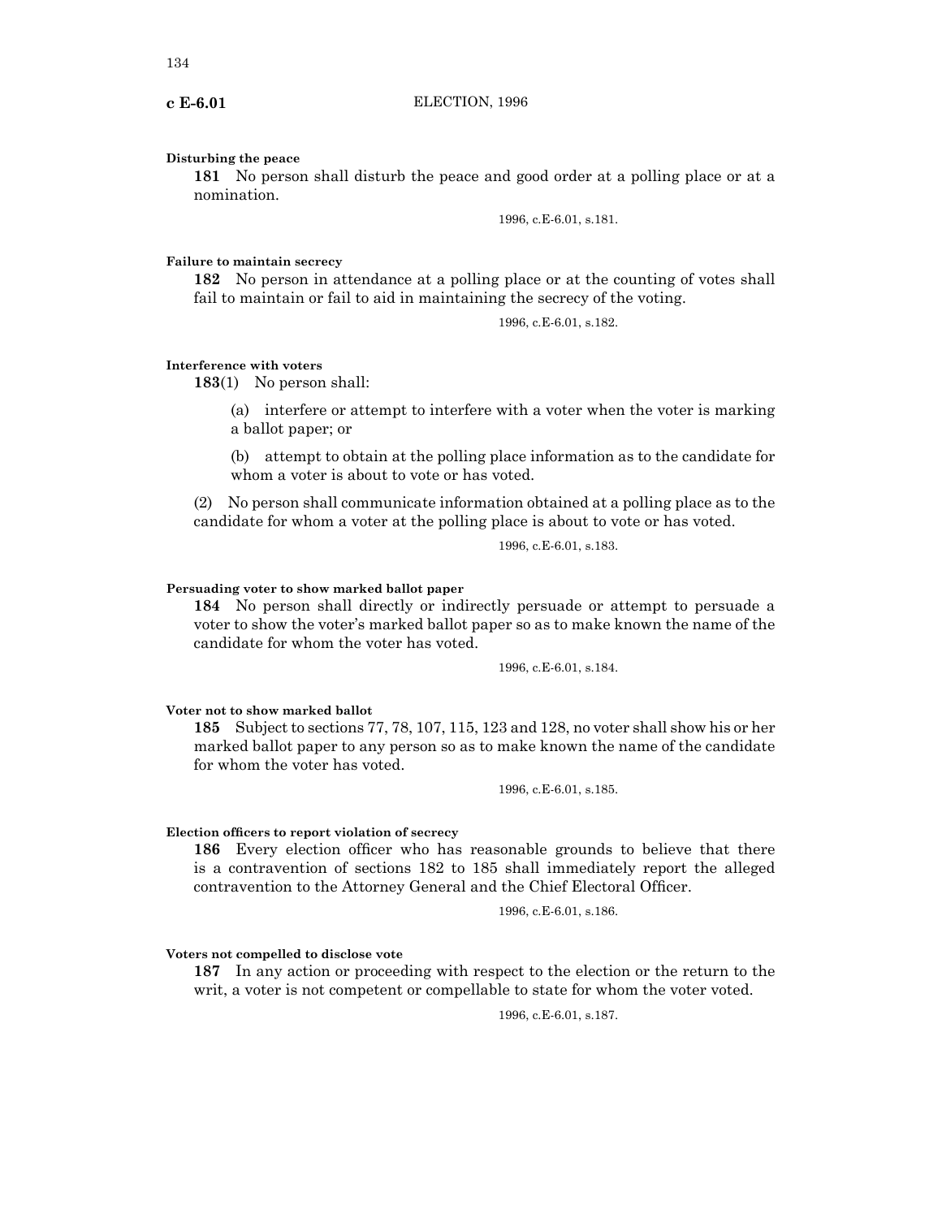**Disturbing the peace**

**181** No person shall disturb the peace and good order at a polling place or at a nomination.

1996, c.E-6.01, s.181.

**Failure to maintain secrecy**

**182** No person in attendance at a polling place or at the counting of votes shall fail to maintain or fail to aid in maintaining the secrecy of the voting.

1996, c.E-6.01, s.182.

**Interference with voters**

**183**(1) No person shall:

(a) interfere or attempt to interfere with a voter when the voter is marking a ballot paper; or

(b) attempt to obtain at the polling place information as to the candidate for whom a voter is about to vote or has voted.

(2) No person shall communicate information obtained at a polling place as to the candidate for whom a voter at the polling place is about to vote or has voted.

1996, c.E-6.01, s.183.

**Persuading voter to show marked ballot paper**

**184** No person shall directly or indirectly persuade or attempt to persuade a voter to show the voter's marked ballot paper so as to make known the name of the candidate for whom the voter has voted.

1996, c.E-6.01, s.184.

**Voter not to show marked ballot**

**185** Subject to sections 77, 78, 107, 115, 123 and 128, no voter shall show his or her marked ballot paper to any person so as to make known the name of the candidate for whom the voter has voted.

1996, c.E-6.01, s.185.

**Election officers to report violation of secrecy**

**186** Every election officer who has reasonable grounds to believe that there is a contravention of sections 182 to 185 shall immediately report the alleged contravention to the Attorney General and the Chief Electoral Officer.

1996, c.E-6.01, s.186.

**Voters not compelled to disclose vote**

**187** In any action or proceeding with respect to the election or the return to the writ, a voter is not competent or compellable to state for whom the voter voted.

1996, c.E-6.01, s.187.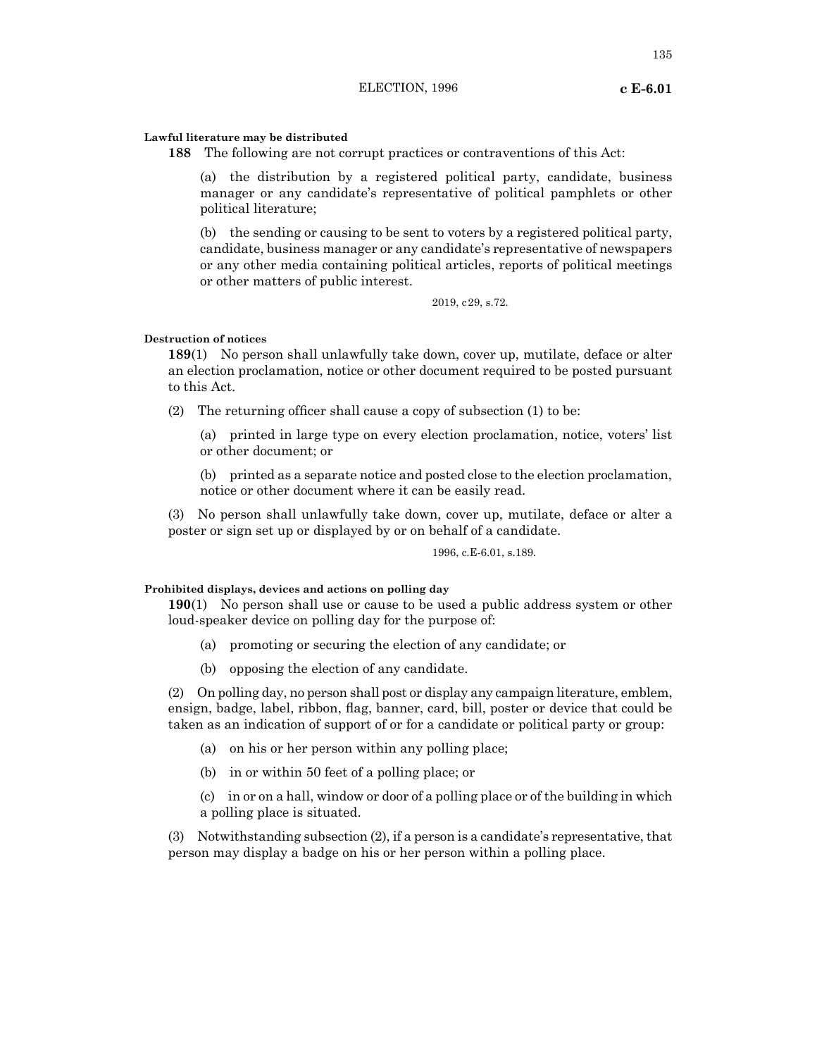**Lawful literature may be distributed**

**188** The following are not corrupt practices or contraventions of this Act:

(a) the distribution by a registered political party, candidate, business manager or any candidate's representative of political pamphlets or other political literature;

(b) the sending or causing to be sent to voters by a registered political party, candidate, business manager or any candidate's representative of newspapers or any other media containing political articles, reports of political meetings or other matters of public interest.

2019, c29, s.72.

**Destruction of notices**

**189**(1) No person shall unlawfully take down, cover up, mutilate, deface or alter an election proclamation, notice or other document required to be posted pursuant to this Act.

(2) The returning officer shall cause a copy of subsection (1) to be:

(a) printed in large type on every election proclamation, notice, voters' list or other document; or

(b) printed as a separate notice and posted close to the election proclamation, notice or other document where it can be easily read.

(3) No person shall unlawfully take down, cover up, mutilate, deface or alter a poster or sign set up or displayed by or on behalf of a candidate.

1996, c.E-6.01, s.189.

**Prohibited displays, devices and actions on polling day**

**190**(1) No person shall use or cause to be used a public address system or other loud-speaker device on polling day for the purpose of:

(a) promoting or securing the election of any candidate; or

(b) opposing the election of any candidate.

(2) On polling day, no person shall post or display any campaign literature, emblem, ensign, badge, label, ribbon, flag, banner, card, bill, poster or device that could be taken as an indication of support of or for a candidate or political party or group:

(a) on his or her person within any polling place;

(b) in or within 50 feet of a polling place; or

(c) in or on a hall, window or door of a polling place or of the building in which a polling place is situated.

(3) Notwithstanding subsection (2), if a person is a candidate's representative, that person may display a badge on his or her person within a polling place.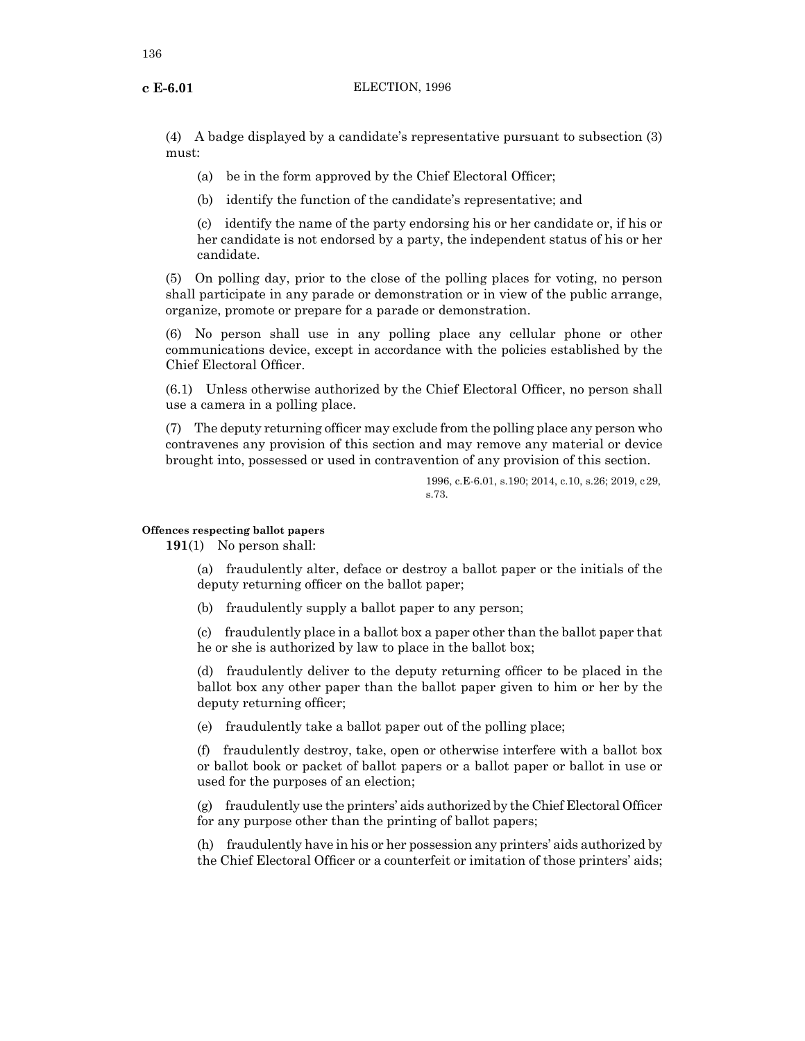(4) A badge displayed by a candidate's representative pursuant to subsection (3) must:

(a) be in the form approved by the Chief Electoral Officer;

(b) identify the function of the candidate's representative; and

(c) identify the name of the party endorsing his or her candidate or, if his or her candidate is not endorsed by a party, the independent status of his or her candidate.

(5) On polling day, prior to the close of the polling places for voting, no person shall participate in any parade or demonstration or in view of the public arrange, organize, promote or prepare for a parade or demonstration.

(6) No person shall use in any polling place any cellular phone or other communications device, except in accordance with the policies established by the Chief Electoral Officer.

(6.1) Unless otherwise authorized by the Chief Electoral Officer, no person shall use a camera in a polling place.

(7) The deputy returning officer may exclude from the polling place any person who contravenes any provision of this section and may remove any material or device brought into, possessed or used in contravention of any provision of this section.

1996, c.E-6.01, s.190; 2014, c.10, s.26; 2019, c29, s.73.

**Offences respecting ballot papers**

**191**(1) No person shall:

(a) fraudulently alter, deface or destroy a ballot paper or the initials of the deputy returning officer on the ballot paper;

(b) fraudulently supply a ballot paper to any person;

(c) fraudulently place in a ballot box a paper other than the ballot paper that he or she is authorized by law to place in the ballot box;

(d) fraudulently deliver to the deputy returning officer to be placed in the ballot box any other paper than the ballot paper given to him or her by the deputy returning officer;

(e) fraudulently take a ballot paper out of the polling place;

(f) fraudulently destroy, take, open or otherwise interfere with a ballot box or ballot book or packet of ballot papers or a ballot paper or ballot in use or used for the purposes of an election;

(g) fraudulently use the printers' aids authorized by the Chief Electoral Officer for any purpose other than the printing of ballot papers;

(h) fraudulently have in his or her possession any printers' aids authorized by the Chief Electoral Officer or a counterfeit or imitation of those printers' aids;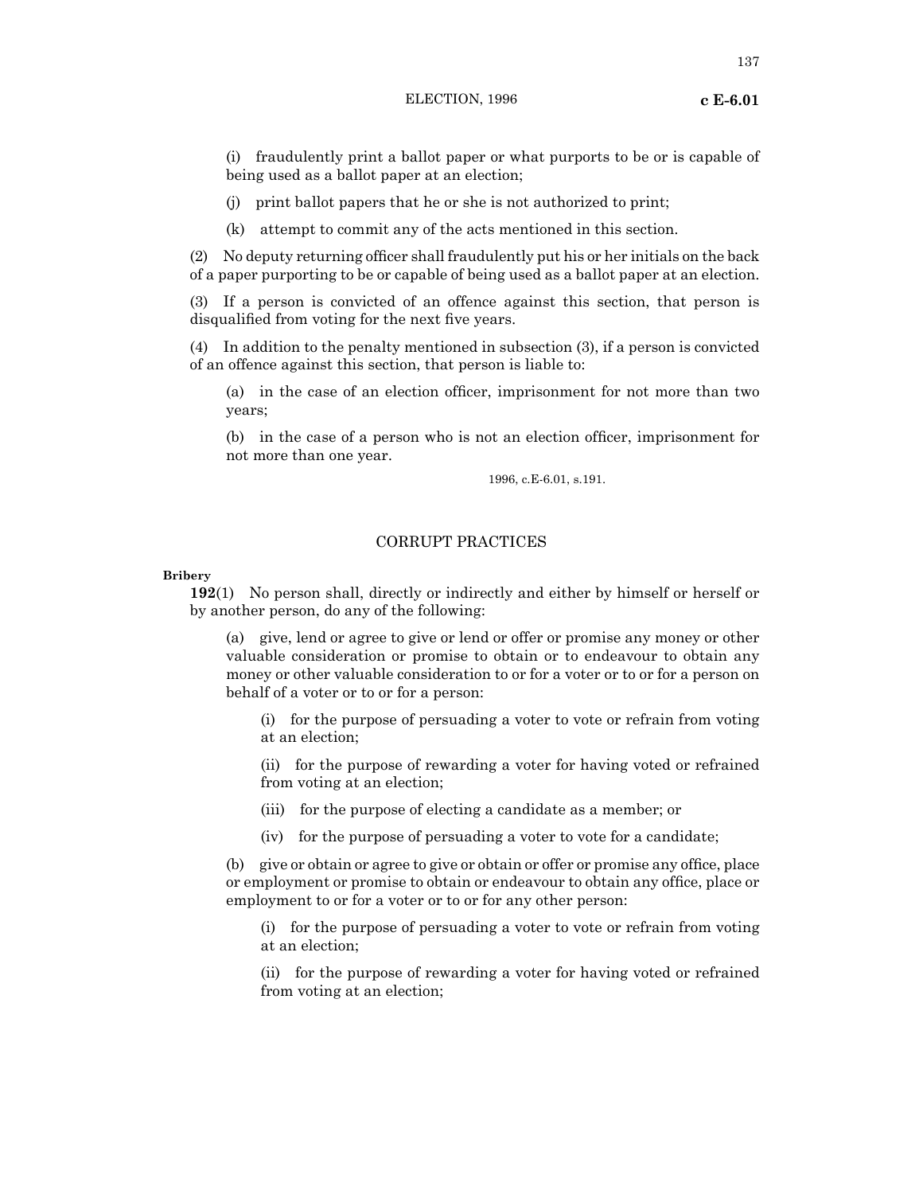(i) fraudulently print a ballot paper or what purports to be or is capable of being used as a ballot paper at an election;

(j) print ballot papers that he or she is not authorized to print;

(k) attempt to commit any of the acts mentioned in this section.

(2) No deputy returning officer shall fraudulently put his or her initials on the back of a paper purporting to be or capable of being used as a ballot paper at an election.

(3) If a person is convicted of an offence against this section, that person is disqualified from voting for the next five years.

(4) In addition to the penalty mentioned in subsection (3), if a person is convicted of an offence against this section, that person is liable to:

(a) in the case of an election officer, imprisonment for not more than two years;

(b) in the case of a person who is not an election officer, imprisonment for not more than one year.

1996, c.E-6.01, s.191.

## CORRUPT PRACTICES

**Bribery**

**192**(1) No person shall, directly or indirectly and either by himself or herself or by another person, do any of the following:

(a) give, lend or agree to give or lend or offer or promise any money or other valuable consideration or promise to obtain or to endeavour to obtain any money or other valuable consideration to or for a voter or to or for a person on behalf of a voter or to or for a person:

(i) for the purpose of persuading a voter to vote or refrain from voting at an election;

(ii) for the purpose of rewarding a voter for having voted or refrained from voting at an election;

(iii) for the purpose of electing a candidate as a member; or

(iv) for the purpose of persuading a voter to vote for a candidate;

(b) give or obtain or agree to give or obtain or offer or promise any office, place or employment or promise to obtain or endeavour to obtain any office, place or employment to or for a voter or to or for any other person:

(i) for the purpose of persuading a voter to vote or refrain from voting at an election;

(ii) for the purpose of rewarding a voter for having voted or refrained from voting at an election;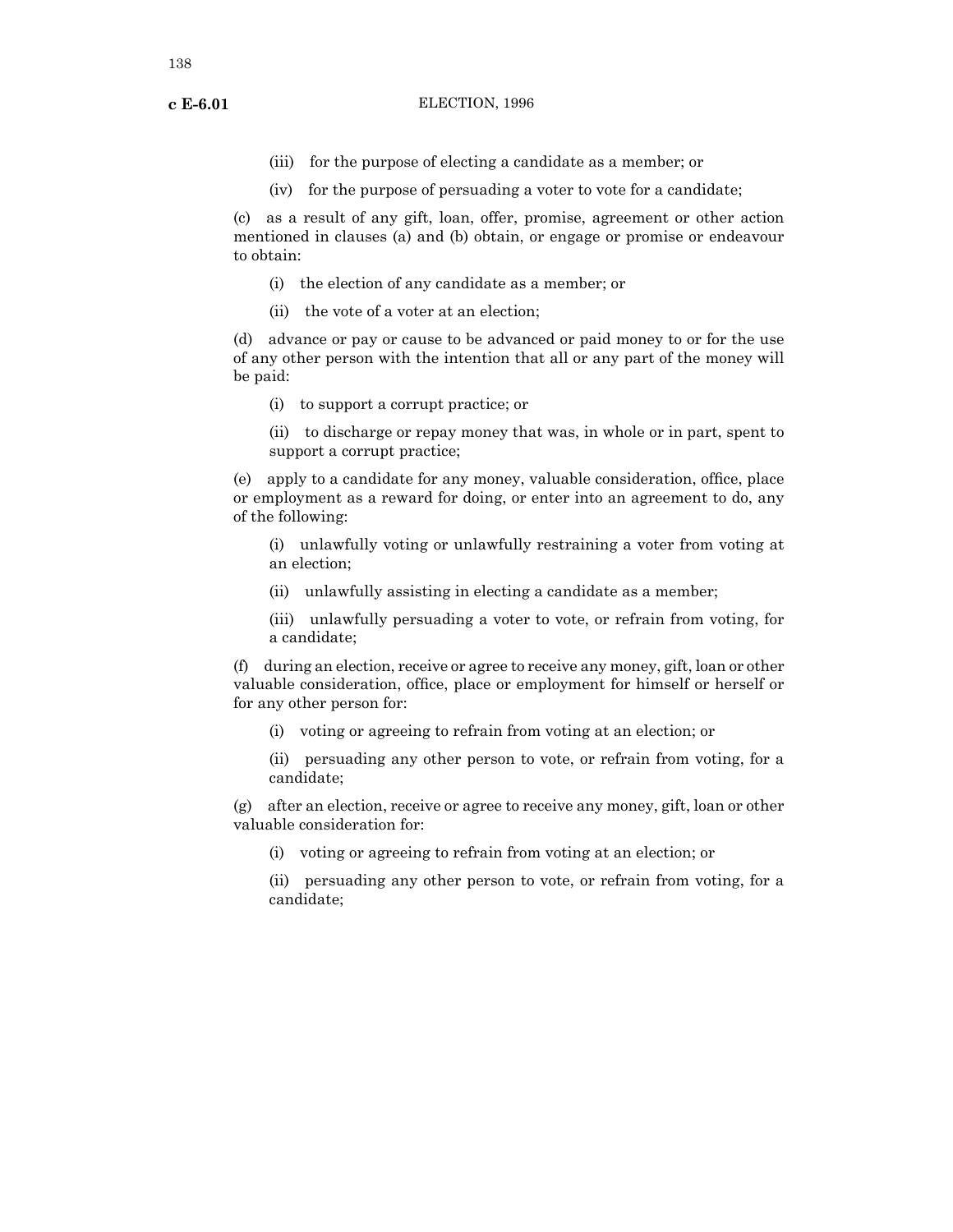(iii) for the purpose of electing a candidate as a member; or

(iv) for the purpose of persuading a voter to vote for a candidate;

(c) as a result of any gift, loan, offer, promise, agreement or other action mentioned in clauses (a) and (b) obtain, or engage or promise or endeavour to obtain:

(i) the election of any candidate as a member; or

(ii) the vote of a voter at an election;

(d) advance or pay or cause to be advanced or paid money to or for the use of any other person with the intention that all or any part of the money will be paid:

(i) to support a corrupt practice; or

(ii) to discharge or repay money that was, in whole or in part, spent to support a corrupt practice;

(e) apply to a candidate for any money, valuable consideration, office, place or employment as a reward for doing, or enter into an agreement to do, any of the following:

(i) unlawfully voting or unlawfully restraining a voter from voting at an election;

(ii) unlawfully assisting in electing a candidate as a member;

(iii) unlawfully persuading a voter to vote, or refrain from voting, for a candidate;

(f) during an election, receive or agree to receive any money, gift, loan or other valuable consideration, office, place or employment for himself or herself or for any other person for:

(i) voting or agreeing to refrain from voting at an election; or

(ii) persuading any other person to vote, or refrain from voting, for a candidate;

(g) after an election, receive or agree to receive any money, gift, loan or other valuable consideration for:

(i) voting or agreeing to refrain from voting at an election; or

(ii) persuading any other person to vote, or refrain from voting, for a candidate;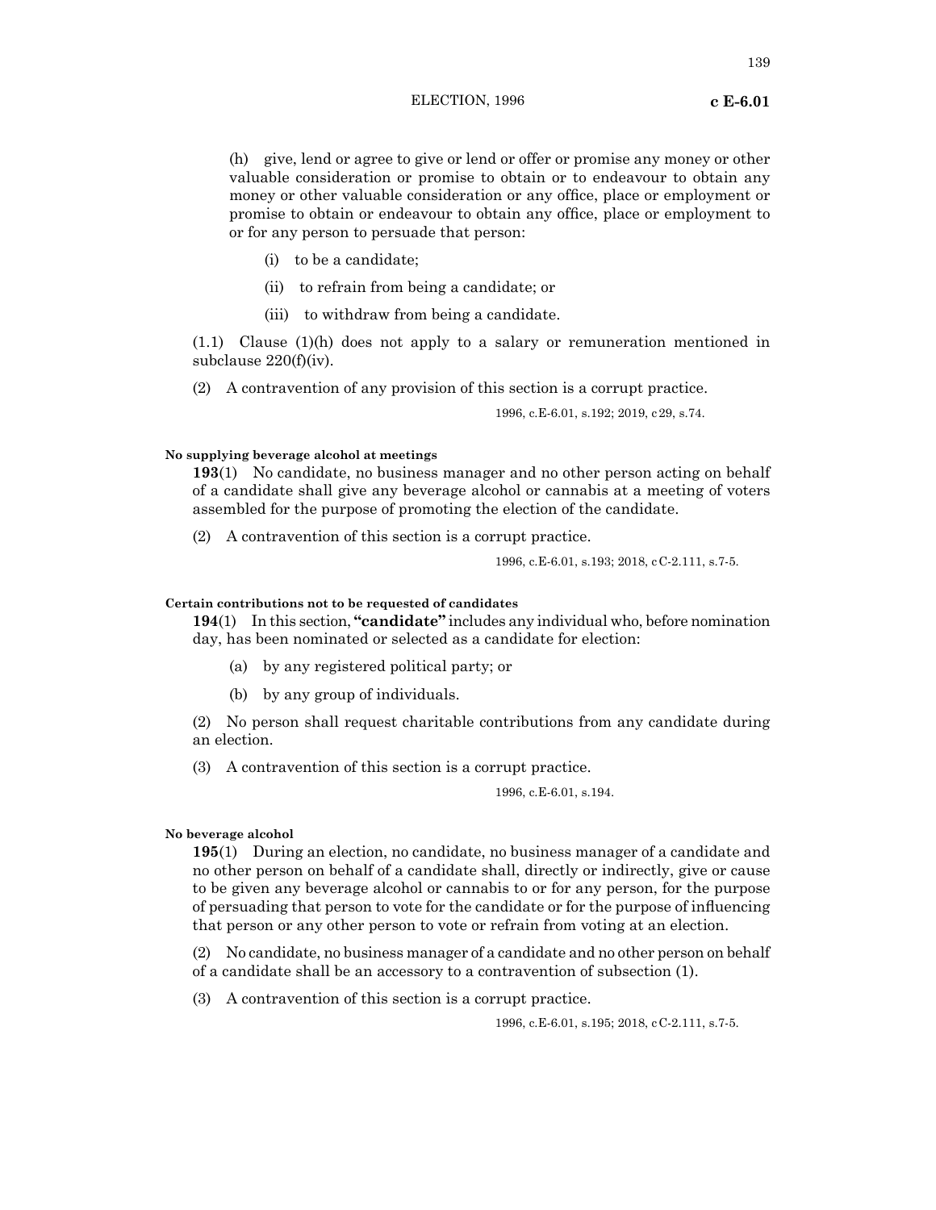(h) give, lend or agree to give or lend or offer or promise any money or other valuable consideration or promise to obtain or to endeavour to obtain any money or other valuable consideration or any office, place or employment or promise to obtain or endeavour to obtain any office, place or employment to or for any person to persuade that person:

(i) to be a candidate;

(ii) to refrain from being a candidate; or

(iii) to withdraw from being a candidate.

(1.1) Clause (1)(h) does not apply to a salary or remuneration mentioned in subclause 220(f)(iv).

(2) A contravention of any provision of this section is a corrupt practice.

1996, c.E-6.01, s.192; 2019, c29, s.74.

**No supplying beverage alcohol at meetings**

**193**(1) No candidate, no business manager and no other person acting on behalf of a candidate shall give any beverage alcohol or cannabis at a meeting of voters assembled for the purpose of promoting the election of the candidate.

(2) A contravention of this section is a corrupt practice.

1996, c.E-6.01, s.193; 2018, cC-2.111, s.7-5.

**Certain contributions not to be requested of candidates**

**194**(1) In this section, **"candidate"** includes any individual who, before nomination day, has been nominated or selected as a candidate for election:

(a) by any registered political party; or

(b) by any group of individuals.

(2) No person shall request charitable contributions from any candidate during an election.

(3) A contravention of this section is a corrupt practice.

1996, c.E-6.01, s.194.

**No beverage alcohol**

**195**(1) During an election, no candidate, no business manager of a candidate and no other person on behalf of a candidate shall, directly or indirectly, give or cause to be given any beverage alcohol or cannabis to or for any person, for the purpose of persuading that person to vote for the candidate or for the purpose of influencing that person or any other person to vote or refrain from voting at an election.

(2) No candidate, no business manager of a candidate and no other person on behalf of a candidate shall be an accessory to a contravention of subsection (1).

(3) A contravention of this section is a corrupt practice.

1996, c.E-6.01, s.195; 2018, cC-2.111, s.7-5.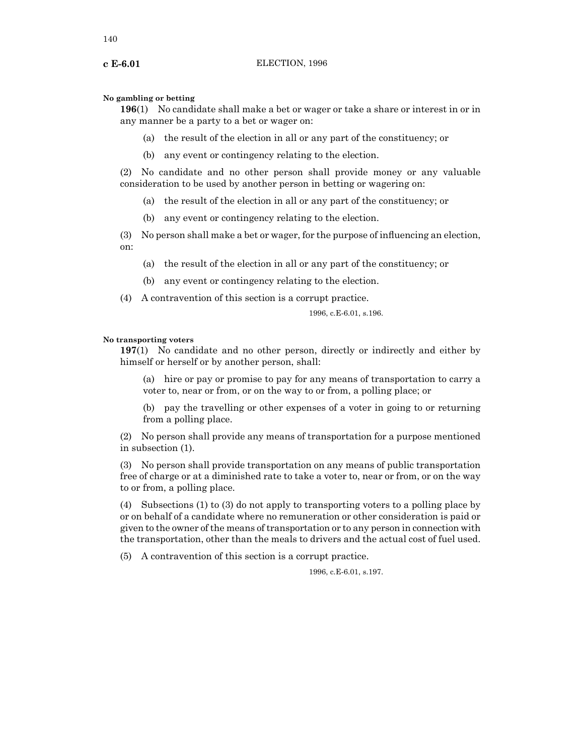#### No gambling or betting

**196**(1) No candidate shall make a bet or wager or take a share or interest in or in any manner be a party to a bet or wager on:

(a) the result of the election in all or any part of the constituency; or

(b) any event or contingency relating to the election.

(2) No candidate and no other person shall provide money or any valuable consideration to be used by another person in betting or wagering on:

(a) the result of the election in all or any part of the constituency; or

(b) any event or contingency relating to the election.

(3) No person shall make a bet or wager, for the purpose of influencing an election, on:

(a) the result of the election in all or any part of the constituency; or

(b) any event or contingency relating to the election.

(4) A contravention of this section is a corrupt practice.

1996, c.E-6.01, s.196.

#### No transporting voters

**197**(1) No candidate and no other person, directly or indirectly and either by himself or herself or by another person, shall:

(a) hire or pay or promise to pay for any means of transportation to carry a voter to, near or from, or on the way to or from, a polling place; or

(b) pay the travelling or other expenses of a voter in going to or returning from a polling place.

(2) No person shall provide any means of transportation for a purpose mentioned in subsection (1).

(3) No person shall provide transportation on any means of public transportation free of charge or at a diminished rate to take a voter to, near or from, or on the way to or from, a polling place.

(4) Subsections (1) to (3) do not apply to transporting voters to a polling place by or on behalf of a candidate where no remuneration or other consideration is paid or given to the owner of the means of transportation or to any person in connection with the transportation, other than the meals to drivers and the actual cost of fuel used.

(5) A contravention of this section is a corrupt practice.

1996, c.E-6.01, s.197.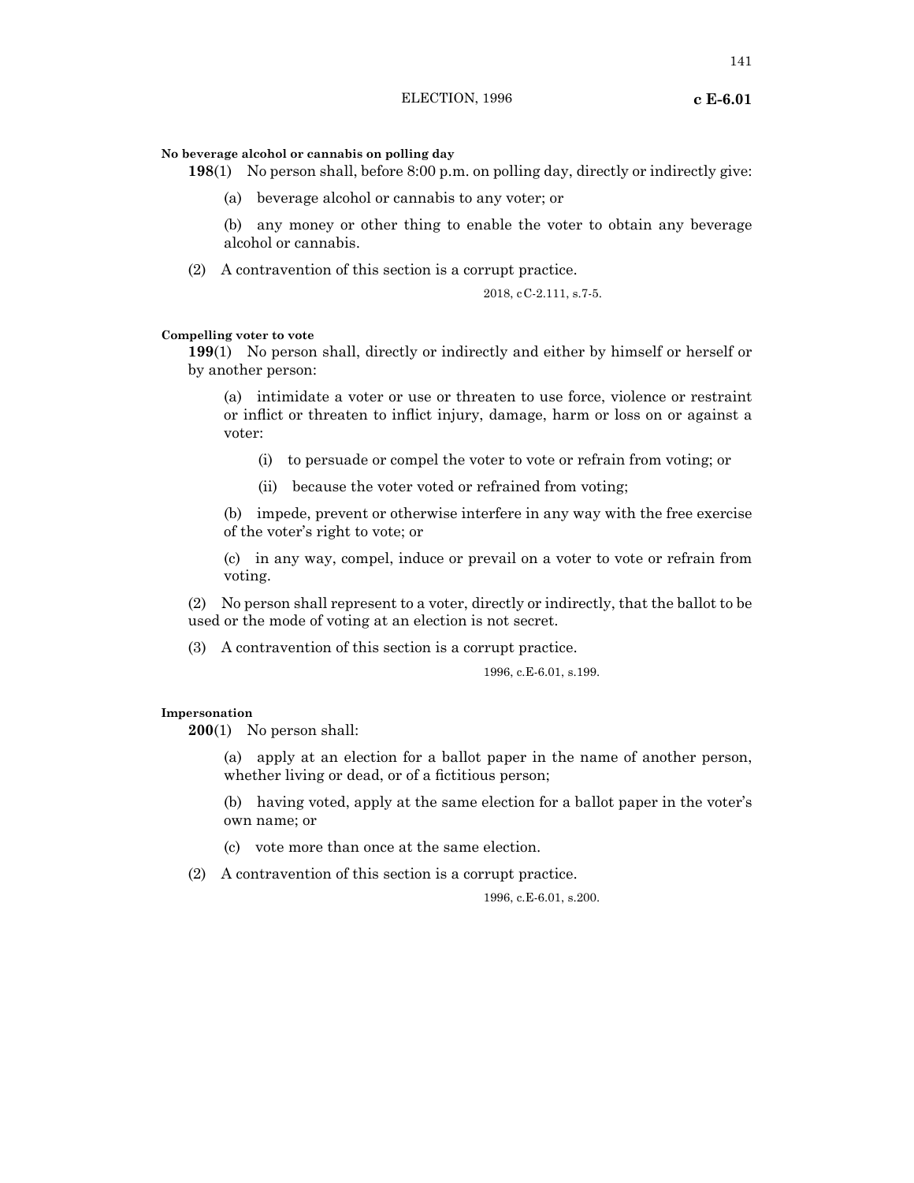**No beverage alcohol or cannabis on polling day**

**198**(1) No person shall, before 8:00 p.m. on polling day, directly or indirectly give:

(a) beverage alcohol or cannabis to any voter; or

(b) any money or other thing to enable the voter to obtain any beverage alcohol or cannabis.

(2) A contravention of this section is a corrupt practice.

2018, c C-2.111, s.7-5.

**Compelling voter to vote**

**199**(1) No person shall, directly or indirectly and either by himself or herself or by another person:

(a) intimidate a voter or use or threaten to use force, violence or restraint or inflict or threaten to inflict injury, damage, harm or loss on or against a voter:

(i) to persuade or compel the voter to vote or refrain from voting; or

(ii) because the voter voted or refrained from voting;

(b) impede, prevent or otherwise interfere in any way with the free exercise of the voter's right to vote; or

(c) in any way, compel, induce or prevail on a voter to vote or refrain from voting.

(2) No person shall represent to a voter, directly or indirectly, that the ballot to be used or the mode of voting at an election is not secret.

(3) A contravention of this section is a corrupt practice.

1996, c.E-6.01, s.199.

**Impersonation**

**200**(1) No person shall:

(a) apply at an election for a ballot paper in the name of another person, whether living or dead, or of a fictitious person;

(b) having voted, apply at the same election for a ballot paper in the voter's own name; or

(c) vote more than once at the same election.

(2) A contravention of this section is a corrupt practice.

1996, c.E-6.01, s.200.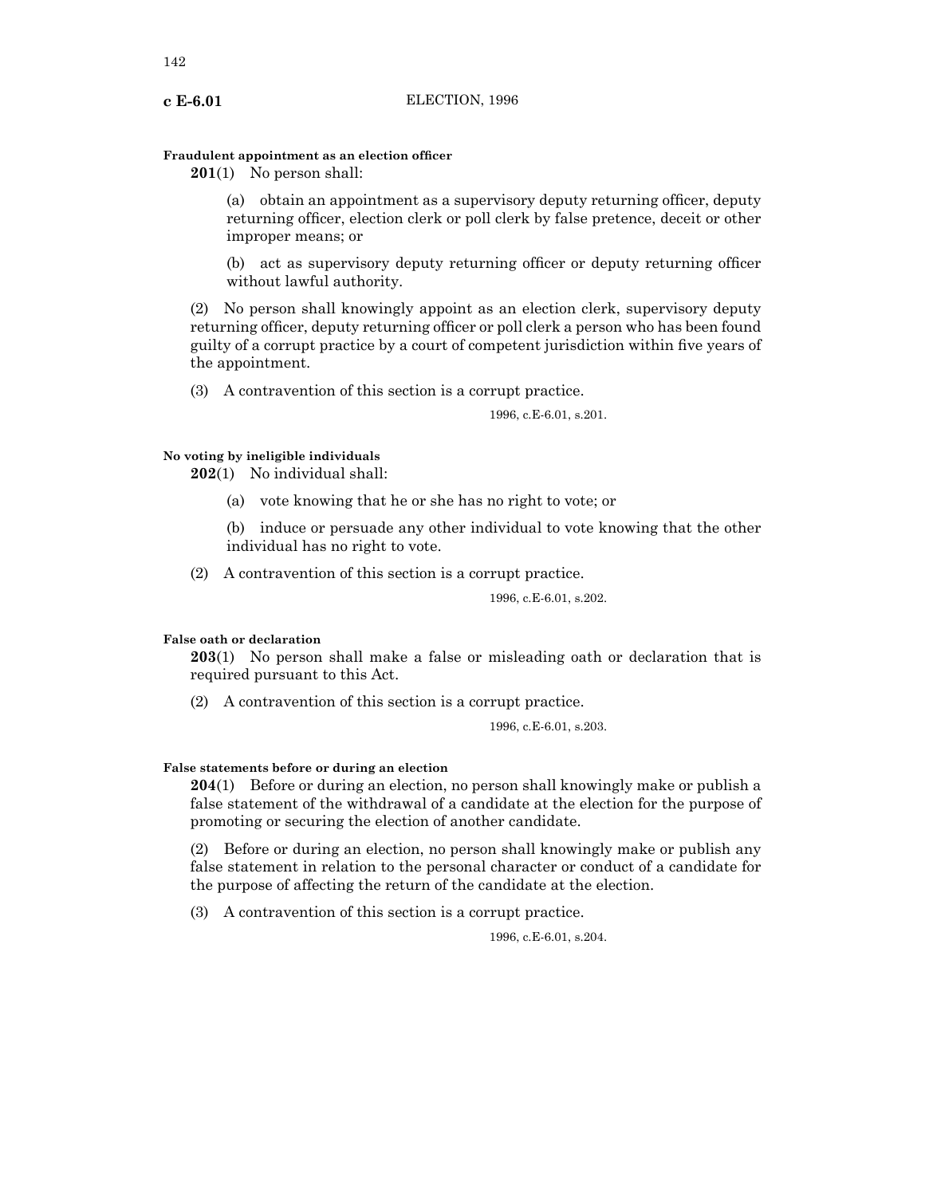**Fraudulent appointment as an election officer**

**201**(1) No person shall:

(a) obtain an appointment as a supervisory deputy returning officer, deputy returning officer, election clerk or poll clerk by false pretence, deceit or other improper means; or

(b) act as supervisory deputy returning officer or deputy returning officer without lawful authority.

(2) No person shall knowingly appoint as an election clerk, supervisory deputy returning officer, deputy returning officer or poll clerk a person who has been found guilty of a corrupt practice by a court of competent jurisdiction within five years of the appointment.

(3) A contravention of this section is a corrupt practice.

1996, c.E-6.01, s.201.

**No voting by ineligible individuals**

**202**(1) No individual shall:

(a) vote knowing that he or she has no right to vote; or

(b) induce or persuade any other individual to vote knowing that the other individual has no right to vote.

(2) A contravention of this section is a corrupt practice.

1996, c.E-6.01, s.202.

**False oath or declaration**

**203**(1) No person shall make a false or misleading oath or declaration that is required pursuant to this Act.

(2) A contravention of this section is a corrupt practice.

1996, c.E-6.01, s.203.

**False statements before or during an election**

**204**(1) Before or during an election, no person shall knowingly make or publish a false statement of the withdrawal of a candidate at the election for the purpose of promoting or securing the election of another candidate.

(2) Before or during an election, no person shall knowingly make or publish any false statement in relation to the personal character or conduct of a candidate for the purpose of affecting the return of the candidate at the election.

(3) A contravention of this section is a corrupt practice.

1996, c.E-6.01, s.204.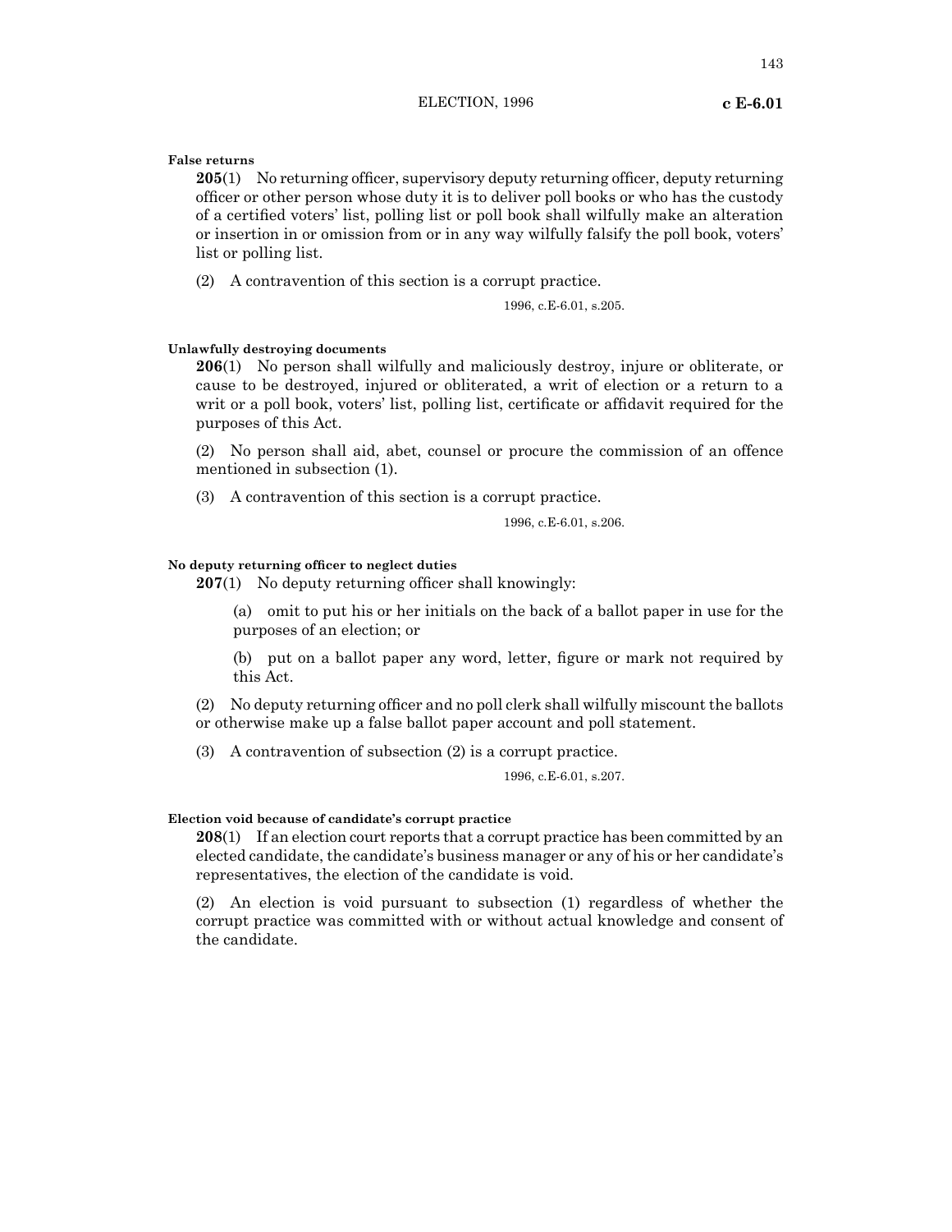**False returns**

**205**(1) No returning officer, supervisory deputy returning officer, deputy returning officer or other person whose duty it is to deliver poll books or who has the custody of a certified voters' list, polling list or poll book shall wilfully make an alteration or insertion in or omission from or in any way wilfully falsify the poll book, voters' list or polling list.

(2) A contravention of this section is a corrupt practice.

1996, c.E-6.01, s.205.

**Unlawfully destroying documents**

**206**(1) No person shall wilfully and maliciously destroy, injure or obliterate, or cause to be destroyed, injured or obliterated, a writ of election or a return to a writ or a poll book, voters' list, polling list, certificate or affidavit required for the purposes of this Act.

(2) No person shall aid, abet, counsel or procure the commission of an offence mentioned in subsection (1).

(3) A contravention of this section is a corrupt practice.

1996, c.E-6.01, s.206.

**No deputy returning officer to neglect duties**

**207**(1) No deputy returning officer shall knowingly:

(a) omit to put his or her initials on the back of a ballot paper in use for the purposes of an election; or

(b) put on a ballot paper any word, letter, figure or mark not required by this Act.

(2) No deputy returning officer and no poll clerk shall wilfully miscount the ballots or otherwise make up a false ballot paper account and poll statement.

(3) A contravention of subsection (2) is a corrupt practice.

1996, c.E-6.01, s.207.

**Election void because of candidate's corrupt practice**

**208**(1) If an election court reports that a corrupt practice has been committed by an elected candidate, the candidate's business manager or any of his or her candidate's representatives, the election of the candidate is void.

(2) An election is void pursuant to subsection (1) regardless of whether the corrupt practice was committed with or without actual knowledge and consent of the candidate.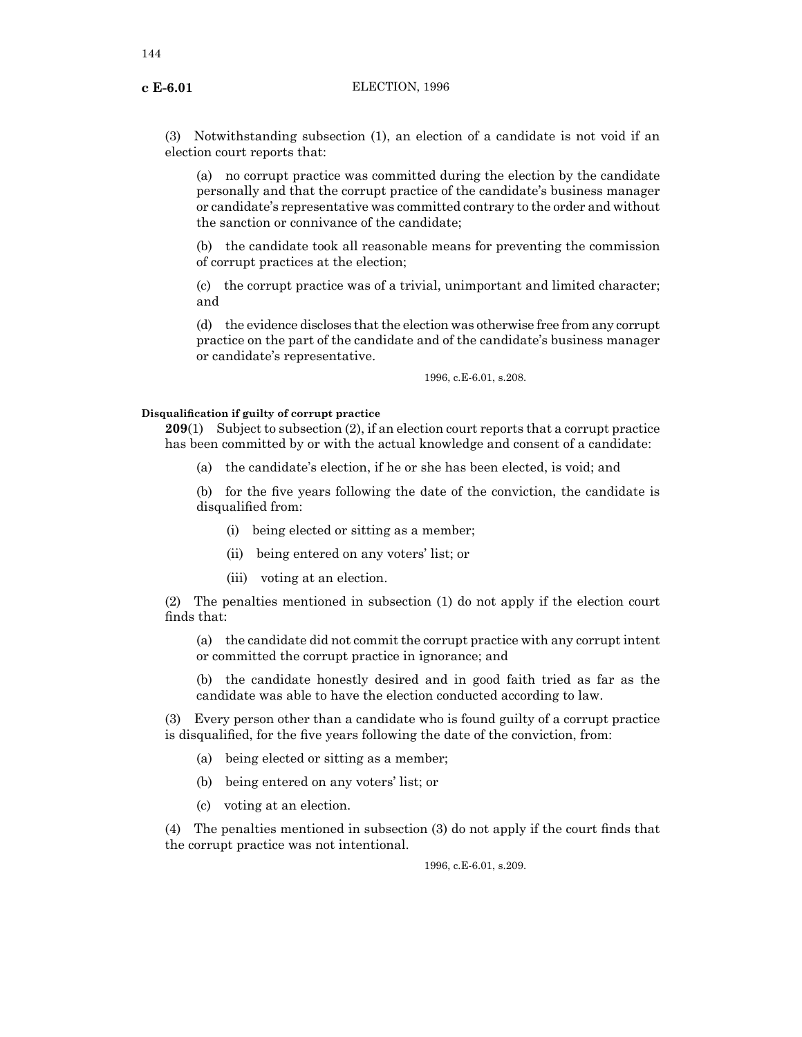(3) Notwithstanding subsection (1), an election of a candidate is not void if an election court reports that:

(a) no corrupt practice was committed during the election by the candidate personally and that the corrupt practice of the candidate's business manager or candidate's representative was committed contrary to the order and without the sanction or connivance of the candidate;

(b) the candidate took all reasonable means for preventing the commission of corrupt practices at the election;

(c) the corrupt practice was of a trivial, unimportant and limited character; and

(d) the evidence discloses that the election was otherwise free from any corrupt practice on the part of the candidate and of the candidate's business manager or candidate's representative.

1996, c.E-6.01, s.208.

**Disqualification if guilty of corrupt practice**

**209**(1) Subject to subsection (2), if an election court reports that a corrupt practice has been committed by or with the actual knowledge and consent of a candidate:

(a) the candidate's election, if he or she has been elected, is void; and

(b) for the five years following the date of the conviction, the candidate is disqualified from:

(i) being elected or sitting as a member;

(ii) being entered on any voters' list; or

(iii) voting at an election.

(2) The penalties mentioned in subsection (1) do not apply if the election court finds that:

(a) the candidate did not commit the corrupt practice with any corrupt intent or committed the corrupt practice in ignorance; and

(b) the candidate honestly desired and in good faith tried as far as the candidate was able to have the election conducted according to law.

(3) Every person other than a candidate who is found guilty of a corrupt practice is disqualified, for the five years following the date of the conviction, from:

(a) being elected or sitting as a member;

(b) being entered on any voters' list; or

(c) voting at an election.

(4) The penalties mentioned in subsection (3) do not apply if the court finds that the corrupt practice was not intentional.

1996, c.E-6.01, s.209.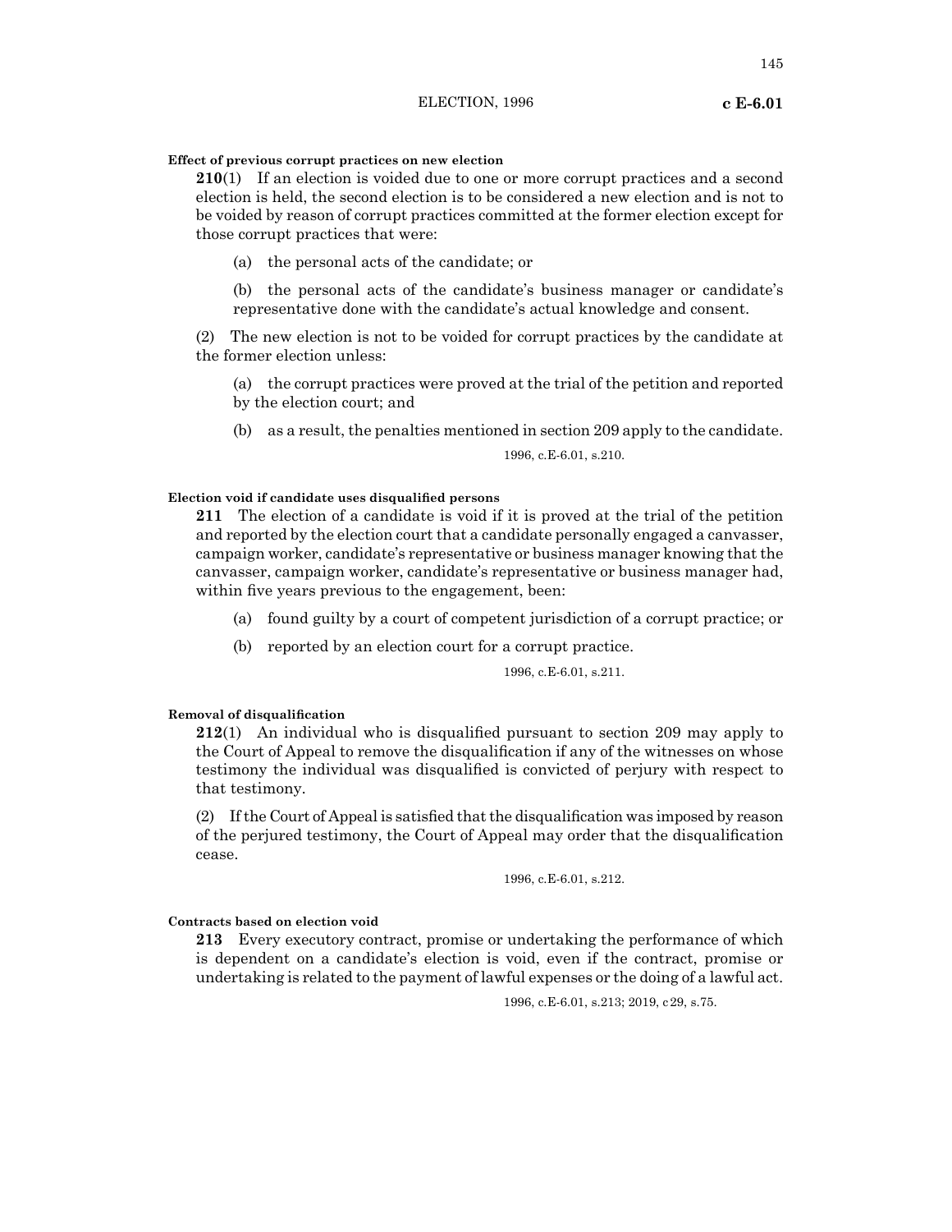**Effect of previous corrupt practices on new election**

**210**(1) If an election is voided due to one or more corrupt practices and a second election is held, the second election is to be considered a new election and is not to be voided by reason of corrupt practices committed at the former election except for those corrupt practices that were:

(a) the personal acts of the candidate; or

(b) the personal acts of the candidate's business manager or candidate's representative done with the candidate's actual knowledge and consent.

(2) The new election is not to be voided for corrupt practices by the candidate at the former election unless:

(a) the corrupt practices were proved at the trial of the petition and reported by the election court; and

(b) as a result, the penalties mentioned in section 209 apply to the candidate.

1996, c.E-6.01, s.210.

**Election void if candidate uses disqualified persons**

**211** The election of a candidate is void if it is proved at the trial of the petition and reported by the election court that a candidate personally engaged a canvasser, campaign worker, candidate's representative or business manager knowing that the canvasser, campaign worker, candidate's representative or business manager had, within five years previous to the engagement, been:

(a) found guilty by a court of competent jurisdiction of a corrupt practice; or

(b) reported by an election court for a corrupt practice.

1996, c.E-6.01, s.211.

**Removal of disqualification**

**212**(1) An individual who is disqualified pursuant to section 209 may apply to the Court of Appeal to remove the disqualification if any of the witnesses on whose testimony the individual was disqualified is convicted of perjury with respect to that testimony.

(2) If the Court of Appeal is satisfied that the disqualification was imposed by reason of the perjured testimony, the Court of Appeal may order that the disqualification cease.

1996, c.E-6.01, s.212.

**Contracts based on election void**

**213** Every executory contract, promise or undertaking the performance of which is dependent on a candidate's election is void, even if the contract, promise or undertaking is related to the payment of lawful expenses or the doing of a lawful act.

1996, c.E-6.01, s.213; 2019, c29, s.75.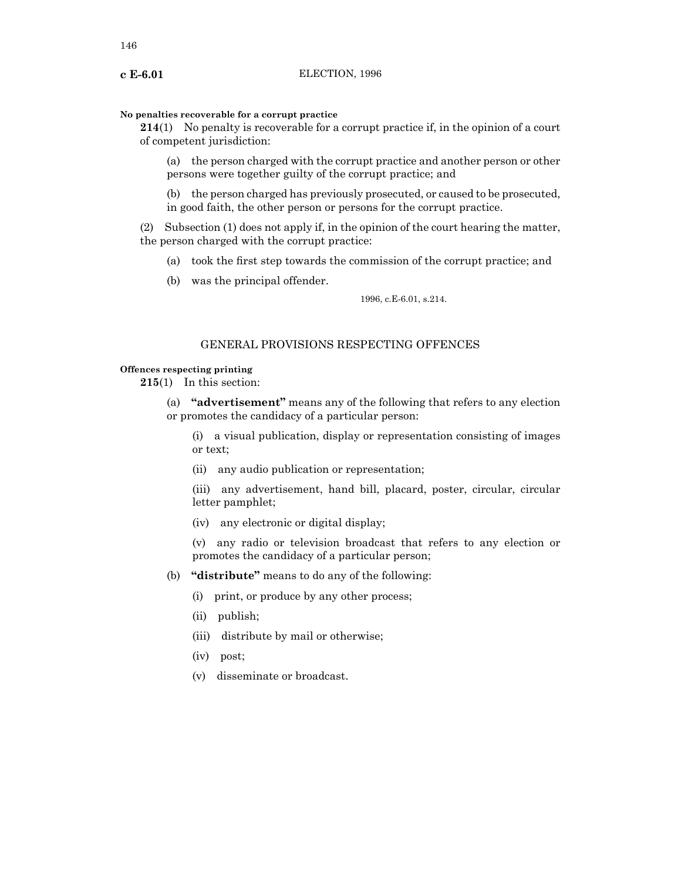**No penalties recoverable for a corrupt practice**

**214**(1) No penalty is recoverable for a corrupt practice if, in the opinion of a court of competent jurisdiction:

(a) the person charged with the corrupt practice and another person or other persons were together guilty of the corrupt practice; and

(b) the person charged has previously prosecuted, or caused to be prosecuted, in good faith, the other person or persons for the corrupt practice.

(2) Subsection (1) does not apply if, in the opinion of the court hearing the matter, the person charged with the corrupt practice:

(a) took the first step towards the commission of the corrupt practice; and

(b) was the principal offender.

1996, c.E-6.01, s.214.

## GENERAL PROVISIONS RESPECTING OFFENCES

**Offences respecting printing**

**215**(1) In this section:

(a) **"advertisement"** means any of the following that refers to any election or promotes the candidacy of a particular person:

(i) a visual publication, display or representation consisting of images or text;

(ii) any audio publication or representation;

(iii) any advertisement, hand bill, placard, poster, circular, circular letter pamphlet;

(iv) any electronic or digital display;

(v) any radio or television broadcast that refers to any election or promotes the candidacy of a particular person;

(b) **"distribute"** means to do any of the following:

(i) print, or produce by any other process;

(ii) publish;

(iii) distribute by mail or otherwise;

(iv) post;

(v) disseminate or broadcast.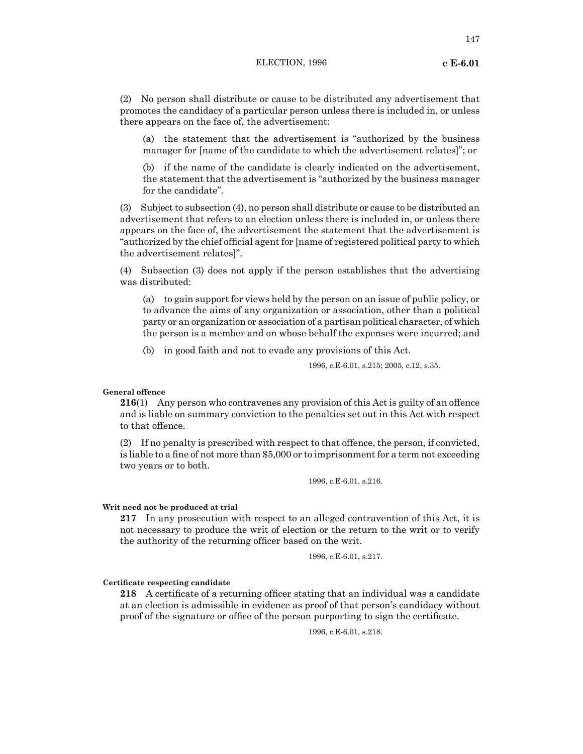(2) No person shall distribute or cause to be distributed any advertisement that promotes the candidacy of a particular person unless there is included in, or unless there appears on the face of, the advertisement:

(a) the statement that the advertisement is "authorized by the business manager for [name of the candidate to which the advertisement relates]"; or

(b) if the name of the candidate is clearly indicated on the advertisement, the statement that the advertisement is "authorized by the business manager for the candidate".

(3) Subject to subsection (4), no person shall distribute or cause to be distributed an advertisement that refers to an election unless there is included in, or unless there appears on the face of, the advertisement the statement that the advertisement is "authorized by the chief official agent for [name of registered political party to which the advertisement relates]".

(4) Subsection (3) does not apply if the person establishes that the advertising was distributed:

(a) to gain support for views held by the person on an issue of public policy, or to advance the aims of any organization or association, other than a political party or an organization or association of a partisan political character, of which the person is a member and on whose behalf the expenses were incurred; and

(b) in good faith and not to evade any provisions of this Act.

1996, c.E-6.01, s.215; 2005, c.12, s.35.

**General offence**

**216**(1) Any person who contravenes any provision of this Act is guilty of an offence and is liable on summary conviction to the penalties set out in this Act with respect to that offence.

(2) If no penalty is prescribed with respect to that offence, the person, if convicted, is liable to a fine of not more than $5,000 or to imprisonment for a term not exceeding two years or to both.

1996, c.E-6.01, s.216.

**Writ need not be produced at trial**

**217** In any prosecution with respect to an alleged contravention of this Act, it is not necessary to produce the writ of election or the return to the writ or to verify the authority of the returning officer based on the writ.

1996, c.E-6.01, s.217.

**Certificate respecting candidate**

**218** A certificate of a returning officer stating that an individual was a candidate at an election is admissible in evidence as proof of that person's candidacy without proof of the signature or office of the person purporting to sign the certificate.

1996, c.E-6.01, s.218.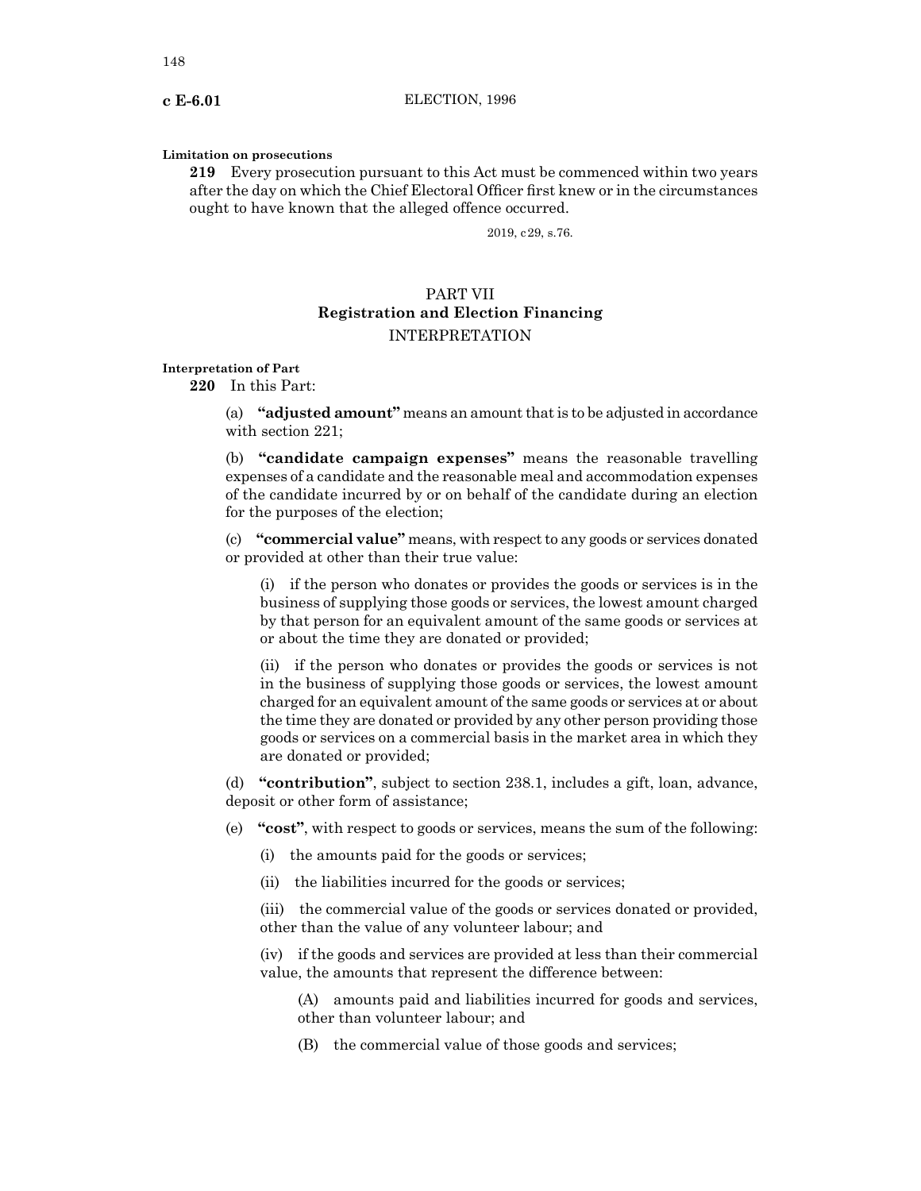**Limitation on prosecutions**

**219** Every prosecution pursuant to this Act must be commenced within two years after the day on which the Chief Electoral Officer first knew or in the circumstances ought to have known that the alleged offence occurred.

2019, c29, s.76.

## PART VII
## Registration and Election Financing
### INTERPRETATION

**Interpretation of Part**

**220** In this Part:

(a) **"adjusted amount"** means an amount that is to be adjusted in accordance with section 221;

(b) **"candidate campaign expenses"** means the reasonable travelling expenses of a candidate and the reasonable meal and accommodation expenses of the candidate incurred by or on behalf of the candidate during an election for the purposes of the election;

(c) **"commercial value"** means, with respect to any goods or services donated or provided at other than their true value:

(i) if the person who donates or provides the goods or services is in the business of supplying those goods or services, the lowest amount charged by that person for an equivalent amount of the same goods or services at or about the time they are donated or provided;

(ii) if the person who donates or provides the goods or services is not in the business of supplying those goods or services, the lowest amount charged for an equivalent amount of the same goods or services at or about the time they are donated or provided by any other person providing those goods or services on a commercial basis in the market area in which they are donated or provided;

(d) **"contribution"**, subject to section 238.1, includes a gift, loan, advance, deposit or other form of assistance;

(e) **"cost"**, with respect to goods or services, means the sum of the following:

(i) the amounts paid for the goods or services;

(ii) the liabilities incurred for the goods or services;

(iii) the commercial value of the goods or services donated or provided, other than the value of any volunteer labour; and

(iv) if the goods and services are provided at less than their commercial value, the amounts that represent the difference between:

(A) amounts paid and liabilities incurred for goods and services, other than volunteer labour; and

(B) the commercial value of those goods and services;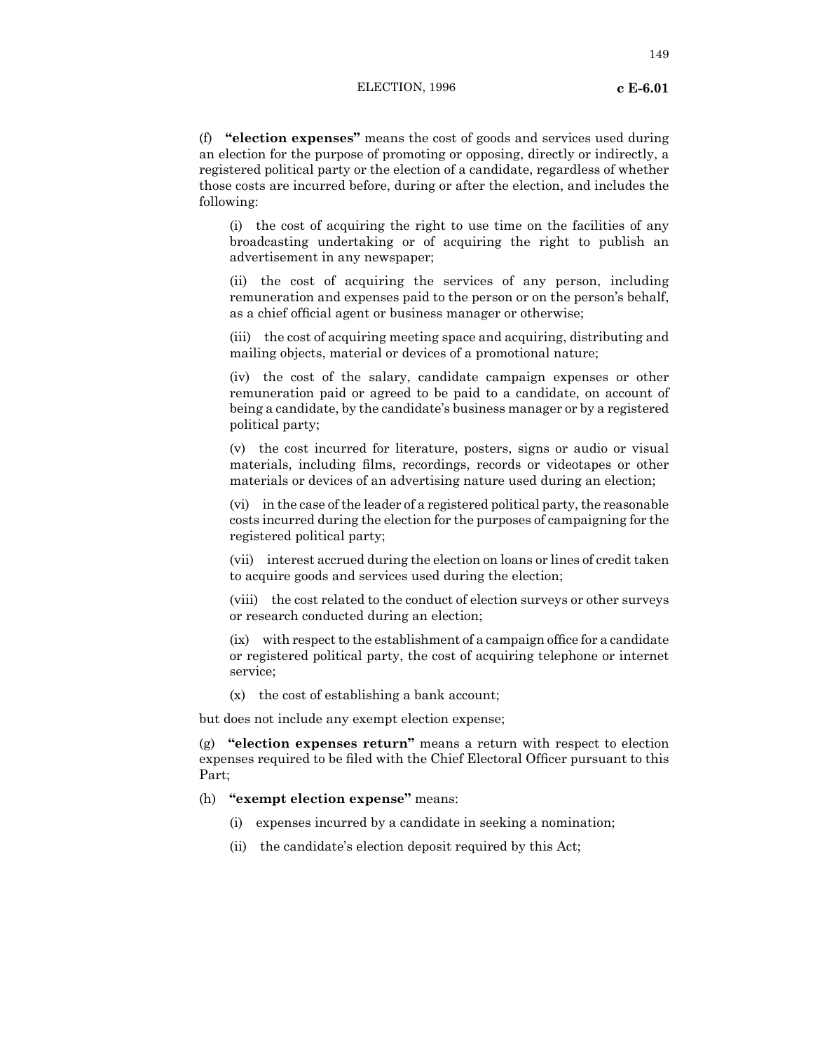(f) **"election expenses"** means the cost of goods and services used during an election for the purpose of promoting or opposing, directly or indirectly, a registered political party or the election of a candidate, regardless of whether those costs are incurred before, during or after the election, and includes the following:

(i) the cost of acquiring the right to use time on the facilities of any broadcasting undertaking or of acquiring the right to publish an advertisement in any newspaper;

(ii) the cost of acquiring the services of any person, including remuneration and expenses paid to the person or on the person's behalf, as a chief official agent or business manager or otherwise;

(iii) the cost of acquiring meeting space and acquiring, distributing and mailing objects, material or devices of a promotional nature;

(iv) the cost of the salary, candidate campaign expenses or other remuneration paid or agreed to be paid to a candidate, on account of being a candidate, by the candidate's business manager or by a registered political party;

(v) the cost incurred for literature, posters, signs or audio or visual materials, including films, recordings, records or videotapes or other materials or devices of an advertising nature used during an election;

(vi) in the case of the leader of a registered political party, the reasonable costs incurred during the election for the purposes of campaigning for the registered political party;

(vii) interest accrued during the election on loans or lines of credit taken to acquire goods and services used during the election;

(viii) the cost related to the conduct of election surveys or other surveys or research conducted during an election;

(ix) with respect to the establishment of a campaign office for a candidate or registered political party, the cost of acquiring telephone or internet service;

(x) the cost of establishing a bank account;

but does not include any exempt election expense;

(g) **"election expenses return"** means a return with respect to election expenses required to be filed with the Chief Electoral Officer pursuant to this Part;

(h) **"exempt election expense"** means:

(i) expenses incurred by a candidate in seeking a nomination;

(ii) the candidate's election deposit required by this Act;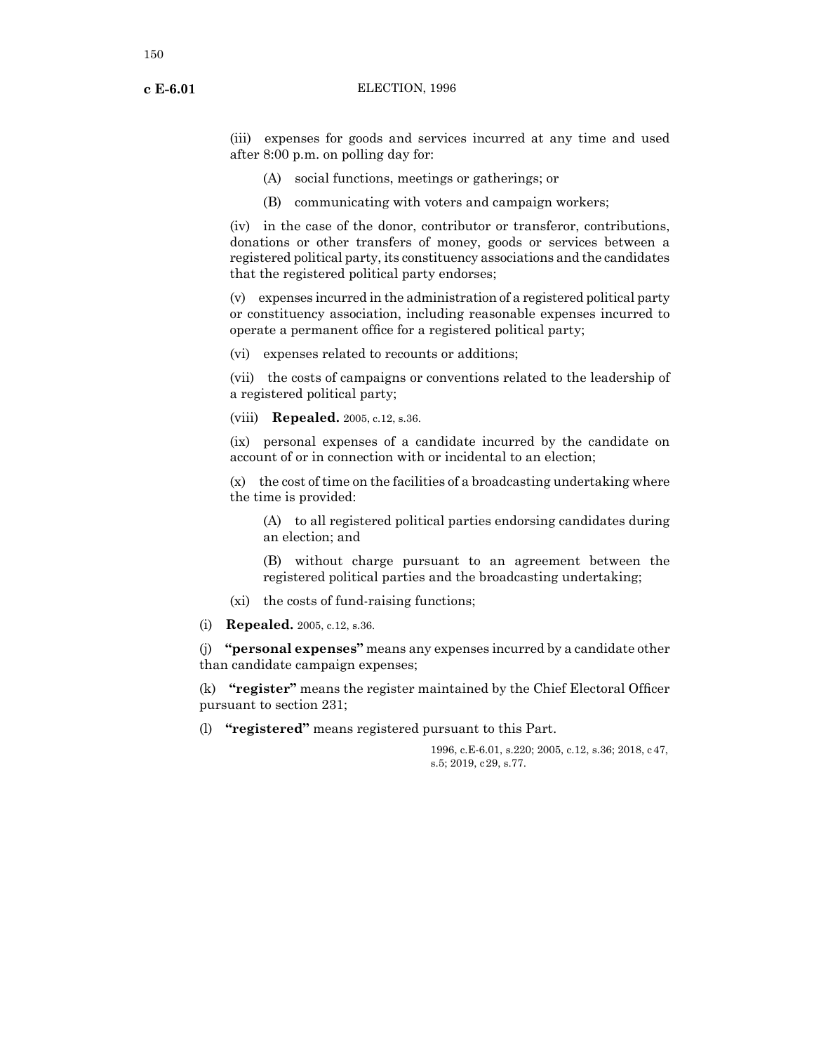(iii) expenses for goods and services incurred at any time and used after 8:00 p.m. on polling day for:

(A) social functions, meetings or gatherings; or

(B) communicating with voters and campaign workers;

(iv) in the case of the donor, contributor or transferor, contributions, donations or other transfers of money, goods or services between a registered political party, its constituency associations and the candidates that the registered political party endorses;

(v) expenses incurred in the administration of a registered political party or constituency association, including reasonable expenses incurred to operate a permanent office for a registered political party;

(vi) expenses related to recounts or additions;

(vii) the costs of campaigns or conventions related to the leadership of a registered political party;

(viii) **Repealed.** 2005, c.12, s.36.

(ix) personal expenses of a candidate incurred by the candidate on account of or in connection with or incidental to an election;

(x) the cost of time on the facilities of a broadcasting undertaking where the time is provided:

(A) to all registered political parties endorsing candidates during an election; and

(B) without charge pursuant to an agreement between the registered political parties and the broadcasting undertaking;

(xi) the costs of fund-raising functions;

(i) **Repealed.** 2005, c.12, s.36.

(j) **"personal expenses"** means any expenses incurred by a candidate other than candidate campaign expenses;

(k) **"register"** means the register maintained by the Chief Electoral Officer pursuant to section 231;

(l) **"registered"** means registered pursuant to this Part.

1996, c.E-6.01, s.220; 2005, c.12, s.36; 2018, c47, s.5; 2019, c29, s.77.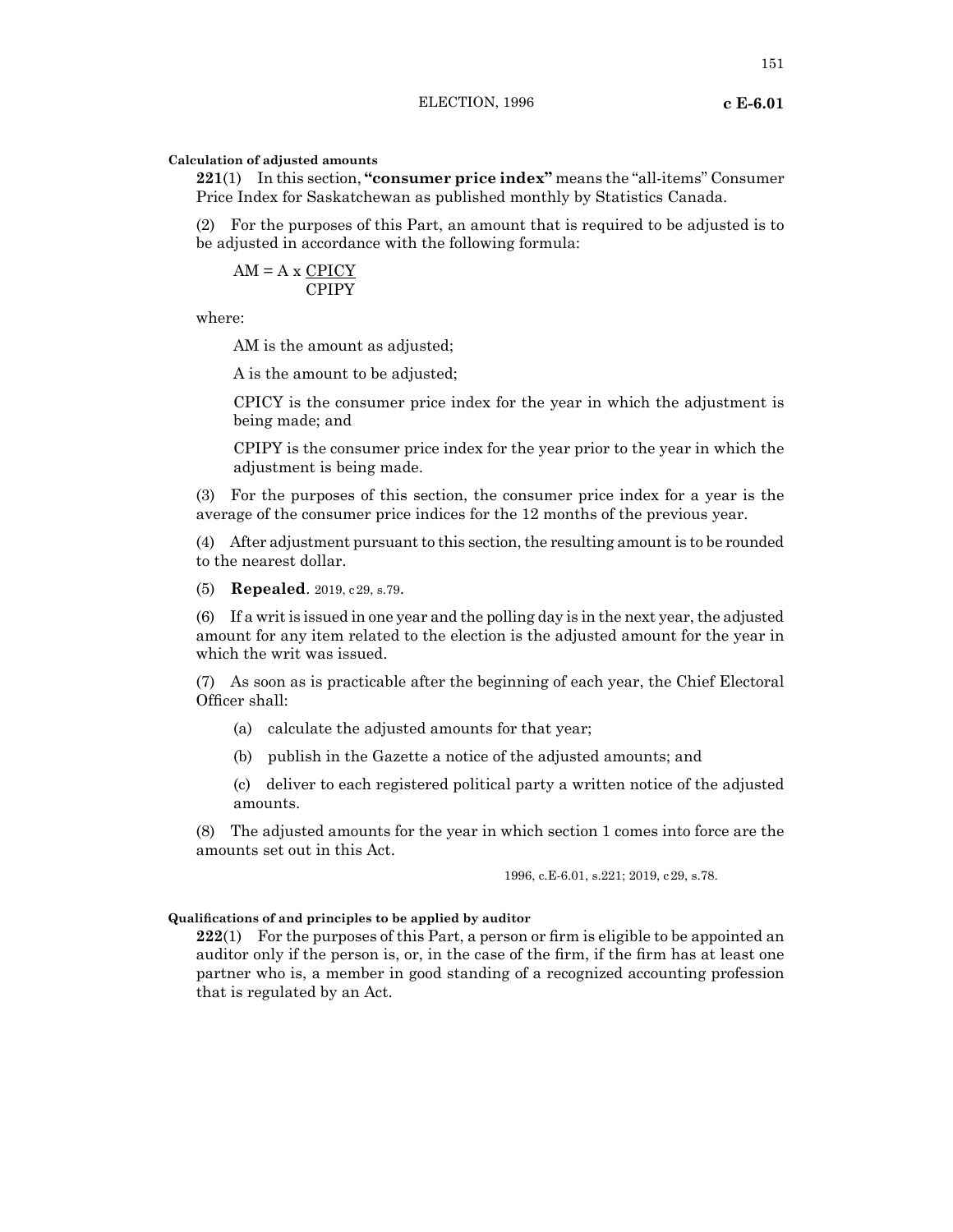**Calculation of adjusted amounts**

**221**(1) In this section, **"consumer price index"** means the "all-items" Consumer Price Index for Saskatchewan as published monthly by Statistics Canada.

(2) For the purposes of this Part, an amount that is required to be adjusted is to be adjusted in accordance with the following formula:

$$AM = A \times \frac{CPICY}{CPIPY}$$

where:

AM is the amount as adjusted;

A is the amount to be adjusted;

CPICY is the consumer price index for the year in which the adjustment is being made; and

CPIPY is the consumer price index for the year prior to the year in which the adjustment is being made.

(3) For the purposes of this section, the consumer price index for a year is the average of the consumer price indices for the 12 months of the previous year.

(4) After adjustment pursuant to this section, the resulting amount is to be rounded to the nearest dollar.

(5) **Repealed**. 2019, c29, s.79.

(6) If a writ is issued in one year and the polling day is in the next year, the adjusted amount for any item related to the election is the adjusted amount for the year in which the writ was issued.

(7) As soon as is practicable after the beginning of each year, the Chief Electoral Officer shall:

(a) calculate the adjusted amounts for that year;

(b) publish in the Gazette a notice of the adjusted amounts; and

(c) deliver to each registered political party a written notice of the adjusted amounts.

(8) The adjusted amounts for the year in which section 1 comes into force are the amounts set out in this Act.

1996, c.E-6.01, s.221; 2019, c29, s.78.

**Qualifications of and principles to be applied by auditor**

**222**(1) For the purposes of this Part, a person or firm is eligible to be appointed an auditor only if the person is, or, in the case of the firm, if the firm has at least one partner who is, a member in good standing of a recognized accounting profession that is regulated by an Act.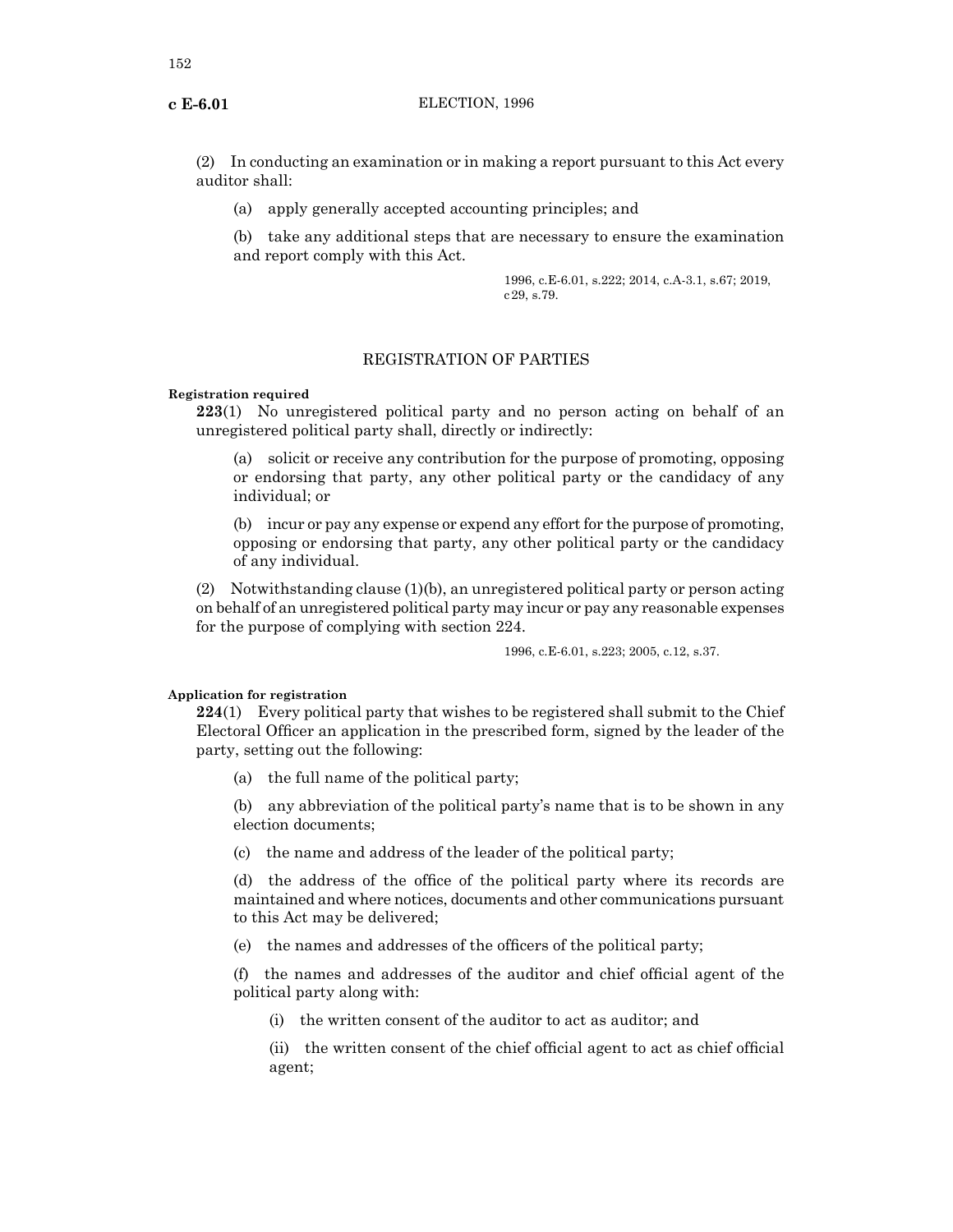(2) In conducting an examination or in making a report pursuant to this Act every auditor shall:

(a) apply generally accepted accounting principles; and

(b) take any additional steps that are necessary to ensure the examination and report comply with this Act.

1996, c.E-6.01, s.222; 2014, c.A-3.1, s.67; 2019, c29, s.79.

## REGISTRATION OF PARTIES

**Registration required**

**223**(1) No unregistered political party and no person acting on behalf of an unregistered political party shall, directly or indirectly:

(a) solicit or receive any contribution for the purpose of promoting, opposing or endorsing that party, any other political party or the candidacy of any individual; or

(b) incur or pay any expense or expend any effort for the purpose of promoting, opposing or endorsing that party, any other political party or the candidacy of any individual.

(2) Notwithstanding clause (1)(b), an unregistered political party or person acting on behalf of an unregistered political party may incur or pay any reasonable expenses for the purpose of complying with section 224.

1996, c.E-6.01, s.223; 2005, c.12, s.37.

**Application for registration**

**224**(1) Every political party that wishes to be registered shall submit to the Chief Electoral Officer an application in the prescribed form, signed by the leader of the party, setting out the following:

(a) the full name of the political party;

(b) any abbreviation of the political party's name that is to be shown in any election documents;

(c) the name and address of the leader of the political party;

(d) the address of the office of the political party where its records are maintained and where notices, documents and other communications pursuant to this Act may be delivered;

(e) the names and addresses of the officers of the political party;

(f) the names and addresses of the auditor and chief official agent of the political party along with:

(i) the written consent of the auditor to act as auditor; and

(ii) the written consent of the chief official agent to act as chief official agent;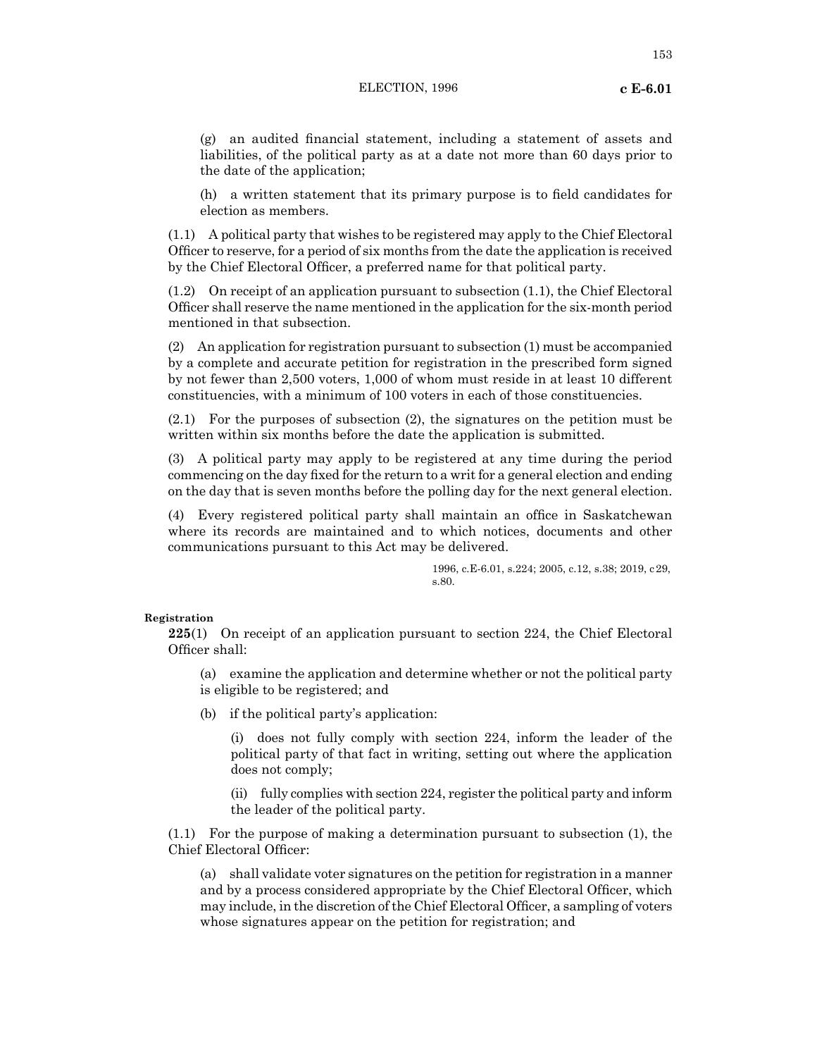(g) an audited financial statement, including a statement of assets and liabilities, of the political party as at a date not more than 60 days prior to the date of the application;

(h) a written statement that its primary purpose is to field candidates for election as members.

(1.1) A political party that wishes to be registered may apply to the Chief Electoral Officer to reserve, for a period of six months from the date the application is received by the Chief Electoral Officer, a preferred name for that political party.

(1.2) On receipt of an application pursuant to subsection (1.1), the Chief Electoral Officer shall reserve the name mentioned in the application for the six-month period mentioned in that subsection.

(2) An application for registration pursuant to subsection (1) must be accompanied by a complete and accurate petition for registration in the prescribed form signed by not fewer than 2,500 voters, 1,000 of whom must reside in at least 10 different constituencies, with a minimum of 100 voters in each of those constituencies.

(2.1) For the purposes of subsection (2), the signatures on the petition must be written within six months before the date the application is submitted.

(3) A political party may apply to be registered at any time during the period commencing on the day fixed for the return to a writ for a general election and ending on the day that is seven months before the polling day for the next general election.

(4) Every registered political party shall maintain an office in Saskatchewan where its records are maintained and to which notices, documents and other communications pursuant to this Act may be delivered.

1996, c.E-6.01, s.224; 2005, c.12, s.38; 2019, c29, s.80.

**Registration**

**225**(1) On receipt of an application pursuant to section 224, the Chief Electoral Officer shall:

(a) examine the application and determine whether or not the political party is eligible to be registered; and

(b) if the political party's application:

(i) does not fully comply with section 224, inform the leader of the political party of that fact in writing, setting out where the application does not comply;

(ii) fully complies with section 224, register the political party and inform the leader of the political party.

(1.1) For the purpose of making a determination pursuant to subsection (1), the Chief Electoral Officer:

(a) shall validate voter signatures on the petition for registration in a manner and by a process considered appropriate by the Chief Electoral Officer, which may include, in the discretion of the Chief Electoral Officer, a sampling of voters whose signatures appear on the petition for registration; and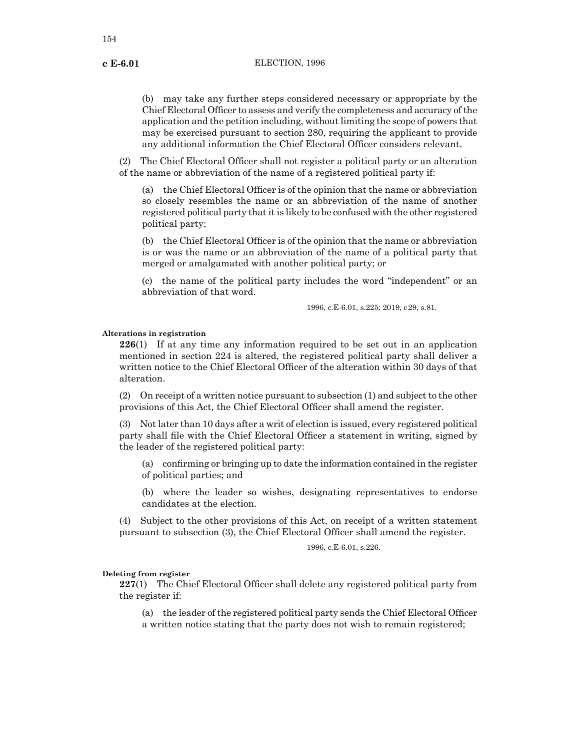(b) may take any further steps considered necessary or appropriate by the Chief Electoral Officer to assess and verify the completeness and accuracy of the application and the petition including, without limiting the scope of powers that may be exercised pursuant to section 280, requiring the applicant to provide any additional information the Chief Electoral Officer considers relevant.

(2) The Chief Electoral Officer shall not register a political party or an alteration of the name or abbreviation of the name of a registered political party if:

(a) the Chief Electoral Officer is of the opinion that the name or abbreviation so closely resembles the name or an abbreviation of the name of another registered political party that it is likely to be confused with the other registered political party;

(b) the Chief Electoral Officer is of the opinion that the name or abbreviation is or was the name or an abbreviation of the name of a political party that merged or amalgamated with another political party; or

(c) the name of the political party includes the word "independent" or an abbreviation of that word.

1996, c.E-6.01, s.225; 2019, c29, s.81.

**Alterations in registration**

**226**(1) If at any time any information required to be set out in an application mentioned in section 224 is altered, the registered political party shall deliver a written notice to the Chief Electoral Officer of the alteration within 30 days of that alteration.

(2) On receipt of a written notice pursuant to subsection (1) and subject to the other provisions of this Act, the Chief Electoral Officer shall amend the register.

(3) Not later than 10 days after a writ of election is issued, every registered political party shall file with the Chief Electoral Officer a statement in writing, signed by the leader of the registered political party:

(a) confirming or bringing up to date the information contained in the register of political parties; and

(b) where the leader so wishes, designating representatives to endorse candidates at the election.

(4) Subject to the other provisions of this Act, on receipt of a written statement pursuant to subsection (3), the Chief Electoral Officer shall amend the register.

1996, c.E-6.01, s.226.

**Deleting from register**

**227**(1) The Chief Electoral Officer shall delete any registered political party from the register if:

(a) the leader of the registered political party sends the Chief Electoral Officer a written notice stating that the party does not wish to remain registered;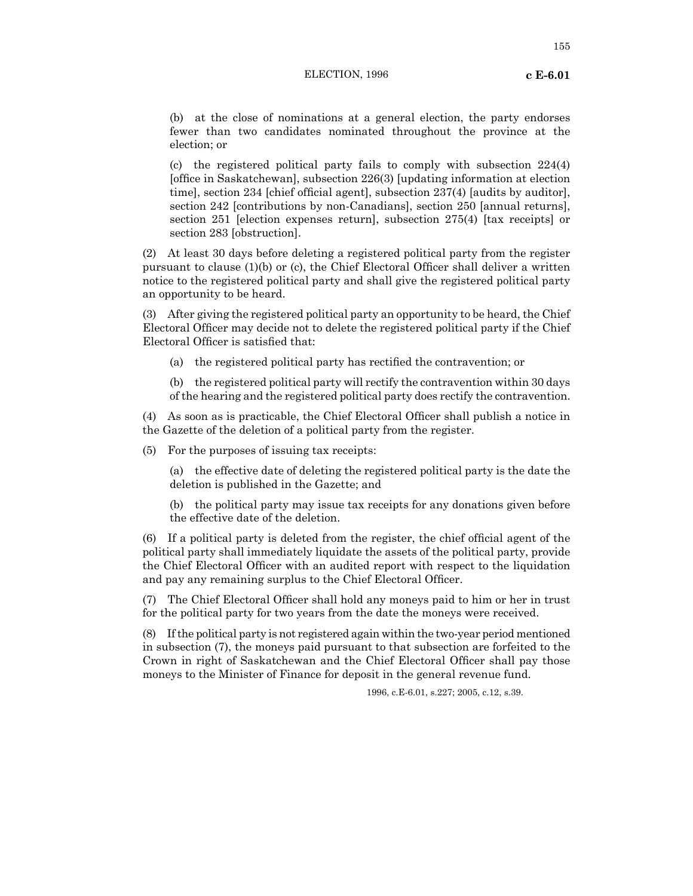(b) at the close of nominations at a general election, the party endorses fewer than two candidates nominated throughout the province at the election; or

(c) the registered political party fails to comply with subsection 224(4) [office in Saskatchewan], subsection 226(3) [updating information at election time], section 234 [chief official agent], subsection 237(4) [audits by auditor], section 242 [contributions by non-Canadians], section 250 [annual returns], section 251 [election expenses return], subsection 275(4) [tax receipts] or section 283 [obstruction].

(2) At least 30 days before deleting a registered political party from the register pursuant to clause (1)(b) or (c), the Chief Electoral Officer shall deliver a written notice to the registered political party and shall give the registered political party an opportunity to be heard.

(3) After giving the registered political party an opportunity to be heard, the Chief Electoral Officer may decide not to delete the registered political party if the Chief Electoral Officer is satisfied that:

(a) the registered political party has rectified the contravention; or

(b) the registered political party will rectify the contravention within 30 days of the hearing and the registered political party does rectify the contravention.

(4) As soon as is practicable, the Chief Electoral Officer shall publish a notice in the Gazette of the deletion of a political party from the register.

(5) For the purposes of issuing tax receipts:

(a) the effective date of deleting the registered political party is the date the deletion is published in the Gazette; and

(b) the political party may issue tax receipts for any donations given before the effective date of the deletion.

(6) If a political party is deleted from the register, the chief official agent of the political party shall immediately liquidate the assets of the political party, provide the Chief Electoral Officer with an audited report with respect to the liquidation and pay any remaining surplus to the Chief Electoral Officer.

(7) The Chief Electoral Officer shall hold any moneys paid to him or her in trust for the political party for two years from the date the moneys were received.

(8) If the political party is not registered again within the two-year period mentioned in subsection (7), the moneys paid pursuant to that subsection are forfeited to the Crown in right of Saskatchewan and the Chief Electoral Officer shall pay those moneys to the Minister of Finance for deposit in the general revenue fund.

1996, c.E-6.01, s.227; 2005, c.12, s.39.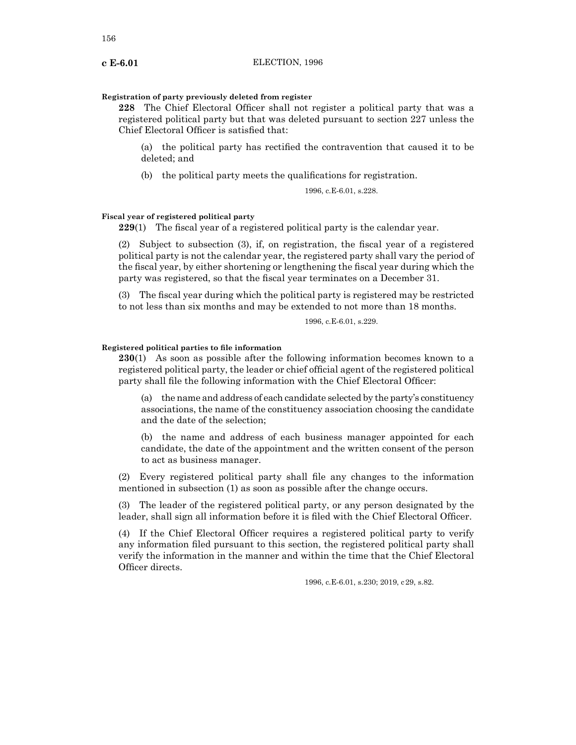**Registration of party previously deleted from register**

**228** The Chief Electoral Officer shall not register a political party that was a registered political party but that was deleted pursuant to section 227 unless the Chief Electoral Officer is satisfied that:

(a) the political party has rectified the contravention that caused it to be deleted; and

(b) the political party meets the qualifications for registration.

1996, c.E-6.01, s.228.

**Fiscal year of registered political party**

**229**(1) The fiscal year of a registered political party is the calendar year.

(2) Subject to subsection (3), if, on registration, the fiscal year of a registered political party is not the calendar year, the registered party shall vary the period of the fiscal year, by either shortening or lengthening the fiscal year during which the party was registered, so that the fiscal year terminates on a December 31.

(3) The fiscal year during which the political party is registered may be restricted to not less than six months and may be extended to not more than 18 months.

1996, c.E-6.01, s.229.

**Registered political parties to file information**

**230**(1) As soon as possible after the following information becomes known to a registered political party, the leader or chief official agent of the registered political party shall file the following information with the Chief Electoral Officer:

(a) the name and address of each candidate selected by the party's constituency associations, the name of the constituency association choosing the candidate and the date of the selection;

(b) the name and address of each business manager appointed for each candidate, the date of the appointment and the written consent of the person to act as business manager.

(2) Every registered political party shall file any changes to the information mentioned in subsection (1) as soon as possible after the change occurs.

(3) The leader of the registered political party, or any person designated by the leader, shall sign all information before it is filed with the Chief Electoral Officer.

(4) If the Chief Electoral Officer requires a registered political party to verify any information filed pursuant to this section, the registered political party shall verify the information in the manner and within the time that the Chief Electoral Officer directs.

1996, c.E-6.01, s.230; 2019, c29, s.82.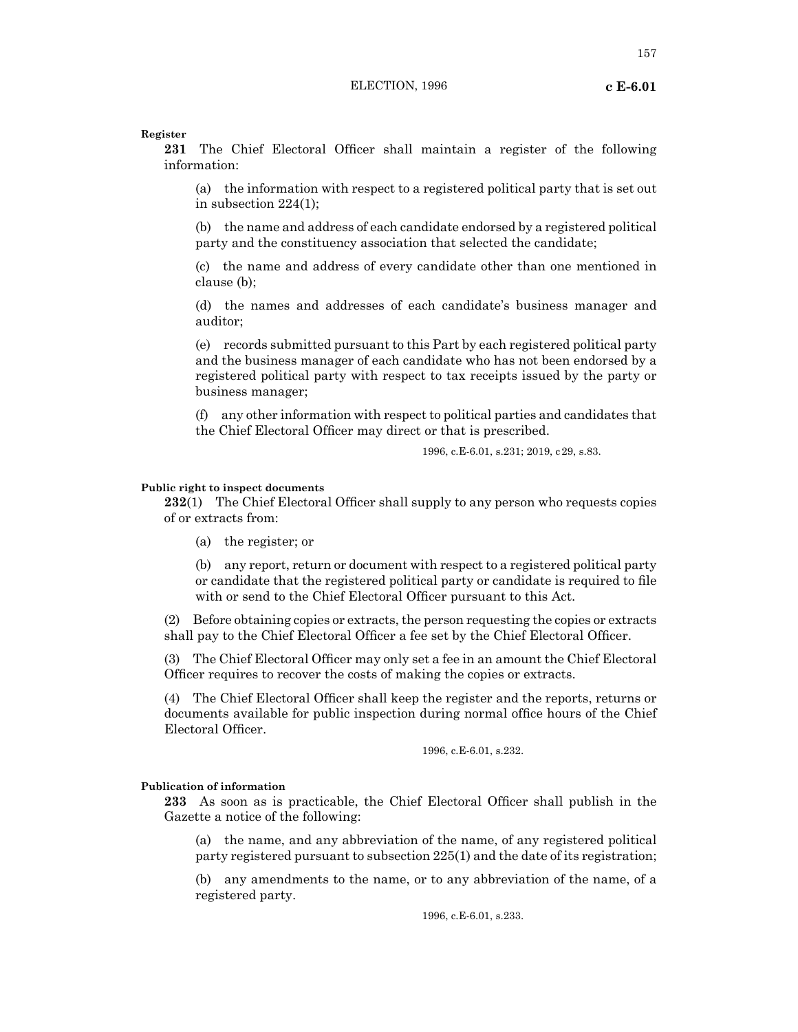**Register**

**231** The Chief Electoral Officer shall maintain a register of the following information:

(a) the information with respect to a registered political party that is set out in subsection 224(1);

(b) the name and address of each candidate endorsed by a registered political party and the constituency association that selected the candidate;

(c) the name and address of every candidate other than one mentioned in clause (b);

(d) the names and addresses of each candidate's business manager and auditor;

(e) records submitted pursuant to this Part by each registered political party and the business manager of each candidate who has not been endorsed by a registered political party with respect to tax receipts issued by the party or business manager;

(f) any other information with respect to political parties and candidates that the Chief Electoral Officer may direct or that is prescribed.

1996, c.E-6.01, s.231; 2019, c 29, s.83.

**Public right to inspect documents**

**232**(1) The Chief Electoral Officer shall supply to any person who requests copies of or extracts from:

(a) the register; or

(b) any report, return or document with respect to a registered political party or candidate that the registered political party or candidate is required to file with or send to the Chief Electoral Officer pursuant to this Act.

(2) Before obtaining copies or extracts, the person requesting the copies or extracts shall pay to the Chief Electoral Officer a fee set by the Chief Electoral Officer.

(3) The Chief Electoral Officer may only set a fee in an amount the Chief Electoral Officer requires to recover the costs of making the copies or extracts.

(4) The Chief Electoral Officer shall keep the register and the reports, returns or documents available for public inspection during normal office hours of the Chief Electoral Officer.

1996, c.E-6.01, s.232.

**Publication of information**

**233** As soon as is practicable, the Chief Electoral Officer shall publish in the Gazette a notice of the following:

(a) the name, and any abbreviation of the name, of any registered political party registered pursuant to subsection 225(1) and the date of its registration;

(b) any amendments to the name, or to any abbreviation of the name, of a registered party.

1996, c.E-6.01, s.233.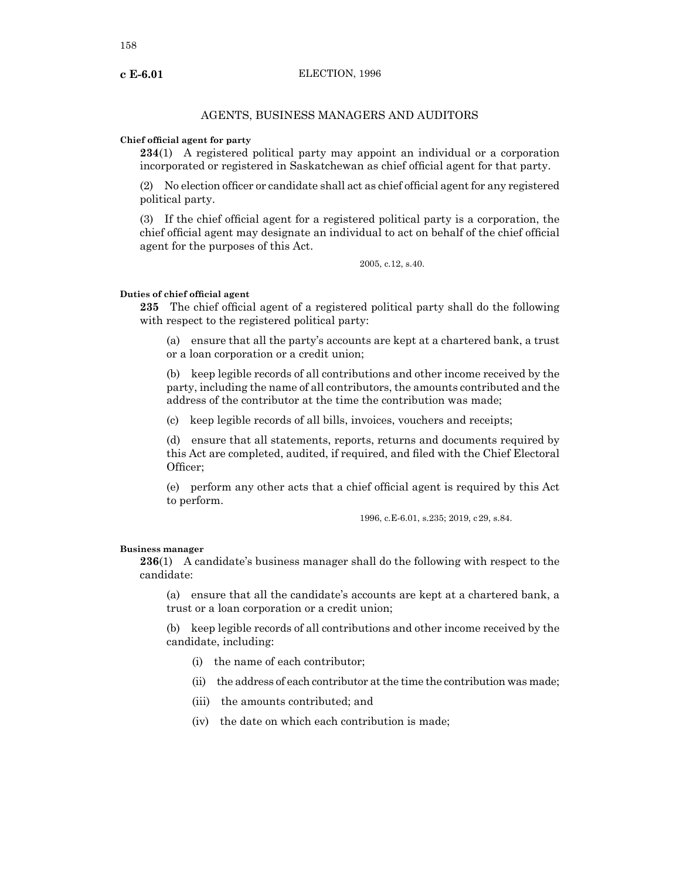## AGENTS, BUSINESS MANAGERS AND AUDITORS

**Chief official agent for party**

**234**(1) A registered political party may appoint an individual or a corporation incorporated or registered in Saskatchewan as chief official agent for that party.

(2) No election officer or candidate shall act as chief official agent for any registered political party.

(3) If the chief official agent for a registered political party is a corporation, the chief official agent may designate an individual to act on behalf of the chief official agent for the purposes of this Act.

2005, c.12, s.40.

**Duties of chief official agent**

**235** The chief official agent of a registered political party shall do the following with respect to the registered political party:

(a) ensure that all the party's accounts are kept at a chartered bank, a trust or a loan corporation or a credit union;

(b) keep legible records of all contributions and other income received by the party, including the name of all contributors, the amounts contributed and the address of the contributor at the time the contribution was made;

(c) keep legible records of all bills, invoices, vouchers and receipts;

(d) ensure that all statements, reports, returns and documents required by this Act are completed, audited, if required, and filed with the Chief Electoral Officer;

(e) perform any other acts that a chief official agent is required by this Act to perform.

1996, c.E-6.01, s.235; 2019, c 29, s.84.

**Business manager**

**236**(1) A candidate's business manager shall do the following with respect to the candidate:

(a) ensure that all the candidate's accounts are kept at a chartered bank, a trust or a loan corporation or a credit union;

(b) keep legible records of all contributions and other income received by the candidate, including:

(i) the name of each contributor;

(ii) the address of each contributor at the time the contribution was made;

(iii) the amounts contributed; and

(iv) the date on which each contribution is made;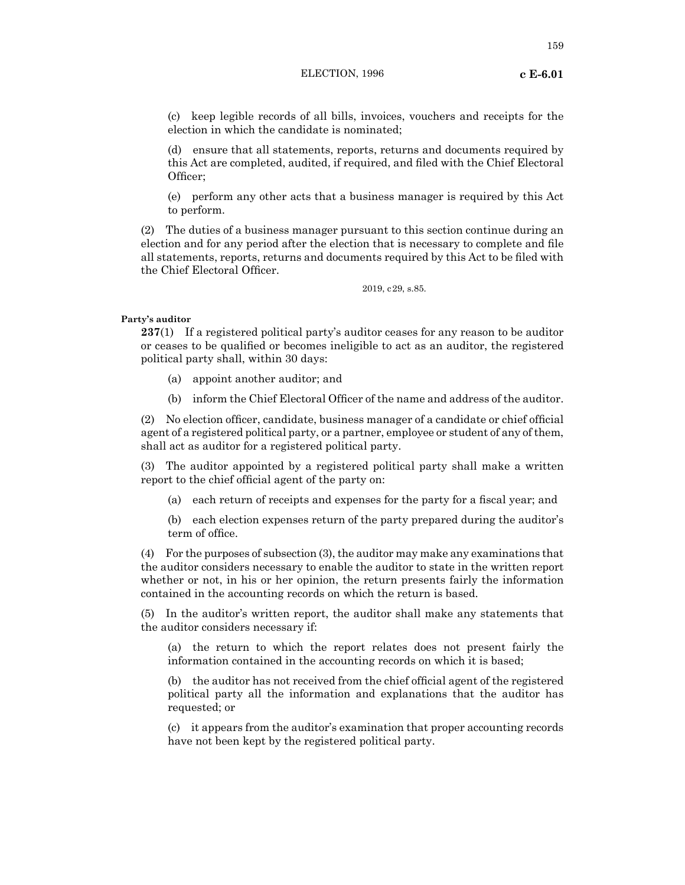(c) keep legible records of all bills, invoices, vouchers and receipts for the election in which the candidate is nominated;

(d) ensure that all statements, reports, returns and documents required by this Act are completed, audited, if required, and filed with the Chief Electoral Officer;

(e) perform any other acts that a business manager is required by this Act to perform.

(2) The duties of a business manager pursuant to this section continue during an election and for any period after the election that is necessary to complete and file all statements, reports, returns and documents required by this Act to be filed with the Chief Electoral Officer.

2019, c29, s.85.

**Party's auditor**

**237**(1) If a registered political party's auditor ceases for any reason to be auditor or ceases to be qualified or becomes ineligible to act as an auditor, the registered political party shall, within 30 days:

(a) appoint another auditor; and

(b) inform the Chief Electoral Officer of the name and address of the auditor.

(2) No election officer, candidate, business manager of a candidate or chief official agent of a registered political party, or a partner, employee or student of any of them, shall act as auditor for a registered political party.

(3) The auditor appointed by a registered political party shall make a written report to the chief official agent of the party on:

(a) each return of receipts and expenses for the party for a fiscal year; and

(b) each election expenses return of the party prepared during the auditor's term of office.

(4) For the purposes of subsection (3), the auditor may make any examinations that the auditor considers necessary to enable the auditor to state in the written report whether or not, in his or her opinion, the return presents fairly the information contained in the accounting records on which the return is based.

(5) In the auditor's written report, the auditor shall make any statements that the auditor considers necessary if:

(a) the return to which the report relates does not present fairly the information contained in the accounting records on which it is based;

(b) the auditor has not received from the chief official agent of the registered political party all the information and explanations that the auditor has requested; or

(c) it appears from the auditor's examination that proper accounting records have not been kept by the registered political party.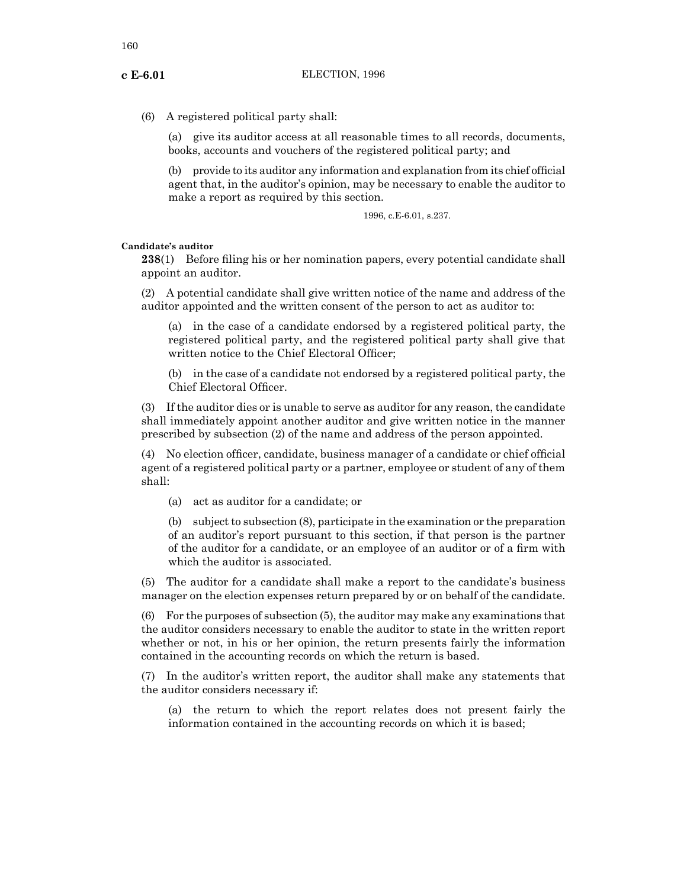(6) A registered political party shall:

(a) give its auditor access at all reasonable times to all records, documents, books, accounts and vouchers of the registered political party; and

(b) provide to its auditor any information and explanation from its chief official agent that, in the auditor's opinion, may be necessary to enable the auditor to make a report as required by this section.

1996, c.E-6.01, s.237.

**Candidate's auditor**

**238**(1) Before filing his or her nomination papers, every potential candidate shall appoint an auditor.

(2) A potential candidate shall give written notice of the name and address of the auditor appointed and the written consent of the person to act as auditor to:

(a) in the case of a candidate endorsed by a registered political party, the registered political party, and the registered political party shall give that written notice to the Chief Electoral Officer;

(b) in the case of a candidate not endorsed by a registered political party, the Chief Electoral Officer.

(3) If the auditor dies or is unable to serve as auditor for any reason, the candidate shall immediately appoint another auditor and give written notice in the manner prescribed by subsection (2) of the name and address of the person appointed.

(4) No election officer, candidate, business manager of a candidate or chief official agent of a registered political party or a partner, employee or student of any of them shall:

(a) act as auditor for a candidate; or

(b) subject to subsection (8), participate in the examination or the preparation of an auditor's report pursuant to this section, if that person is the partner of the auditor for a candidate, or an employee of an auditor or of a firm with which the auditor is associated.

(5) The auditor for a candidate shall make a report to the candidate's business manager on the election expenses return prepared by or on behalf of the candidate.

(6) For the purposes of subsection (5), the auditor may make any examinations that the auditor considers necessary to enable the auditor to state in the written report whether or not, in his or her opinion, the return presents fairly the information contained in the accounting records on which the return is based.

(7) In the auditor's written report, the auditor shall make any statements that the auditor considers necessary if:

(a) the return to which the report relates does not present fairly the information contained in the accounting records on which it is based;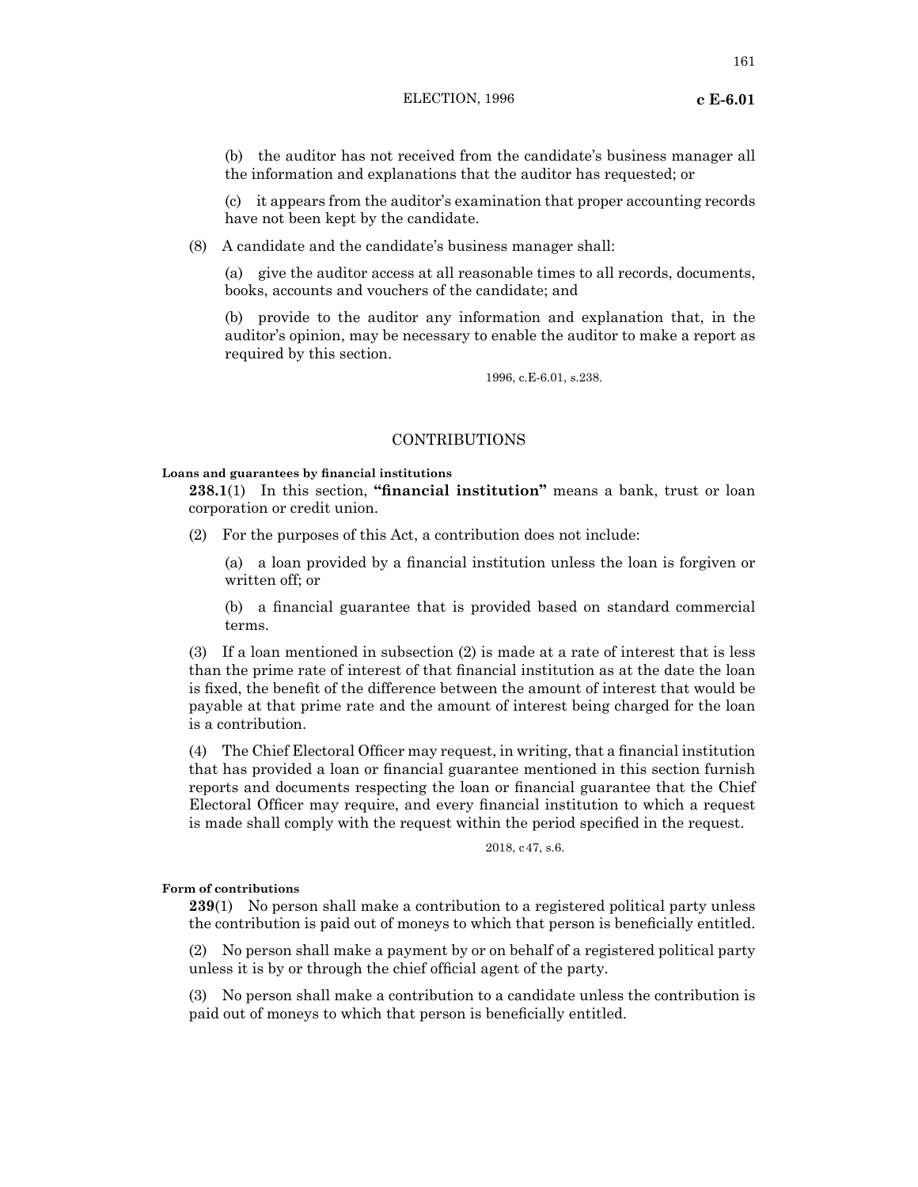(b) the auditor has not received from the candidate's business manager all the information and explanations that the auditor has requested; or

(c) it appears from the auditor's examination that proper accounting records have not been kept by the candidate.

(8) A candidate and the candidate's business manager shall:

(a) give the auditor access at all reasonable times to all records, documents, books, accounts and vouchers of the candidate; and

(b) provide to the auditor any information and explanation that, in the auditor's opinion, may be necessary to enable the auditor to make a report as required by this section.

1996, c.E-6.01, s.238.

## CONTRIBUTIONS

**Loans and guarantees by financial institutions**

**238.1**(1) In this section, **"financial institution"** means a bank, trust or loan corporation or credit union.

(2) For the purposes of this Act, a contribution does not include:

(a) a loan provided by a financial institution unless the loan is forgiven or written off; or

(b) a financial guarantee that is provided based on standard commercial terms.

(3) If a loan mentioned in subsection (2) is made at a rate of interest that is less than the prime rate of interest of that financial institution as at the date the loan is fixed, the benefit of the difference between the amount of interest that would be payable at that prime rate and the amount of interest being charged for the loan is a contribution.

(4) The Chief Electoral Officer may request, in writing, that a financial institution that has provided a loan or financial guarantee mentioned in this section furnish reports and documents respecting the loan or financial guarantee that the Chief Electoral Officer may require, and every financial institution to which a request is made shall comply with the request within the period specified in the request.

2018, c47, s.6.

**Form of contributions**

**239**(1) No person shall make a contribution to a registered political party unless the contribution is paid out of moneys to which that person is beneficially entitled.

(2) No person shall make a payment by or on behalf of a registered political party unless it is by or through the chief official agent of the party.

(3) No person shall make a contribution to a candidate unless the contribution is paid out of moneys to which that person is beneficially entitled.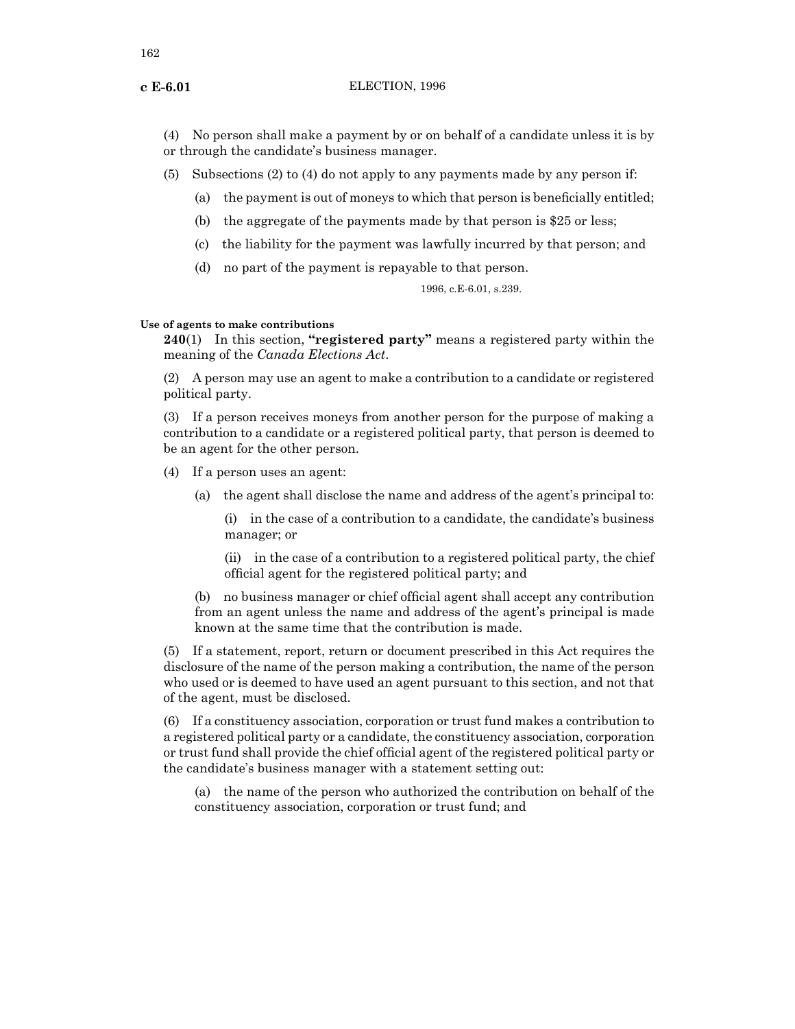(4) No person shall make a payment by or on behalf of a candidate unless it is by or through the candidate's business manager.

(5) Subsections (2) to (4) do not apply to any payments made by any person if:

(a) the payment is out of moneys to which that person is beneficially entitled;

(b) the aggregate of the payments made by that person is $25 or less;

(c) the liability for the payment was lawfully incurred by that person; and

(d) no part of the payment is repayable to that person.

1996, c.E-6.01, s.239.

**Use of agents to make contributions**

**240**(1) In this section, **"registered party"** means a registered party within the meaning of the *Canada Elections Act*.

(2) A person may use an agent to make a contribution to a candidate or registered political party.

(3) If a person receives moneys from another person for the purpose of making a contribution to a candidate or a registered political party, that person is deemed to be an agent for the other person.

(4) If a person uses an agent:

(a) the agent shall disclose the name and address of the agent's principal to:

(i) in the case of a contribution to a candidate, the candidate's business manager; or

(ii) in the case of a contribution to a registered political party, the chief official agent for the registered political party; and

(b) no business manager or chief official agent shall accept any contribution from an agent unless the name and address of the agent's principal is made known at the same time that the contribution is made.

(5) If a statement, report, return or document prescribed in this Act requires the disclosure of the name of the person making a contribution, the name of the person who used or is deemed to have used an agent pursuant to this section, and not that of the agent, must be disclosed.

(6) If a constituency association, corporation or trust fund makes a contribution to a registered political party or a candidate, the constituency association, corporation or trust fund shall provide the chief official agent of the registered political party or the candidate's business manager with a statement setting out:

(a) the name of the person who authorized the contribution on behalf of the constituency association, corporation or trust fund; and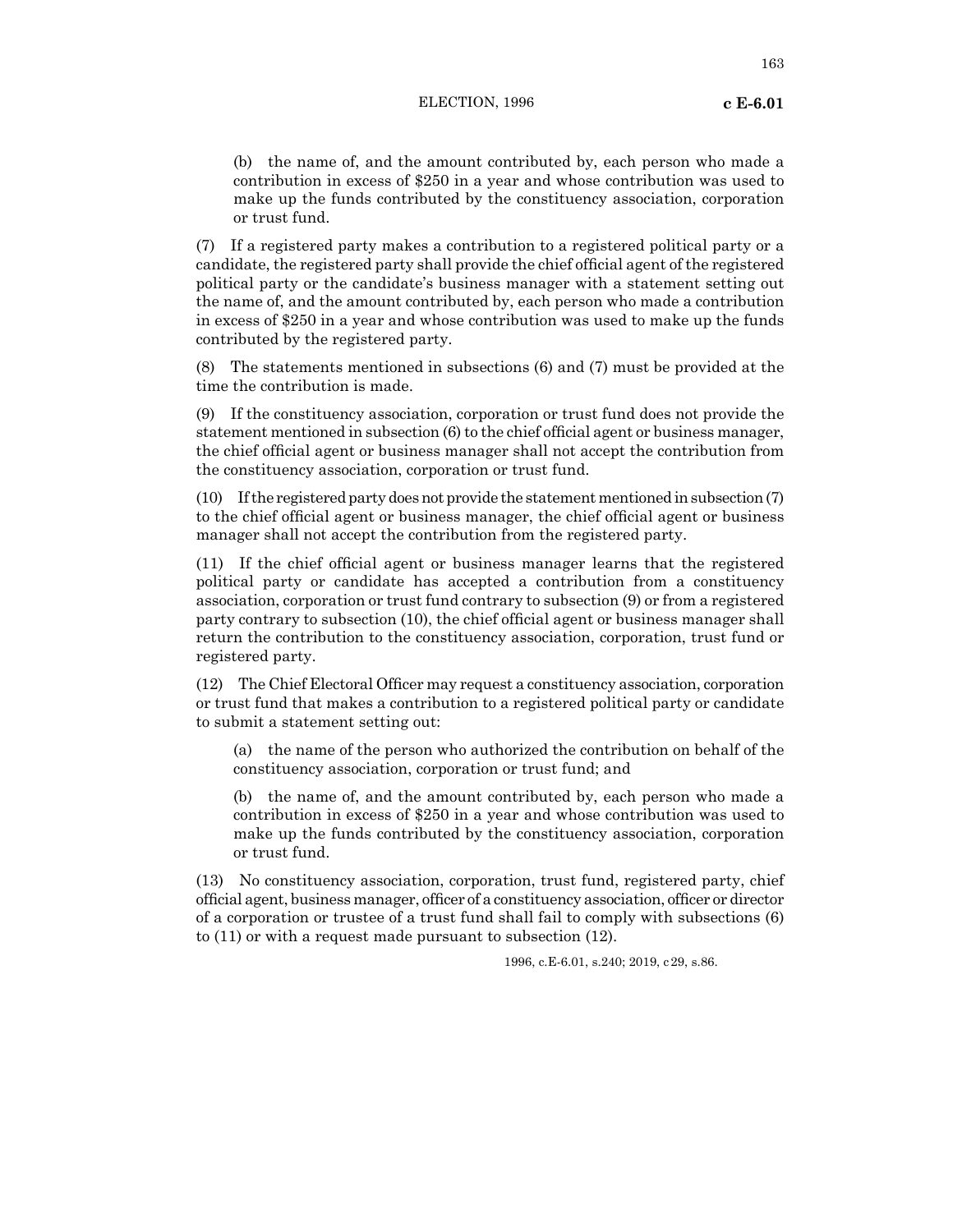(b) the name of, and the amount contributed by, each person who made a contribution in excess of $250 in a year and whose contribution was used to make up the funds contributed by the constituency association, corporation or trust fund.

(7) If a registered party makes a contribution to a registered political party or a candidate, the registered party shall provide the chief official agent of the registered political party or the candidate's business manager with a statement setting out the name of, and the amount contributed by, each person who made a contribution in excess of $250 in a year and whose contribution was used to make up the funds contributed by the registered party.

(8) The statements mentioned in subsections (6) and (7) must be provided at the time the contribution is made.

(9) If the constituency association, corporation or trust fund does not provide the statement mentioned in subsection (6) to the chief official agent or business manager, the chief official agent or business manager shall not accept the contribution from the constituency association, corporation or trust fund.

(10) If the registered party does not provide the statement mentioned in subsection (7) to the chief official agent or business manager, the chief official agent or business manager shall not accept the contribution from the registered party.

(11) If the chief official agent or business manager learns that the registered political party or candidate has accepted a contribution from a constituency association, corporation or trust fund contrary to subsection (9) or from a registered party contrary to subsection (10), the chief official agent or business manager shall return the contribution to the constituency association, corporation, trust fund or registered party.

(12) The Chief Electoral Officer may request a constituency association, corporation or trust fund that makes a contribution to a registered political party or candidate to submit a statement setting out:

(a) the name of the person who authorized the contribution on behalf of the constituency association, corporation or trust fund; and

(b) the name of, and the amount contributed by, each person who made a contribution in excess of $250 in a year and whose contribution was used to make up the funds contributed by the constituency association, corporation or trust fund.

(13) No constituency association, corporation, trust fund, registered party, chief official agent, business manager, officer of a constituency association, officer or director of a corporation or trustee of a trust fund shall fail to comply with subsections (6) to (11) or with a request made pursuant to subsection (12).

1996, c.E-6.01, s.240; 2019, c29, s.86.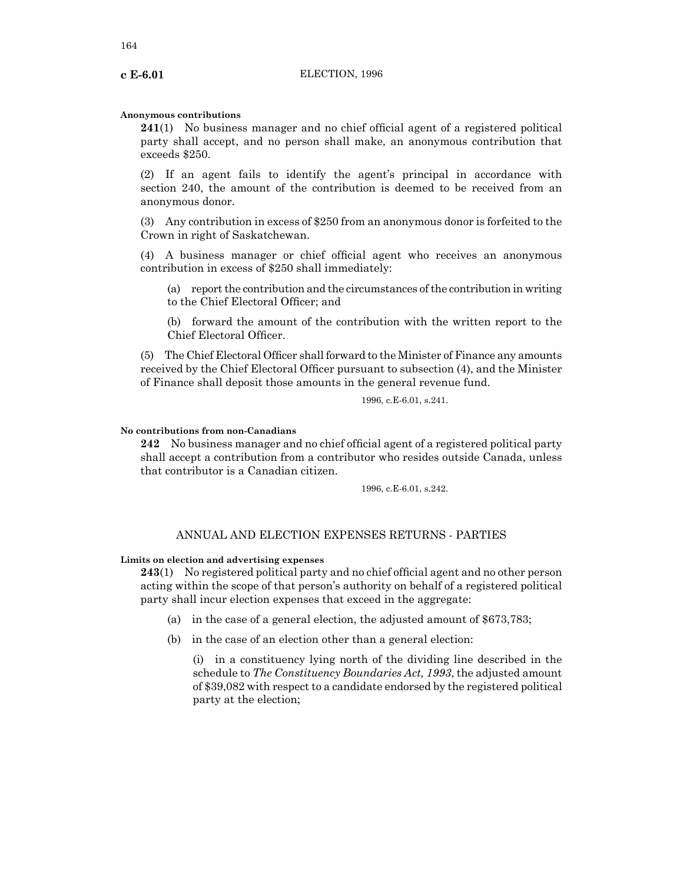**Anonymous contributions**

**241**(1) No business manager and no chief official agent of a registered political party shall accept, and no person shall make, an anonymous contribution that exceeds $250.

(2) If an agent fails to identify the agent's principal in accordance with section 240, the amount of the contribution is deemed to be received from an anonymous donor.

(3) Any contribution in excess of $250 from an anonymous donor is forfeited to the Crown in right of Saskatchewan.

(4) A business manager or chief official agent who receives an anonymous contribution in excess of $250 shall immediately:

(a) report the contribution and the circumstances of the contribution in writing to the Chief Electoral Officer; and

(b) forward the amount of the contribution with the written report to the Chief Electoral Officer.

(5) The Chief Electoral Officer shall forward to the Minister of Finance any amounts received by the Chief Electoral Officer pursuant to subsection (4), and the Minister of Finance shall deposit those amounts in the general revenue fund.

1996, c.E-6.01, s.241.

**No contributions from non-Canadians**

**242** No business manager and no chief official agent of a registered political party shall accept a contribution from a contributor who resides outside Canada, unless that contributor is a Canadian citizen.

1996, c.E-6.01, s.242.

## ANNUAL AND ELECTION EXPENSES RETURNS - PARTIES

**Limits on election and advertising expenses**

**243**(1) No registered political party and no chief official agent and no other person acting within the scope of that person's authority on behalf of a registered political party shall incur election expenses that exceed in the aggregate:

(a) in the case of a general election, the adjusted amount of $673,783;

(b) in the case of an election other than a general election:

(i) in a constituency lying north of the dividing line described in the schedule to *The Constituency Boundaries Act, 1993*, the adjusted amount of $39,082 with respect to a candidate endorsed by the registered political party at the election;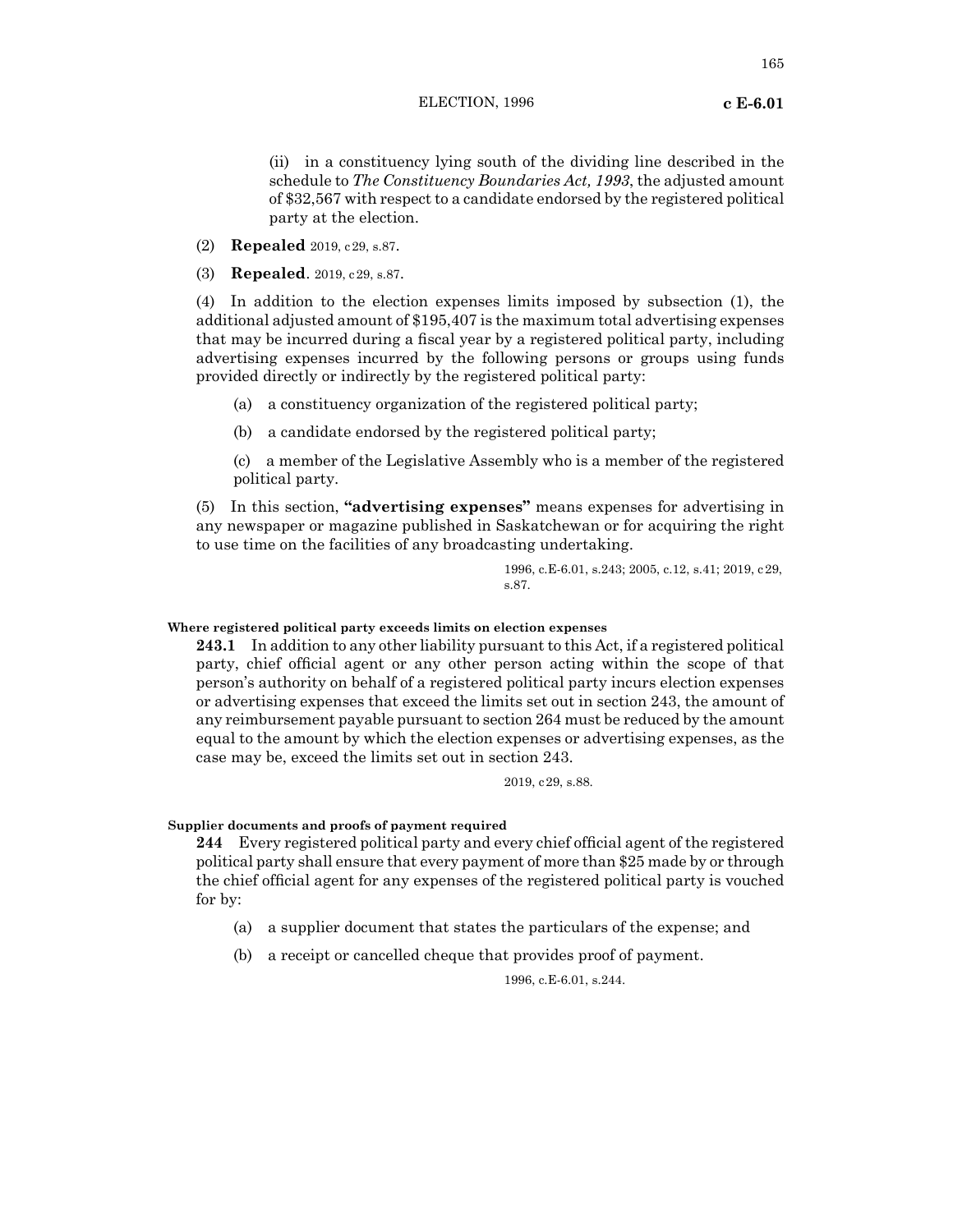(ii) in a constituency lying south of the dividing line described in the schedule to *The Constituency Boundaries Act, 1993*, the adjusted amount of $32,567 with respect to a candidate endorsed by the registered political party at the election.

(2) **Repealed** 2019, c29, s.87.

(3) **Repealed**. 2019, c29, s.87.

(4) In addition to the election expenses limits imposed by subsection (1), the additional adjusted amount of $195,407 is the maximum total advertising expenses that may be incurred during a fiscal year by a registered political party, including advertising expenses incurred by the following persons or groups using funds provided directly or indirectly by the registered political party:

(a) a constituency organization of the registered political party;

(b) a candidate endorsed by the registered political party;

(c) a member of the Legislative Assembly who is a member of the registered political party.

(5) In this section, **"advertising expenses"** means expenses for advertising in any newspaper or magazine published in Saskatchewan or for acquiring the right to use time on the facilities of any broadcasting undertaking.

1996, c.E-6.01, s.243; 2005, c.12, s.41; 2019, c29, s.87.

**Where registered political party exceeds limits on election expenses**

**243.1** In addition to any other liability pursuant to this Act, if a registered political party, chief official agent or any other person acting within the scope of that person's authority on behalf of a registered political party incurs election expenses or advertising expenses that exceed the limits set out in section 243, the amount of any reimbursement payable pursuant to section 264 must be reduced by the amount equal to the amount by which the election expenses or advertising expenses, as the case may be, exceed the limits set out in section 243.

2019, c29, s.88.

**Supplier documents and proofs of payment required**

**244** Every registered political party and every chief official agent of the registered political party shall ensure that every payment of more than $25 made by or through the chief official agent for any expenses of the registered political party is vouched for by:

(a) a supplier document that states the particulars of the expense; and

(b) a receipt or cancelled cheque that provides proof of payment.

1996, c.E-6.01, s.244.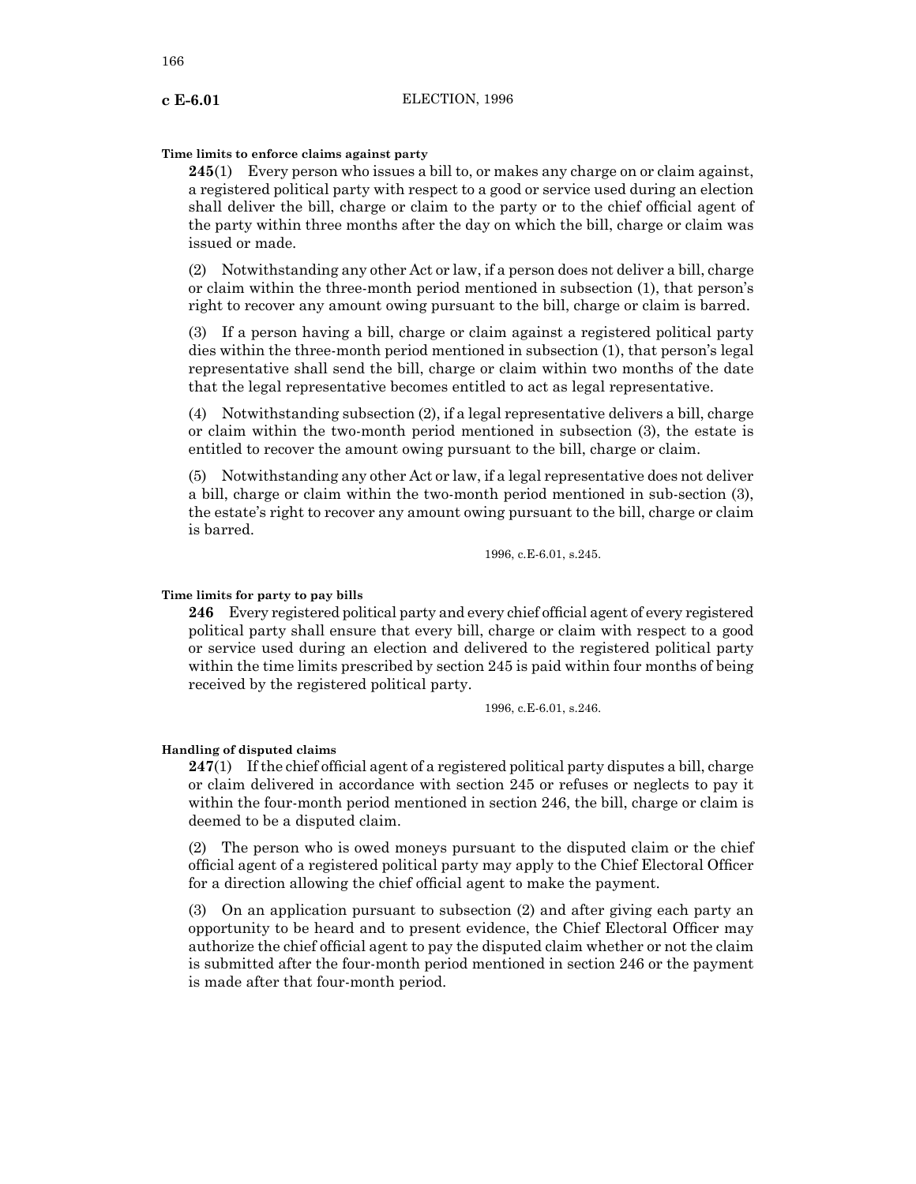**Time limits to enforce claims against party**

**245**(1) Every person who issues a bill to, or makes any charge on or claim against, a registered political party with respect to a good or service used during an election shall deliver the bill, charge or claim to the party or to the chief official agent of the party within three months after the day on which the bill, charge or claim was issued or made.

(2) Notwithstanding any other Act or law, if a person does not deliver a bill, charge or claim within the three-month period mentioned in subsection (1), that person's right to recover any amount owing pursuant to the bill, charge or claim is barred.

(3) If a person having a bill, charge or claim against a registered political party dies within the three-month period mentioned in subsection (1), that person's legal representative shall send the bill, charge or claim within two months of the date that the legal representative becomes entitled to act as legal representative.

(4) Notwithstanding subsection (2), if a legal representative delivers a bill, charge or claim within the two-month period mentioned in subsection (3), the estate is entitled to recover the amount owing pursuant to the bill, charge or claim.

(5) Notwithstanding any other Act or law, if a legal representative does not deliver a bill, charge or claim within the two-month period mentioned in sub-section (3), the estate's right to recover any amount owing pursuant to the bill, charge or claim is barred.

1996, c.E-6.01, s.245.

**Time limits for party to pay bills**

**246** Every registered political party and every chief official agent of every registered political party shall ensure that every bill, charge or claim with respect to a good or service used during an election and delivered to the registered political party within the time limits prescribed by section 245 is paid within four months of being received by the registered political party.

1996, c.E-6.01, s.246.

**Handling of disputed claims**

**247**(1) If the chief official agent of a registered political party disputes a bill, charge or claim delivered in accordance with section 245 or refuses or neglects to pay it within the four-month period mentioned in section 246, the bill, charge or claim is deemed to be a disputed claim.

(2) The person who is owed moneys pursuant to the disputed claim or the chief official agent of a registered political party may apply to the Chief Electoral Officer for a direction allowing the chief official agent to make the payment.

(3) On an application pursuant to subsection (2) and after giving each party an opportunity to be heard and to present evidence, the Chief Electoral Officer may authorize the chief official agent to pay the disputed claim whether or not the claim is submitted after the four-month period mentioned in section 246 or the payment is made after that four-month period.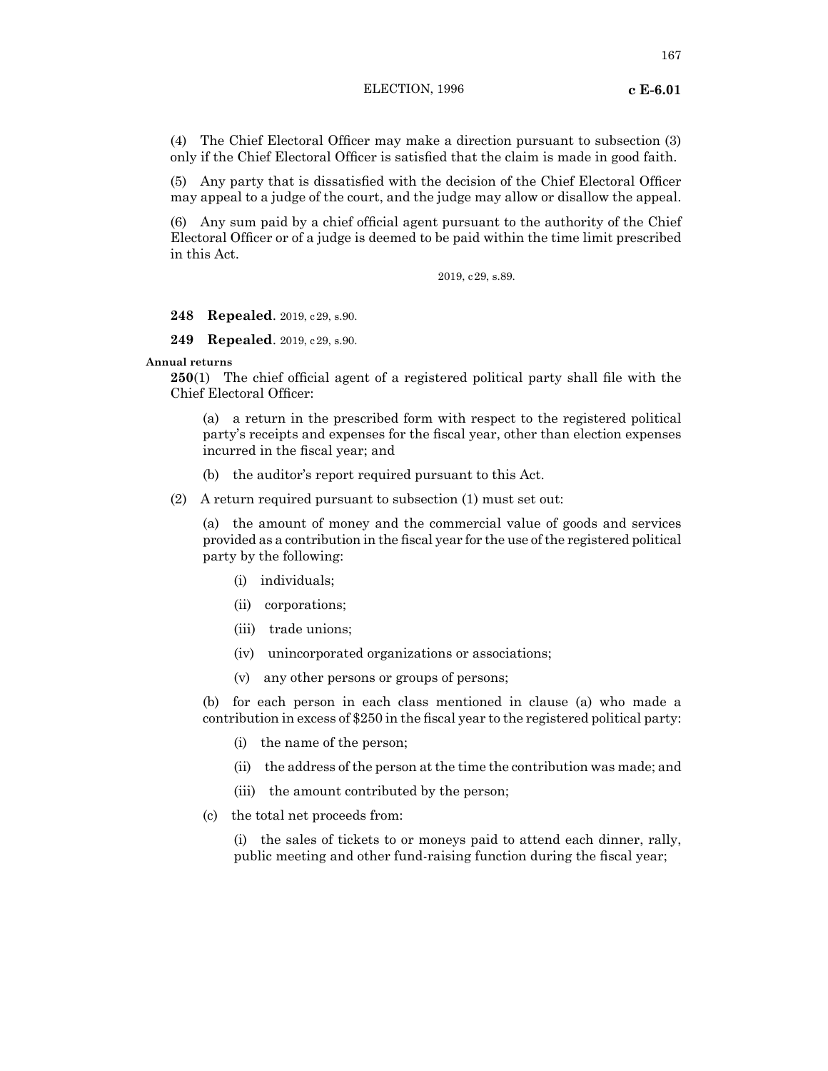(4) The Chief Electoral Officer may make a direction pursuant to subsection (3) only if the Chief Electoral Officer is satisfied that the claim is made in good faith.

(5) Any party that is dissatisfied with the decision of the Chief Electoral Officer may appeal to a judge of the court, and the judge may allow or disallow the appeal.

(6) Any sum paid by a chief official agent pursuant to the authority of the Chief Electoral Officer or of a judge is deemed to be paid within the time limit prescribed in this Act.

2019, c29, s.89.

**248 Repealed.** 2019, c29, s.90.

**249 Repealed.** 2019, c29, s.90.

**Annual returns**

**250**(1) The chief official agent of a registered political party shall file with the Chief Electoral Officer:

(a) a return in the prescribed form with respect to the registered political party's receipts and expenses for the fiscal year, other than election expenses incurred in the fiscal year; and

(b) the auditor's report required pursuant to this Act.

(2) A return required pursuant to subsection (1) must set out:

(a) the amount of money and the commercial value of goods and services provided as a contribution in the fiscal year for the use of the registered political party by the following:

(i) individuals;

(ii) corporations;

(iii) trade unions;

(iv) unincorporated organizations or associations;

(v) any other persons or groups of persons;

(b) for each person in each class mentioned in clause (a) who made a contribution in excess of $250 in the fiscal year to the registered political party:

(i) the name of the person;

(ii) the address of the person at the time the contribution was made; and

(iii) the amount contributed by the person;

(c) the total net proceeds from:

(i) the sales of tickets to or moneys paid to attend each dinner, rally, public meeting and other fund-raising function during the fiscal year;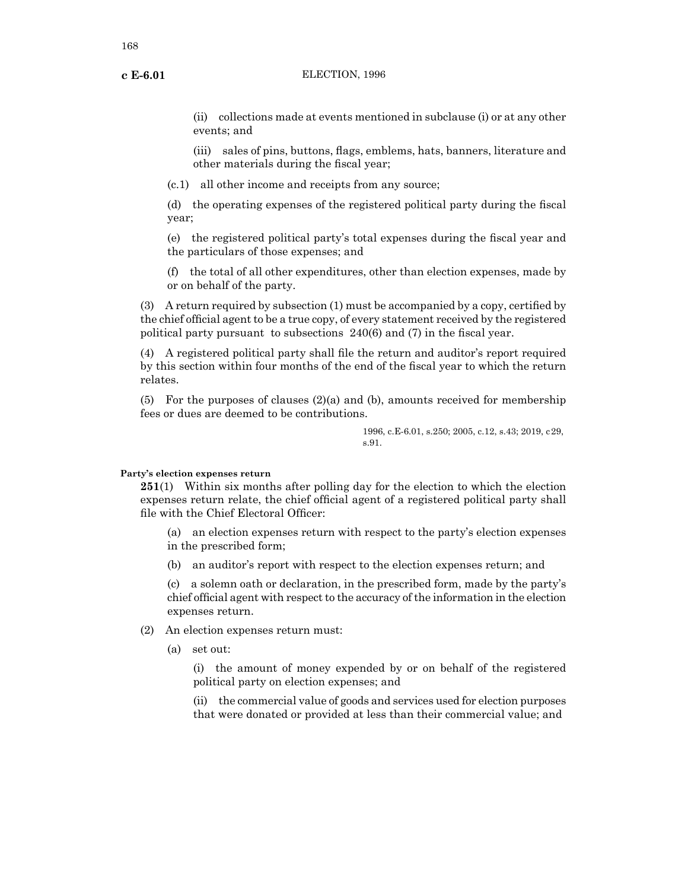(ii) collections made at events mentioned in subclause (i) or at any other events; and

(iii) sales of pins, buttons, flags, emblems, hats, banners, literature and other materials during the fiscal year;

(c.1) all other income and receipts from any source;

(d) the operating expenses of the registered political party during the fiscal year;

(e) the registered political party's total expenses during the fiscal year and the particulars of those expenses; and

(f) the total of all other expenditures, other than election expenses, made by or on behalf of the party.

(3) A return required by subsection (1) must be accompanied by a copy, certified by the chief official agent to be a true copy, of every statement received by the registered political party pursuant to subsections 240(6) and (7) in the fiscal year.

(4) A registered political party shall file the return and auditor's report required by this section within four months of the end of the fiscal year to which the return relates.

(5) For the purposes of clauses (2)(a) and (b), amounts received for membership fees or dues are deemed to be contributions.

1996, c.E-6.01, s.250; 2005, c.12, s.43; 2019, c29, s.91.

**Party's election expenses return**

**251**(1) Within six months after polling day for the election to which the election expenses return relate, the chief official agent of a registered political party shall file with the Chief Electoral Officer:

(a) an election expenses return with respect to the party's election expenses in the prescribed form;

(b) an auditor's report with respect to the election expenses return; and

(c) a solemn oath or declaration, in the prescribed form, made by the party's chief official agent with respect to the accuracy of the information in the election expenses return.

(2) An election expenses return must:

(a) set out:

(i) the amount of money expended by or on behalf of the registered political party on election expenses; and

(ii) the commercial value of goods and services used for election purposes that were donated or provided at less than their commercial value; and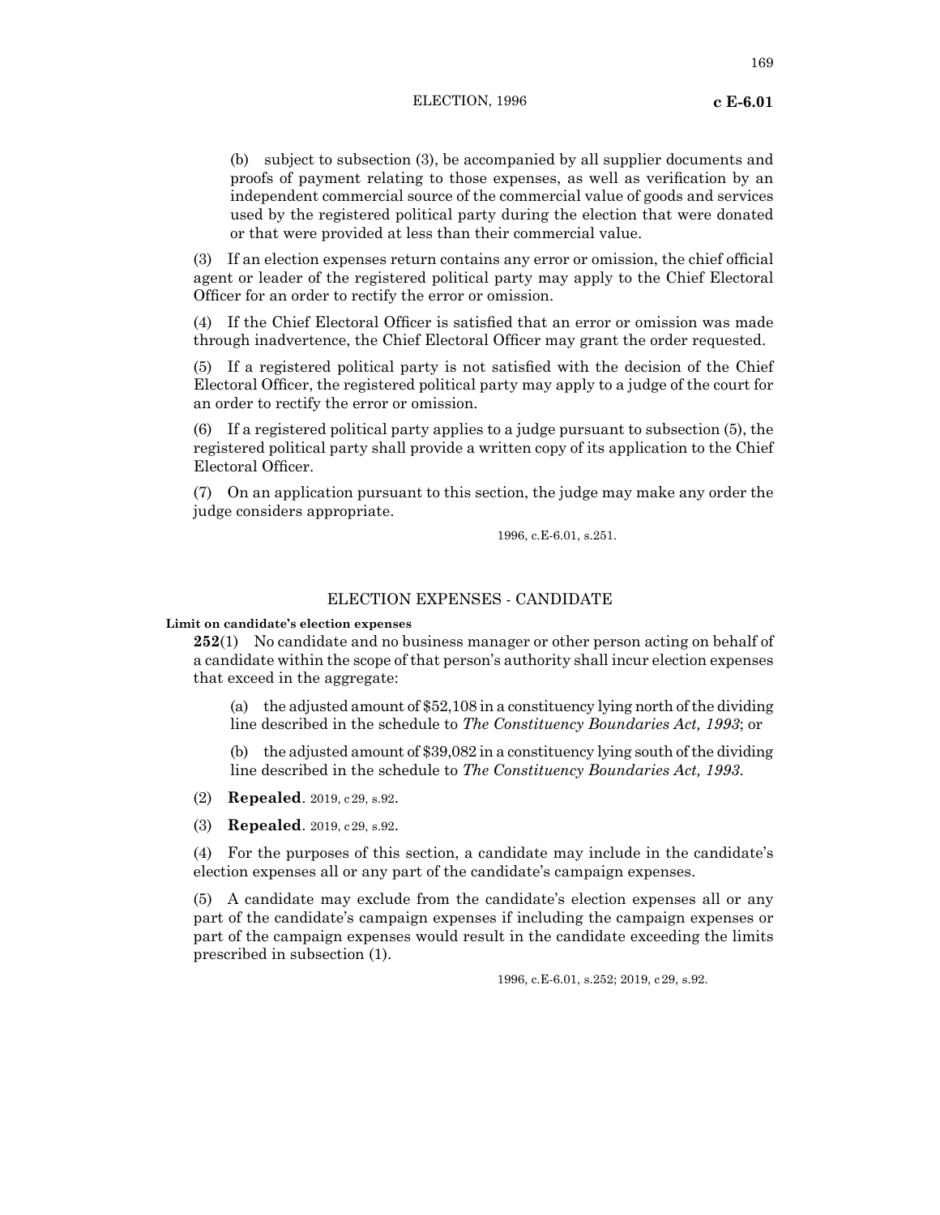(b) subject to subsection (3), be accompanied by all supplier documents and proofs of payment relating to those expenses, as well as verification by an independent commercial source of the commercial value of goods and services used by the registered political party during the election that were donated or that were provided at less than their commercial value.

(3) If an election expenses return contains any error or omission, the chief official agent or leader of the registered political party may apply to the Chief Electoral Officer for an order to rectify the error or omission.

(4) If the Chief Electoral Officer is satisfied that an error or omission was made through inadvertence, the Chief Electoral Officer may grant the order requested.

(5) If a registered political party is not satisfied with the decision of the Chief Electoral Officer, the registered political party may apply to a judge of the court for an order to rectify the error or omission.

(6) If a registered political party applies to a judge pursuant to subsection (5), the registered political party shall provide a written copy of its application to the Chief Electoral Officer.

(7) On an application pursuant to this section, the judge may make any order the judge considers appropriate.

1996, c.E-6.01, s.251.

## ELECTION EXPENSES - CANDIDATE

**Limit on candidate's election expenses**

**252**(1) No candidate and no business manager or other person acting on behalf of a candidate within the scope of that person's authority shall incur election expenses that exceed in the aggregate:

(a) the adjusted amount of $52,108 in a constituency lying north of the dividing line described in the schedule to *The Constituency Boundaries Act, 1993*; or

(b) the adjusted amount of $39,082 in a constituency lying south of the dividing line described in the schedule to *The Constituency Boundaries Act, 1993*.

(2) **Repealed**. 2019, c29, s.92.

(3) **Repealed**. 2019, c29, s.92.

(4) For the purposes of this section, a candidate may include in the candidate's election expenses all or any part of the candidate's campaign expenses.

(5) A candidate may exclude from the candidate's election expenses all or any part of the candidate's campaign expenses if including the campaign expenses or part of the campaign expenses would result in the candidate exceeding the limits prescribed in subsection (1).

1996, c.E-6.01, s.252; 2019, c29, s.92.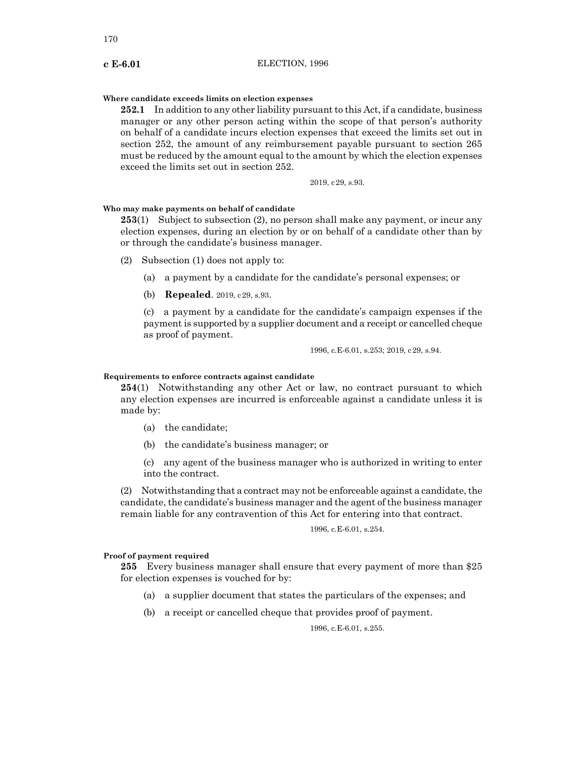**Where candidate exceeds limits on election expenses**

**252.1** In addition to any other liability pursuant to this Act, if a candidate, business manager or any other person acting within the scope of that person's authority on behalf of a candidate incurs election expenses that exceed the limits set out in section 252, the amount of any reimbursement payable pursuant to section 265 must be reduced by the amount equal to the amount by which the election expenses exceed the limits set out in section 252.

2019, c 29, s.93.

**Who may make payments on behalf of candidate**

**253**(1) Subject to subsection (2), no person shall make any payment, or incur any election expenses, during an election by or on behalf of a candidate other than by or through the candidate's business manager.

(2) Subsection (1) does not apply to:

(a) a payment by a candidate for the candidate's personal expenses; or

(b) **Repealed**. 2019, c 29, s.93.

(c) a payment by a candidate for the candidate's campaign expenses if the payment is supported by a supplier document and a receipt or cancelled cheque as proof of payment.

1996, c.E-6.01, s.253; 2019, c 29, s.94.

**Requirements to enforce contracts against candidate**

**254**(1) Notwithstanding any other Act or law, no contract pursuant to which any election expenses are incurred is enforceable against a candidate unless it is made by:

(a) the candidate;

(b) the candidate's business manager; or

(c) any agent of the business manager who is authorized in writing to enter into the contract.

(2) Notwithstanding that a contract may not be enforceable against a candidate, the candidate, the candidate's business manager and the agent of the business manager remain liable for any contravention of this Act for entering into that contract.

1996, c.E-6.01, s.254.

**Proof of payment required**

**255** Every business manager shall ensure that every payment of more than $25 for election expenses is vouched for by:

(a) a supplier document that states the particulars of the expenses; and

(b) a receipt or cancelled cheque that provides proof of payment.

1996, c.E-6.01, s.255.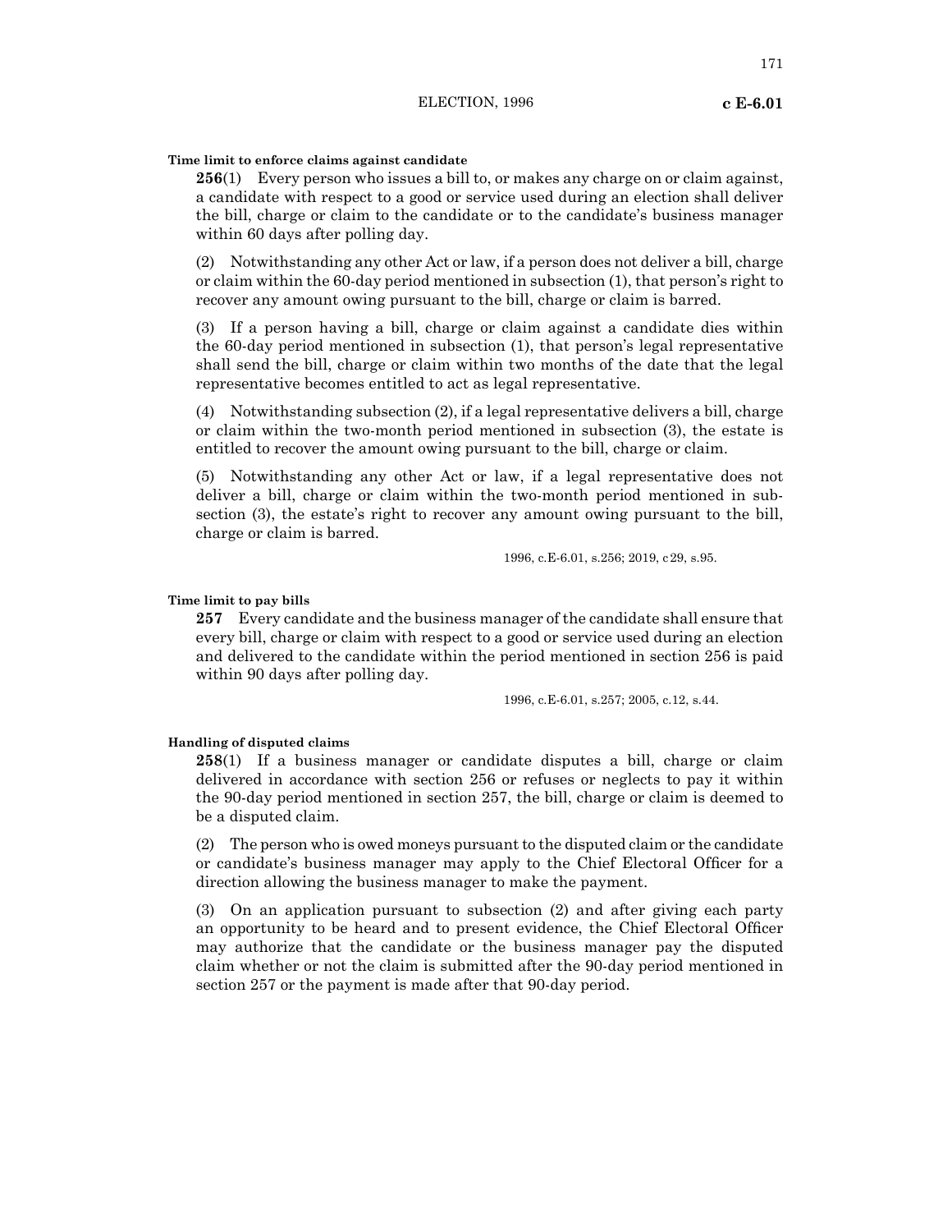**Time limit to enforce claims against candidate**

**256**(1) Every person who issues a bill to, or makes any charge on or claim against, a candidate with respect to a good or service used during an election shall deliver the bill, charge or claim to the candidate or to the candidate's business manager within 60 days after polling day.

(2) Notwithstanding any other Act or law, if a person does not deliver a bill, charge or claim within the 60-day period mentioned in subsection (1), that person's right to recover any amount owing pursuant to the bill, charge or claim is barred.

(3) If a person having a bill, charge or claim against a candidate dies within the 60-day period mentioned in subsection (1), that person's legal representative shall send the bill, charge or claim within two months of the date that the legal representative becomes entitled to act as legal representative.

(4) Notwithstanding subsection (2), if a legal representative delivers a bill, charge or claim within the two-month period mentioned in subsection (3), the estate is entitled to recover the amount owing pursuant to the bill, charge or claim.

(5) Notwithstanding any other Act or law, if a legal representative does not deliver a bill, charge or claim within the two-month period mentioned in subsection (3), the estate's right to recover any amount owing pursuant to the bill, charge or claim is barred.

1996, c.E-6.01, s.256; 2019, c29, s.95.

**Time limit to pay bills**

**257** Every candidate and the business manager of the candidate shall ensure that every bill, charge or claim with respect to a good or service used during an election and delivered to the candidate within the period mentioned in section 256 is paid within 90 days after polling day.

1996, c.E-6.01, s.257; 2005, c.12, s.44.

**Handling of disputed claims**

**258**(1) If a business manager or candidate disputes a bill, charge or claim delivered in accordance with section 256 or refuses or neglects to pay it within the 90-day period mentioned in section 257, the bill, charge or claim is deemed to be a disputed claim.

(2) The person who is owed moneys pursuant to the disputed claim or the candidate or candidate's business manager may apply to the Chief Electoral Officer for a direction allowing the business manager to make the payment.

(3) On an application pursuant to subsection (2) and after giving each party an opportunity to be heard and to present evidence, the Chief Electoral Officer may authorize that the candidate or the business manager pay the disputed claim whether or not the claim is submitted after the 90-day period mentioned in section 257 or the payment is made after that 90-day period.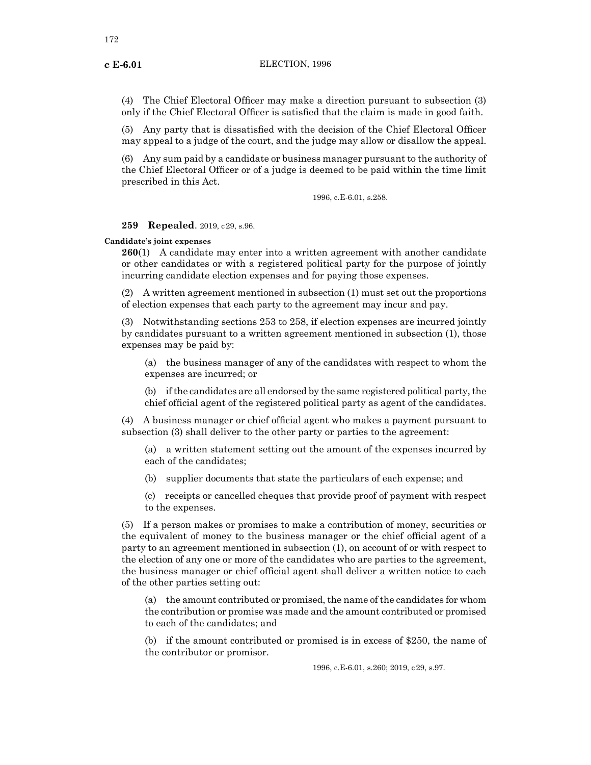(4) The Chief Electoral Officer may make a direction pursuant to subsection (3) only if the Chief Electoral Officer is satisfied that the claim is made in good faith.

(5) Any party that is dissatisfied with the decision of the Chief Electoral Officer may appeal to a judge of the court, and the judge may allow or disallow the appeal.

(6) Any sum paid by a candidate or business manager pursuant to the authority of the Chief Electoral Officer or of a judge is deemed to be paid within the time limit prescribed in this Act.

1996, c.E-6.01, s.258.

**259 Repealed.** 2019, c29, s.96.

**Candidate's joint expenses**

**260**(1) A candidate may enter into a written agreement with another candidate or other candidates or with a registered political party for the purpose of jointly incurring candidate election expenses and for paying those expenses.

(2) A written agreement mentioned in subsection (1) must set out the proportions of election expenses that each party to the agreement may incur and pay.

(3) Notwithstanding sections 253 to 258, if election expenses are incurred jointly by candidates pursuant to a written agreement mentioned in subsection (1), those expenses may be paid by:

(a) the business manager of any of the candidates with respect to whom the expenses are incurred; or

(b) if the candidates are all endorsed by the same registered political party, the chief official agent of the registered political party as agent of the candidates.

(4) A business manager or chief official agent who makes a payment pursuant to subsection (3) shall deliver to the other party or parties to the agreement:

(a) a written statement setting out the amount of the expenses incurred by each of the candidates;

(b) supplier documents that state the particulars of each expense; and

(c) receipts or cancelled cheques that provide proof of payment with respect to the expenses.

(5) If a person makes or promises to make a contribution of money, securities or the equivalent of money to the business manager or the chief official agent of a party to an agreement mentioned in subsection (1), on account of or with respect to the election of any one or more of the candidates who are parties to the agreement, the business manager or chief official agent shall deliver a written notice to each of the other parties setting out:

(a) the amount contributed or promised, the name of the candidates for whom the contribution or promise was made and the amount contributed or promised to each of the candidates; and

(b) if the amount contributed or promised is in excess of $250, the name of the contributor or promisor.

1996, c.E-6.01, s.260; 2019, c29, s.97.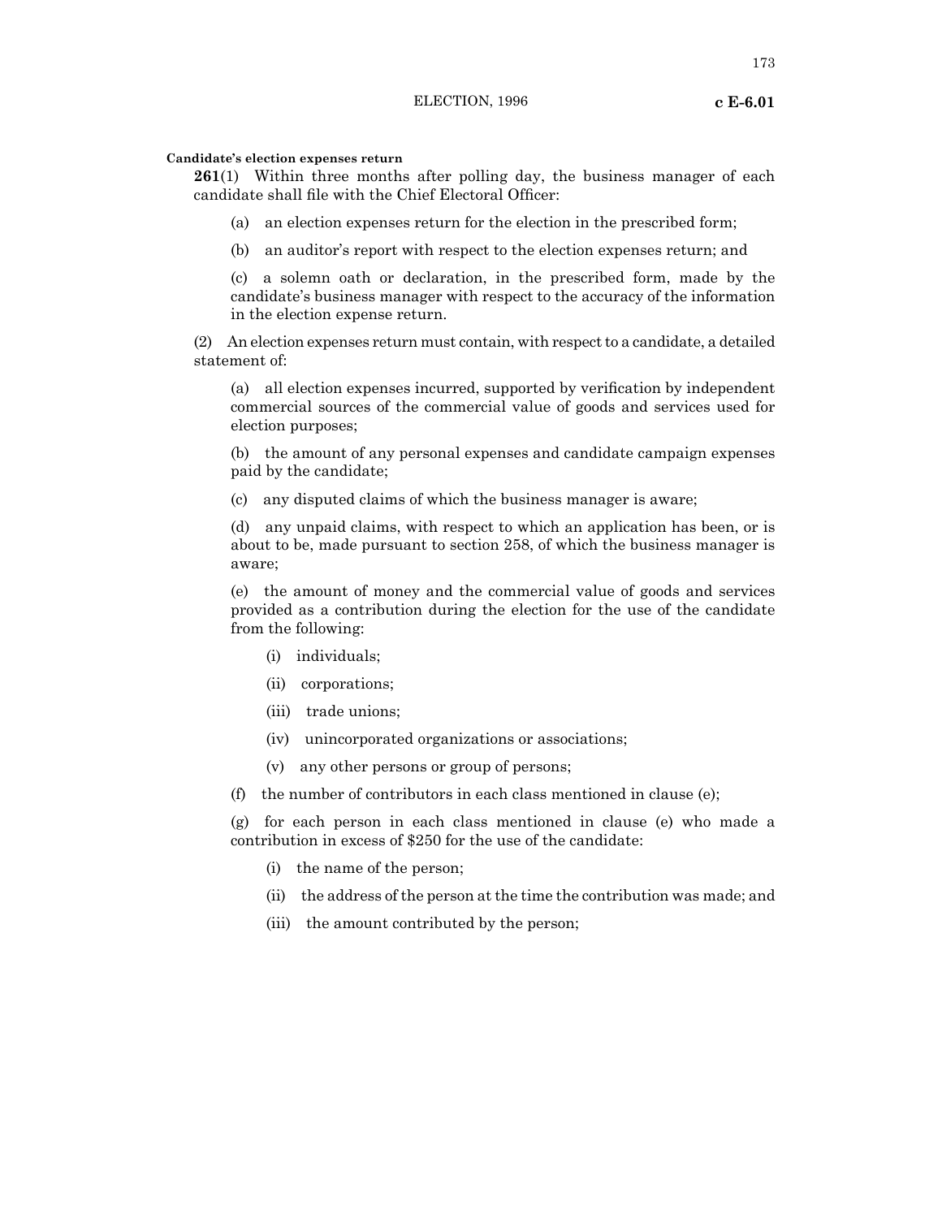**Candidate's election expenses return**

**261**(1) Within three months after polling day, the business manager of each candidate shall file with the Chief Electoral Officer:

(a) an election expenses return for the election in the prescribed form;

(b) an auditor's report with respect to the election expenses return; and

(c) a solemn oath or declaration, in the prescribed form, made by the candidate's business manager with respect to the accuracy of the information in the election expense return.

(2) An election expenses return must contain, with respect to a candidate, a detailed statement of:

(a) all election expenses incurred, supported by verification by independent commercial sources of the commercial value of goods and services used for election purposes;

(b) the amount of any personal expenses and candidate campaign expenses paid by the candidate;

(c) any disputed claims of which the business manager is aware;

(d) any unpaid claims, with respect to which an application has been, or is about to be, made pursuant to section 258, of which the business manager is aware;

(e) the amount of money and the commercial value of goods and services provided as a contribution during the election for the use of the candidate from the following:

(i) individuals;

(ii) corporations;

(iii) trade unions;

(iv) unincorporated organizations or associations;

(v) any other persons or group of persons;

(f) the number of contributors in each class mentioned in clause (e);

(g) for each person in each class mentioned in clause (e) who made a contribution in excess of $250 for the use of the candidate:

(i) the name of the person;

(ii) the address of the person at the time the contribution was made; and

(iii) the amount contributed by the person;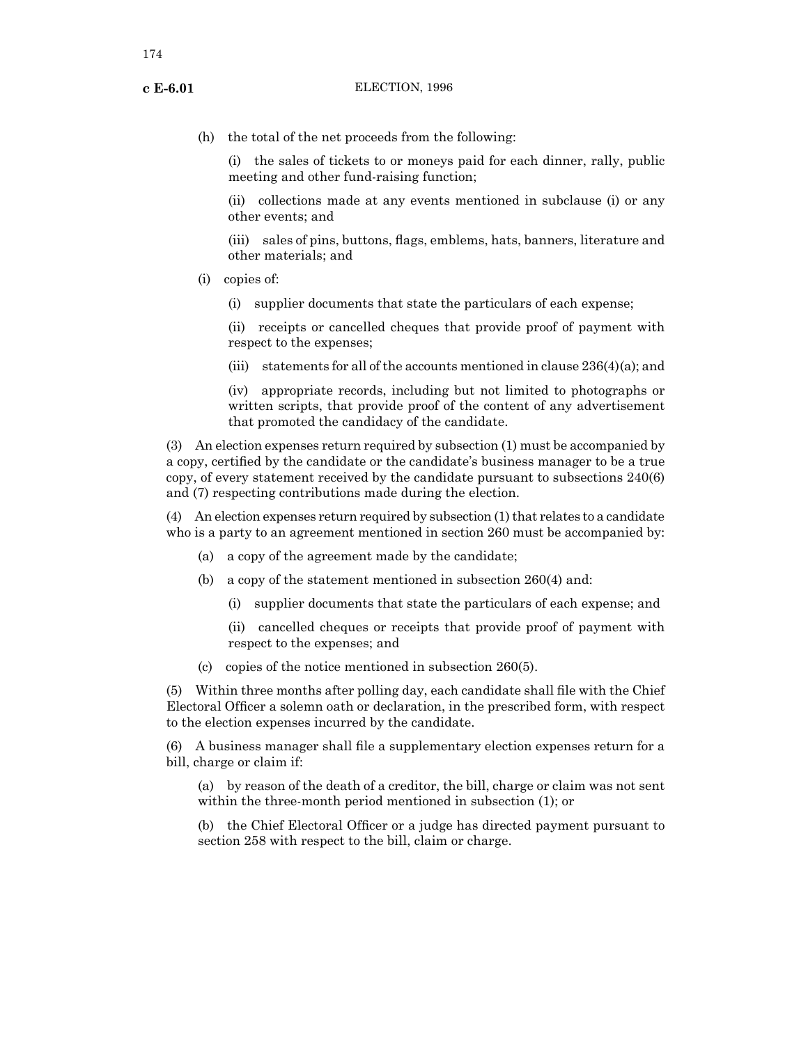(h) the total of the net proceeds from the following:

(i) the sales of tickets to or moneys paid for each dinner, rally, public meeting and other fund-raising function;

(ii) collections made at any events mentioned in subclause (i) or any other events; and

(iii) sales of pins, buttons, flags, emblems, hats, banners, literature and other materials; and

(i) copies of:

(i) supplier documents that state the particulars of each expense;

(ii) receipts or cancelled cheques that provide proof of payment with respect to the expenses;

(iii) statements for all of the accounts mentioned in clause 236(4)(a); and

(iv) appropriate records, including but not limited to photographs or written scripts, that provide proof of the content of any advertisement that promoted the candidacy of the candidate.

(3) An election expenses return required by subsection (1) must be accompanied by a copy, certified by the candidate or the candidate's business manager to be a true copy, of every statement received by the candidate pursuant to subsections 240(6) and (7) respecting contributions made during the election.

(4) An election expenses return required by subsection (1) that relates to a candidate who is a party to an agreement mentioned in section 260 must be accompanied by:

(a) a copy of the agreement made by the candidate;

(b) a copy of the statement mentioned in subsection 260(4) and:

(i) supplier documents that state the particulars of each expense; and

(ii) cancelled cheques or receipts that provide proof of payment with respect to the expenses; and

(c) copies of the notice mentioned in subsection 260(5).

(5) Within three months after polling day, each candidate shall file with the Chief Electoral Officer a solemn oath or declaration, in the prescribed form, with respect to the election expenses incurred by the candidate.

(6) A business manager shall file a supplementary election expenses return for a bill, charge or claim if:

(a) by reason of the death of a creditor, the bill, charge or claim was not sent within the three-month period mentioned in subsection (1); or

(b) the Chief Electoral Officer or a judge has directed payment pursuant to section 258 with respect to the bill, claim or charge.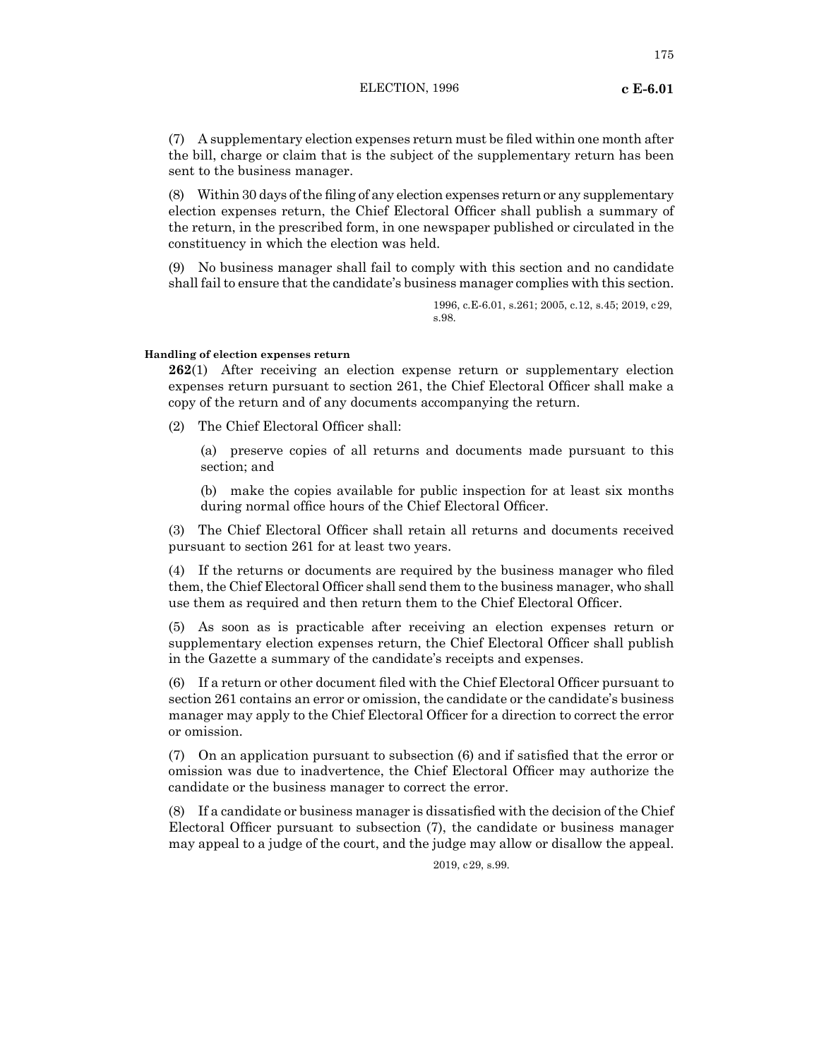(7) A supplementary election expenses return must be filed within one month after the bill, charge or claim that is the subject of the supplementary return has been sent to the business manager.

(8) Within 30 days of the filing of any election expenses return or any supplementary election expenses return, the Chief Electoral Officer shall publish a summary of the return, in the prescribed form, in one newspaper published or circulated in the constituency in which the election was held.

(9) No business manager shall fail to comply with this section and no candidate shall fail to ensure that the candidate's business manager complies with this section.

1996, c.E-6.01, s.261; 2005, c.12, s.45; 2019, c 29, s.98.

**Handling of election expenses return**

**262**(1) After receiving an election expense return or supplementary election expenses return pursuant to section 261, the Chief Electoral Officer shall make a copy of the return and of any documents accompanying the return.

(2) The Chief Electoral Officer shall:

(a) preserve copies of all returns and documents made pursuant to this section; and

(b) make the copies available for public inspection for at least six months during normal office hours of the Chief Electoral Officer.

(3) The Chief Electoral Officer shall retain all returns and documents received pursuant to section 261 for at least two years.

(4) If the returns or documents are required by the business manager who filed them, the Chief Electoral Officer shall send them to the business manager, who shall use them as required and then return them to the Chief Electoral Officer.

(5) As soon as is practicable after receiving an election expenses return or supplementary election expenses return, the Chief Electoral Officer shall publish in the Gazette a summary of the candidate's receipts and expenses.

(6) If a return or other document filed with the Chief Electoral Officer pursuant to section 261 contains an error or omission, the candidate or the candidate's business manager may apply to the Chief Electoral Officer for a direction to correct the error or omission.

(7) On an application pursuant to subsection (6) and if satisfied that the error or omission was due to inadvertence, the Chief Electoral Officer may authorize the candidate or the business manager to correct the error.

(8) If a candidate or business manager is dissatisfied with the decision of the Chief Electoral Officer pursuant to subsection (7), the candidate or business manager may appeal to a judge of the court, and the judge may allow or disallow the appeal.

2019, c 29, s.99.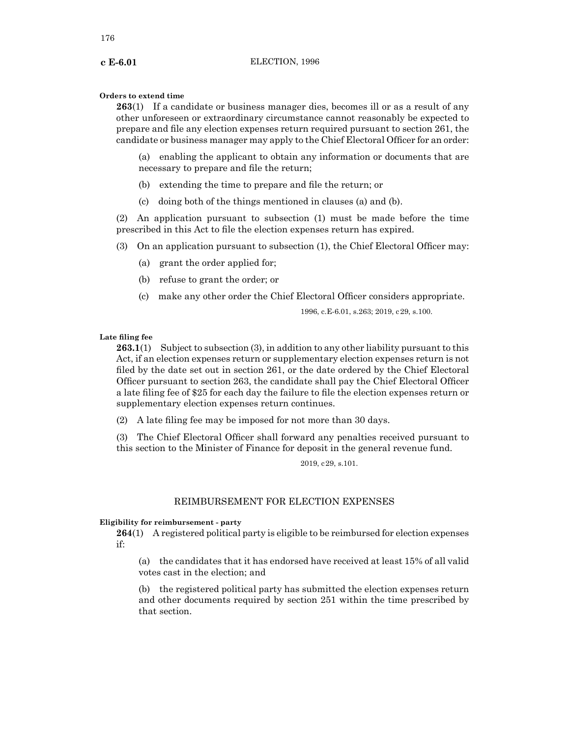**Orders to extend time**

**263**(1) If a candidate or business manager dies, becomes ill or as a result of any other unforeseen or extraordinary circumstance cannot reasonably be expected to prepare and file any election expenses return required pursuant to section 261, the candidate or business manager may apply to the Chief Electoral Officer for an order:

(a) enabling the applicant to obtain any information or documents that are necessary to prepare and file the return;

(b) extending the time to prepare and file the return; or

(c) doing both of the things mentioned in clauses (a) and (b).

(2) An application pursuant to subsection (1) must be made before the time prescribed in this Act to file the election expenses return has expired.

(3) On an application pursuant to subsection (1), the Chief Electoral Officer may:

(a) grant the order applied for;

(b) refuse to grant the order; or

(c) make any other order the Chief Electoral Officer considers appropriate.

1996, c.E-6.01, s.263; 2019, c29, s.100.

**Late filing fee**

**263.1**(1) Subject to subsection (3), in addition to any other liability pursuant to this Act, if an election expenses return or supplementary election expenses return is not filed by the date set out in section 261, or the date ordered by the Chief Electoral Officer pursuant to section 263, the candidate shall pay the Chief Electoral Officer a late filing fee of $25 for each day the failure to file the election expenses return or supplementary election expenses return continues.

(2) A late filing fee may be imposed for not more than 30 days.

(3) The Chief Electoral Officer shall forward any penalties received pursuant to this section to the Minister of Finance for deposit in the general revenue fund.

2019, c29, s.101.

## REIMBURSEMENT FOR ELECTION EXPENSES

**Eligibility for reimbursement - party**

**264**(1) A registered political party is eligible to be reimbursed for election expenses if:

(a) the candidates that it has endorsed have received at least 15% of all valid votes cast in the election; and

(b) the registered political party has submitted the election expenses return and other documents required by section 251 within the time prescribed by that section.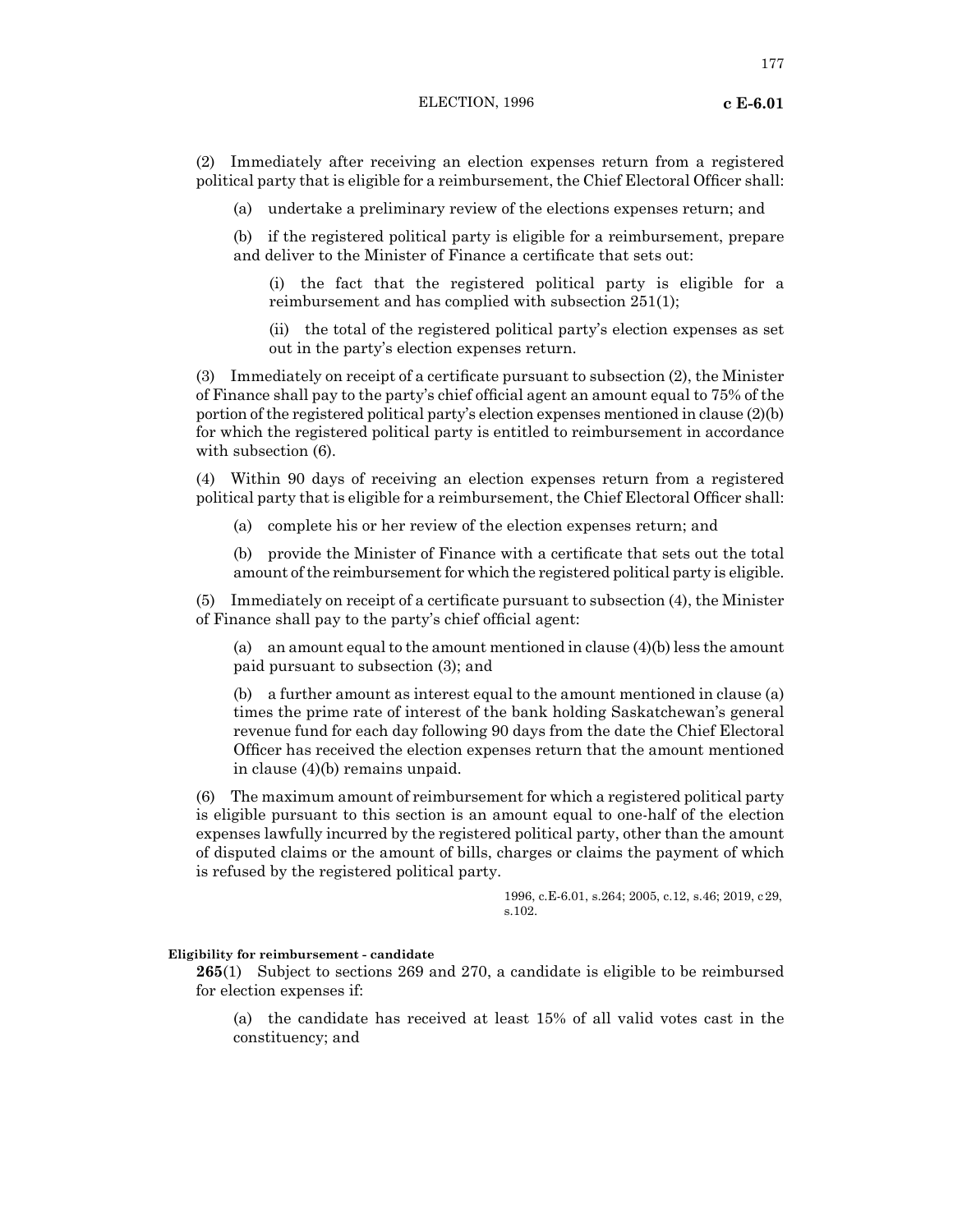(2) Immediately after receiving an election expenses return from a registered political party that is eligible for a reimbursement, the Chief Electoral Officer shall:

(a) undertake a preliminary review of the elections expenses return; and

(b) if the registered political party is eligible for a reimbursement, prepare and deliver to the Minister of Finance a certificate that sets out:

(i) the fact that the registered political party is eligible for a reimbursement and has complied with subsection 251(1);

(ii) the total of the registered political party's election expenses as set out in the party's election expenses return.

(3) Immediately on receipt of a certificate pursuant to subsection (2), the Minister of Finance shall pay to the party's chief official agent an amount equal to 75% of the portion of the registered political party's election expenses mentioned in clause (2)(b) for which the registered political party is entitled to reimbursement in accordance with subsection (6).

(4) Within 90 days of receiving an election expenses return from a registered political party that is eligible for a reimbursement, the Chief Electoral Officer shall:

(a) complete his or her review of the election expenses return; and

(b) provide the Minister of Finance with a certificate that sets out the total amount of the reimbursement for which the registered political party is eligible.

(5) Immediately on receipt of a certificate pursuant to subsection (4), the Minister of Finance shall pay to the party's chief official agent:

(a) an amount equal to the amount mentioned in clause (4)(b) less the amount paid pursuant to subsection (3); and

(b) a further amount as interest equal to the amount mentioned in clause (a) times the prime rate of interest of the bank holding Saskatchewan's general revenue fund for each day following 90 days from the date the Chief Electoral Officer has received the election expenses return that the amount mentioned in clause (4)(b) remains unpaid.

(6) The maximum amount of reimbursement for which a registered political party is eligible pursuant to this section is an amount equal to one-half of the election expenses lawfully incurred by the registered political party, other than the amount of disputed claims or the amount of bills, charges or claims the payment of which is refused by the registered political party.

1996, c.E-6.01, s.264; 2005, c.12, s.46; 2019, c29, s.102.

**Eligibility for reimbursement - candidate**

**265**(1) Subject to sections 269 and 270, a candidate is eligible to be reimbursed for election expenses if:

(a) the candidate has received at least 15% of all valid votes cast in the constituency; and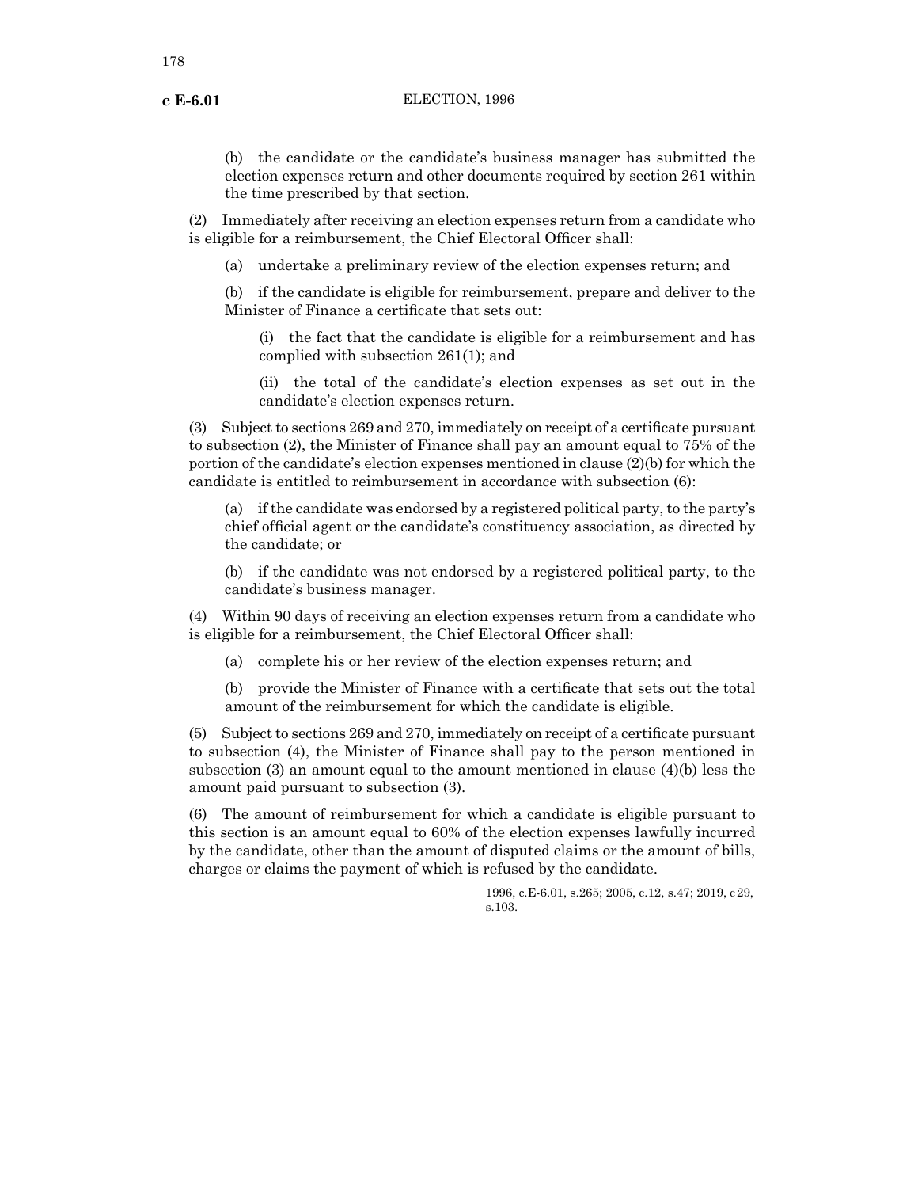(b) the candidate or the candidate's business manager has submitted the election expenses return and other documents required by section 261 within the time prescribed by that section.

(2) Immediately after receiving an election expenses return from a candidate who is eligible for a reimbursement, the Chief Electoral Officer shall:

(a) undertake a preliminary review of the election expenses return; and

(b) if the candidate is eligible for reimbursement, prepare and deliver to the Minister of Finance a certificate that sets out:

(i) the fact that the candidate is eligible for a reimbursement and has complied with subsection 261(1); and

(ii) the total of the candidate's election expenses as set out in the candidate's election expenses return.

(3) Subject to sections 269 and 270, immediately on receipt of a certificate pursuant to subsection (2), the Minister of Finance shall pay an amount equal to 75% of the portion of the candidate's election expenses mentioned in clause (2)(b) for which the candidate is entitled to reimbursement in accordance with subsection (6):

(a) if the candidate was endorsed by a registered political party, to the party's chief official agent or the candidate's constituency association, as directed by the candidate; or

(b) if the candidate was not endorsed by a registered political party, to the candidate's business manager.

(4) Within 90 days of receiving an election expenses return from a candidate who is eligible for a reimbursement, the Chief Electoral Officer shall:

(a) complete his or her review of the election expenses return; and

(b) provide the Minister of Finance with a certificate that sets out the total amount of the reimbursement for which the candidate is eligible.

(5) Subject to sections 269 and 270, immediately on receipt of a certificate pursuant to subsection (4), the Minister of Finance shall pay to the person mentioned in subsection (3) an amount equal to the amount mentioned in clause (4)(b) less the amount paid pursuant to subsection (3).

(6) The amount of reimbursement for which a candidate is eligible pursuant to this section is an amount equal to 60% of the election expenses lawfully incurred by the candidate, other than the amount of disputed claims or the amount of bills, charges or claims the payment of which is refused by the candidate.

1996, c.E-6.01, s.265; 2005, c.12, s.47; 2019, c29, s.103.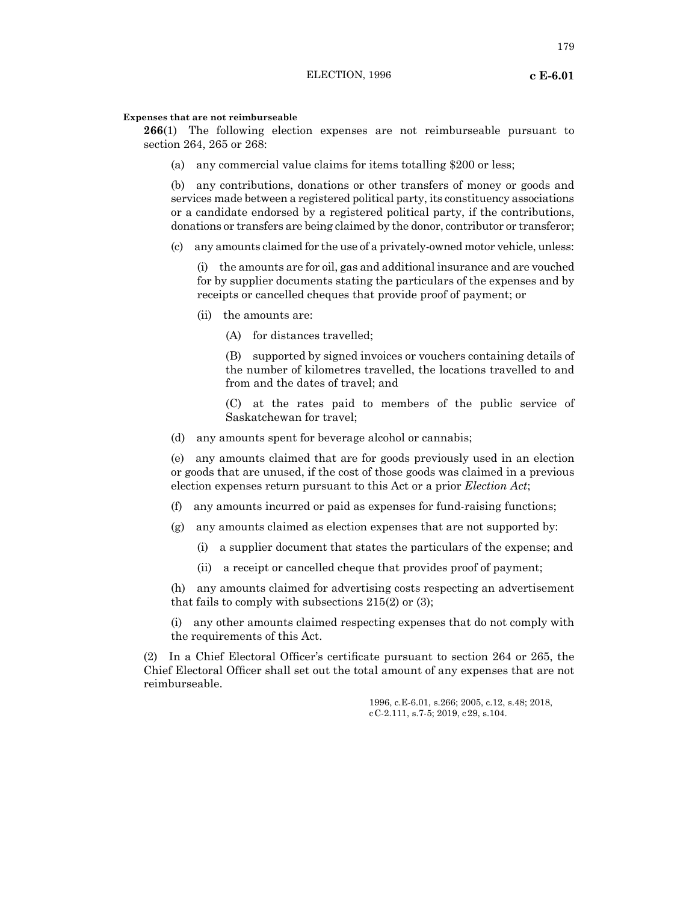**Expenses that are not reimburseable**

**266**(1) The following election expenses are not reimburseable pursuant to section 264, 265 or 268:

(a) any commercial value claims for items totalling $200 or less;

(b) any contributions, donations or other transfers of money or goods and services made between a registered political party, its constituency associations or a candidate endorsed by a registered political party, if the contributions, donations or transfers are being claimed by the donor, contributor or transferor;

(c) any amounts claimed for the use of a privately-owned motor vehicle, unless:

(i) the amounts are for oil, gas and additional insurance and are vouched for by supplier documents stating the particulars of the expenses and by receipts or cancelled cheques that provide proof of payment; or

(ii) the amounts are:

(A) for distances travelled;

(B) supported by signed invoices or vouchers containing details of the number of kilometres travelled, the locations travelled to and from and the dates of travel; and

(C) at the rates paid to members of the public service of Saskatchewan for travel;

(d) any amounts spent for beverage alcohol or cannabis;

(e) any amounts claimed that are for goods previously used in an election or goods that are unused, if the cost of those goods was claimed in a previous election expenses return pursuant to this Act or a prior *Election Act*;

(f) any amounts incurred or paid as expenses for fund-raising functions;

(g) any amounts claimed as election expenses that are not supported by:

(i) a supplier document that states the particulars of the expense; and

(ii) a receipt or cancelled cheque that provides proof of payment;

(h) any amounts claimed for advertising costs respecting an advertisement that fails to comply with subsections 215(2) or (3);

(i) any other amounts claimed respecting expenses that do not comply with the requirements of this Act.

(2) In a Chief Electoral Officer's certificate pursuant to section 264 or 265, the Chief Electoral Officer shall set out the total amount of any expenses that are not reimburseable.

1996, c.E-6.01, s.266; 2005, c.12, s.48; 2018, c C-2.111, s.7-5; 2019, c 29, s.104.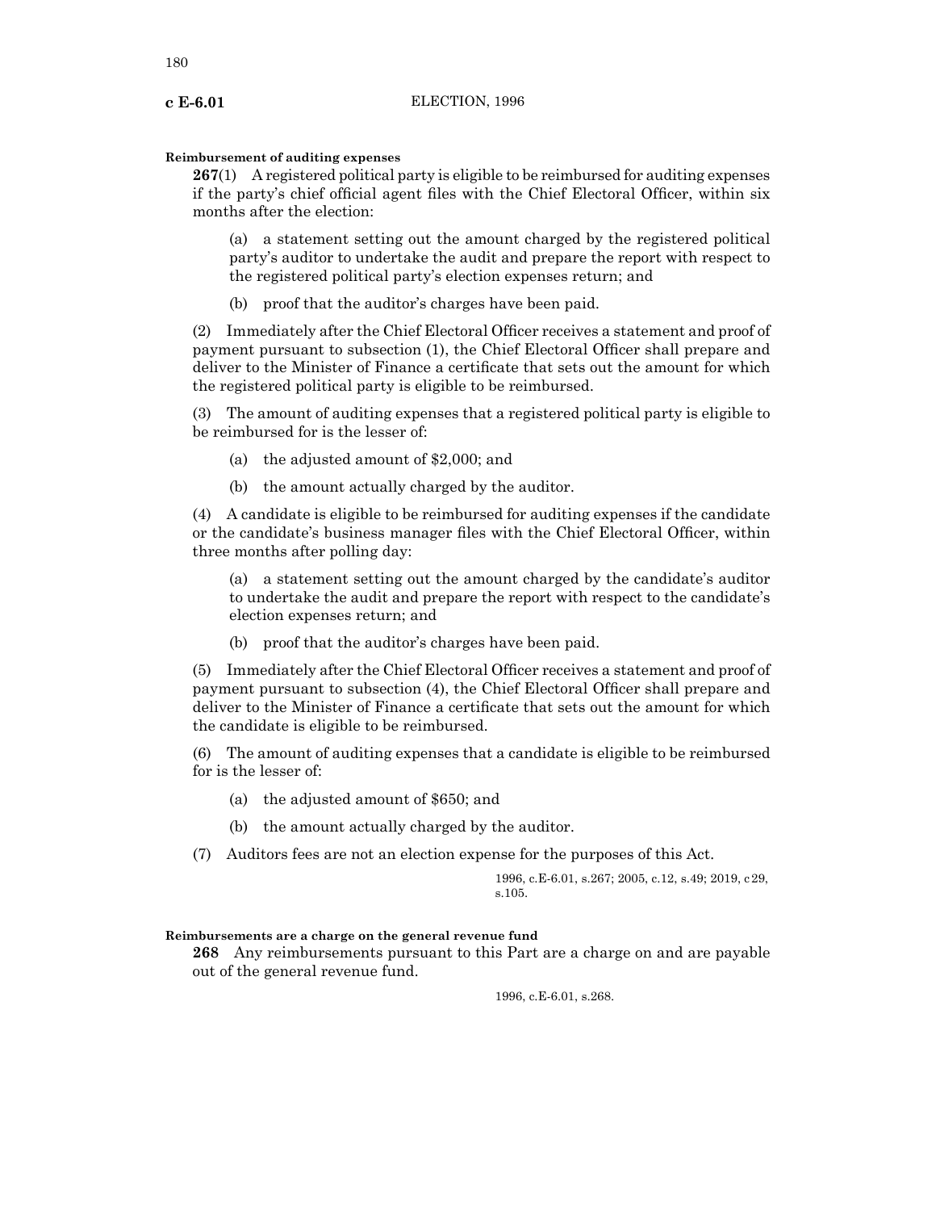**Reimbursement of auditing expenses**

**267**(1) A registered political party is eligible to be reimbursed for auditing expenses if the party's chief official agent files with the Chief Electoral Officer, within six months after the election:

(a) a statement setting out the amount charged by the registered political party's auditor to undertake the audit and prepare the report with respect to the registered political party's election expenses return; and

(b) proof that the auditor's charges have been paid.

(2) Immediately after the Chief Electoral Officer receives a statement and proof of payment pursuant to subsection (1), the Chief Electoral Officer shall prepare and deliver to the Minister of Finance a certificate that sets out the amount for which the registered political party is eligible to be reimbursed.

(3) The amount of auditing expenses that a registered political party is eligible to be reimbursed for is the lesser of:

(a) the adjusted amount of $2,000; and

(b) the amount actually charged by the auditor.

(4) A candidate is eligible to be reimbursed for auditing expenses if the candidate or the candidate's business manager files with the Chief Electoral Officer, within three months after polling day:

(a) a statement setting out the amount charged by the candidate's auditor to undertake the audit and prepare the report with respect to the candidate's election expenses return; and

(b) proof that the auditor's charges have been paid.

(5) Immediately after the Chief Electoral Officer receives a statement and proof of payment pursuant to subsection (4), the Chief Electoral Officer shall prepare and deliver to the Minister of Finance a certificate that sets out the amount for which the candidate is eligible to be reimbursed.

(6) The amount of auditing expenses that a candidate is eligible to be reimbursed for is the lesser of:

(a) the adjusted amount of $650; and

(b) the amount actually charged by the auditor.

(7) Auditors fees are not an election expense for the purposes of this Act.

1996, c.E-6.01, s.267; 2005, c.12, s.49; 2019, c 29, s.105.

**Reimbursements are a charge on the general revenue fund**

**268** Any reimbursements pursuant to this Part are a charge on and are payable out of the general revenue fund.

1996, c.E-6.01, s.268.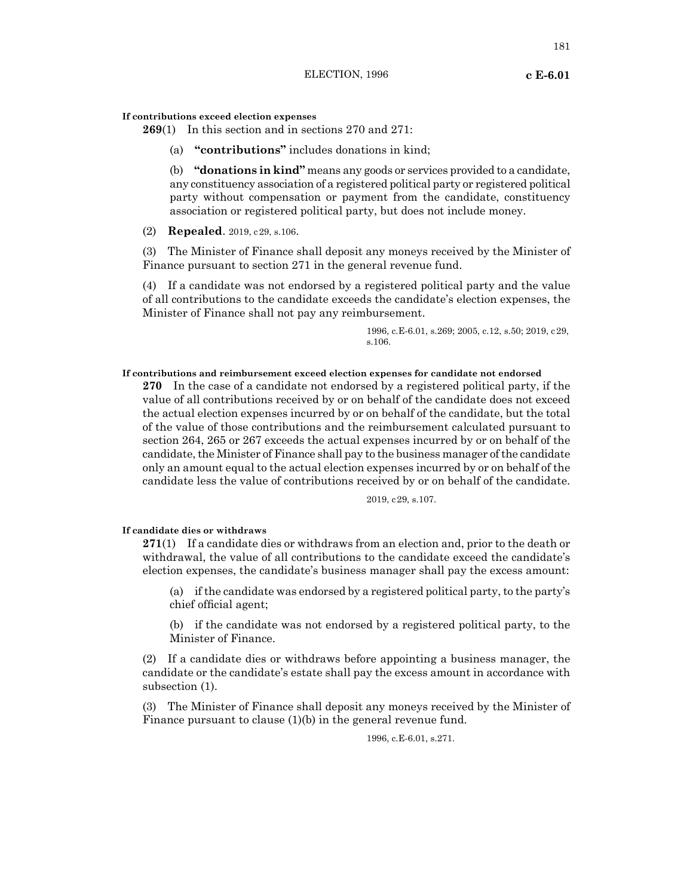**If contributions exceed election expenses**

**269**(1) In this section and in sections 270 and 271:

(a) **"contributions"** includes donations in kind;

(b) **"donations in kind"** means any goods or services provided to a candidate, any constituency association of a registered political party or registered political party without compensation or payment from the candidate, constituency association or registered political party, but does not include money.

(2) **Repealed**. 2019, c29, s.106.

(3) The Minister of Finance shall deposit any moneys received by the Minister of Finance pursuant to section 271 in the general revenue fund.

(4) If a candidate was not endorsed by a registered political party and the value of all contributions to the candidate exceeds the candidate's election expenses, the Minister of Finance shall not pay any reimbursement.

1996, c.E-6.01, s.269; 2005, c.12, s.50; 2019, c29, s.106.

**If contributions and reimbursement exceed election expenses for candidate not endorsed**

**270** In the case of a candidate not endorsed by a registered political party, if the value of all contributions received by or on behalf of the candidate does not exceed the actual election expenses incurred by or on behalf of the candidate, but the total of the value of those contributions and the reimbursement calculated pursuant to section 264, 265 or 267 exceeds the actual expenses incurred by or on behalf of the candidate, the Minister of Finance shall pay to the business manager of the candidate only an amount equal to the actual election expenses incurred by or on behalf of the candidate less the value of contributions received by or on behalf of the candidate.

2019, c29, s.107.

**If candidate dies or withdraws**

**271**(1) If a candidate dies or withdraws from an election and, prior to the death or withdrawal, the value of all contributions to the candidate exceed the candidate's election expenses, the candidate's business manager shall pay the excess amount:

(a) if the candidate was endorsed by a registered political party, to the party's chief official agent;

(b) if the candidate was not endorsed by a registered political party, to the Minister of Finance.

(2) If a candidate dies or withdraws before appointing a business manager, the candidate or the candidate's estate shall pay the excess amount in accordance with subsection (1).

(3) The Minister of Finance shall deposit any moneys received by the Minister of Finance pursuant to clause (1)(b) in the general revenue fund.

1996, c.E-6.01, s.271.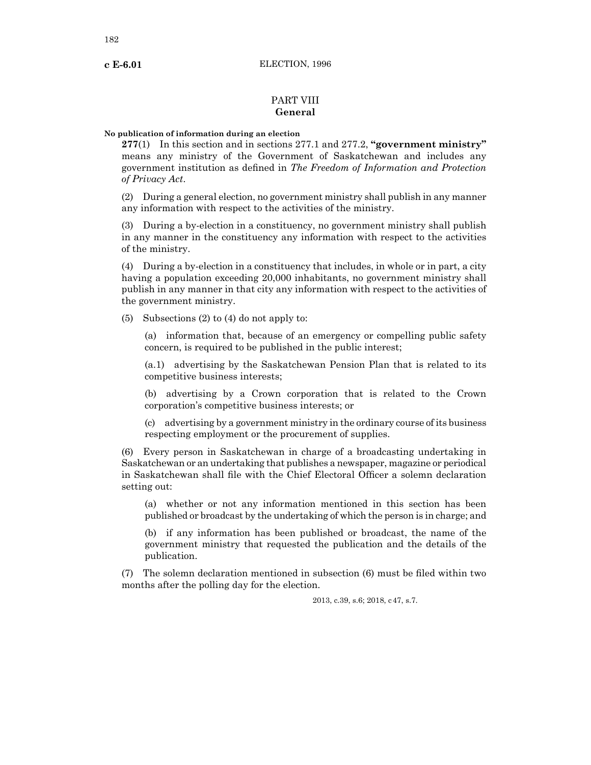## PART VIII
## General

**No publication of information during an election**

**277**(1) In this section and in sections 277.1 and 277.2, **"government ministry"** means any ministry of the Government of Saskatchewan and includes any government institution as defined in *The Freedom of Information and Protection of Privacy Act*.

(2) During a general election, no government ministry shall publish in any manner any information with respect to the activities of the ministry.

(3) During a by-election in a constituency, no government ministry shall publish in any manner in the constituency any information with respect to the activities of the ministry.

(4) During a by-election in a constituency that includes, in whole or in part, a city having a population exceeding 20,000 inhabitants, no government ministry shall publish in any manner in that city any information with respect to the activities of the government ministry.

(5) Subsections (2) to (4) do not apply to:

(a) information that, because of an emergency or compelling public safety concern, is required to be published in the public interest;

(a.1) advertising by the Saskatchewan Pension Plan that is related to its competitive business interests;

(b) advertising by a Crown corporation that is related to the Crown corporation's competitive business interests; or

(c) advertising by a government ministry in the ordinary course of its business respecting employment or the procurement of supplies.

(6) Every person in Saskatchewan in charge of a broadcasting undertaking in Saskatchewan or an undertaking that publishes a newspaper, magazine or periodical in Saskatchewan shall file with the Chief Electoral Officer a solemn declaration setting out:

(a) whether or not any information mentioned in this section has been published or broadcast by the undertaking of which the person is in charge; and

(b) if any information has been published or broadcast, the name of the government ministry that requested the publication and the details of the publication.

(7) The solemn declaration mentioned in subsection (6) must be filed within two months after the polling day for the election.

2013, c.39, s.6; 2018, c 47, s.7.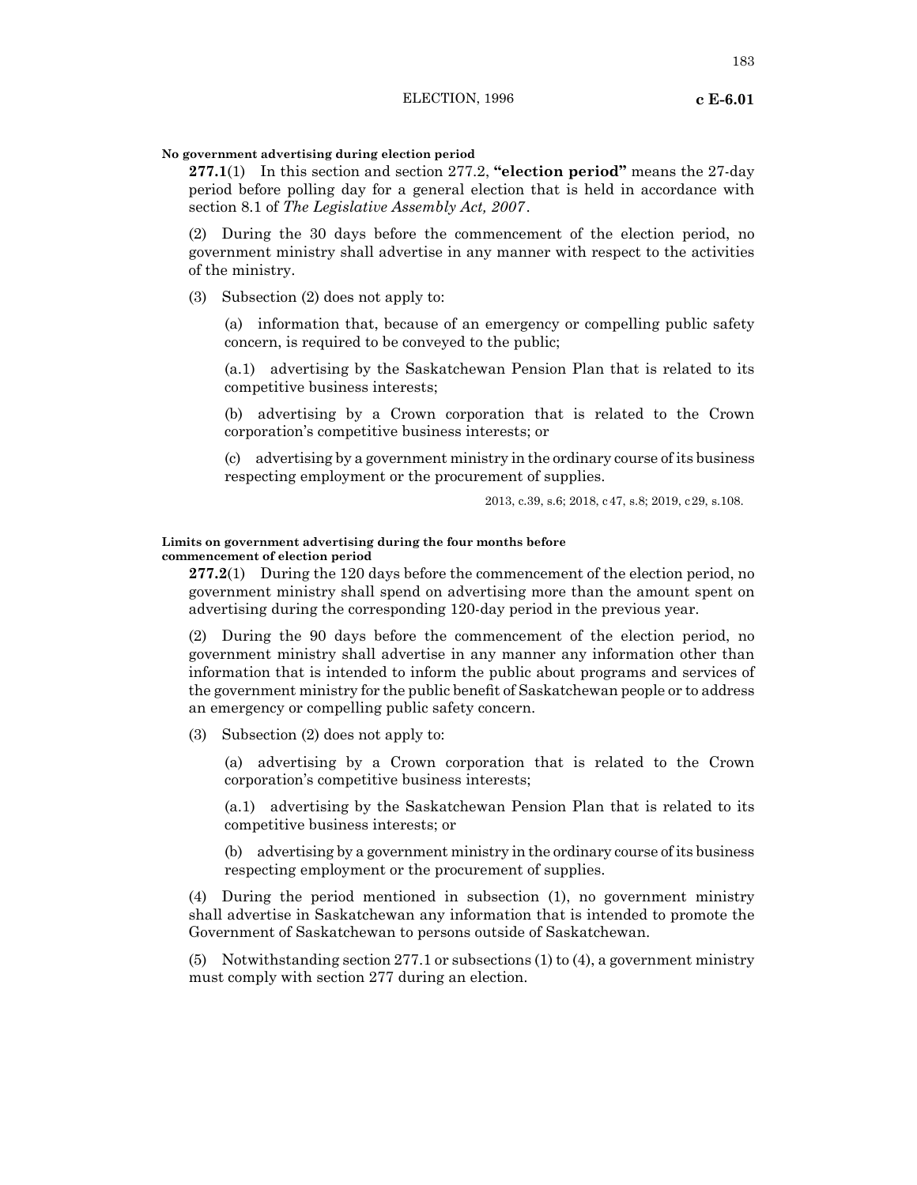**No government advertising during election period**

**277.1**(1) In this section and section 277.2, **"election period"** means the 27-day period before polling day for a general election that is held in accordance with section 8.1 of *The Legislative Assembly Act, 2007*.

(2) During the 30 days before the commencement of the election period, no government ministry shall advertise in any manner with respect to the activities of the ministry.

(3) Subsection (2) does not apply to:

(a) information that, because of an emergency or compelling public safety concern, is required to be conveyed to the public;

(a.1) advertising by the Saskatchewan Pension Plan that is related to its competitive business interests;

(b) advertising by a Crown corporation that is related to the Crown corporation's competitive business interests; or

(c) advertising by a government ministry in the ordinary course of its business respecting employment or the procurement of supplies.

2013, c.39, s.6; 2018, c 47, s.8; 2019, c 29, s.108.

**Limits on government advertising during the four months before commencement of election period**

**277.2**(1) During the 120 days before the commencement of the election period, no government ministry shall spend on advertising more than the amount spent on advertising during the corresponding 120-day period in the previous year.

(2) During the 90 days before the commencement of the election period, no government ministry shall advertise in any manner any information other than information that is intended to inform the public about programs and services of the government ministry for the public benefit of Saskatchewan people or to address an emergency or compelling public safety concern.

(3) Subsection (2) does not apply to:

(a) advertising by a Crown corporation that is related to the Crown corporation's competitive business interests;

(a.1) advertising by the Saskatchewan Pension Plan that is related to its competitive business interests; or

(b) advertising by a government ministry in the ordinary course of its business respecting employment or the procurement of supplies.

(4) During the period mentioned in subsection (1), no government ministry shall advertise in Saskatchewan any information that is intended to promote the Government of Saskatchewan to persons outside of Saskatchewan.

(5) Notwithstanding section 277.1 or subsections (1) to (4), a government ministry must comply with section 277 during an election.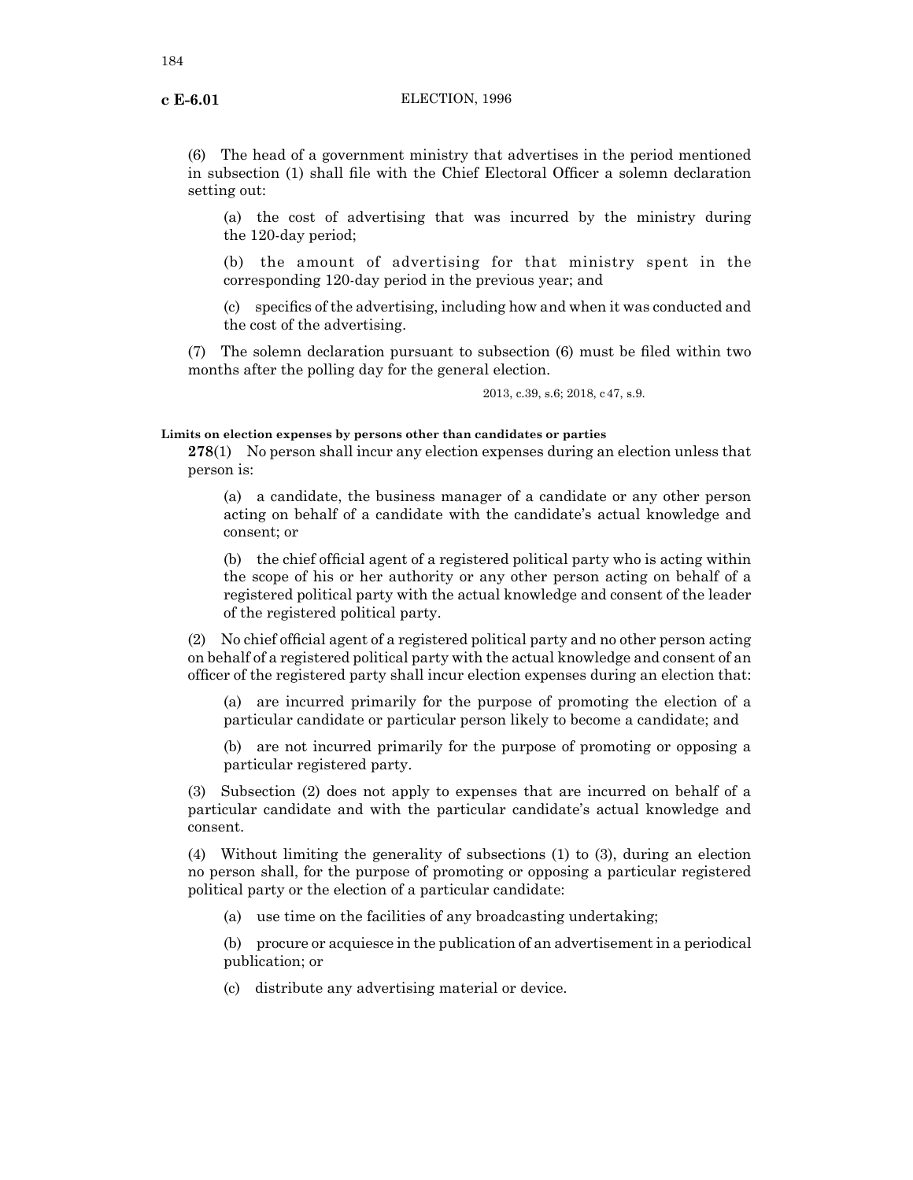(6) The head of a government ministry that advertises in the period mentioned in subsection (1) shall file with the Chief Electoral Officer a solemn declaration setting out:

(a) the cost of advertising that was incurred by the ministry during the 120-day period;

(b) the amount of advertising for that ministry spent in the corresponding 120-day period in the previous year; and

(c) specifics of the advertising, including how and when it was conducted and the cost of the advertising.

(7) The solemn declaration pursuant to subsection (6) must be filed within two months after the polling day for the general election.

2013, c.39, s.6; 2018, c 47, s.9.

**Limits on election expenses by persons other than candidates or parties**

**278**(1) No person shall incur any election expenses during an election unless that person is:

(a) a candidate, the business manager of a candidate or any other person acting on behalf of a candidate with the candidate's actual knowledge and consent; or

(b) the chief official agent of a registered political party who is acting within the scope of his or her authority or any other person acting on behalf of a registered political party with the actual knowledge and consent of the leader of the registered political party.

(2) No chief official agent of a registered political party and no other person acting on behalf of a registered political party with the actual knowledge and consent of an officer of the registered party shall incur election expenses during an election that:

(a) are incurred primarily for the purpose of promoting the election of a particular candidate or particular person likely to become a candidate; and

(b) are not incurred primarily for the purpose of promoting or opposing a particular registered party.

(3) Subsection (2) does not apply to expenses that are incurred on behalf of a particular candidate and with the particular candidate's actual knowledge and consent.

(4) Without limiting the generality of subsections (1) to (3), during an election no person shall, for the purpose of promoting or opposing a particular registered political party or the election of a particular candidate:

(a) use time on the facilities of any broadcasting undertaking;

(b) procure or acquiesce in the publication of an advertisement in a periodical publication; or

(c) distribute any advertising material or device.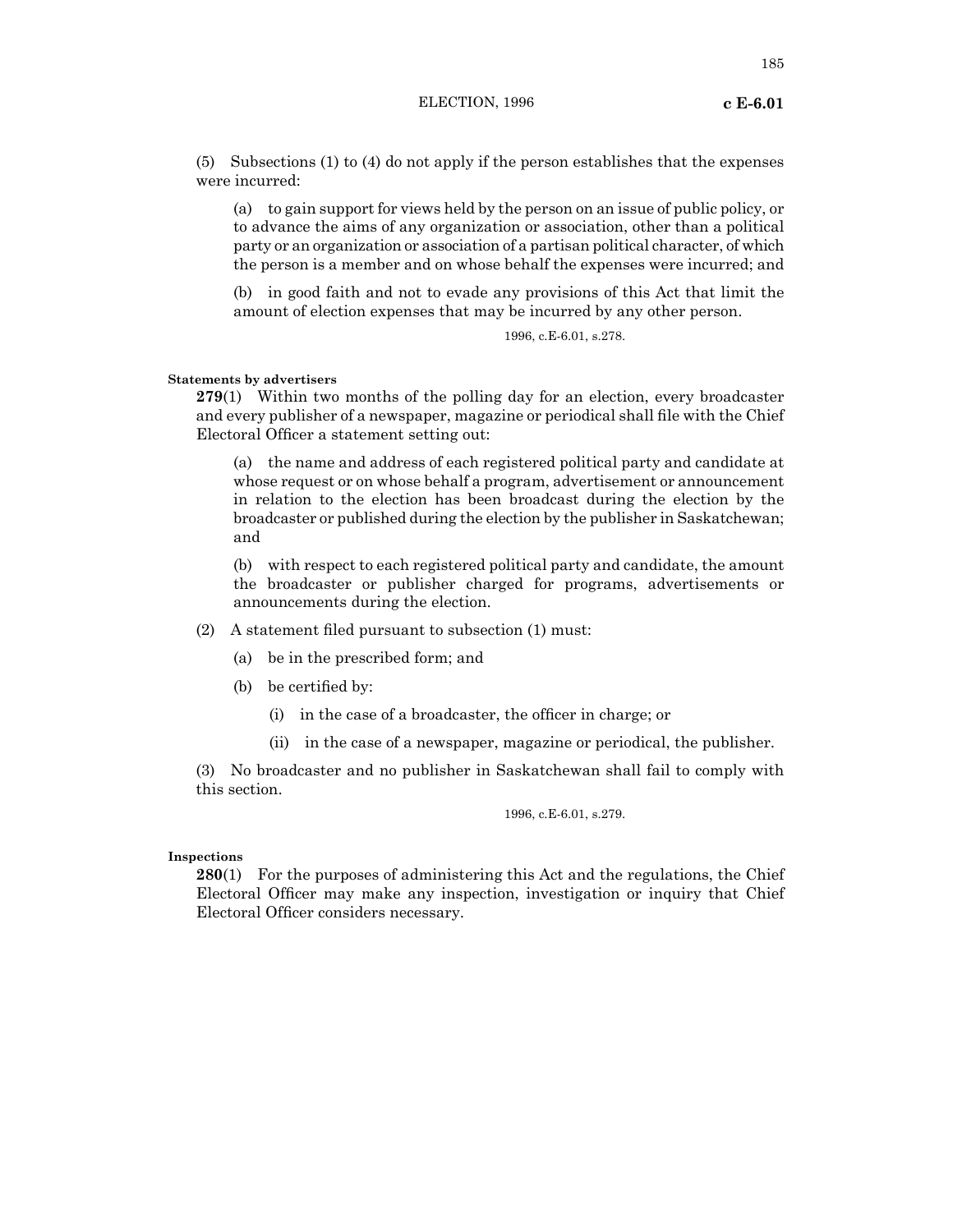(5) Subsections (1) to (4) do not apply if the person establishes that the expenses were incurred:

(a) to gain support for views held by the person on an issue of public policy, or to advance the aims of any organization or association, other than a political party or an organization or association of a partisan political character, of which the person is a member and on whose behalf the expenses were incurred; and

(b) in good faith and not to evade any provisions of this Act that limit the amount of election expenses that may be incurred by any other person.

1996, c.E-6.01, s.278.

**Statements by advertisers**

**279**(1) Within two months of the polling day for an election, every broadcaster and every publisher of a newspaper, magazine or periodical shall file with the Chief Electoral Officer a statement setting out:

(a) the name and address of each registered political party and candidate at whose request or on whose behalf a program, advertisement or announcement in relation to the election has been broadcast during the election by the broadcaster or published during the election by the publisher in Saskatchewan; and

(b) with respect to each registered political party and candidate, the amount the broadcaster or publisher charged for programs, advertisements or announcements during the election.

(2) A statement filed pursuant to subsection (1) must:

(a) be in the prescribed form; and

(b) be certified by:

(i) in the case of a broadcaster, the officer in charge; or

(ii) in the case of a newspaper, magazine or periodical, the publisher.

(3) No broadcaster and no publisher in Saskatchewan shall fail to comply with this section.

1996, c.E-6.01, s.279.

**Inspections**

**280**(1) For the purposes of administering this Act and the regulations, the Chief Electoral Officer may make any inspection, investigation or inquiry that Chief Electoral Officer considers necessary.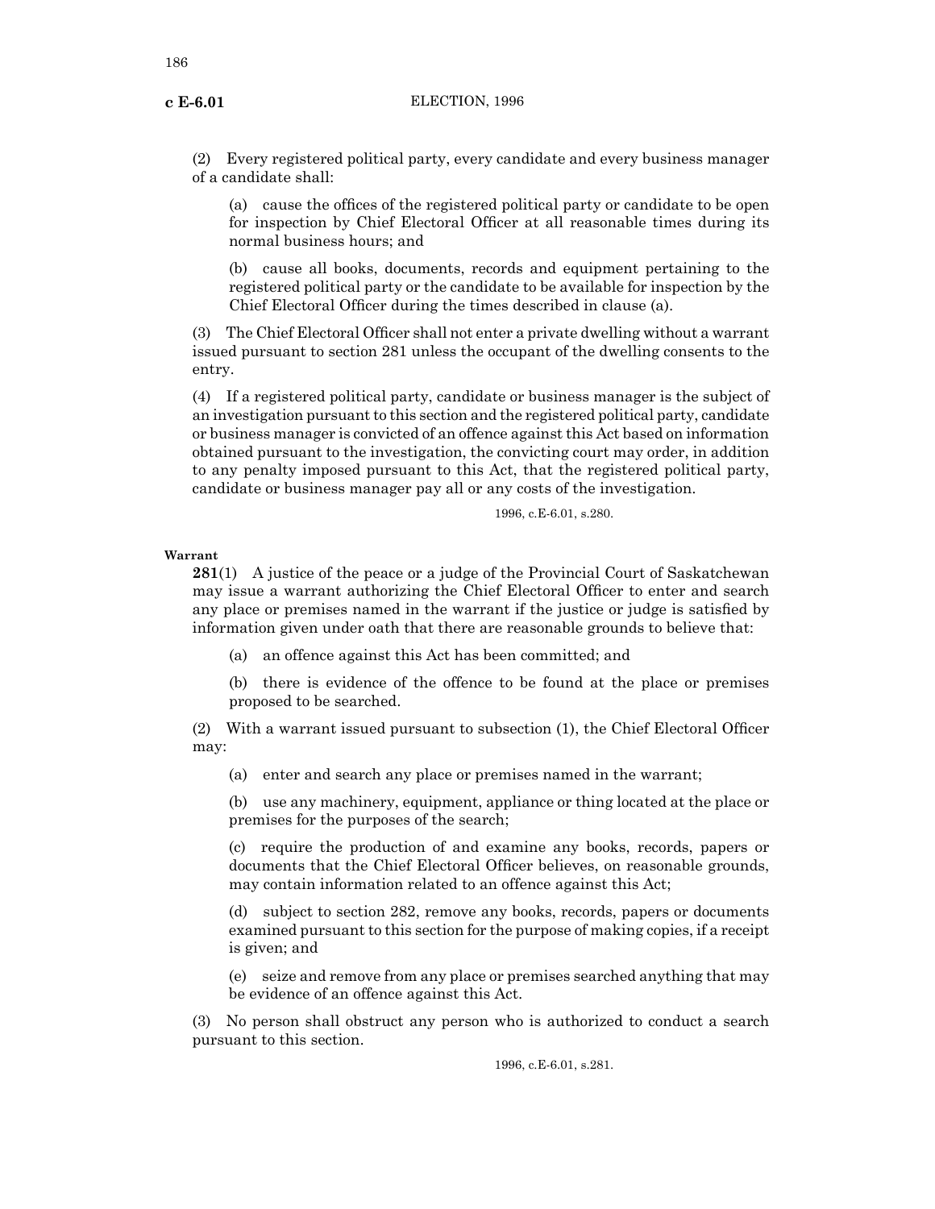(2) Every registered political party, every candidate and every business manager of a candidate shall:

(a) cause the offices of the registered political party or candidate to be open for inspection by Chief Electoral Officer at all reasonable times during its normal business hours; and

(b) cause all books, documents, records and equipment pertaining to the registered political party or the candidate to be available for inspection by the Chief Electoral Officer during the times described in clause (a).

(3) The Chief Electoral Officer shall not enter a private dwelling without a warrant issued pursuant to section 281 unless the occupant of the dwelling consents to the entry.

(4) If a registered political party, candidate or business manager is the subject of an investigation pursuant to this section and the registered political party, candidate or business manager is convicted of an offence against this Act based on information obtained pursuant to the investigation, the convicting court may order, in addition to any penalty imposed pursuant to this Act, that the registered political party, candidate or business manager pay all or any costs of the investigation.

1996, c.E-6.01, s.280.

**Warrant**

**281**(1) A justice of the peace or a judge of the Provincial Court of Saskatchewan may issue a warrant authorizing the Chief Electoral Officer to enter and search any place or premises named in the warrant if the justice or judge is satisfied by information given under oath that there are reasonable grounds to believe that:

(a) an offence against this Act has been committed; and

(b) there is evidence of the offence to be found at the place or premises proposed to be searched.

(2) With a warrant issued pursuant to subsection (1), the Chief Electoral Officer may:

(a) enter and search any place or premises named in the warrant;

(b) use any machinery, equipment, appliance or thing located at the place or premises for the purposes of the search;

(c) require the production of and examine any books, records, papers or documents that the Chief Electoral Officer believes, on reasonable grounds, may contain information related to an offence against this Act;

(d) subject to section 282, remove any books, records, papers or documents examined pursuant to this section for the purpose of making copies, if a receipt is given; and

(e) seize and remove from any place or premises searched anything that may be evidence of an offence against this Act.

(3) No person shall obstruct any person who is authorized to conduct a search pursuant to this section.

1996, c.E-6.01, s.281.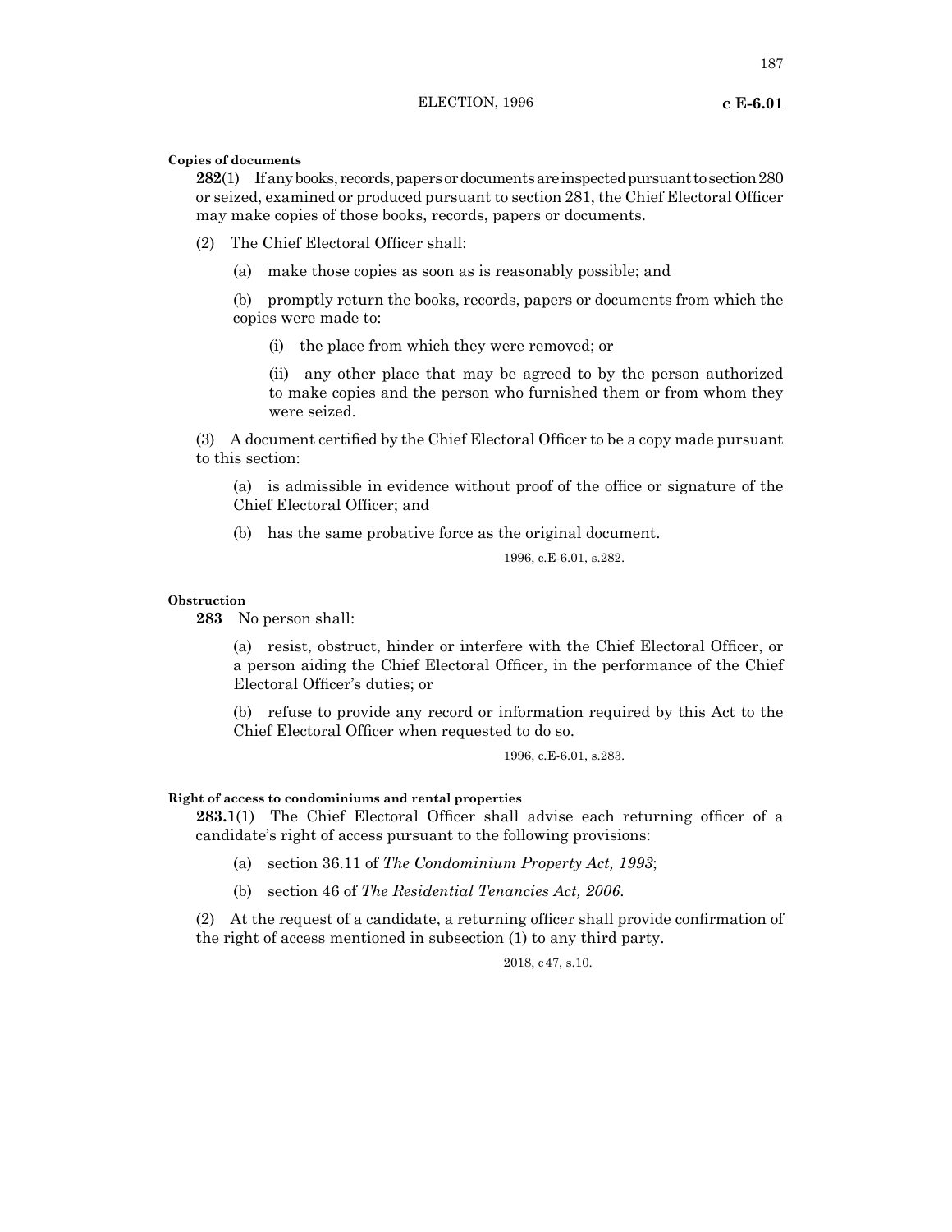**Copies of documents**

**282**(1) If any books, records, papers or documents are inspected pursuant to section 280 or seized, examined or produced pursuant to section 281, the Chief Electoral Officer may make copies of those books, records, papers or documents.

(2) The Chief Electoral Officer shall:

(a) make those copies as soon as is reasonably possible; and

(b) promptly return the books, records, papers or documents from which the copies were made to:

(i) the place from which they were removed; or

(ii) any other place that may be agreed to by the person authorized to make copies and the person who furnished them or from whom they were seized.

(3) A document certified by the Chief Electoral Officer to be a copy made pursuant to this section:

(a) is admissible in evidence without proof of the office or signature of the Chief Electoral Officer; and

(b) has the same probative force as the original document.

1996, c.E-6.01, s.282.

**Obstruction**

**283** No person shall:

(a) resist, obstruct, hinder or interfere with the Chief Electoral Officer, or a person aiding the Chief Electoral Officer, in the performance of the Chief Electoral Officer's duties; or

(b) refuse to provide any record or information required by this Act to the Chief Electoral Officer when requested to do so.

1996, c.E-6.01, s.283.

**Right of access to condominiums and rental properties**

**283.1**(1) The Chief Electoral Officer shall advise each returning officer of a candidate's right of access pursuant to the following provisions:

(a) section 36.11 of *The Condominium Property Act, 1993*;

(b) section 46 of *The Residential Tenancies Act, 2006*.

(2) At the request of a candidate, a returning officer shall provide confirmation of the right of access mentioned in subsection (1) to any third party.

2018, c 47, s.10.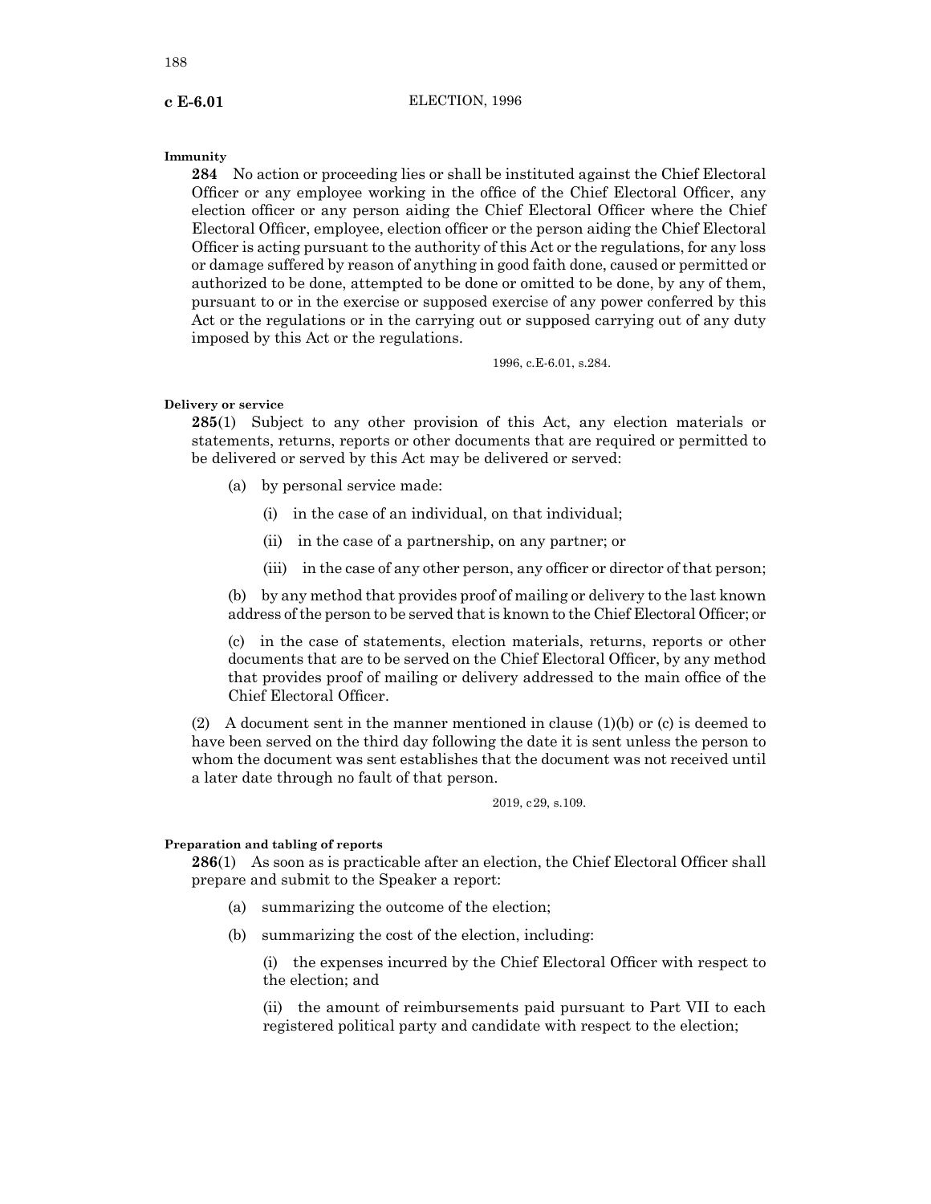**Immunity**

**284** No action or proceeding lies or shall be instituted against the Chief Electoral Officer or any employee working in the office of the Chief Electoral Officer, any election officer or any person aiding the Chief Electoral Officer where the Chief Electoral Officer, employee, election officer or the person aiding the Chief Electoral Officer is acting pursuant to the authority of this Act or the regulations, for any loss or damage suffered by reason of anything in good faith done, caused or permitted or authorized to be done, attempted to be done or omitted to be done, by any of them, pursuant to or in the exercise or supposed exercise of any power conferred by this Act or the regulations or in the carrying out or supposed carrying out of any duty imposed by this Act or the regulations.

1996, c.E-6.01, s.284.

**Delivery or service**

**285**(1) Subject to any other provision of this Act, any election materials or statements, returns, reports or other documents that are required or permitted to be delivered or served by this Act may be delivered or served:

(a) by personal service made:

(i) in the case of an individual, on that individual;

(ii) in the case of a partnership, on any partner; or

(iii) in the case of any other person, any officer or director of that person;

(b) by any method that provides proof of mailing or delivery to the last known address of the person to be served that is known to the Chief Electoral Officer; or

(c) in the case of statements, election materials, returns, reports or other documents that are to be served on the Chief Electoral Officer, by any method that provides proof of mailing or delivery addressed to the main office of the Chief Electoral Officer.

(2) A document sent in the manner mentioned in clause (1)(b) or (c) is deemed to have been served on the third day following the date it is sent unless the person to whom the document was sent establishes that the document was not received until a later date through no fault of that person.

2019, c29, s.109.

**Preparation and tabling of reports**

**286**(1) As soon as is practicable after an election, the Chief Electoral Officer shall prepare and submit to the Speaker a report:

(a) summarizing the outcome of the election;

(b) summarizing the cost of the election, including:

(i) the expenses incurred by the Chief Electoral Officer with respect to the election; and

(ii) the amount of reimbursements paid pursuant to Part VII to each registered political party and candidate with respect to the election;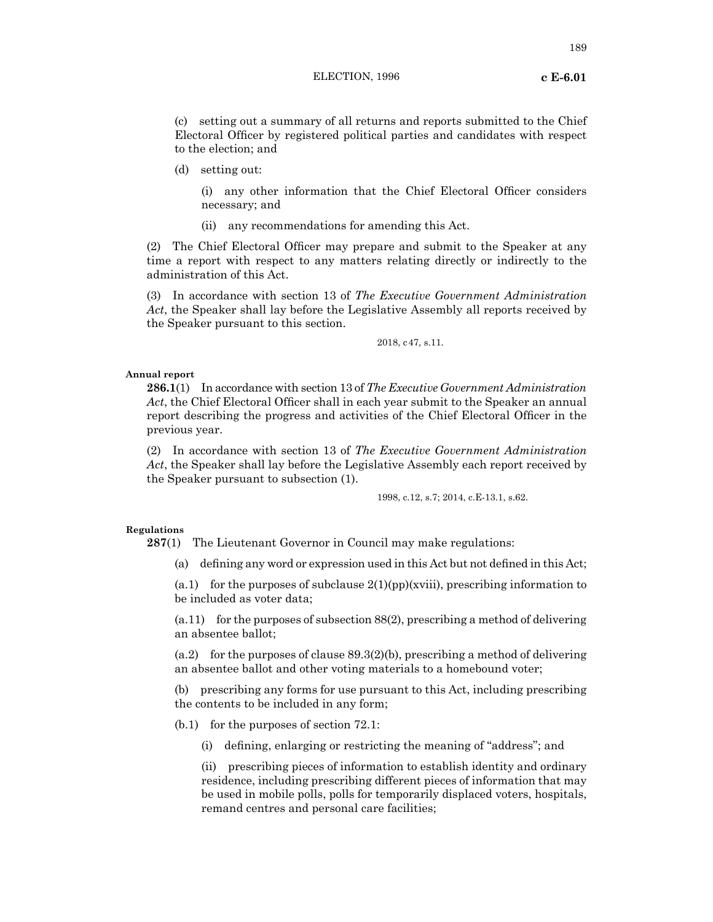(c) setting out a summary of all returns and reports submitted to the Chief Electoral Officer by registered political parties and candidates with respect to the election; and

(d) setting out:

(i) any other information that the Chief Electoral Officer considers necessary; and

(ii) any recommendations for amending this Act.

(2) The Chief Electoral Officer may prepare and submit to the Speaker at any time a report with respect to any matters relating directly or indirectly to the administration of this Act.

(3) In accordance with section 13 of *The Executive Government Administration Act*, the Speaker shall lay before the Legislative Assembly all reports received by the Speaker pursuant to this section.

2018, c47, s.11.

**Annual report**

**286.1**(1) In accordance with section 13 of *The Executive Government Administration Act*, the Chief Electoral Officer shall in each year submit to the Speaker an annual report describing the progress and activities of the Chief Electoral Officer in the previous year.

(2) In accordance with section 13 of *The Executive Government Administration Act*, the Speaker shall lay before the Legislative Assembly each report received by the Speaker pursuant to subsection (1).

1998, c.12, s.7; 2014, c.E-13.1, s.62.

**Regulations**

**287**(1) The Lieutenant Governor in Council may make regulations:

(a) defining any word or expression used in this Act but not defined in this Act;

(a.1) for the purposes of subclause 2(1)(pp)(xviii), prescribing information to be included as voter data;

(a.11) for the purposes of subsection 88(2), prescribing a method of delivering an absentee ballot;

(a.2) for the purposes of clause 89.3(2)(b), prescribing a method of delivering an absentee ballot and other voting materials to a homebound voter;

(b) prescribing any forms for use pursuant to this Act, including prescribing the contents to be included in any form;

(b.1) for the purposes of section 72.1:

(i) defining, enlarging or restricting the meaning of "address"; and

(ii) prescribing pieces of information to establish identity and ordinary residence, including prescribing different pieces of information that may be used in mobile polls, polls for temporarily displaced voters, hospitals, remand centres and personal care facilities;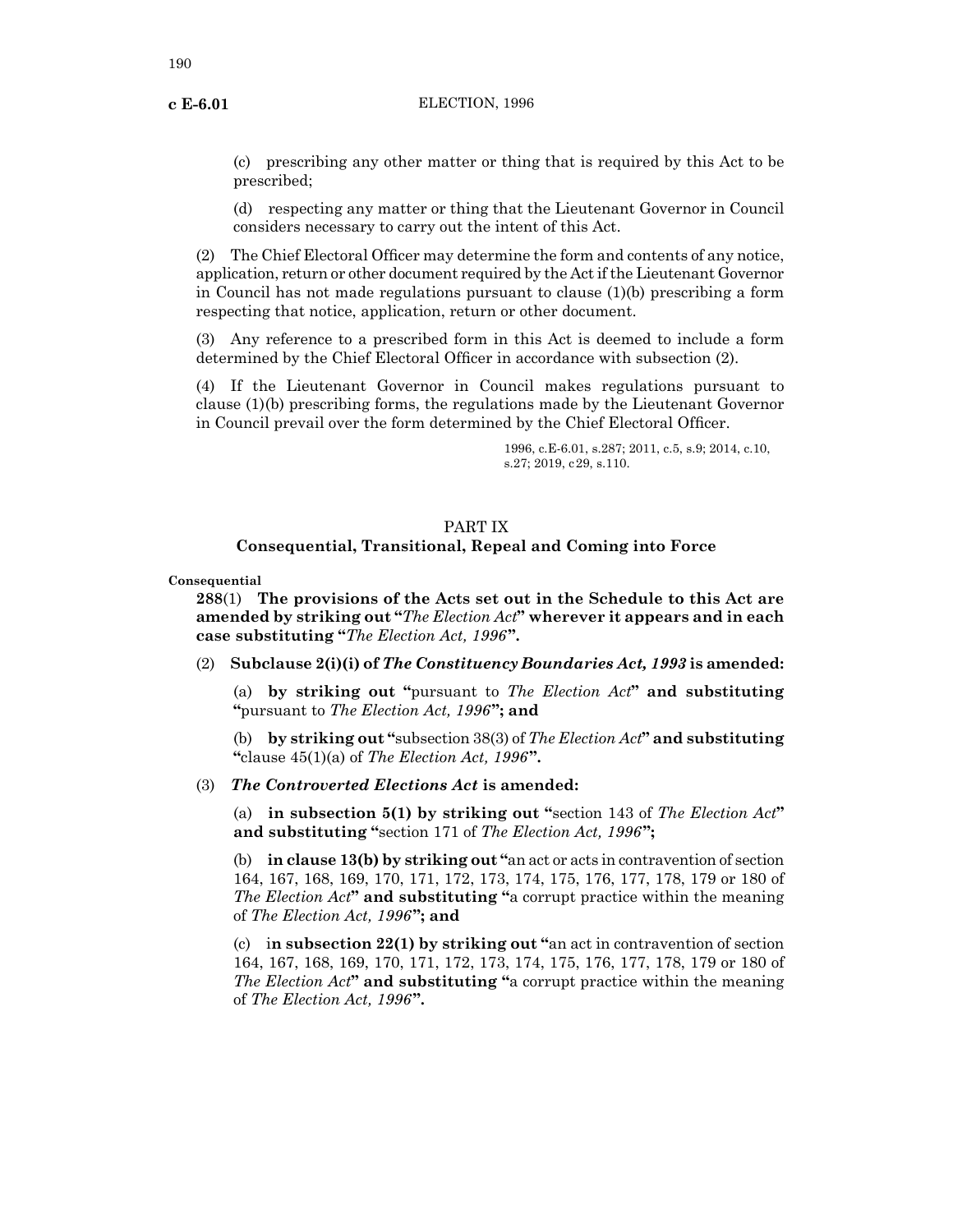(c) prescribing any other matter or thing that is required by this Act to be prescribed;

(d) respecting any matter or thing that the Lieutenant Governor in Council considers necessary to carry out the intent of this Act.

(2) The Chief Electoral Officer may determine the form and contents of any notice, application, return or other document required by the Act if the Lieutenant Governor in Council has not made regulations pursuant to clause (1)(b) prescribing a form respecting that notice, application, return or other document.

(3) Any reference to a prescribed form in this Act is deemed to include a form determined by the Chief Electoral Officer in accordance with subsection (2).

(4) If the Lieutenant Governor in Council makes regulations pursuant to clause (1)(b) prescribing forms, the regulations made by the Lieutenant Governor in Council prevail over the form determined by the Chief Electoral Officer.

1996, c.E-6.01, s.287; 2011, c.5, s.9; 2014, c.10, s.27; 2019, c29, s.110.

## PART IX
## Consequential, Transitional, Repeal and Coming into Force

**Consequential**

**288**(1) **The provisions of the Acts set out in the Schedule to this Act are amended by striking out "*The Election Act*" wherever it appears and in each case substituting "*The Election Act, 1996*".**

(2) **Subclause 2(i)(i) of *The Constituency Boundaries Act, 1993* is amended:**

(a) **by striking out "**pursuant to *The Election Act*" **and substituting "**pursuant to *The Election Act, 1996*"**; and**

(b) **by striking out "**subsection 38(3) of *The Election Act*" **and substituting "**clause 45(1)(a) of *The Election Act, 1996*"**.**

(3) ***The Controverted Elections Act* is amended:**

(a) **in subsection 5(1) by striking out "**section 143 of *The Election Act*" **and substituting "**section 171 of *The Election Act, 1996*"**;**

(b) **in clause 13(b) by striking out "**an act or acts in contravention of section 164, 167, 168, 169, 170, 171, 172, 173, 174, 175, 176, 177, 178, 179 or 180 of *The Election Act*" **and substituting "**a corrupt practice within the meaning of *The Election Act, 1996*"**; and**

(c) **in subsection 22(1) by striking out "**an act in contravention of section 164, 167, 168, 169, 170, 171, 172, 173, 174, 175, 176, 177, 178, 179 or 180 of *The Election Act*" **and substituting "**a corrupt practice within the meaning of *The Election Act, 1996*"**.**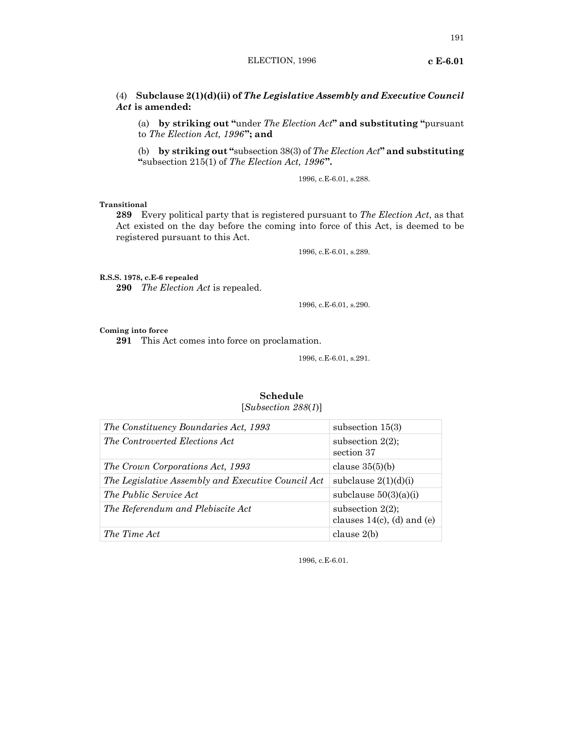(4) **Subclause 2(1)(d)(ii) of *The Legislative Assembly and Executive Council Act* is amended:**

(a) **by striking out "**under *The Election Act***" and substituting "**pursuant to *The Election Act, 1996***"; and**

(b) **by striking out "**subsection 38(3) of *The Election Act***" and substituting "**subsection 215(1) of *The Election Act, 1996***".**

1996, c.E-6.01, s.288.

**Transitional**

**289** Every political party that is registered pursuant to *The Election Act*, as that Act existed on the day before the coming into force of this Act, is deemed to be registered pursuant to this Act.

1996, c.E-6.01, s.289.

**R.S.S. 1978, c.E-6 repealed**

**290** *The Election Act* is repealed.

1996, c.E-6.01, s.290.

**Coming into force**

**291** This Act comes into force on proclamation.

1996, c.E-6.01, s.291.

## Schedule

[*Subsection 288*(*1*)]

| | |
|---|---|
| *The Constituency Boundaries Act, 1993* | subsection 15(3) |
| *The Controverted Elections Act* | subsection 2(2); section 37 |
| *The Crown Corporations Act, 1993* | clause 35(5)(b) |
| *The Legislative Assembly and Executive Council Act* | subclause 2(1)(d)(i) |
| *The Public Service Act* | subclause 50(3)(a)(i) |
| *The Referendum and Plebiscite Act* | subsection 2(2); clauses 14(c), (d) and (e) |
| *The Time Act* | clause 2(b) |

1996, c.E-6.01.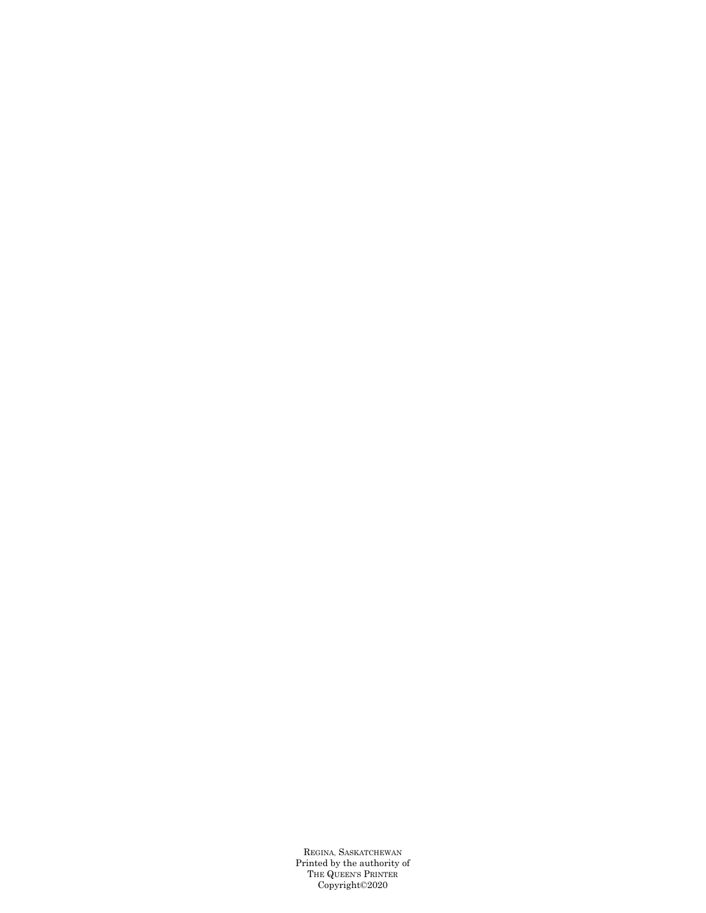REGINA, SASKATCHEWAN
Printed by the authority of
THE QUEEN'S PRINTER
Copyright©2020